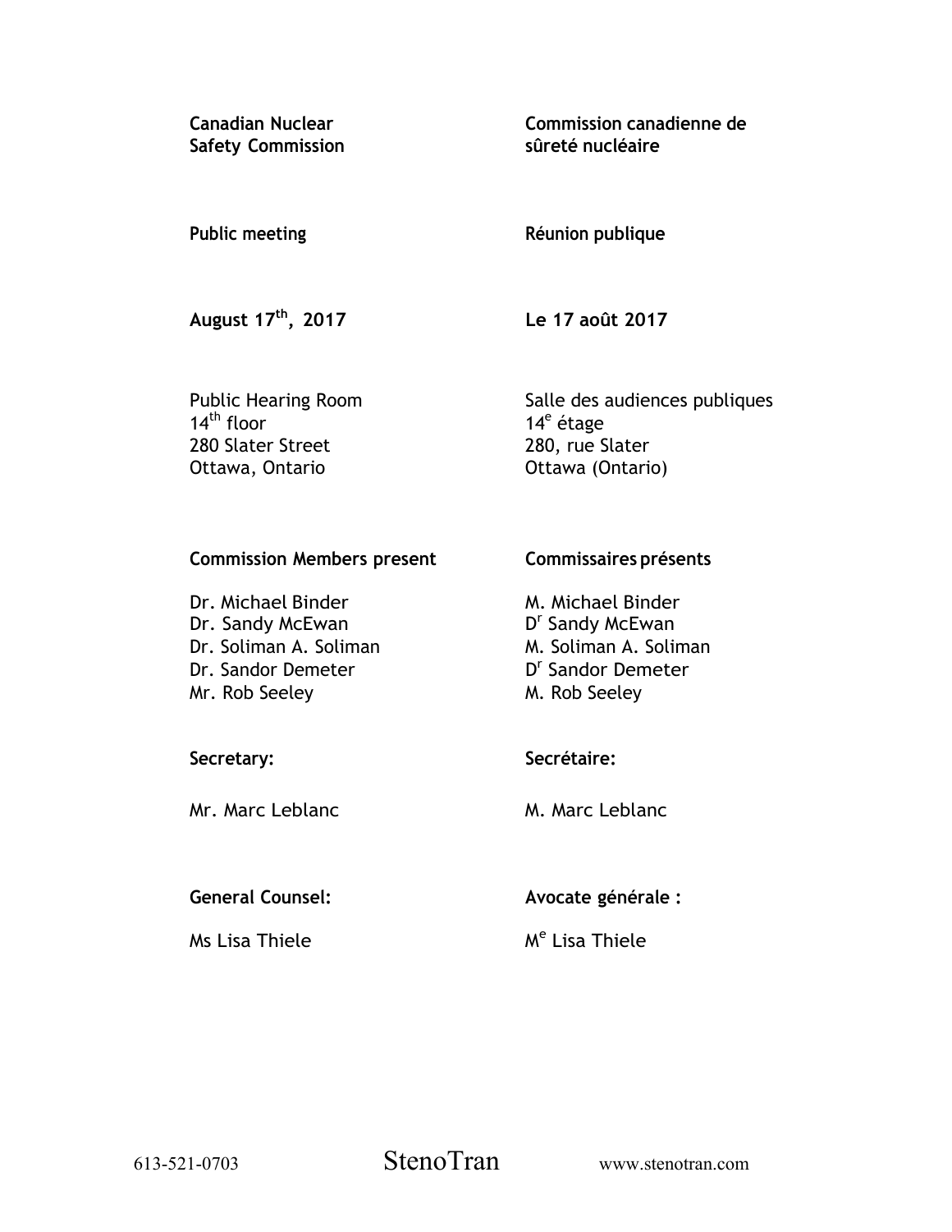**Canadian Nuclear Safety Commission**

**Commission canadienne de sûreté nucléaire**

**Public meeting**

**Réunion publique**

**August 17th, 2017**

**Le 17 août 2017**

Public Hearing Room
14th floor
280 Slater Street
Ottawa, Ontario

Salle des audiences publiques
14e étage
280, rue Slater
Ottawa (Ontario)

**Commission Members present**

Dr. Michael Binder
Dr. Sandy McEwan
Dr. Soliman A. Soliman
Dr. Sandor Demeter
Mr. Rob Seeley

**Commissaires présents**

M. Michael Binder
Dr Sandy McEwan
M. Soliman A. Soliman
Dr Sandor Demeter
M. Rob Seeley

**Secretary:**

Mr. Marc Leblanc

**Secrétaire:**

M. Marc Leblanc

**General Counsel:**

Ms Lisa Thiele

**Avocate générale :**

Me Lisa Thiele

613-521-0703 StenoTran www.stenotran.com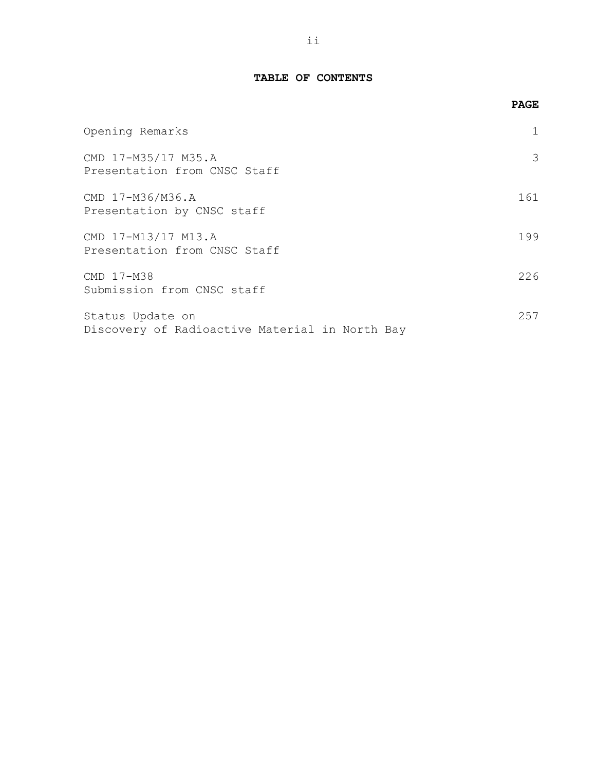**TABLE OF CONTENTS**

| | **PAGE** |
|---|---|
| Opening Remarks | 1 |
| CMD 17-M35/17 M35.A<br>Presentation from CNSC Staff | 3 |
| CMD 17-M36/M36.A<br>Presentation by CNSC staff | 161 |
| CMD 17-M13/17 M13.A<br>Presentation from CNSC Staff | 199 |
| CMD 17-M38<br>Submission from CNSC staff | 226 |
| Status Update on<br>Discovery of Radioactive Material in North Bay | 257 |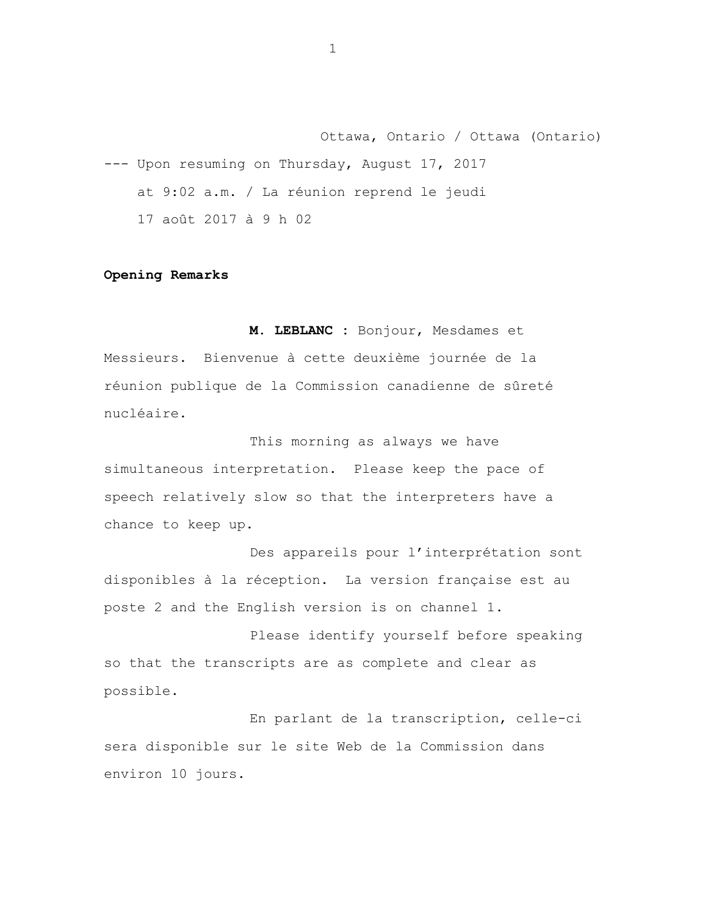Ottawa, Ontario / Ottawa (Ontario)

--- Upon resuming on Thursday, August 17, 2017 at 9:02 a.m. / La réunion reprend le jeudi 17 août 2017 à 9 h 02

**Opening Remarks**

**M. LEBLANC :** Bonjour, Mesdames et Messieurs. Bienvenue à cette deuxième journée de la réunion publique de la Commission canadienne de sûreté nucléaire.

This morning as always we have simultaneous interpretation. Please keep the pace of speech relatively slow so that the interpreters have a chance to keep up.

Des appareils pour l'interprétation sont disponibles à la réception. La version française est au poste 2 and the English version is on channel 1.

Please identify yourself before speaking so that the transcripts are as complete and clear as possible.

En parlant de la transcription, celle-ci sera disponible sur le site Web de la Commission dans environ 10 jours.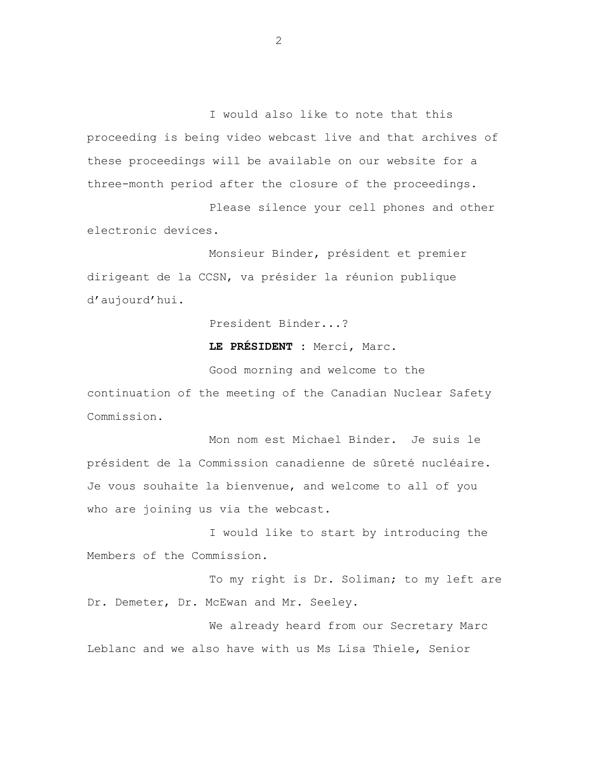I would also like to note that this proceeding is being video webcast live and that archives of these proceedings will be available on our website for a three-month period after the closure of the proceedings.

Please silence your cell phones and other electronic devices.

Monsieur Binder, président et premier dirigeant de la CCSN, va présider la réunion publique d'aujourd'hui.

President Binder...?

**LE PRÉSIDENT** : Merci, Marc.

Good morning and welcome to the continuation of the meeting of the Canadian Nuclear Safety Commission.

Mon nom est Michael Binder. Je suis le président de la Commission canadienne de sûreté nucléaire. Je vous souhaite la bienvenue, and welcome to all of you who are joining us via the webcast.

I would like to start by introducing the Members of the Commission.

To my right is Dr. Soliman; to my left are Dr. Demeter, Dr. McEwan and Mr. Seeley.

We already heard from our Secretary Marc Leblanc and we also have with us Ms Lisa Thiele, Senior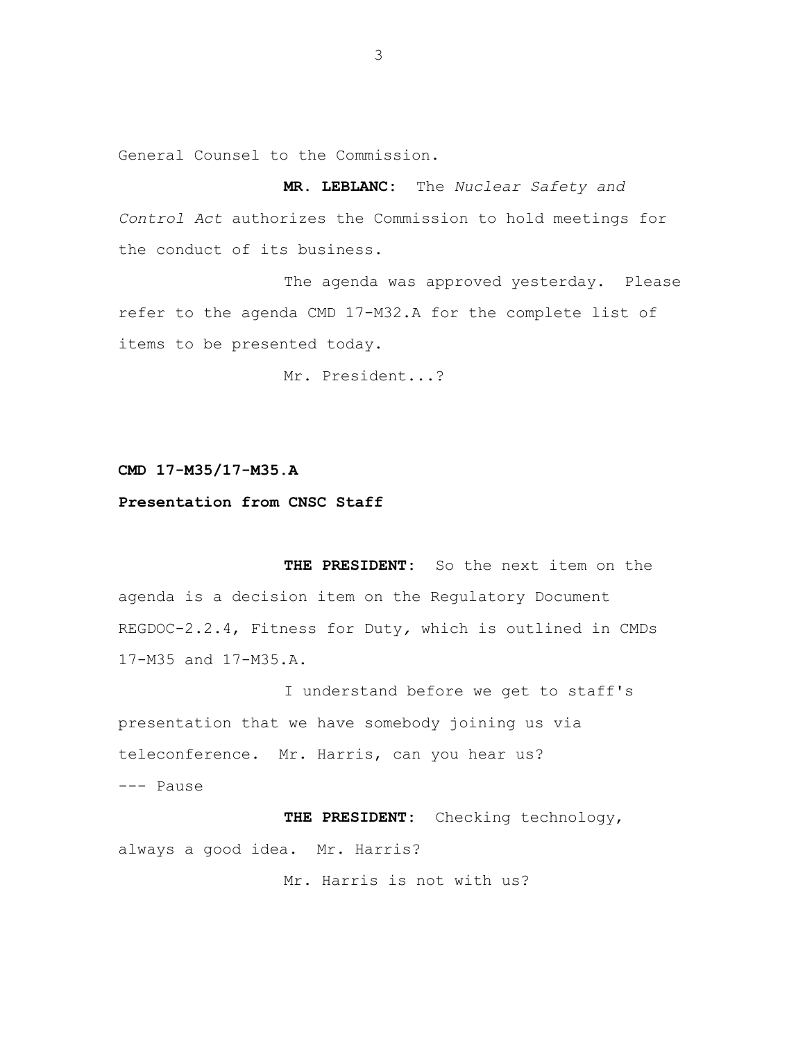General Counsel to the Commission.

**MR. LEBLANC:** The *Nuclear Safety and Control Act* authorizes the Commission to hold meetings for the conduct of its business.

The agenda was approved yesterday. Please refer to the agenda CMD 17-M32.A for the complete list of items to be presented today.

Mr. President...?

**CMD 17-M35/17-M35.A**

**Presentation from CNSC Staff**

**THE PRESIDENT:** So the next item on the agenda is a decision item on the Regulatory Document REGDOC-2.2.4, Fitness for Duty, which is outlined in CMDs 17-M35 and 17-M35.A.

I understand before we get to staff's presentation that we have somebody joining us via teleconference. Mr. Harris, can you hear us?

--- Pause

**THE PRESIDENT:** Checking technology, always a good idea. Mr. Harris?

Mr. Harris is not with us?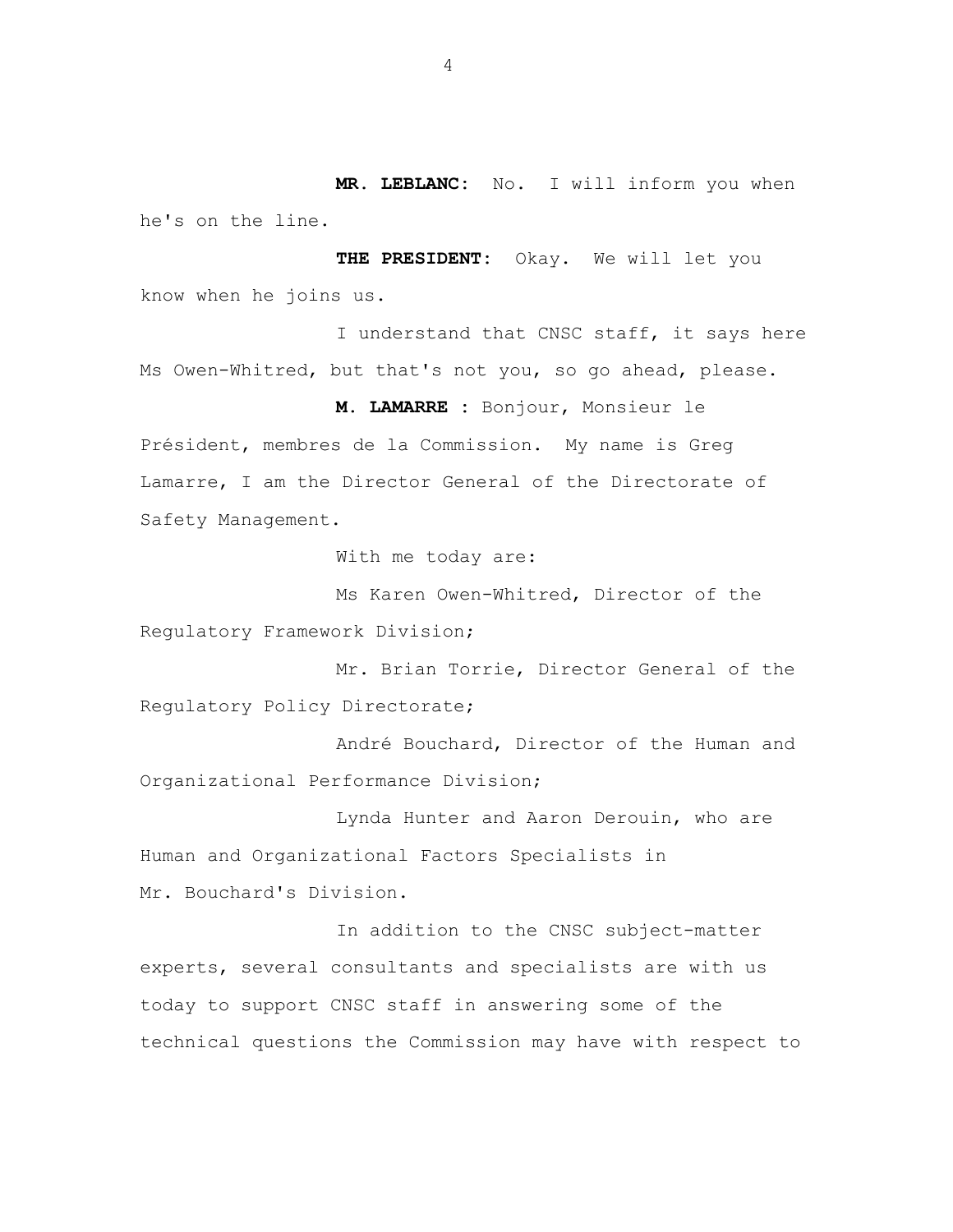**MR. LEBLANC:** No. I will inform you when he's on the line.

**THE PRESIDENT:** Okay. We will let you know when he joins us.

I understand that CNSC staff, it says here Ms Owen-Whitred, but that's not you, so go ahead, please.

**M. LAMARRE :** Bonjour, Monsieur le Président, membres de la Commission. My name is Greg Lamarre, I am the Director General of the Directorate of Safety Management.

With me today are:

Ms Karen Owen-Whitred, Director of the Regulatory Framework Division;

Mr. Brian Torrie, Director General of the Regulatory Policy Directorate;

André Bouchard, Director of the Human and Organizational Performance Division;

Lynda Hunter and Aaron Derouin, who are Human and Organizational Factors Specialists in Mr. Bouchard's Division.

In addition to the CNSC subject-matter experts, several consultants and specialists are with us today to support CNSC staff in answering some of the technical questions the Commission may have with respect to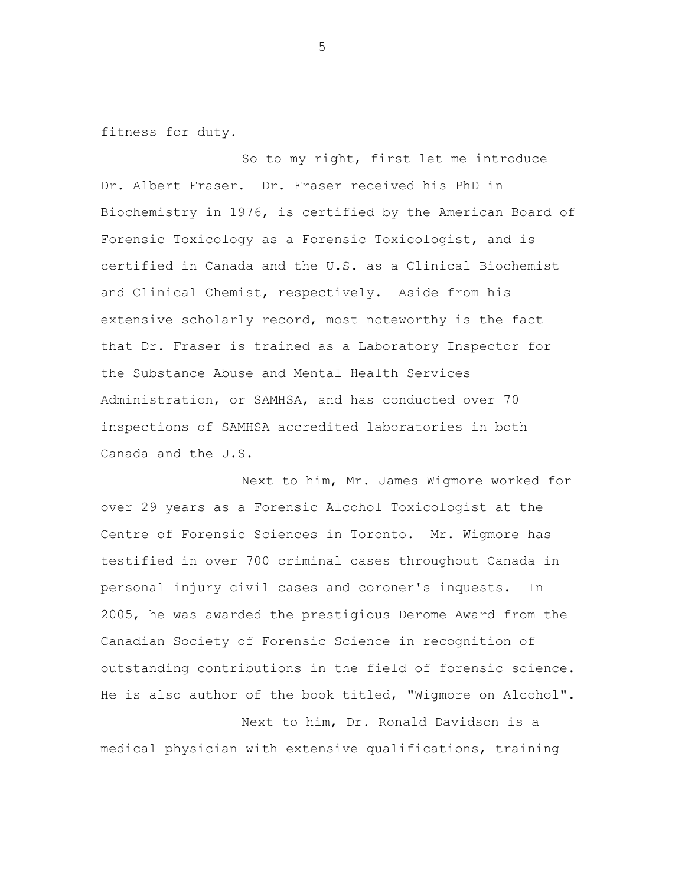fitness for duty.

So to my right, first let me introduce Dr. Albert Fraser. Dr. Fraser received his PhD in Biochemistry in 1976, is certified by the American Board of Forensic Toxicology as a Forensic Toxicologist, and is certified in Canada and the U.S. as a Clinical Biochemist and Clinical Chemist, respectively. Aside from his extensive scholarly record, most noteworthy is the fact that Dr. Fraser is trained as a Laboratory Inspector for the Substance Abuse and Mental Health Services Administration, or SAMHSA, and has conducted over 70 inspections of SAMHSA accredited laboratories in both Canada and the U.S.

Next to him, Mr. James Wigmore worked for over 29 years as a Forensic Alcohol Toxicologist at the Centre of Forensic Sciences in Toronto. Mr. Wigmore has testified in over 700 criminal cases throughout Canada in personal injury civil cases and coroner's inquests. In 2005, he was awarded the prestigious Derome Award from the Canadian Society of Forensic Science in recognition of outstanding contributions in the field of forensic science. He is also author of the book titled, "Wigmore on Alcohol".

Next to him, Dr. Ronald Davidson is a medical physician with extensive qualifications, training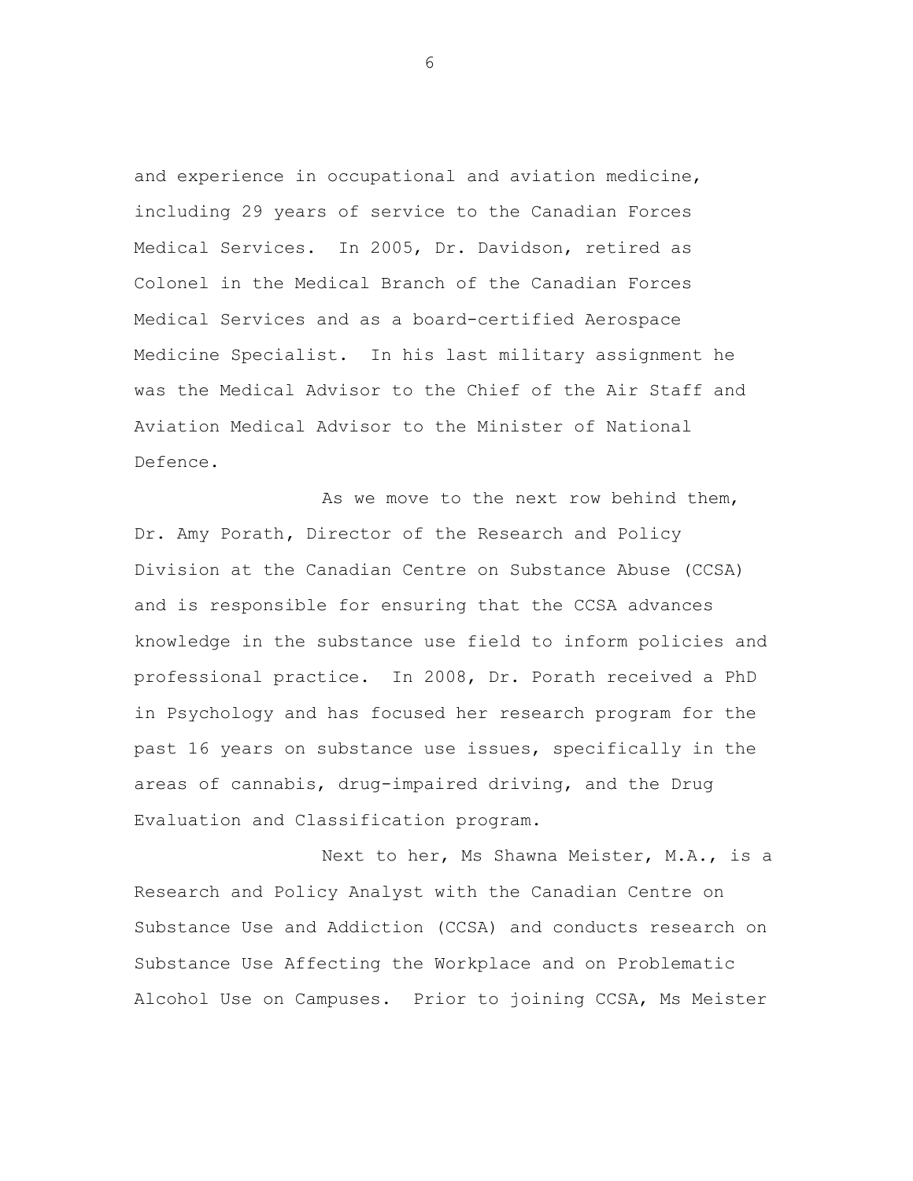and experience in occupational and aviation medicine, including 29 years of service to the Canadian Forces Medical Services. In 2005, Dr. Davidson, retired as Colonel in the Medical Branch of the Canadian Forces Medical Services and as a board-certified Aerospace Medicine Specialist. In his last military assignment he was the Medical Advisor to the Chief of the Air Staff and Aviation Medical Advisor to the Minister of National Defence.

As we move to the next row behind them, Dr. Amy Porath, Director of the Research and Policy Division at the Canadian Centre on Substance Abuse (CCSA) and is responsible for ensuring that the CCSA advances knowledge in the substance use field to inform policies and professional practice. In 2008, Dr. Porath received a PhD in Psychology and has focused her research program for the past 16 years on substance use issues, specifically in the areas of cannabis, drug-impaired driving, and the Drug Evaluation and Classification program.

Next to her, Ms Shawna Meister, M.A., is a Research and Policy Analyst with the Canadian Centre on Substance Use and Addiction (CCSA) and conducts research on Substance Use Affecting the Workplace and on Problematic Alcohol Use on Campuses. Prior to joining CCSA, Ms Meister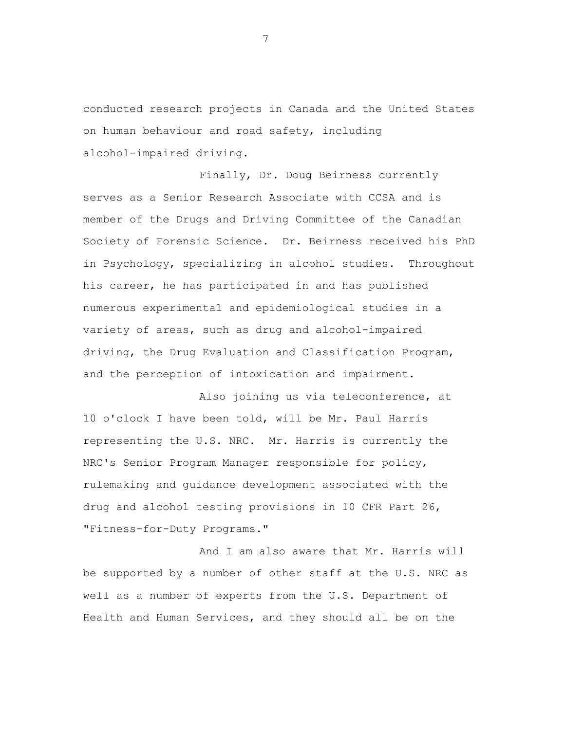conducted research projects in Canada and the United States on human behaviour and road safety, including alcohol-impaired driving.

Finally, Dr. Doug Beirness currently serves as a Senior Research Associate with CCSA and is member of the Drugs and Driving Committee of the Canadian Society of Forensic Science. Dr. Beirness received his PhD in Psychology, specializing in alcohol studies. Throughout his career, he has participated in and has published numerous experimental and epidemiological studies in a variety of areas, such as drug and alcohol-impaired driving, the Drug Evaluation and Classification Program, and the perception of intoxication and impairment.

Also joining us via teleconference, at 10 o'clock I have been told, will be Mr. Paul Harris representing the U.S. NRC. Mr. Harris is currently the NRC's Senior Program Manager responsible for policy, rulemaking and guidance development associated with the drug and alcohol testing provisions in 10 CFR Part 26, "Fitness-for-Duty Programs."

And I am also aware that Mr. Harris will be supported by a number of other staff at the U.S. NRC as well as a number of experts from the U.S. Department of Health and Human Services, and they should all be on the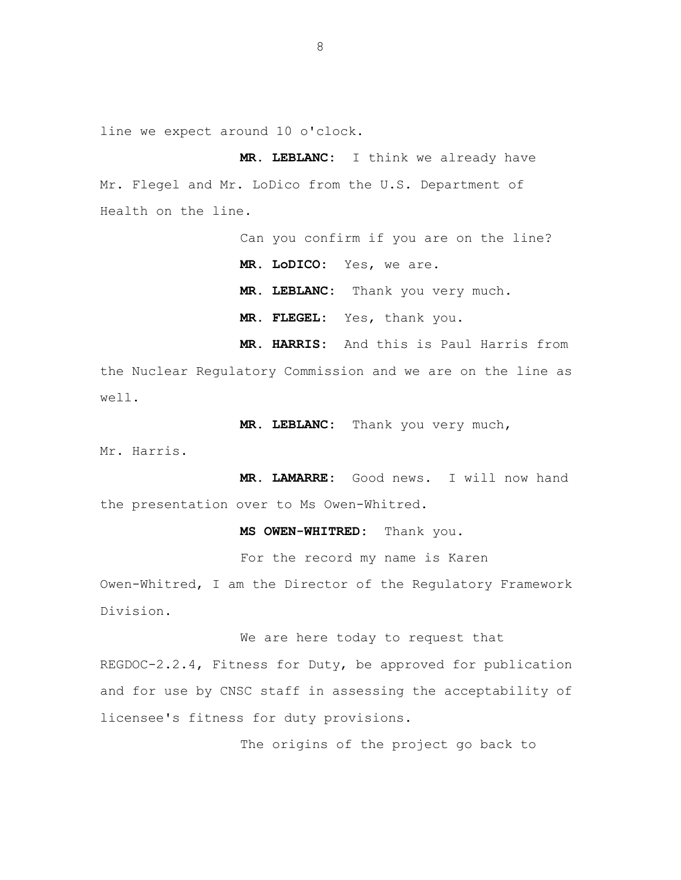line we expect around 10 o'clock.

**MR. LEBLANC:** I think we already have Mr. Flegel and Mr. LoDico from the U.S. Department of Health on the line.

Can you confirm if you are on the line?

**MR. LoDICO:** Yes, we are.

**MR. LEBLANC:** Thank you very much.

**MR. FLEGEL:** Yes, thank you.

**MR. HARRIS:** And this is Paul Harris from the Nuclear Regulatory Commission and we are on the line as well.

**MR. LEBLANC:** Thank you very much, Mr. Harris.

**MR. LAMARRE:** Good news. I will now hand the presentation over to Ms Owen-Whitred.

**MS OWEN-WHITRED:** Thank you.

For the record my name is Karen Owen-Whitred, I am the Director of the Regulatory Framework Division.

We are here today to request that REGDOC-2.2.4, Fitness for Duty, be approved for publication and for use by CNSC staff in assessing the acceptability of licensee's fitness for duty provisions.

The origins of the project go back to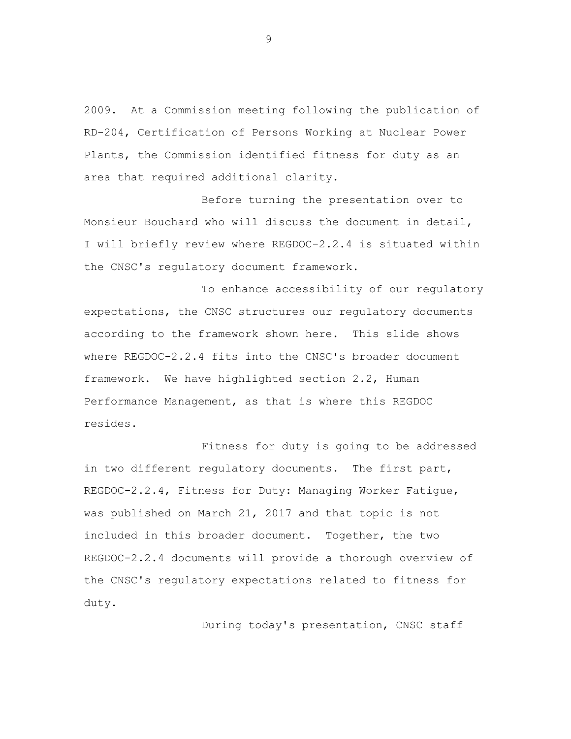2009. At a Commission meeting following the publication of RD-204, Certification of Persons Working at Nuclear Power Plants, the Commission identified fitness for duty as an area that required additional clarity.

Before turning the presentation over to Monsieur Bouchard who will discuss the document in detail, I will briefly review where REGDOC-2.2.4 is situated within the CNSC's regulatory document framework.

To enhance accessibility of our regulatory expectations, the CNSC structures our regulatory documents according to the framework shown here. This slide shows where REGDOC-2.2.4 fits into the CNSC's broader document framework. We have highlighted section 2.2, Human Performance Management, as that is where this REGDOC resides.

Fitness for duty is going to be addressed in two different regulatory documents. The first part, REGDOC-2.2.4, Fitness for Duty: Managing Worker Fatigue, was published on March 21, 2017 and that topic is not included in this broader document. Together, the two REGDOC-2.2.4 documents will provide a thorough overview of the CNSC's regulatory expectations related to fitness for duty.

During today's presentation, CNSC staff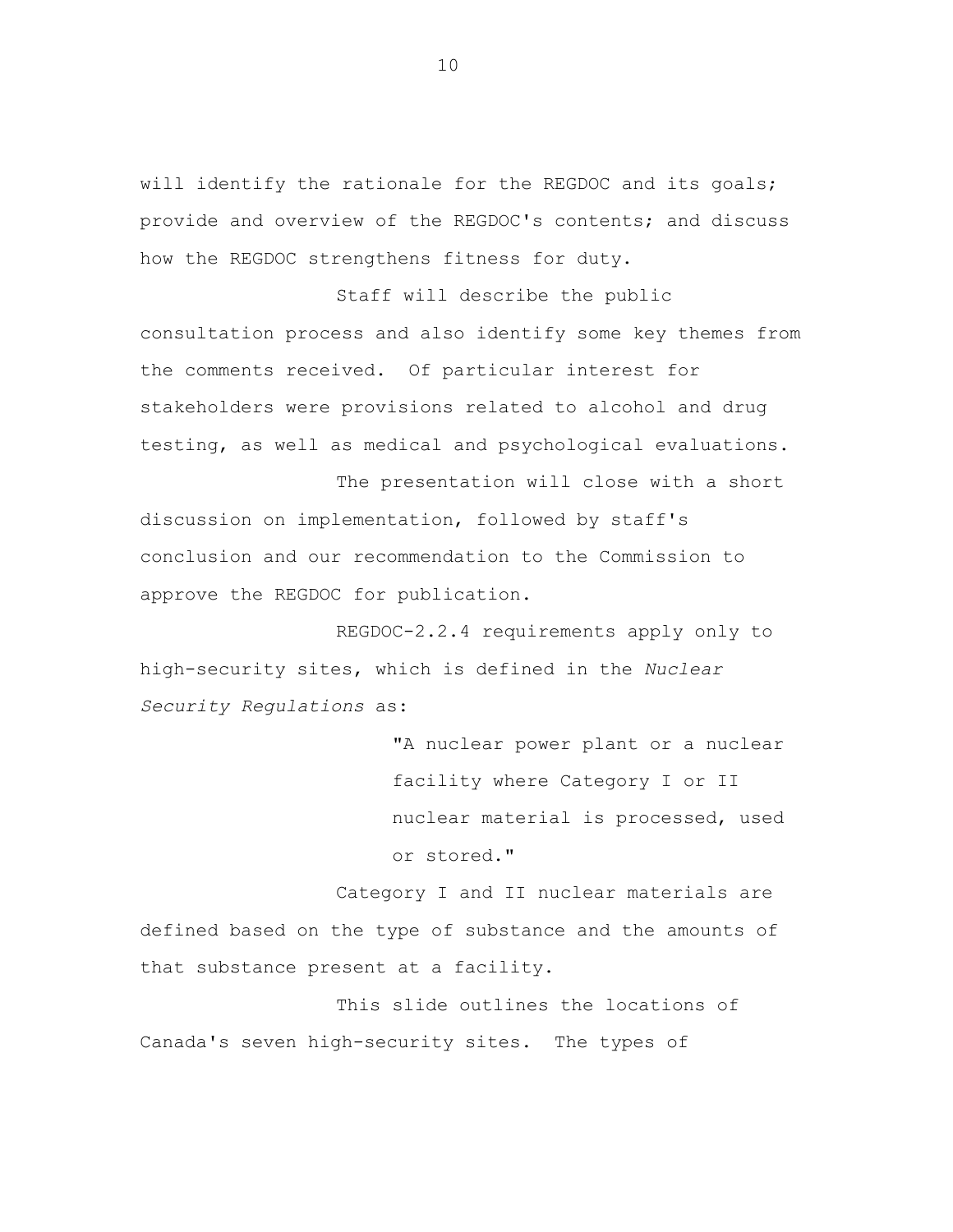will identify the rationale for the REGDOC and its goals; provide and overview of the REGDOC's contents; and discuss how the REGDOC strengthens fitness for duty.

Staff will describe the public consultation process and also identify some key themes from the comments received. Of particular interest for stakeholders were provisions related to alcohol and drug testing, as well as medical and psychological evaluations.

The presentation will close with a short discussion on implementation, followed by staff's conclusion and our recommendation to the Commission to approve the REGDOC for publication.

REGDOC-2.2.4 requirements apply only to high-security sites, which is defined in the *Nuclear Security Regulations* as:

> "A nuclear power plant or a nuclear facility where Category I or II nuclear material is processed, used or stored."

Category I and II nuclear materials are defined based on the type of substance and the amounts of that substance present at a facility.

This slide outlines the locations of Canada's seven high-security sites. The types of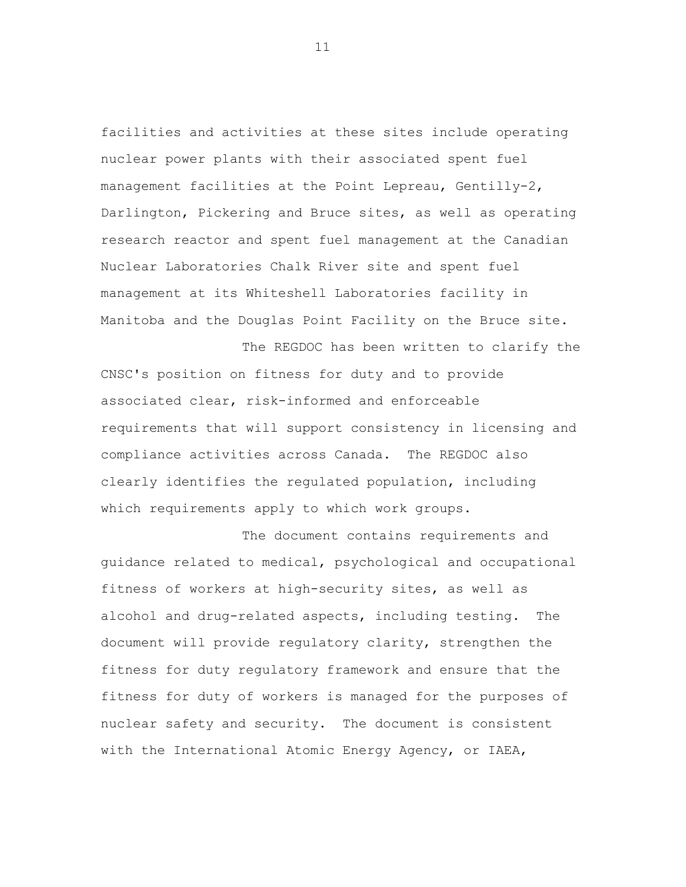facilities and activities at these sites include operating nuclear power plants with their associated spent fuel management facilities at the Point Lepreau, Gentilly-2, Darlington, Pickering and Bruce sites, as well as operating research reactor and spent fuel management at the Canadian Nuclear Laboratories Chalk River site and spent fuel management at its Whiteshell Laboratories facility in Manitoba and the Douglas Point Facility on the Bruce site.

The REGDOC has been written to clarify the CNSC's position on fitness for duty and to provide associated clear, risk-informed and enforceable requirements that will support consistency in licensing and compliance activities across Canada. The REGDOC also clearly identifies the regulated population, including which requirements apply to which work groups.

The document contains requirements and guidance related to medical, psychological and occupational fitness of workers at high-security sites, as well as alcohol and drug-related aspects, including testing. The document will provide regulatory clarity, strengthen the fitness for duty regulatory framework and ensure that the fitness for duty of workers is managed for the purposes of nuclear safety and security. The document is consistent with the International Atomic Energy Agency, or IAEA,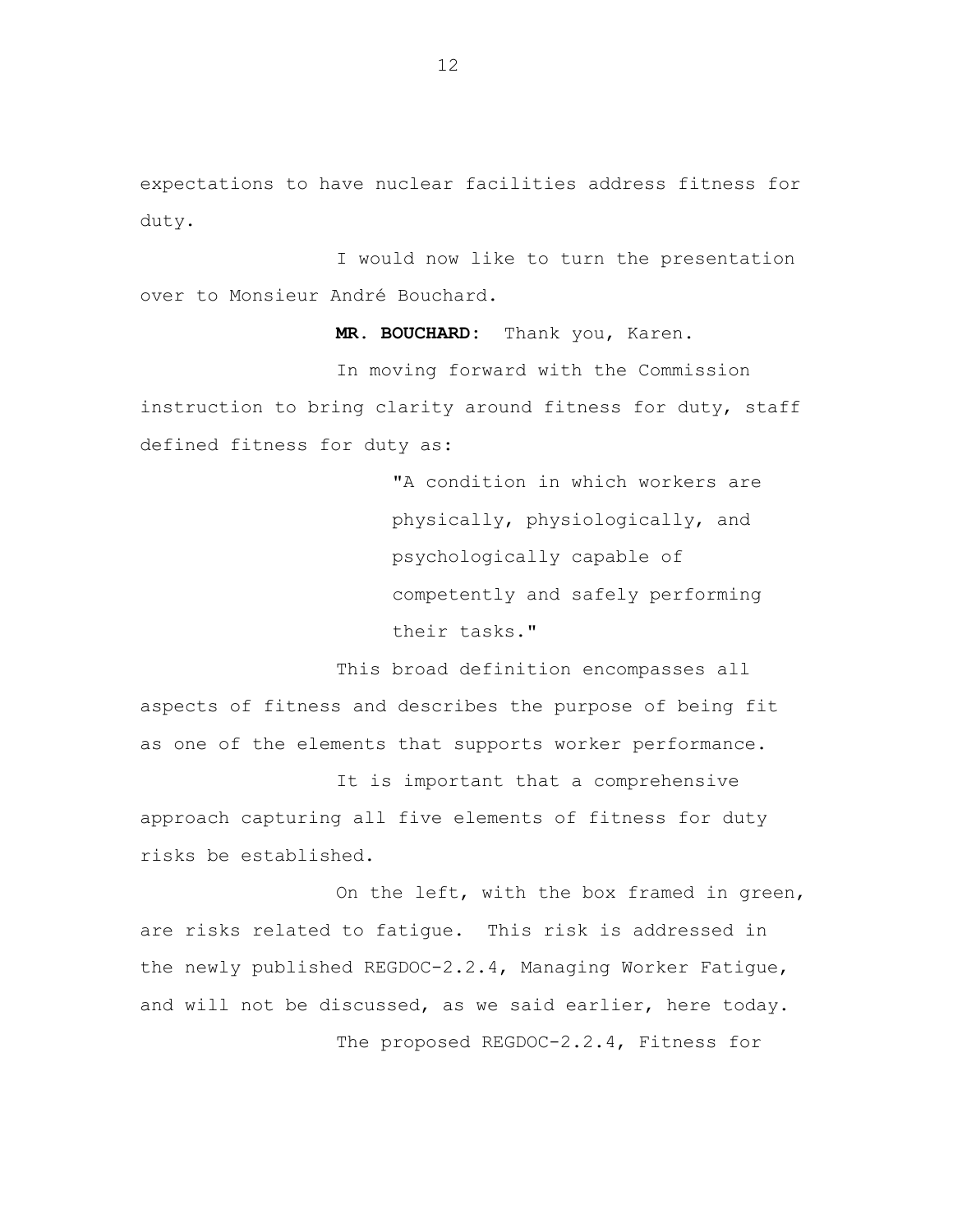expectations to have nuclear facilities address fitness for duty.

I would now like to turn the presentation over to Monsieur André Bouchard.

**MR. BOUCHARD:** Thank you, Karen.

In moving forward with the Commission instruction to bring clarity around fitness for duty, staff defined fitness for duty as:

> "A condition in which workers are physically, physiologically, and psychologically capable of competently and safely performing their tasks."

This broad definition encompasses all aspects of fitness and describes the purpose of being fit as one of the elements that supports worker performance.

It is important that a comprehensive approach capturing all five elements of fitness for duty risks be established.

On the left, with the box framed in green, are risks related to fatigue. This risk is addressed in the newly published REGDOC-2.2.4, Managing Worker Fatigue, and will not be discussed, as we said earlier, here today.

The proposed REGDOC-2.2.4, Fitness for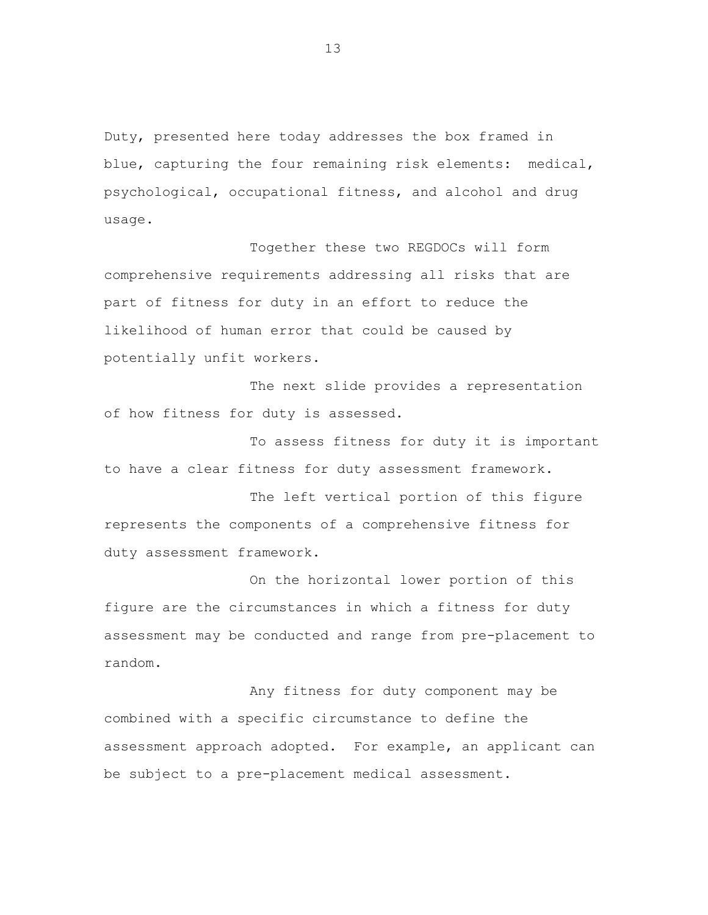Duty, presented here today addresses the box framed in blue, capturing the four remaining risk elements: medical, psychological, occupational fitness, and alcohol and drug usage.

Together these two REGDOCs will form comprehensive requirements addressing all risks that are part of fitness for duty in an effort to reduce the likelihood of human error that could be caused by potentially unfit workers.

The next slide provides a representation of how fitness for duty is assessed.

To assess fitness for duty it is important to have a clear fitness for duty assessment framework.

The left vertical portion of this figure represents the components of a comprehensive fitness for duty assessment framework.

On the horizontal lower portion of this figure are the circumstances in which a fitness for duty assessment may be conducted and range from pre-placement to random.

Any fitness for duty component may be combined with a specific circumstance to define the assessment approach adopted. For example, an applicant can be subject to a pre-placement medical assessment.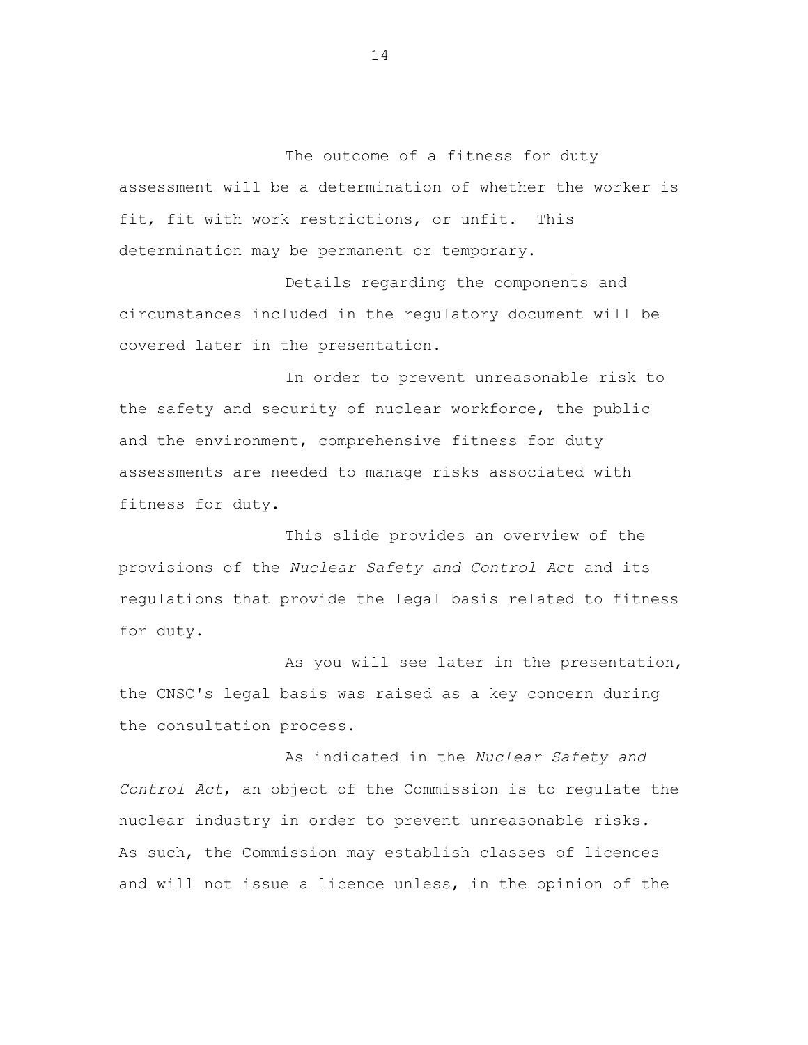The outcome of a fitness for duty assessment will be a determination of whether the worker is fit, fit with work restrictions, or unfit. This determination may be permanent or temporary.

Details regarding the components and circumstances included in the regulatory document will be covered later in the presentation.

In order to prevent unreasonable risk to the safety and security of nuclear workforce, the public and the environment, comprehensive fitness for duty assessments are needed to manage risks associated with fitness for duty.

This slide provides an overview of the provisions of the *Nuclear Safety and Control Act* and its regulations that provide the legal basis related to fitness for duty.

As you will see later in the presentation, the CNSC's legal basis was raised as a key concern during the consultation process.

As indicated in the *Nuclear Safety and Control Act*, an object of the Commission is to regulate the nuclear industry in order to prevent unreasonable risks. As such, the Commission may establish classes of licences and will not issue a licence unless, in the opinion of the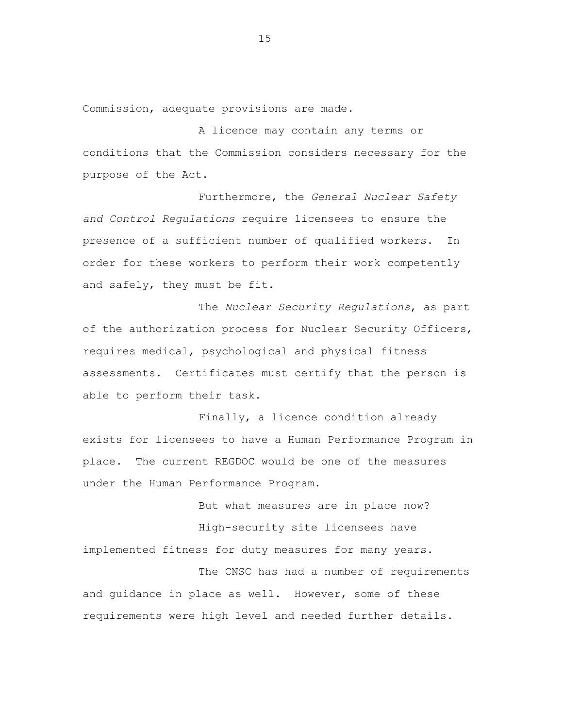Commission, adequate provisions are made.

A licence may contain any terms or conditions that the Commission considers necessary for the purpose of the Act.

Furthermore, the *General Nuclear Safety and Control Regulations* require licensees to ensure the presence of a sufficient number of qualified workers. In order for these workers to perform their work competently and safely, they must be fit.

The *Nuclear Security Regulations*, as part of the authorization process for Nuclear Security Officers, requires medical, psychological and physical fitness assessments. Certificates must certify that the person is able to perform their task.

Finally, a licence condition already exists for licensees to have a Human Performance Program in place. The current REGDOC would be one of the measures under the Human Performance Program.

But what measures are in place now?

High-security site licensees have implemented fitness for duty measures for many years.

The CNSC has had a number of requirements and guidance in place as well. However, some of these requirements were high level and needed further details.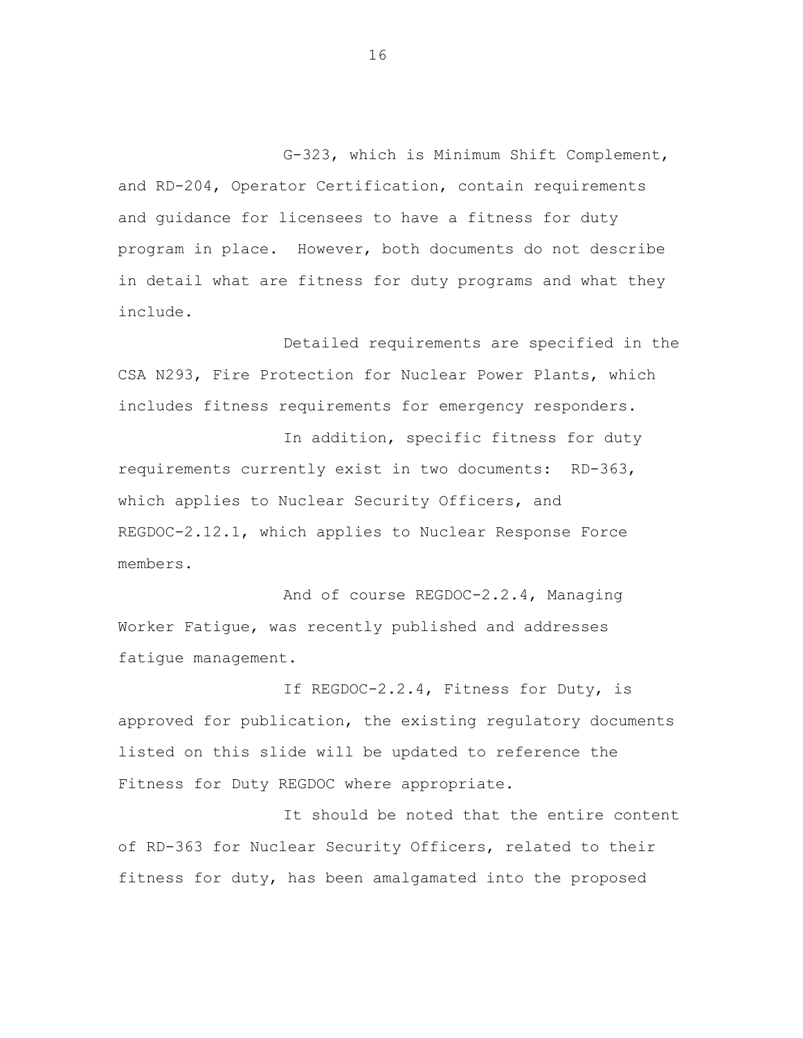G-323, which is Minimum Shift Complement, and RD-204, Operator Certification, contain requirements and guidance for licensees to have a fitness for duty program in place. However, both documents do not describe in detail what are fitness for duty programs and what they include.

Detailed requirements are specified in the CSA N293, Fire Protection for Nuclear Power Plants, which includes fitness requirements for emergency responders.

In addition, specific fitness for duty requirements currently exist in two documents: RD-363, which applies to Nuclear Security Officers, and REGDOC-2.12.1, which applies to Nuclear Response Force members.

And of course REGDOC-2.2.4, Managing Worker Fatigue, was recently published and addresses fatigue management.

If REGDOC-2.2.4, Fitness for Duty, is approved for publication, the existing regulatory documents listed on this slide will be updated to reference the Fitness for Duty REGDOC where appropriate.

It should be noted that the entire content of RD-363 for Nuclear Security Officers, related to their fitness for duty, has been amalgamated into the proposed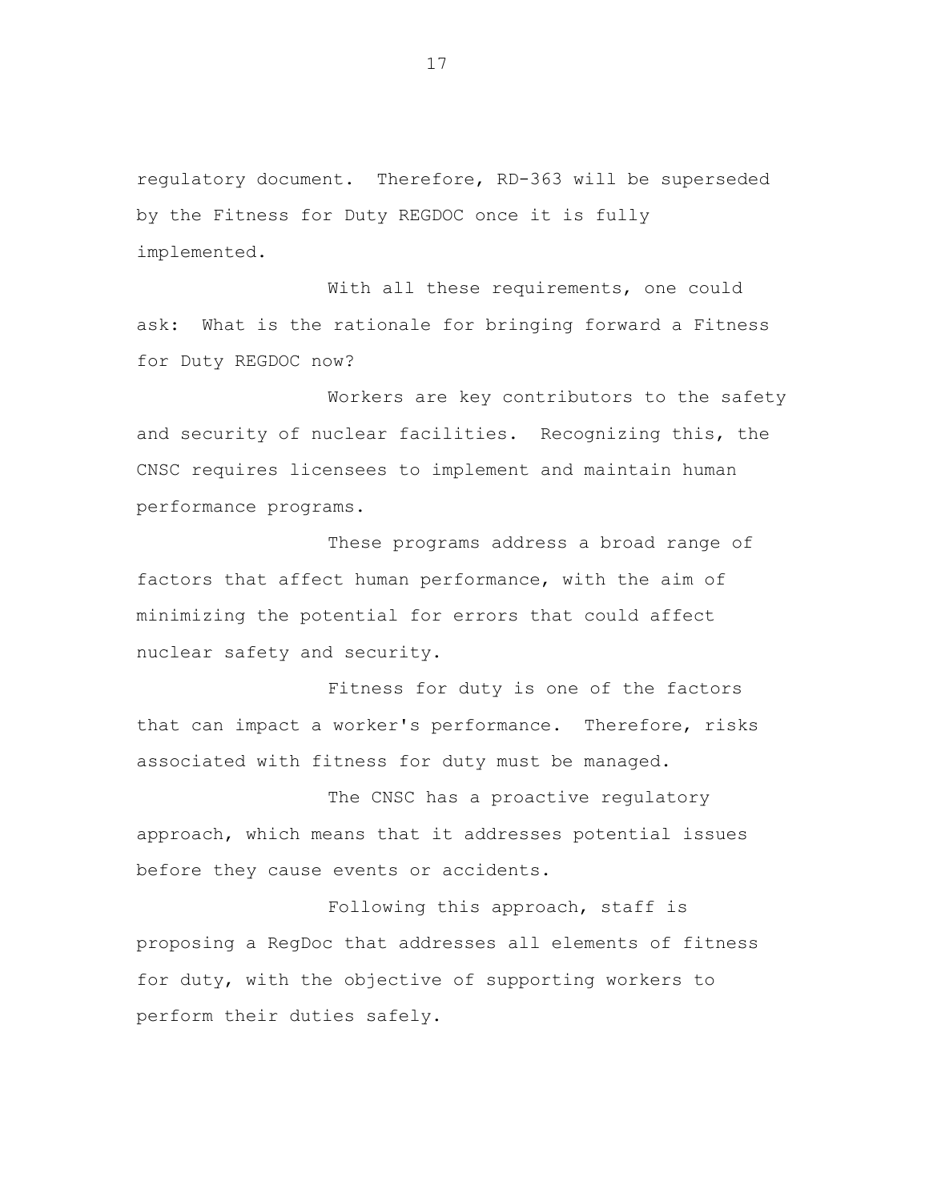regulatory document. Therefore, RD-363 will be superseded by the Fitness for Duty REGDOC once it is fully implemented.

With all these requirements, one could ask: What is the rationale for bringing forward a Fitness for Duty REGDOC now?

Workers are key contributors to the safety and security of nuclear facilities. Recognizing this, the CNSC requires licensees to implement and maintain human performance programs.

These programs address a broad range of factors that affect human performance, with the aim of minimizing the potential for errors that could affect nuclear safety and security.

Fitness for duty is one of the factors that can impact a worker's performance. Therefore, risks associated with fitness for duty must be managed.

The CNSC has a proactive regulatory approach, which means that it addresses potential issues before they cause events or accidents.

Following this approach, staff is proposing a RegDoc that addresses all elements of fitness for duty, with the objective of supporting workers to perform their duties safely.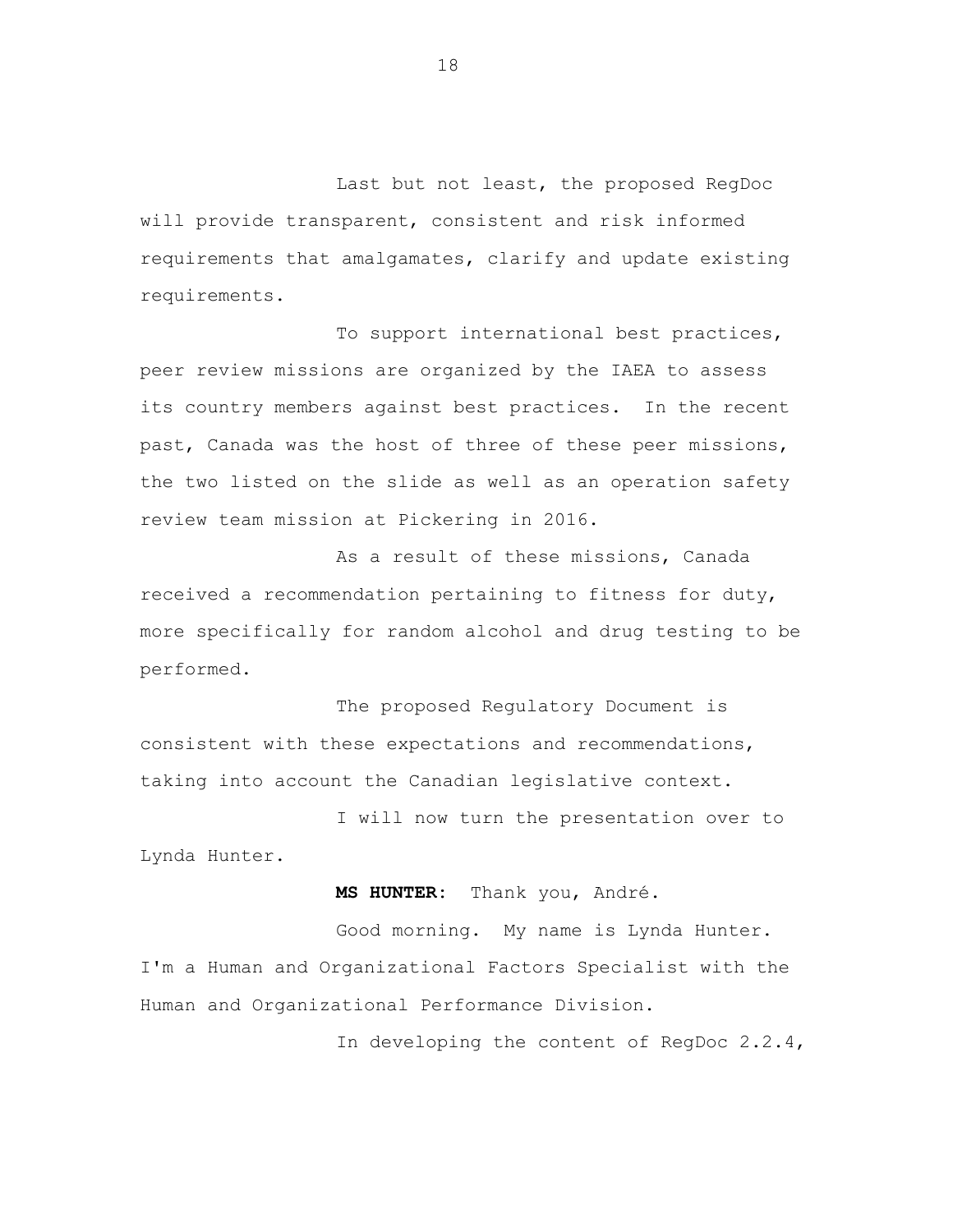Last but not least, the proposed RegDoc will provide transparent, consistent and risk informed requirements that amalgamates, clarify and update existing requirements.

To support international best practices, peer review missions are organized by the IAEA to assess its country members against best practices. In the recent past, Canada was the host of three of these peer missions, the two listed on the slide as well as an operation safety review team mission at Pickering in 2016.

As a result of these missions, Canada received a recommendation pertaining to fitness for duty, more specifically for random alcohol and drug testing to be performed.

The proposed Regulatory Document is consistent with these expectations and recommendations, taking into account the Canadian legislative context.

I will now turn the presentation over to Lynda Hunter.

**MS HUNTER:** Thank you, André.

Good morning. My name is Lynda Hunter. I'm a Human and Organizational Factors Specialist with the Human and Organizational Performance Division.

In developing the content of RegDoc 2.2.4,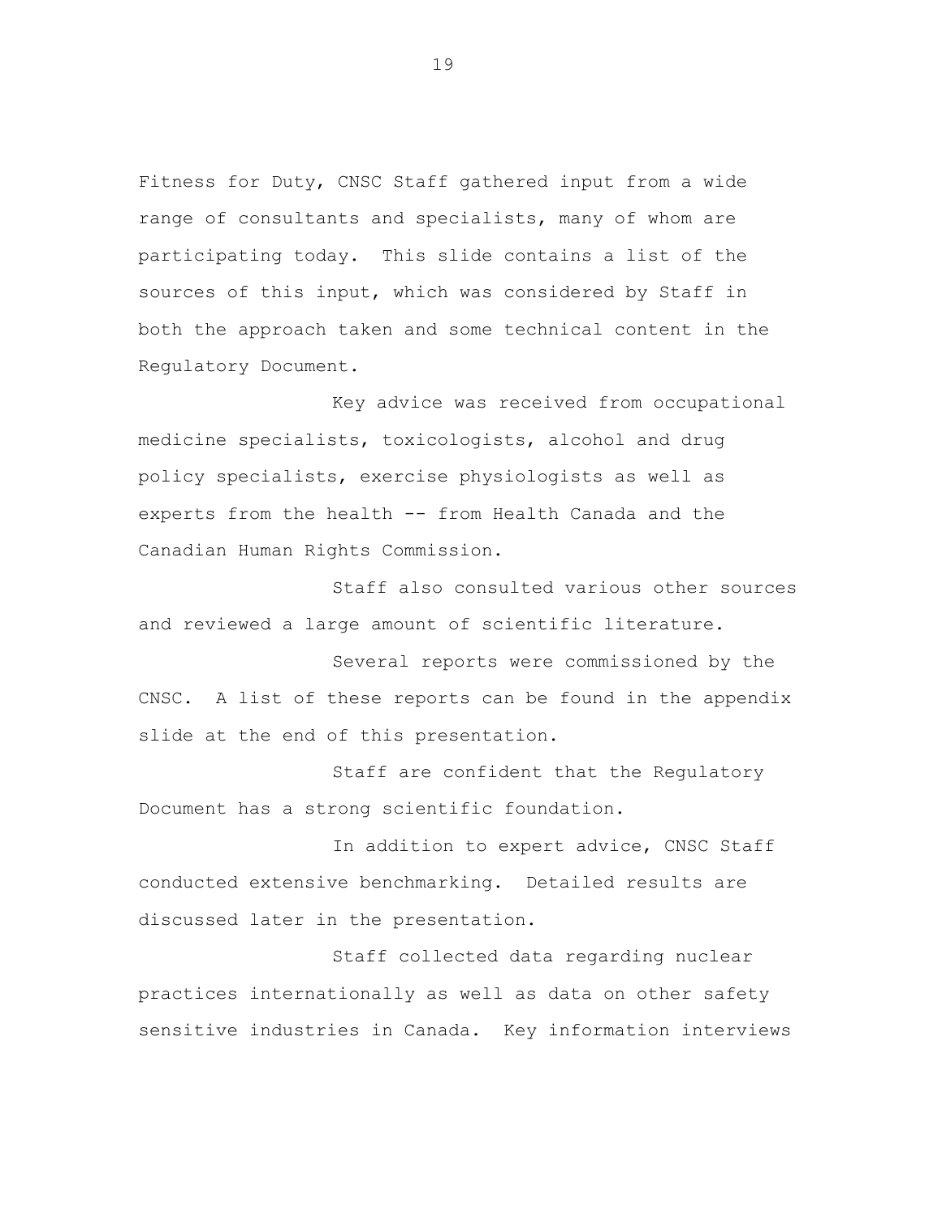Fitness for Duty, CNSC Staff gathered input from a wide range of consultants and specialists, many of whom are participating today. This slide contains a list of the sources of this input, which was considered by Staff in both the approach taken and some technical content in the Regulatory Document.

Key advice was received from occupational medicine specialists, toxicologists, alcohol and drug policy specialists, exercise physiologists as well as experts from the health -- from Health Canada and the Canadian Human Rights Commission.

Staff also consulted various other sources and reviewed a large amount of scientific literature.

Several reports were commissioned by the CNSC. A list of these reports can be found in the appendix slide at the end of this presentation.

Staff are confident that the Regulatory Document has a strong scientific foundation.

In addition to expert advice, CNSC Staff conducted extensive benchmarking. Detailed results are discussed later in the presentation.

Staff collected data regarding nuclear practices internationally as well as data on other safety sensitive industries in Canada. Key information interviews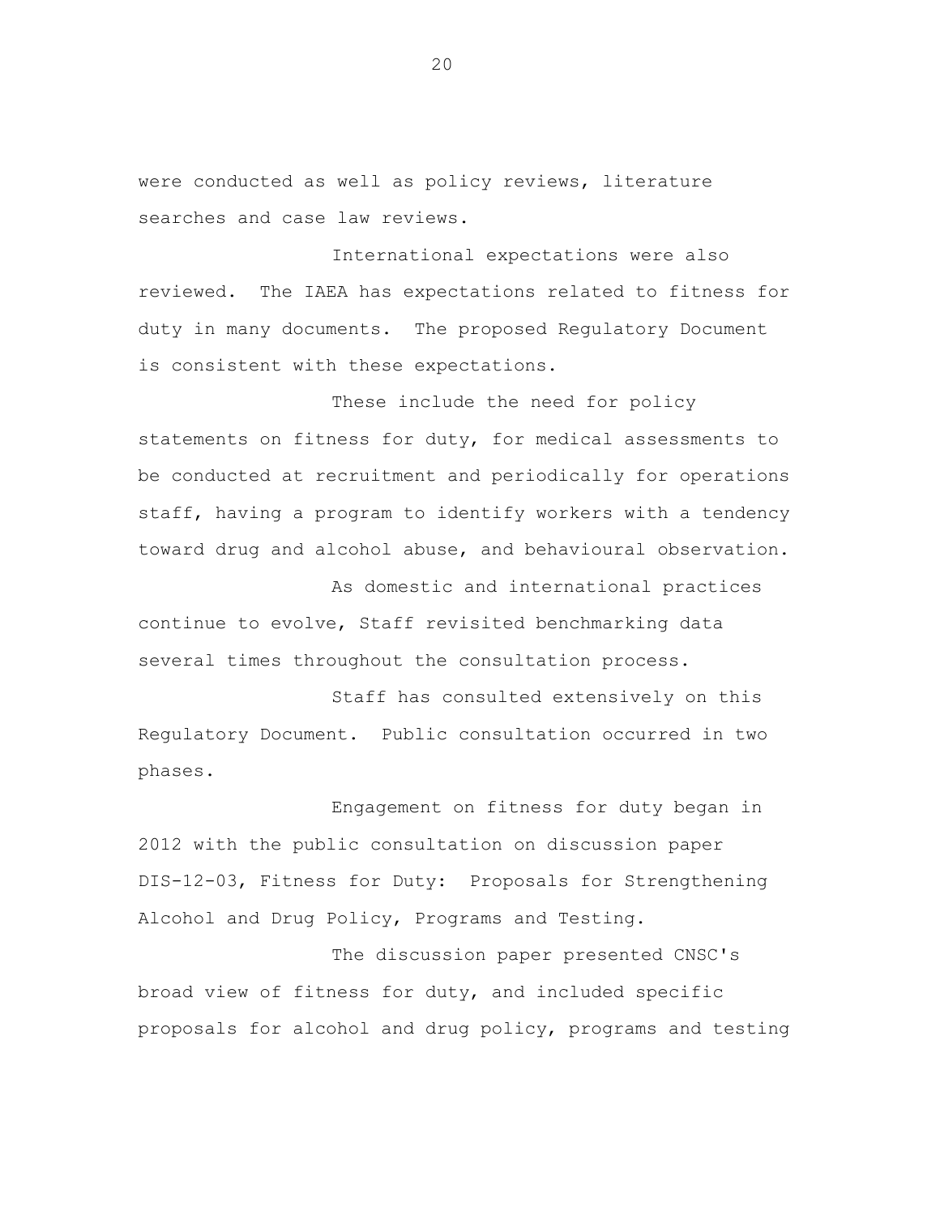were conducted as well as policy reviews, literature searches and case law reviews.

International expectations were also reviewed. The IAEA has expectations related to fitness for duty in many documents. The proposed Regulatory Document is consistent with these expectations.

These include the need for policy statements on fitness for duty, for medical assessments to be conducted at recruitment and periodically for operations staff, having a program to identify workers with a tendency toward drug and alcohol abuse, and behavioural observation.

As domestic and international practices continue to evolve, Staff revisited benchmarking data several times throughout the consultation process.

Staff has consulted extensively on this Regulatory Document. Public consultation occurred in two phases.

Engagement on fitness for duty began in 2012 with the public consultation on discussion paper DIS-12-03, Fitness for Duty: Proposals for Strengthening Alcohol and Drug Policy, Programs and Testing.

The discussion paper presented CNSC's broad view of fitness for duty, and included specific proposals for alcohol and drug policy, programs and testing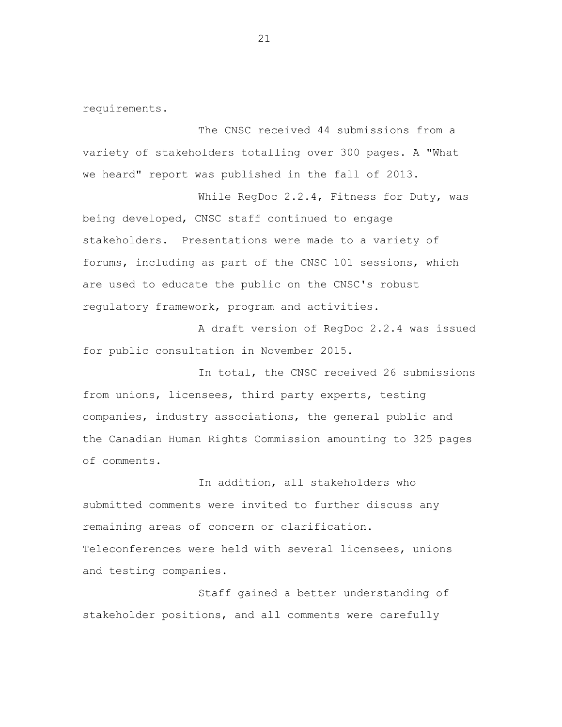requirements.

The CNSC received 44 submissions from a variety of stakeholders totalling over 300 pages. A "What we heard" report was published in the fall of 2013.

While RegDoc 2.2.4, Fitness for Duty, was being developed, CNSC staff continued to engage stakeholders. Presentations were made to a variety of forums, including as part of the CNSC 101 sessions, which are used to educate the public on the CNSC's robust regulatory framework, program and activities.

A draft version of RegDoc 2.2.4 was issued for public consultation in November 2015.

In total, the CNSC received 26 submissions from unions, licensees, third party experts, testing companies, industry associations, the general public and the Canadian Human Rights Commission amounting to 325 pages of comments.

In addition, all stakeholders who submitted comments were invited to further discuss any remaining areas of concern or clarification. Teleconferences were held with several licensees, unions and testing companies.

Staff gained a better understanding of stakeholder positions, and all comments were carefully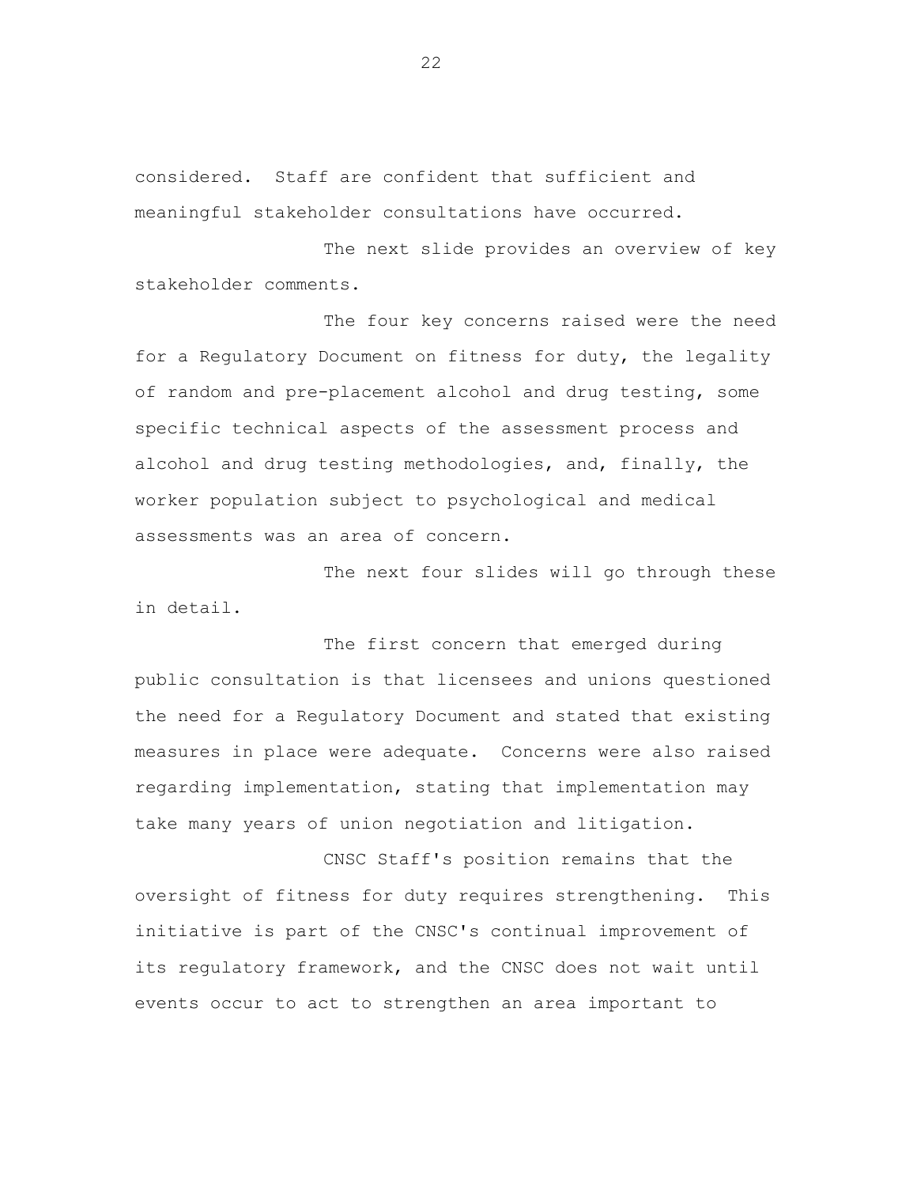considered. Staff are confident that sufficient and meaningful stakeholder consultations have occurred.

The next slide provides an overview of key stakeholder comments.

The four key concerns raised were the need for a Regulatory Document on fitness for duty, the legality of random and pre-placement alcohol and drug testing, some specific technical aspects of the assessment process and alcohol and drug testing methodologies, and, finally, the worker population subject to psychological and medical assessments was an area of concern.

The next four slides will go through these in detail.

The first concern that emerged during public consultation is that licensees and unions questioned the need for a Regulatory Document and stated that existing measures in place were adequate. Concerns were also raised regarding implementation, stating that implementation may take many years of union negotiation and litigation.

CNSC Staff's position remains that the oversight of fitness for duty requires strengthening. This initiative is part of the CNSC's continual improvement of its regulatory framework, and the CNSC does not wait until events occur to act to strengthen an area important to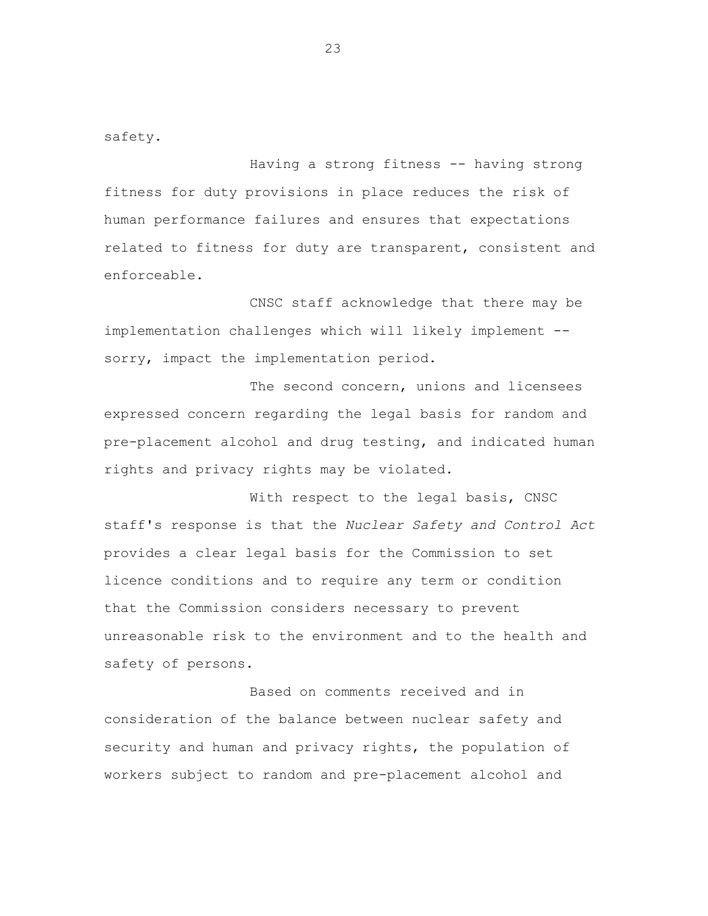safety.

Having a strong fitness -- having strong fitness for duty provisions in place reduces the risk of human performance failures and ensures that expectations related to fitness for duty are transparent, consistent and enforceable.

CNSC staff acknowledge that there may be implementation challenges which will likely implement -- sorry, impact the implementation period.

The second concern, unions and licensees expressed concern regarding the legal basis for random and pre-placement alcohol and drug testing, and indicated human rights and privacy rights may be violated.

With respect to the legal basis, CNSC staff's response is that the *Nuclear Safety and Control Act* provides a clear legal basis for the Commission to set licence conditions and to require any term or condition that the Commission considers necessary to prevent unreasonable risk to the environment and to the health and safety of persons.

Based on comments received and in consideration of the balance between nuclear safety and security and human and privacy rights, the population of workers subject to random and pre-placement alcohol and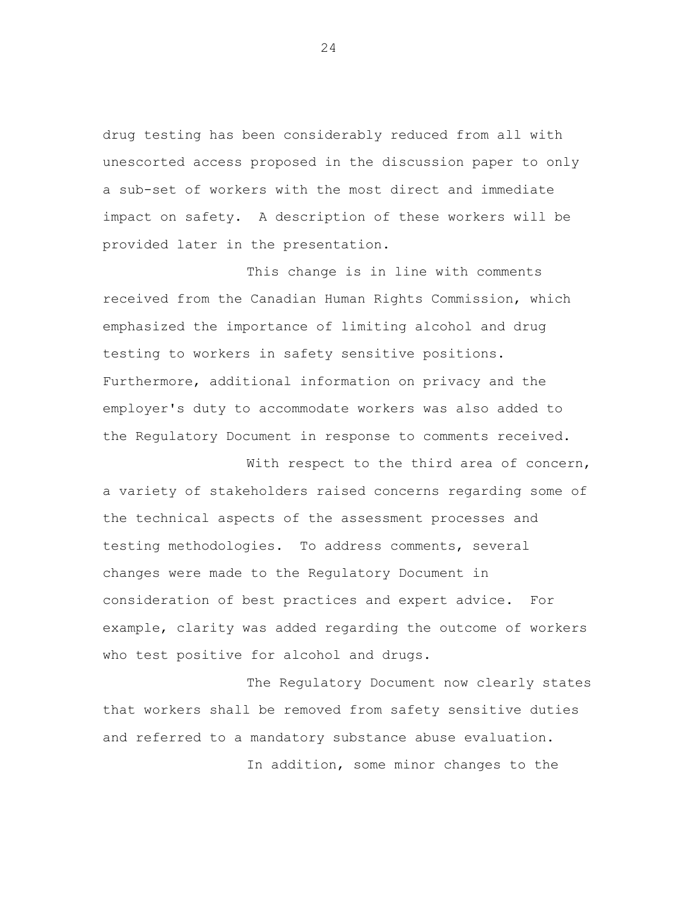drug testing has been considerably reduced from all with unescorted access proposed in the discussion paper to only a sub-set of workers with the most direct and immediate impact on safety. A description of these workers will be provided later in the presentation.

This change is in line with comments received from the Canadian Human Rights Commission, which emphasized the importance of limiting alcohol and drug testing to workers in safety sensitive positions. Furthermore, additional information on privacy and the employer's duty to accommodate workers was also added to the Regulatory Document in response to comments received.

With respect to the third area of concern, a variety of stakeholders raised concerns regarding some of the technical aspects of the assessment processes and testing methodologies. To address comments, several changes were made to the Regulatory Document in consideration of best practices and expert advice. For example, clarity was added regarding the outcome of workers who test positive for alcohol and drugs.

The Regulatory Document now clearly states that workers shall be removed from safety sensitive duties and referred to a mandatory substance abuse evaluation.

In addition, some minor changes to the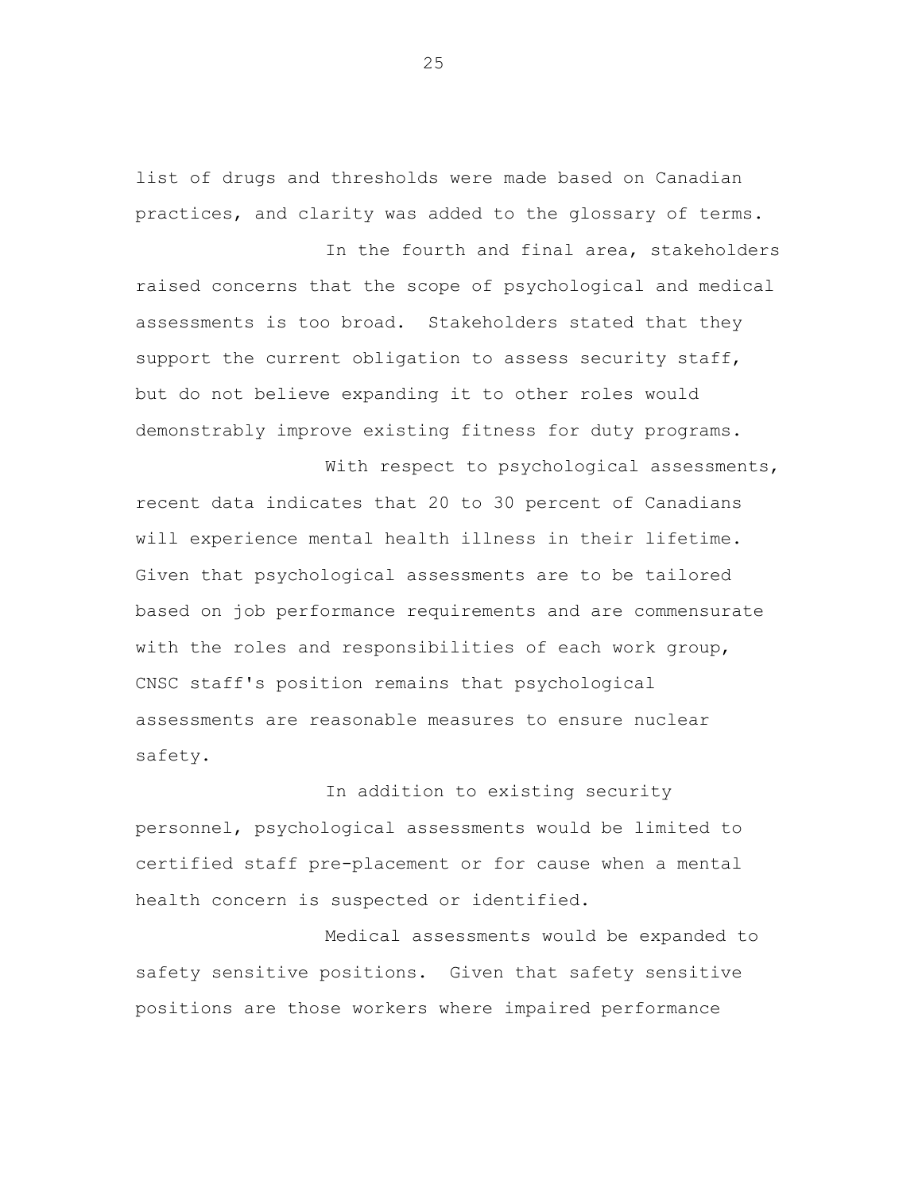list of drugs and thresholds were made based on Canadian practices, and clarity was added to the glossary of terms.

In the fourth and final area, stakeholders raised concerns that the scope of psychological and medical assessments is too broad. Stakeholders stated that they support the current obligation to assess security staff, but do not believe expanding it to other roles would demonstrably improve existing fitness for duty programs.

With respect to psychological assessments, recent data indicates that 20 to 30 percent of Canadians will experience mental health illness in their lifetime. Given that psychological assessments are to be tailored based on job performance requirements and are commensurate with the roles and responsibilities of each work group, CNSC staff's position remains that psychological assessments are reasonable measures to ensure nuclear safety.

In addition to existing security personnel, psychological assessments would be limited to certified staff pre-placement or for cause when a mental health concern is suspected or identified.

Medical assessments would be expanded to safety sensitive positions. Given that safety sensitive positions are those workers where impaired performance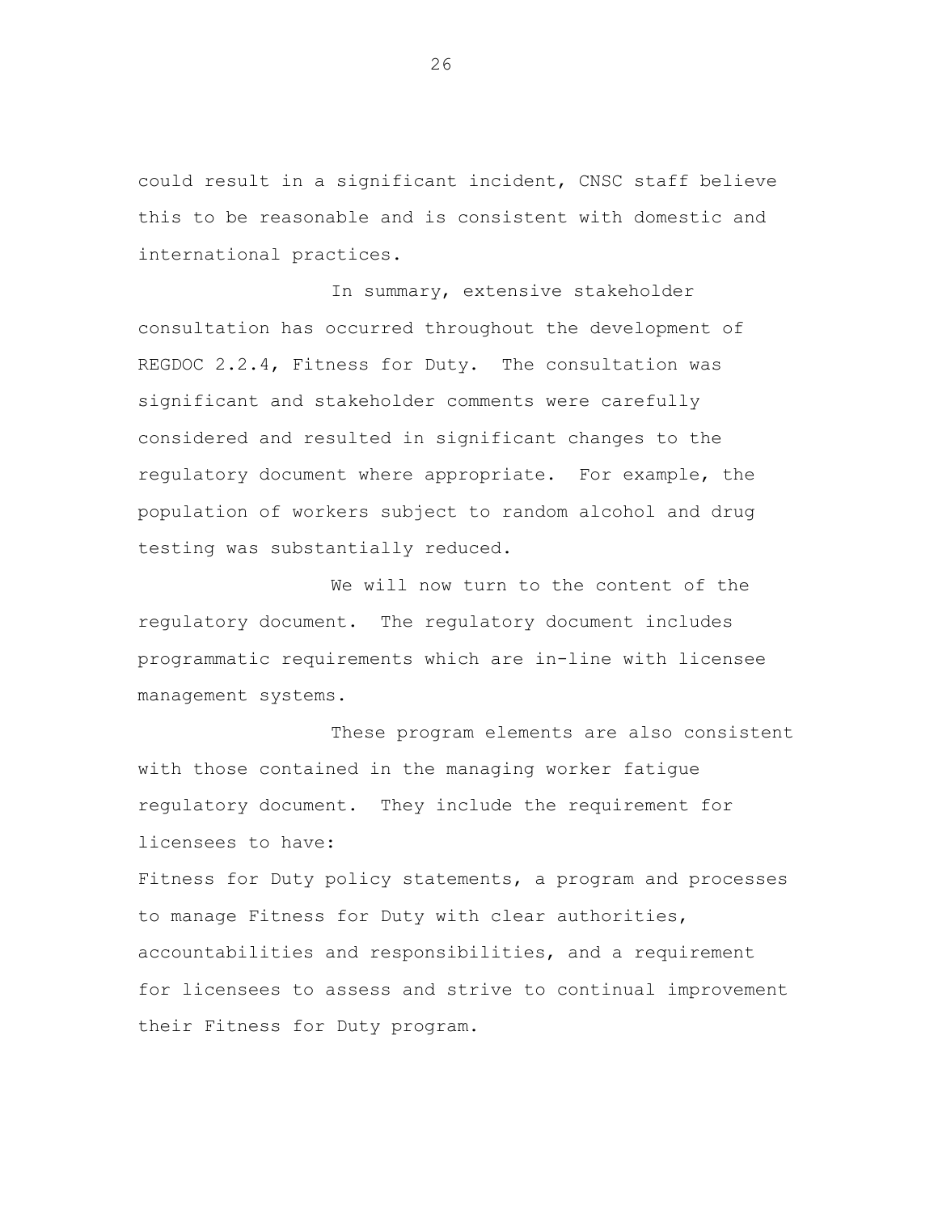could result in a significant incident, CNSC staff believe this to be reasonable and is consistent with domestic and international practices.

In summary, extensive stakeholder consultation has occurred throughout the development of REGDOC 2.2.4, Fitness for Duty. The consultation was significant and stakeholder comments were carefully considered and resulted in significant changes to the regulatory document where appropriate. For example, the population of workers subject to random alcohol and drug testing was substantially reduced.

We will now turn to the content of the regulatory document. The regulatory document includes programmatic requirements which are in-line with licensee management systems.

These program elements are also consistent with those contained in the managing worker fatigue regulatory document. They include the requirement for licensees to have:

Fitness for Duty policy statements, a program and processes to manage Fitness for Duty with clear authorities, accountabilities and responsibilities, and a requirement for licensees to assess and strive to continual improvement their Fitness for Duty program.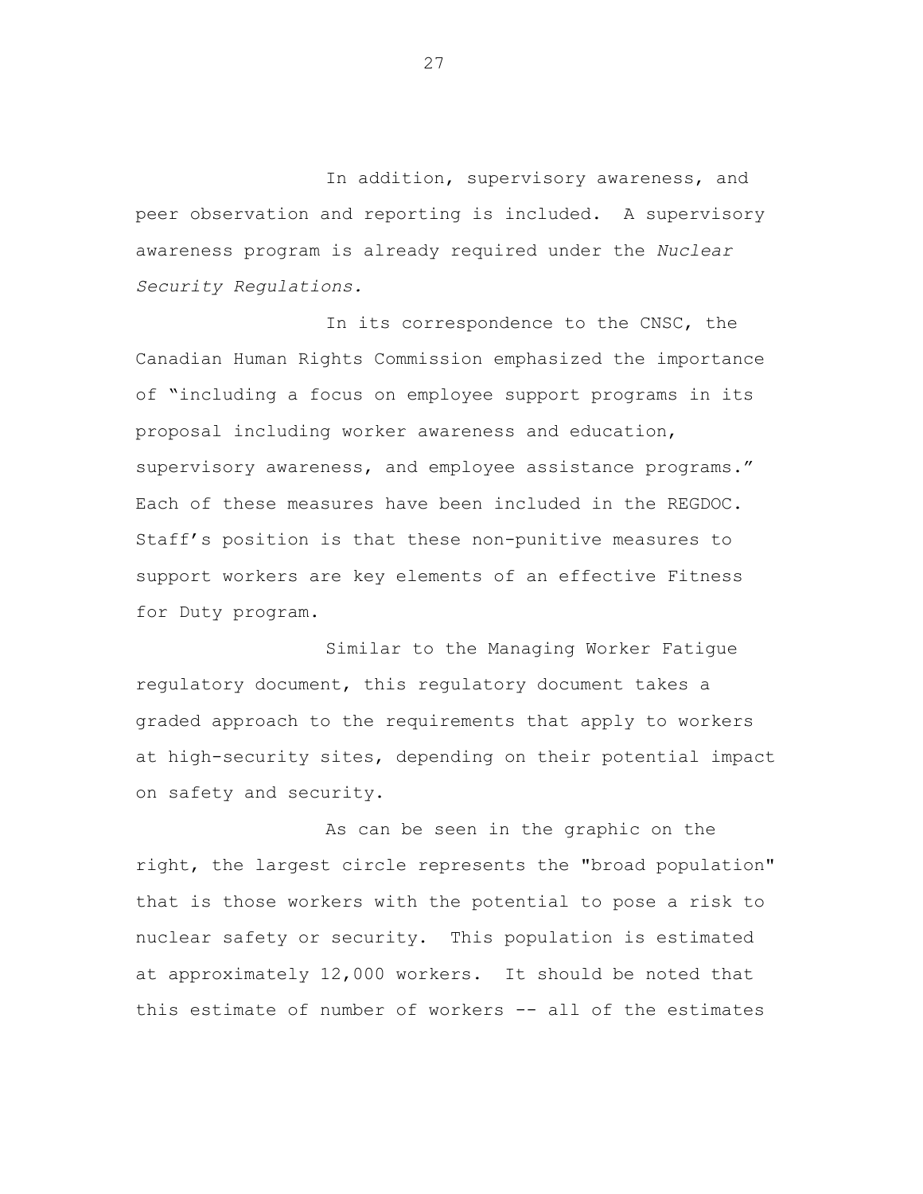In addition, supervisory awareness, and peer observation and reporting is included. A supervisory awareness program is already required under the *Nuclear Security Regulations.*

In its correspondence to the CNSC, the Canadian Human Rights Commission emphasized the importance of "including a focus on employee support programs in its proposal including worker awareness and education, supervisory awareness, and employee assistance programs." Each of these measures have been included in the REGDOC. Staff's position is that these non-punitive measures to support workers are key elements of an effective Fitness for Duty program.

Similar to the Managing Worker Fatigue regulatory document, this regulatory document takes a graded approach to the requirements that apply to workers at high-security sites, depending on their potential impact on safety and security.

As can be seen in the graphic on the right, the largest circle represents the "broad population" that is those workers with the potential to pose a risk to nuclear safety or security. This population is estimated at approximately 12,000 workers. It should be noted that this estimate of number of workers -- all of the estimates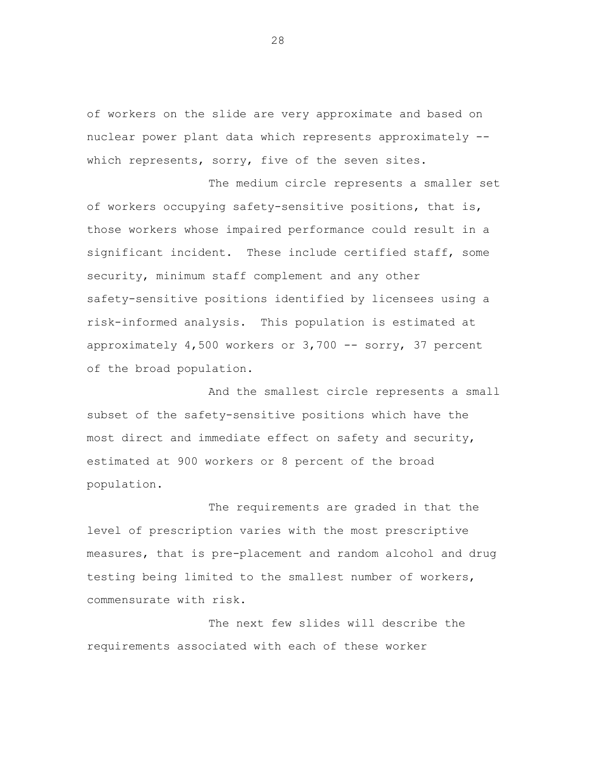of workers on the slide are very approximate and based on nuclear power plant data which represents approximately -- which represents, sorry, five of the seven sites.

The medium circle represents a smaller set of workers occupying safety-sensitive positions, that is, those workers whose impaired performance could result in a significant incident. These include certified staff, some security, minimum staff complement and any other safety-sensitive positions identified by licensees using a risk-informed analysis. This population is estimated at approximately 4,500 workers or 3,700 -- sorry, 37 percent of the broad population.

And the smallest circle represents a small subset of the safety-sensitive positions which have the most direct and immediate effect on safety and security, estimated at 900 workers or 8 percent of the broad population.

The requirements are graded in that the level of prescription varies with the most prescriptive measures, that is pre-placement and random alcohol and drug testing being limited to the smallest number of workers, commensurate with risk.

The next few slides will describe the requirements associated with each of these worker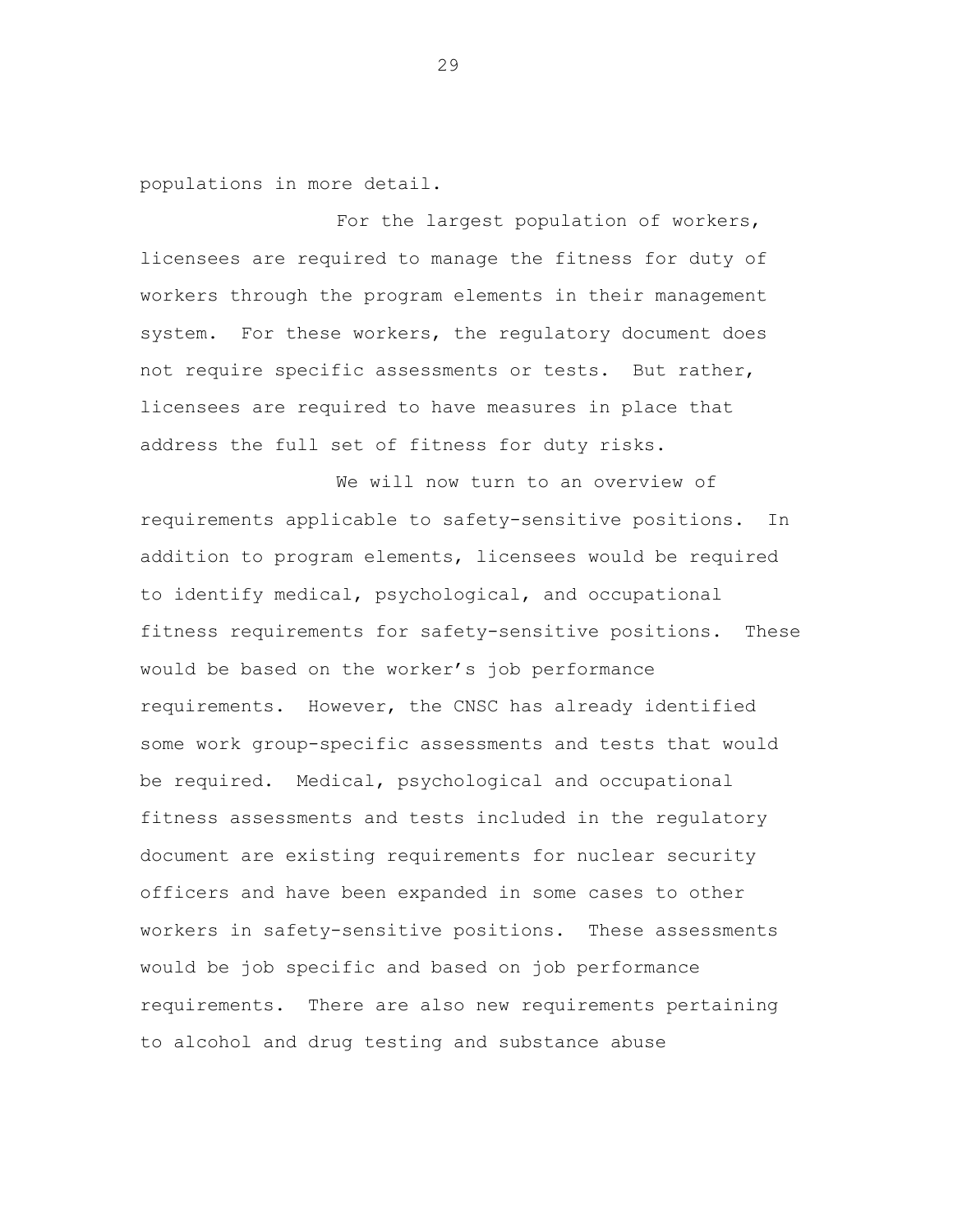populations in more detail.

For the largest population of workers, licensees are required to manage the fitness for duty of workers through the program elements in their management system. For these workers, the regulatory document does not require specific assessments or tests. But rather, licensees are required to have measures in place that address the full set of fitness for duty risks.

We will now turn to an overview of requirements applicable to safety-sensitive positions. In addition to program elements, licensees would be required to identify medical, psychological, and occupational fitness requirements for safety-sensitive positions. These would be based on the worker's job performance requirements. However, the CNSC has already identified some work group-specific assessments and tests that would be required. Medical, psychological and occupational fitness assessments and tests included in the regulatory document are existing requirements for nuclear security officers and have been expanded in some cases to other workers in safety-sensitive positions. These assessments would be job specific and based on job performance requirements. There are also new requirements pertaining to alcohol and drug testing and substance abuse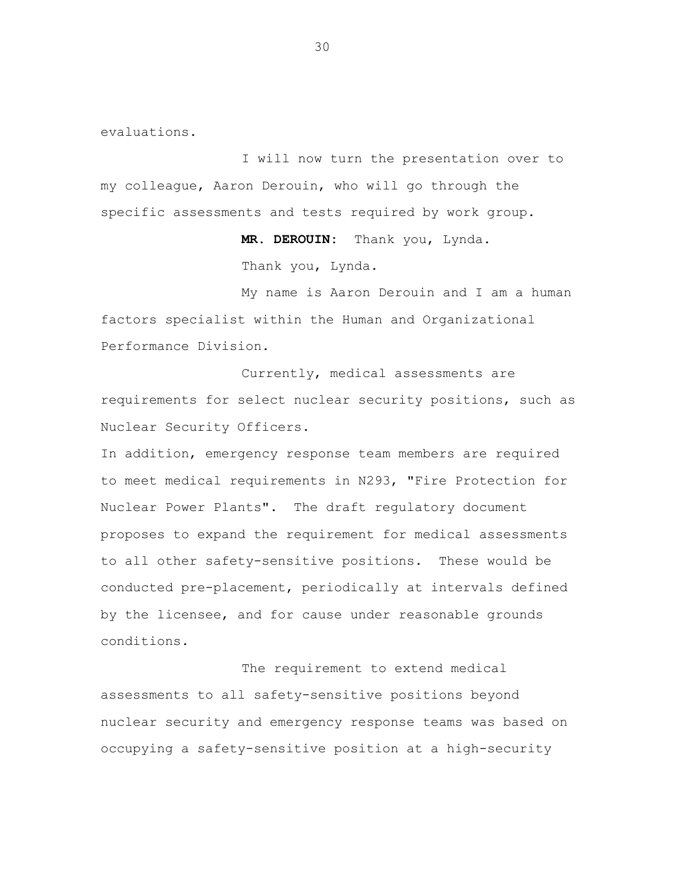evaluations.

I will now turn the presentation over to my colleague, Aaron Derouin, who will go through the specific assessments and tests required by work group.

**MR. DEROUIN:** Thank you, Lynda.

Thank you, Lynda.

My name is Aaron Derouin and I am a human factors specialist within the Human and Organizational Performance Division.

Currently, medical assessments are requirements for select nuclear security positions, such as Nuclear Security Officers.

In addition, emergency response team members are required to meet medical requirements in N293, "Fire Protection for Nuclear Power Plants". The draft regulatory document proposes to expand the requirement for medical assessments to all other safety-sensitive positions. These would be conducted pre-placement, periodically at intervals defined by the licensee, and for cause under reasonable grounds conditions.

The requirement to extend medical assessments to all safety-sensitive positions beyond nuclear security and emergency response teams was based on occupying a safety-sensitive position at a high-security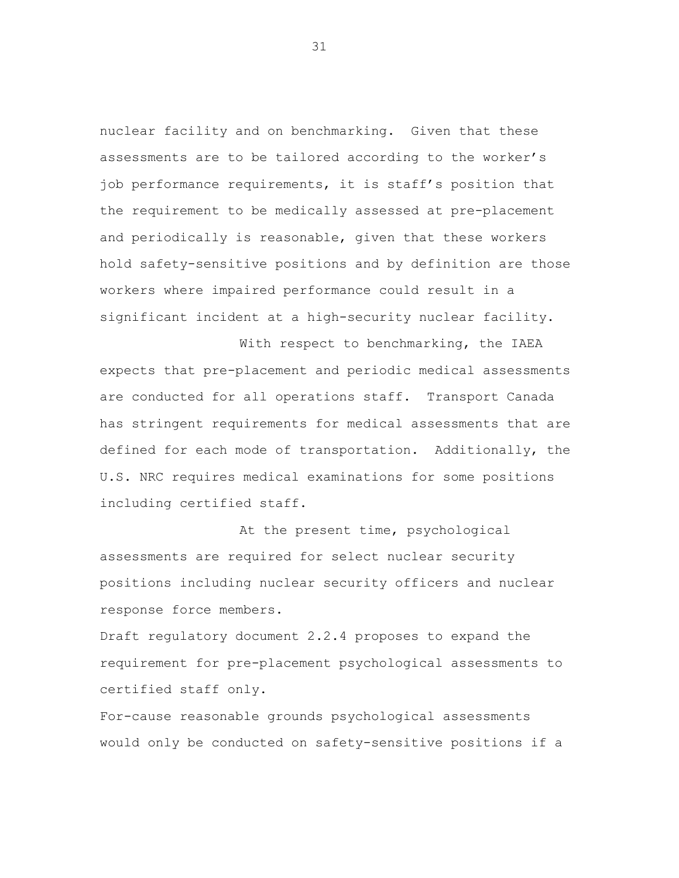nuclear facility and on benchmarking. Given that these assessments are to be tailored according to the worker's job performance requirements, it is staff's position that the requirement to be medically assessed at pre-placement and periodically is reasonable, given that these workers hold safety-sensitive positions and by definition are those workers where impaired performance could result in a significant incident at a high-security nuclear facility.

With respect to benchmarking, the IAEA expects that pre-placement and periodic medical assessments are conducted for all operations staff. Transport Canada has stringent requirements for medical assessments that are defined for each mode of transportation. Additionally, the U.S. NRC requires medical examinations for some positions including certified staff.

At the present time, psychological assessments are required for select nuclear security positions including nuclear security officers and nuclear response force members.

Draft regulatory document 2.2.4 proposes to expand the requirement for pre-placement psychological assessments to certified staff only.

For-cause reasonable grounds psychological assessments would only be conducted on safety-sensitive positions if a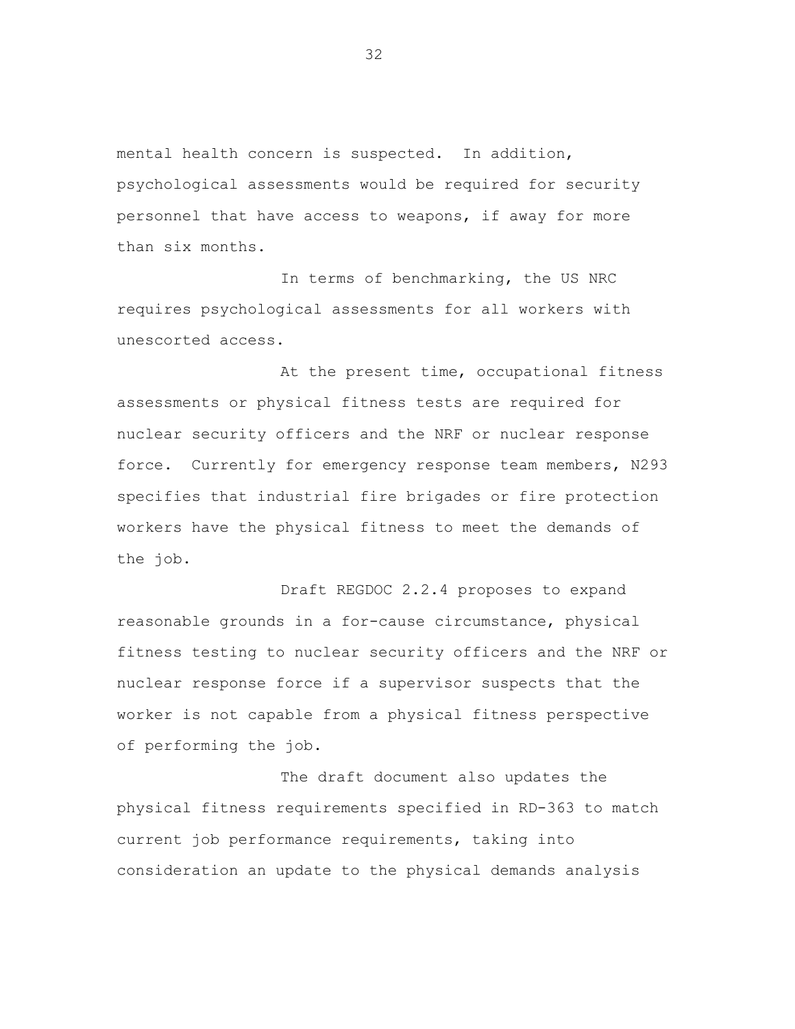mental health concern is suspected. In addition, psychological assessments would be required for security personnel that have access to weapons, if away for more than six months.

In terms of benchmarking, the US NRC requires psychological assessments for all workers with unescorted access.

At the present time, occupational fitness assessments or physical fitness tests are required for nuclear security officers and the NRF or nuclear response force. Currently for emergency response team members, N293 specifies that industrial fire brigades or fire protection workers have the physical fitness to meet the demands of the job.

Draft REGDOC 2.2.4 proposes to expand reasonable grounds in a for-cause circumstance, physical fitness testing to nuclear security officers and the NRF or nuclear response force if a supervisor suspects that the worker is not capable from a physical fitness perspective of performing the job.

The draft document also updates the physical fitness requirements specified in RD-363 to match current job performance requirements, taking into consideration an update to the physical demands analysis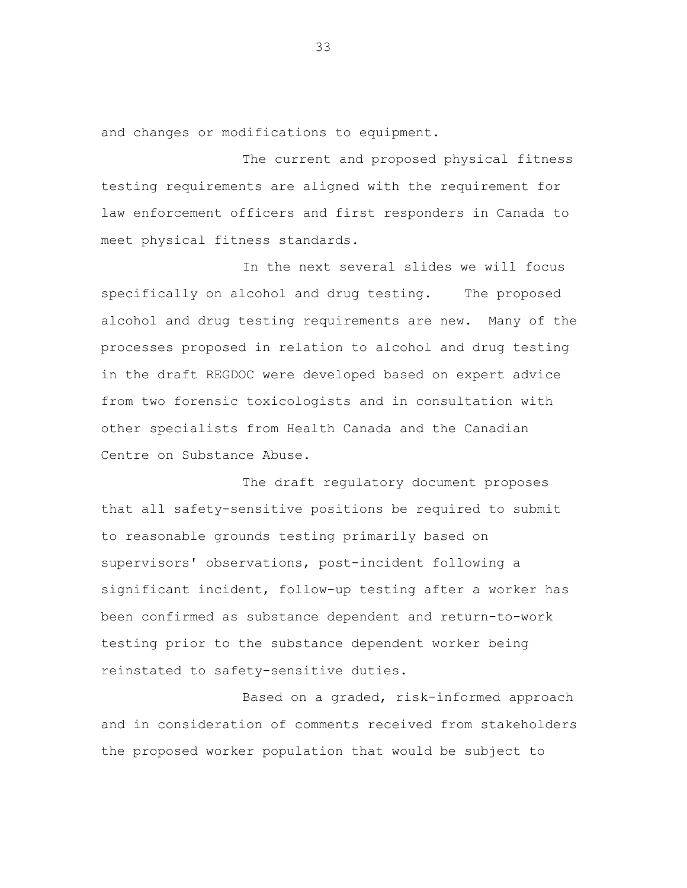and changes or modifications to equipment.

The current and proposed physical fitness testing requirements are aligned with the requirement for law enforcement officers and first responders in Canada to meet physical fitness standards.

In the next several slides we will focus specifically on alcohol and drug testing. The proposed alcohol and drug testing requirements are new. Many of the processes proposed in relation to alcohol and drug testing in the draft REGDOC were developed based on expert advice from two forensic toxicologists and in consultation with other specialists from Health Canada and the Canadian Centre on Substance Abuse.

The draft regulatory document proposes that all safety-sensitive positions be required to submit to reasonable grounds testing primarily based on supervisors' observations, post-incident following a significant incident, follow-up testing after a worker has been confirmed as substance dependent and return-to-work testing prior to the substance dependent worker being reinstated to safety-sensitive duties.

Based on a graded, risk-informed approach and in consideration of comments received from stakeholders the proposed worker population that would be subject to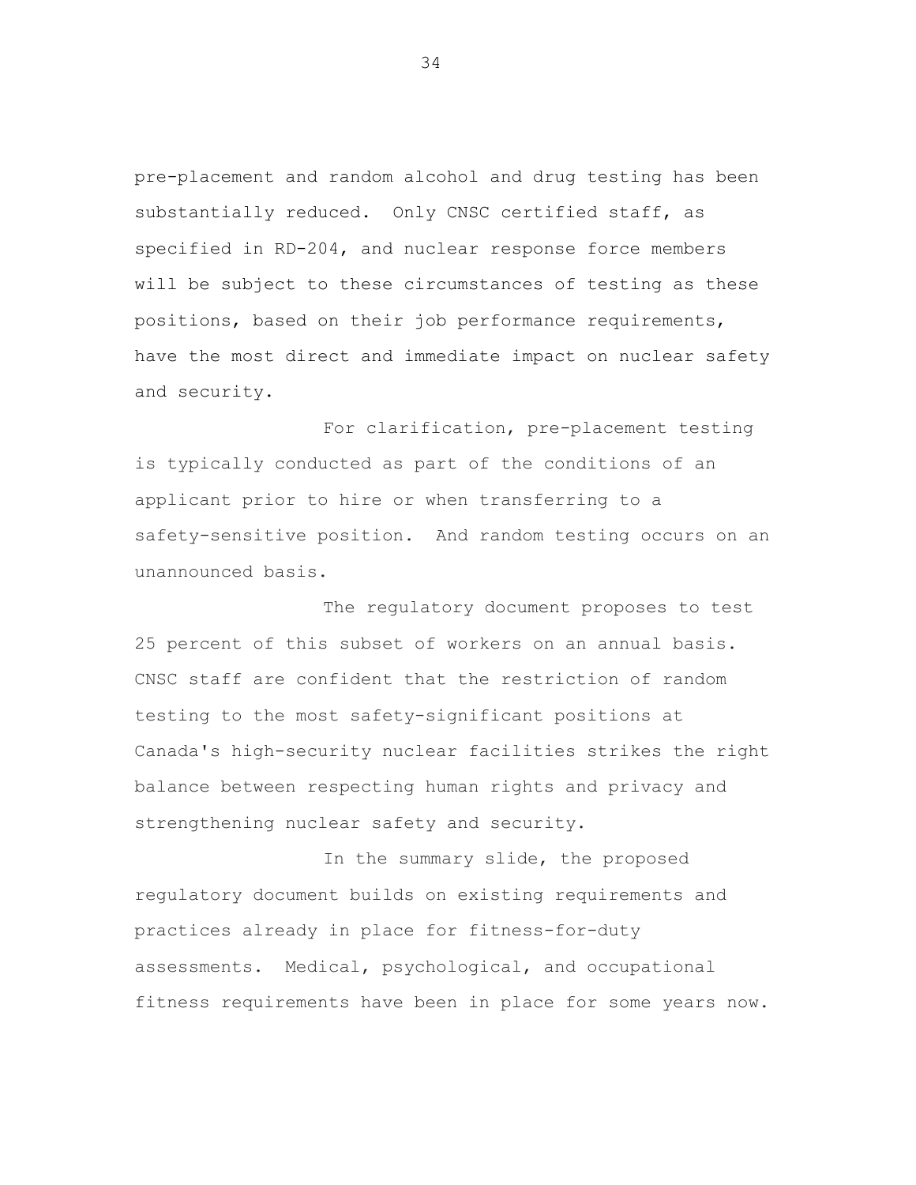pre-placement and random alcohol and drug testing has been substantially reduced. Only CNSC certified staff, as specified in RD-204, and nuclear response force members will be subject to these circumstances of testing as these positions, based on their job performance requirements, have the most direct and immediate impact on nuclear safety and security.

For clarification, pre-placement testing is typically conducted as part of the conditions of an applicant prior to hire or when transferring to a safety-sensitive position. And random testing occurs on an unannounced basis.

The regulatory document proposes to test 25 percent of this subset of workers on an annual basis. CNSC staff are confident that the restriction of random testing to the most safety-significant positions at Canada's high-security nuclear facilities strikes the right balance between respecting human rights and privacy and strengthening nuclear safety and security.

In the summary slide, the proposed regulatory document builds on existing requirements and practices already in place for fitness-for-duty assessments. Medical, psychological, and occupational fitness requirements have been in place for some years now.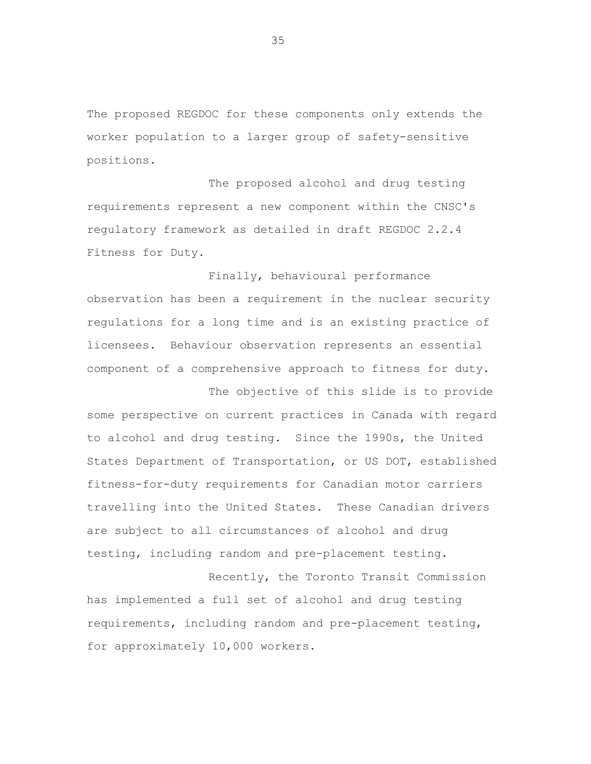The proposed REGDOC for these components only extends the worker population to a larger group of safety-sensitive positions.

The proposed alcohol and drug testing requirements represent a new component within the CNSC's regulatory framework as detailed in draft REGDOC 2.2.4 Fitness for Duty.

Finally, behavioural performance observation has been a requirement in the nuclear security regulations for a long time and is an existing practice of licensees. Behaviour observation represents an essential component of a comprehensive approach to fitness for duty.

The objective of this slide is to provide some perspective on current practices in Canada with regard to alcohol and drug testing. Since the 1990s, the United States Department of Transportation, or US DOT, established fitness-for-duty requirements for Canadian motor carriers travelling into the United States. These Canadian drivers are subject to all circumstances of alcohol and drug testing, including random and pre-placement testing.

Recently, the Toronto Transit Commission has implemented a full set of alcohol and drug testing requirements, including random and pre-placement testing, for approximately 10,000 workers.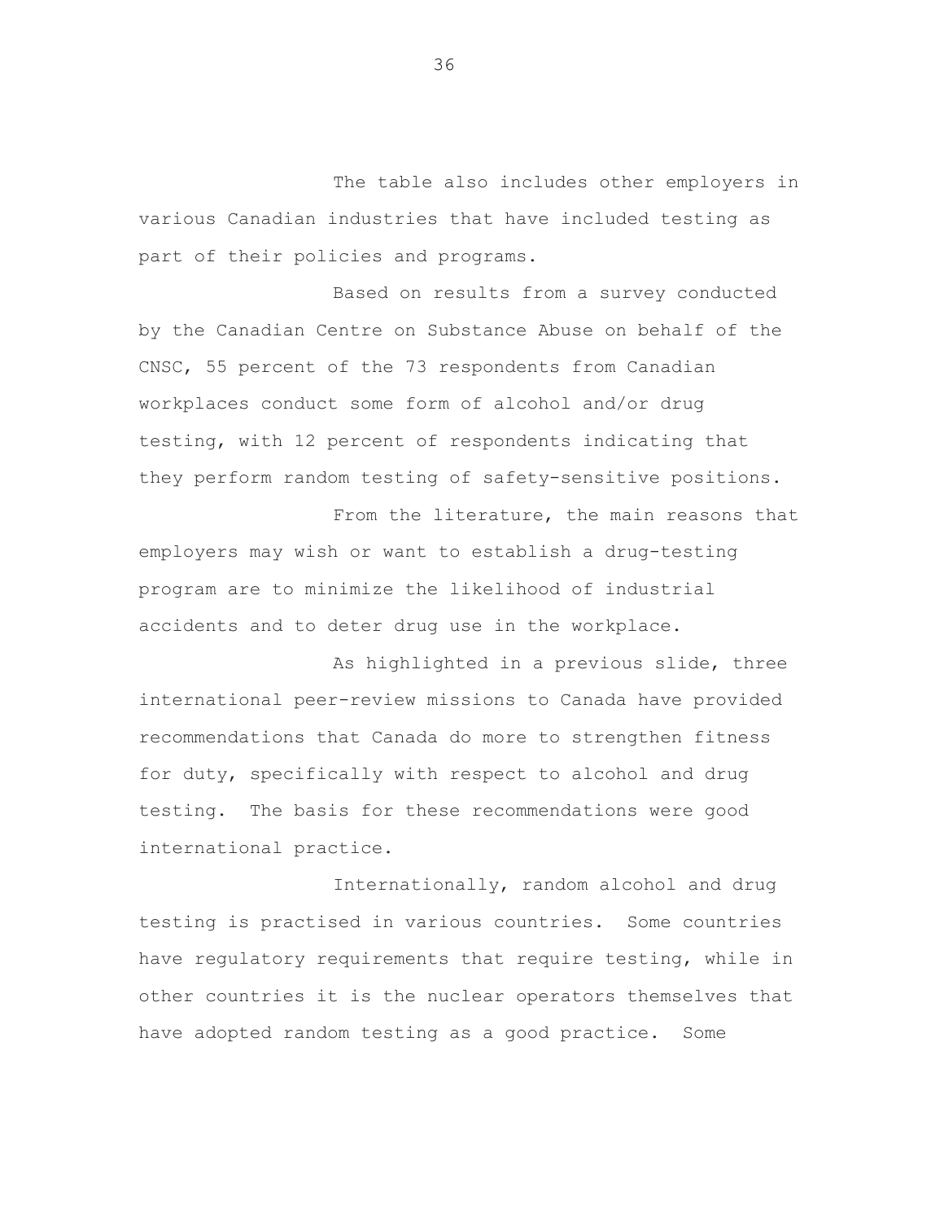The table also includes other employers in various Canadian industries that have included testing as part of their policies and programs.

Based on results from a survey conducted by the Canadian Centre on Substance Abuse on behalf of the CNSC, 55 percent of the 73 respondents from Canadian workplaces conduct some form of alcohol and/or drug testing, with 12 percent of respondents indicating that they perform random testing of safety-sensitive positions.

From the literature, the main reasons that employers may wish or want to establish a drug-testing program are to minimize the likelihood of industrial accidents and to deter drug use in the workplace.

As highlighted in a previous slide, three international peer-review missions to Canada have provided recommendations that Canada do more to strengthen fitness for duty, specifically with respect to alcohol and drug testing. The basis for these recommendations were good international practice.

Internationally, random alcohol and drug testing is practised in various countries. Some countries have regulatory requirements that require testing, while in other countries it is the nuclear operators themselves that have adopted random testing as a good practice. Some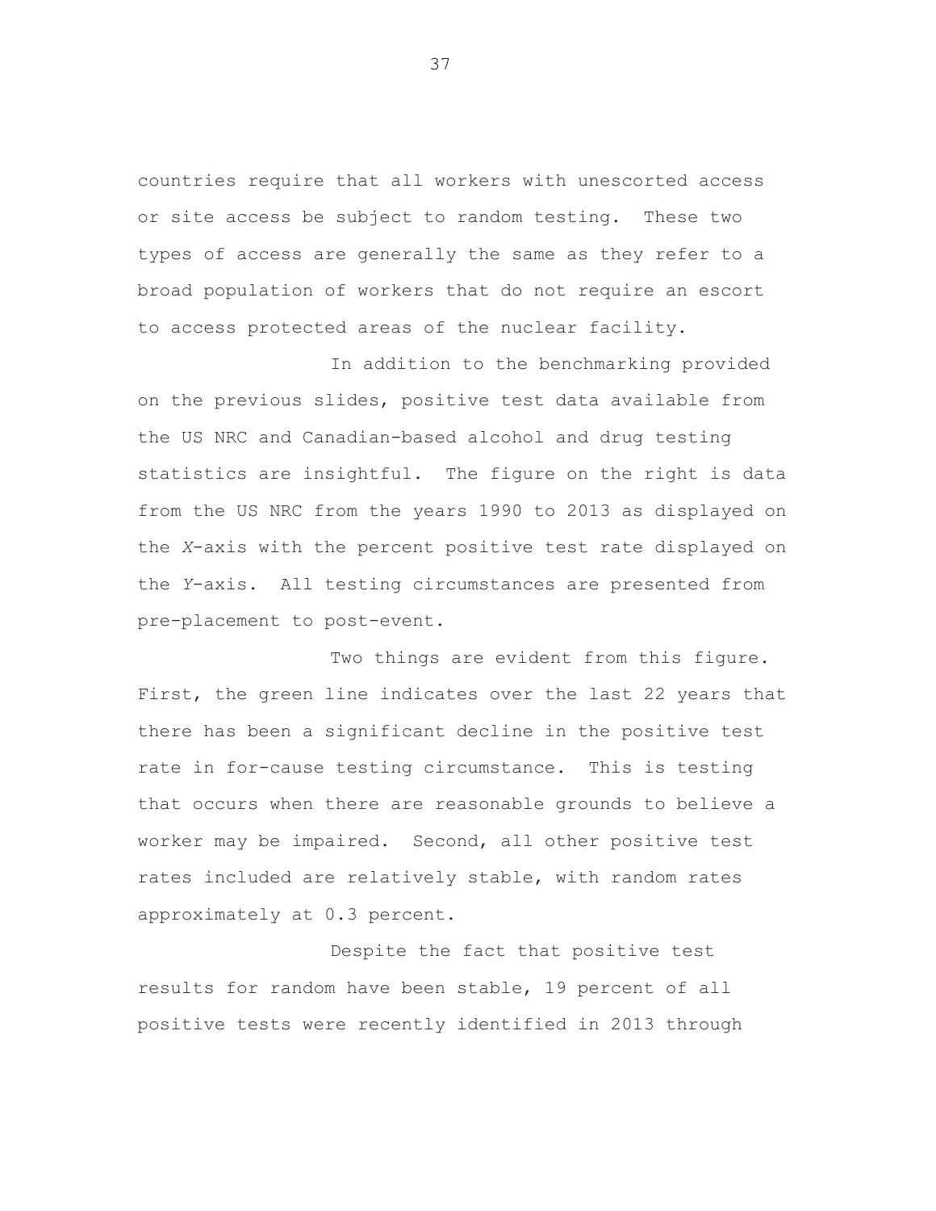countries require that all workers with unescorted access or site access be subject to random testing. These two types of access are generally the same as they refer to a broad population of workers that do not require an escort to access protected areas of the nuclear facility.

In addition to the benchmarking provided on the previous slides, positive test data available from the US NRC and Canadian-based alcohol and drug testing statistics are insightful. The figure on the right is data from the US NRC from the years 1990 to 2013 as displayed on the *X*-axis with the percent positive test rate displayed on the *Y*-axis. All testing circumstances are presented from pre-placement to post-event.

Two things are evident from this figure. First, the green line indicates over the last 22 years that there has been a significant decline in the positive test rate in for-cause testing circumstance. This is testing that occurs when there are reasonable grounds to believe a worker may be impaired. Second, all other positive test rates included are relatively stable, with random rates approximately at 0.3 percent.

Despite the fact that positive test results for random have been stable, 19 percent of all positive tests were recently identified in 2013 through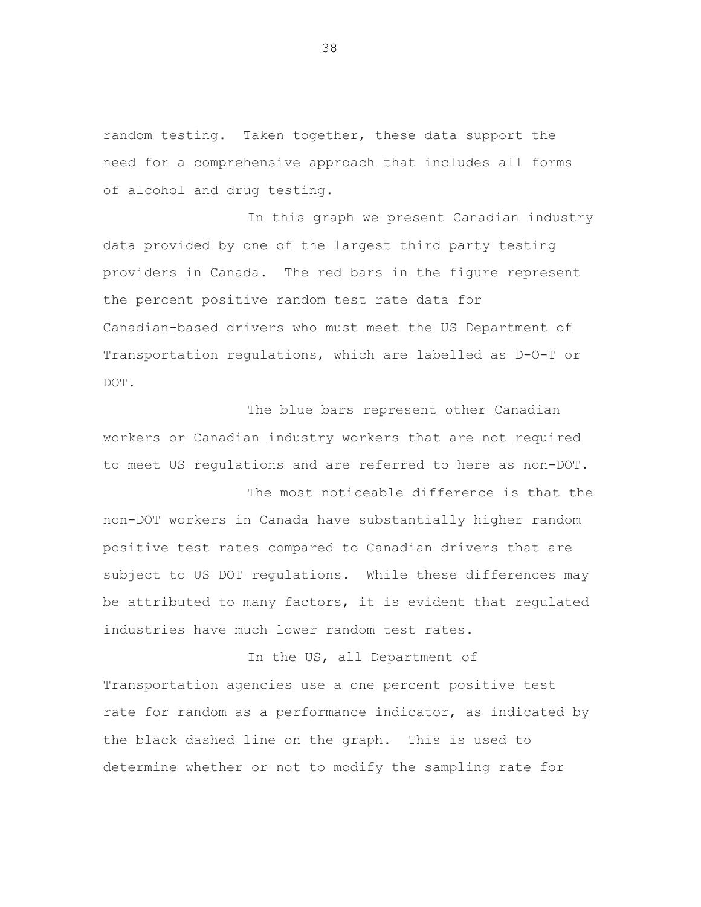random testing. Taken together, these data support the need for a comprehensive approach that includes all forms of alcohol and drug testing.

In this graph we present Canadian industry data provided by one of the largest third party testing providers in Canada. The red bars in the figure represent the percent positive random test rate data for Canadian-based drivers who must meet the US Department of Transportation regulations, which are labelled as D-O-T or DOT.

The blue bars represent other Canadian workers or Canadian industry workers that are not required to meet US regulations and are referred to here as non-DOT.

The most noticeable difference is that the non-DOT workers in Canada have substantially higher random positive test rates compared to Canadian drivers that are subject to US DOT regulations. While these differences may be attributed to many factors, it is evident that regulated industries have much lower random test rates.

In the US, all Department of Transportation agencies use a one percent positive test rate for random as a performance indicator, as indicated by the black dashed line on the graph. This is used to determine whether or not to modify the sampling rate for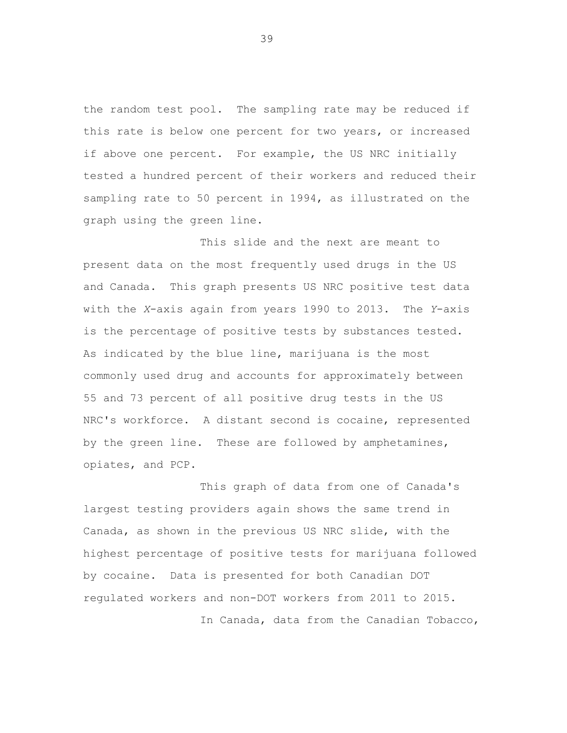the random test pool. The sampling rate may be reduced if this rate is below one percent for two years, or increased if above one percent. For example, the US NRC initially tested a hundred percent of their workers and reduced their sampling rate to 50 percent in 1994, as illustrated on the graph using the green line.

This slide and the next are meant to present data on the most frequently used drugs in the US and Canada. This graph presents US NRC positive test data with the *X*-axis again from years 1990 to 2013. The *Y*-axis is the percentage of positive tests by substances tested. As indicated by the blue line, marijuana is the most commonly used drug and accounts for approximately between 55 and 73 percent of all positive drug tests in the US NRC's workforce. A distant second is cocaine, represented by the green line. These are followed by amphetamines, opiates, and PCP.

This graph of data from one of Canada's largest testing providers again shows the same trend in Canada, as shown in the previous US NRC slide, with the highest percentage of positive tests for marijuana followed by cocaine. Data is presented for both Canadian DOT regulated workers and non-DOT workers from 2011 to 2015.

In Canada, data from the Canadian Tobacco,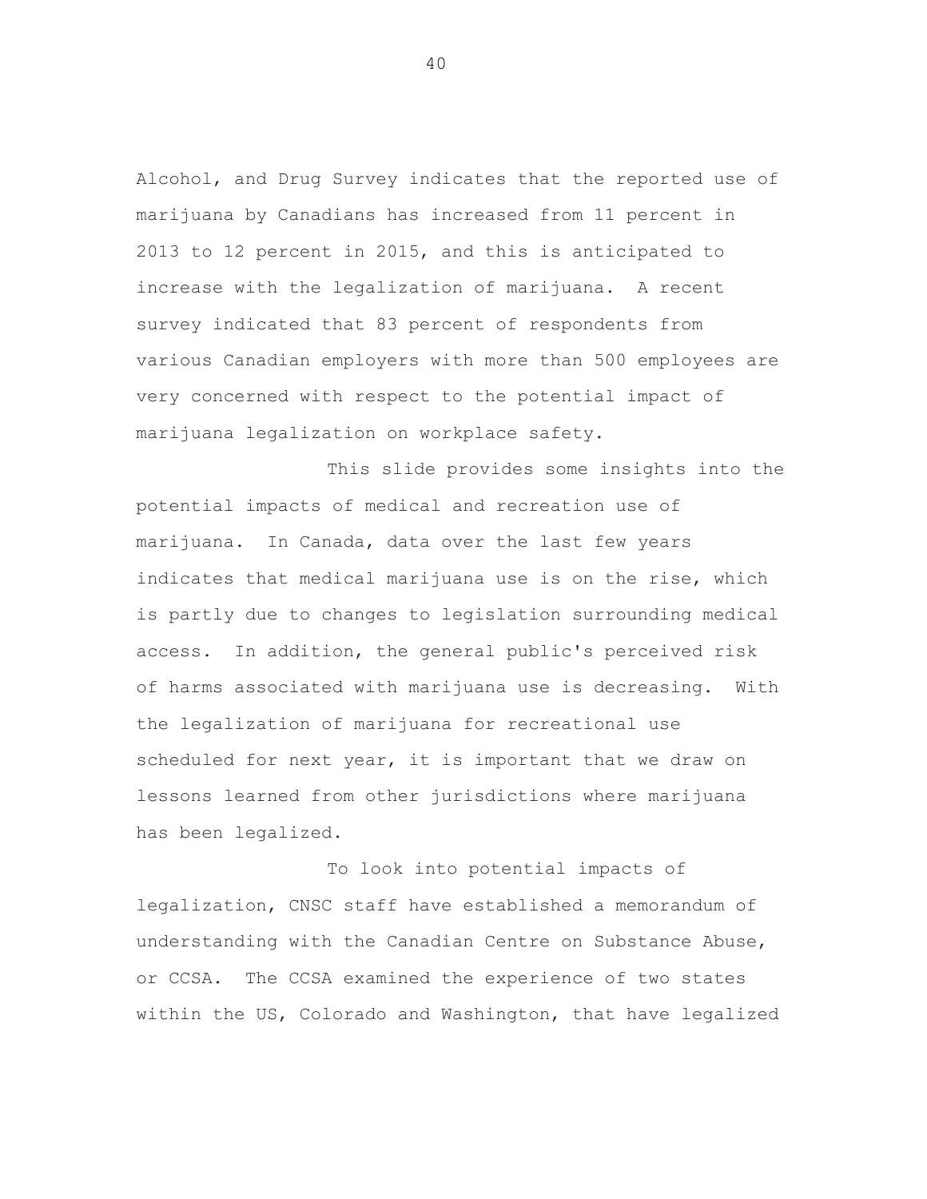Alcohol, and Drug Survey indicates that the reported use of marijuana by Canadians has increased from 11 percent in 2013 to 12 percent in 2015, and this is anticipated to increase with the legalization of marijuana. A recent survey indicated that 83 percent of respondents from various Canadian employers with more than 500 employees are very concerned with respect to the potential impact of marijuana legalization on workplace safety.

This slide provides some insights into the potential impacts of medical and recreation use of marijuana. In Canada, data over the last few years indicates that medical marijuana use is on the rise, which is partly due to changes to legislation surrounding medical access. In addition, the general public's perceived risk of harms associated with marijuana use is decreasing. With the legalization of marijuana for recreational use scheduled for next year, it is important that we draw on lessons learned from other jurisdictions where marijuana has been legalized.

To look into potential impacts of legalization, CNSC staff have established a memorandum of understanding with the Canadian Centre on Substance Abuse, or CCSA. The CCSA examined the experience of two states within the US, Colorado and Washington, that have legalized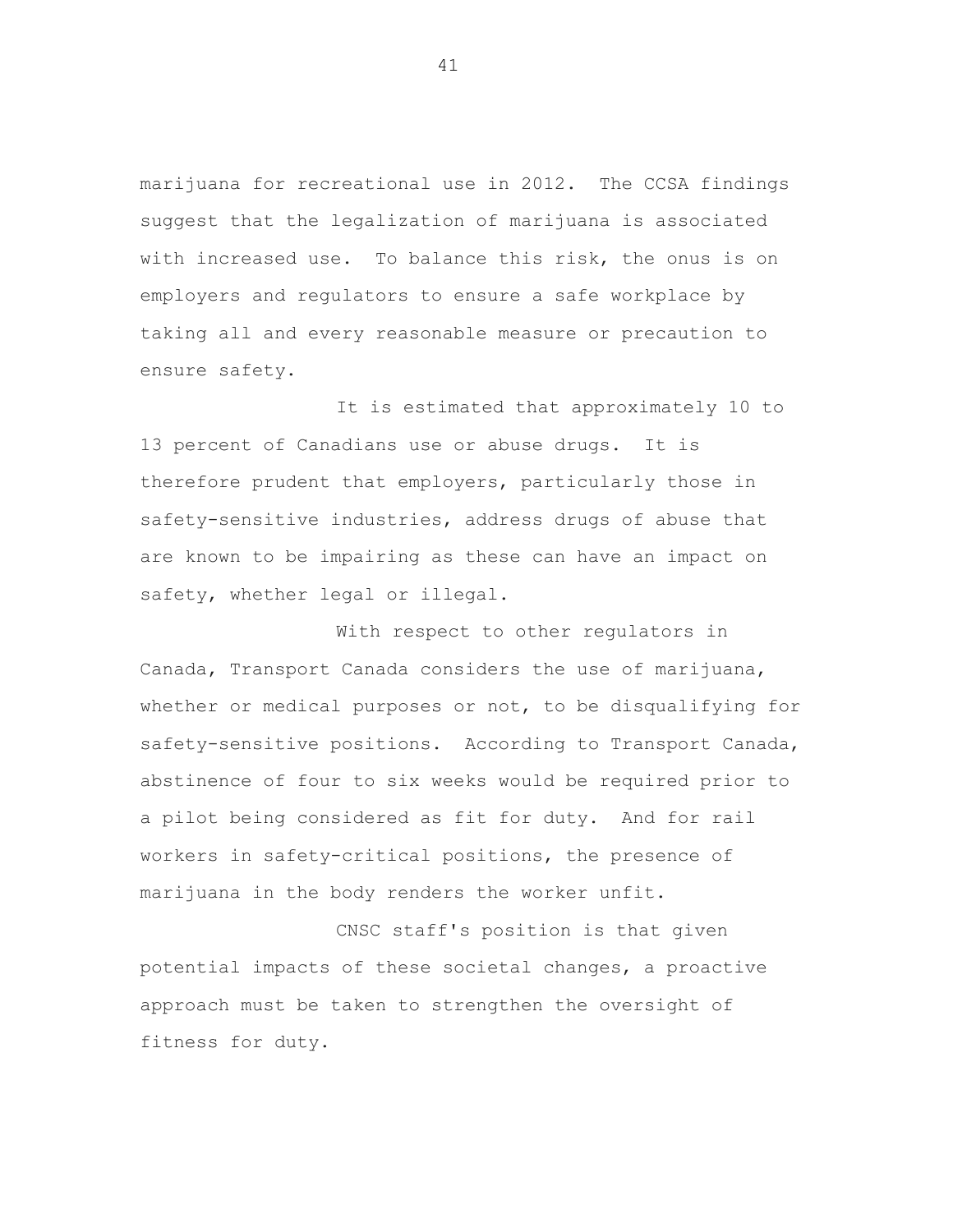marijuana for recreational use in 2012. The CCSA findings suggest that the legalization of marijuana is associated with increased use. To balance this risk, the onus is on employers and regulators to ensure a safe workplace by taking all and every reasonable measure or precaution to ensure safety.

It is estimated that approximately 10 to 13 percent of Canadians use or abuse drugs. It is therefore prudent that employers, particularly those in safety-sensitive industries, address drugs of abuse that are known to be impairing as these can have an impact on safety, whether legal or illegal.

With respect to other regulators in Canada, Transport Canada considers the use of marijuana, whether or medical purposes or not, to be disqualifying for safety-sensitive positions. According to Transport Canada, abstinence of four to six weeks would be required prior to a pilot being considered as fit for duty. And for rail workers in safety-critical positions, the presence of marijuana in the body renders the worker unfit.

CNSC staff's position is that given potential impacts of these societal changes, a proactive approach must be taken to strengthen the oversight of fitness for duty.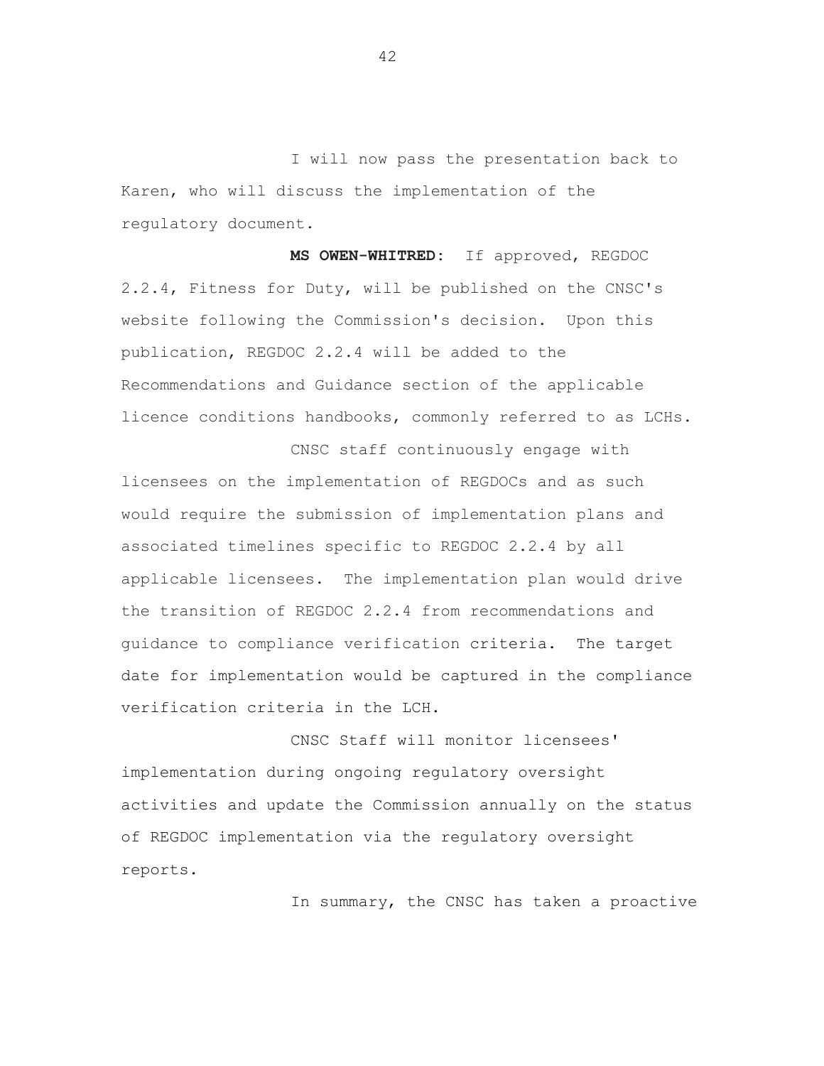I will now pass the presentation back to Karen, who will discuss the implementation of the regulatory document.

**MS OWEN-WHITRED:** If approved, REGDOC 2.2.4, Fitness for Duty, will be published on the CNSC's website following the Commission's decision. Upon this publication, REGDOC 2.2.4 will be added to the Recommendations and Guidance section of the applicable licence conditions handbooks, commonly referred to as LCHs.

CNSC staff continuously engage with licensees on the implementation of REGDOCs and as such would require the submission of implementation plans and associated timelines specific to REGDOC 2.2.4 by all applicable licensees. The implementation plan would drive the transition of REGDOC 2.2.4 from recommendations and guidance to compliance verification criteria. The target date for implementation would be captured in the compliance verification criteria in the LCH.

CNSC Staff will monitor licensees' implementation during ongoing regulatory oversight activities and update the Commission annually on the status of REGDOC implementation via the regulatory oversight reports.

In summary, the CNSC has taken a proactive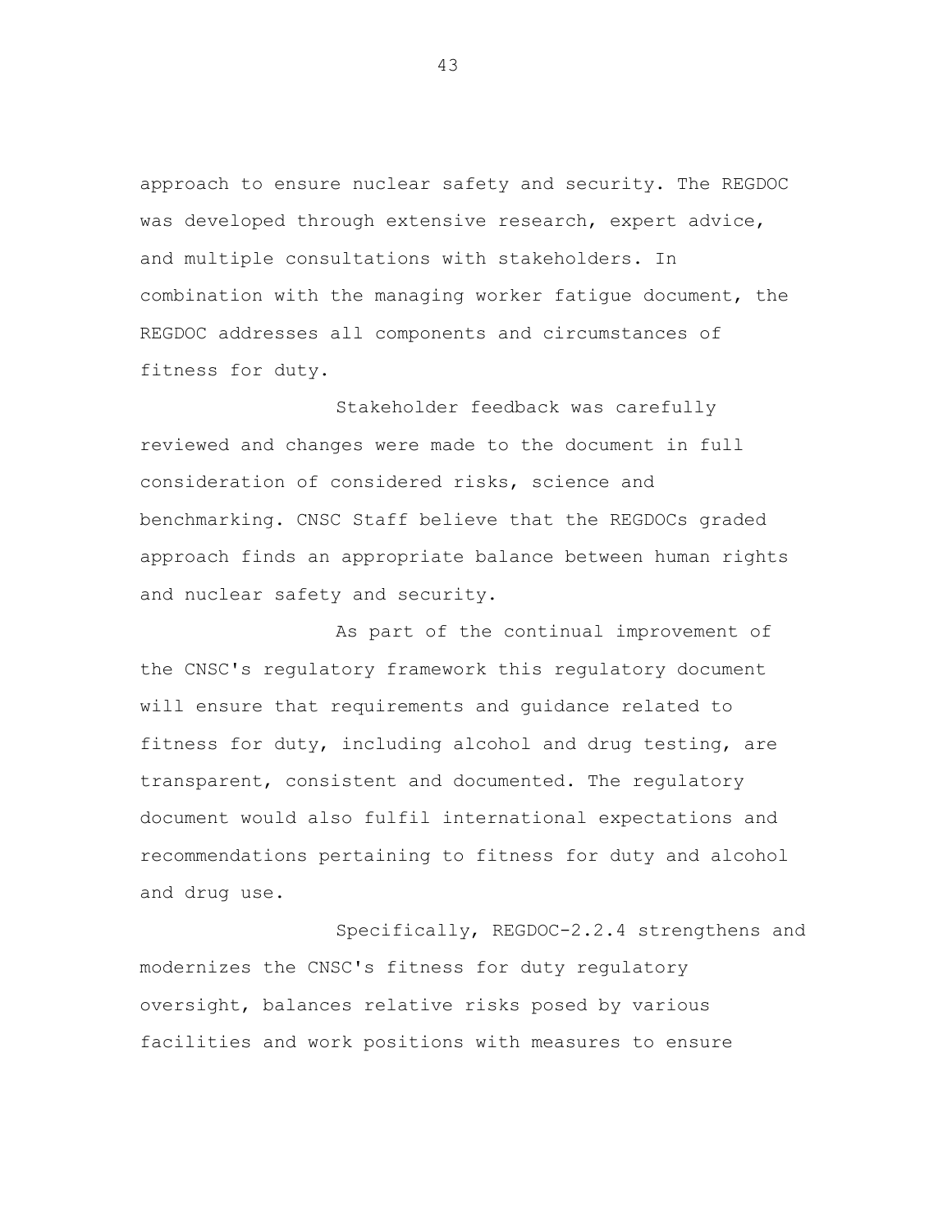approach to ensure nuclear safety and security. The REGDOC was developed through extensive research, expert advice, and multiple consultations with stakeholders. In combination with the managing worker fatigue document, the REGDOC addresses all components and circumstances of fitness for duty.

Stakeholder feedback was carefully reviewed and changes were made to the document in full consideration of considered risks, science and benchmarking. CNSC Staff believe that the REGDOCs graded approach finds an appropriate balance between human rights and nuclear safety and security.

As part of the continual improvement of the CNSC's regulatory framework this regulatory document will ensure that requirements and guidance related to fitness for duty, including alcohol and drug testing, are transparent, consistent and documented. The regulatory document would also fulfil international expectations and recommendations pertaining to fitness for duty and alcohol and drug use.

Specifically, REGDOC-2.2.4 strengthens and modernizes the CNSC's fitness for duty regulatory oversight, balances relative risks posed by various facilities and work positions with measures to ensure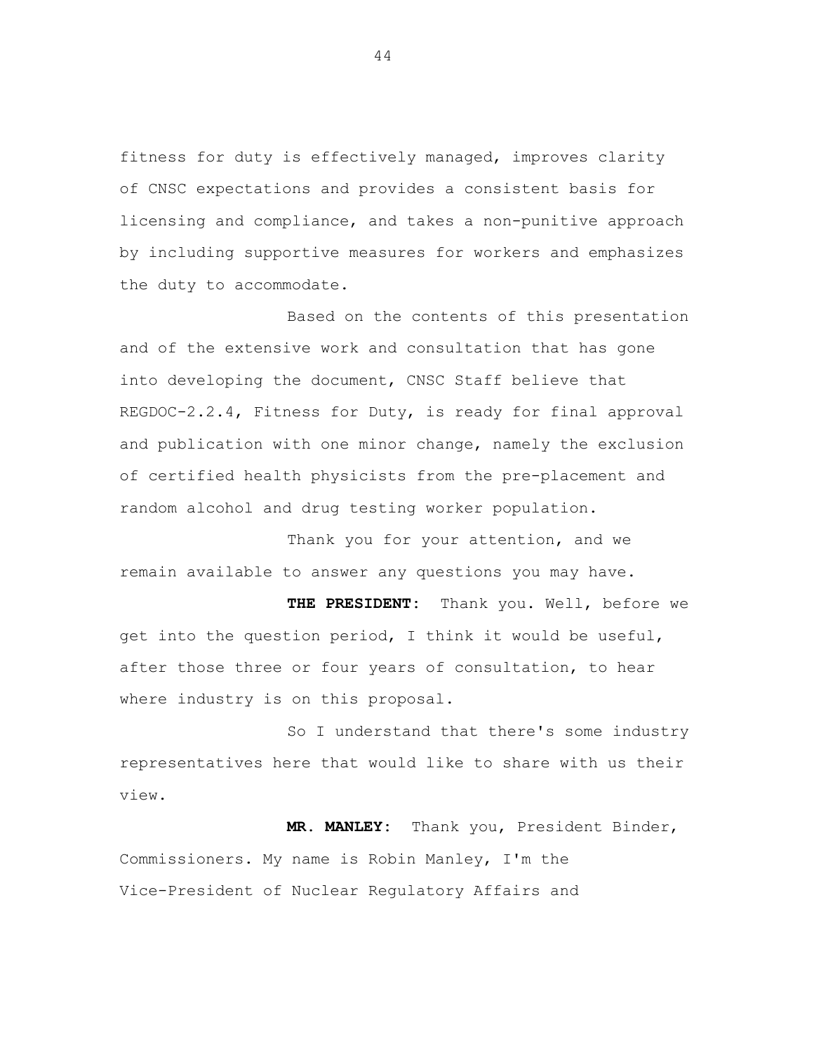fitness for duty is effectively managed, improves clarity of CNSC expectations and provides a consistent basis for licensing and compliance, and takes a non-punitive approach by including supportive measures for workers and emphasizes the duty to accommodate.

Based on the contents of this presentation and of the extensive work and consultation that has gone into developing the document, CNSC Staff believe that REGDOC-2.2.4, Fitness for Duty, is ready for final approval and publication with one minor change, namely the exclusion of certified health physicists from the pre-placement and random alcohol and drug testing worker population.

Thank you for your attention, and we remain available to answer any questions you may have.

**THE PRESIDENT:** Thank you. Well, before we get into the question period, I think it would be useful, after those three or four years of consultation, to hear where industry is on this proposal.

So I understand that there's some industry representatives here that would like to share with us their view.

**MR. MANLEY:** Thank you, President Binder, Commissioners. My name is Robin Manley, I'm the Vice-President of Nuclear Regulatory Affairs and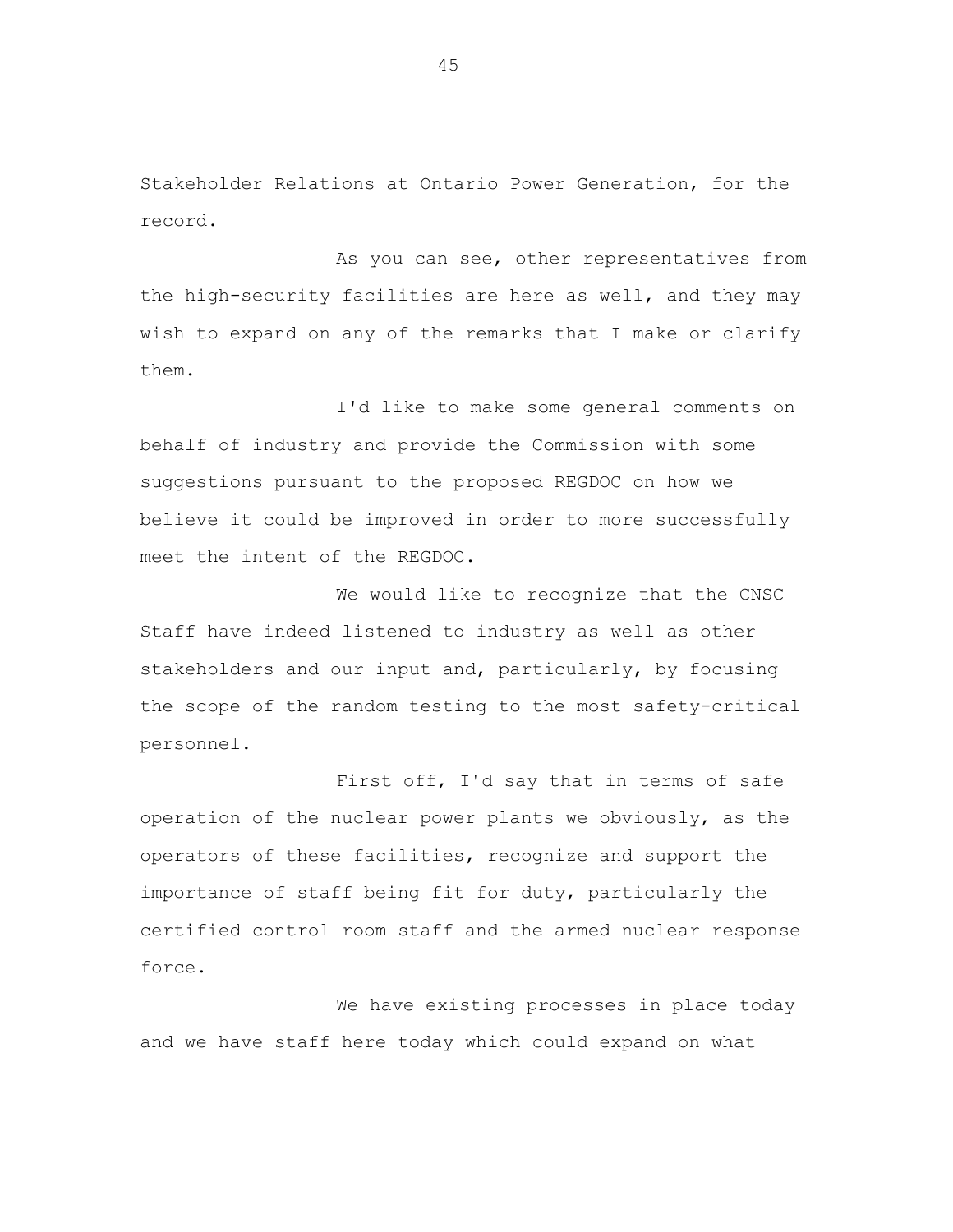Stakeholder Relations at Ontario Power Generation, for the record.

As you can see, other representatives from the high-security facilities are here as well, and they may wish to expand on any of the remarks that I make or clarify them.

I'd like to make some general comments on behalf of industry and provide the Commission with some suggestions pursuant to the proposed REGDOC on how we believe it could be improved in order to more successfully meet the intent of the REGDOC.

We would like to recognize that the CNSC Staff have indeed listened to industry as well as other stakeholders and our input and, particularly, by focusing the scope of the random testing to the most safety-critical personnel.

First off, I'd say that in terms of safe operation of the nuclear power plants we obviously, as the operators of these facilities, recognize and support the importance of staff being fit for duty, particularly the certified control room staff and the armed nuclear response force.

We have existing processes in place today and we have staff here today which could expand on what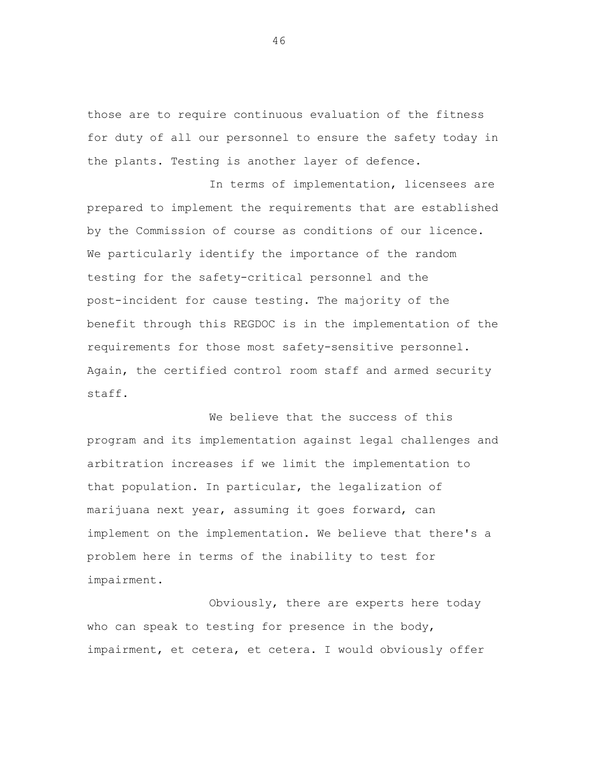those are to require continuous evaluation of the fitness for duty of all our personnel to ensure the safety today in the plants. Testing is another layer of defence.

In terms of implementation, licensees are prepared to implement the requirements that are established by the Commission of course as conditions of our licence. We particularly identify the importance of the random testing for the safety-critical personnel and the post-incident for cause testing. The majority of the benefit through this REGDOC is in the implementation of the requirements for those most safety-sensitive personnel. Again, the certified control room staff and armed security staff.

We believe that the success of this program and its implementation against legal challenges and arbitration increases if we limit the implementation to that population. In particular, the legalization of marijuana next year, assuming it goes forward, can implement on the implementation. We believe that there's a problem here in terms of the inability to test for impairment.

Obviously, there are experts here today who can speak to testing for presence in the body, impairment, et cetera, et cetera. I would obviously offer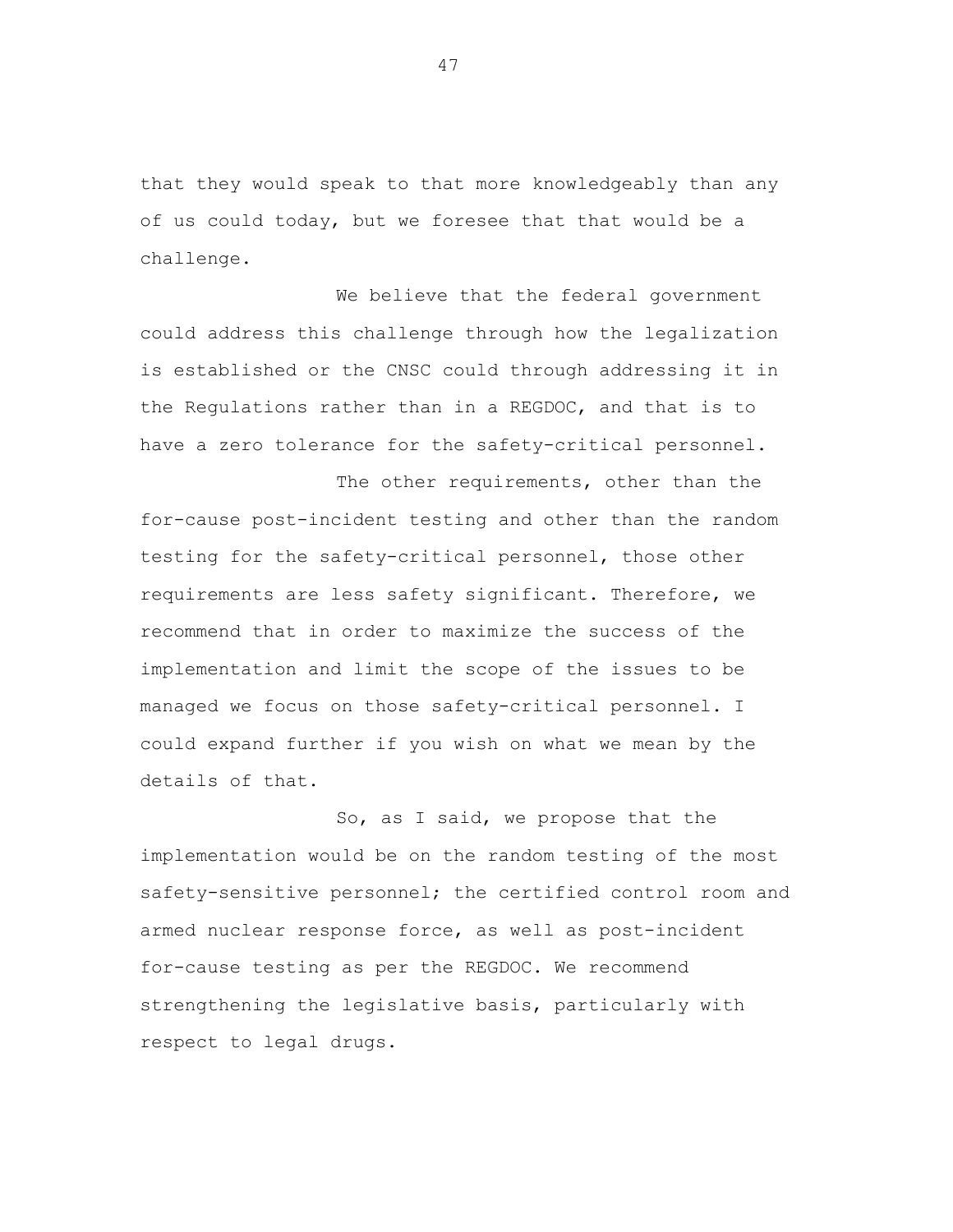that they would speak to that more knowledgeably than any of us could today, but we foresee that that would be a challenge.

We believe that the federal government could address this challenge through how the legalization is established or the CNSC could through addressing it in the Regulations rather than in a REGDOC, and that is to have a zero tolerance for the safety-critical personnel.

The other requirements, other than the for-cause post-incident testing and other than the random testing for the safety-critical personnel, those other requirements are less safety significant. Therefore, we recommend that in order to maximize the success of the implementation and limit the scope of the issues to be managed we focus on those safety-critical personnel. I could expand further if you wish on what we mean by the details of that.

So, as I said, we propose that the implementation would be on the random testing of the most safety-sensitive personnel; the certified control room and armed nuclear response force, as well as post-incident for-cause testing as per the REGDOC. We recommend strengthening the legislative basis, particularly with respect to legal drugs.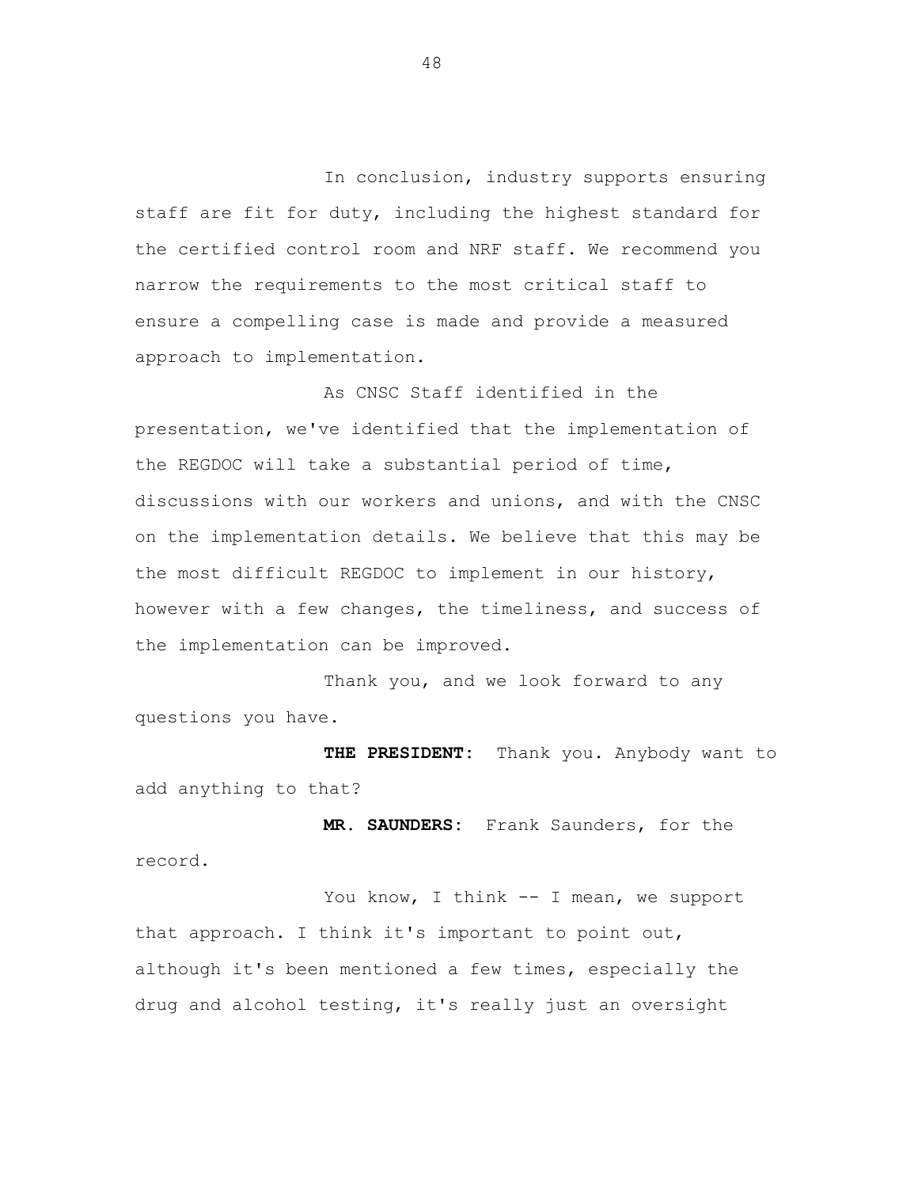In conclusion, industry supports ensuring staff are fit for duty, including the highest standard for the certified control room and NRF staff. We recommend you narrow the requirements to the most critical staff to ensure a compelling case is made and provide a measured approach to implementation.

As CNSC Staff identified in the presentation, we've identified that the implementation of the REGDOC will take a substantial period of time, discussions with our workers and unions, and with the CNSC on the implementation details. We believe that this may be the most difficult REGDOC to implement in our history, however with a few changes, the timeliness, and success of the implementation can be improved.

Thank you, and we look forward to any questions you have.

**THE PRESIDENT:** Thank you. Anybody want to add anything to that?

**MR. SAUNDERS:** Frank Saunders, for the record.

You know, I think -- I mean, we support that approach. I think it's important to point out, although it's been mentioned a few times, especially the drug and alcohol testing, it's really just an oversight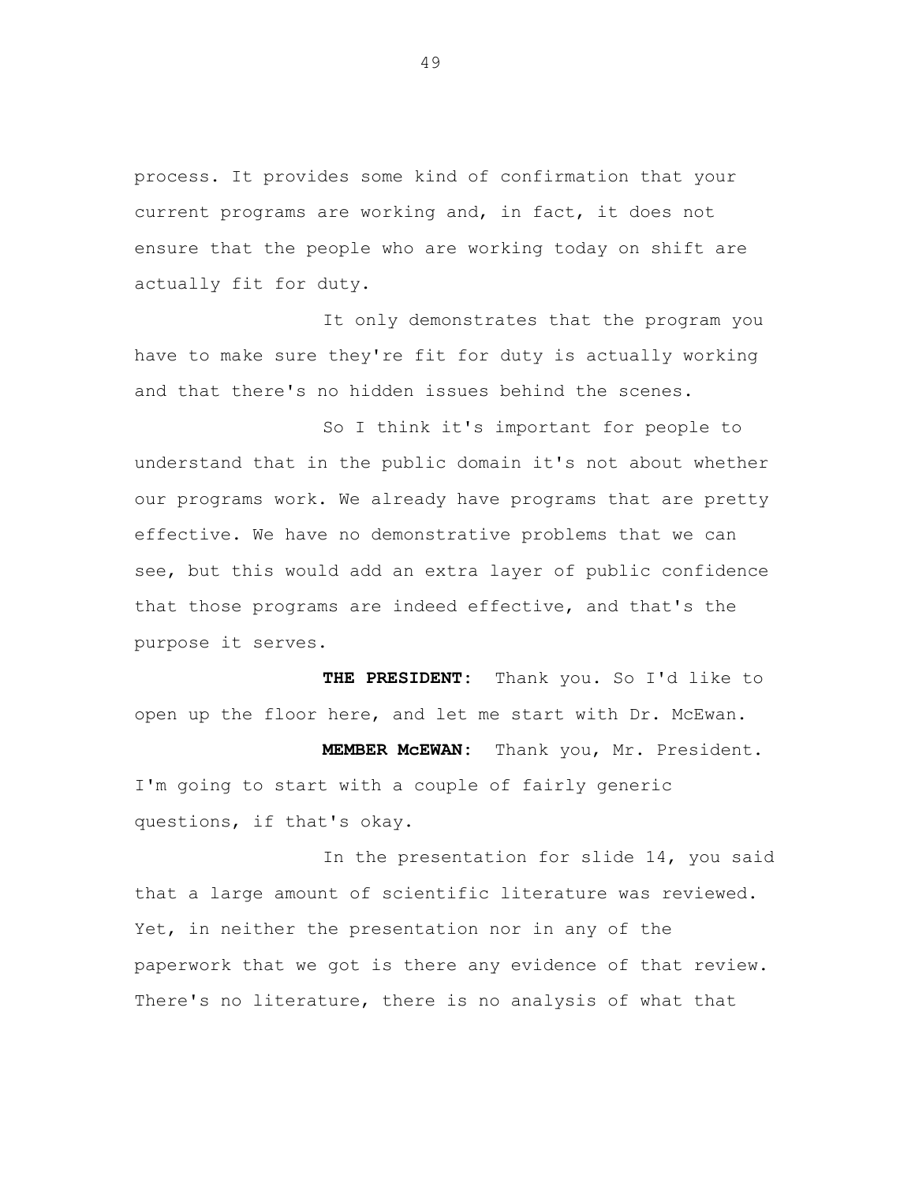process. It provides some kind of confirmation that your current programs are working and, in fact, it does not ensure that the people who are working today on shift are actually fit for duty.

It only demonstrates that the program you have to make sure they're fit for duty is actually working and that there's no hidden issues behind the scenes.

So I think it's important for people to understand that in the public domain it's not about whether our programs work. We already have programs that are pretty effective. We have no demonstrative problems that we can see, but this would add an extra layer of public confidence that those programs are indeed effective, and that's the purpose it serves.

**THE PRESIDENT:** Thank you. So I'd like to open up the floor here, and let me start with Dr. McEwan.

**MEMBER McEWAN:** Thank you, Mr. President. I'm going to start with a couple of fairly generic questions, if that's okay.

In the presentation for slide 14, you said that a large amount of scientific literature was reviewed. Yet, in neither the presentation nor in any of the paperwork that we got is there any evidence of that review. There's no literature, there is no analysis of what that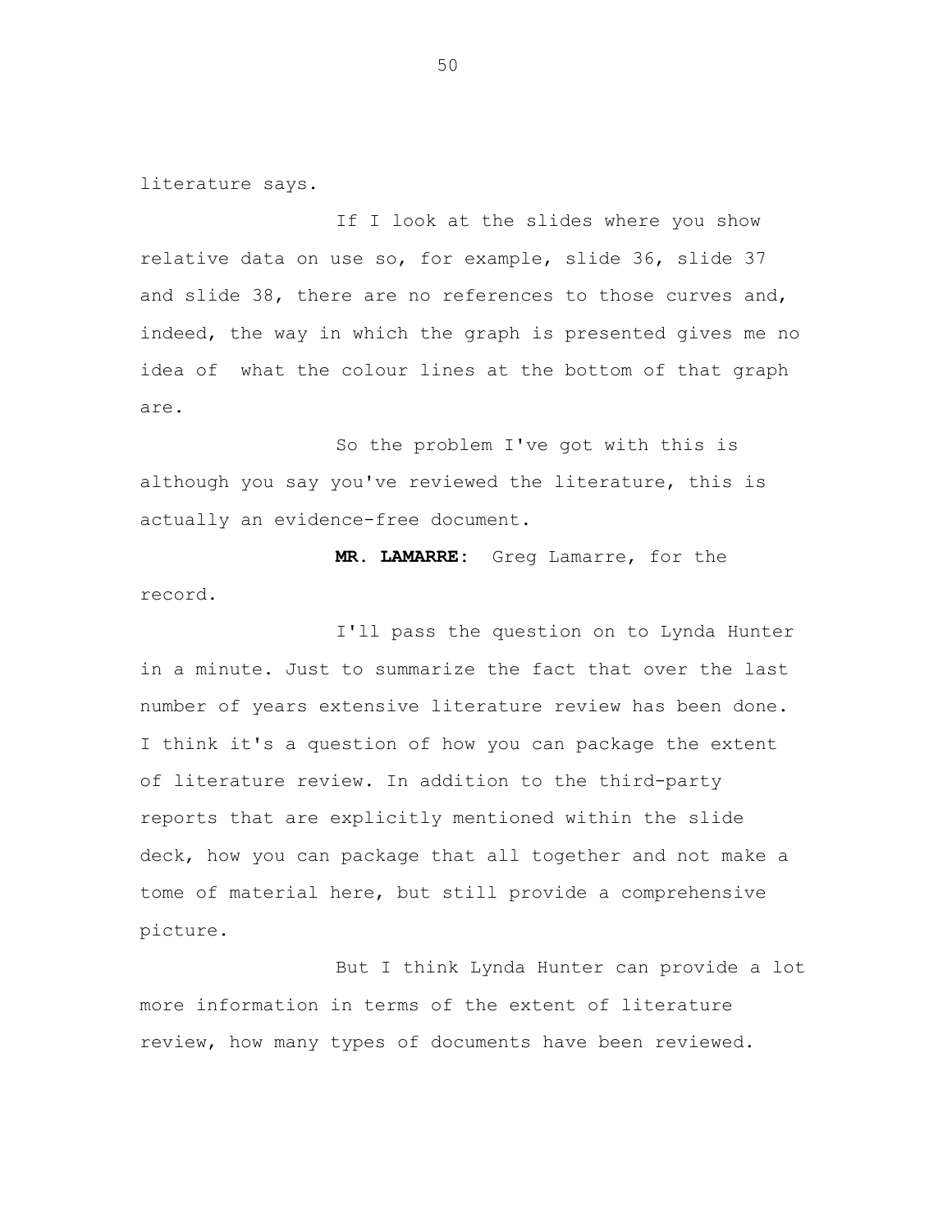literature says.

If I look at the slides where you show relative data on use so, for example, slide 36, slide 37 and slide 38, there are no references to those curves and, indeed, the way in which the graph is presented gives me no idea of what the colour lines at the bottom of that graph are.

So the problem I've got with this is although you say you've reviewed the literature, this is actually an evidence-free document.

**MR. LAMARRE:** Greg Lamarre, for the record.

I'll pass the question on to Lynda Hunter in a minute. Just to summarize the fact that over the last number of years extensive literature review has been done. I think it's a question of how you can package the extent of literature review. In addition to the third-party reports that are explicitly mentioned within the slide deck, how you can package that all together and not make a tome of material here, but still provide a comprehensive picture.

But I think Lynda Hunter can provide a lot more information in terms of the extent of literature review, how many types of documents have been reviewed.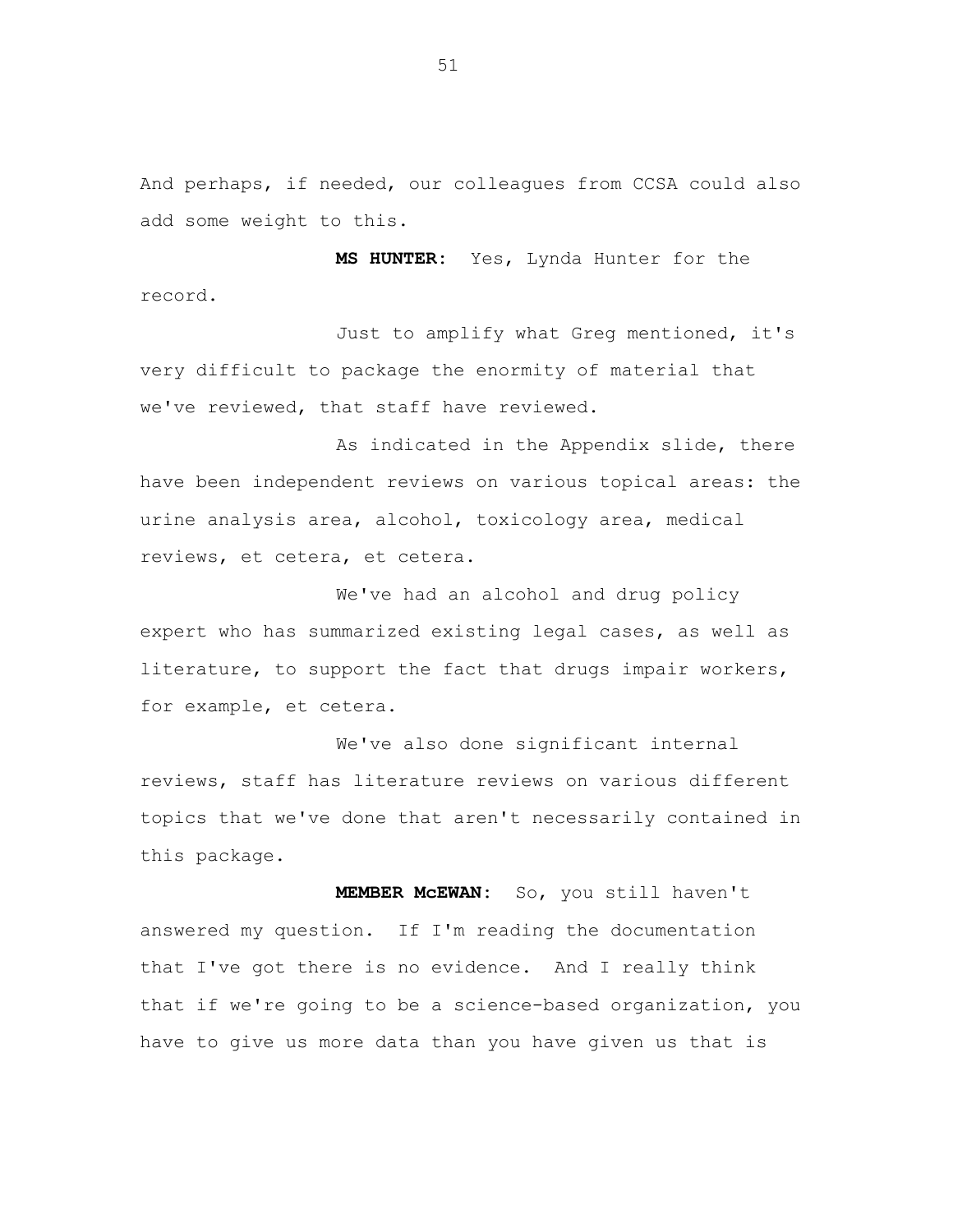And perhaps, if needed, our colleagues from CCSA could also add some weight to this.

**MS HUNTER:** Yes, Lynda Hunter for the record.

Just to amplify what Greg mentioned, it's very difficult to package the enormity of material that we've reviewed, that staff have reviewed.

As indicated in the Appendix slide, there have been independent reviews on various topical areas: the urine analysis area, alcohol, toxicology area, medical reviews, et cetera, et cetera.

We've had an alcohol and drug policy expert who has summarized existing legal cases, as well as literature, to support the fact that drugs impair workers, for example, et cetera.

We've also done significant internal reviews, staff has literature reviews on various different topics that we've done that aren't necessarily contained in this package.

**MEMBER McEWAN:** So, you still haven't answered my question. If I'm reading the documentation that I've got there is no evidence. And I really think that if we're going to be a science-based organization, you have to give us more data than you have given us that is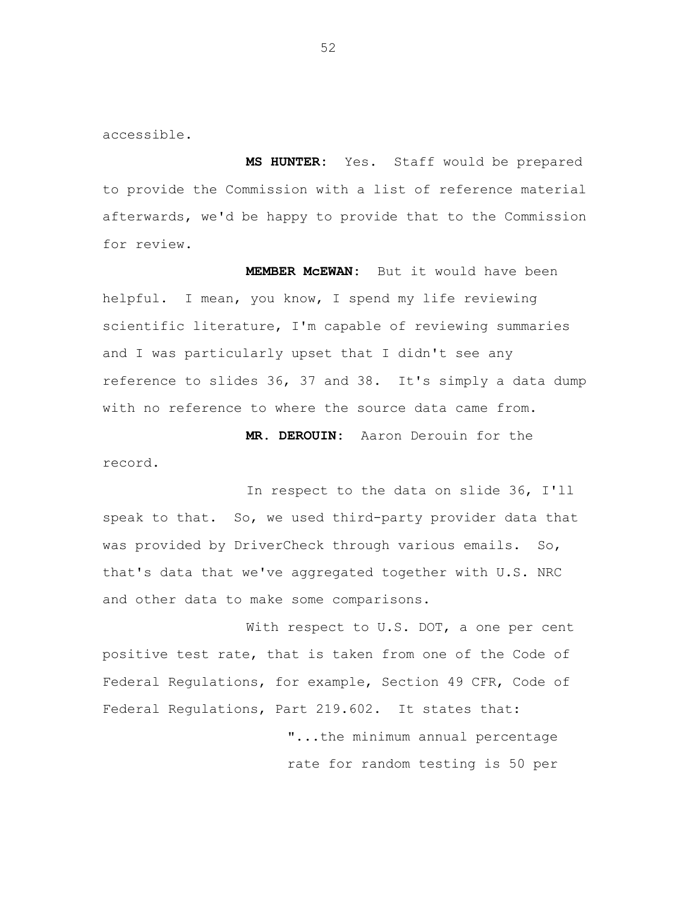accessible.

**MS HUNTER:** Yes. Staff would be prepared to provide the Commission with a list of reference material afterwards, we'd be happy to provide that to the Commission for review.

**MEMBER McEWAN:** But it would have been helpful. I mean, you know, I spend my life reviewing scientific literature, I'm capable of reviewing summaries and I was particularly upset that I didn't see any reference to slides 36, 37 and 38. It's simply a data dump with no reference to where the source data came from.

**MR. DEROUIN:** Aaron Derouin for the record.

In respect to the data on slide 36, I'll speak to that. So, we used third-party provider data that was provided by DriverCheck through various emails. So, that's data that we've aggregated together with U.S. NRC and other data to make some comparisons.

With respect to U.S. DOT, a one per cent positive test rate, that is taken from one of the Code of Federal Regulations, for example, Section 49 CFR, Code of Federal Regulations, Part 219.602. It states that:

> "...the minimum annual percentage rate for random testing is 50 per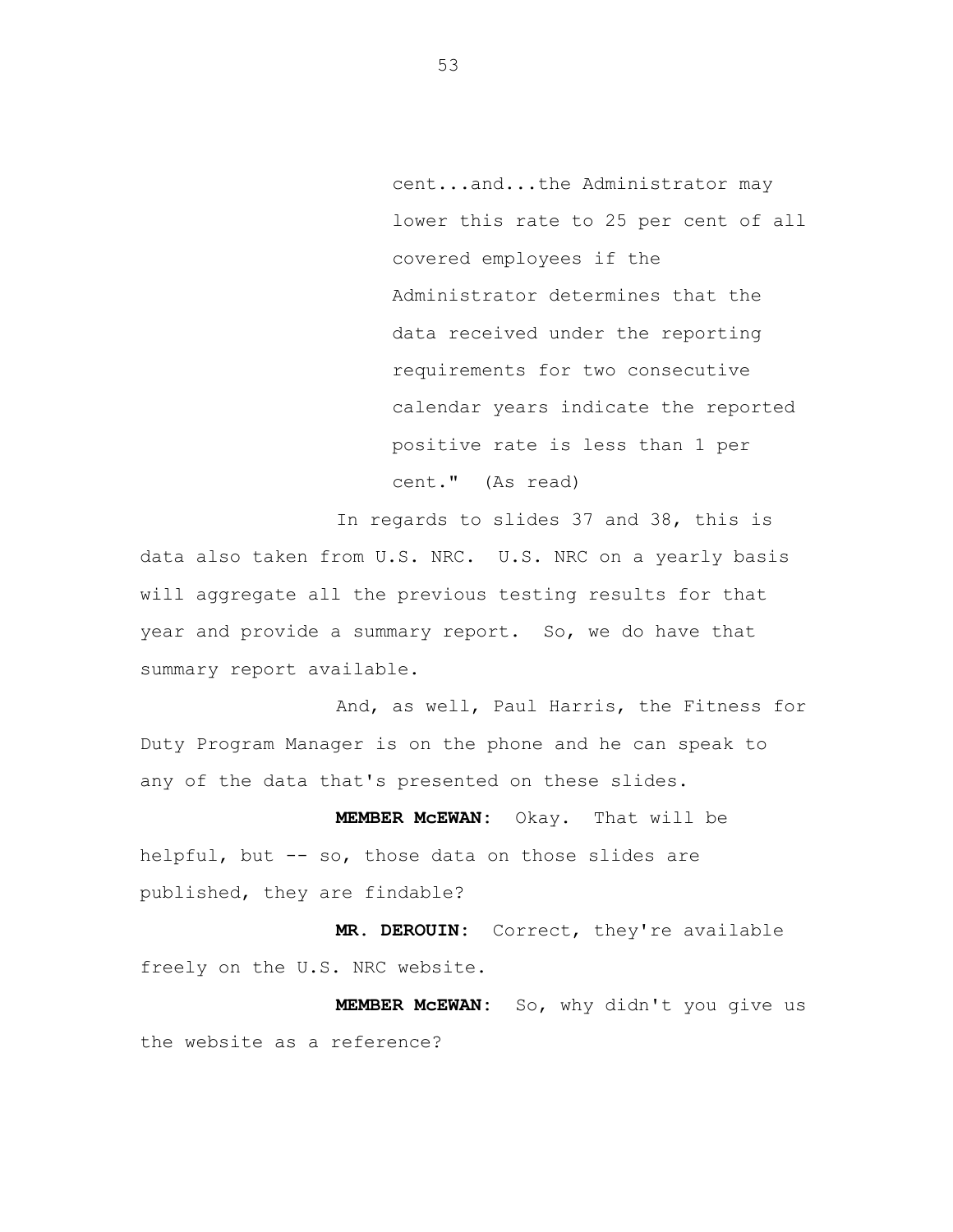> cent...and...the Administrator may lower this rate to 25 per cent of all covered employees if the Administrator determines that the data received under the reporting requirements for two consecutive calendar years indicate the reported positive rate is less than 1 per cent." (As read)

In regards to slides 37 and 38, this is data also taken from U.S. NRC. U.S. NRC on a yearly basis will aggregate all the previous testing results for that year and provide a summary report. So, we do have that summary report available.

And, as well, Paul Harris, the Fitness for Duty Program Manager is on the phone and he can speak to any of the data that's presented on these slides.

**MEMBER McEWAN:** Okay. That will be helpful, but -- so, those data on those slides are published, they are findable?

**MR. DEROUIN:** Correct, they're available freely on the U.S. NRC website.

**MEMBER McEWAN:** So, why didn't you give us the website as a reference?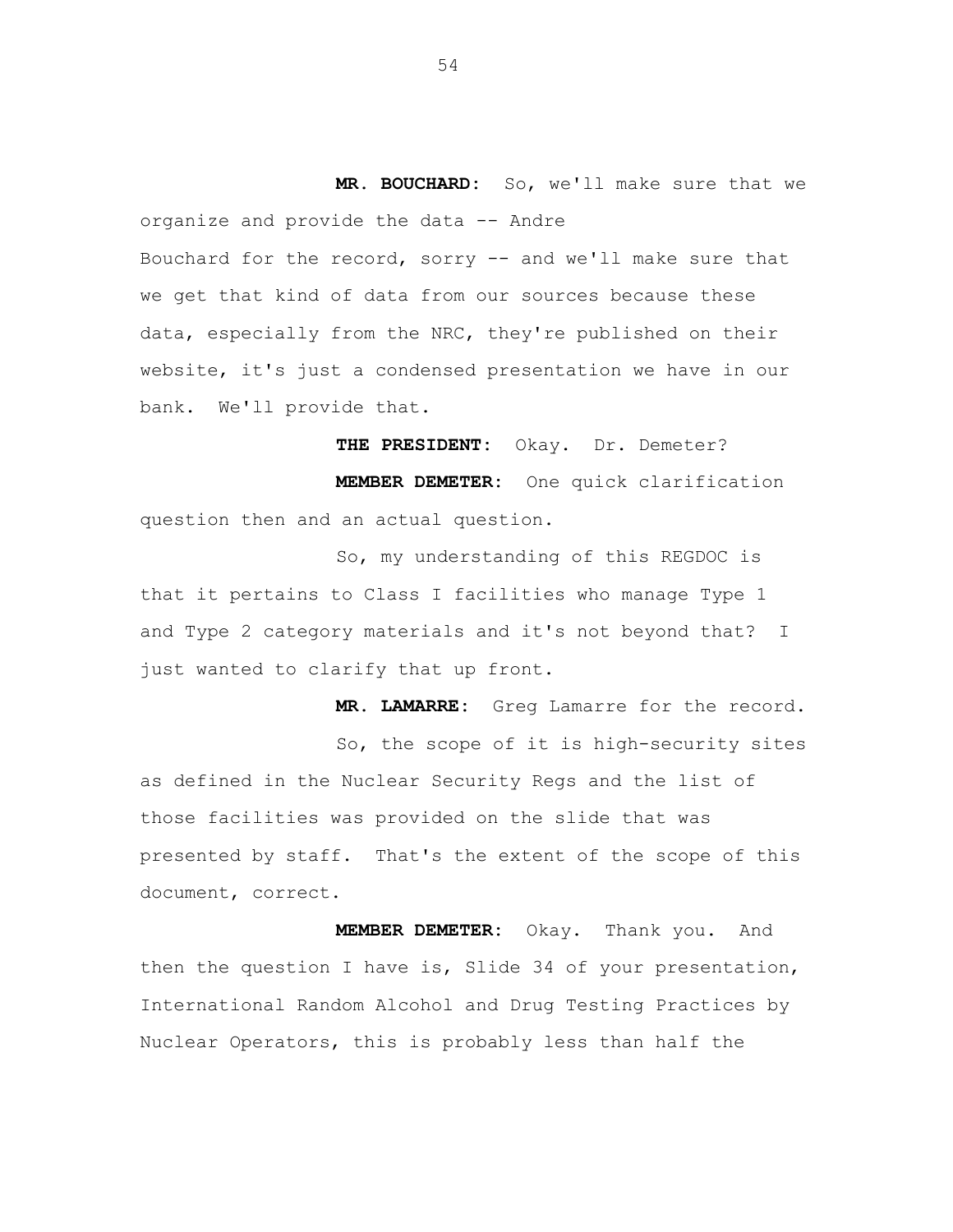**MR. BOUCHARD:** So, we'll make sure that we organize and provide the data -- Andre Bouchard for the record, sorry -- and we'll make sure that we get that kind of data from our sources because these data, especially from the NRC, they're published on their website, it's just a condensed presentation we have in our bank. We'll provide that.

**THE PRESIDENT:** Okay. Dr. Demeter?

**MEMBER DEMETER:** One quick clarification question then and an actual question.

So, my understanding of this REGDOC is that it pertains to Class I facilities who manage Type 1 and Type 2 category materials and it's not beyond that? I just wanted to clarify that up front.

**MR. LAMARRE:** Greg Lamarre for the record.

So, the scope of it is high-security sites as defined in the Nuclear Security Regs and the list of those facilities was provided on the slide that was presented by staff. That's the extent of the scope of this document, correct.

**MEMBER DEMETER:** Okay. Thank you. And then the question I have is, Slide 34 of your presentation, International Random Alcohol and Drug Testing Practices by Nuclear Operators, this is probably less than half the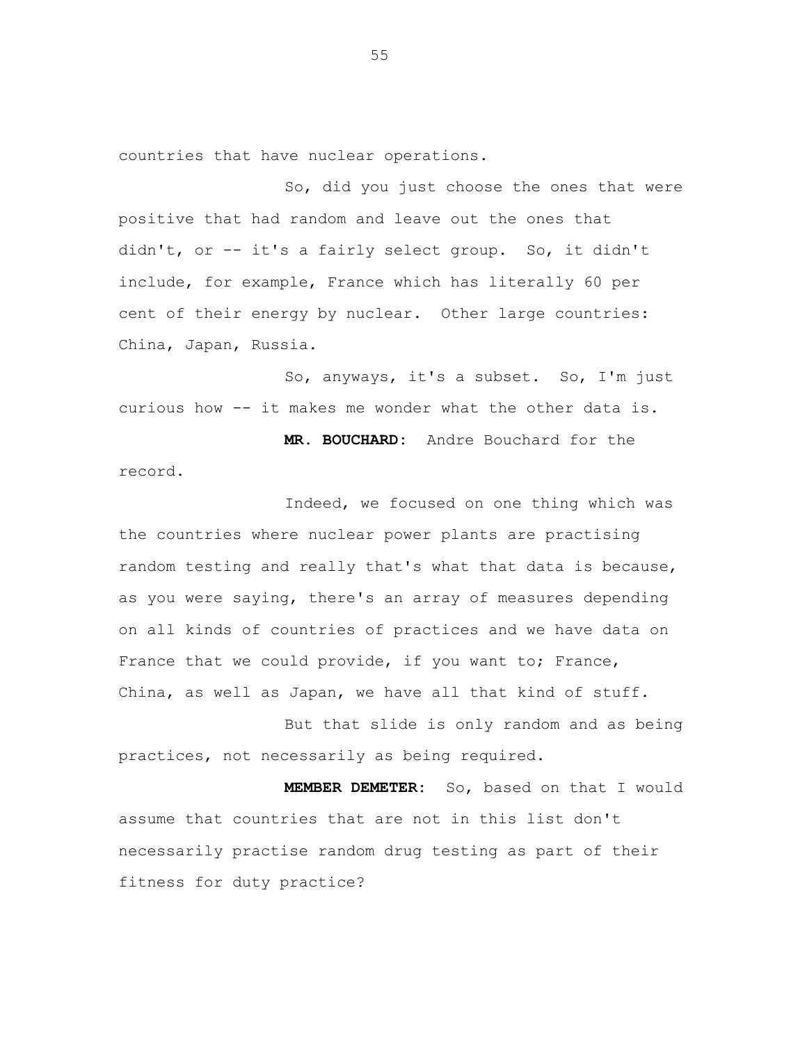countries that have nuclear operations.

So, did you just choose the ones that were positive that had random and leave out the ones that didn't, or -- it's a fairly select group. So, it didn't include, for example, France which has literally 60 per cent of their energy by nuclear. Other large countries: China, Japan, Russia.

So, anyways, it's a subset. So, I'm just curious how -- it makes me wonder what the other data is.

**MR. BOUCHARD:** Andre Bouchard for the record.

Indeed, we focused on one thing which was the countries where nuclear power plants are practising random testing and really that's what that data is because, as you were saying, there's an array of measures depending on all kinds of countries of practices and we have data on France that we could provide, if you want to; France, China, as well as Japan, we have all that kind of stuff.

But that slide is only random and as being practices, not necessarily as being required.

**MEMBER DEMETER:** So, based on that I would assume that countries that are not in this list don't necessarily practise random drug testing as part of their fitness for duty practice?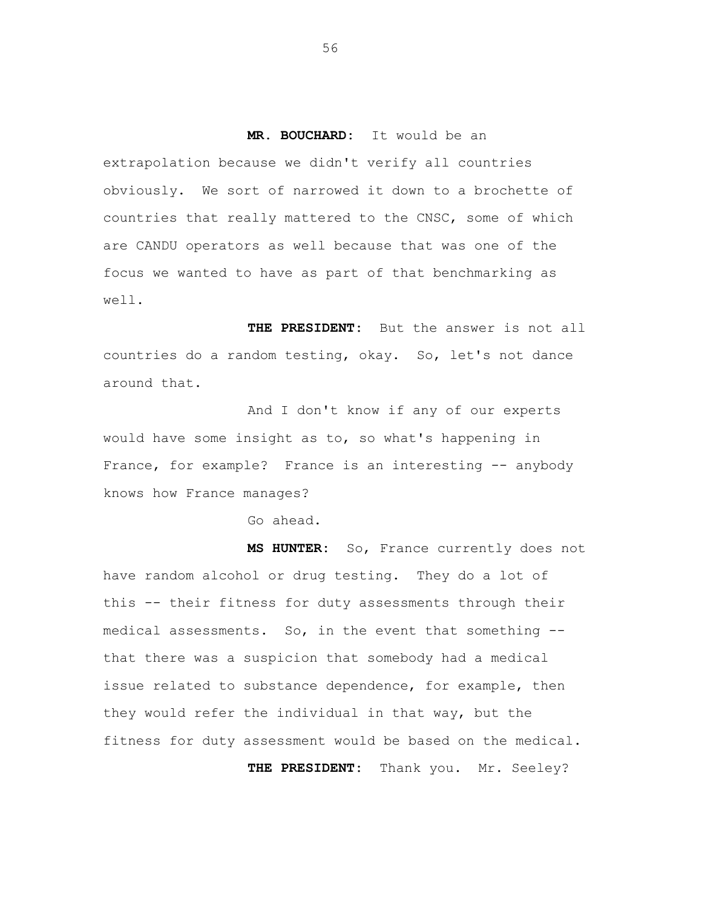**MR. BOUCHARD:** It would be an extrapolation because we didn't verify all countries obviously. We sort of narrowed it down to a brochette of countries that really mattered to the CNSC, some of which are CANDU operators as well because that was one of the focus we wanted to have as part of that benchmarking as well.

**THE PRESIDENT:** But the answer is not all countries do a random testing, okay. So, let's not dance around that.

And I don't know if any of our experts would have some insight as to, so what's happening in France, for example? France is an interesting -- anybody knows how France manages?

Go ahead.

**MS HUNTER:** So, France currently does not have random alcohol or drug testing. They do a lot of this -- their fitness for duty assessments through their medical assessments. So, in the event that something -- that there was a suspicion that somebody had a medical issue related to substance dependence, for example, then they would refer the individual in that way, but the fitness for duty assessment would be based on the medical.

**THE PRESIDENT:** Thank you. Mr. Seeley?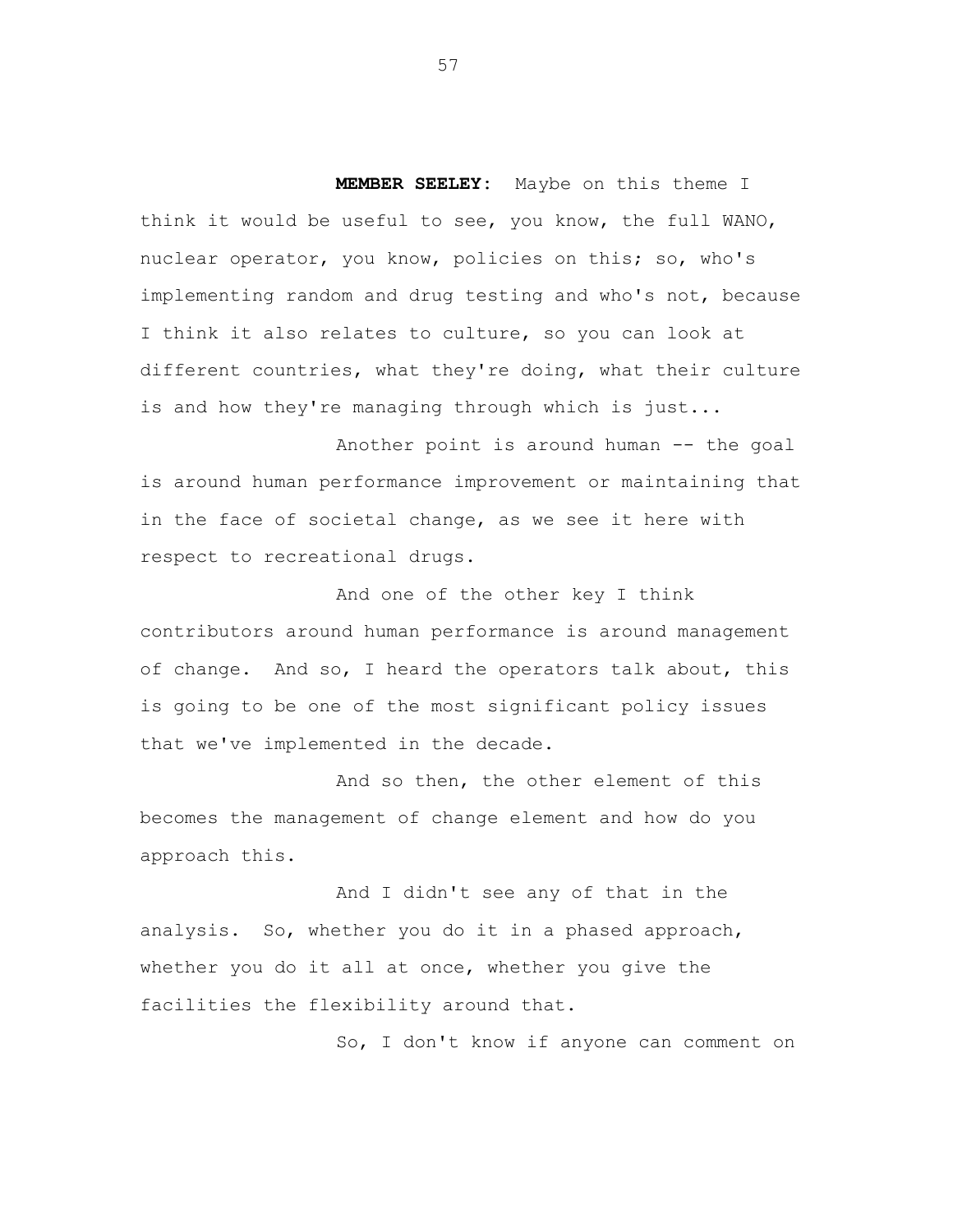**MEMBER SEELEY:** Maybe on this theme I think it would be useful to see, you know, the full WANO, nuclear operator, you know, policies on this; so, who's implementing random and drug testing and who's not, because I think it also relates to culture, so you can look at different countries, what they're doing, what their culture is and how they're managing through which is just...

Another point is around human -- the goal is around human performance improvement or maintaining that in the face of societal change, as we see it here with respect to recreational drugs.

And one of the other key I think contributors around human performance is around management of change. And so, I heard the operators talk about, this is going to be one of the most significant policy issues that we've implemented in the decade.

And so then, the other element of this becomes the management of change element and how do you approach this.

And I didn't see any of that in the analysis. So, whether you do it in a phased approach, whether you do it all at once, whether you give the facilities the flexibility around that.

So, I don't know if anyone can comment on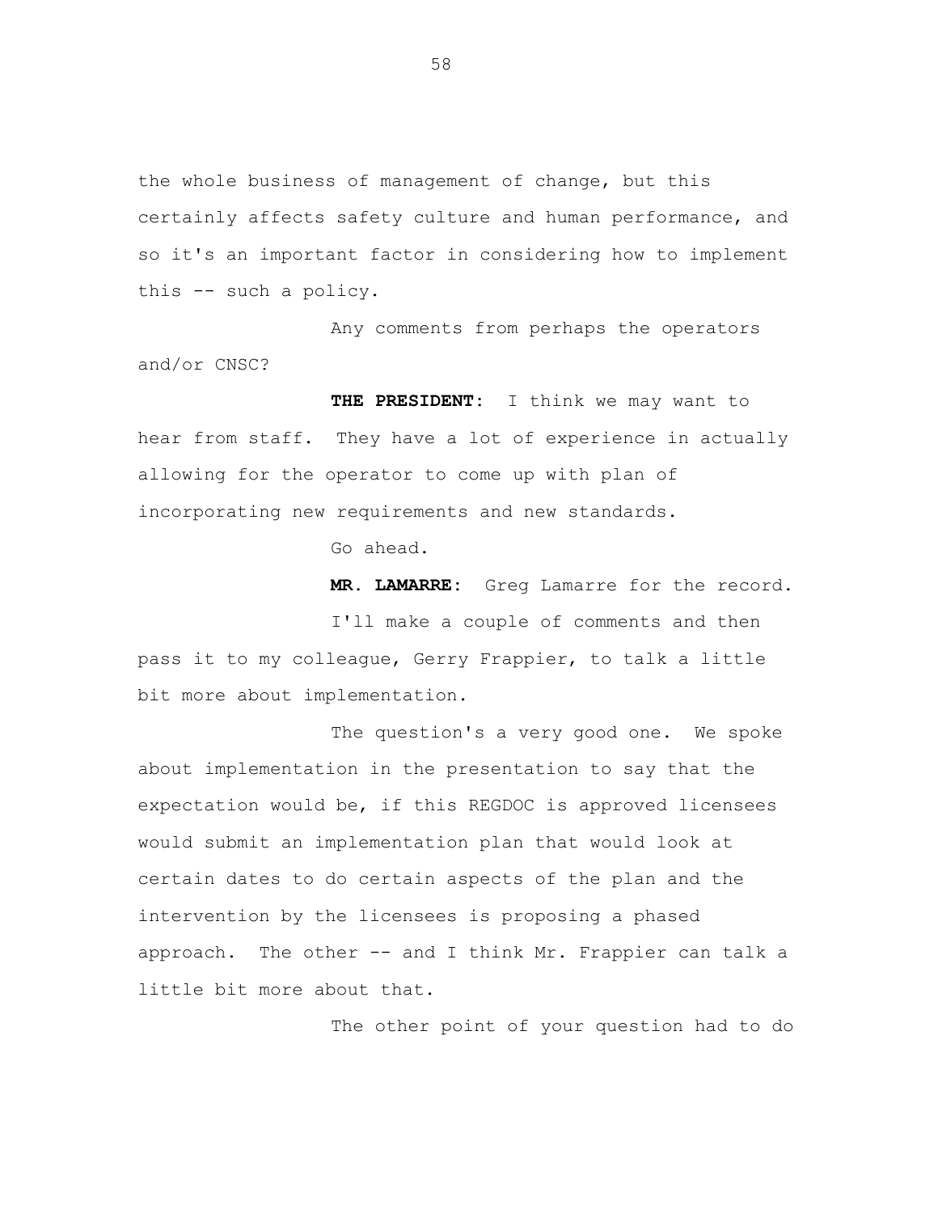the whole business of management of change, but this certainly affects safety culture and human performance, and so it's an important factor in considering how to implement this -- such a policy.

Any comments from perhaps the operators and/or CNSC?

**THE PRESIDENT:** I think we may want to hear from staff. They have a lot of experience in actually allowing for the operator to come up with plan of incorporating new requirements and new standards.

Go ahead.

**MR. LAMARRE:** Greg Lamarre for the record.

I'll make a couple of comments and then pass it to my colleague, Gerry Frappier, to talk a little bit more about implementation.

The question's a very good one. We spoke about implementation in the presentation to say that the expectation would be, if this REGDOC is approved licensees would submit an implementation plan that would look at certain dates to do certain aspects of the plan and the intervention by the licensees is proposing a phased approach. The other -- and I think Mr. Frappier can talk a little bit more about that.

The other point of your question had to do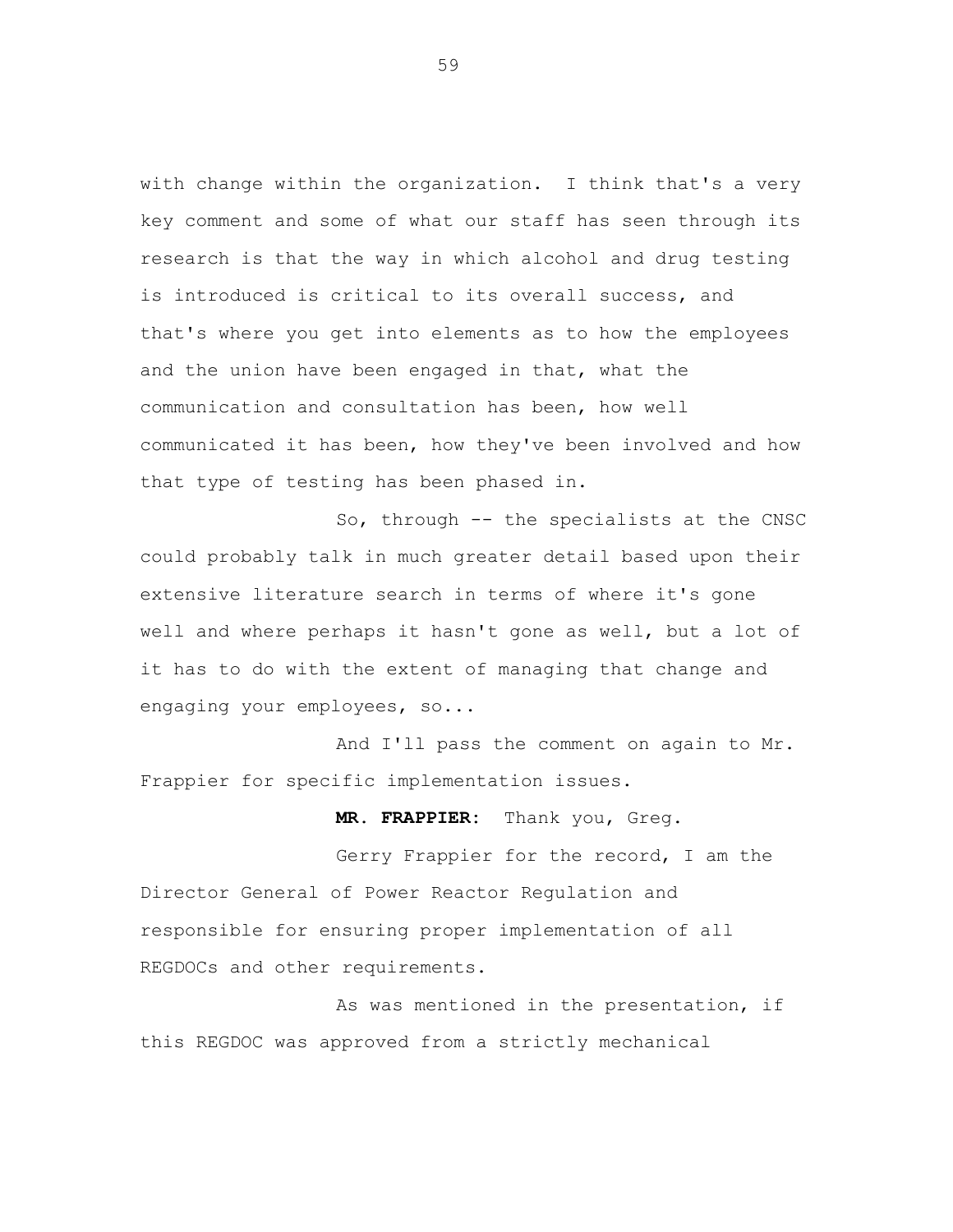with change within the organization. I think that's a very key comment and some of what our staff has seen through its research is that the way in which alcohol and drug testing is introduced is critical to its overall success, and that's where you get into elements as to how the employees and the union have been engaged in that, what the communication and consultation has been, how well communicated it has been, how they've been involved and how that type of testing has been phased in.

So, through -- the specialists at the CNSC could probably talk in much greater detail based upon their extensive literature search in terms of where it's gone well and where perhaps it hasn't gone as well, but a lot of it has to do with the extent of managing that change and engaging your employees, so...

And I'll pass the comment on again to Mr. Frappier for specific implementation issues.

**MR. FRAPPIER:** Thank you, Greg.

Gerry Frappier for the record, I am the Director General of Power Reactor Regulation and responsible for ensuring proper implementation of all REGDOCs and other requirements.

As was mentioned in the presentation, if this REGDOC was approved from a strictly mechanical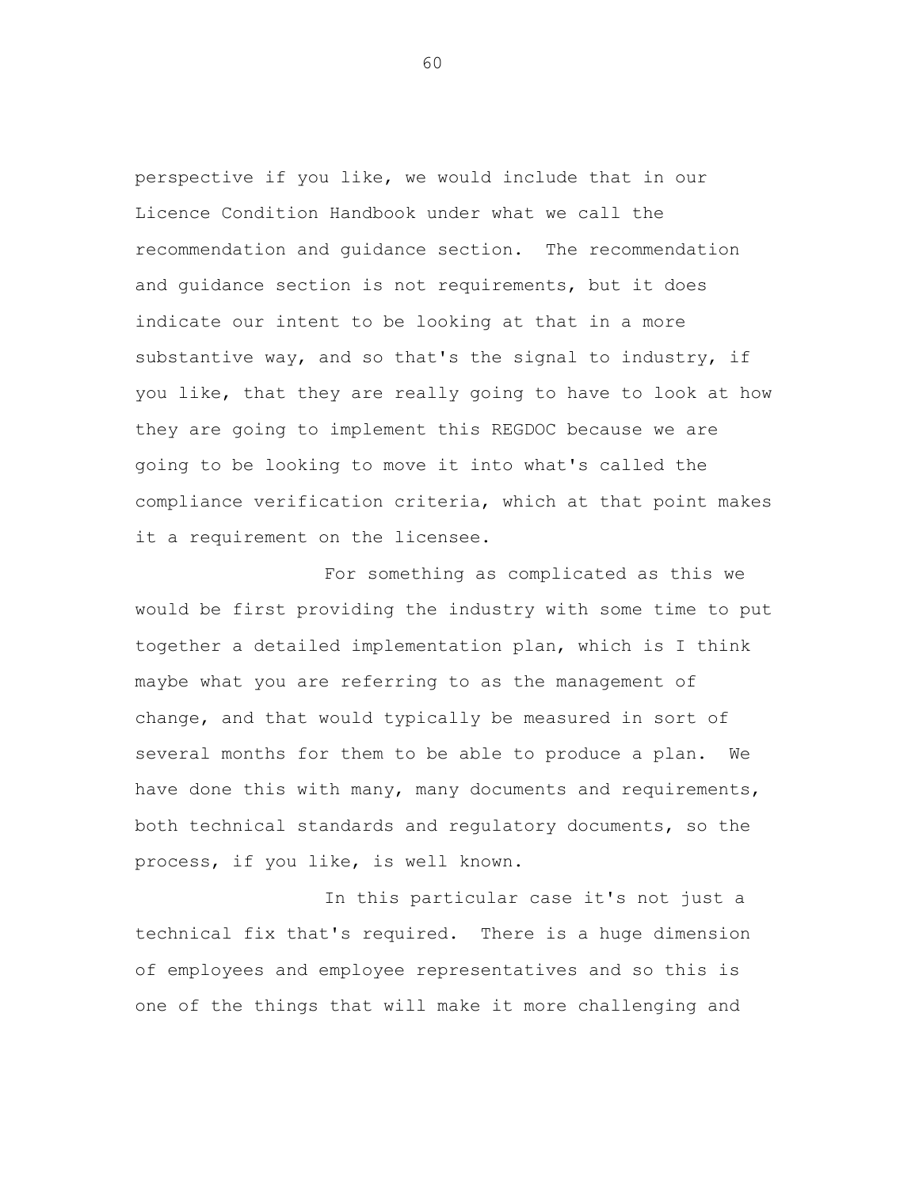perspective if you like, we would include that in our Licence Condition Handbook under what we call the recommendation and guidance section. The recommendation and guidance section is not requirements, but it does indicate our intent to be looking at that in a more substantive way, and so that's the signal to industry, if you like, that they are really going to have to look at how they are going to implement this REGDOC because we are going to be looking to move it into what's called the compliance verification criteria, which at that point makes it a requirement on the licensee.

For something as complicated as this we would be first providing the industry with some time to put together a detailed implementation plan, which is I think maybe what you are referring to as the management of change, and that would typically be measured in sort of several months for them to be able to produce a plan. We have done this with many, many documents and requirements, both technical standards and regulatory documents, so the process, if you like, is well known.

In this particular case it's not just a technical fix that's required. There is a huge dimension of employees and employee representatives and so this is one of the things that will make it more challenging and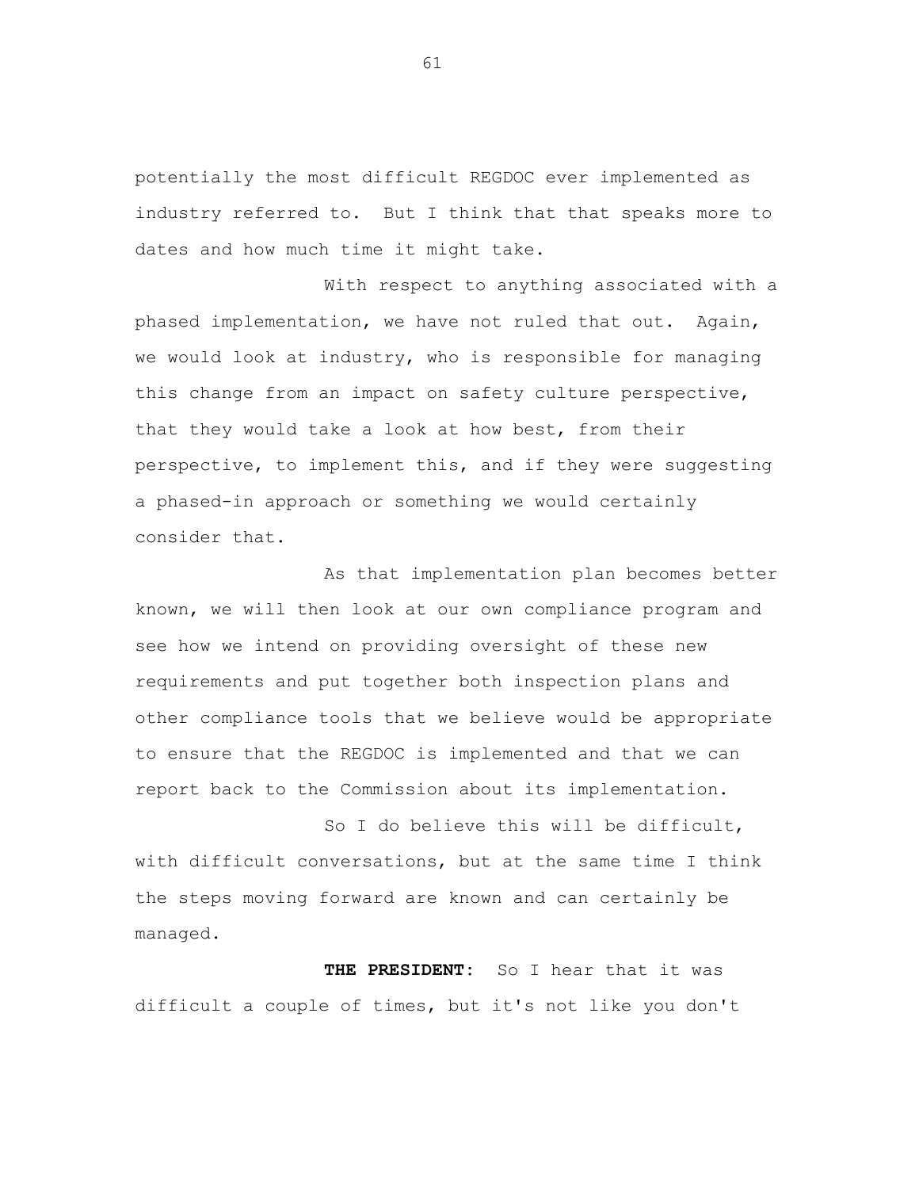potentially the most difficult REGDOC ever implemented as industry referred to. But I think that that speaks more to dates and how much time it might take.

With respect to anything associated with a phased implementation, we have not ruled that out. Again, we would look at industry, who is responsible for managing this change from an impact on safety culture perspective, that they would take a look at how best, from their perspective, to implement this, and if they were suggesting a phased-in approach or something we would certainly consider that.

As that implementation plan becomes better known, we will then look at our own compliance program and see how we intend on providing oversight of these new requirements and put together both inspection plans and other compliance tools that we believe would be appropriate to ensure that the REGDOC is implemented and that we can report back to the Commission about its implementation.

So I do believe this will be difficult, with difficult conversations, but at the same time I think the steps moving forward are known and can certainly be managed.

**THE PRESIDENT:** So I hear that it was difficult a couple of times, but it's not like you don't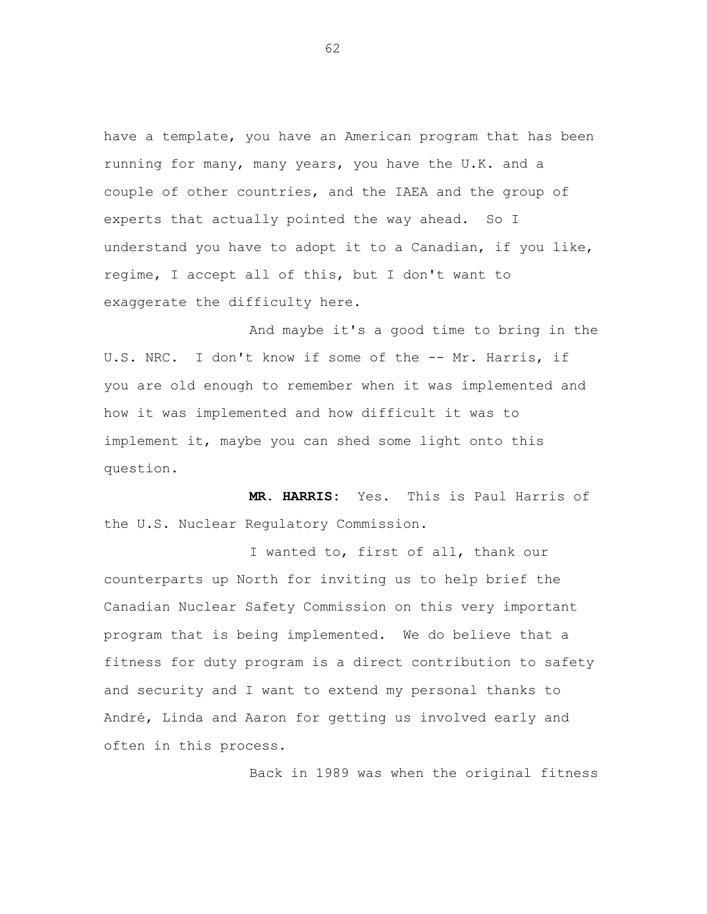have a template, you have an American program that has been running for many, many years, you have the U.K. and a couple of other countries, and the IAEA and the group of experts that actually pointed the way ahead. So I understand you have to adopt it to a Canadian, if you like, regime, I accept all of this, but I don't want to exaggerate the difficulty here.

And maybe it's a good time to bring in the U.S. NRC. I don't know if some of the -- Mr. Harris, if you are old enough to remember when it was implemented and how it was implemented and how difficult it was to implement it, maybe you can shed some light onto this question.

**MR. HARRIS:** Yes. This is Paul Harris of the U.S. Nuclear Regulatory Commission.

I wanted to, first of all, thank our counterparts up North for inviting us to help brief the Canadian Nuclear Safety Commission on this very important program that is being implemented. We do believe that a fitness for duty program is a direct contribution to safety and security and I want to extend my personal thanks to André, Linda and Aaron for getting us involved early and often in this process.

Back in 1989 was when the original fitness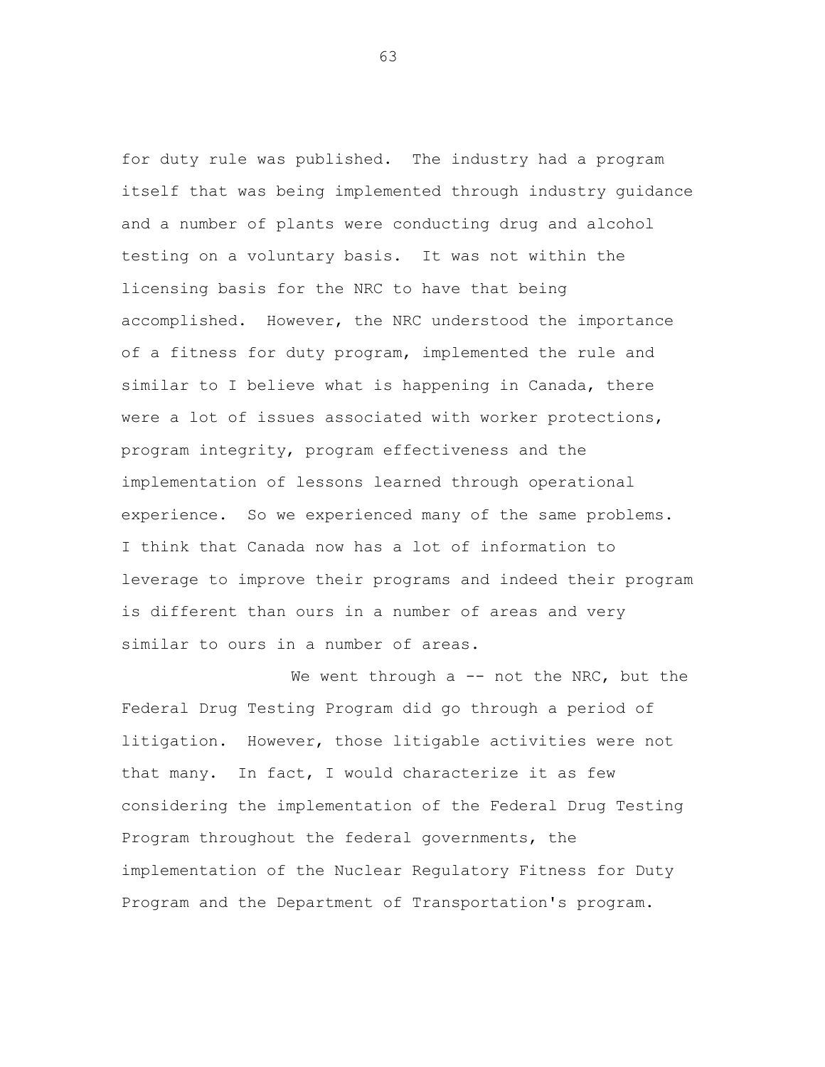for duty rule was published. The industry had a program itself that was being implemented through industry guidance and a number of plants were conducting drug and alcohol testing on a voluntary basis. It was not within the licensing basis for the NRC to have that being accomplished. However, the NRC understood the importance of a fitness for duty program, implemented the rule and similar to I believe what is happening in Canada, there were a lot of issues associated with worker protections, program integrity, program effectiveness and the implementation of lessons learned through operational experience. So we experienced many of the same problems. I think that Canada now has a lot of information to leverage to improve their programs and indeed their program is different than ours in a number of areas and very similar to ours in a number of areas.

We went through a -- not the NRC, but the Federal Drug Testing Program did go through a period of litigation. However, those litigable activities were not that many. In fact, I would characterize it as few considering the implementation of the Federal Drug Testing Program throughout the federal governments, the implementation of the Nuclear Regulatory Fitness for Duty Program and the Department of Transportation's program.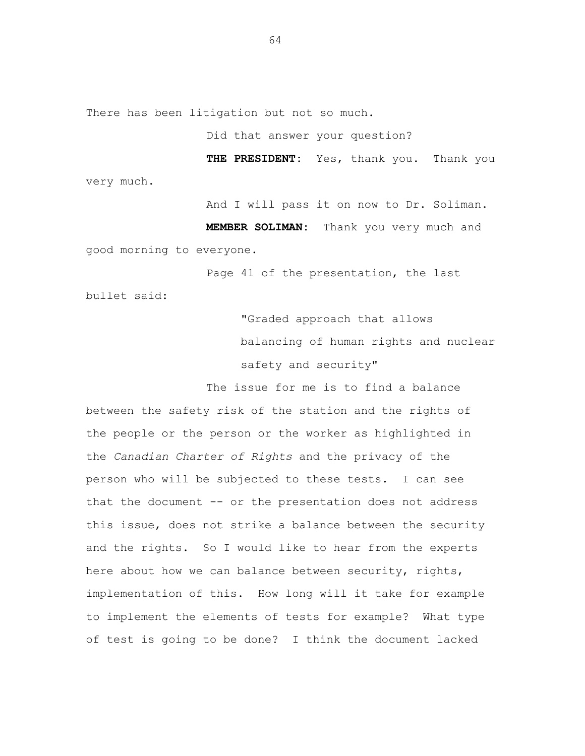There has been litigation but not so much.

Did that answer your question?

**THE PRESIDENT:** Yes, thank you. Thank you very much.

And I will pass it on now to Dr. Soliman.

**MEMBER SOLIMAN:** Thank you very much and good morning to everyone.

Page 41 of the presentation, the last bullet said:

> "Graded approach that allows balancing of human rights and nuclear safety and security"

The issue for me is to find a balance between the safety risk of the station and the rights of the people or the person or the worker as highlighted in the *Canadian Charter of Rights* and the privacy of the person who will be subjected to these tests. I can see that the document -- or the presentation does not address this issue, does not strike a balance between the security and the rights. So I would like to hear from the experts here about how we can balance between security, rights, implementation of this. How long will it take for example to implement the elements of tests for example? What type of test is going to be done? I think the document lacked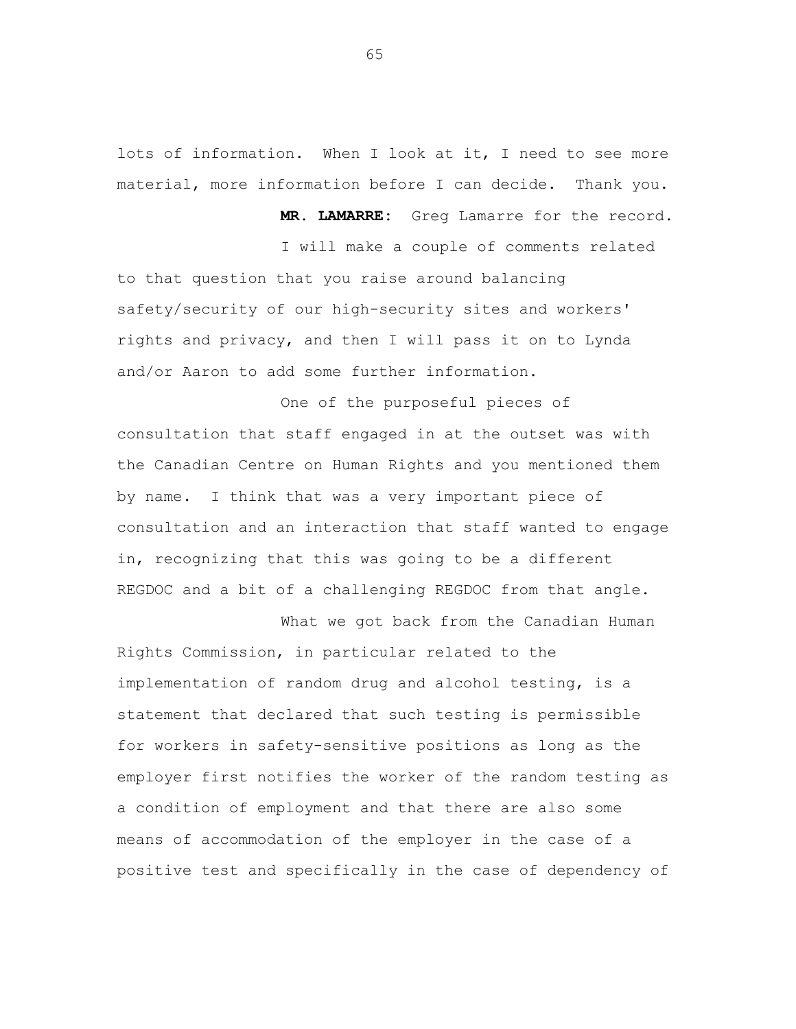lots of information. When I look at it, I need to see more material, more information before I can decide. Thank you.

**MR. LAMARRE:** Greg Lamarre for the record.

I will make a couple of comments related to that question that you raise around balancing safety/security of our high-security sites and workers' rights and privacy, and then I will pass it on to Lynda and/or Aaron to add some further information.

One of the purposeful pieces of consultation that staff engaged in at the outset was with the Canadian Centre on Human Rights and you mentioned them by name. I think that was a very important piece of consultation and an interaction that staff wanted to engage in, recognizing that this was going to be a different REGDOC and a bit of a challenging REGDOC from that angle.

What we got back from the Canadian Human Rights Commission, in particular related to the implementation of random drug and alcohol testing, is a statement that declared that such testing is permissible for workers in safety-sensitive positions as long as the employer first notifies the worker of the random testing as a condition of employment and that there are also some means of accommodation of the employer in the case of a positive test and specifically in the case of dependency of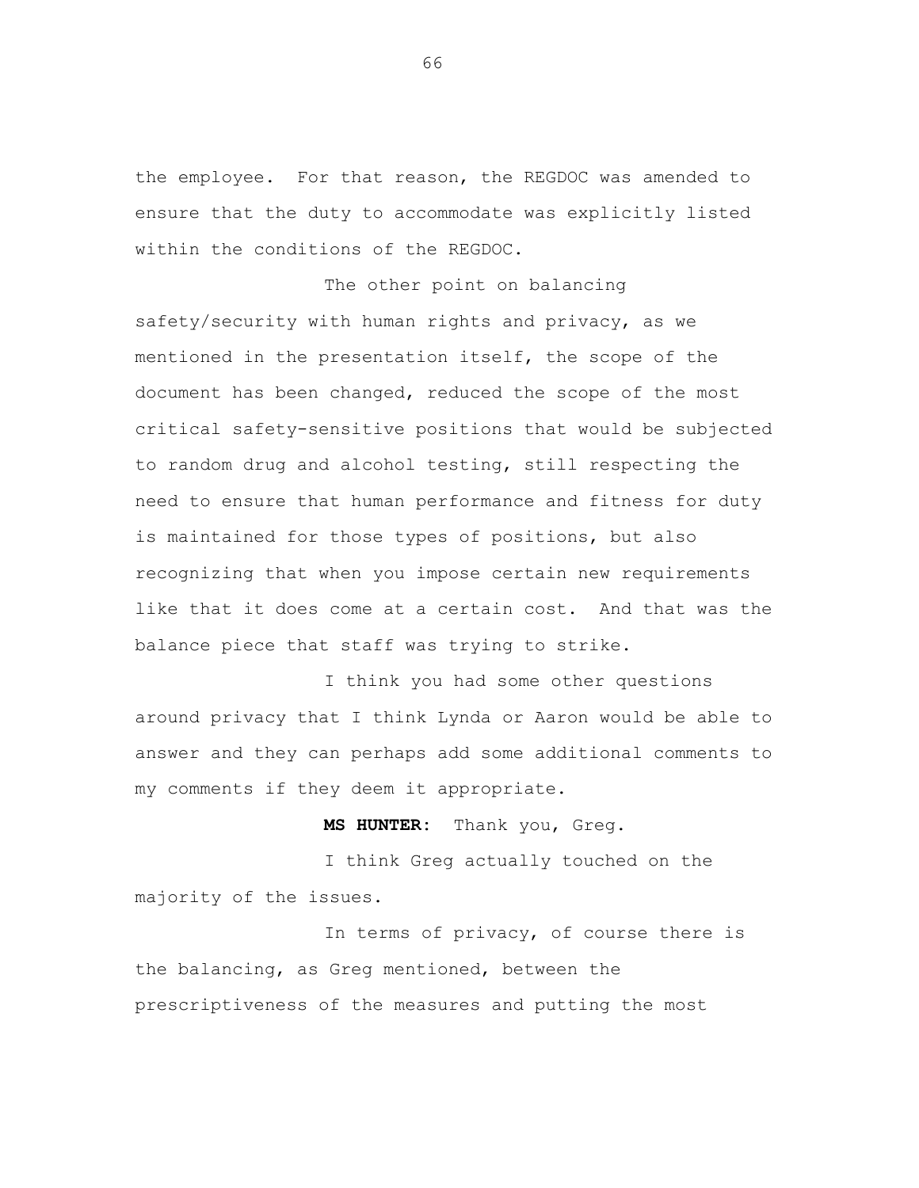the employee. For that reason, the REGDOC was amended to ensure that the duty to accommodate was explicitly listed within the conditions of the REGDOC.

The other point on balancing safety/security with human rights and privacy, as we mentioned in the presentation itself, the scope of the document has been changed, reduced the scope of the most critical safety-sensitive positions that would be subjected to random drug and alcohol testing, still respecting the need to ensure that human performance and fitness for duty is maintained for those types of positions, but also recognizing that when you impose certain new requirements like that it does come at a certain cost. And that was the balance piece that staff was trying to strike.

I think you had some other questions around privacy that I think Lynda or Aaron would be able to answer and they can perhaps add some additional comments to my comments if they deem it appropriate.

**MS HUNTER:** Thank you, Greg.

I think Greg actually touched on the majority of the issues.

In terms of privacy, of course there is the balancing, as Greg mentioned, between the prescriptiveness of the measures and putting the most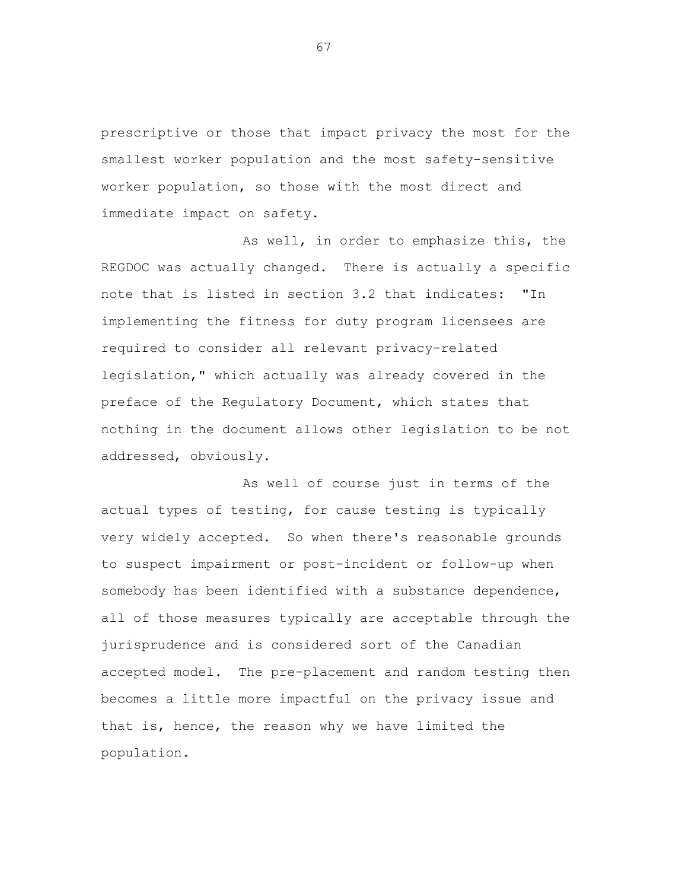prescriptive or those that impact privacy the most for the smallest worker population and the most safety-sensitive worker population, so those with the most direct and immediate impact on safety.

As well, in order to emphasize this, the REGDOC was actually changed. There is actually a specific note that is listed in section 3.2 that indicates: "In implementing the fitness for duty program licensees are required to consider all relevant privacy-related legislation," which actually was already covered in the preface of the Regulatory Document, which states that nothing in the document allows other legislation to be not addressed, obviously.

As well of course just in terms of the actual types of testing, for cause testing is typically very widely accepted. So when there's reasonable grounds to suspect impairment or post-incident or follow-up when somebody has been identified with a substance dependence, all of those measures typically are acceptable through the jurisprudence and is considered sort of the Canadian accepted model. The pre-placement and random testing then becomes a little more impactful on the privacy issue and that is, hence, the reason why we have limited the population.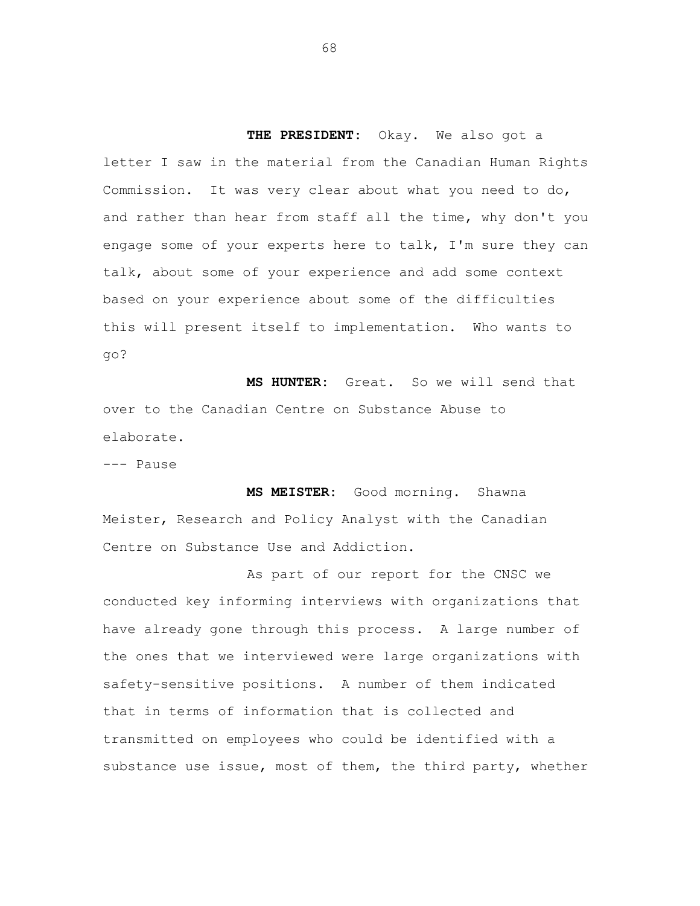**THE PRESIDENT:** Okay. We also got a letter I saw in the material from the Canadian Human Rights Commission. It was very clear about what you need to do, and rather than hear from staff all the time, why don't you engage some of your experts here to talk, I'm sure they can talk, about some of your experience and add some context based on your experience about some of the difficulties this will present itself to implementation. Who wants to go?

**MS HUNTER:** Great. So we will send that over to the Canadian Centre on Substance Abuse to elaborate.

--- Pause

**MS MEISTER:** Good morning. Shawna Meister, Research and Policy Analyst with the Canadian Centre on Substance Use and Addiction.

As part of our report for the CNSC we conducted key informing interviews with organizations that have already gone through this process. A large number of the ones that we interviewed were large organizations with safety-sensitive positions. A number of them indicated that in terms of information that is collected and transmitted on employees who could be identified with a substance use issue, most of them, the third party, whether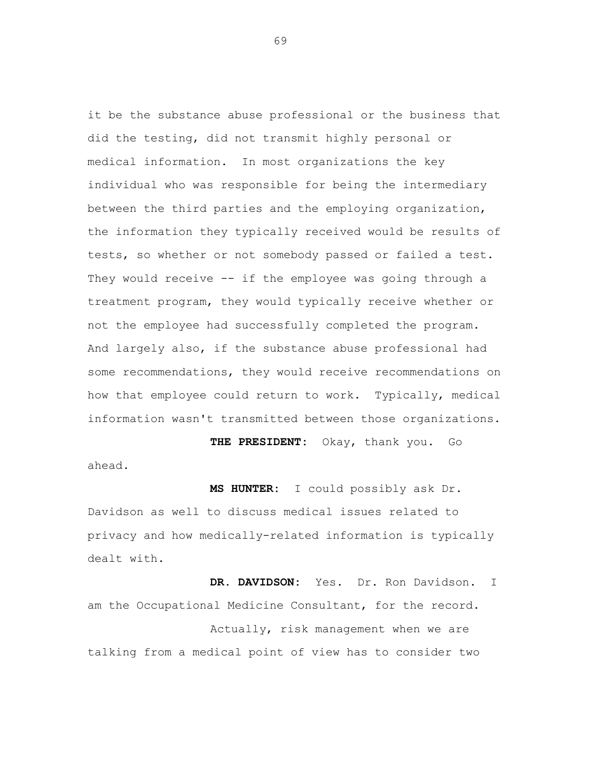it be the substance abuse professional or the business that did the testing, did not transmit highly personal or medical information. In most organizations the key individual who was responsible for being the intermediary between the third parties and the employing organization, the information they typically received would be results of tests, so whether or not somebody passed or failed a test. They would receive -- if the employee was going through a treatment program, they would typically receive whether or not the employee had successfully completed the program. And largely also, if the substance abuse professional had some recommendations, they would receive recommendations on how that employee could return to work. Typically, medical information wasn't transmitted between those organizations.

**THE PRESIDENT:** Okay, thank you. Go ahead.

**MS HUNTER:** I could possibly ask Dr. Davidson as well to discuss medical issues related to privacy and how medically-related information is typically dealt with.

**DR. DAVIDSON:** Yes. Dr. Ron Davidson. I am the Occupational Medicine Consultant, for the record.

Actually, risk management when we are talking from a medical point of view has to consider two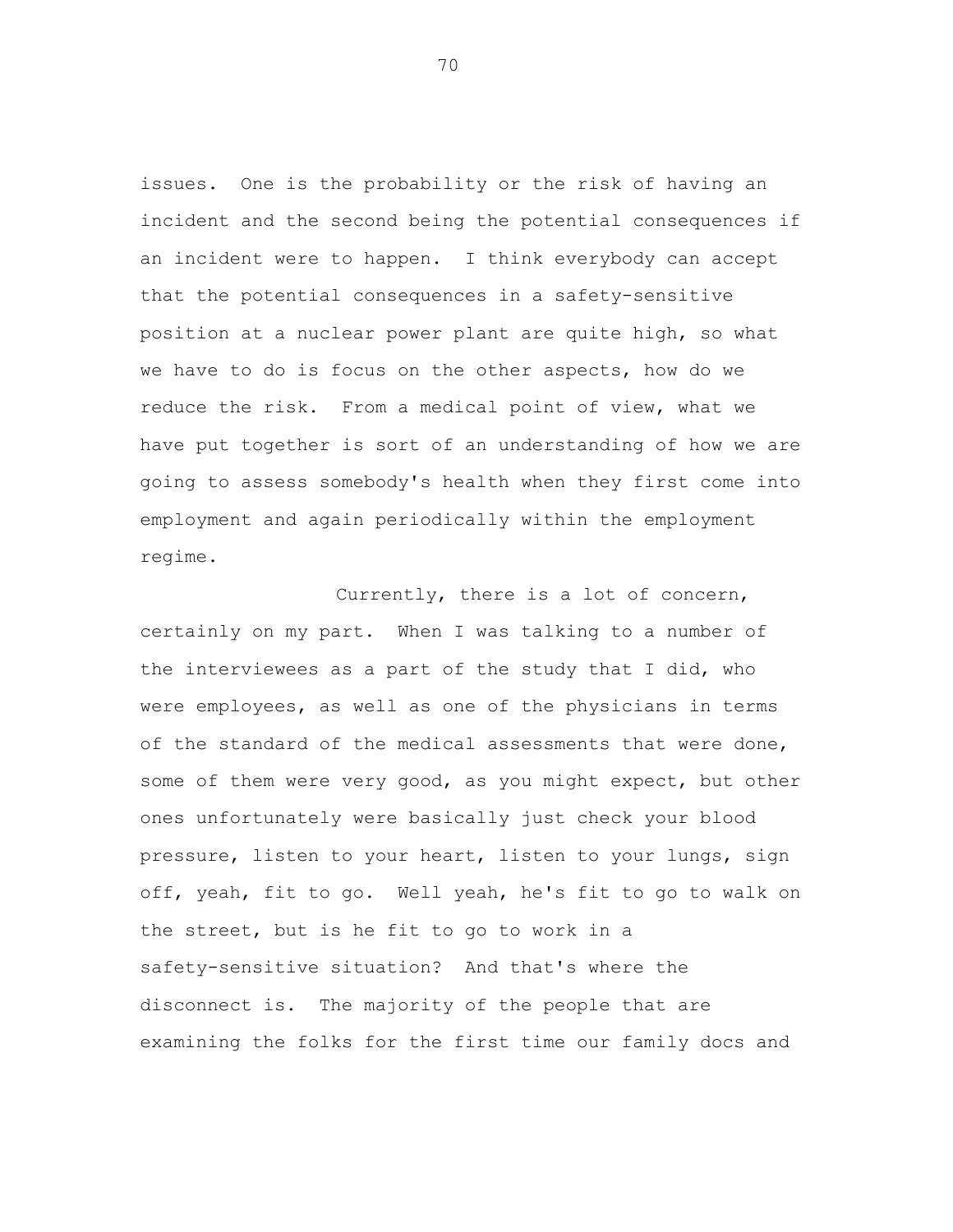issues. One is the probability or the risk of having an incident and the second being the potential consequences if an incident were to happen. I think everybody can accept that the potential consequences in a safety-sensitive position at a nuclear power plant are quite high, so what we have to do is focus on the other aspects, how do we reduce the risk. From a medical point of view, what we have put together is sort of an understanding of how we are going to assess somebody's health when they first come into employment and again periodically within the employment regime.

Currently, there is a lot of concern, certainly on my part. When I was talking to a number of the interviewees as a part of the study that I did, who were employees, as well as one of the physicians in terms of the standard of the medical assessments that were done, some of them were very good, as you might expect, but other ones unfortunately were basically just check your blood pressure, listen to your heart, listen to your lungs, sign off, yeah, fit to go. Well yeah, he's fit to go to walk on the street, but is he fit to go to work in a safety-sensitive situation? And that's where the disconnect is. The majority of the people that are examining the folks for the first time our family docs and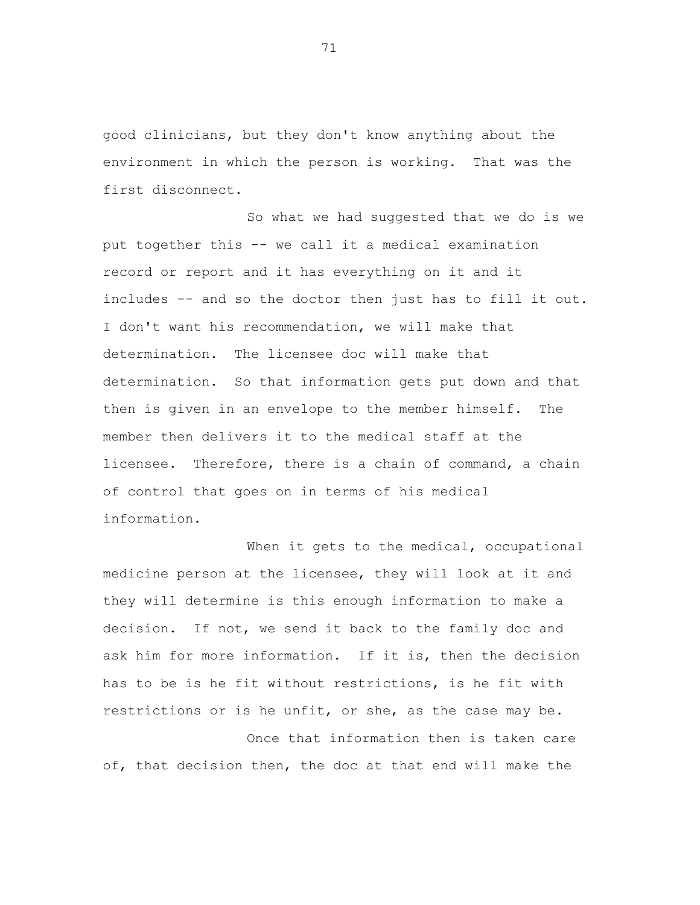good clinicians, but they don't know anything about the environment in which the person is working. That was the first disconnect.

So what we had suggested that we do is we put together this -- we call it a medical examination record or report and it has everything on it and it includes -- and so the doctor then just has to fill it out. I don't want his recommendation, we will make that determination. The licensee doc will make that determination. So that information gets put down and that then is given in an envelope to the member himself. The member then delivers it to the medical staff at the licensee. Therefore, there is a chain of command, a chain of control that goes on in terms of his medical information.

When it gets to the medical, occupational medicine person at the licensee, they will look at it and they will determine is this enough information to make a decision. If not, we send it back to the family doc and ask him for more information. If it is, then the decision has to be is he fit without restrictions, is he fit with restrictions or is he unfit, or she, as the case may be.

Once that information then is taken care of, that decision then, the doc at that end will make the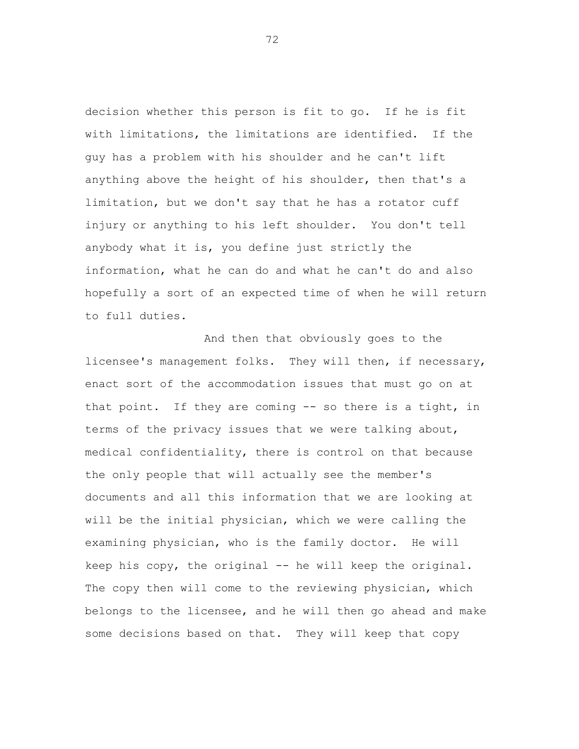decision whether this person is fit to go. If he is fit with limitations, the limitations are identified. If the guy has a problem with his shoulder and he can't lift anything above the height of his shoulder, then that's a limitation, but we don't say that he has a rotator cuff injury or anything to his left shoulder. You don't tell anybody what it is, you define just strictly the information, what he can do and what he can't do and also hopefully a sort of an expected time of when he will return to full duties.

And then that obviously goes to the licensee's management folks. They will then, if necessary, enact sort of the accommodation issues that must go on at that point. If they are coming -- so there is a tight, in terms of the privacy issues that we were talking about, medical confidentiality, there is control on that because the only people that will actually see the member's documents and all this information that we are looking at will be the initial physician, which we were calling the examining physician, who is the family doctor. He will keep his copy, the original -- he will keep the original. The copy then will come to the reviewing physician, which belongs to the licensee, and he will then go ahead and make some decisions based on that. They will keep that copy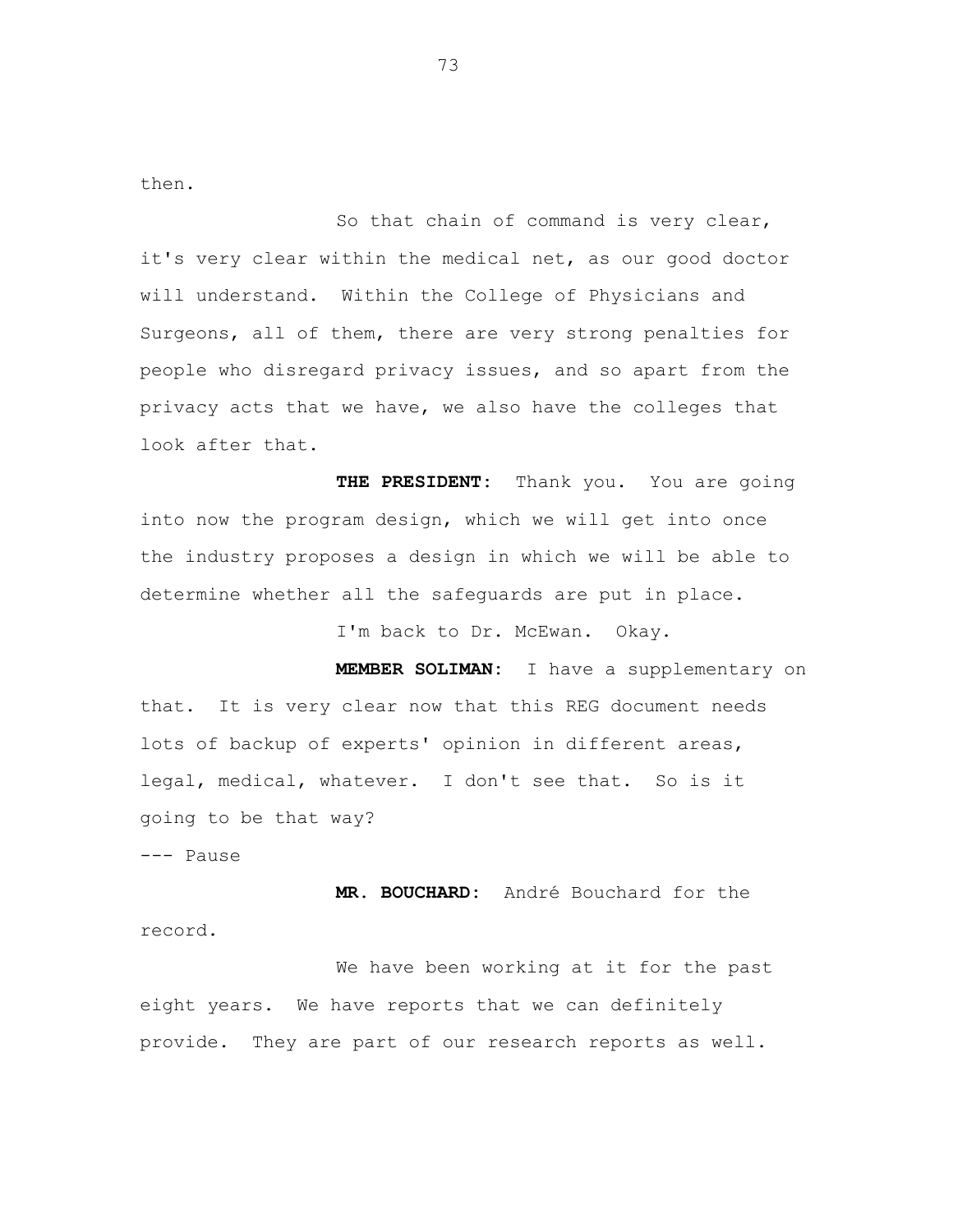then.

So that chain of command is very clear, it's very clear within the medical net, as our good doctor will understand. Within the College of Physicians and Surgeons, all of them, there are very strong penalties for people who disregard privacy issues, and so apart from the privacy acts that we have, we also have the colleges that look after that.

**THE PRESIDENT:** Thank you. You are going into now the program design, which we will get into once the industry proposes a design in which we will be able to determine whether all the safeguards are put in place.

I'm back to Dr. McEwan. Okay.

**MEMBER SOLIMAN:** I have a supplementary on that. It is very clear now that this REG document needs lots of backup of experts' opinion in different areas, legal, medical, whatever. I don't see that. So is it going to be that way?

--- Pause

**MR. BOUCHARD:** André Bouchard for the record.

We have been working at it for the past eight years. We have reports that we can definitely provide. They are part of our research reports as well.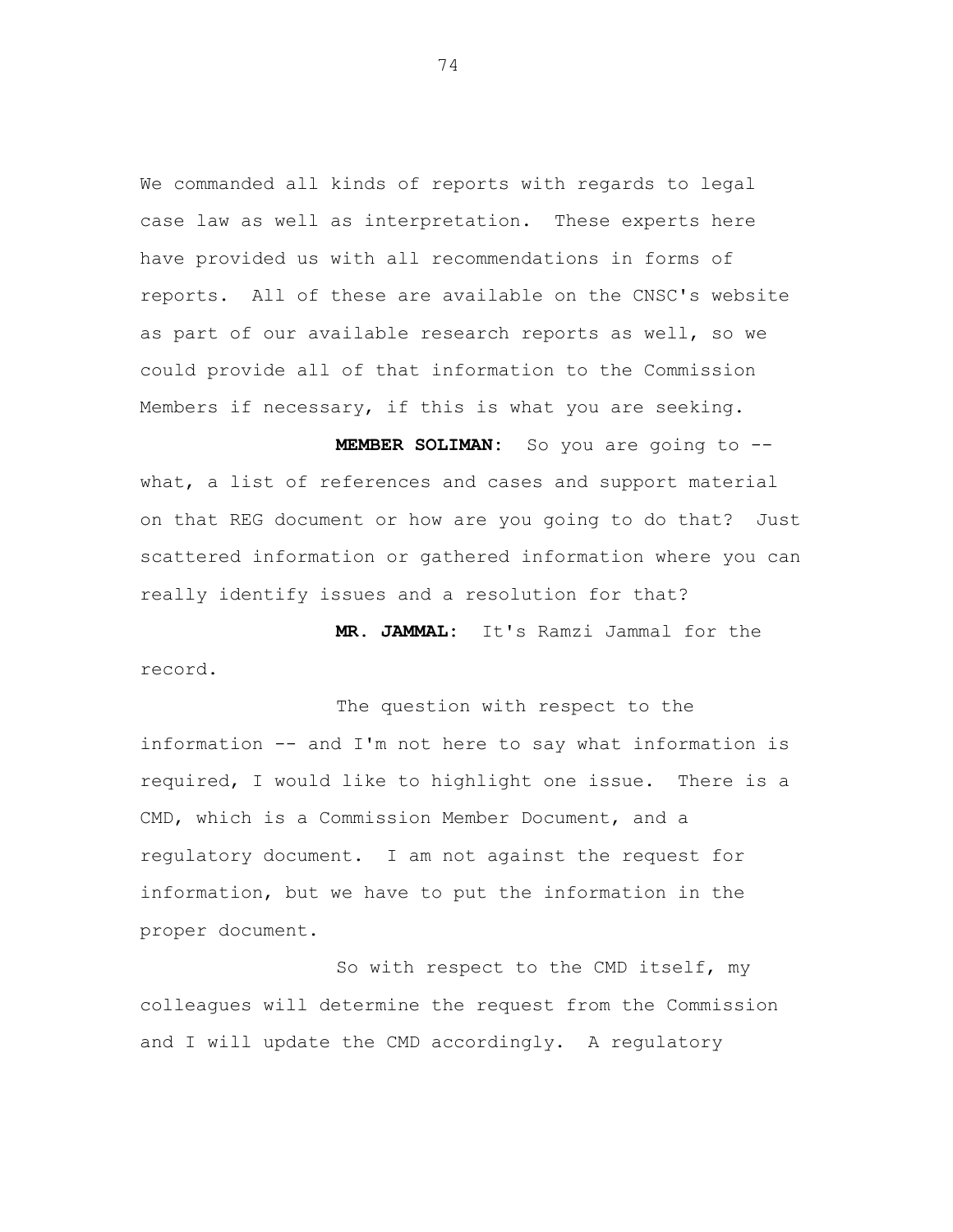We commanded all kinds of reports with regards to legal case law as well as interpretation. These experts here have provided us with all recommendations in forms of reports. All of these are available on the CNSC's website as part of our available research reports as well, so we could provide all of that information to the Commission Members if necessary, if this is what you are seeking.

**MEMBER SOLIMAN:** So you are going to -- what, a list of references and cases and support material on that REG document or how are you going to do that? Just scattered information or gathered information where you can really identify issues and a resolution for that?

**MR. JAMMAL:** It's Ramzi Jammal for the record.

The question with respect to the information -- and I'm not here to say what information is required, I would like to highlight one issue. There is a CMD, which is a Commission Member Document, and a regulatory document. I am not against the request for information, but we have to put the information in the proper document.

So with respect to the CMD itself, my colleagues will determine the request from the Commission and I will update the CMD accordingly. A regulatory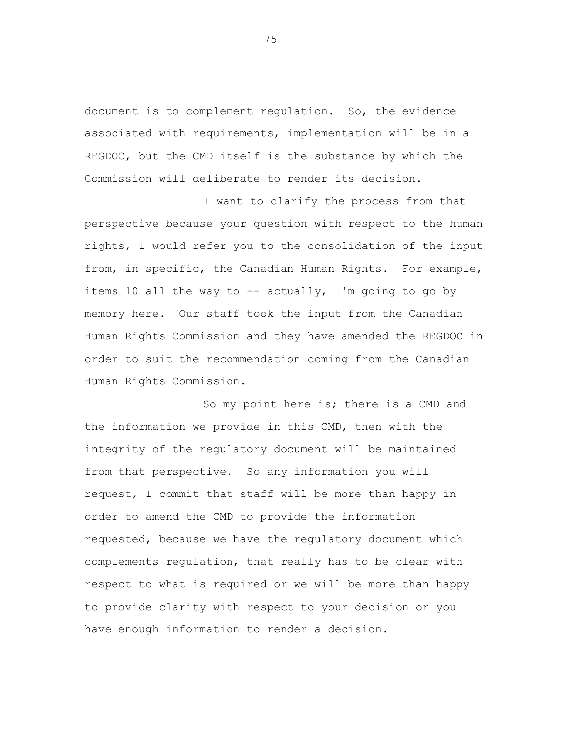document is to complement regulation. So, the evidence associated with requirements, implementation will be in a REGDOC, but the CMD itself is the substance by which the Commission will deliberate to render its decision.

I want to clarify the process from that perspective because your question with respect to the human rights, I would refer you to the consolidation of the input from, in specific, the Canadian Human Rights. For example, items 10 all the way to -- actually, I'm going to go by memory here. Our staff took the input from the Canadian Human Rights Commission and they have amended the REGDOC in order to suit the recommendation coming from the Canadian Human Rights Commission.

So my point here is; there is a CMD and the information we provide in this CMD, then with the integrity of the regulatory document will be maintained from that perspective. So any information you will request, I commit that staff will be more than happy in order to amend the CMD to provide the information requested, because we have the regulatory document which complements regulation, that really has to be clear with respect to what is required or we will be more than happy to provide clarity with respect to your decision or you have enough information to render a decision.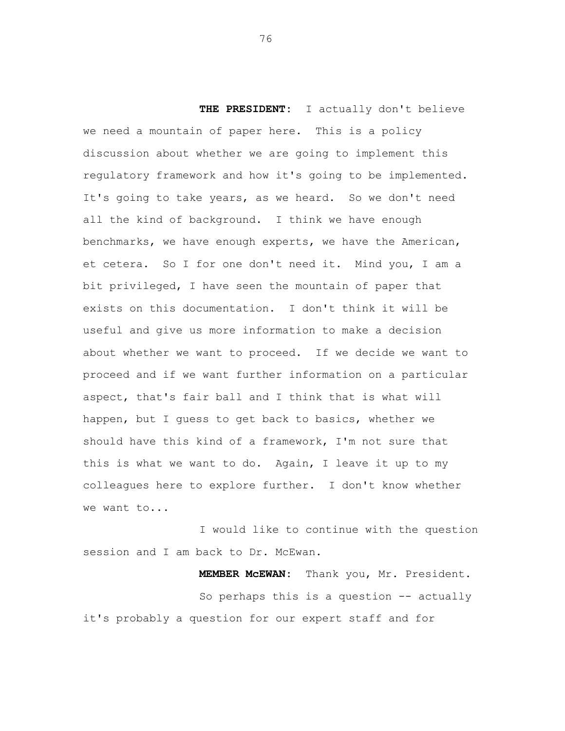**THE PRESIDENT:** I actually don't believe we need a mountain of paper here. This is a policy discussion about whether we are going to implement this regulatory framework and how it's going to be implemented. It's going to take years, as we heard. So we don't need all the kind of background. I think we have enough benchmarks, we have enough experts, we have the American, et cetera. So I for one don't need it. Mind you, I am a bit privileged, I have seen the mountain of paper that exists on this documentation. I don't think it will be useful and give us more information to make a decision about whether we want to proceed. If we decide we want to proceed and if we want further information on a particular aspect, that's fair ball and I think that is what will happen, but I guess to get back to basics, whether we should have this kind of a framework, I'm not sure that this is what we want to do. Again, I leave it up to my colleagues here to explore further. I don't know whether we want to...

I would like to continue with the question session and I am back to Dr. McEwan.

**MEMBER McEWAN:** Thank you, Mr. President.

So perhaps this is a question -- actually it's probably a question for our expert staff and for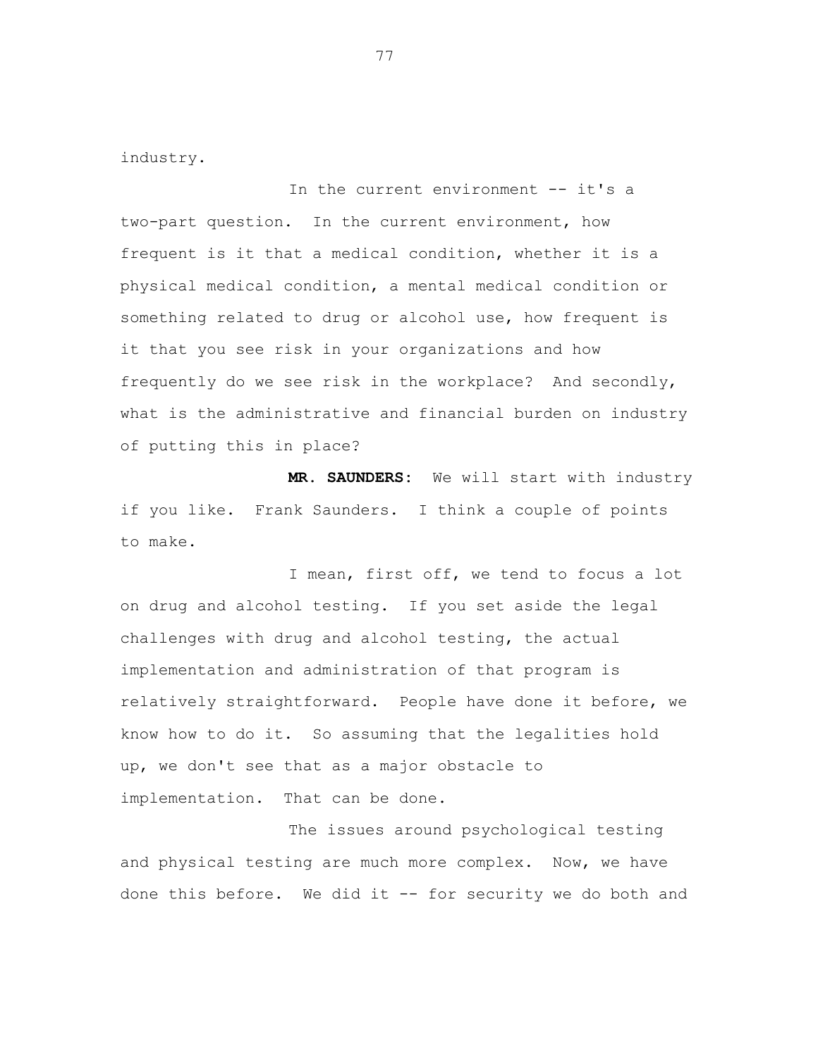industry.

In the current environment -- it's a two-part question. In the current environment, how frequent is it that a medical condition, whether it is a physical medical condition, a mental medical condition or something related to drug or alcohol use, how frequent is it that you see risk in your organizations and how frequently do we see risk in the workplace? And secondly, what is the administrative and financial burden on industry of putting this in place?

**MR. SAUNDERS:** We will start with industry if you like. Frank Saunders. I think a couple of points to make.

I mean, first off, we tend to focus a lot on drug and alcohol testing. If you set aside the legal challenges with drug and alcohol testing, the actual implementation and administration of that program is relatively straightforward. People have done it before, we know how to do it. So assuming that the legalities hold up, we don't see that as a major obstacle to implementation. That can be done.

The issues around psychological testing and physical testing are much more complex. Now, we have done this before. We did it -- for security we do both and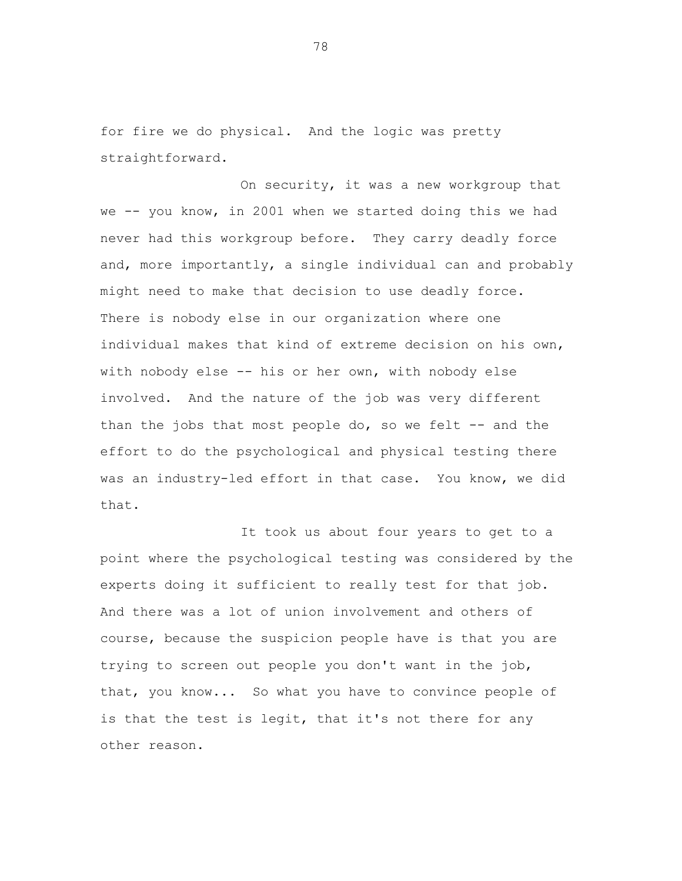for fire we do physical. And the logic was pretty straightforward.

On security, it was a new workgroup that we -- you know, in 2001 when we started doing this we had never had this workgroup before. They carry deadly force and, more importantly, a single individual can and probably might need to make that decision to use deadly force. There is nobody else in our organization where one individual makes that kind of extreme decision on his own, with nobody else -- his or her own, with nobody else involved. And the nature of the job was very different than the jobs that most people do, so we felt -- and the effort to do the psychological and physical testing there was an industry-led effort in that case. You know, we did that.

It took us about four years to get to a point where the psychological testing was considered by the experts doing it sufficient to really test for that job. And there was a lot of union involvement and others of course, because the suspicion people have is that you are trying to screen out people you don't want in the job, that, you know... So what you have to convince people of is that the test is legit, that it's not there for any other reason.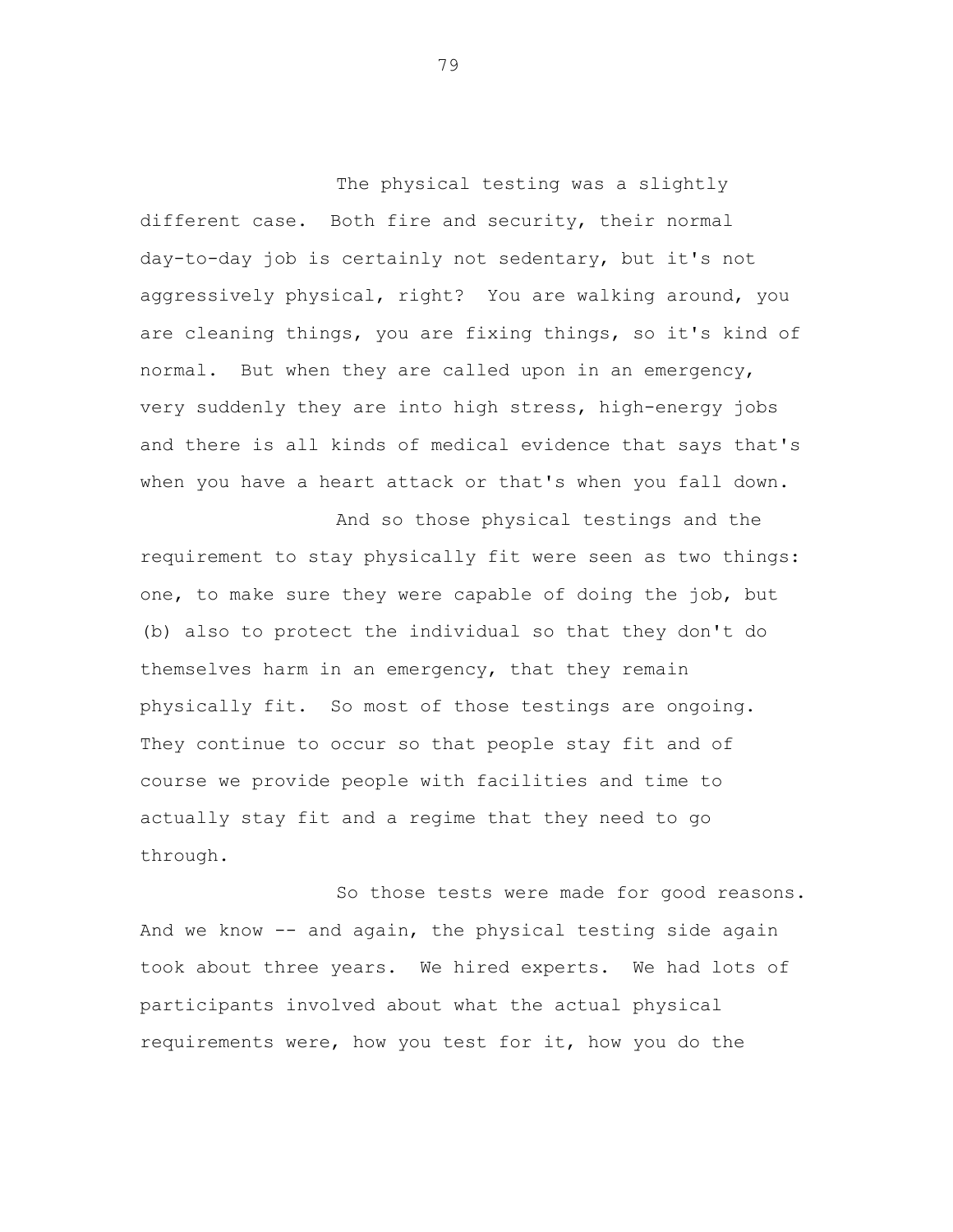The physical testing was a slightly different case. Both fire and security, their normal day-to-day job is certainly not sedentary, but it's not aggressively physical, right? You are walking around, you are cleaning things, you are fixing things, so it's kind of normal. But when they are called upon in an emergency, very suddenly they are into high stress, high-energy jobs and there is all kinds of medical evidence that says that's when you have a heart attack or that's when you fall down.

And so those physical testings and the requirement to stay physically fit were seen as two things: one, to make sure they were capable of doing the job, but (b) also to protect the individual so that they don't do themselves harm in an emergency, that they remain physically fit. So most of those testings are ongoing. They continue to occur so that people stay fit and of course we provide people with facilities and time to actually stay fit and a regime that they need to go through.

So those tests were made for good reasons. And we know -- and again, the physical testing side again took about three years. We hired experts. We had lots of participants involved about what the actual physical requirements were, how you test for it, how you do the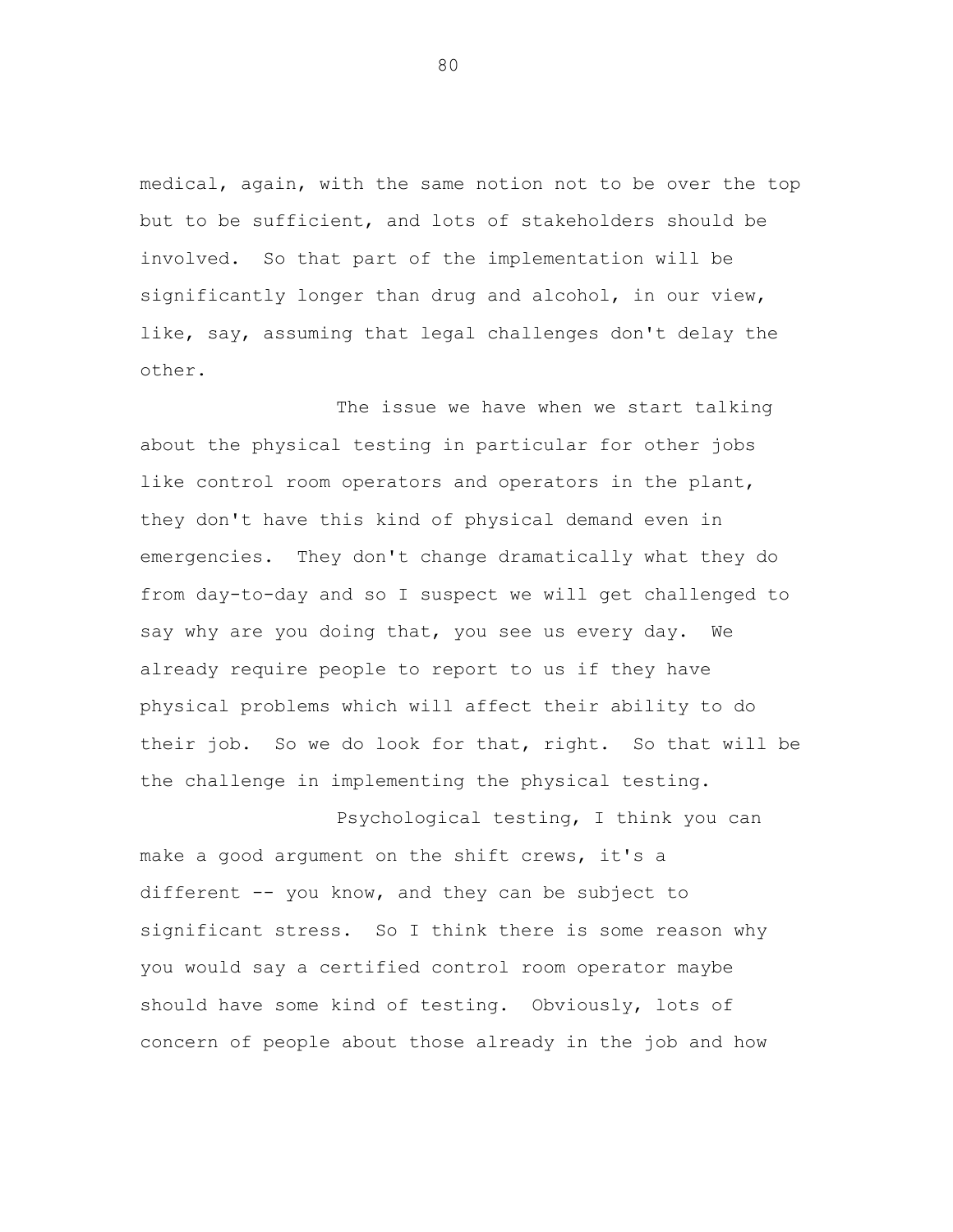medical, again, with the same notion not to be over the top but to be sufficient, and lots of stakeholders should be involved. So that part of the implementation will be significantly longer than drug and alcohol, in our view, like, say, assuming that legal challenges don't delay the other.

The issue we have when we start talking about the physical testing in particular for other jobs like control room operators and operators in the plant, they don't have this kind of physical demand even in emergencies. They don't change dramatically what they do from day-to-day and so I suspect we will get challenged to say why are you doing that, you see us every day. We already require people to report to us if they have physical problems which will affect their ability to do their job. So we do look for that, right. So that will be the challenge in implementing the physical testing.

Psychological testing, I think you can make a good argument on the shift crews, it's a different -- you know, and they can be subject to significant stress. So I think there is some reason why you would say a certified control room operator maybe should have some kind of testing. Obviously, lots of concern of people about those already in the job and how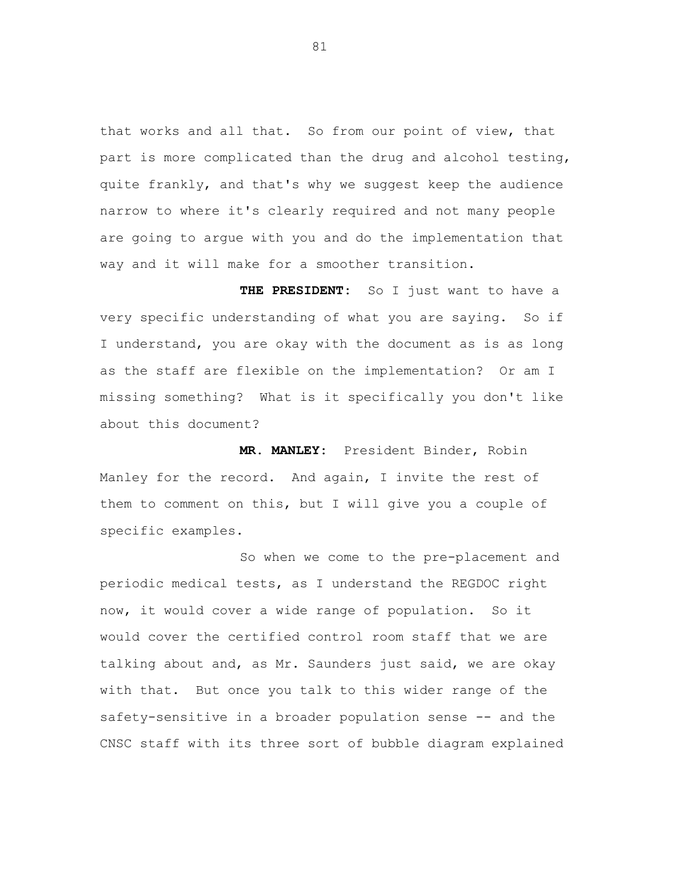that works and all that. So from our point of view, that part is more complicated than the drug and alcohol testing, quite frankly, and that's why we suggest keep the audience narrow to where it's clearly required and not many people are going to argue with you and do the implementation that way and it will make for a smoother transition.

**THE PRESIDENT:** So I just want to have a very specific understanding of what you are saying. So if I understand, you are okay with the document as is as long as the staff are flexible on the implementation? Or am I missing something? What is it specifically you don't like about this document?

**MR. MANLEY:** President Binder, Robin Manley for the record. And again, I invite the rest of them to comment on this, but I will give you a couple of specific examples.

So when we come to the pre-placement and periodic medical tests, as I understand the REGDOC right now, it would cover a wide range of population. So it would cover the certified control room staff that we are talking about and, as Mr. Saunders just said, we are okay with that. But once you talk to this wider range of the safety-sensitive in a broader population sense -- and the CNSC staff with its three sort of bubble diagram explained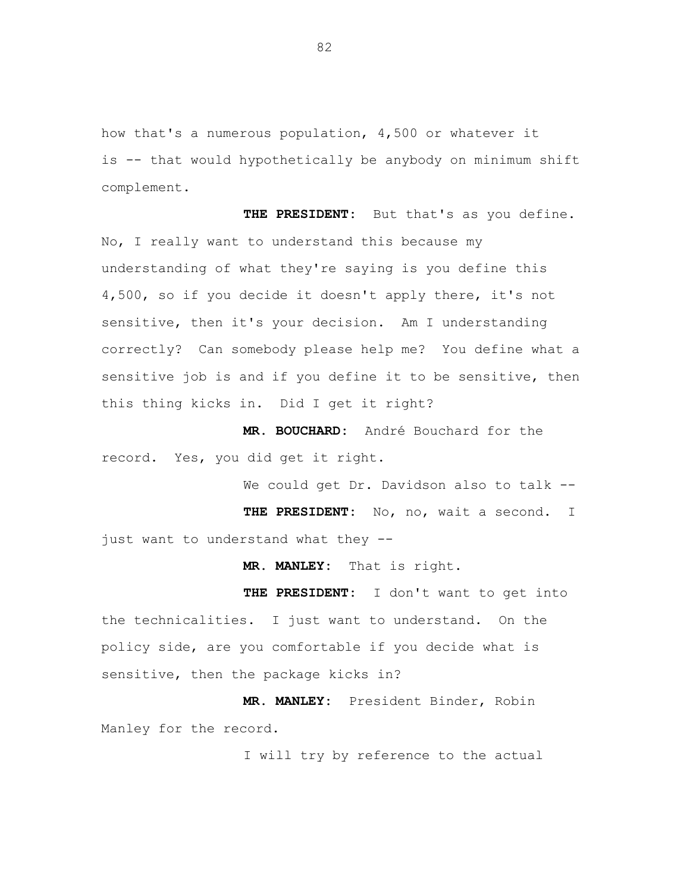how that's a numerous population, 4,500 or whatever it is -- that would hypothetically be anybody on minimum shift complement.

**THE PRESIDENT:** But that's as you define. No, I really want to understand this because my understanding of what they're saying is you define this 4,500, so if you decide it doesn't apply there, it's not sensitive, then it's your decision. Am I understanding correctly? Can somebody please help me? You define what a sensitive job is and if you define it to be sensitive, then this thing kicks in. Did I get it right?

**MR. BOUCHARD:** André Bouchard for the record. Yes, you did get it right.

We could get Dr. Davidson also to talk --

**THE PRESIDENT:** No, no, wait a second. I just want to understand what they --

**MR. MANLEY:** That is right.

**THE PRESIDENT:** I don't want to get into the technicalities. I just want to understand. On the policy side, are you comfortable if you decide what is sensitive, then the package kicks in?

**MR. MANLEY:** President Binder, Robin Manley for the record.

I will try by reference to the actual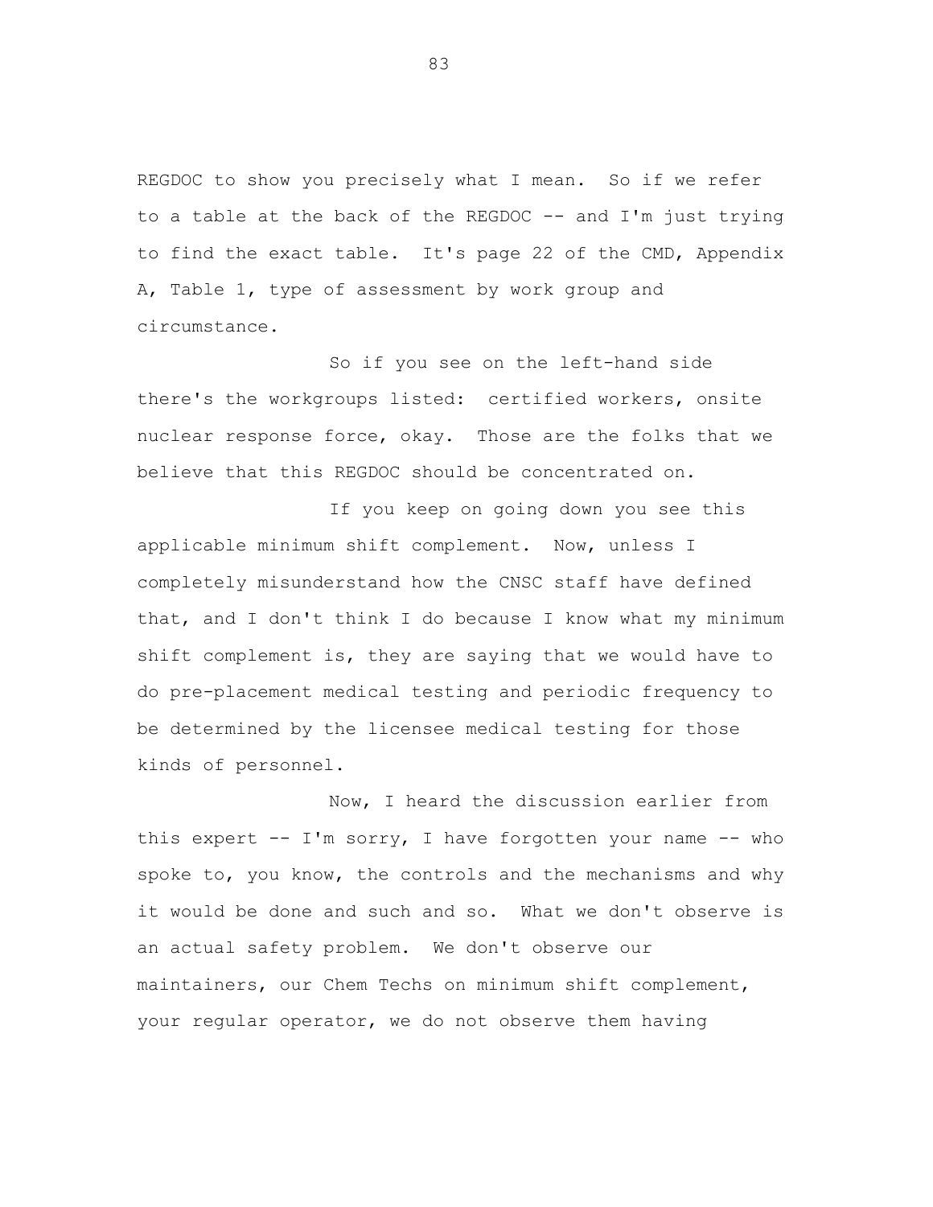REGDOC to show you precisely what I mean. So if we refer to a table at the back of the REGDOC -- and I'm just trying to find the exact table. It's page 22 of the CMD, Appendix A, Table 1, type of assessment by work group and circumstance.

So if you see on the left-hand side there's the workgroups listed: certified workers, onsite nuclear response force, okay. Those are the folks that we believe that this REGDOC should be concentrated on.

If you keep on going down you see this applicable minimum shift complement. Now, unless I completely misunderstand how the CNSC staff have defined that, and I don't think I do because I know what my minimum shift complement is, they are saying that we would have to do pre-placement medical testing and periodic frequency to be determined by the licensee medical testing for those kinds of personnel.

Now, I heard the discussion earlier from this expert -- I'm sorry, I have forgotten your name -- who spoke to, you know, the controls and the mechanisms and why it would be done and such and so. What we don't observe is an actual safety problem. We don't observe our maintainers, our Chem Techs on minimum shift complement, your regular operator, we do not observe them having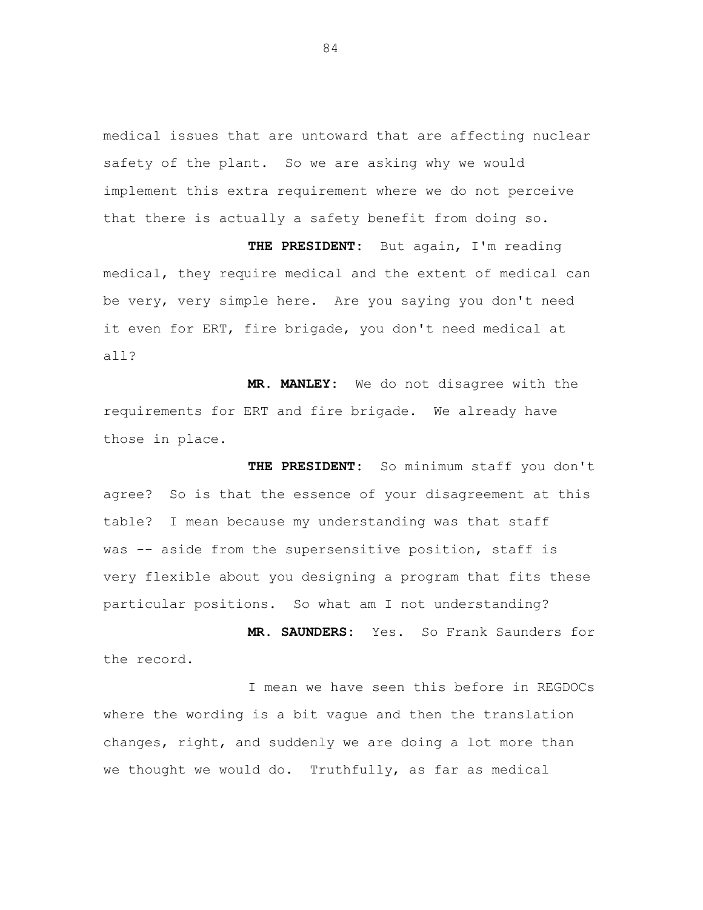medical issues that are untoward that are affecting nuclear safety of the plant. So we are asking why we would implement this extra requirement where we do not perceive that there is actually a safety benefit from doing so.

**THE PRESIDENT:** But again, I'm reading medical, they require medical and the extent of medical can be very, very simple here. Are you saying you don't need it even for ERT, fire brigade, you don't need medical at all?

**MR. MANLEY:** We do not disagree with the requirements for ERT and fire brigade. We already have those in place.

**THE PRESIDENT:** So minimum staff you don't agree? So is that the essence of your disagreement at this table? I mean because my understanding was that staff was -- aside from the supersensitive position, staff is very flexible about you designing a program that fits these particular positions. So what am I not understanding?

**MR. SAUNDERS:** Yes. So Frank Saunders for the record.

I mean we have seen this before in REGDOCs where the wording is a bit vague and then the translation changes, right, and suddenly we are doing a lot more than we thought we would do. Truthfully, as far as medical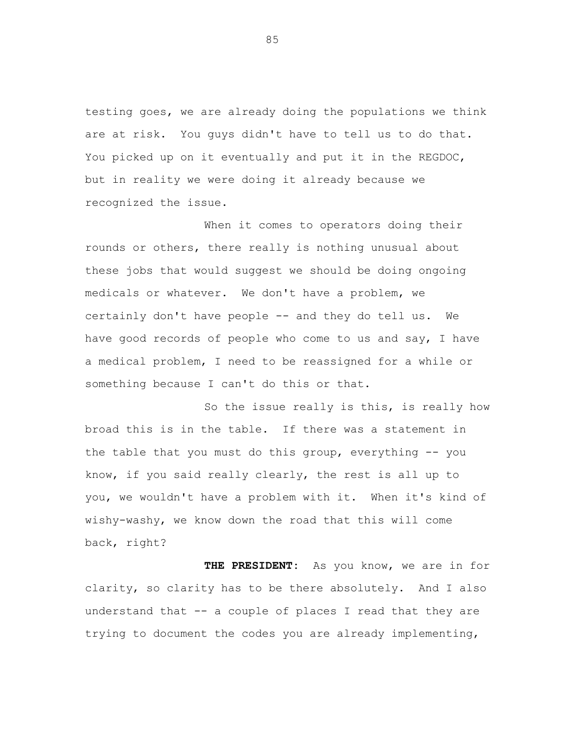testing goes, we are already doing the populations we think are at risk. You guys didn't have to tell us to do that. You picked up on it eventually and put it in the REGDOC, but in reality we were doing it already because we recognized the issue.

When it comes to operators doing their rounds or others, there really is nothing unusual about these jobs that would suggest we should be doing ongoing medicals or whatever. We don't have a problem, we certainly don't have people -- and they do tell us. We have good records of people who come to us and say, I have a medical problem, I need to be reassigned for a while or something because I can't do this or that.

So the issue really is this, is really how broad this is in the table. If there was a statement in the table that you must do this group, everything -- you know, if you said really clearly, the rest is all up to you, we wouldn't have a problem with it. When it's kind of wishy-washy, we know down the road that this will come back, right?

**THE PRESIDENT:** As you know, we are in for clarity, so clarity has to be there absolutely. And I also understand that -- a couple of places I read that they are trying to document the codes you are already implementing,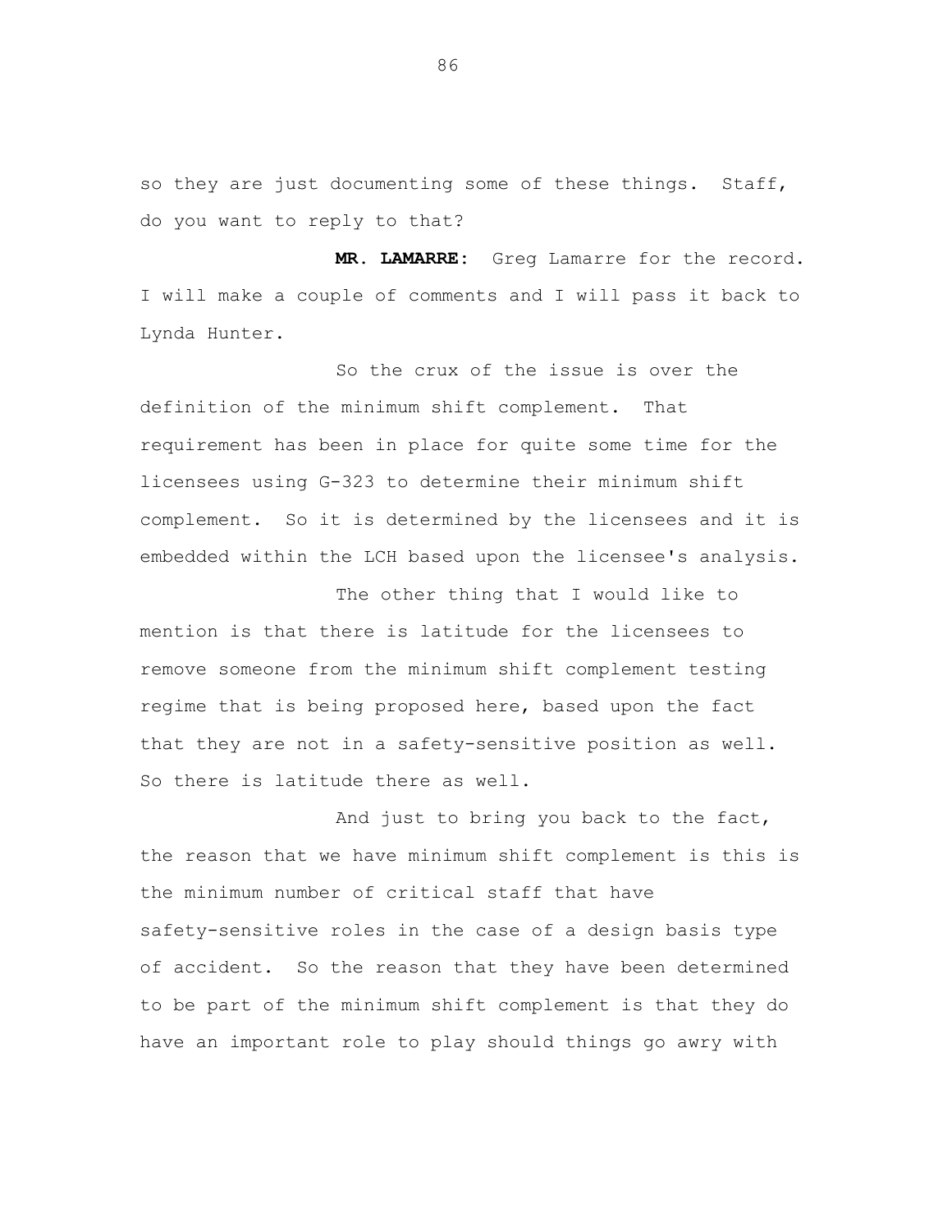so they are just documenting some of these things. Staff, do you want to reply to that?

**MR. LAMARRE:** Greg Lamarre for the record. I will make a couple of comments and I will pass it back to Lynda Hunter.

So the crux of the issue is over the definition of the minimum shift complement. That requirement has been in place for quite some time for the licensees using G-323 to determine their minimum shift complement. So it is determined by the licensees and it is embedded within the LCH based upon the licensee's analysis.

The other thing that I would like to mention is that there is latitude for the licensees to remove someone from the minimum shift complement testing regime that is being proposed here, based upon the fact that they are not in a safety-sensitive position as well. So there is latitude there as well.

And just to bring you back to the fact, the reason that we have minimum shift complement is this is the minimum number of critical staff that have safety-sensitive roles in the case of a design basis type of accident. So the reason that they have been determined to be part of the minimum shift complement is that they do have an important role to play should things go awry with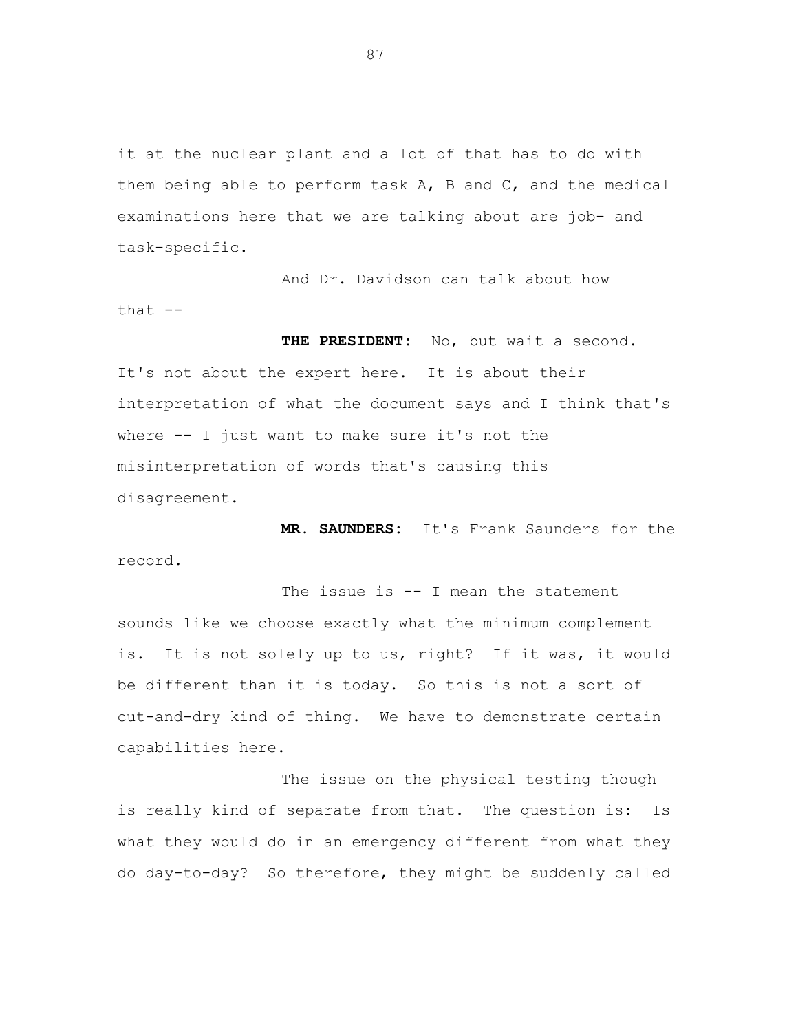it at the nuclear plant and a lot of that has to do with them being able to perform task A, B and C, and the medical examinations here that we are talking about are job- and task-specific.

And Dr. Davidson can talk about how that --

**THE PRESIDENT:** No, but wait a second. It's not about the expert here. It is about their interpretation of what the document says and I think that's where -- I just want to make sure it's not the misinterpretation of words that's causing this disagreement.

**MR. SAUNDERS:** It's Frank Saunders for the record.

The issue is -- I mean the statement sounds like we choose exactly what the minimum complement is. It is not solely up to us, right? If it was, it would be different than it is today. So this is not a sort of cut-and-dry kind of thing. We have to demonstrate certain capabilities here.

The issue on the physical testing though is really kind of separate from that. The question is: Is what they would do in an emergency different from what they do day-to-day? So therefore, they might be suddenly called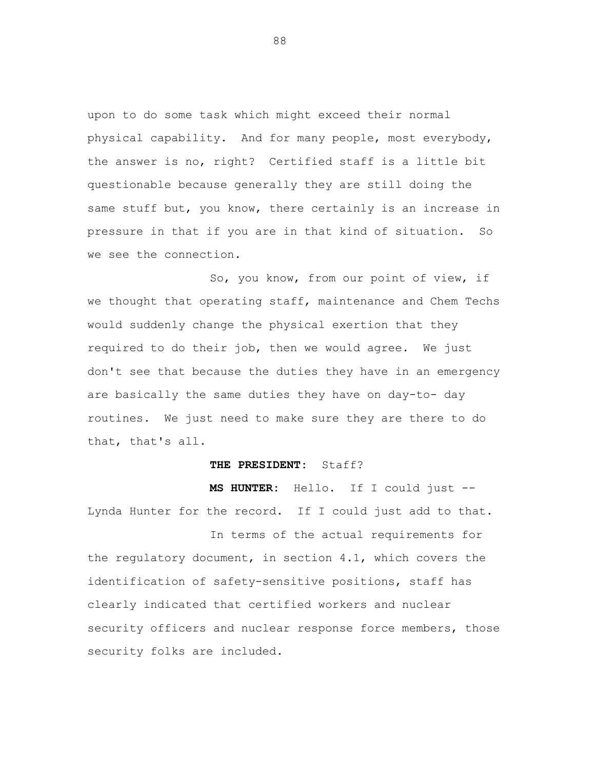upon to do some task which might exceed their normal physical capability. And for many people, most everybody, the answer is no, right? Certified staff is a little bit questionable because generally they are still doing the same stuff but, you know, there certainly is an increase in pressure in that if you are in that kind of situation. So we see the connection.

So, you know, from our point of view, if we thought that operating staff, maintenance and Chem Techs would suddenly change the physical exertion that they required to do their job, then we would agree. We just don't see that because the duties they have in an emergency are basically the same duties they have on day-to- day routines. We just need to make sure they are there to do that, that's all.

**THE PRESIDENT:** Staff?

**MS HUNTER:** Hello. If I could just -- Lynda Hunter for the record. If I could just add to that.

In terms of the actual requirements for the regulatory document, in section 4.1, which covers the identification of safety-sensitive positions, staff has clearly indicated that certified workers and nuclear security officers and nuclear response force members, those security folks are included.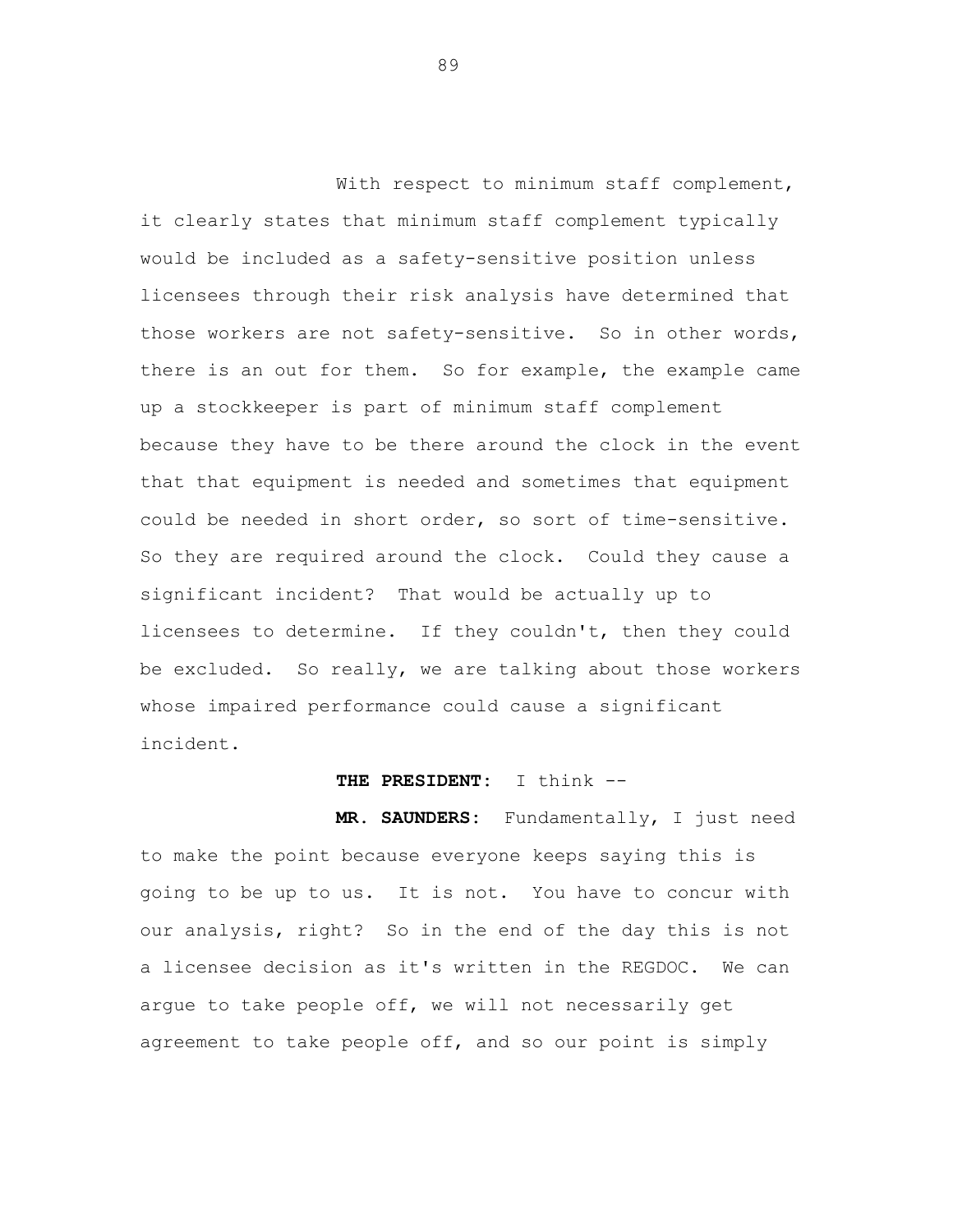With respect to minimum staff complement, it clearly states that minimum staff complement typically would be included as a safety-sensitive position unless licensees through their risk analysis have determined that those workers are not safety-sensitive. So in other words, there is an out for them. So for example, the example came up a stockkeeper is part of minimum staff complement because they have to be there around the clock in the event that that equipment is needed and sometimes that equipment could be needed in short order, so sort of time-sensitive. So they are required around the clock. Could they cause a significant incident? That would be actually up to licensees to determine. If they couldn't, then they could be excluded. So really, we are talking about those workers whose impaired performance could cause a significant incident.

**THE PRESIDENT:** I think --

**MR. SAUNDERS:** Fundamentally, I just need to make the point because everyone keeps saying this is going to be up to us. It is not. You have to concur with our analysis, right? So in the end of the day this is not a licensee decision as it's written in the REGDOC. We can argue to take people off, we will not necessarily get agreement to take people off, and so our point is simply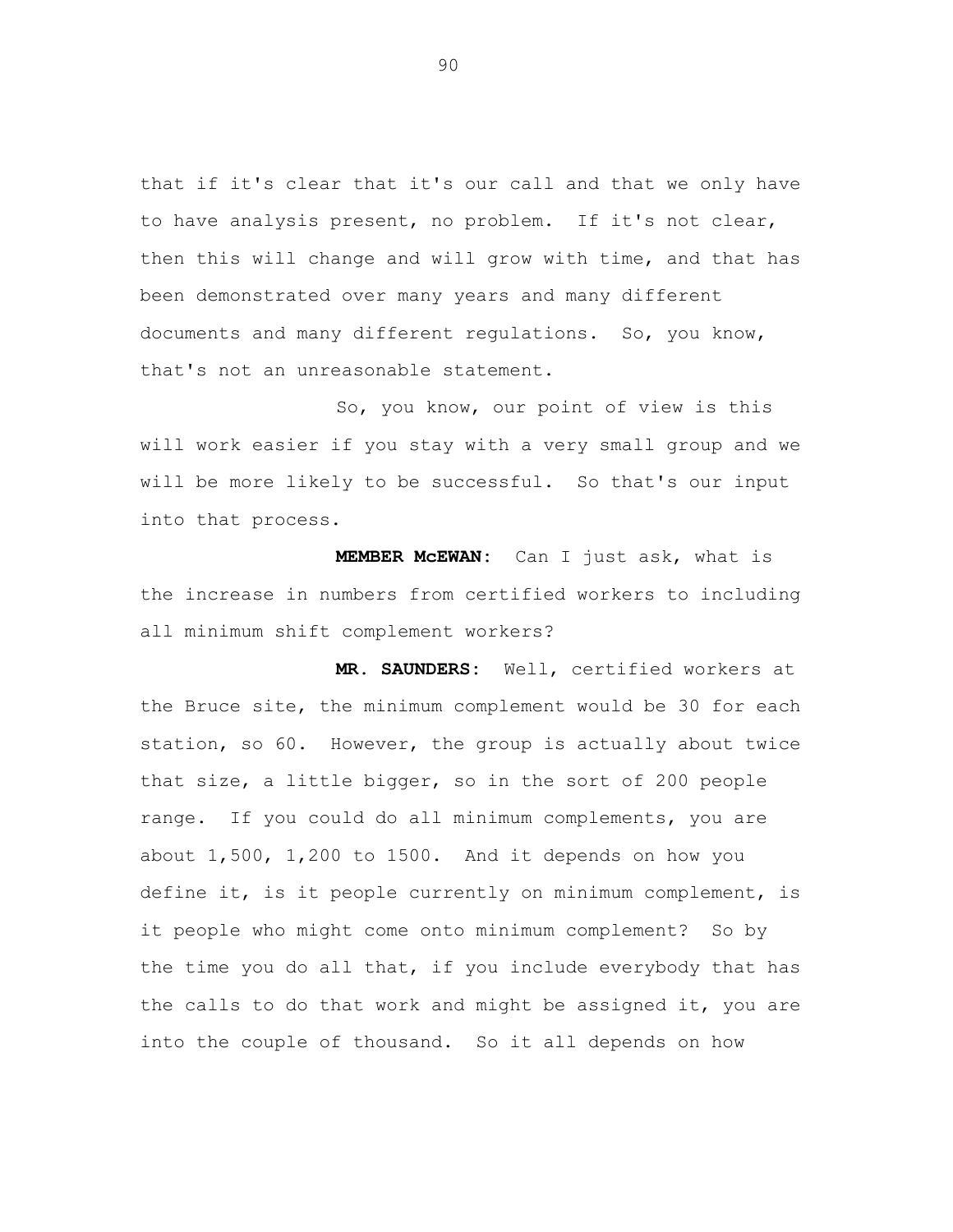that if it's clear that it's our call and that we only have to have analysis present, no problem. If it's not clear, then this will change and will grow with time, and that has been demonstrated over many years and many different documents and many different regulations. So, you know, that's not an unreasonable statement.

So, you know, our point of view is this will work easier if you stay with a very small group and we will be more likely to be successful. So that's our input into that process.

**MEMBER McEWAN:** Can I just ask, what is the increase in numbers from certified workers to including all minimum shift complement workers?

**MR. SAUNDERS:** Well, certified workers at the Bruce site, the minimum complement would be 30 for each station, so 60. However, the group is actually about twice that size, a little bigger, so in the sort of 200 people range. If you could do all minimum complements, you are about 1,500, 1,200 to 1500. And it depends on how you define it, is it people currently on minimum complement, is it people who might come onto minimum complement? So by the time you do all that, if you include everybody that has the calls to do that work and might be assigned it, you are into the couple of thousand. So it all depends on how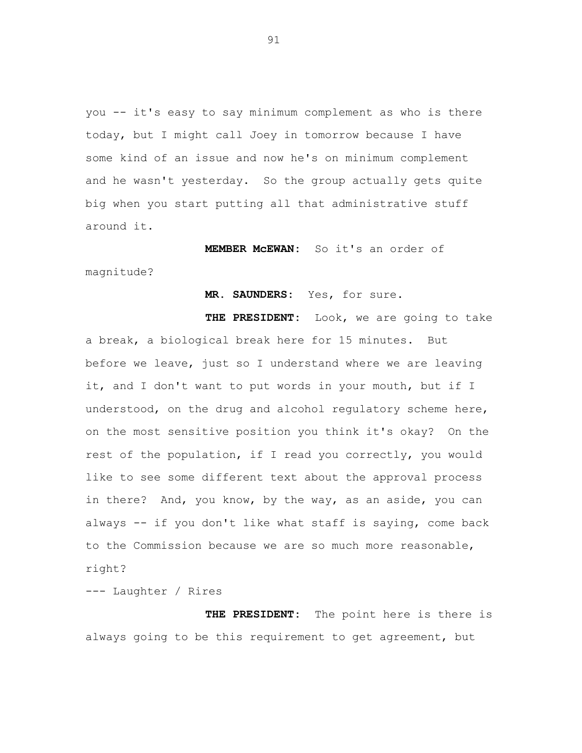you -- it's easy to say minimum complement as who is there today, but I might call Joey in tomorrow because I have some kind of an issue and now he's on minimum complement and he wasn't yesterday. So the group actually gets quite big when you start putting all that administrative stuff around it.

**MEMBER McEWAN:** So it's an order of magnitude?

**MR. SAUNDERS:** Yes, for sure.

**THE PRESIDENT:** Look, we are going to take a break, a biological break here for 15 minutes. But before we leave, just so I understand where we are leaving it, and I don't want to put words in your mouth, but if I understood, on the drug and alcohol regulatory scheme here, on the most sensitive position you think it's okay? On the rest of the population, if I read you correctly, you would like to see some different text about the approval process in there? And, you know, by the way, as an aside, you can always -- if you don't like what staff is saying, come back to the Commission because we are so much more reasonable, right?

--- Laughter / Rires

**THE PRESIDENT:** The point here is there is always going to be this requirement to get agreement, but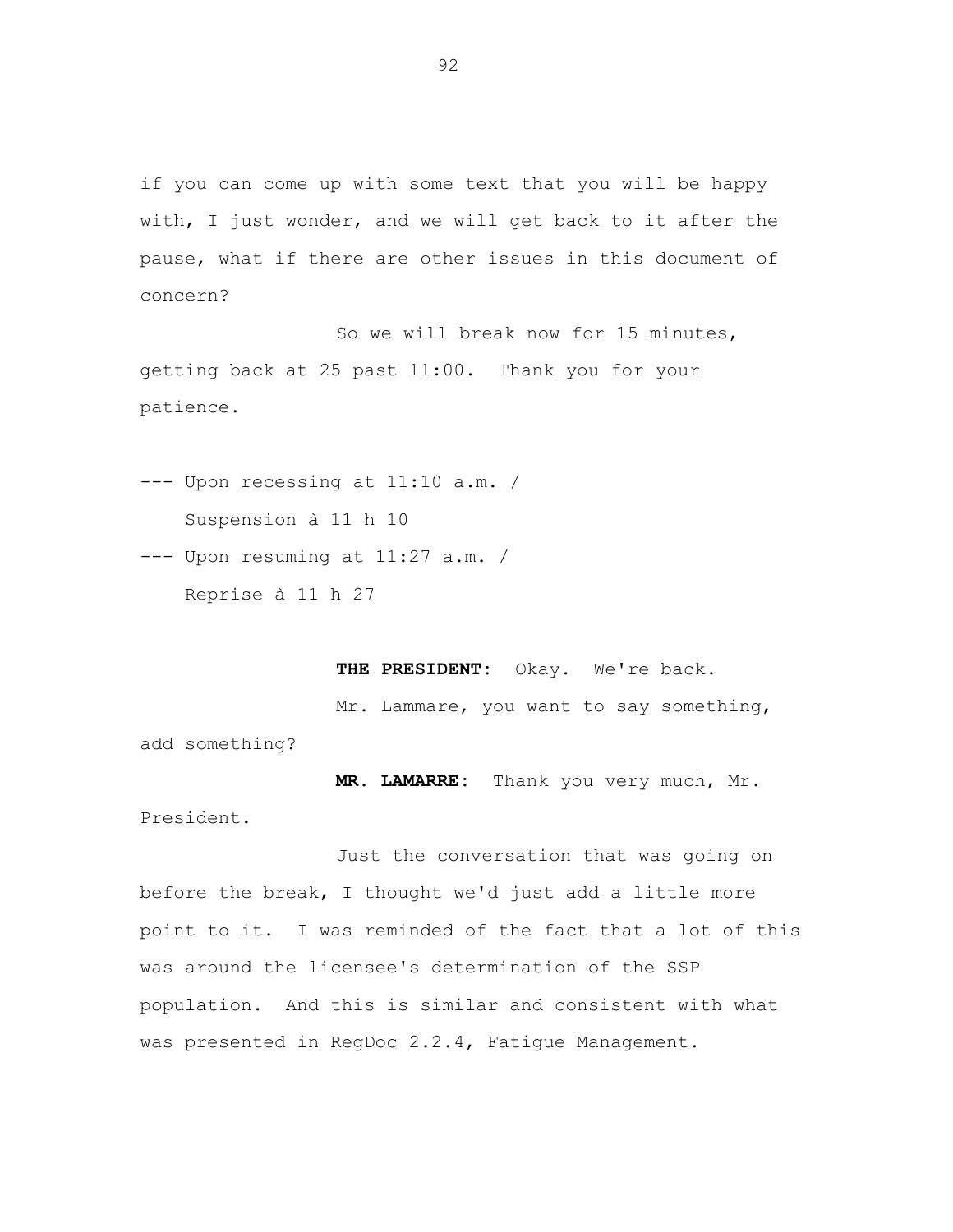if you can come up with some text that you will be happy with, I just wonder, and we will get back to it after the pause, what if there are other issues in this document of concern?

So we will break now for 15 minutes, getting back at 25 past 11:00. Thank you for your patience.

--- Upon recessing at 11:10 a.m. /
Suspension à 11 h 10

--- Upon resuming at 11:27 a.m. /
Reprise à 11 h 27

**THE PRESIDENT:** Okay. We're back.

Mr. Lammare, you want to say something, add something?

**MR. LAMARRE:** Thank you very much, Mr. President.

Just the conversation that was going on before the break, I thought we'd just add a little more point to it. I was reminded of the fact that a lot of this was around the licensee's determination of the SSP population. And this is similar and consistent with what was presented in RegDoc 2.2.4, Fatigue Management.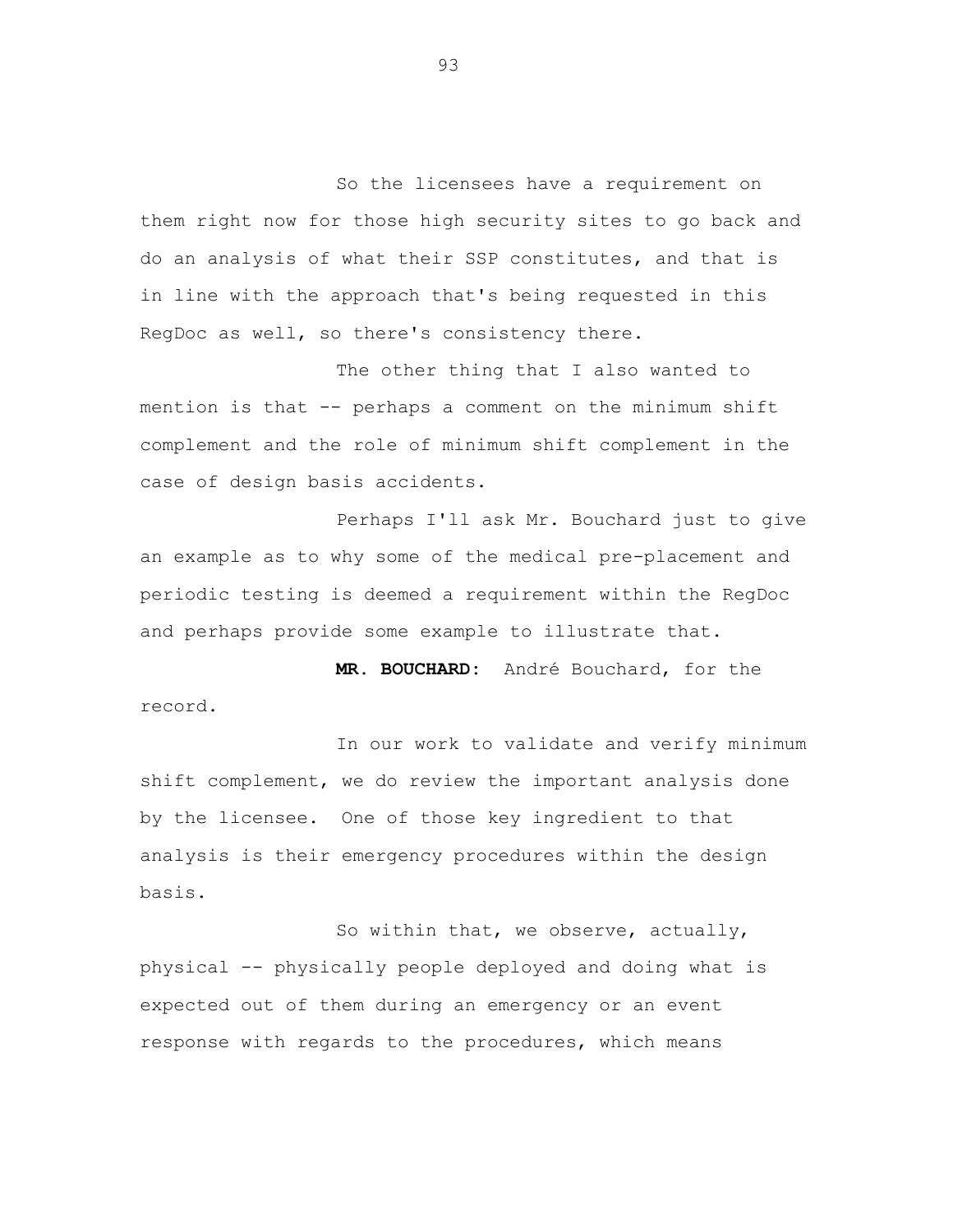So the licensees have a requirement on them right now for those high security sites to go back and do an analysis of what their SSP constitutes, and that is in line with the approach that's being requested in this RegDoc as well, so there's consistency there.

The other thing that I also wanted to mention is that -- perhaps a comment on the minimum shift complement and the role of minimum shift complement in the case of design basis accidents.

Perhaps I'll ask Mr. Bouchard just to give an example as to why some of the medical pre-placement and periodic testing is deemed a requirement within the RegDoc and perhaps provide some example to illustrate that.

**MR. BOUCHARD:** André Bouchard, for the record.

In our work to validate and verify minimum shift complement, we do review the important analysis done by the licensee. One of those key ingredient to that analysis is their emergency procedures within the design basis.

So within that, we observe, actually, physical -- physically people deployed and doing what is expected out of them during an emergency or an event response with regards to the procedures, which means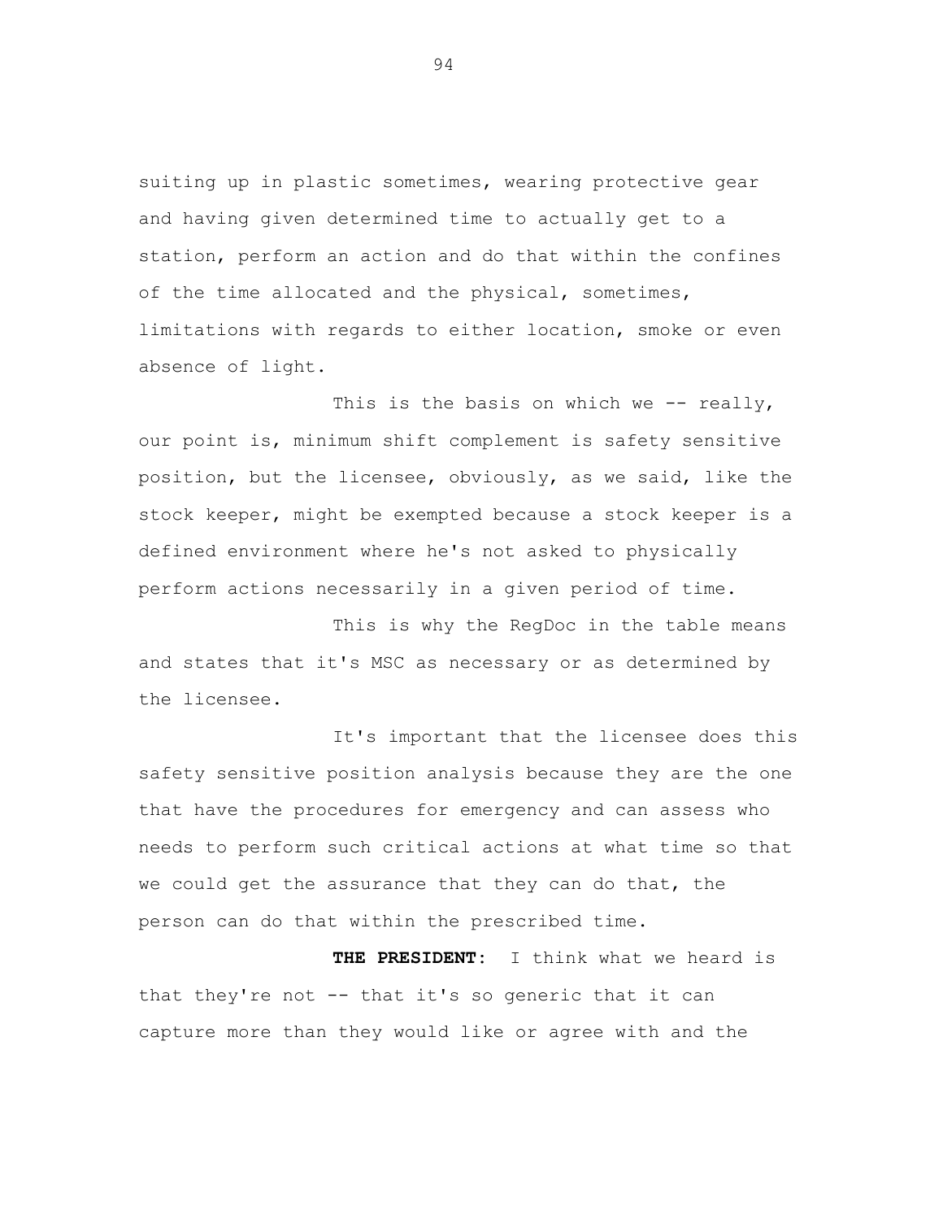suiting up in plastic sometimes, wearing protective gear and having given determined time to actually get to a station, perform an action and do that within the confines of the time allocated and the physical, sometimes, limitations with regards to either location, smoke or even absence of light.

This is the basis on which we -- really, our point is, minimum shift complement is safety sensitive position, but the licensee, obviously, as we said, like the stock keeper, might be exempted because a stock keeper is a defined environment where he's not asked to physically perform actions necessarily in a given period of time.

This is why the RegDoc in the table means and states that it's MSC as necessary or as determined by the licensee.

It's important that the licensee does this safety sensitive position analysis because they are the one that have the procedures for emergency and can assess who needs to perform such critical actions at what time so that we could get the assurance that they can do that, the person can do that within the prescribed time.

**THE PRESIDENT:** I think what we heard is that they're not -- that it's so generic that it can capture more than they would like or agree with and the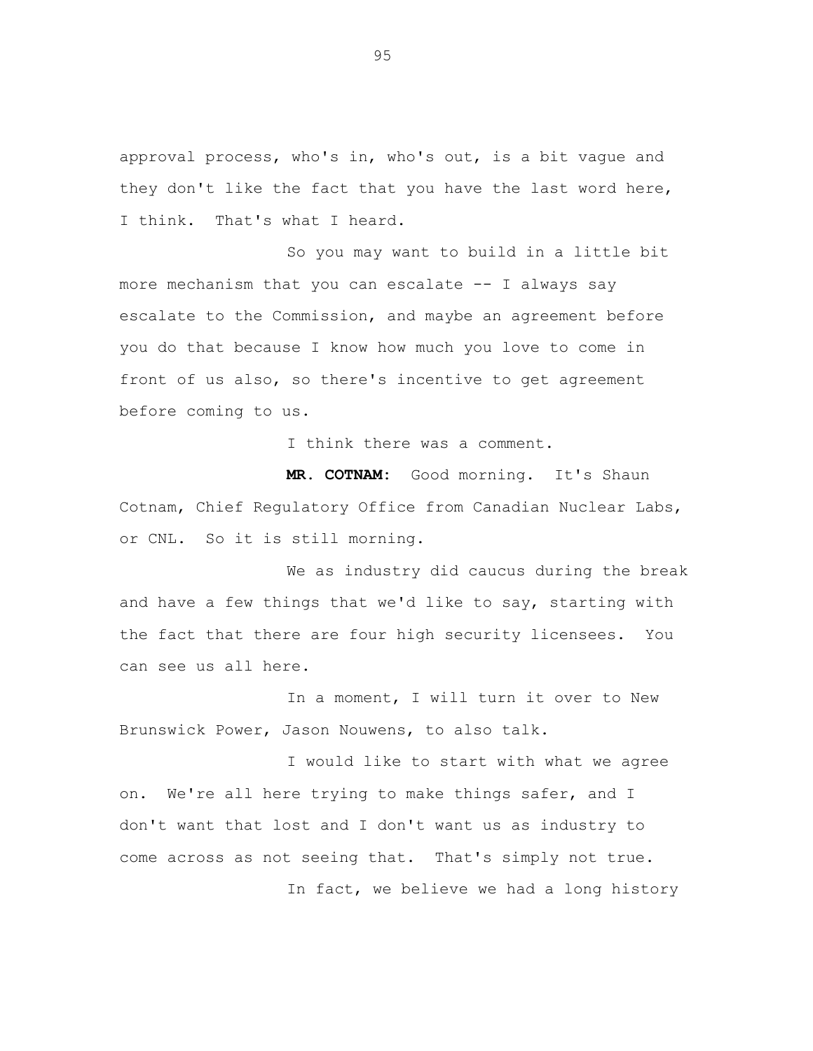approval process, who's in, who's out, is a bit vague and they don't like the fact that you have the last word here, I think. That's what I heard.

So you may want to build in a little bit more mechanism that you can escalate -- I always say escalate to the Commission, and maybe an agreement before you do that because I know how much you love to come in front of us also, so there's incentive to get agreement before coming to us.

I think there was a comment.

**MR. COTNAM:** Good morning. It's Shaun Cotnam, Chief Regulatory Office from Canadian Nuclear Labs, or CNL. So it is still morning.

We as industry did caucus during the break and have a few things that we'd like to say, starting with the fact that there are four high security licensees. You can see us all here.

In a moment, I will turn it over to New Brunswick Power, Jason Nouwens, to also talk.

I would like to start with what we agree on. We're all here trying to make things safer, and I don't want that lost and I don't want us as industry to come across as not seeing that. That's simply not true.

In fact, we believe we had a long history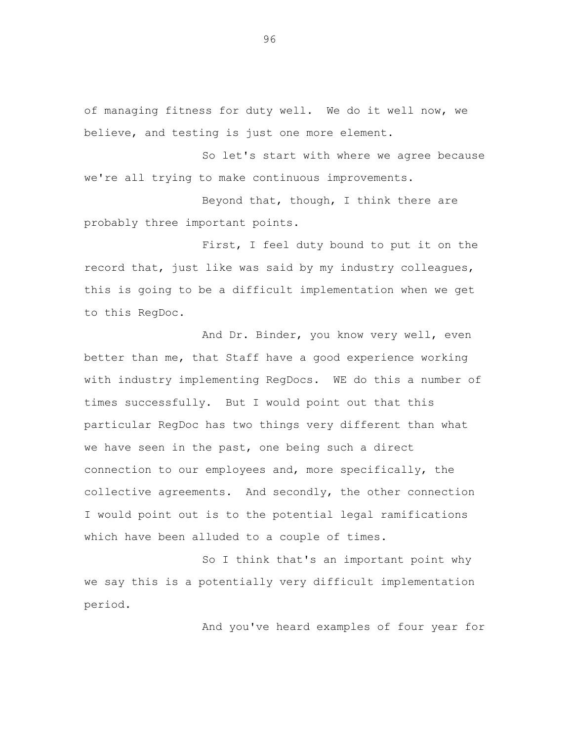of managing fitness for duty well. We do it well now, we believe, and testing is just one more element.

So let's start with where we agree because we're all trying to make continuous improvements.

Beyond that, though, I think there are probably three important points.

First, I feel duty bound to put it on the record that, just like was said by my industry colleagues, this is going to be a difficult implementation when we get to this RegDoc.

And Dr. Binder, you know very well, even better than me, that Staff have a good experience working with industry implementing RegDocs. WE do this a number of times successfully. But I would point out that this particular RegDoc has two things very different than what we have seen in the past, one being such a direct connection to our employees and, more specifically, the collective agreements. And secondly, the other connection I would point out is to the potential legal ramifications which have been alluded to a couple of times.

So I think that's an important point why we say this is a potentially very difficult implementation period.

And you've heard examples of four year for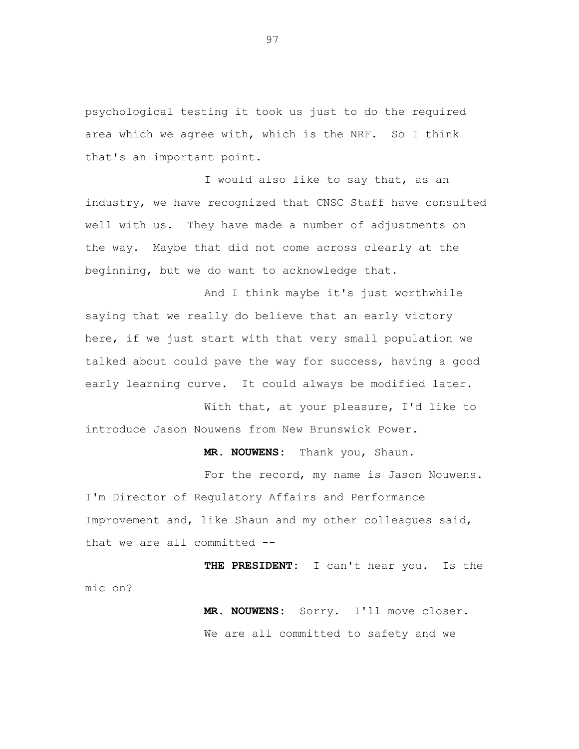psychological testing it took us just to do the required area which we agree with, which is the NRF. So I think that's an important point.

I would also like to say that, as an industry, we have recognized that CNSC Staff have consulted well with us. They have made a number of adjustments on the way. Maybe that did not come across clearly at the beginning, but we do want to acknowledge that.

And I think maybe it's just worthwhile saying that we really do believe that an early victory here, if we just start with that very small population we talked about could pave the way for success, having a good early learning curve. It could always be modified later.

With that, at your pleasure, I'd like to introduce Jason Nouwens from New Brunswick Power.

**MR. NOUWENS:** Thank you, Shaun.

For the record, my name is Jason Nouwens. I'm Director of Regulatory Affairs and Performance Improvement and, like Shaun and my other colleagues said, that we are all committed --

**THE PRESIDENT:** I can't hear you. Is the mic on?

**MR. NOUWENS:** Sorry. I'll move closer.

We are all committed to safety and we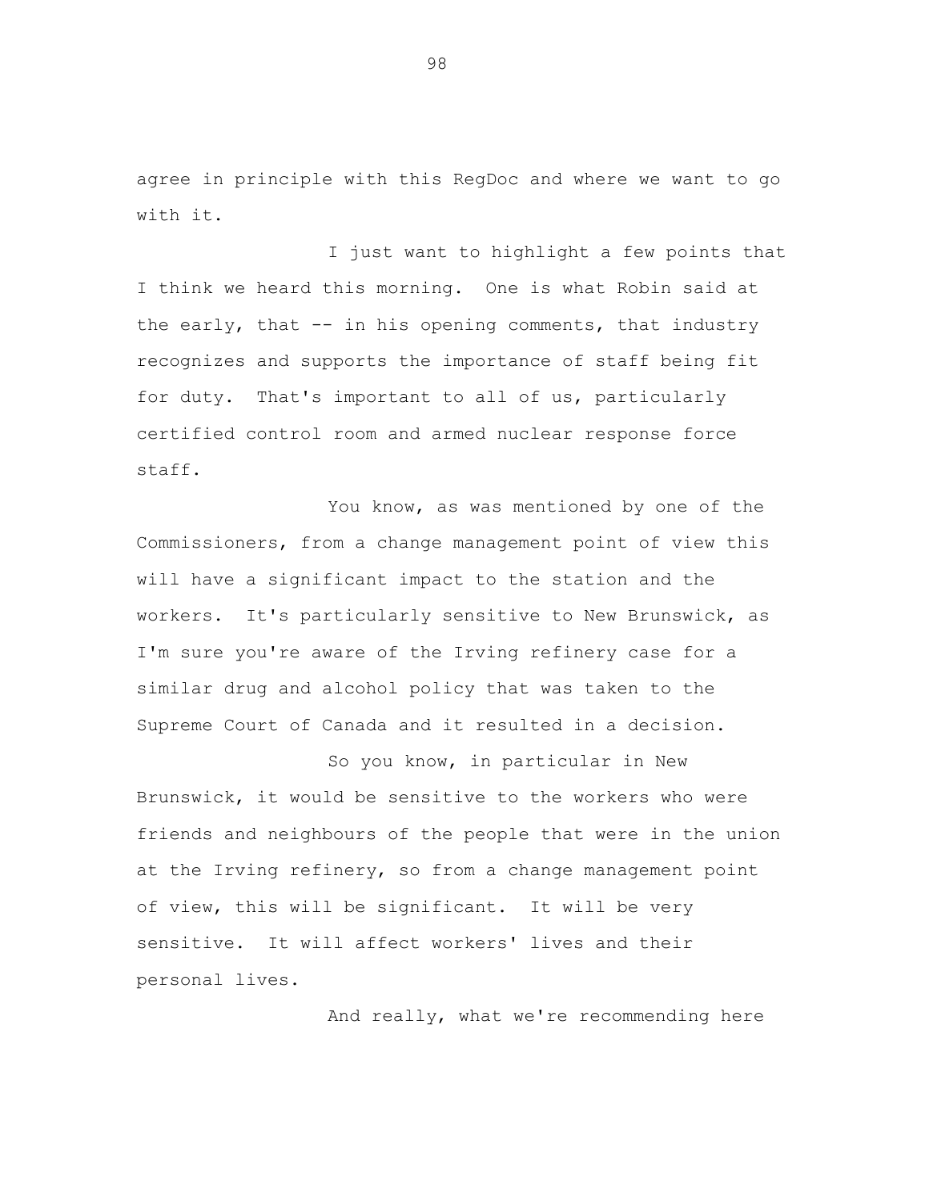agree in principle with this RegDoc and where we want to go with it.

I just want to highlight a few points that I think we heard this morning. One is what Robin said at the early, that -- in his opening comments, that industry recognizes and supports the importance of staff being fit for duty. That's important to all of us, particularly certified control room and armed nuclear response force staff.

You know, as was mentioned by one of the Commissioners, from a change management point of view this will have a significant impact to the station and the workers. It's particularly sensitive to New Brunswick, as I'm sure you're aware of the Irving refinery case for a similar drug and alcohol policy that was taken to the Supreme Court of Canada and it resulted in a decision.

So you know, in particular in New Brunswick, it would be sensitive to the workers who were friends and neighbours of the people that were in the union at the Irving refinery, so from a change management point of view, this will be significant. It will be very sensitive. It will affect workers' lives and their personal lives.

And really, what we're recommending here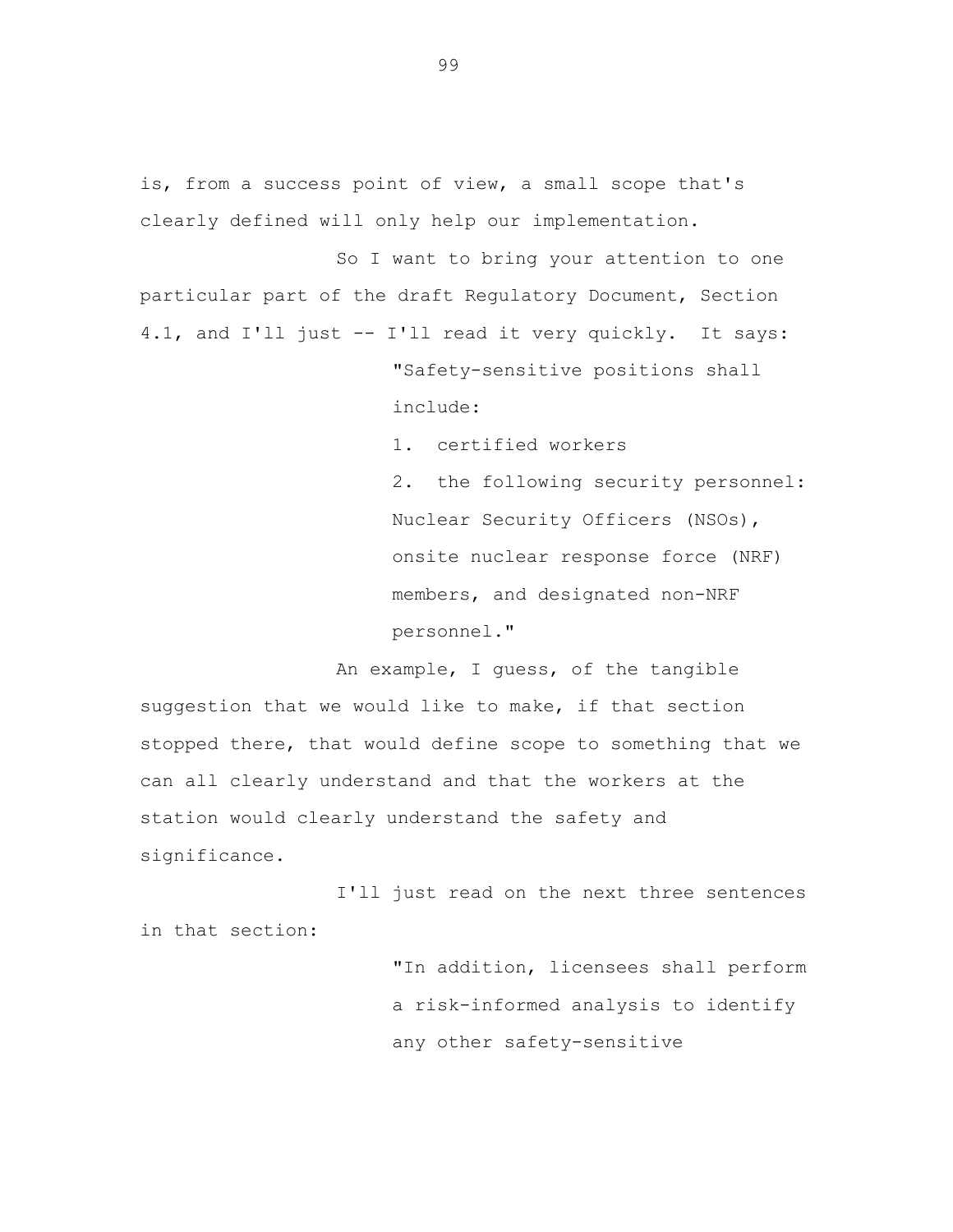is, from a success point of view, a small scope that's clearly defined will only help our implementation.

So I want to bring your attention to one particular part of the draft Regulatory Document, Section 4.1, and I'll just -- I'll read it very quickly. It says:

> "Safety-sensitive positions shall include:
>
> 1. certified workers
> 2. the following security personnel: Nuclear Security Officers (NSOs), onsite nuclear response force (NRF) members, and designated non-NRF personnel."

An example, I guess, of the tangible suggestion that we would like to make, if that section stopped there, that would define scope to something that we can all clearly understand and that the workers at the station would clearly understand the safety and significance.

I'll just read on the next three sentences in that section:

> "In addition, licensees shall perform a risk-informed analysis to identify any other safety-sensitive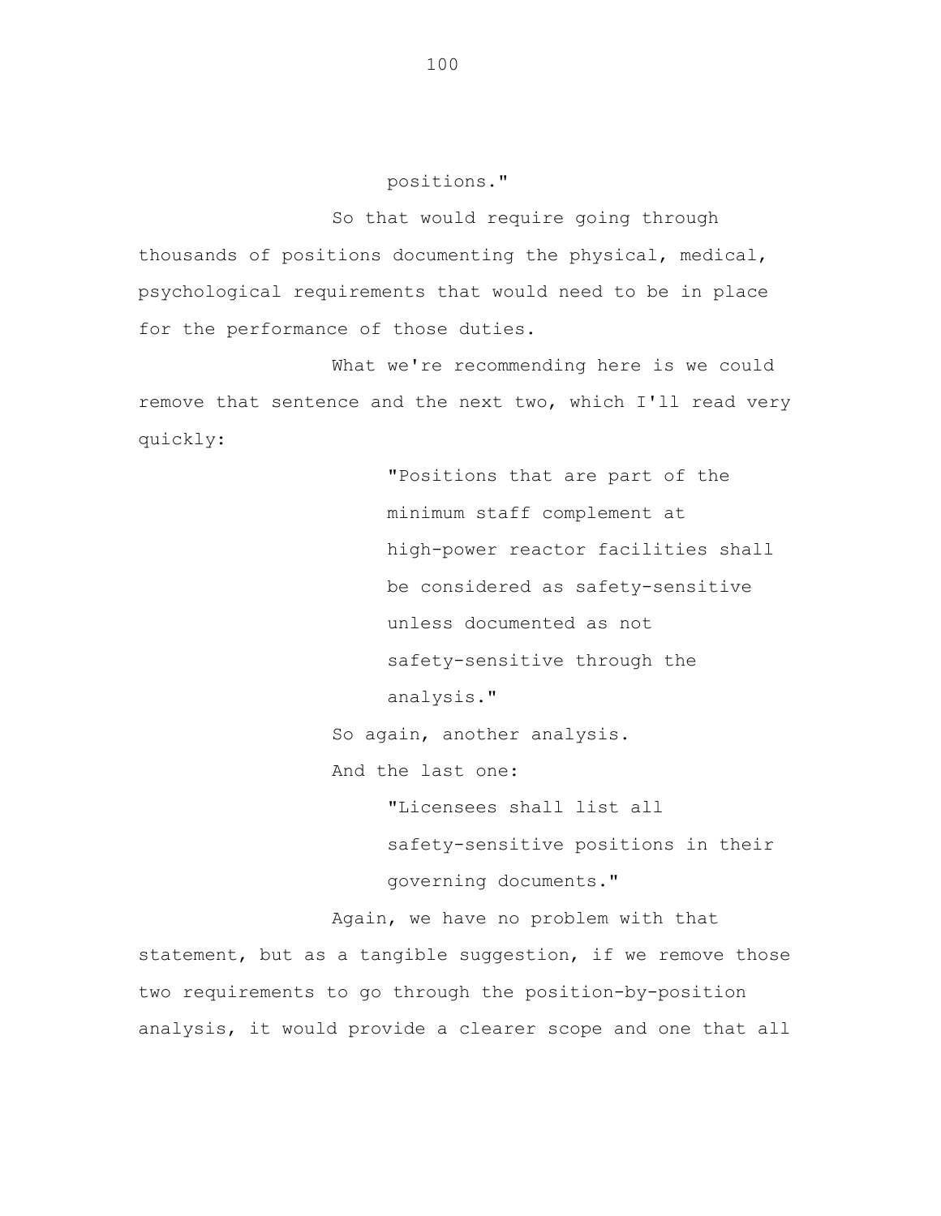positions."

So that would require going through thousands of positions documenting the physical, medical, psychological requirements that would need to be in place for the performance of those duties.

What we're recommending here is we could remove that sentence and the next two, which I'll read very quickly:

> "Positions that are part of the minimum staff complement at high-power reactor facilities shall be considered as safety-sensitive unless documented as not safety-sensitive through the analysis."

So again, another analysis.

And the last one:

> "Licensees shall list all safety-sensitive positions in their governing documents."

Again, we have no problem with that statement, but as a tangible suggestion, if we remove those two requirements to go through the position-by-position analysis, it would provide a clearer scope and one that all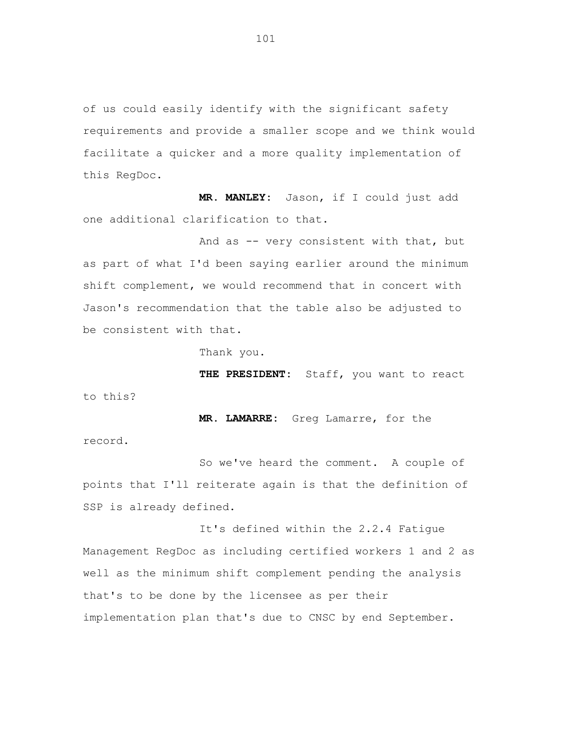of us could easily identify with the significant safety requirements and provide a smaller scope and we think would facilitate a quicker and a more quality implementation of this RegDoc.

**MR. MANLEY:** Jason, if I could just add one additional clarification to that.

And as -- very consistent with that, but as part of what I'd been saying earlier around the minimum shift complement, we would recommend that in concert with Jason's recommendation that the table also be adjusted to be consistent with that.

Thank you.

**THE PRESIDENT:** Staff, you want to react to this?

**MR. LAMARRE:** Greg Lamarre, for the record.

So we've heard the comment. A couple of points that I'll reiterate again is that the definition of SSP is already defined.

It's defined within the 2.2.4 Fatigue Management RegDoc as including certified workers 1 and 2 as well as the minimum shift complement pending the analysis that's to be done by the licensee as per their implementation plan that's due to CNSC by end September.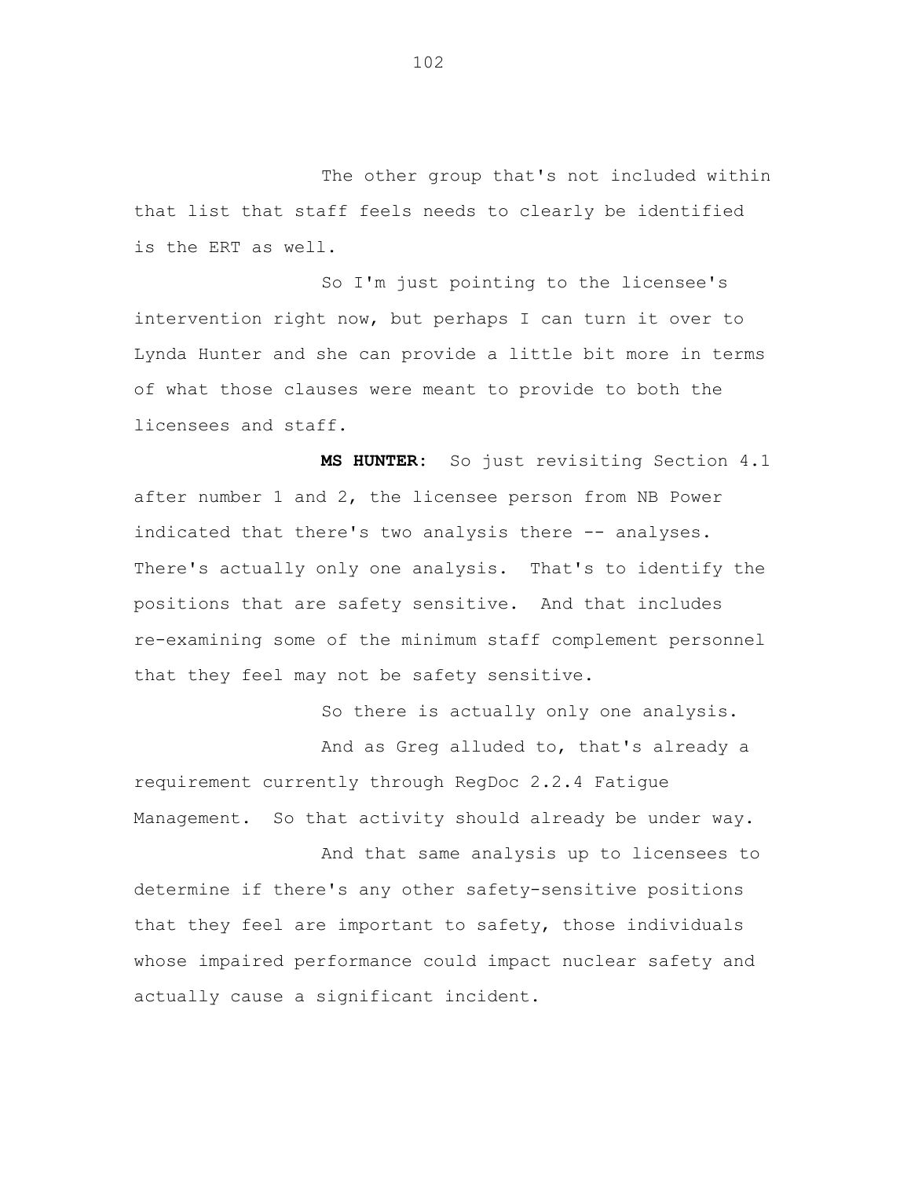The other group that's not included within that list that staff feels needs to clearly be identified is the ERT as well.

So I'm just pointing to the licensee's intervention right now, but perhaps I can turn it over to Lynda Hunter and she can provide a little bit more in terms of what those clauses were meant to provide to both the licensees and staff.

**MS HUNTER:** So just revisiting Section 4.1 after number 1 and 2, the licensee person from NB Power indicated that there's two analysis there -- analyses. There's actually only one analysis. That's to identify the positions that are safety sensitive. And that includes re-examining some of the minimum staff complement personnel that they feel may not be safety sensitive.

So there is actually only one analysis.

And as Greg alluded to, that's already a requirement currently through RegDoc 2.2.4 Fatigue Management. So that activity should already be under way.

And that same analysis up to licensees to determine if there's any other safety-sensitive positions that they feel are important to safety, those individuals whose impaired performance could impact nuclear safety and actually cause a significant incident.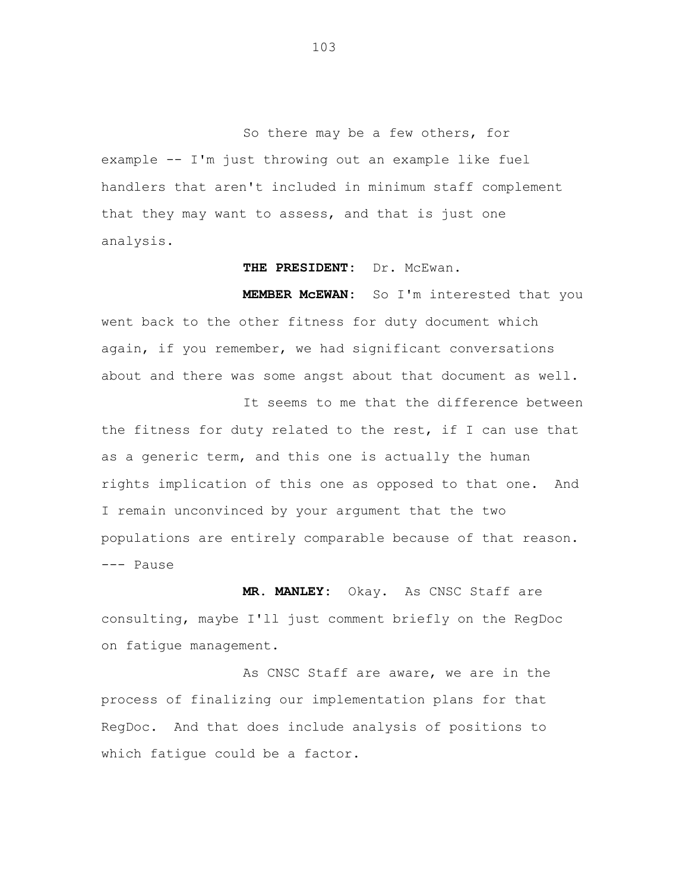So there may be a few others, for example -- I'm just throwing out an example like fuel handlers that aren't included in minimum staff complement that they may want to assess, and that is just one analysis.

**THE PRESIDENT:** Dr. McEwan.

**MEMBER McEWAN:** So I'm interested that you went back to the other fitness for duty document which again, if you remember, we had significant conversations about and there was some angst about that document as well.

It seems to me that the difference between the fitness for duty related to the rest, if I can use that as a generic term, and this one is actually the human rights implication of this one as opposed to that one. And I remain unconvinced by your argument that the two populations are entirely comparable because of that reason.

--- Pause

**MR. MANLEY:** Okay. As CNSC Staff are consulting, maybe I'll just comment briefly on the RegDoc on fatigue management.

As CNSC Staff are aware, we are in the process of finalizing our implementation plans for that RegDoc. And that does include analysis of positions to which fatigue could be a factor.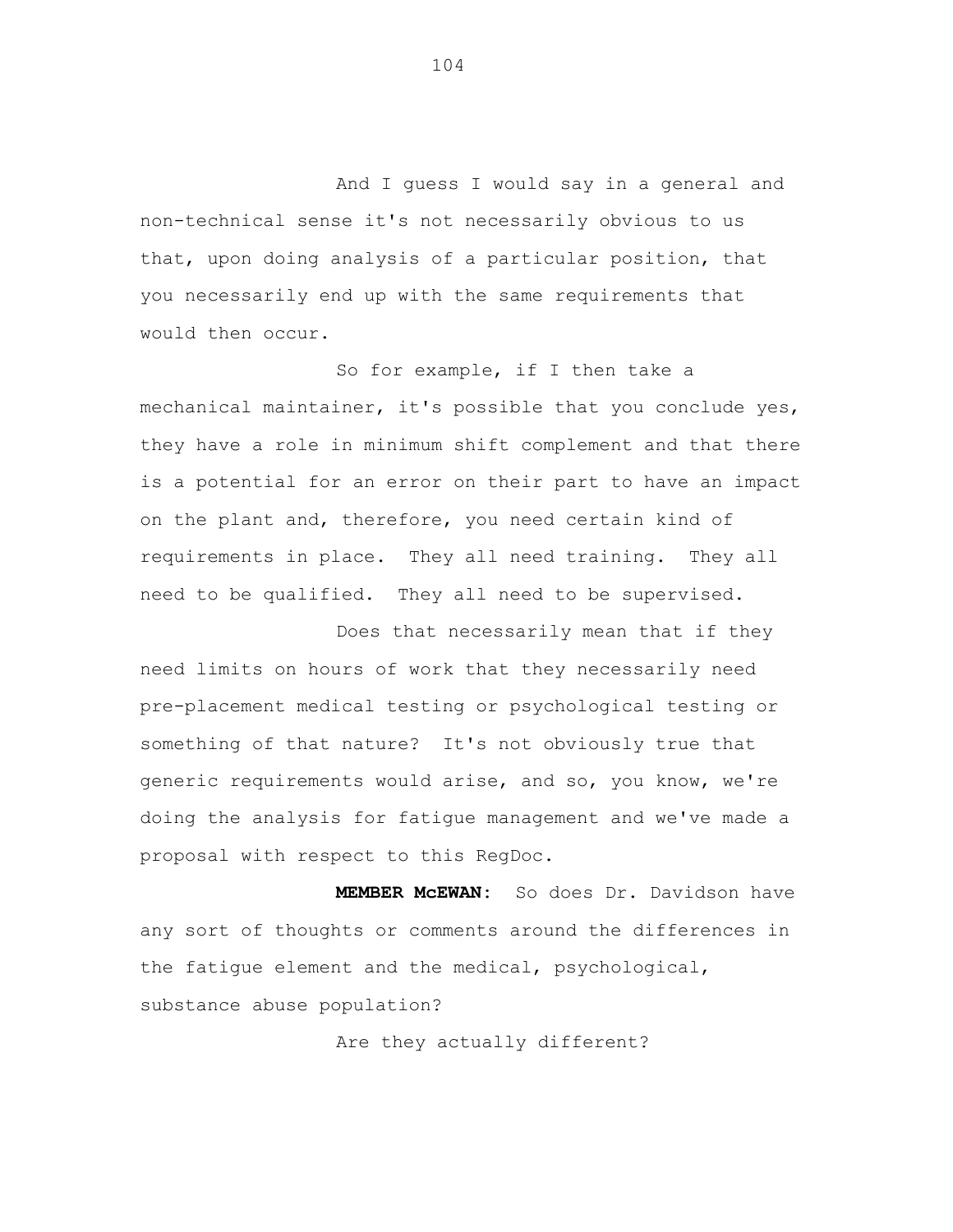And I guess I would say in a general and non-technical sense it's not necessarily obvious to us that, upon doing analysis of a particular position, that you necessarily end up with the same requirements that would then occur.

So for example, if I then take a mechanical maintainer, it's possible that you conclude yes, they have a role in minimum shift complement and that there is a potential for an error on their part to have an impact on the plant and, therefore, you need certain kind of requirements in place. They all need training. They all need to be qualified. They all need to be supervised.

Does that necessarily mean that if they need limits on hours of work that they necessarily need pre-placement medical testing or psychological testing or something of that nature? It's not obviously true that generic requirements would arise, and so, you know, we're doing the analysis for fatigue management and we've made a proposal with respect to this RegDoc.

**MEMBER McEWAN:** So does Dr. Davidson have any sort of thoughts or comments around the differences in the fatigue element and the medical, psychological, substance abuse population?

Are they actually different?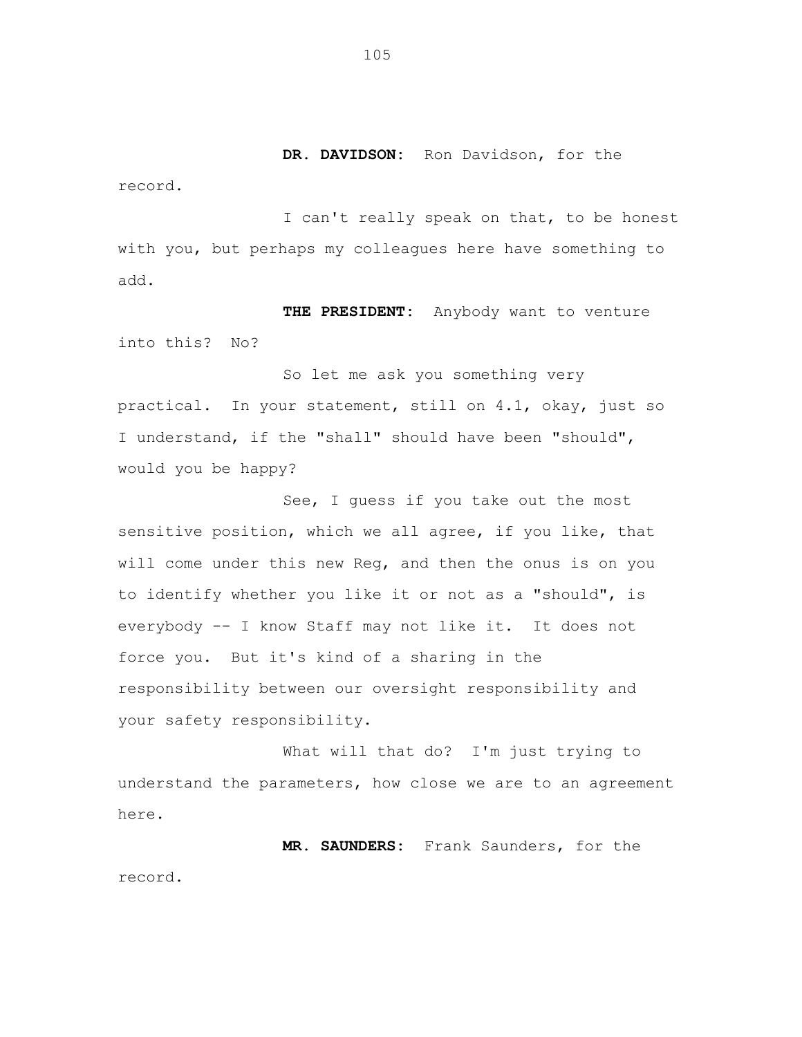**DR. DAVIDSON:** Ron Davidson, for the record.

I can't really speak on that, to be honest with you, but perhaps my colleagues here have something to add.

**THE PRESIDENT:** Anybody want to venture into this? No?

So let me ask you something very practical. In your statement, still on 4.1, okay, just so I understand, if the "shall" should have been "should", would you be happy?

See, I guess if you take out the most sensitive position, which we all agree, if you like, that will come under this new Reg, and then the onus is on you to identify whether you like it or not as a "should", is everybody -- I know Staff may not like it. It does not force you. But it's kind of a sharing in the responsibility between our oversight responsibility and your safety responsibility.

What will that do? I'm just trying to understand the parameters, how close we are to an agreement here.

**MR. SAUNDERS:** Frank Saunders, for the record.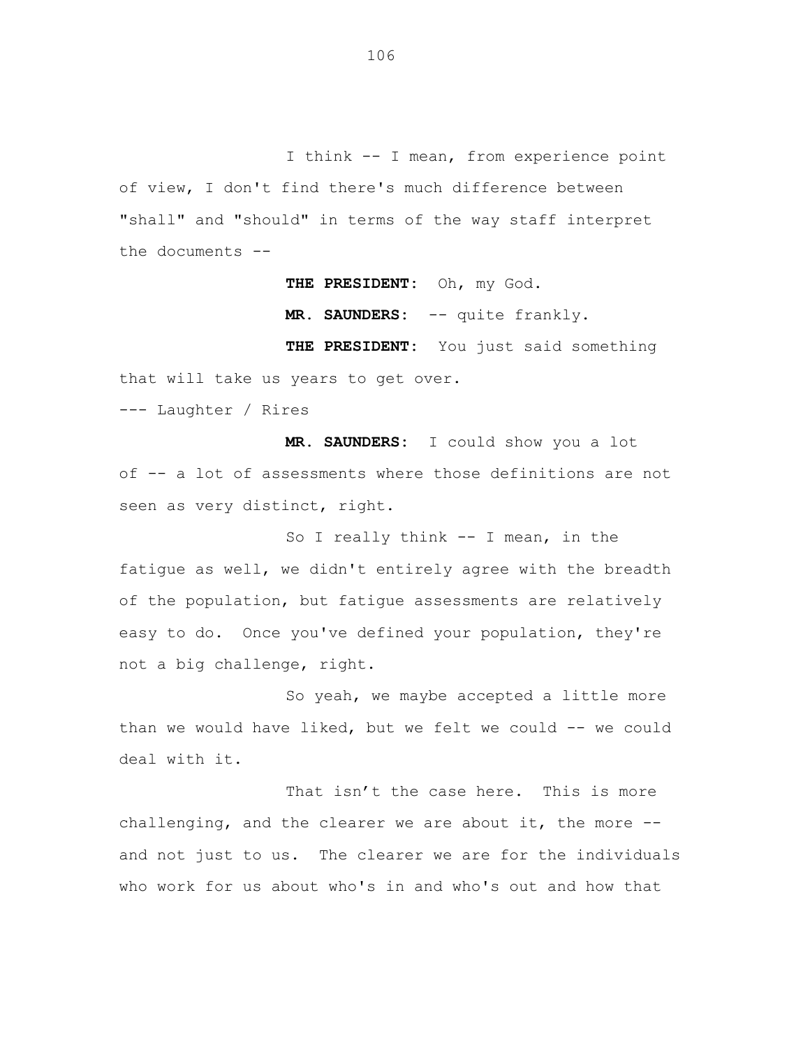I think -- I mean, from experience point of view, I don't find there's much difference between "shall" and "should" in terms of the way staff interpret the documents --

**THE PRESIDENT:** Oh, my God.

**MR. SAUNDERS:** -- quite frankly.

**THE PRESIDENT:** You just said something that will take us years to get over.

--- Laughter / Rires

**MR. SAUNDERS:** I could show you a lot of -- a lot of assessments where those definitions are not seen as very distinct, right.

So I really think -- I mean, in the fatigue as well, we didn't entirely agree with the breadth of the population, but fatigue assessments are relatively easy to do. Once you've defined your population, they're not a big challenge, right.

So yeah, we maybe accepted a little more than we would have liked, but we felt we could -- we could deal with it.

That isn't the case here. This is more challenging, and the clearer we are about it, the more -- and not just to us. The clearer we are for the individuals who work for us about who's in and who's out and how that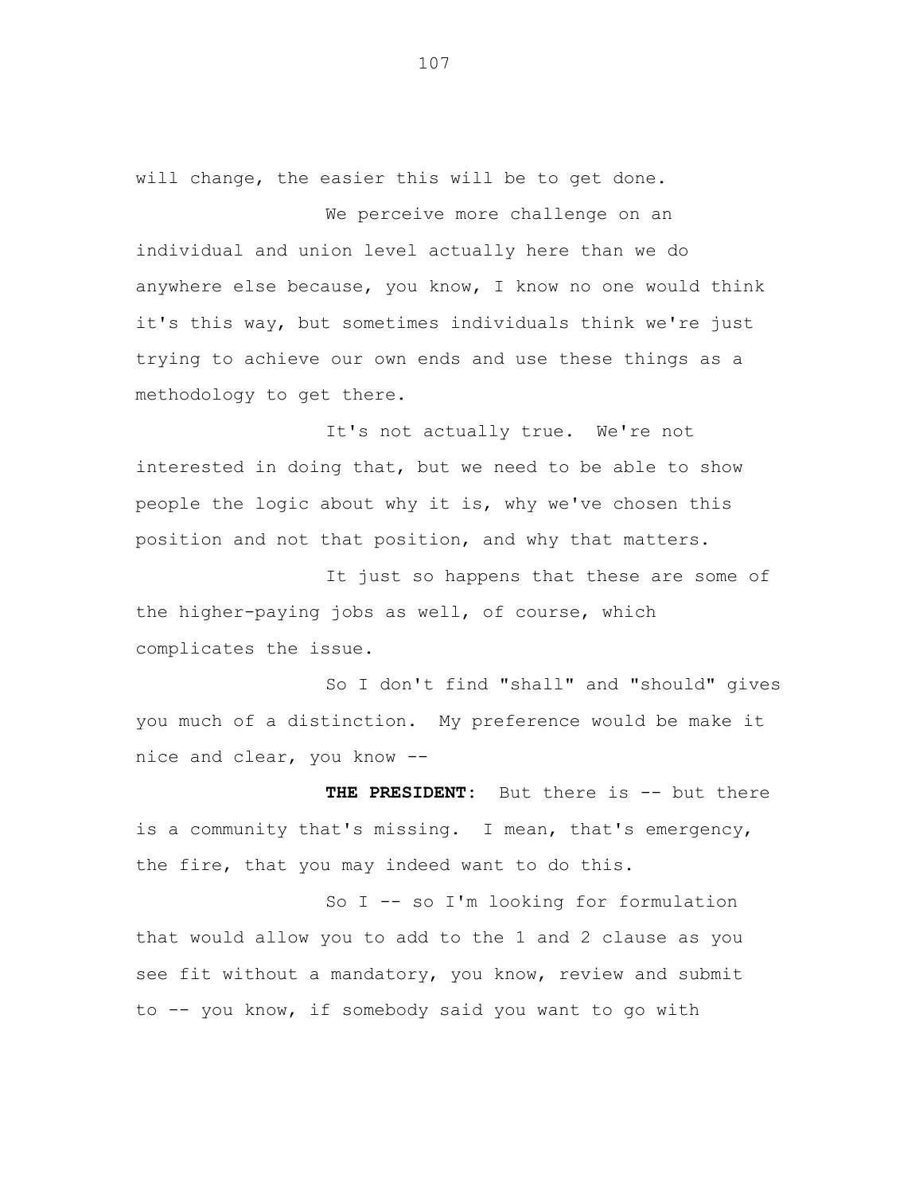will change, the easier this will be to get done.

We perceive more challenge on an individual and union level actually here than we do anywhere else because, you know, I know no one would think it's this way, but sometimes individuals think we're just trying to achieve our own ends and use these things as a methodology to get there.

It's not actually true. We're not interested in doing that, but we need to be able to show people the logic about why it is, why we've chosen this position and not that position, and why that matters.

It just so happens that these are some of the higher-paying jobs as well, of course, which complicates the issue.

So I don't find "shall" and "should" gives you much of a distinction. My preference would be make it nice and clear, you know --

**THE PRESIDENT:** But there is -- but there is a community that's missing. I mean, that's emergency, the fire, that you may indeed want to do this.

So I -- so I'm looking for formulation that would allow you to add to the 1 and 2 clause as you see fit without a mandatory, you know, review and submit to -- you know, if somebody said you want to go with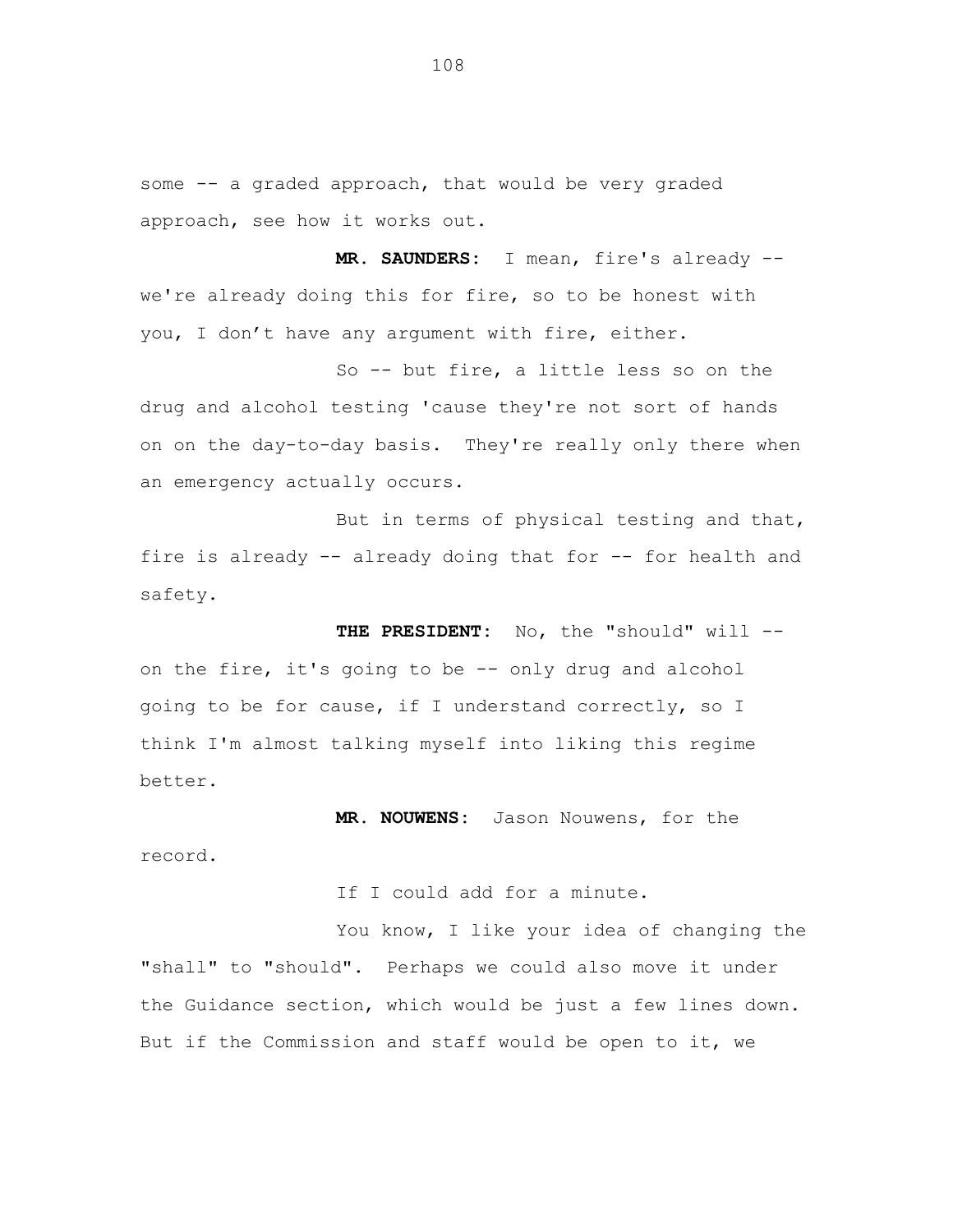some -- a graded approach, that would be very graded approach, see how it works out.

**MR. SAUNDERS:** I mean, fire's already -- we're already doing this for fire, so to be honest with you, I don't have any argument with fire, either.

So -- but fire, a little less so on the drug and alcohol testing 'cause they're not sort of hands on on the day-to-day basis. They're really only there when an emergency actually occurs.

But in terms of physical testing and that, fire is already -- already doing that for -- for health and safety.

**THE PRESIDENT:** No, the "should" will -- on the fire, it's going to be -- only drug and alcohol going to be for cause, if I understand correctly, so I think I'm almost talking myself into liking this regime better.

**MR. NOUWENS:** Jason Nouwens, for the record.

If I could add for a minute.

You know, I like your idea of changing the "shall" to "should". Perhaps we could also move it under the Guidance section, which would be just a few lines down. But if the Commission and staff would be open to it, we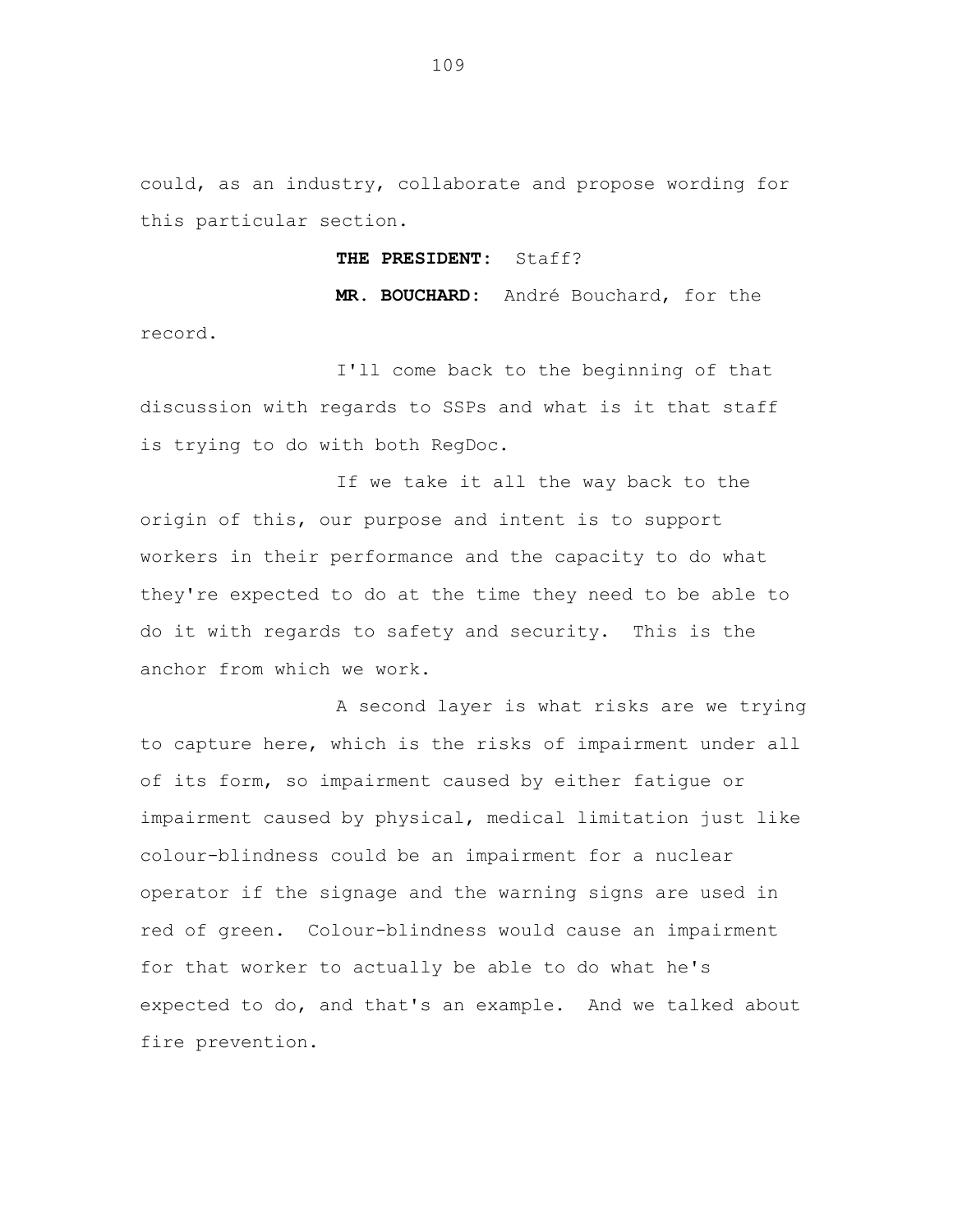could, as an industry, collaborate and propose wording for this particular section.

**THE PRESIDENT:** Staff?

**MR. BOUCHARD:** André Bouchard, for the record.

I'll come back to the beginning of that discussion with regards to SSPs and what is it that staff is trying to do with both RegDoc.

If we take it all the way back to the origin of this, our purpose and intent is to support workers in their performance and the capacity to do what they're expected to do at the time they need to be able to do it with regards to safety and security. This is the anchor from which we work.

A second layer is what risks are we trying to capture here, which is the risks of impairment under all of its form, so impairment caused by either fatigue or impairment caused by physical, medical limitation just like colour-blindness could be an impairment for a nuclear operator if the signage and the warning signs are used in red of green. Colour-blindness would cause an impairment for that worker to actually be able to do what he's expected to do, and that's an example. And we talked about fire prevention.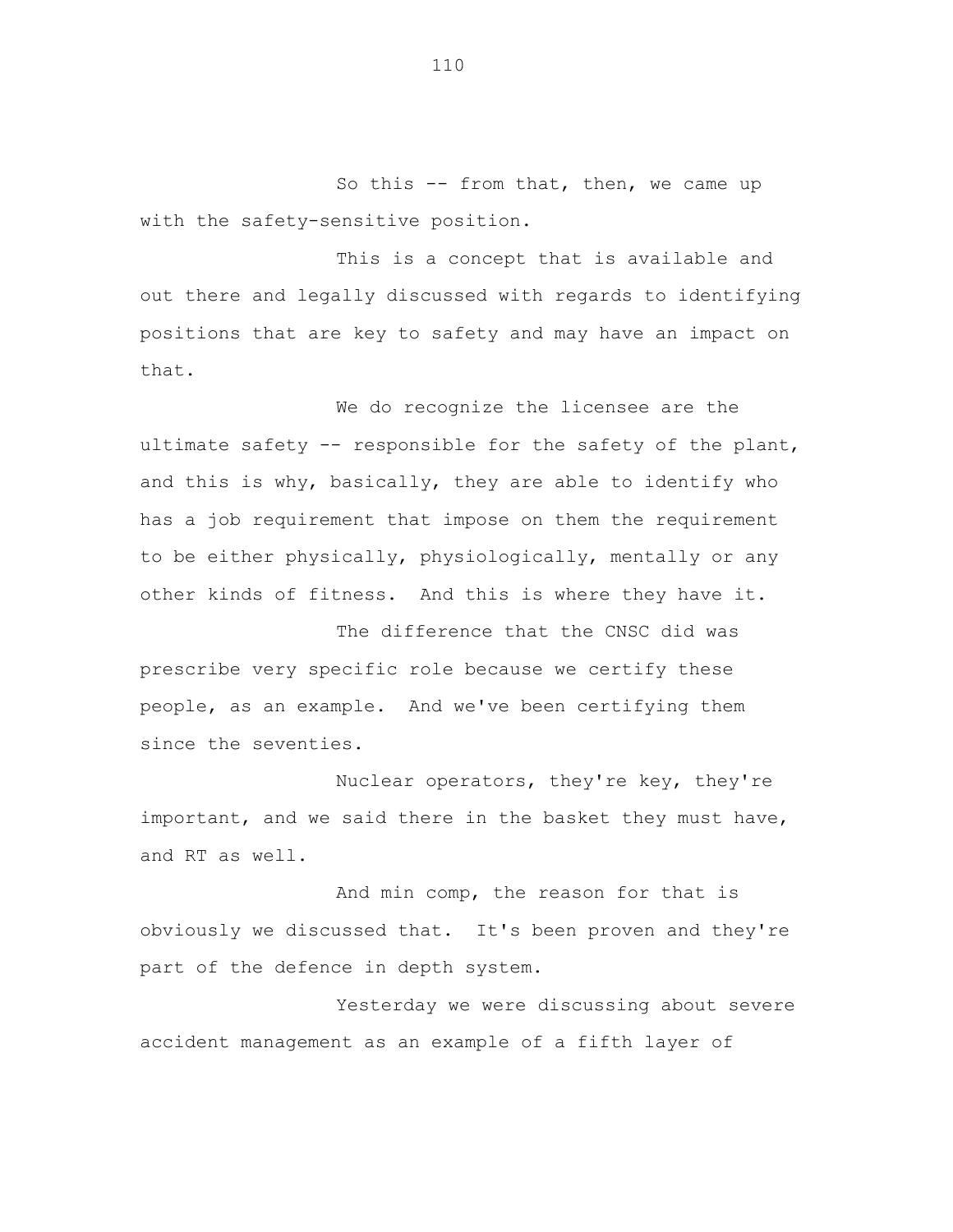So this -- from that, then, we came up with the safety-sensitive position.

This is a concept that is available and out there and legally discussed with regards to identifying positions that are key to safety and may have an impact on that.

We do recognize the licensee are the ultimate safety -- responsible for the safety of the plant, and this is why, basically, they are able to identify who has a job requirement that impose on them the requirement to be either physically, physiologically, mentally or any other kinds of fitness. And this is where they have it.

The difference that the CNSC did was prescribe very specific role because we certify these people, as an example. And we've been certifying them since the seventies.

Nuclear operators, they're key, they're important, and we said there in the basket they must have, and RT as well.

And min comp, the reason for that is obviously we discussed that. It's been proven and they're part of the defence in depth system.

Yesterday we were discussing about severe accident management as an example of a fifth layer of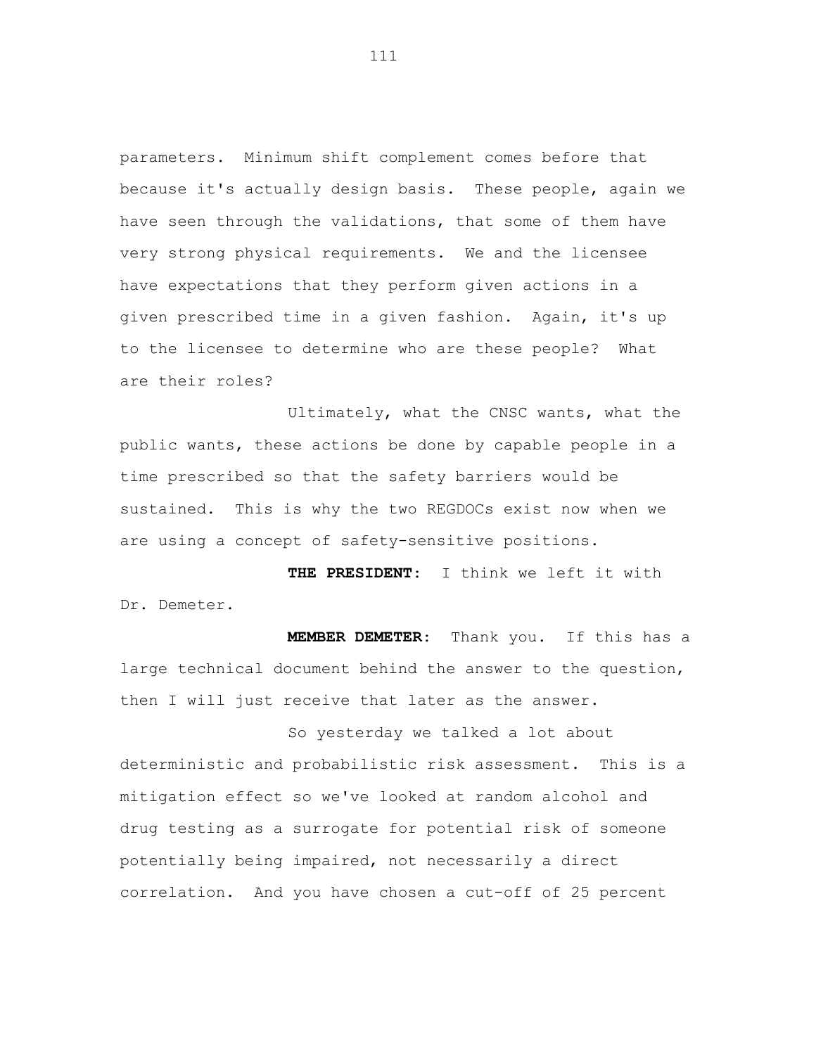parameters. Minimum shift complement comes before that because it's actually design basis. These people, again we have seen through the validations, that some of them have very strong physical requirements. We and the licensee have expectations that they perform given actions in a given prescribed time in a given fashion. Again, it's up to the licensee to determine who are these people? What are their roles?

Ultimately, what the CNSC wants, what the public wants, these actions be done by capable people in a time prescribed so that the safety barriers would be sustained. This is why the two REGDOCs exist now when we are using a concept of safety-sensitive positions.

**THE PRESIDENT:** I think we left it with Dr. Demeter.

**MEMBER DEMETER:** Thank you. If this has a large technical document behind the answer to the question, then I will just receive that later as the answer.

So yesterday we talked a lot about deterministic and probabilistic risk assessment. This is a mitigation effect so we've looked at random alcohol and drug testing as a surrogate for potential risk of someone potentially being impaired, not necessarily a direct correlation. And you have chosen a cut-off of 25 percent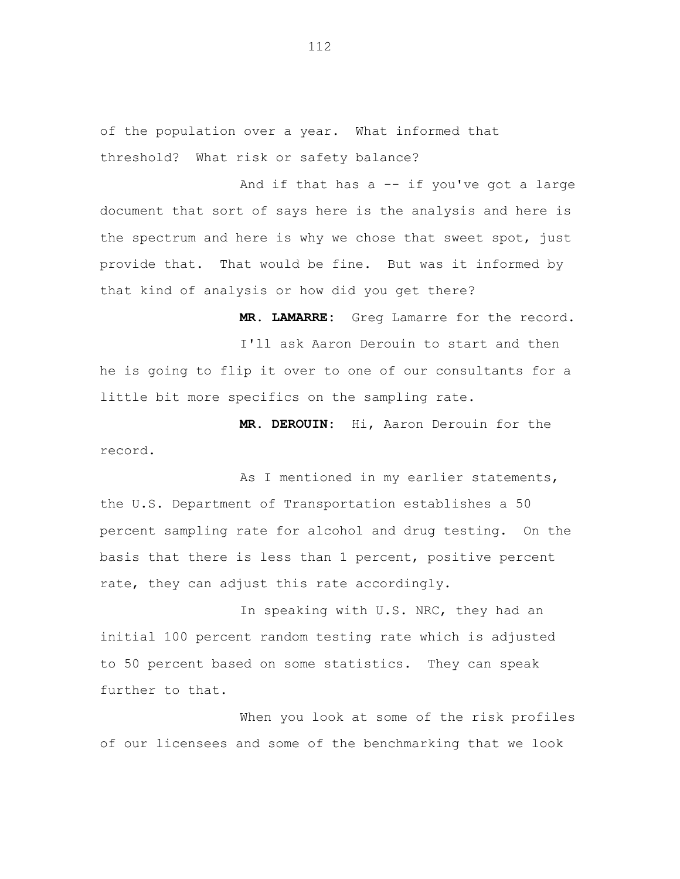of the population over a year. What informed that threshold? What risk or safety balance?

And if that has a -- if you've got a large document that sort of says here is the analysis and here is the spectrum and here is why we chose that sweet spot, just provide that. That would be fine. But was it informed by that kind of analysis or how did you get there?

**MR. LAMARRE:** Greg Lamarre for the record.

I'll ask Aaron Derouin to start and then he is going to flip it over to one of our consultants for a little bit more specifics on the sampling rate.

**MR. DEROUIN:** Hi, Aaron Derouin for the record.

As I mentioned in my earlier statements, the U.S. Department of Transportation establishes a 50 percent sampling rate for alcohol and drug testing. On the basis that there is less than 1 percent, positive percent rate, they can adjust this rate accordingly.

In speaking with U.S. NRC, they had an initial 100 percent random testing rate which is adjusted to 50 percent based on some statistics. They can speak further to that.

When you look at some of the risk profiles of our licensees and some of the benchmarking that we look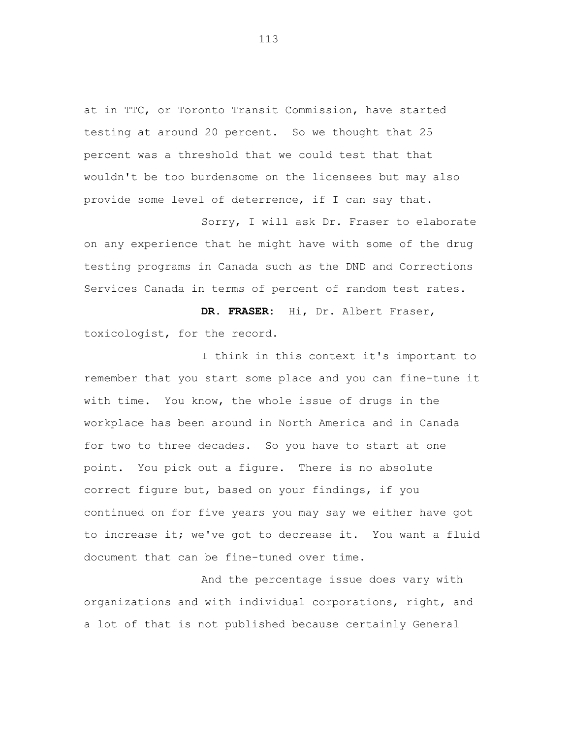at in TTC, or Toronto Transit Commission, have started testing at around 20 percent. So we thought that 25 percent was a threshold that we could test that that wouldn't be too burdensome on the licensees but may also provide some level of deterrence, if I can say that.

Sorry, I will ask Dr. Fraser to elaborate on any experience that he might have with some of the drug testing programs in Canada such as the DND and Corrections Services Canada in terms of percent of random test rates.

**DR. FRASER:** Hi, Dr. Albert Fraser, toxicologist, for the record.

I think in this context it's important to remember that you start some place and you can fine-tune it with time. You know, the whole issue of drugs in the workplace has been around in North America and in Canada for two to three decades. So you have to start at one point. You pick out a figure. There is no absolute correct figure but, based on your findings, if you continued on for five years you may say we either have got to increase it; we've got to decrease it. You want a fluid document that can be fine-tuned over time.

And the percentage issue does vary with organizations and with individual corporations, right, and a lot of that is not published because certainly General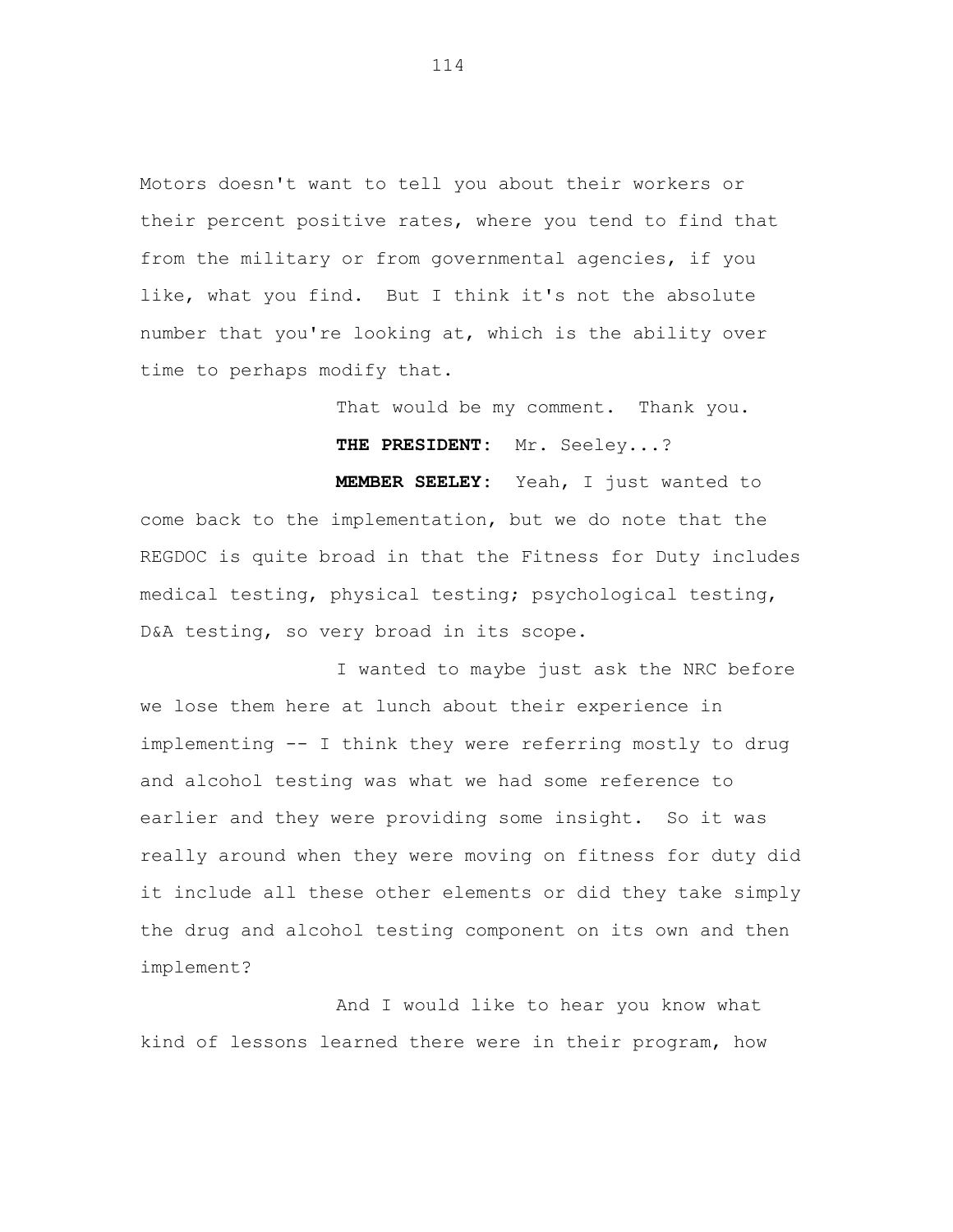Motors doesn't want to tell you about their workers or their percent positive rates, where you tend to find that from the military or from governmental agencies, if you like, what you find. But I think it's not the absolute number that you're looking at, which is the ability over time to perhaps modify that.

That would be my comment. Thank you.

**THE PRESIDENT:** Mr. Seeley...?

**MEMBER SEELEY:** Yeah, I just wanted to come back to the implementation, but we do note that the REGDOC is quite broad in that the Fitness for Duty includes medical testing, physical testing; psychological testing, D&A testing, so very broad in its scope.

I wanted to maybe just ask the NRC before we lose them here at lunch about their experience in implementing -- I think they were referring mostly to drug and alcohol testing was what we had some reference to earlier and they were providing some insight. So it was really around when they were moving on fitness for duty did it include all these other elements or did they take simply the drug and alcohol testing component on its own and then implement?

And I would like to hear you know what kind of lessons learned there were in their program, how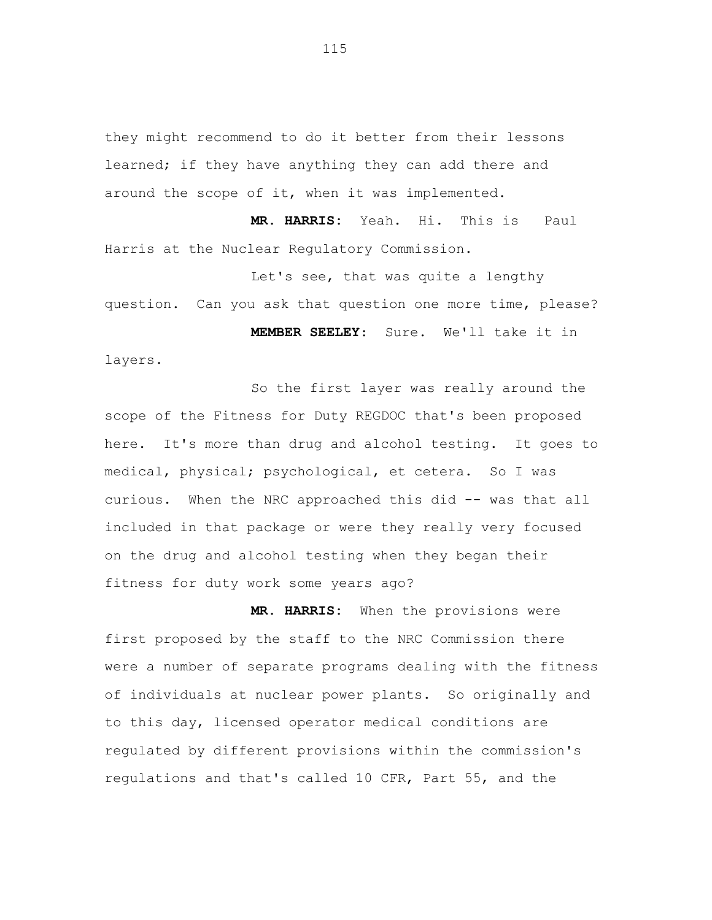they might recommend to do it better from their lessons learned; if they have anything they can add there and around the scope of it, when it was implemented.

**MR. HARRIS:** Yeah. Hi. This is Paul Harris at the Nuclear Regulatory Commission.

Let's see, that was quite a lengthy question. Can you ask that question one more time, please?

**MEMBER SEELEY:** Sure. We'll take it in layers.

So the first layer was really around the scope of the Fitness for Duty REGDOC that's been proposed here. It's more than drug and alcohol testing. It goes to medical, physical; psychological, et cetera. So I was curious. When the NRC approached this did -- was that all included in that package or were they really very focused on the drug and alcohol testing when they began their fitness for duty work some years ago?

**MR. HARRIS:** When the provisions were first proposed by the staff to the NRC Commission there were a number of separate programs dealing with the fitness of individuals at nuclear power plants. So originally and to this day, licensed operator medical conditions are regulated by different provisions within the commission's regulations and that's called 10 CFR, Part 55, and the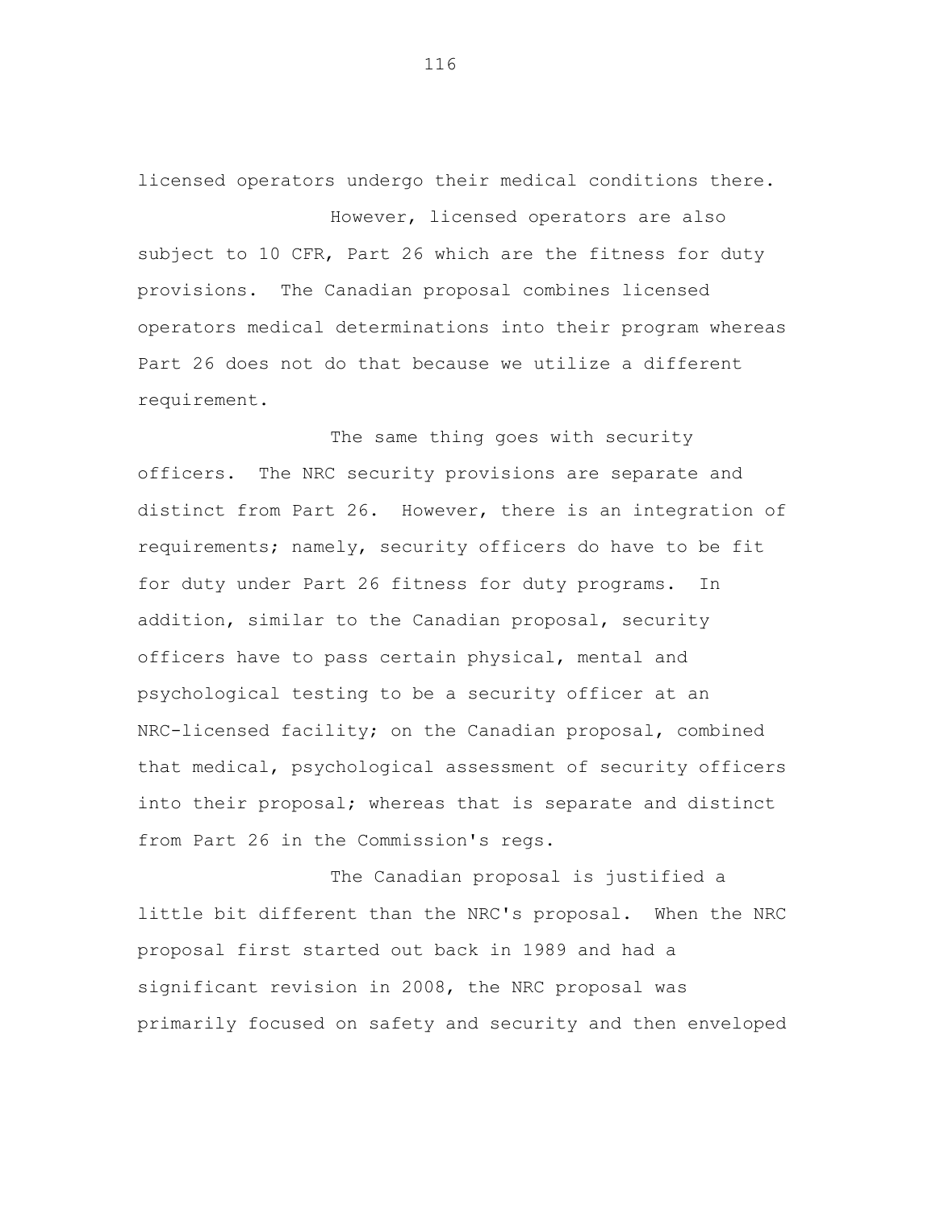licensed operators undergo their medical conditions there.

However, licensed operators are also subject to 10 CFR, Part 26 which are the fitness for duty provisions. The Canadian proposal combines licensed operators medical determinations into their program whereas Part 26 does not do that because we utilize a different requirement.

The same thing goes with security officers. The NRC security provisions are separate and distinct from Part 26. However, there is an integration of requirements; namely, security officers do have to be fit for duty under Part 26 fitness for duty programs. In addition, similar to the Canadian proposal, security officers have to pass certain physical, mental and psychological testing to be a security officer at an NRC-licensed facility; on the Canadian proposal, combined that medical, psychological assessment of security officers into their proposal; whereas that is separate and distinct from Part 26 in the Commission's regs.

The Canadian proposal is justified a little bit different than the NRC's proposal. When the NRC proposal first started out back in 1989 and had a significant revision in 2008, the NRC proposal was primarily focused on safety and security and then enveloped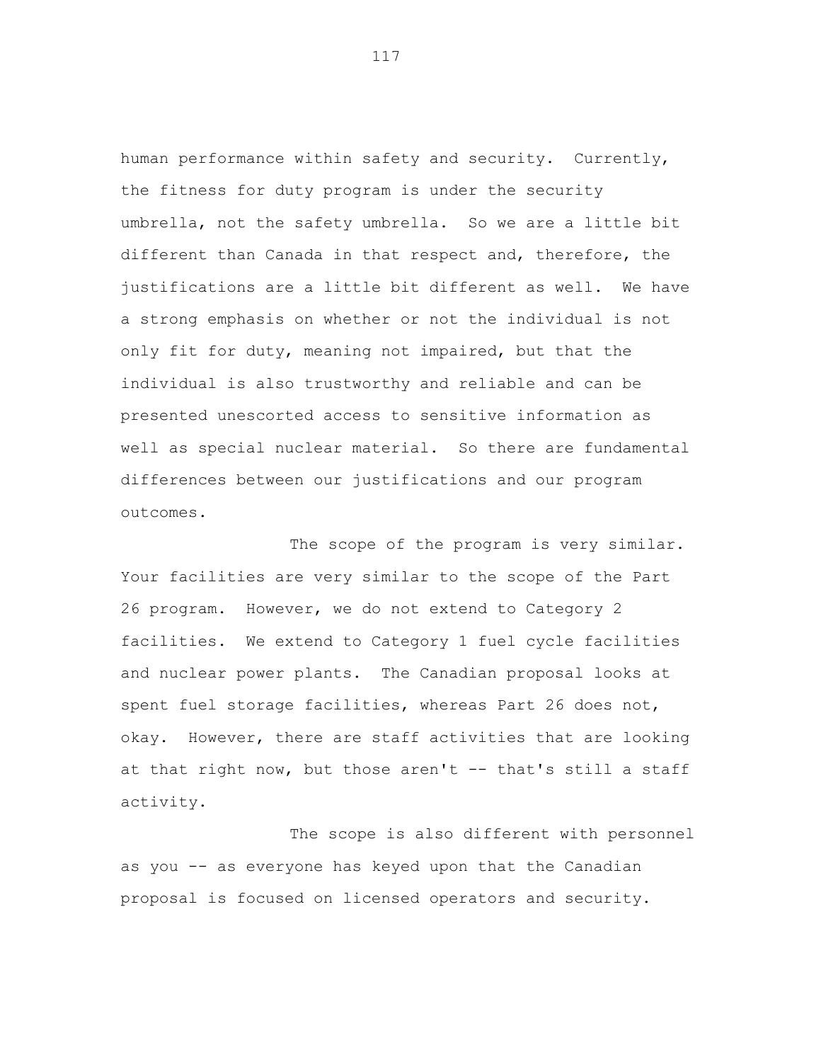human performance within safety and security. Currently, the fitness for duty program is under the security umbrella, not the safety umbrella. So we are a little bit different than Canada in that respect and, therefore, the justifications are a little bit different as well. We have a strong emphasis on whether or not the individual is not only fit for duty, meaning not impaired, but that the individual is also trustworthy and reliable and can be presented unescorted access to sensitive information as well as special nuclear material. So there are fundamental differences between our justifications and our program outcomes.

The scope of the program is very similar. Your facilities are very similar to the scope of the Part 26 program. However, we do not extend to Category 2 facilities. We extend to Category 1 fuel cycle facilities and nuclear power plants. The Canadian proposal looks at spent fuel storage facilities, whereas Part 26 does not, okay. However, there are staff activities that are looking at that right now, but those aren't -- that's still a staff activity.

The scope is also different with personnel as you -- as everyone has keyed upon that the Canadian proposal is focused on licensed operators and security.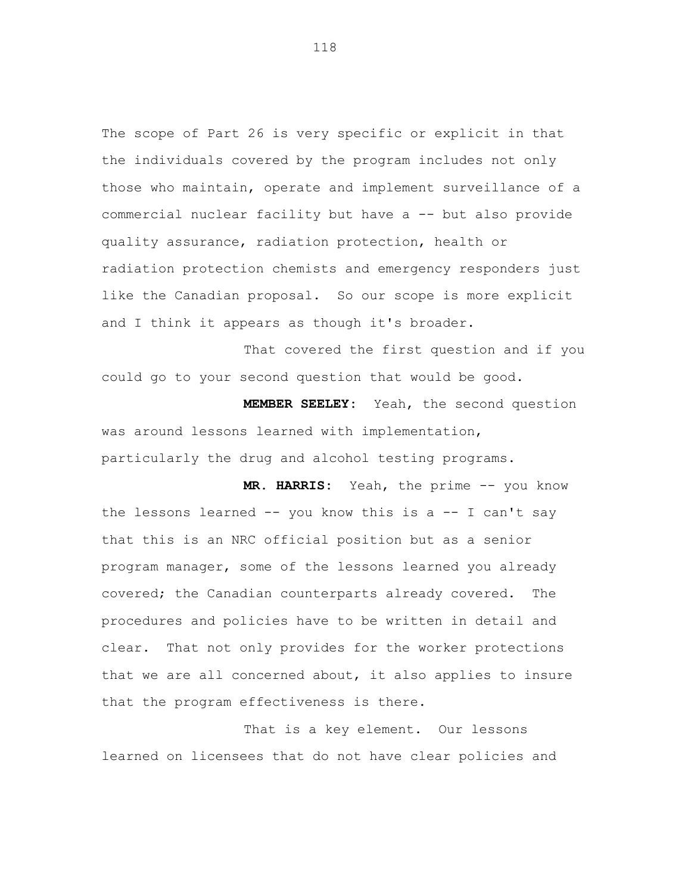The scope of Part 26 is very specific or explicit in that the individuals covered by the program includes not only those who maintain, operate and implement surveillance of a commercial nuclear facility but have a -- but also provide quality assurance, radiation protection, health or radiation protection chemists and emergency responders just like the Canadian proposal. So our scope is more explicit and I think it appears as though it's broader.

That covered the first question and if you could go to your second question that would be good.

**MEMBER SEELEY:** Yeah, the second question was around lessons learned with implementation, particularly the drug and alcohol testing programs.

**MR. HARRIS:** Yeah, the prime -- you know the lessons learned -- you know this is a -- I can't say that this is an NRC official position but as a senior program manager, some of the lessons learned you already covered; the Canadian counterparts already covered. The procedures and policies have to be written in detail and clear. That not only provides for the worker protections that we are all concerned about, it also applies to insure that the program effectiveness is there.

That is a key element. Our lessons learned on licensees that do not have clear policies and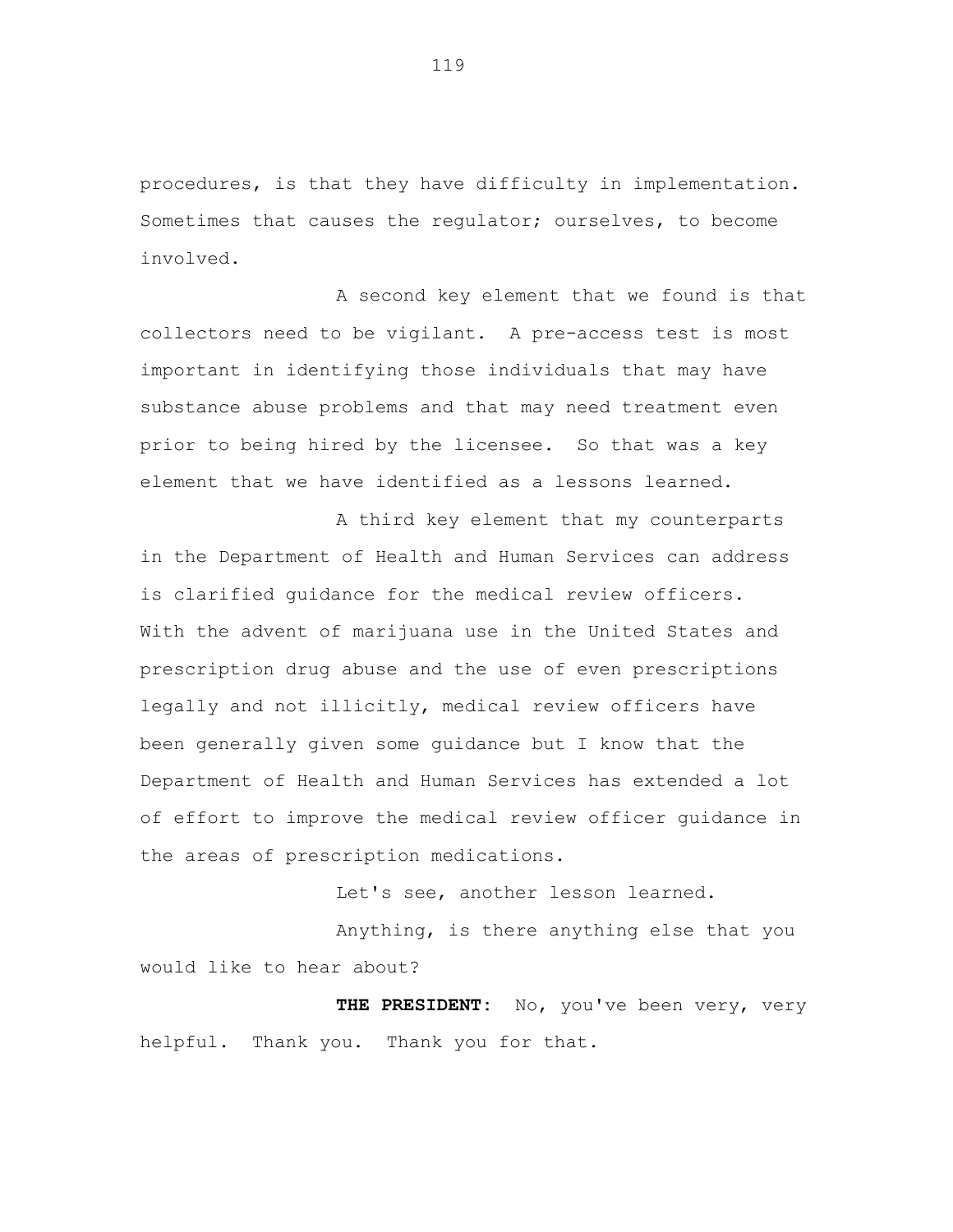procedures, is that they have difficulty in implementation. Sometimes that causes the regulator; ourselves, to become involved.

A second key element that we found is that collectors need to be vigilant. A pre-access test is most important in identifying those individuals that may have substance abuse problems and that may need treatment even prior to being hired by the licensee. So that was a key element that we have identified as a lessons learned.

A third key element that my counterparts in the Department of Health and Human Services can address is clarified guidance for the medical review officers. With the advent of marijuana use in the United States and prescription drug abuse and the use of even prescriptions legally and not illicitly, medical review officers have been generally given some guidance but I know that the Department of Health and Human Services has extended a lot of effort to improve the medical review officer guidance in the areas of prescription medications.

Let's see, another lesson learned.

Anything, is there anything else that you would like to hear about?

**THE PRESIDENT:** No, you've been very, very helpful. Thank you. Thank you for that.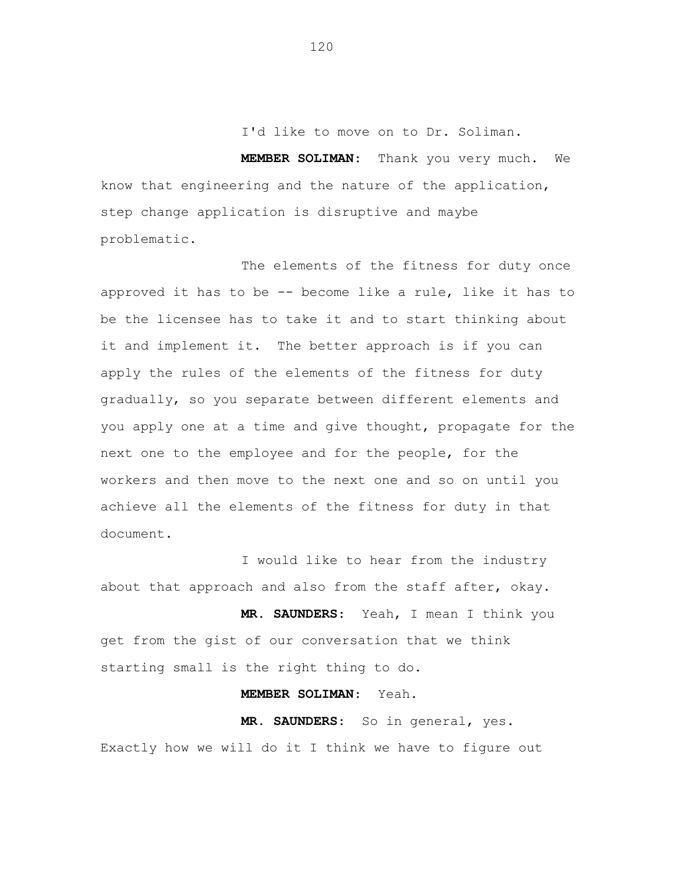I'd like to move on to Dr. Soliman.

**MEMBER SOLIMAN:** Thank you very much. We know that engineering and the nature of the application, step change application is disruptive and maybe problematic.

The elements of the fitness for duty once approved it has to be -- become like a rule, like it has to be the licensee has to take it and to start thinking about it and implement it. The better approach is if you can apply the rules of the elements of the fitness for duty gradually, so you separate between different elements and you apply one at a time and give thought, propagate for the next one to the employee and for the people, for the workers and then move to the next one and so on until you achieve all the elements of the fitness for duty in that document.

I would like to hear from the industry about that approach and also from the staff after, okay.

**MR. SAUNDERS:** Yeah, I mean I think you get from the gist of our conversation that we think starting small is the right thing to do.

**MEMBER SOLIMAN:** Yeah.

**MR. SAUNDERS:** So in general, yes. Exactly how we will do it I think we have to figure out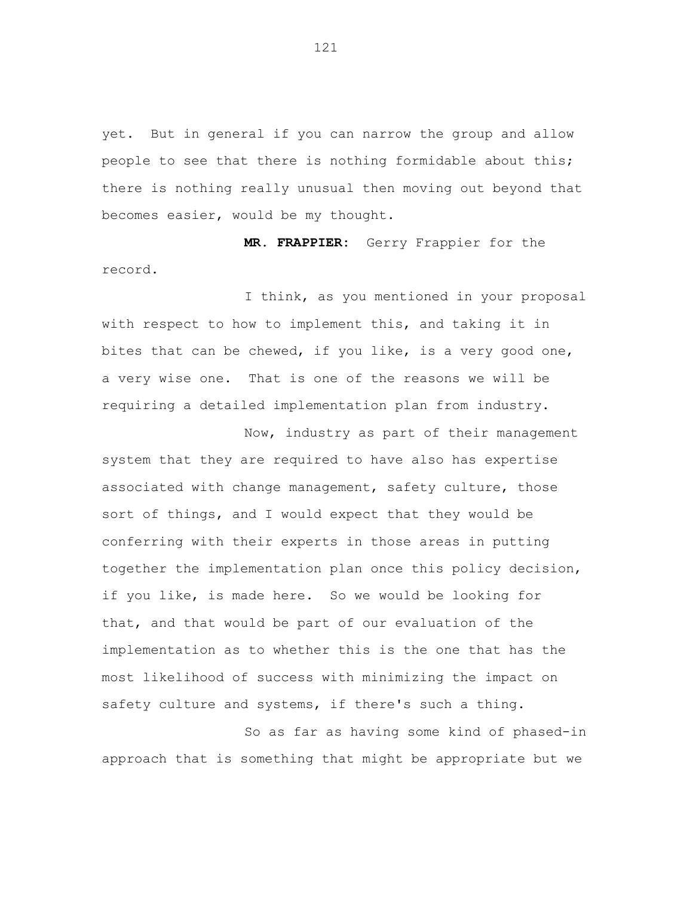yet. But in general if you can narrow the group and allow people to see that there is nothing formidable about this; there is nothing really unusual then moving out beyond that becomes easier, would be my thought.

**MR. FRAPPIER:** Gerry Frappier for the record.

I think, as you mentioned in your proposal with respect to how to implement this, and taking it in bites that can be chewed, if you like, is a very good one, a very wise one. That is one of the reasons we will be requiring a detailed implementation plan from industry.

Now, industry as part of their management system that they are required to have also has expertise associated with change management, safety culture, those sort of things, and I would expect that they would be conferring with their experts in those areas in putting together the implementation plan once this policy decision, if you like, is made here. So we would be looking for that, and that would be part of our evaluation of the implementation as to whether this is the one that has the most likelihood of success with minimizing the impact on safety culture and systems, if there's such a thing.

So as far as having some kind of phased-in approach that is something that might be appropriate but we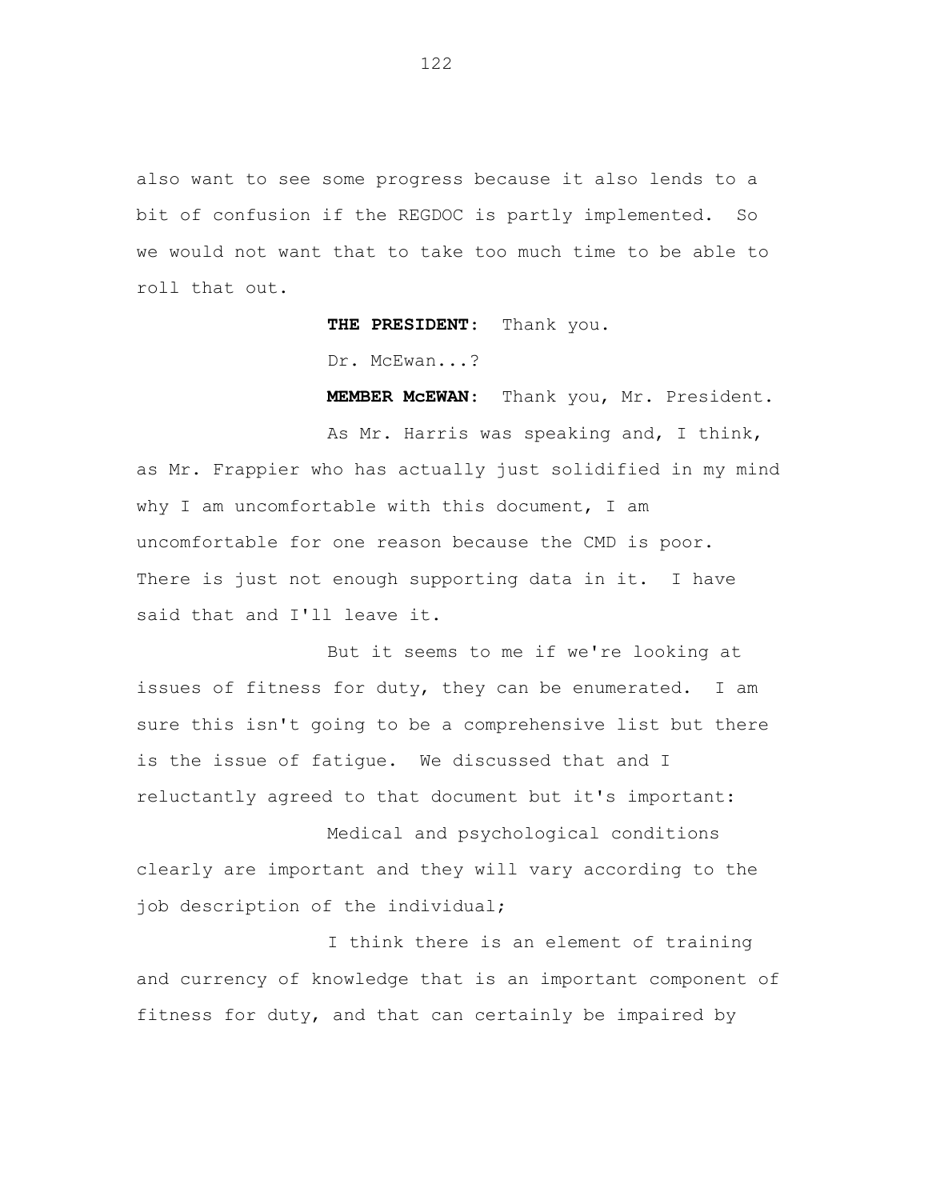also want to see some progress because it also lends to a bit of confusion if the REGDOC is partly implemented. So we would not want that to take too much time to be able to roll that out.

**THE PRESIDENT:** Thank you.

Dr. McEwan...?

**MEMBER McEWAN:** Thank you, Mr. President.

As Mr. Harris was speaking and, I think, as Mr. Frappier who has actually just solidified in my mind why I am uncomfortable with this document, I am uncomfortable for one reason because the CMD is poor. There is just not enough supporting data in it. I have said that and I'll leave it.

But it seems to me if we're looking at issues of fitness for duty, they can be enumerated. I am sure this isn't going to be a comprehensive list but there is the issue of fatigue. We discussed that and I reluctantly agreed to that document but it's important:

Medical and psychological conditions clearly are important and they will vary according to the job description of the individual;

I think there is an element of training and currency of knowledge that is an important component of fitness for duty, and that can certainly be impaired by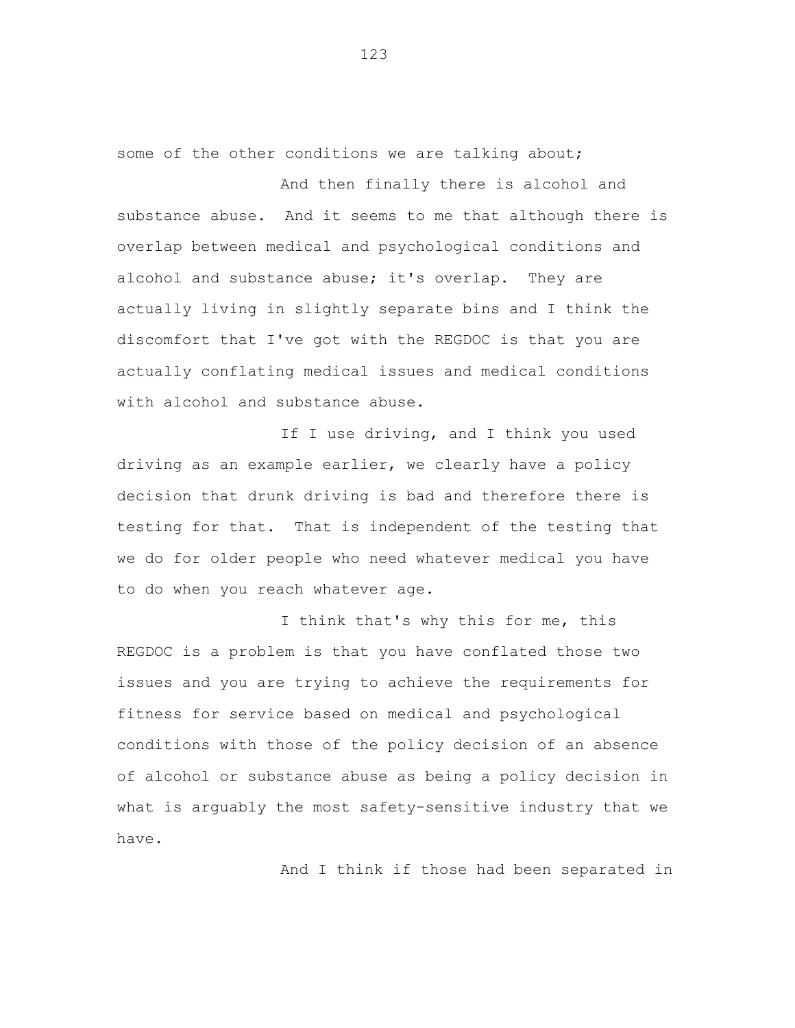some of the other conditions we are talking about;

And then finally there is alcohol and substance abuse. And it seems to me that although there is overlap between medical and psychological conditions and alcohol and substance abuse; it's overlap. They are actually living in slightly separate bins and I think the discomfort that I've got with the REGDOC is that you are actually conflating medical issues and medical conditions with alcohol and substance abuse.

If I use driving, and I think you used driving as an example earlier, we clearly have a policy decision that drunk driving is bad and therefore there is testing for that. That is independent of the testing that we do for older people who need whatever medical you have to do when you reach whatever age.

I think that's why this for me, this REGDOC is a problem is that you have conflated those two issues and you are trying to achieve the requirements for fitness for service based on medical and psychological conditions with those of the policy decision of an absence of alcohol or substance abuse as being a policy decision in what is arguably the most safety-sensitive industry that we have.

And I think if those had been separated in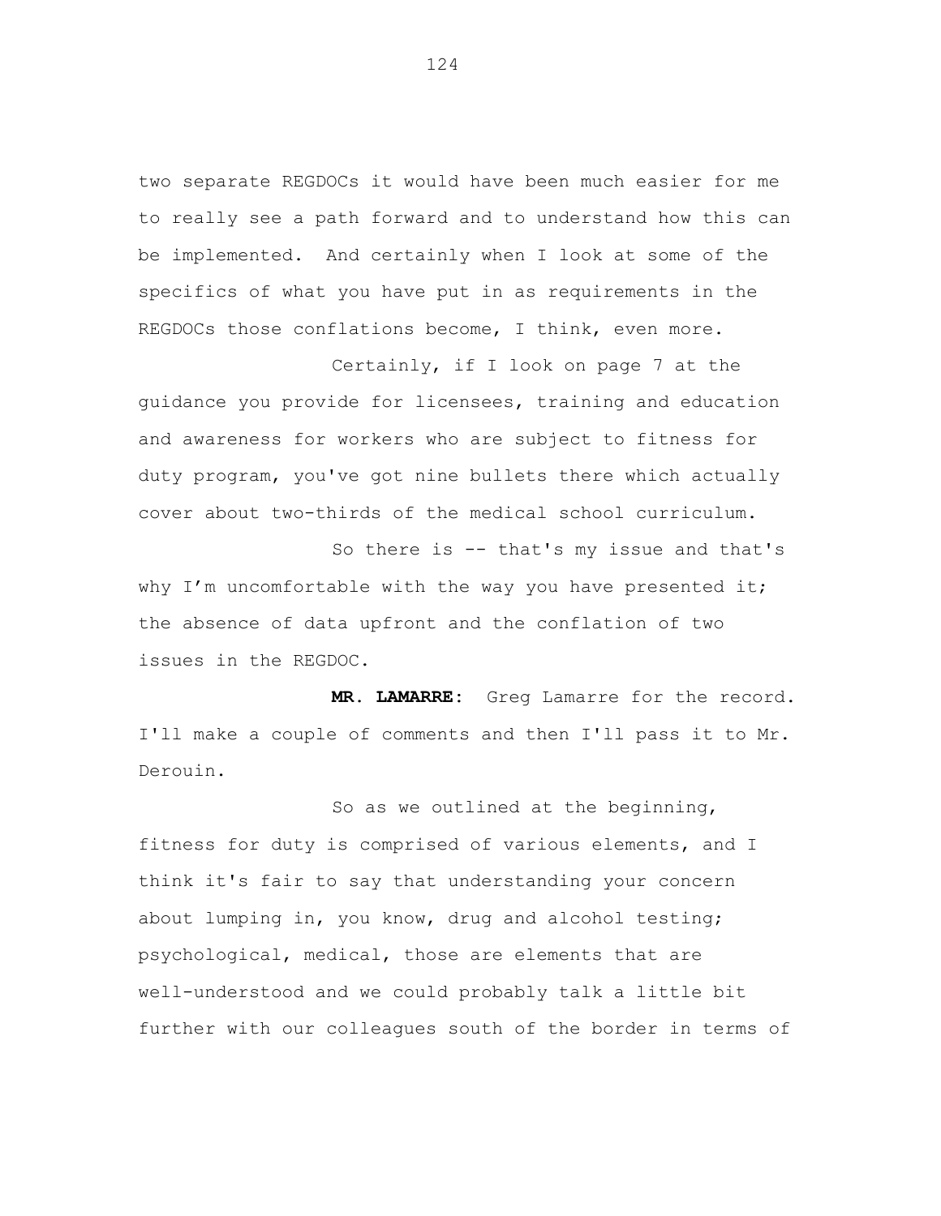two separate REGDOCs it would have been much easier for me to really see a path forward and to understand how this can be implemented. And certainly when I look at some of the specifics of what you have put in as requirements in the REGDOCs those conflations become, I think, even more.

Certainly, if I look on page 7 at the guidance you provide for licensees, training and education and awareness for workers who are subject to fitness for duty program, you've got nine bullets there which actually cover about two-thirds of the medical school curriculum.

So there is -- that's my issue and that's why I'm uncomfortable with the way you have presented it; the absence of data upfront and the conflation of two issues in the REGDOC.

**MR. LAMARRE:** Greg Lamarre for the record. I'll make a couple of comments and then I'll pass it to Mr. Derouin.

So as we outlined at the beginning, fitness for duty is comprised of various elements, and I think it's fair to say that understanding your concern about lumping in, you know, drug and alcohol testing; psychological, medical, those are elements that are well-understood and we could probably talk a little bit further with our colleagues south of the border in terms of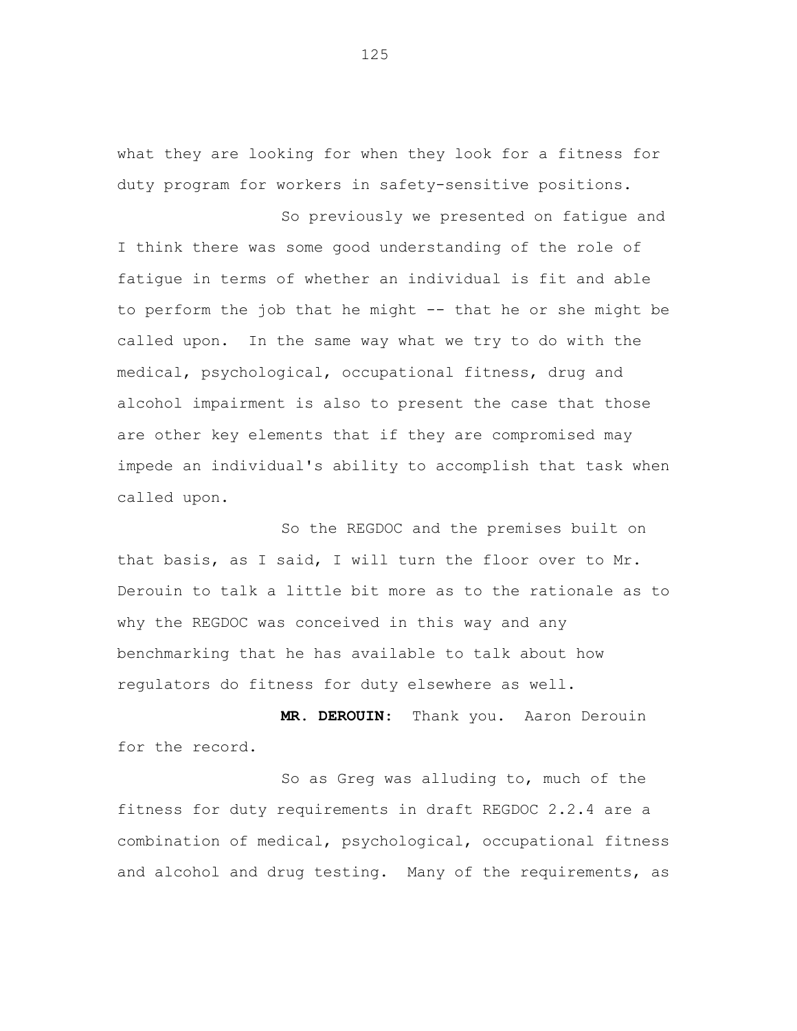what they are looking for when they look for a fitness for duty program for workers in safety-sensitive positions.

So previously we presented on fatigue and I think there was some good understanding of the role of fatigue in terms of whether an individual is fit and able to perform the job that he might -- that he or she might be called upon. In the same way what we try to do with the medical, psychological, occupational fitness, drug and alcohol impairment is also to present the case that those are other key elements that if they are compromised may impede an individual's ability to accomplish that task when called upon.

So the REGDOC and the premises built on that basis, as I said, I will turn the floor over to Mr. Derouin to talk a little bit more as to the rationale as to why the REGDOC was conceived in this way and any benchmarking that he has available to talk about how regulators do fitness for duty elsewhere as well.

**MR. DEROUIN:** Thank you. Aaron Derouin for the record.

So as Greg was alluding to, much of the fitness for duty requirements in draft REGDOC 2.2.4 are a combination of medical, psychological, occupational fitness and alcohol and drug testing. Many of the requirements, as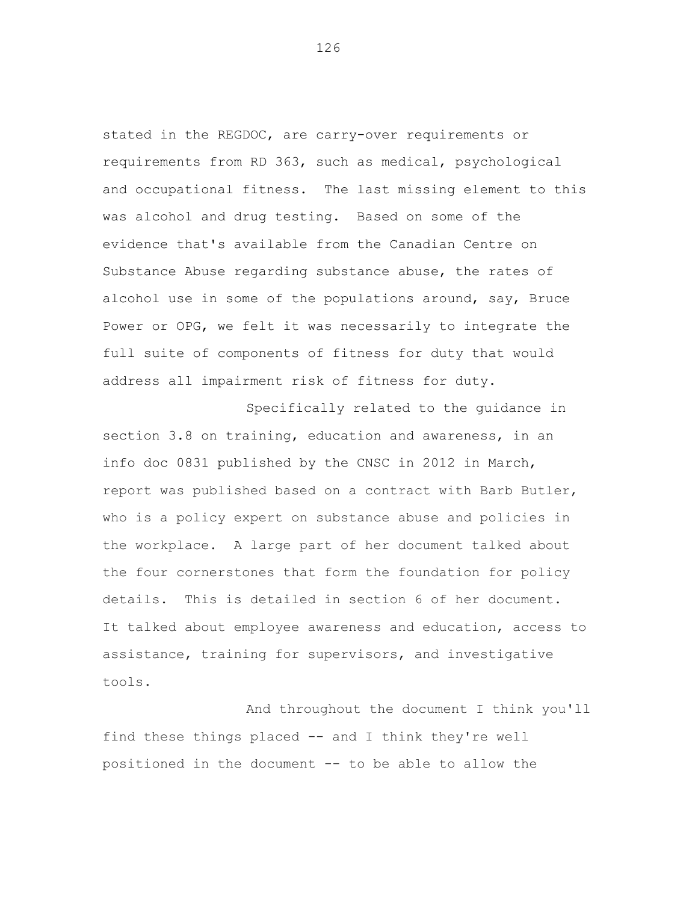stated in the REGDOC, are carry-over requirements or requirements from RD 363, such as medical, psychological and occupational fitness. The last missing element to this was alcohol and drug testing. Based on some of the evidence that's available from the Canadian Centre on Substance Abuse regarding substance abuse, the rates of alcohol use in some of the populations around, say, Bruce Power or OPG, we felt it was necessarily to integrate the full suite of components of fitness for duty that would address all impairment risk of fitness for duty.

Specifically related to the guidance in section 3.8 on training, education and awareness, in an info doc 0831 published by the CNSC in 2012 in March, report was published based on a contract with Barb Butler, who is a policy expert on substance abuse and policies in the workplace. A large part of her document talked about the four cornerstones that form the foundation for policy details. This is detailed in section 6 of her document. It talked about employee awareness and education, access to assistance, training for supervisors, and investigative tools.

And throughout the document I think you'll find these things placed -- and I think they're well positioned in the document -- to be able to allow the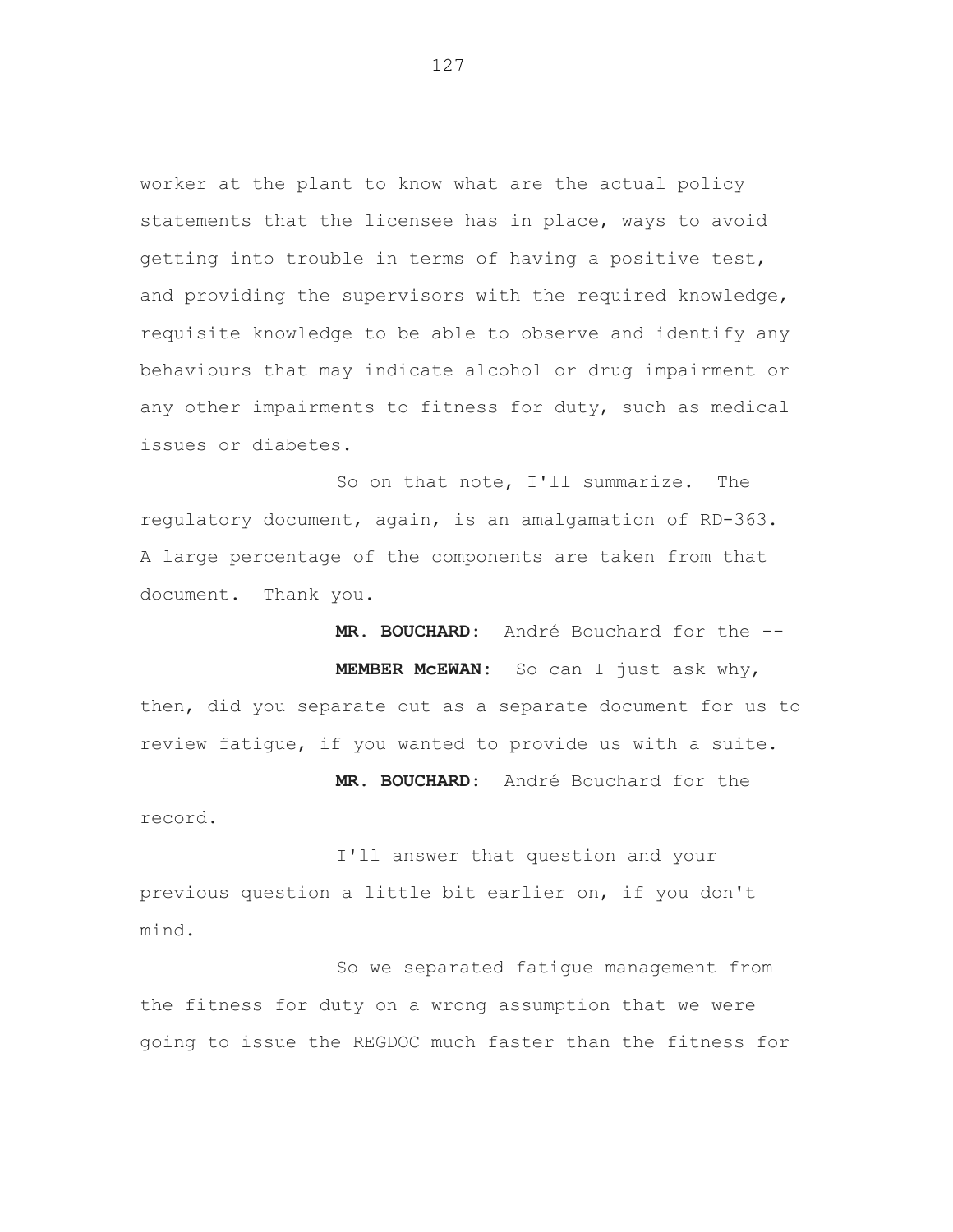worker at the plant to know what are the actual policy statements that the licensee has in place, ways to avoid getting into trouble in terms of having a positive test, and providing the supervisors with the required knowledge, requisite knowledge to be able to observe and identify any behaviours that may indicate alcohol or drug impairment or any other impairments to fitness for duty, such as medical issues or diabetes.

So on that note, I'll summarize. The regulatory document, again, is an amalgamation of RD-363. A large percentage of the components are taken from that document. Thank you.

**MR. BOUCHARD:** André Bouchard for the --

**MEMBER McEWAN:** So can I just ask why, then, did you separate out as a separate document for us to review fatigue, if you wanted to provide us with a suite.

**MR. BOUCHARD:** André Bouchard for the record.

I'll answer that question and your previous question a little bit earlier on, if you don't mind.

So we separated fatigue management from the fitness for duty on a wrong assumption that we were going to issue the REGDOC much faster than the fitness for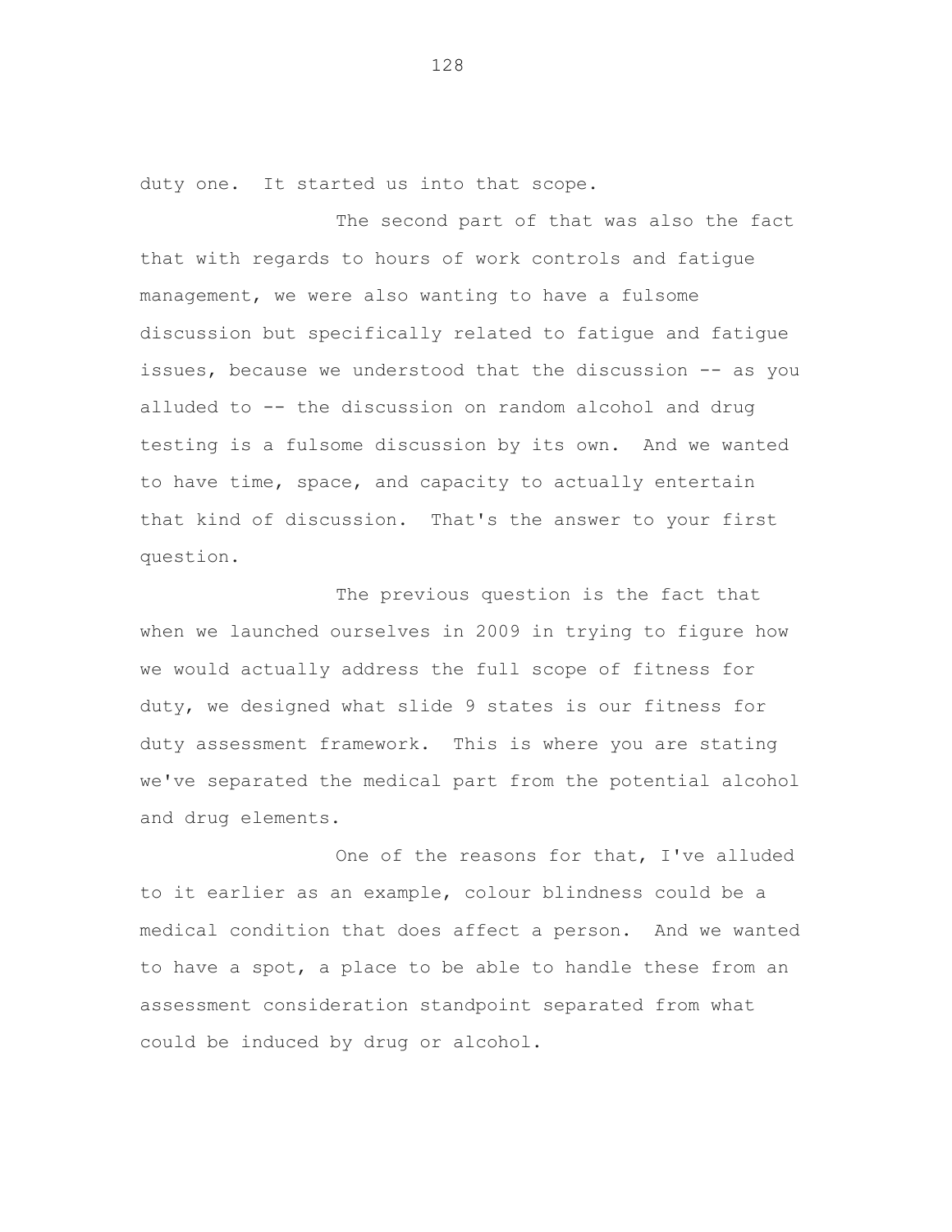duty one. It started us into that scope.

The second part of that was also the fact that with regards to hours of work controls and fatigue management, we were also wanting to have a fulsome discussion but specifically related to fatigue and fatigue issues, because we understood that the discussion -- as you alluded to -- the discussion on random alcohol and drug testing is a fulsome discussion by its own. And we wanted to have time, space, and capacity to actually entertain that kind of discussion. That's the answer to your first question.

The previous question is the fact that when we launched ourselves in 2009 in trying to figure how we would actually address the full scope of fitness for duty, we designed what slide 9 states is our fitness for duty assessment framework. This is where you are stating we've separated the medical part from the potential alcohol and drug elements.

One of the reasons for that, I've alluded to it earlier as an example, colour blindness could be a medical condition that does affect a person. And we wanted to have a spot, a place to be able to handle these from an assessment consideration standpoint separated from what could be induced by drug or alcohol.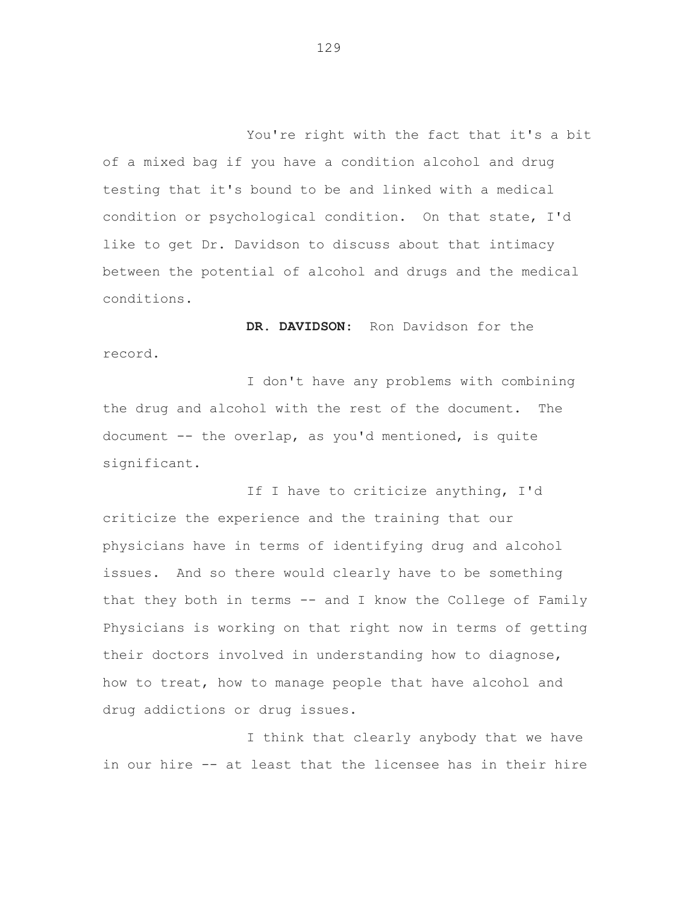You're right with the fact that it's a bit of a mixed bag if you have a condition alcohol and drug testing that it's bound to be and linked with a medical condition or psychological condition. On that state, I'd like to get Dr. Davidson to discuss about that intimacy between the potential of alcohol and drugs and the medical conditions.

**DR. DAVIDSON:** Ron Davidson for the record.

I don't have any problems with combining the drug and alcohol with the rest of the document. The document -- the overlap, as you'd mentioned, is quite significant.

If I have to criticize anything, I'd criticize the experience and the training that our physicians have in terms of identifying drug and alcohol issues. And so there would clearly have to be something that they both in terms -- and I know the College of Family Physicians is working on that right now in terms of getting their doctors involved in understanding how to diagnose, how to treat, how to manage people that have alcohol and drug addictions or drug issues.

I think that clearly anybody that we have in our hire -- at least that the licensee has in their hire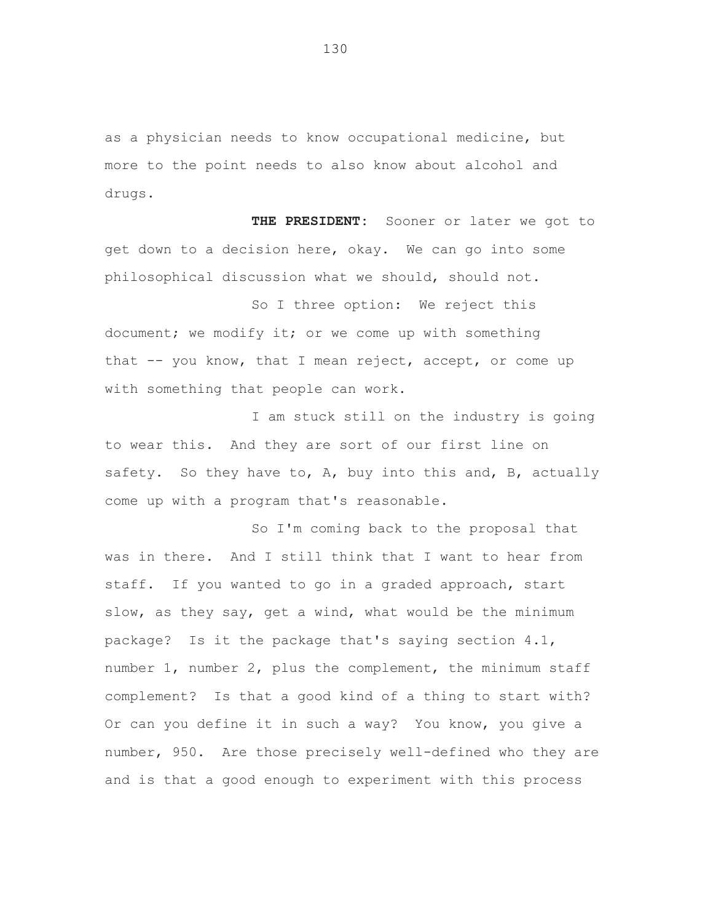as a physician needs to know occupational medicine, but more to the point needs to also know about alcohol and drugs.

**THE PRESIDENT:** Sooner or later we got to get down to a decision here, okay. We can go into some philosophical discussion what we should, should not.

So I three option: We reject this document; we modify it; or we come up with something that -- you know, that I mean reject, accept, or come up with something that people can work.

I am stuck still on the industry is going to wear this. And they are sort of our first line on safety. So they have to, A, buy into this and, B, actually come up with a program that's reasonable.

So I'm coming back to the proposal that was in there. And I still think that I want to hear from staff. If you wanted to go in a graded approach, start slow, as they say, get a wind, what would be the minimum package? Is it the package that's saying section 4.1, number 1, number 2, plus the complement, the minimum staff complement? Is that a good kind of a thing to start with? Or can you define it in such a way? You know, you give a number, 950. Are those precisely well-defined who they are and is that a good enough to experiment with this process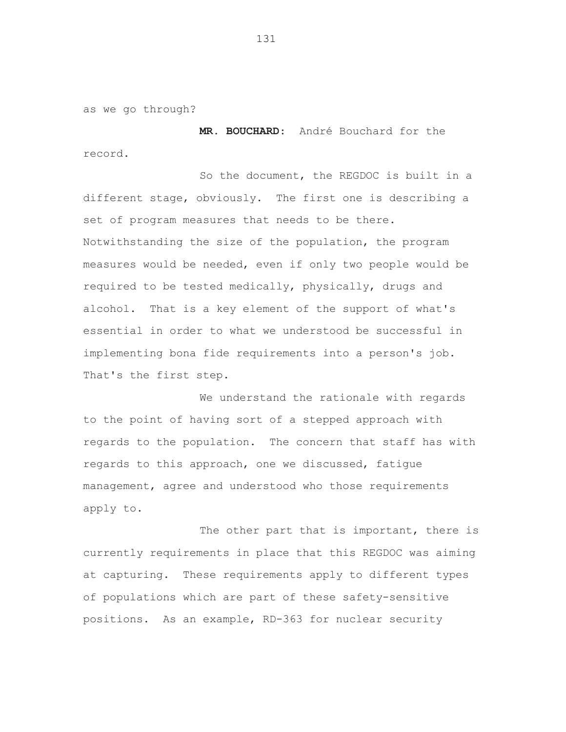as we go through?

**MR. BOUCHARD:** André Bouchard for the record.

So the document, the REGDOC is built in a different stage, obviously. The first one is describing a set of program measures that needs to be there. Notwithstanding the size of the population, the program measures would be needed, even if only two people would be required to be tested medically, physically, drugs and alcohol. That is a key element of the support of what's essential in order to what we understood be successful in implementing bona fide requirements into a person's job. That's the first step.

We understand the rationale with regards to the point of having sort of a stepped approach with regards to the population. The concern that staff has with regards to this approach, one we discussed, fatigue management, agree and understood who those requirements apply to.

The other part that is important, there is currently requirements in place that this REGDOC was aiming at capturing. These requirements apply to different types of populations which are part of these safety-sensitive positions. As an example, RD-363 for nuclear security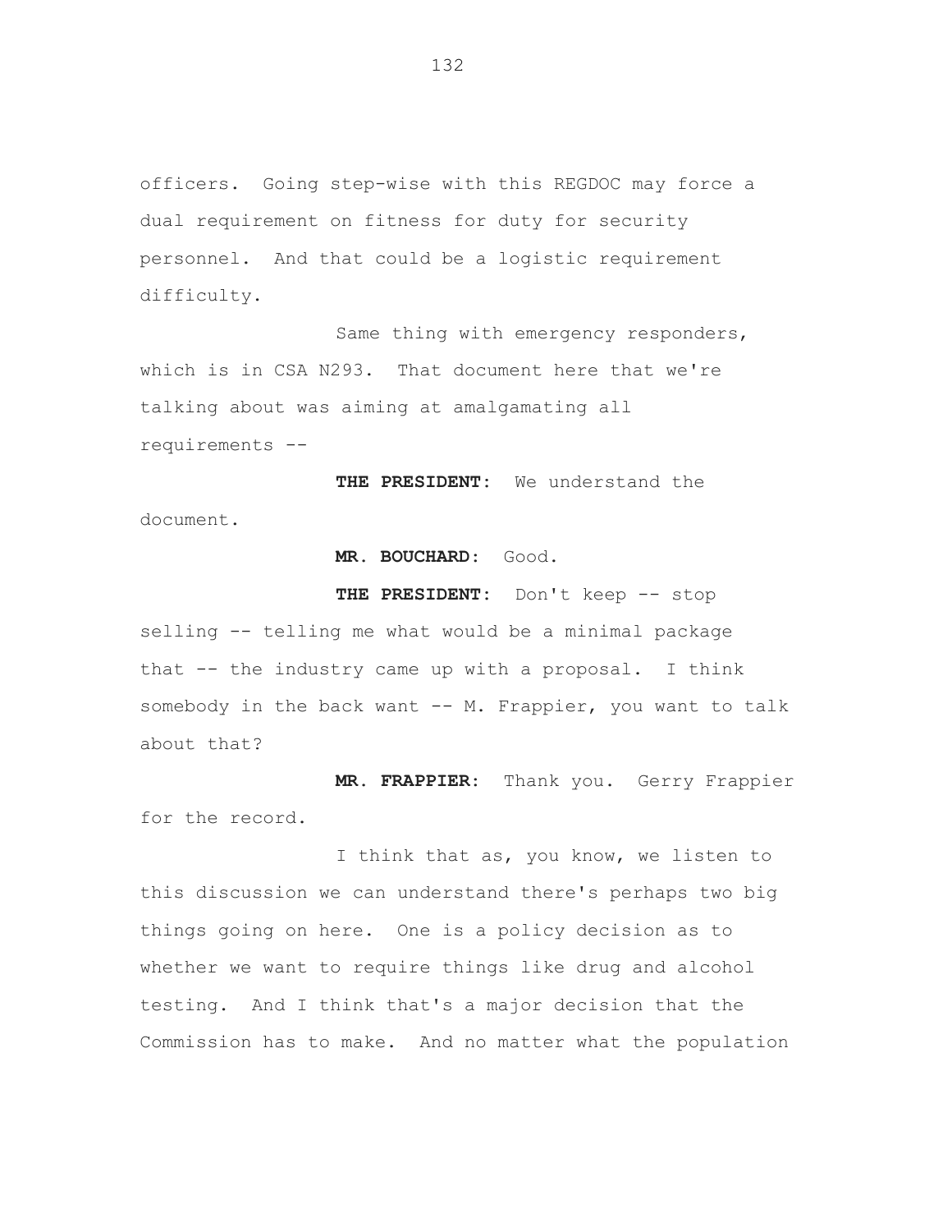officers. Going step-wise with this REGDOC may force a dual requirement on fitness for duty for security personnel. And that could be a logistic requirement difficulty.

Same thing with emergency responders, which is in CSA N293. That document here that we're talking about was aiming at amalgamating all requirements --

**THE PRESIDENT:** We understand the document.

**MR. BOUCHARD:** Good.

**THE PRESIDENT:** Don't keep -- stop selling -- telling me what would be a minimal package that -- the industry came up with a proposal. I think somebody in the back want -- M. Frappier, you want to talk about that?

**MR. FRAPPIER:** Thank you. Gerry Frappier for the record.

I think that as, you know, we listen to this discussion we can understand there's perhaps two big things going on here. One is a policy decision as to whether we want to require things like drug and alcohol testing. And I think that's a major decision that the Commission has to make. And no matter what the population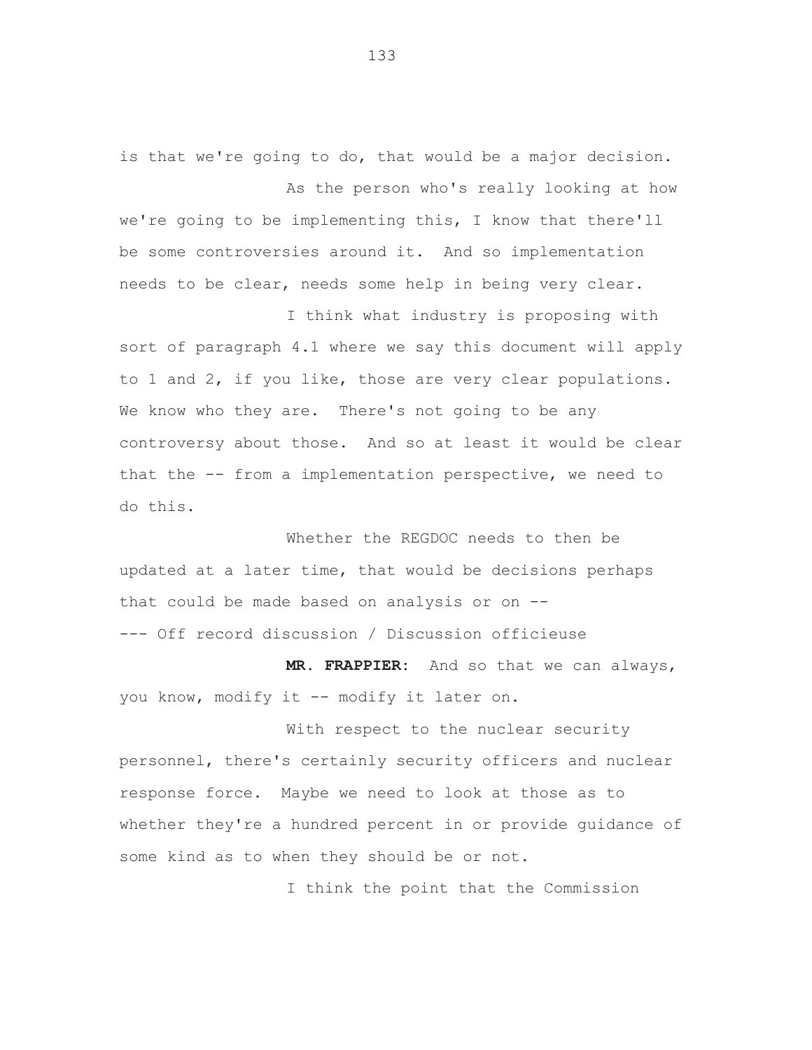is that we're going to do, that would be a major decision.

As the person who's really looking at how we're going to be implementing this, I know that there'll be some controversies around it. And so implementation needs to be clear, needs some help in being very clear.

I think what industry is proposing with sort of paragraph 4.1 where we say this document will apply to 1 and 2, if you like, those are very clear populations. We know who they are. There's not going to be any controversy about those. And so at least it would be clear that the -- from a implementation perspective, we need to do this.

Whether the REGDOC needs to then be updated at a later time, that would be decisions perhaps that could be made based on analysis or on --

--- Off record discussion / Discussion officieuse

**MR. FRAPPIER:** And so that we can always, you know, modify it -- modify it later on.

With respect to the nuclear security personnel, there's certainly security officers and nuclear response force. Maybe we need to look at those as to whether they're a hundred percent in or provide guidance of some kind as to when they should be or not.

I think the point that the Commission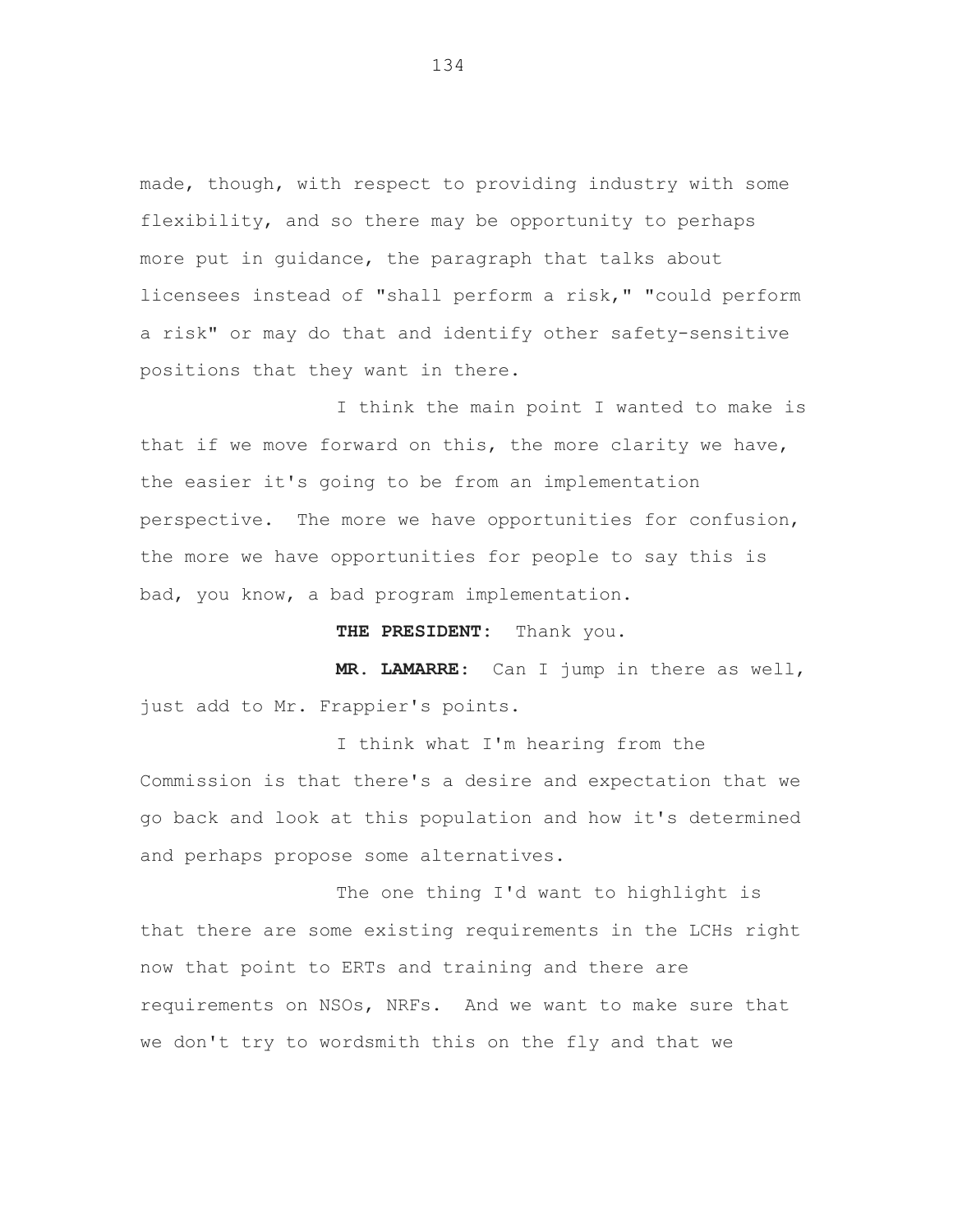made, though, with respect to providing industry with some flexibility, and so there may be opportunity to perhaps more put in guidance, the paragraph that talks about licensees instead of "shall perform a risk," "could perform a risk" or may do that and identify other safety-sensitive positions that they want in there.

I think the main point I wanted to make is that if we move forward on this, the more clarity we have, the easier it's going to be from an implementation perspective. The more we have opportunities for confusion, the more we have opportunities for people to say this is bad, you know, a bad program implementation.

**THE PRESIDENT:** Thank you.

**MR. LAMARRE:** Can I jump in there as well, just add to Mr. Frappier's points.

I think what I'm hearing from the Commission is that there's a desire and expectation that we go back and look at this population and how it's determined and perhaps propose some alternatives.

The one thing I'd want to highlight is that there are some existing requirements in the LCHs right now that point to ERTs and training and there are requirements on NSOs, NRFs. And we want to make sure that we don't try to wordsmith this on the fly and that we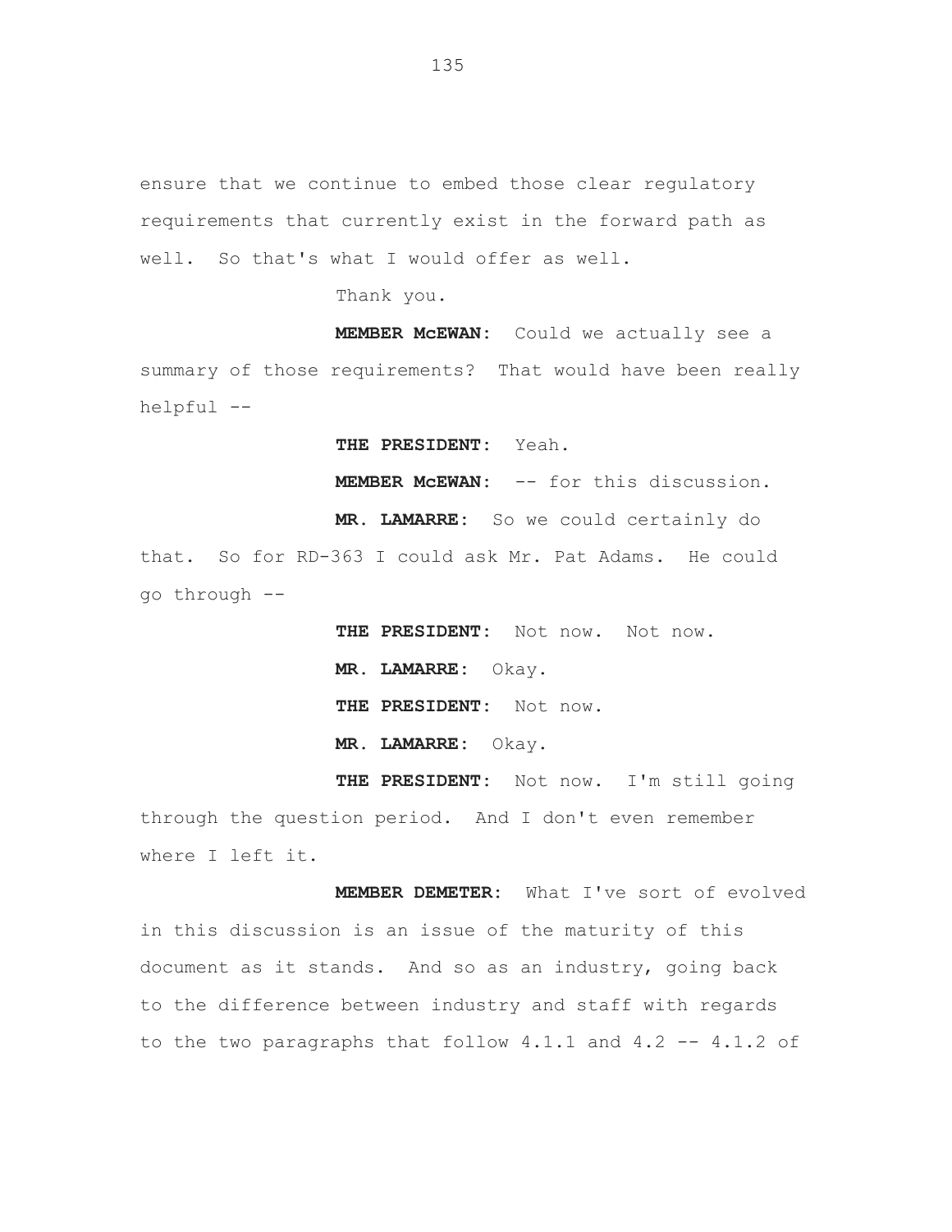ensure that we continue to embed those clear regulatory requirements that currently exist in the forward path as well. So that's what I would offer as well.

Thank you.

**MEMBER McEWAN:** Could we actually see a summary of those requirements? That would have been really helpful --

**THE PRESIDENT:** Yeah.

**MEMBER McEWAN:** -- for this discussion.

**MR. LAMARRE:** So we could certainly do that. So for RD-363 I could ask Mr. Pat Adams. He could go through --

**THE PRESIDENT:** Not now. Not now.

**MR. LAMARRE:** Okay.

**THE PRESIDENT:** Not now.

**MR. LAMARRE:** Okay.

**THE PRESIDENT:** Not now. I'm still going through the question period. And I don't even remember where I left it.

**MEMBER DEMETER:** What I've sort of evolved in this discussion is an issue of the maturity of this document as it stands. And so as an industry, going back to the difference between industry and staff with regards to the two paragraphs that follow 4.1.1 and 4.2 -- 4.1.2 of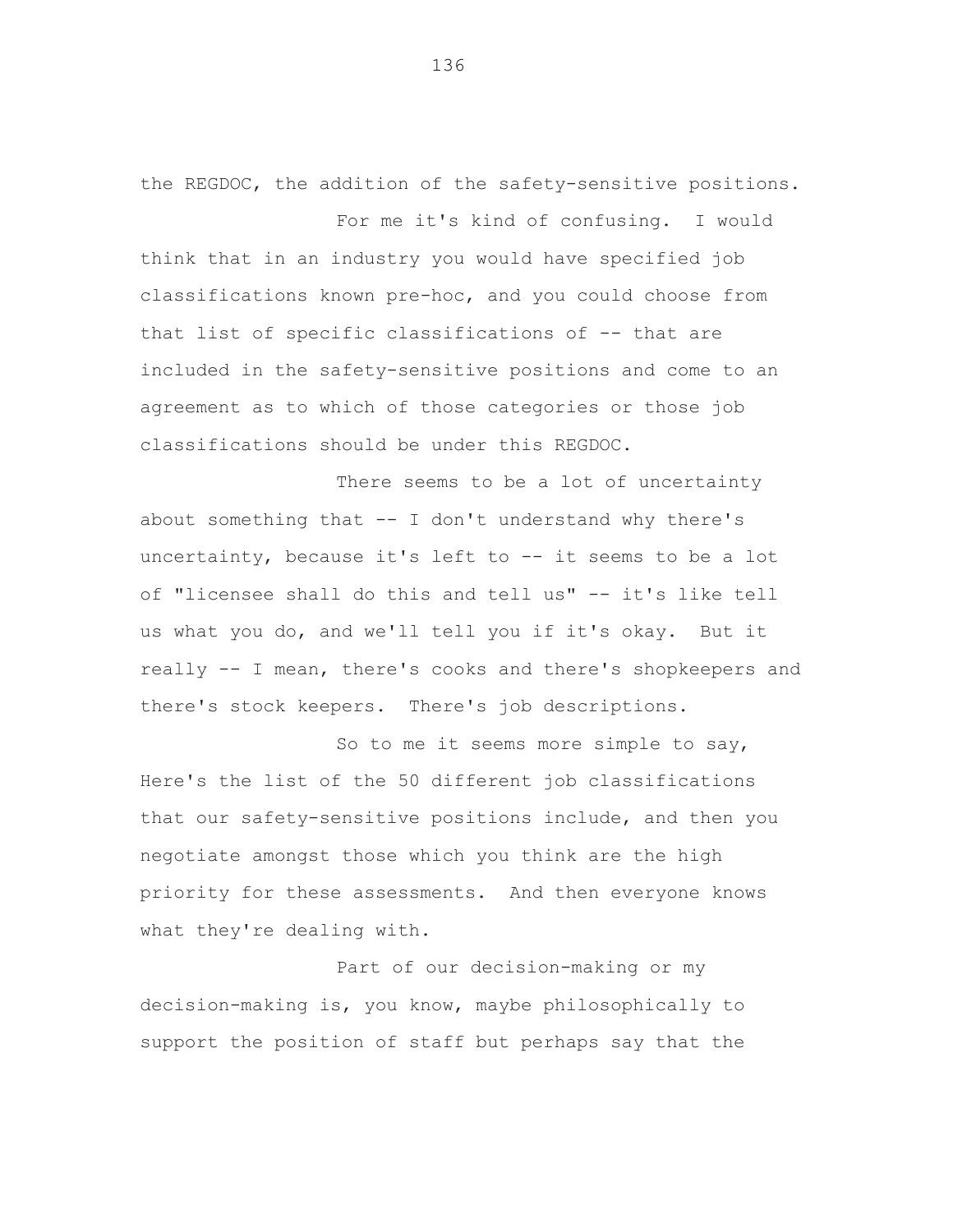the REGDOC, the addition of the safety-sensitive positions.

For me it's kind of confusing. I would think that in an industry you would have specified job classifications known pre-hoc, and you could choose from that list of specific classifications of -- that are included in the safety-sensitive positions and come to an agreement as to which of those categories or those job classifications should be under this REGDOC.

There seems to be a lot of uncertainty about something that -- I don't understand why there's uncertainty, because it's left to -- it seems to be a lot of "licensee shall do this and tell us" -- it's like tell us what you do, and we'll tell you if it's okay. But it really -- I mean, there's cooks and there's shopkeepers and there's stock keepers. There's job descriptions.

So to me it seems more simple to say, Here's the list of the 50 different job classifications that our safety-sensitive positions include, and then you negotiate amongst those which you think are the high priority for these assessments. And then everyone knows what they're dealing with.

Part of our decision-making or my decision-making is, you know, maybe philosophically to support the position of staff but perhaps say that the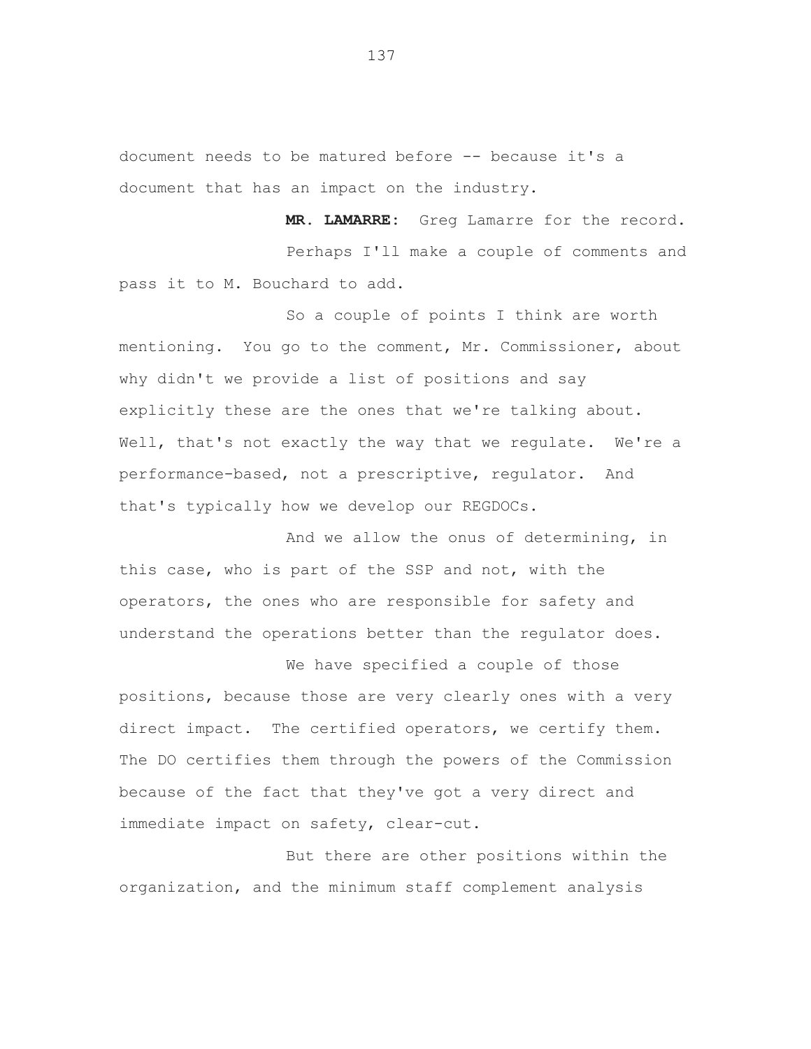document needs to be matured before -- because it's a document that has an impact on the industry.

**MR. LAMARRE:** Greg Lamarre for the record.

Perhaps I'll make a couple of comments and pass it to M. Bouchard to add.

So a couple of points I think are worth mentioning. You go to the comment, Mr. Commissioner, about why didn't we provide a list of positions and say explicitly these are the ones that we're talking about. Well, that's not exactly the way that we regulate. We're a performance-based, not a prescriptive, regulator. And that's typically how we develop our REGDOCs.

And we allow the onus of determining, in this case, who is part of the SSP and not, with the operators, the ones who are responsible for safety and understand the operations better than the regulator does.

We have specified a couple of those positions, because those are very clearly ones with a very direct impact. The certified operators, we certify them. The DO certifies them through the powers of the Commission because of the fact that they've got a very direct and immediate impact on safety, clear-cut.

But there are other positions within the organization, and the minimum staff complement analysis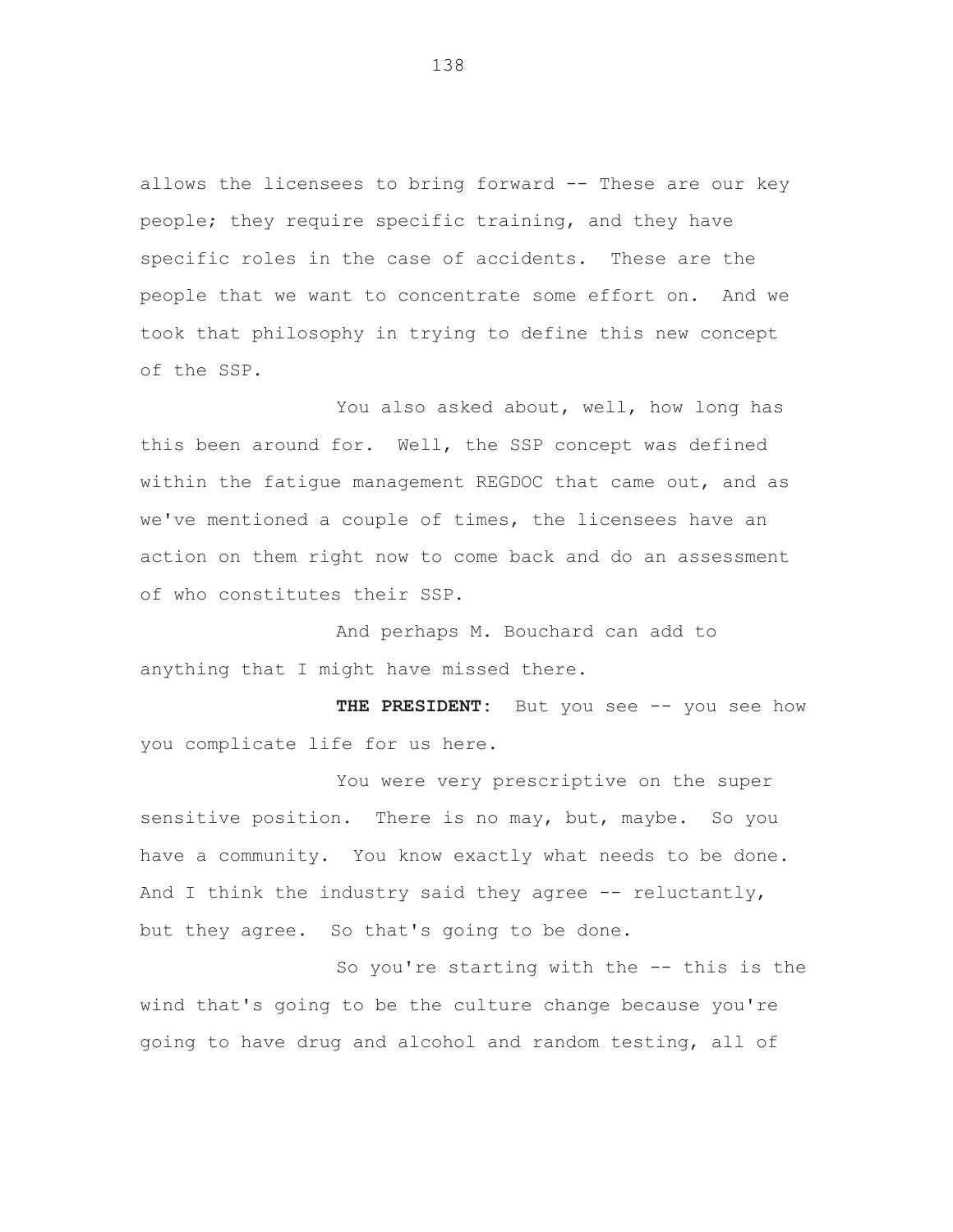allows the licensees to bring forward -- These are our key people; they require specific training, and they have specific roles in the case of accidents. These are the people that we want to concentrate some effort on. And we took that philosophy in trying to define this new concept of the SSP.

You also asked about, well, how long has this been around for. Well, the SSP concept was defined within the fatigue management REGDOC that came out, and as we've mentioned a couple of times, the licensees have an action on them right now to come back and do an assessment of who constitutes their SSP.

And perhaps M. Bouchard can add to anything that I might have missed there.

**THE PRESIDENT:** But you see -- you see how you complicate life for us here.

You were very prescriptive on the super sensitive position. There is no may, but, maybe. So you have a community. You know exactly what needs to be done. And I think the industry said they agree -- reluctantly, but they agree. So that's going to be done.

So you're starting with the -- this is the wind that's going to be the culture change because you're going to have drug and alcohol and random testing, all of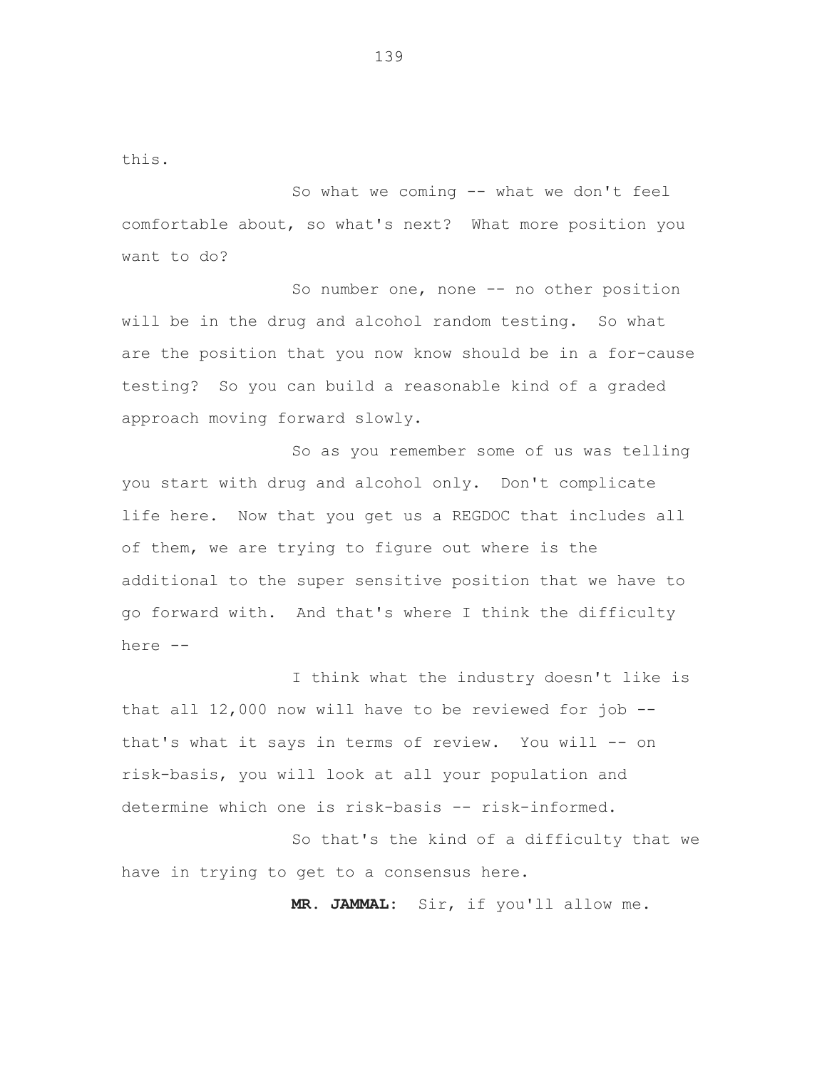this.

So what we coming -- what we don't feel comfortable about, so what's next? What more position you want to do?

So number one, none -- no other position will be in the drug and alcohol random testing. So what are the position that you now know should be in a for-cause testing? So you can build a reasonable kind of a graded approach moving forward slowly.

So as you remember some of us was telling you start with drug and alcohol only. Don't complicate life here. Now that you get us a REGDOC that includes all of them, we are trying to figure out where is the additional to the super sensitive position that we have to go forward with. And that's where I think the difficulty here --

I think what the industry doesn't like is that all 12,000 now will have to be reviewed for job -- that's what it says in terms of review. You will -- on risk-basis, you will look at all your population and determine which one is risk-basis -- risk-informed.

So that's the kind of a difficulty that we have in trying to get to a consensus here.

**MR. JAMMAL:** Sir, if you'll allow me.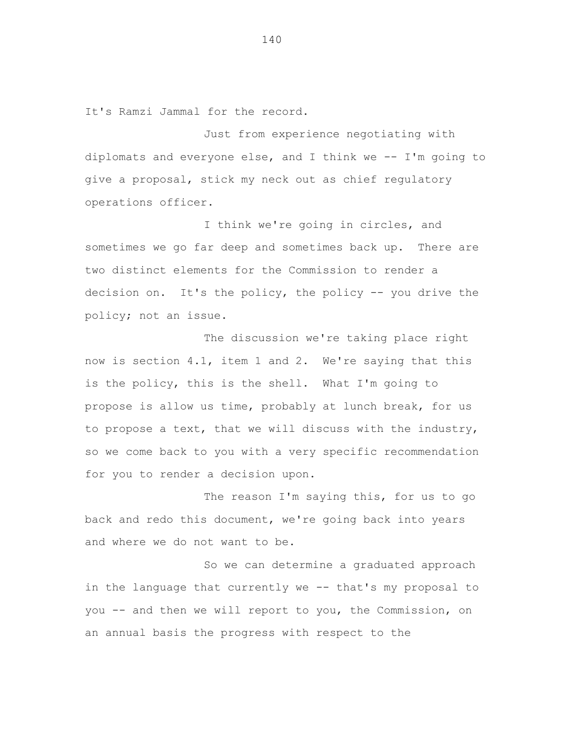It's Ramzi Jammal for the record.

Just from experience negotiating with diplomats and everyone else, and I think we -- I'm going to give a proposal, stick my neck out as chief regulatory operations officer.

I think we're going in circles, and sometimes we go far deep and sometimes back up. There are two distinct elements for the Commission to render a decision on. It's the policy, the policy -- you drive the policy; not an issue.

The discussion we're taking place right now is section 4.1, item 1 and 2. We're saying that this is the policy, this is the shell. What I'm going to propose is allow us time, probably at lunch break, for us to propose a text, that we will discuss with the industry, so we come back to you with a very specific recommendation for you to render a decision upon.

The reason I'm saying this, for us to go back and redo this document, we're going back into years and where we do not want to be.

So we can determine a graduated approach in the language that currently we -- that's my proposal to you -- and then we will report to you, the Commission, on an annual basis the progress with respect to the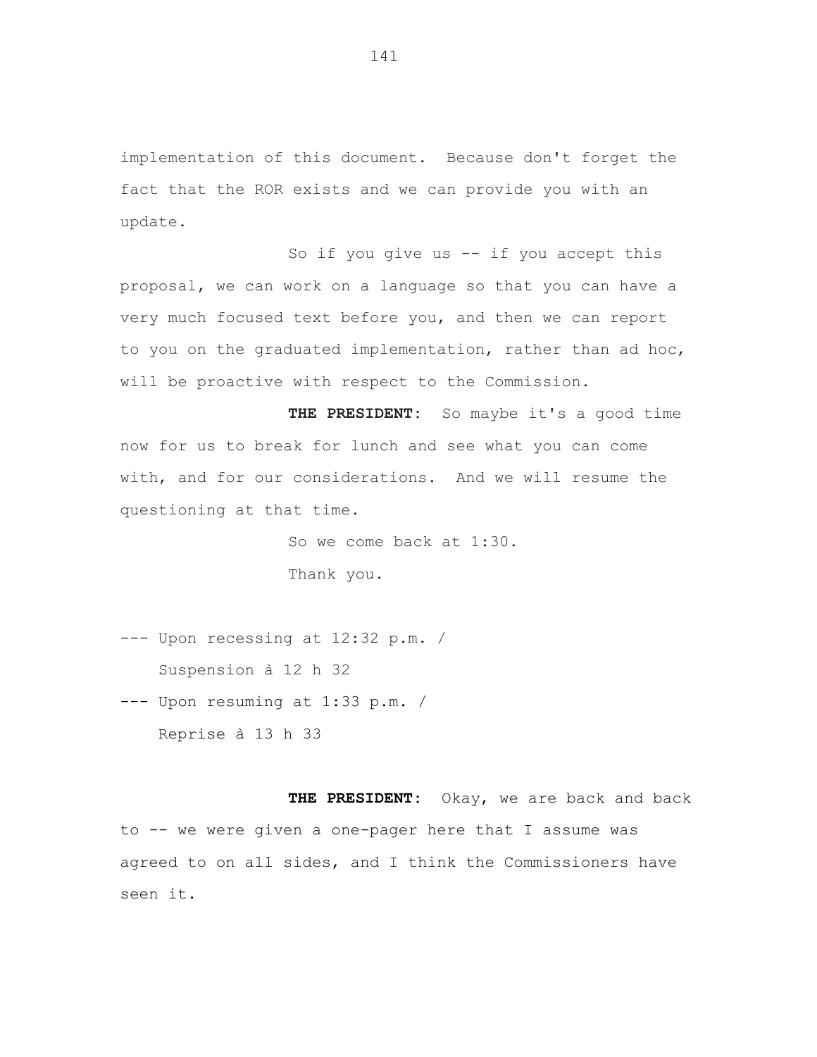implementation of this document. Because don't forget the fact that the ROR exists and we can provide you with an update.

So if you give us -- if you accept this proposal, we can work on a language so that you can have a very much focused text before you, and then we can report to you on the graduated implementation, rather than ad hoc, will be proactive with respect to the Commission.

**THE PRESIDENT:** So maybe it's a good time now for us to break for lunch and see what you can come with, and for our considerations. And we will resume the questioning at that time.

So we come back at 1:30.

Thank you.

--- Upon recessing at 12:32 p.m. /
Suspension à 12 h 32

--- Upon resuming at 1:33 p.m. /
Reprise à 13 h 33

**THE PRESIDENT:** Okay, we are back and back to -- we were given a one-pager here that I assume was agreed to on all sides, and I think the Commissioners have seen it.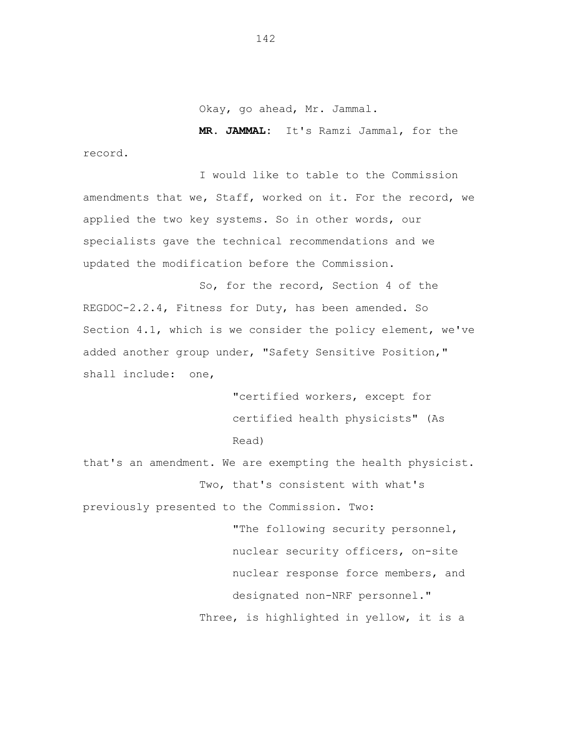Okay, go ahead, Mr. Jammal.

**MR. JAMMAL:** It's Ramzi Jammal, for the record.

I would like to table to the Commission amendments that we, Staff, worked on it. For the record, we applied the two key systems. So in other words, our specialists gave the technical recommendations and we updated the modification before the Commission.

So, for the record, Section 4 of the REGDOC-2.2.4, Fitness for Duty, has been amended. So Section 4.1, which is we consider the policy element, we've added another group under, "Safety Sensitive Position," shall include: one,

> "certified workers, except for certified health physicists" (As Read)

that's an amendment. We are exempting the health physicist.

Two, that's consistent with what's previously presented to the Commission. Two:

> "The following security personnel, nuclear security officers, on-site nuclear response force members, and designated non-NRF personnel."

Three, is highlighted in yellow, it is a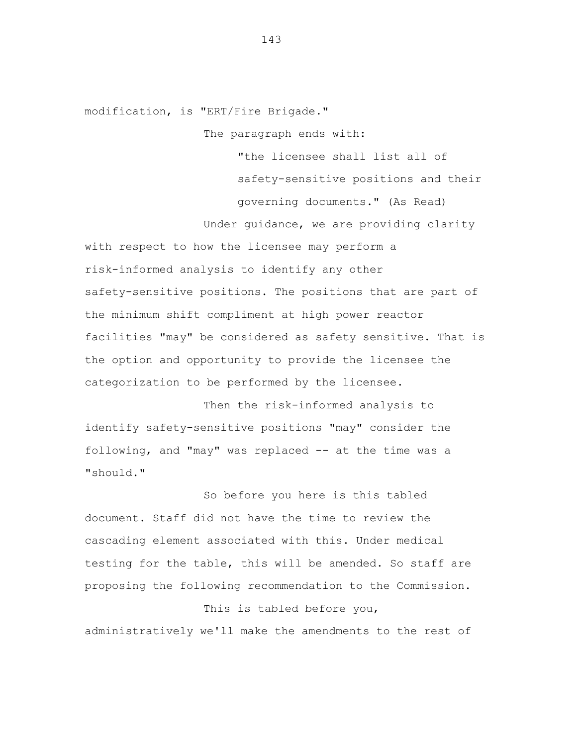modification, is "ERT/Fire Brigade."

The paragraph ends with:

> "the licensee shall list all of safety-sensitive positions and their governing documents." (As Read)

Under guidance, we are providing clarity with respect to how the licensee may perform a risk-informed analysis to identify any other safety-sensitive positions. The positions that are part of the minimum shift compliment at high power reactor facilities "may" be considered as safety sensitive. That is the option and opportunity to provide the licensee the categorization to be performed by the licensee.

Then the risk-informed analysis to identify safety-sensitive positions "may" consider the following, and "may" was replaced -- at the time was a "should."

So before you here is this tabled document. Staff did not have the time to review the cascading element associated with this. Under medical testing for the table, this will be amended. So staff are proposing the following recommendation to the Commission.

This is tabled before you, administratively we'll make the amendments to the rest of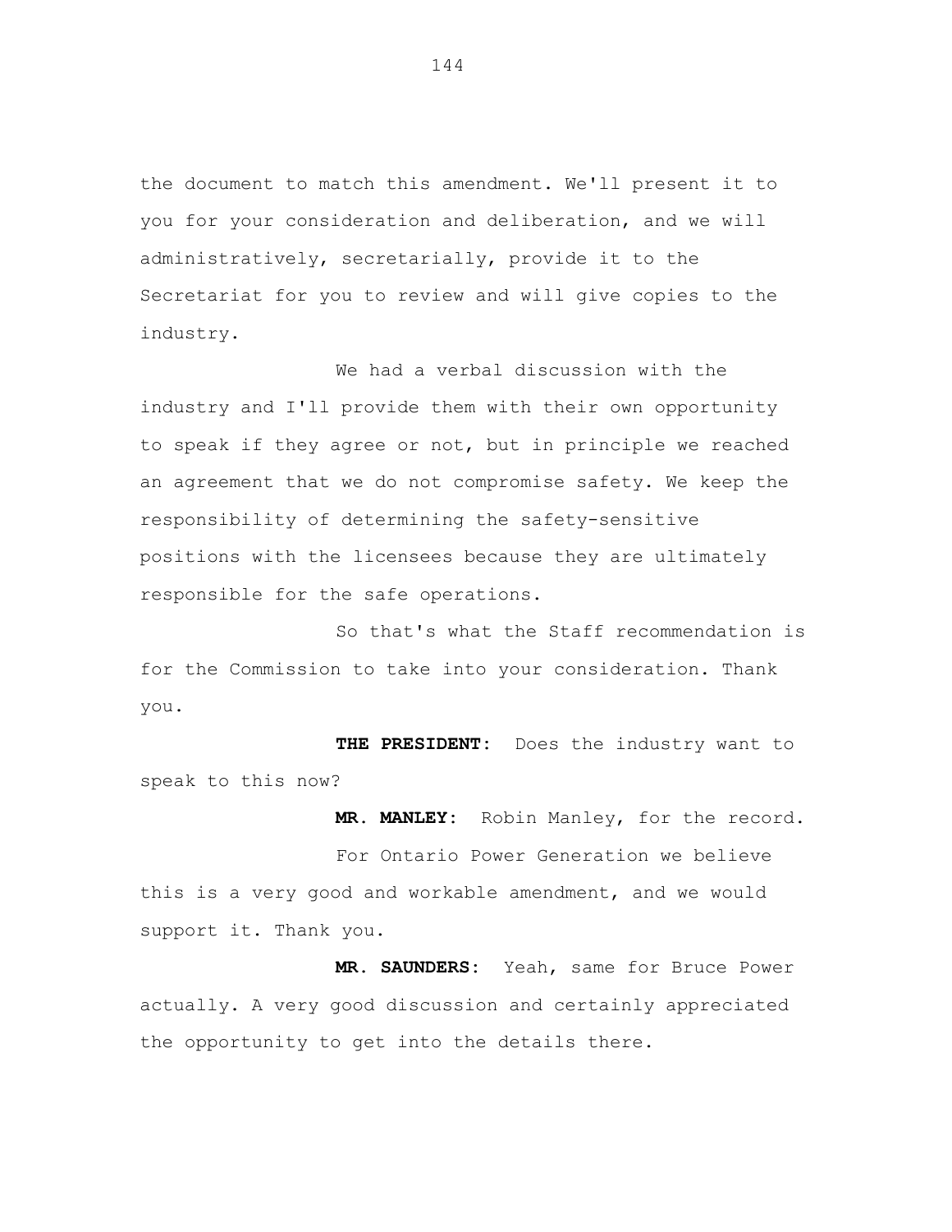the document to match this amendment. We'll present it to you for your consideration and deliberation, and we will administratively, secretarially, provide it to the Secretariat for you to review and will give copies to the industry.

We had a verbal discussion with the industry and I'll provide them with their own opportunity to speak if they agree or not, but in principle we reached an agreement that we do not compromise safety. We keep the responsibility of determining the safety-sensitive positions with the licensees because they are ultimately responsible for the safe operations.

So that's what the Staff recommendation is for the Commission to take into your consideration. Thank you.

**THE PRESIDENT:** Does the industry want to speak to this now?

**MR. MANLEY:** Robin Manley, for the record.

For Ontario Power Generation we believe this is a very good and workable amendment, and we would support it. Thank you.

**MR. SAUNDERS:** Yeah, same for Bruce Power actually. A very good discussion and certainly appreciated the opportunity to get into the details there.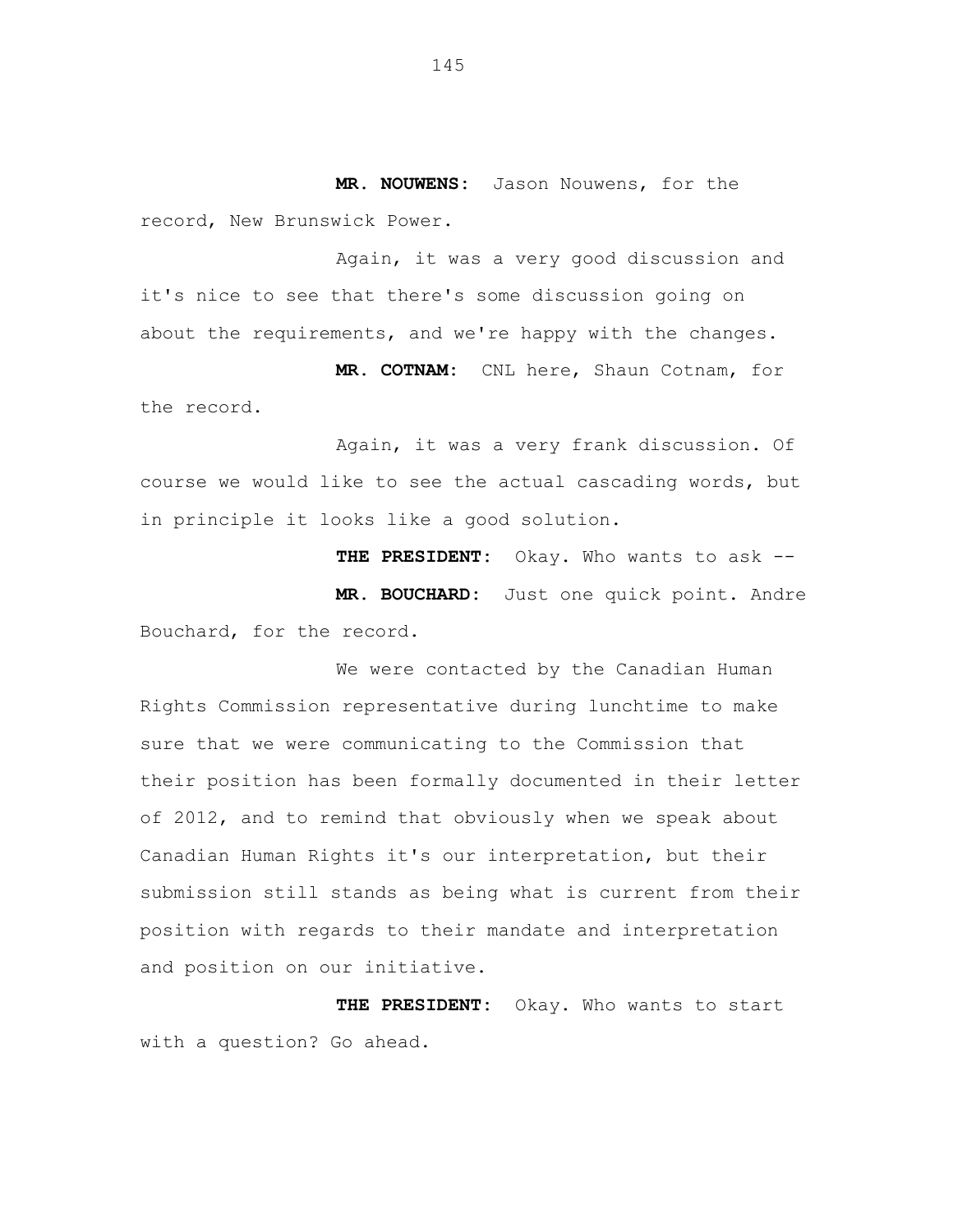**MR. NOUWENS:** Jason Nouwens, for the record, New Brunswick Power.

Again, it was a very good discussion and it's nice to see that there's some discussion going on about the requirements, and we're happy with the changes.

**MR. COTNAM:** CNL here, Shaun Cotnam, for the record.

Again, it was a very frank discussion. Of course we would like to see the actual cascading words, but in principle it looks like a good solution.

**THE PRESIDENT:** Okay. Who wants to ask --

**MR. BOUCHARD:** Just one quick point. Andre Bouchard, for the record.

We were contacted by the Canadian Human Rights Commission representative during lunchtime to make sure that we were communicating to the Commission that their position has been formally documented in their letter of 2012, and to remind that obviously when we speak about Canadian Human Rights it's our interpretation, but their submission still stands as being what is current from their position with regards to their mandate and interpretation and position on our initiative.

**THE PRESIDENT:** Okay. Who wants to start with a question? Go ahead.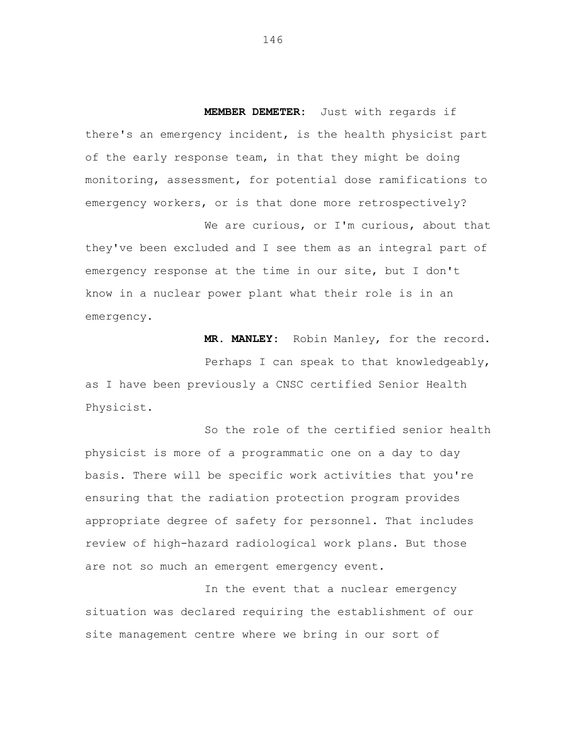**MEMBER DEMETER:** Just with regards if there's an emergency incident, is the health physicist part of the early response team, in that they might be doing monitoring, assessment, for potential dose ramifications to emergency workers, or is that done more retrospectively?

We are curious, or I'm curious, about that they've been excluded and I see them as an integral part of emergency response at the time in our site, but I don't know in a nuclear power plant what their role is in an emergency.

**MR. MANLEY:** Robin Manley, for the record.

Perhaps I can speak to that knowledgeably, as I have been previously a CNSC certified Senior Health Physicist.

So the role of the certified senior health physicist is more of a programmatic one on a day to day basis. There will be specific work activities that you're ensuring that the radiation protection program provides appropriate degree of safety for personnel. That includes review of high-hazard radiological work plans. But those are not so much an emergent emergency event.

In the event that a nuclear emergency situation was declared requiring the establishment of our site management centre where we bring in our sort of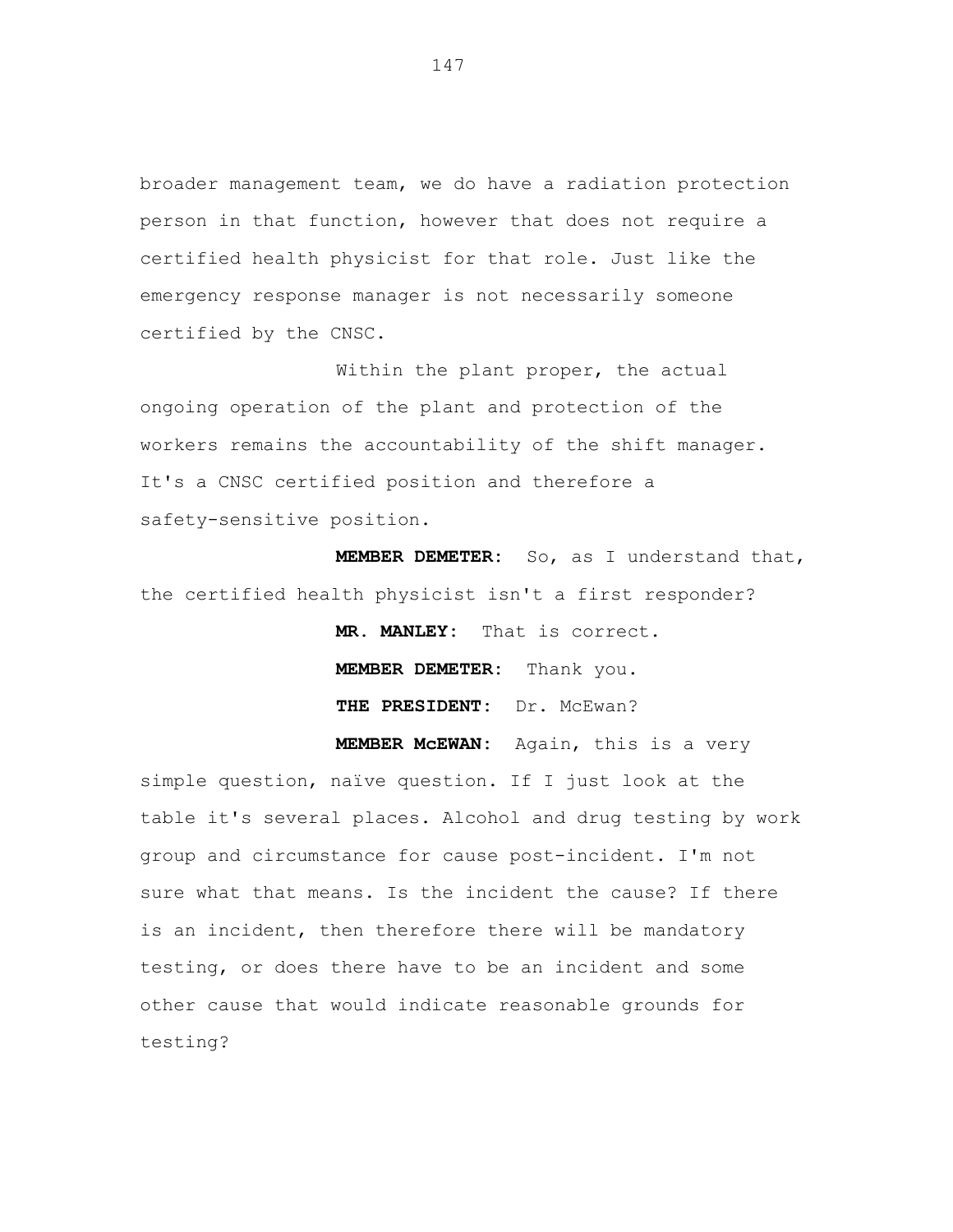broader management team, we do have a radiation protection person in that function, however that does not require a certified health physicist for that role. Just like the emergency response manager is not necessarily someone certified by the CNSC.

Within the plant proper, the actual ongoing operation of the plant and protection of the workers remains the accountability of the shift manager. It's a CNSC certified position and therefore a safety-sensitive position.

**MEMBER DEMETER:** So, as I understand that, the certified health physicist isn't a first responder?

**MR. MANLEY:** That is correct.

**MEMBER DEMETER:** Thank you.

**THE PRESIDENT:** Dr. McEwan?

**MEMBER McEWAN:** Again, this is a very simple question, naïve question. If I just look at the table it's several places. Alcohol and drug testing by work group and circumstance for cause post-incident. I'm not sure what that means. Is the incident the cause? If there is an incident, then therefore there will be mandatory testing, or does there have to be an incident and some other cause that would indicate reasonable grounds for testing?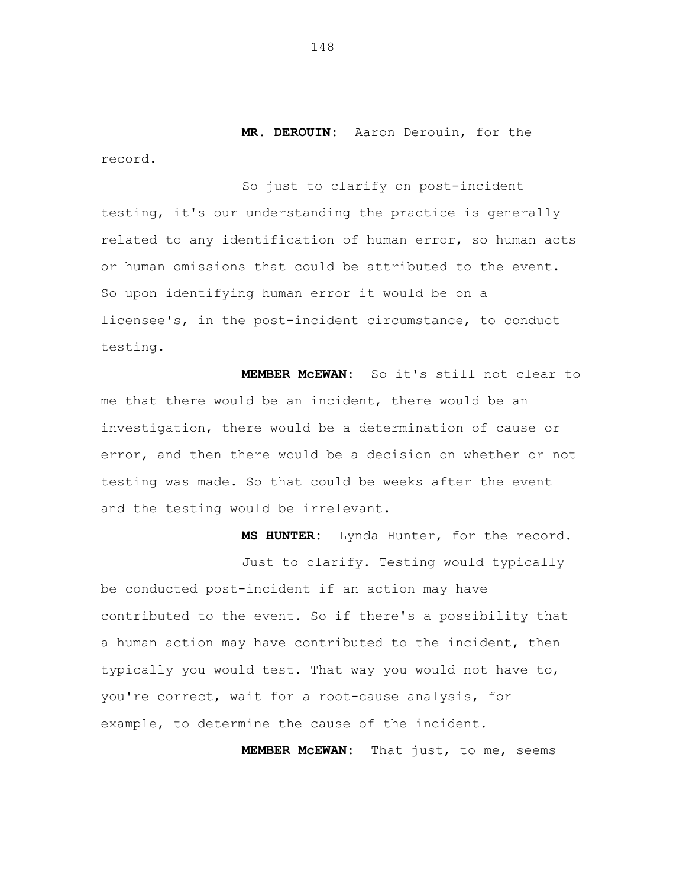**MR. DEROUIN:** Aaron Derouin, for the record.

So just to clarify on post-incident testing, it's our understanding the practice is generally related to any identification of human error, so human acts or human omissions that could be attributed to the event. So upon identifying human error it would be on a licensee's, in the post-incident circumstance, to conduct testing.

**MEMBER McEWAN:** So it's still not clear to me that there would be an incident, there would be an investigation, there would be a determination of cause or error, and then there would be a decision on whether or not testing was made. So that could be weeks after the event and the testing would be irrelevant.

**MS HUNTER:** Lynda Hunter, for the record.

Just to clarify. Testing would typically be conducted post-incident if an action may have contributed to the event. So if there's a possibility that a human action may have contributed to the incident, then typically you would test. That way you would not have to, you're correct, wait for a root-cause analysis, for example, to determine the cause of the incident.

**MEMBER McEWAN:** That just, to me, seems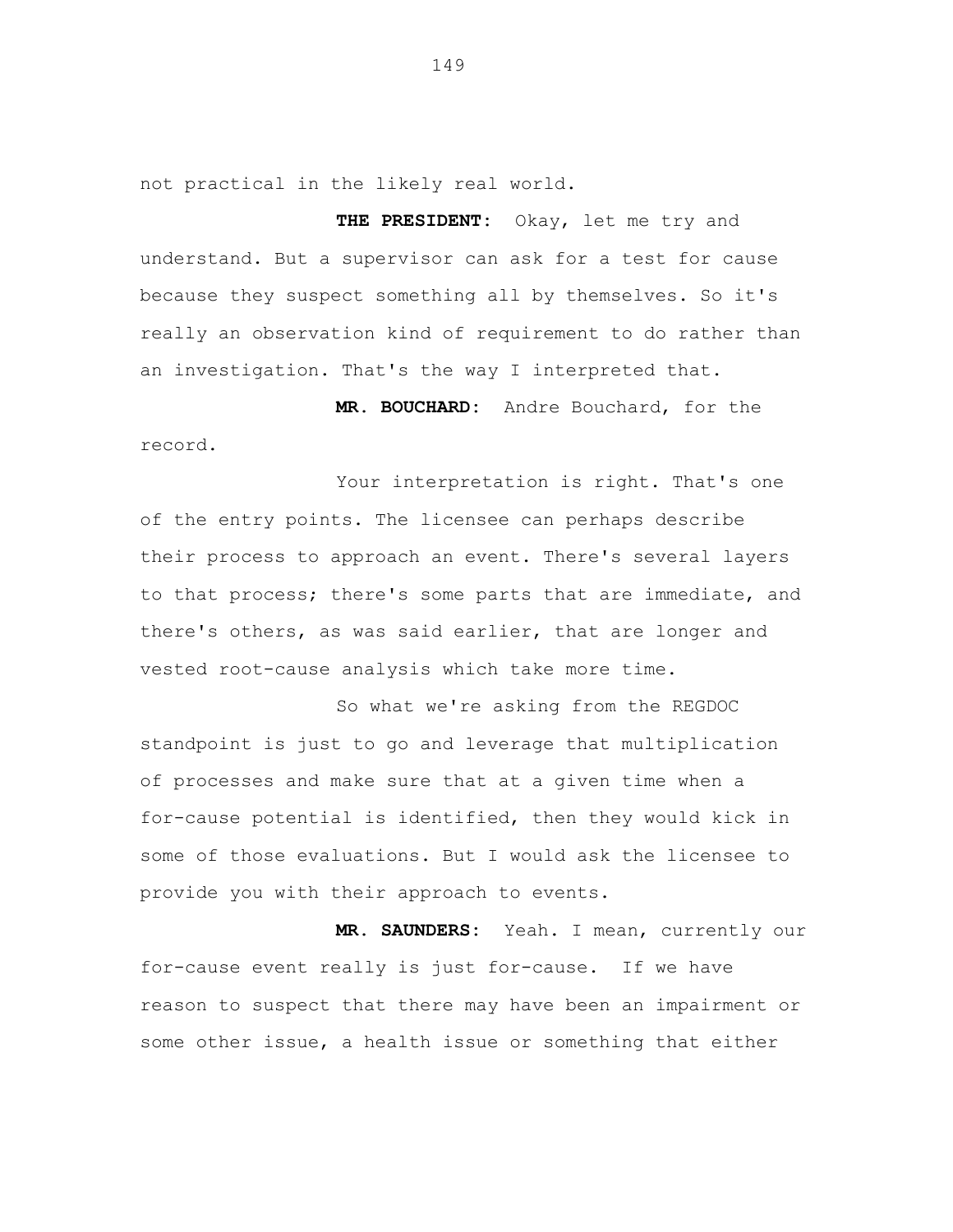not practical in the likely real world.

**THE PRESIDENT:** Okay, let me try and understand. But a supervisor can ask for a test for cause because they suspect something all by themselves. So it's really an observation kind of requirement to do rather than an investigation. That's the way I interpreted that.

**MR. BOUCHARD:** Andre Bouchard, for the record.

Your interpretation is right. That's one of the entry points. The licensee can perhaps describe their process to approach an event. There's several layers to that process; there's some parts that are immediate, and there's others, as was said earlier, that are longer and vested root-cause analysis which take more time.

So what we're asking from the REGDOC standpoint is just to go and leverage that multiplication of processes and make sure that at a given time when a for-cause potential is identified, then they would kick in some of those evaluations. But I would ask the licensee to provide you with their approach to events.

**MR. SAUNDERS:** Yeah. I mean, currently our for-cause event really is just for-cause. If we have reason to suspect that there may have been an impairment or some other issue, a health issue or something that either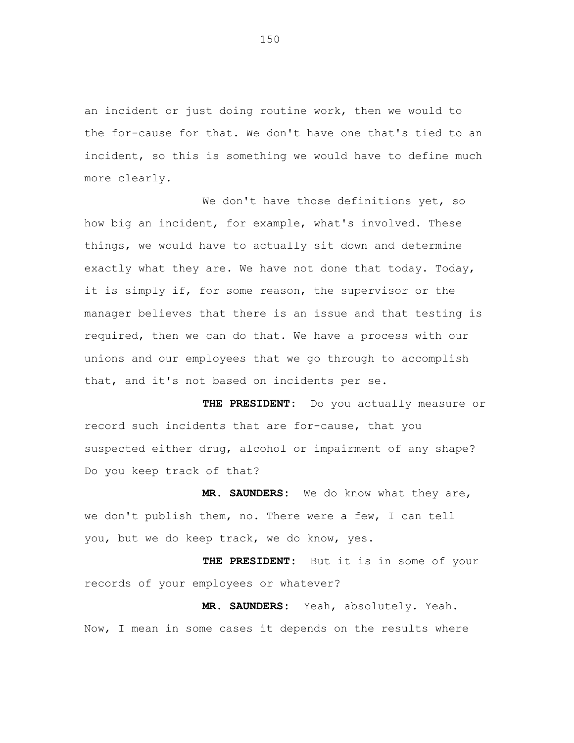an incident or just doing routine work, then we would to the for-cause for that. We don't have one that's tied to an incident, so this is something we would have to define much more clearly.

We don't have those definitions yet, so how big an incident, for example, what's involved. These things, we would have to actually sit down and determine exactly what they are. We have not done that today. Today, it is simply if, for some reason, the supervisor or the manager believes that there is an issue and that testing is required, then we can do that. We have a process with our unions and our employees that we go through to accomplish that, and it's not based on incidents per se.

**THE PRESIDENT:** Do you actually measure or record such incidents that are for-cause, that you suspected either drug, alcohol or impairment of any shape? Do you keep track of that?

**MR. SAUNDERS:** We do know what they are, we don't publish them, no. There were a few, I can tell you, but we do keep track, we do know, yes.

**THE PRESIDENT:** But it is in some of your records of your employees or whatever?

**MR. SAUNDERS:** Yeah, absolutely. Yeah. Now, I mean in some cases it depends on the results where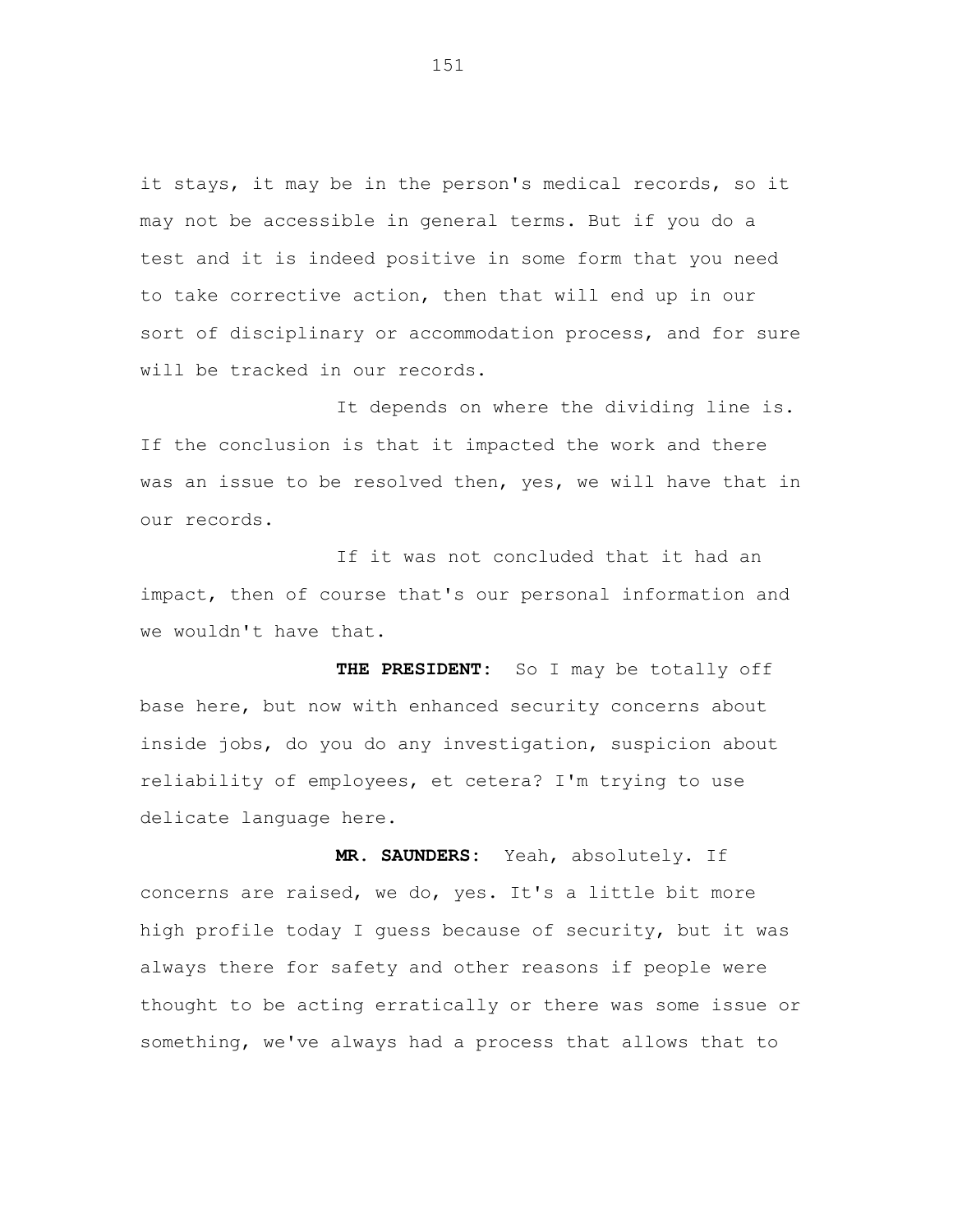it stays, it may be in the person's medical records, so it may not be accessible in general terms. But if you do a test and it is indeed positive in some form that you need to take corrective action, then that will end up in our sort of disciplinary or accommodation process, and for sure will be tracked in our records.

It depends on where the dividing line is. If the conclusion is that it impacted the work and there was an issue to be resolved then, yes, we will have that in our records.

If it was not concluded that it had an impact, then of course that's our personal information and we wouldn't have that.

**THE PRESIDENT:** So I may be totally off base here, but now with enhanced security concerns about inside jobs, do you do any investigation, suspicion about reliability of employees, et cetera? I'm trying to use delicate language here.

**MR. SAUNDERS:** Yeah, absolutely. If concerns are raised, we do, yes. It's a little bit more high profile today I guess because of security, but it was always there for safety and other reasons if people were thought to be acting erratically or there was some issue or something, we've always had a process that allows that to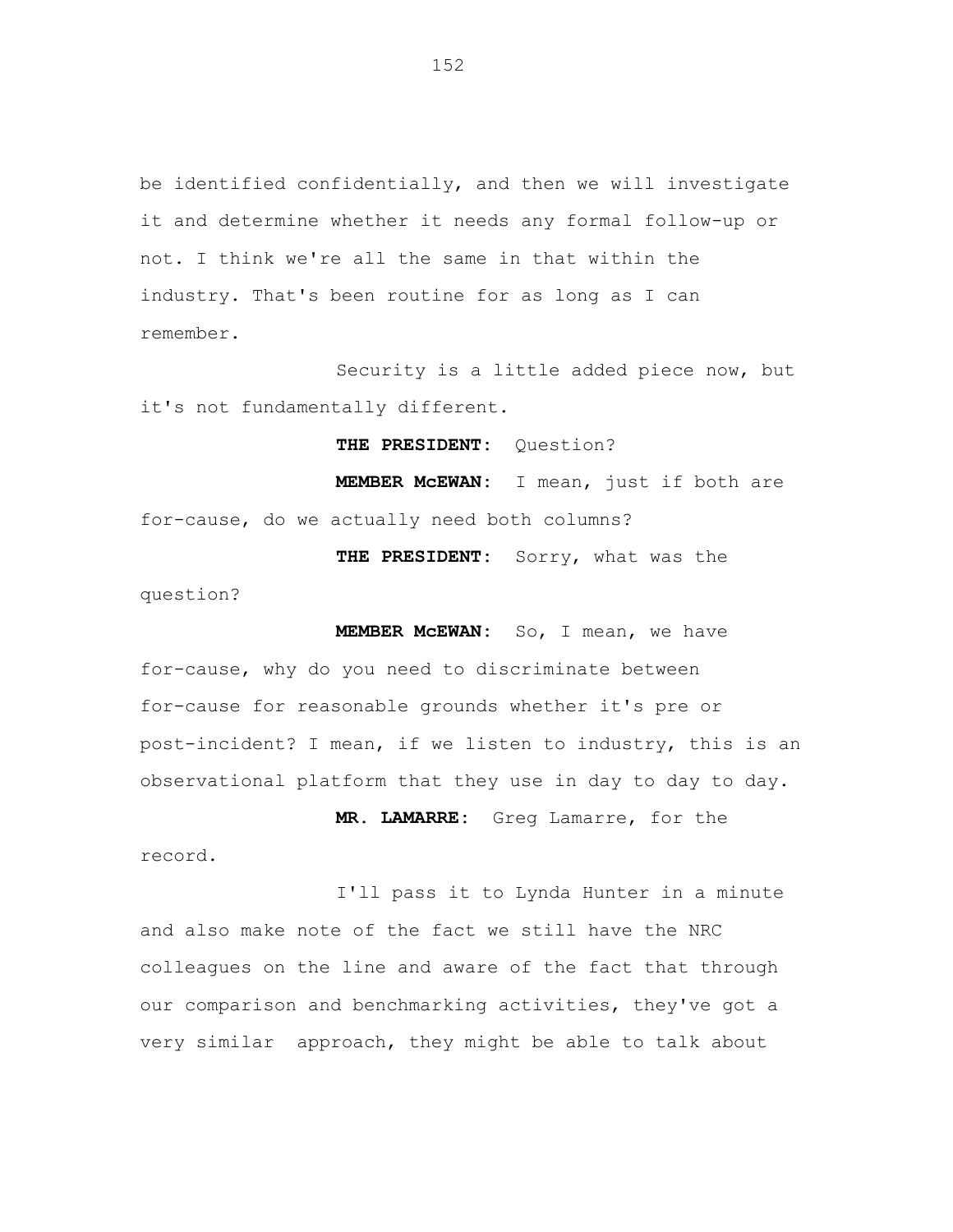be identified confidentially, and then we will investigate it and determine whether it needs any formal follow-up or not. I think we're all the same in that within the industry. That's been routine for as long as I can remember.

Security is a little added piece now, but it's not fundamentally different.

**THE PRESIDENT:** Question?

**MEMBER McEWAN:** I mean, just if both are for-cause, do we actually need both columns?

**THE PRESIDENT:** Sorry, what was the question?

**MEMBER McEWAN:** So, I mean, we have for-cause, why do you need to discriminate between for-cause for reasonable grounds whether it's pre or post-incident? I mean, if we listen to industry, this is an observational platform that they use in day to day to day.

**MR. LAMARRE:** Greg Lamarre, for the record.

I'll pass it to Lynda Hunter in a minute and also make note of the fact we still have the NRC colleagues on the line and aware of the fact that through our comparison and benchmarking activities, they've got a very similar approach, they might be able to talk about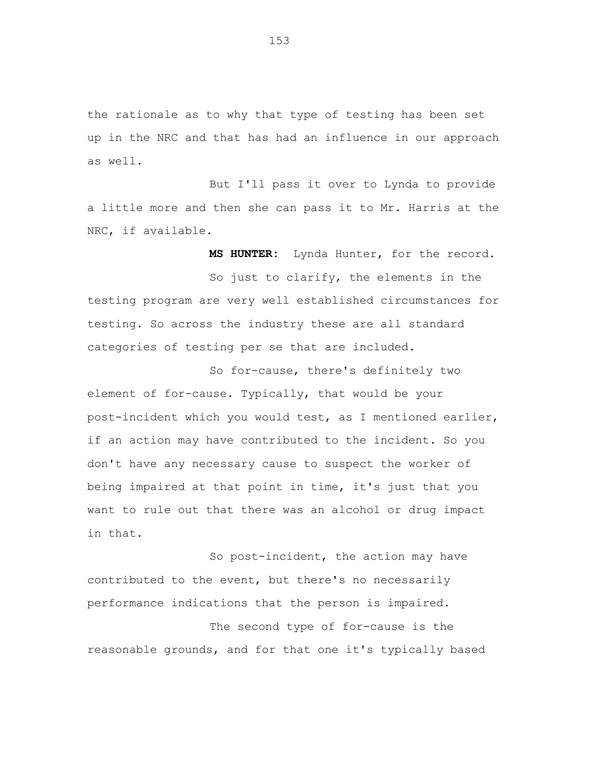the rationale as to why that type of testing has been set up in the NRC and that has had an influence in our approach as well.

But I'll pass it over to Lynda to provide a little more and then she can pass it to Mr. Harris at the NRC, if available.

**MS HUNTER:** Lynda Hunter, for the record.

So just to clarify, the elements in the testing program are very well established circumstances for testing. So across the industry these are all standard categories of testing per se that are included.

So for-cause, there's definitely two element of for-cause. Typically, that would be your post-incident which you would test, as I mentioned earlier, if an action may have contributed to the incident. So you don't have any necessary cause to suspect the worker of being impaired at that point in time, it's just that you want to rule out that there was an alcohol or drug impact in that.

So post-incident, the action may have contributed to the event, but there's no necessarily performance indications that the person is impaired.

The second type of for-cause is the reasonable grounds, and for that one it's typically based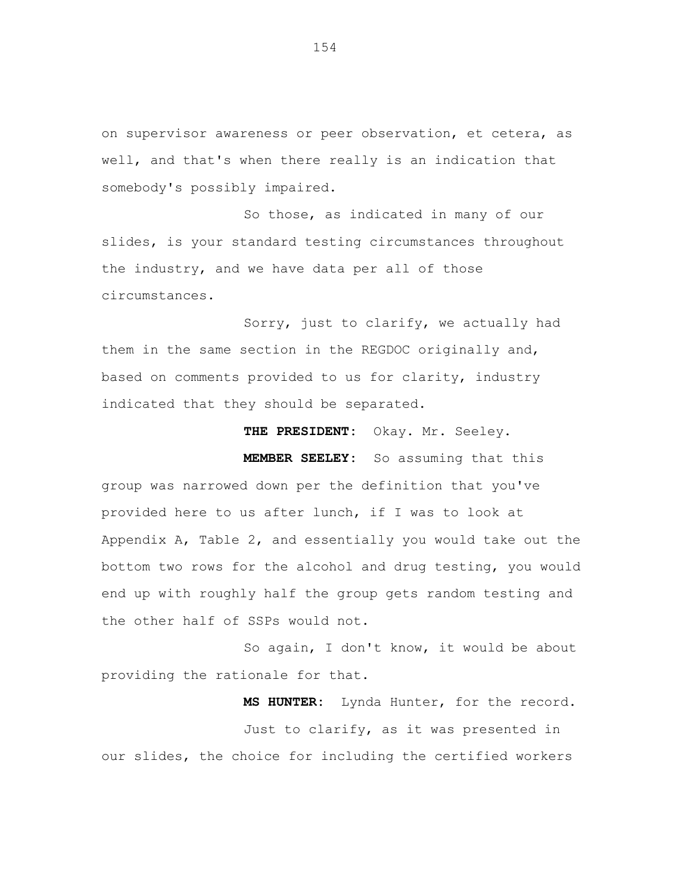on supervisor awareness or peer observation, et cetera, as well, and that's when there really is an indication that somebody's possibly impaired.

So those, as indicated in many of our slides, is your standard testing circumstances throughout the industry, and we have data per all of those circumstances.

Sorry, just to clarify, we actually had them in the same section in the REGDOC originally and, based on comments provided to us for clarity, industry indicated that they should be separated.

**THE PRESIDENT:** Okay. Mr. Seeley.

**MEMBER SEELEY:** So assuming that this group was narrowed down per the definition that you've provided here to us after lunch, if I was to look at Appendix A, Table 2, and essentially you would take out the bottom two rows for the alcohol and drug testing, you would end up with roughly half the group gets random testing and the other half of SSPs would not.

So again, I don't know, it would be about providing the rationale for that.

**MS HUNTER:** Lynda Hunter, for the record.

Just to clarify, as it was presented in our slides, the choice for including the certified workers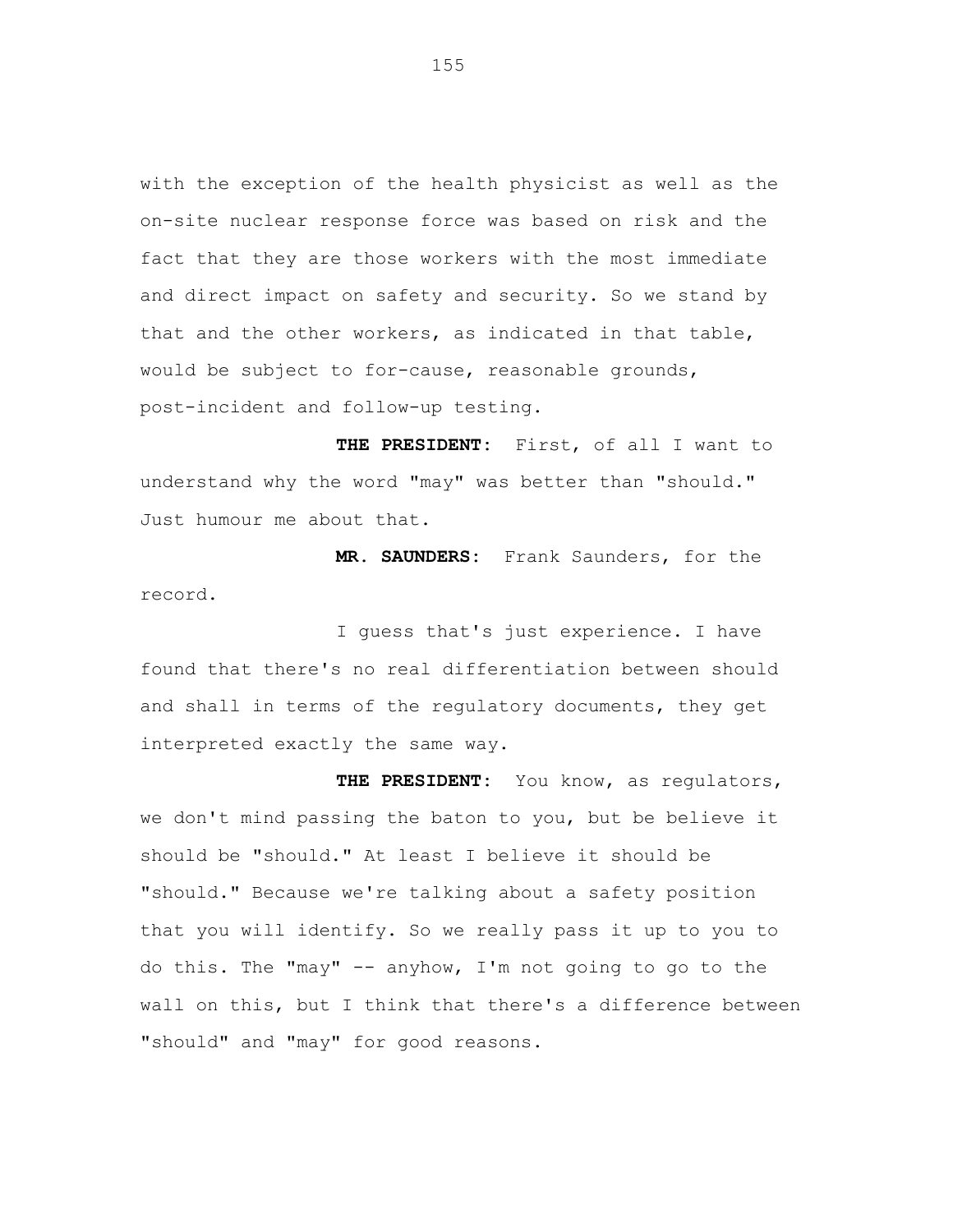with the exception of the health physicist as well as the on-site nuclear response force was based on risk and the fact that they are those workers with the most immediate and direct impact on safety and security. So we stand by that and the other workers, as indicated in that table, would be subject to for-cause, reasonable grounds, post-incident and follow-up testing.

**THE PRESIDENT:** First, of all I want to understand why the word "may" was better than "should." Just humour me about that.

**MR. SAUNDERS:** Frank Saunders, for the record.

I guess that's just experience. I have found that there's no real differentiation between should and shall in terms of the regulatory documents, they get interpreted exactly the same way.

**THE PRESIDENT:** You know, as regulators, we don't mind passing the baton to you, but be believe it should be "should." At least I believe it should be "should." Because we're talking about a safety position that you will identify. So we really pass it up to you to do this. The "may" -- anyhow, I'm not going to go to the wall on this, but I think that there's a difference between "should" and "may" for good reasons.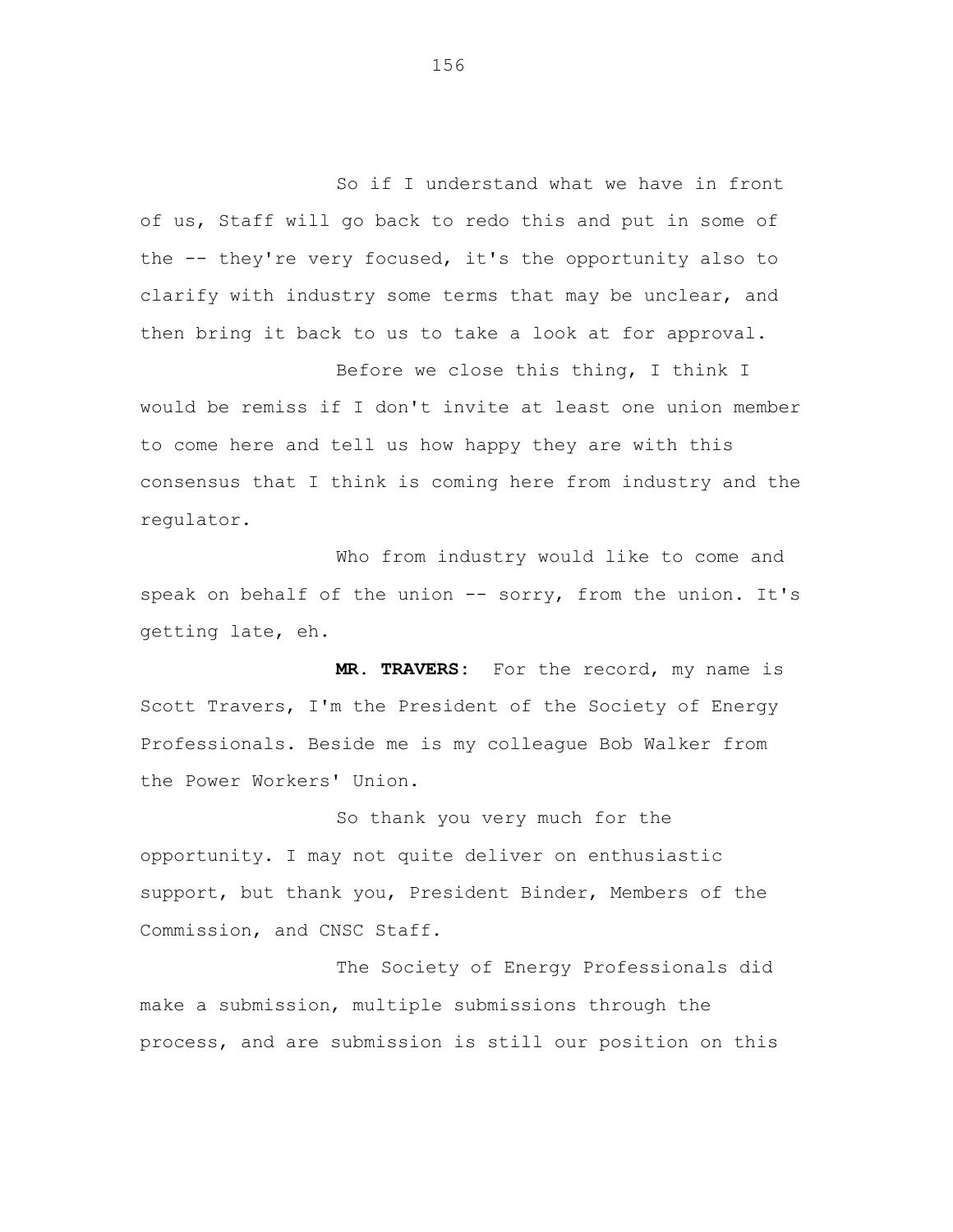So if I understand what we have in front of us, Staff will go back to redo this and put in some of the -- they're very focused, it's the opportunity also to clarify with industry some terms that may be unclear, and then bring it back to us to take a look at for approval.

Before we close this thing, I think I would be remiss if I don't invite at least one union member to come here and tell us how happy they are with this consensus that I think is coming here from industry and the regulator.

Who from industry would like to come and speak on behalf of the union -- sorry, from the union. It's getting late, eh.

**MR. TRAVERS:** For the record, my name is Scott Travers, I'm the President of the Society of Energy Professionals. Beside me is my colleague Bob Walker from the Power Workers' Union.

So thank you very much for the opportunity. I may not quite deliver on enthusiastic support, but thank you, President Binder, Members of the Commission, and CNSC Staff.

The Society of Energy Professionals did make a submission, multiple submissions through the process, and are submission is still our position on this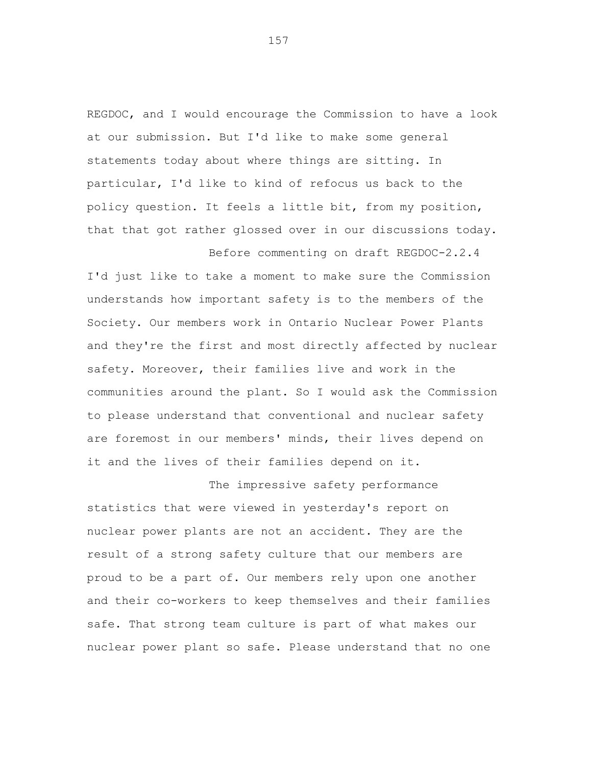REGDOC, and I would encourage the Commission to have a look at our submission. But I'd like to make some general statements today about where things are sitting. In particular, I'd like to kind of refocus us back to the policy question. It feels a little bit, from my position, that that got rather glossed over in our discussions today.

Before commenting on draft REGDOC-2.2.4 I'd just like to take a moment to make sure the Commission understands how important safety is to the members of the Society. Our members work in Ontario Nuclear Power Plants and they're the first and most directly affected by nuclear safety. Moreover, their families live and work in the communities around the plant. So I would ask the Commission to please understand that conventional and nuclear safety are foremost in our members' minds, their lives depend on it and the lives of their families depend on it.

The impressive safety performance statistics that were viewed in yesterday's report on nuclear power plants are not an accident. They are the result of a strong safety culture that our members are proud to be a part of. Our members rely upon one another and their co-workers to keep themselves and their families safe. That strong team culture is part of what makes our nuclear power plant so safe. Please understand that no one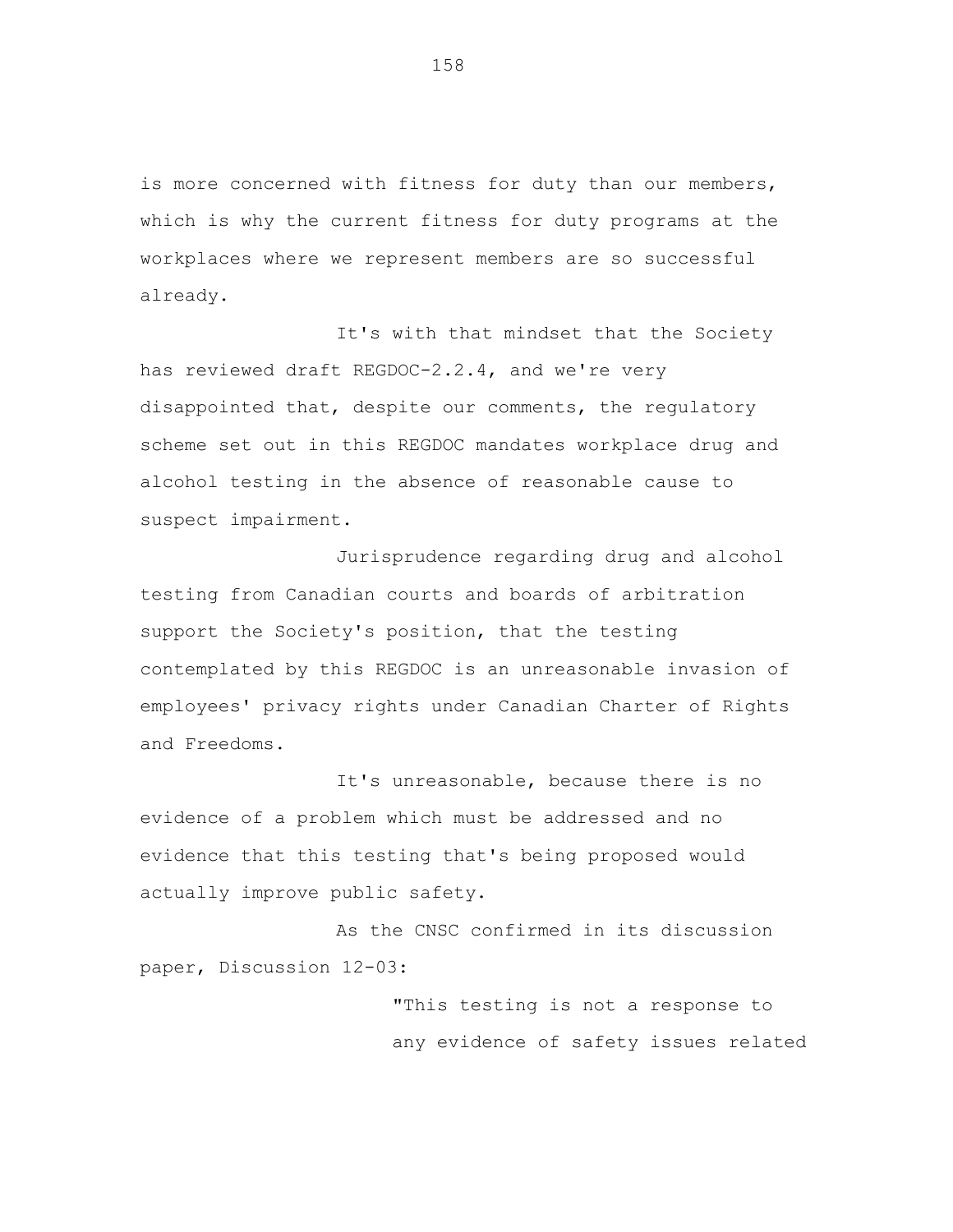is more concerned with fitness for duty than our members, which is why the current fitness for duty programs at the workplaces where we represent members are so successful already.

It's with that mindset that the Society has reviewed draft REGDOC-2.2.4, and we're very disappointed that, despite our comments, the regulatory scheme set out in this REGDOC mandates workplace drug and alcohol testing in the absence of reasonable cause to suspect impairment.

Jurisprudence regarding drug and alcohol testing from Canadian courts and boards of arbitration support the Society's position, that the testing contemplated by this REGDOC is an unreasonable invasion of employees' privacy rights under Canadian Charter of Rights and Freedoms.

It's unreasonable, because there is no evidence of a problem which must be addressed and no evidence that this testing that's being proposed would actually improve public safety.

As the CNSC confirmed in its discussion paper, Discussion 12-03:

> "This testing is not a response to any evidence of safety issues related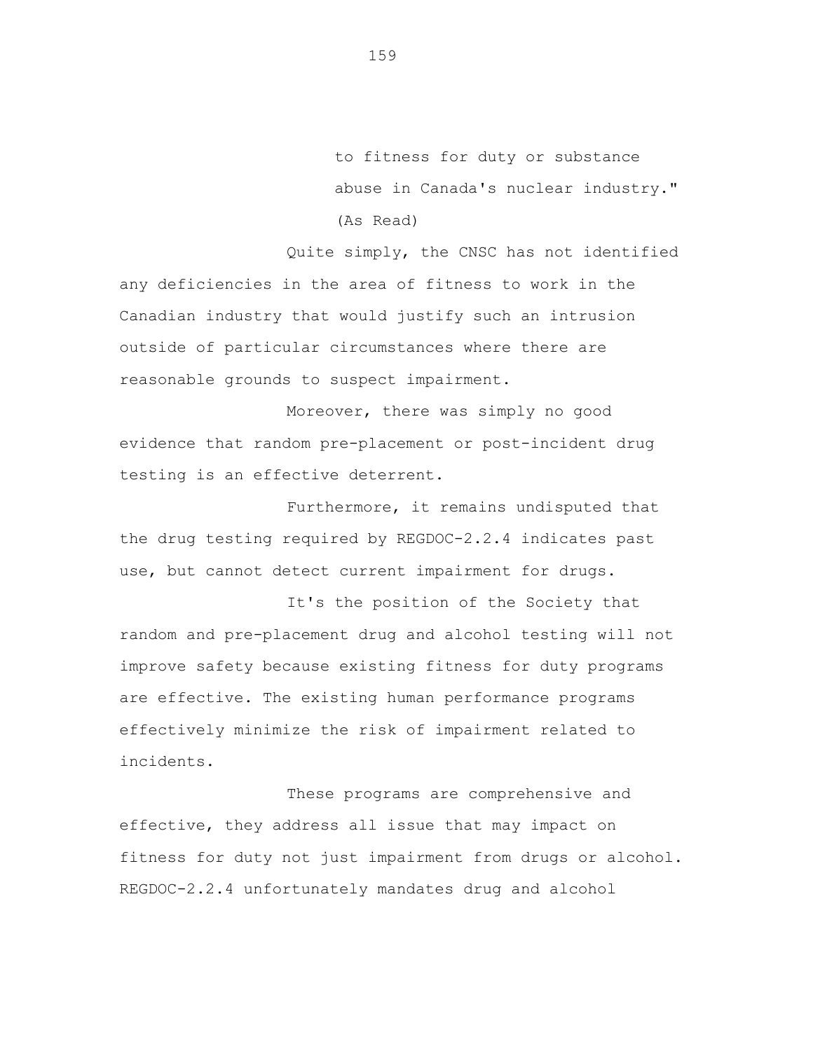to fitness for duty or substance abuse in Canada's nuclear industry." (As Read)

Quite simply, the CNSC has not identified any deficiencies in the area of fitness to work in the Canadian industry that would justify such an intrusion outside of particular circumstances where there are reasonable grounds to suspect impairment.

Moreover, there was simply no good evidence that random pre-placement or post-incident drug testing is an effective deterrent.

Furthermore, it remains undisputed that the drug testing required by REGDOC-2.2.4 indicates past use, but cannot detect current impairment for drugs.

It's the position of the Society that random and pre-placement drug and alcohol testing will not improve safety because existing fitness for duty programs are effective. The existing human performance programs effectively minimize the risk of impairment related to incidents.

These programs are comprehensive and effective, they address all issue that may impact on fitness for duty not just impairment from drugs or alcohol. REGDOC-2.2.4 unfortunately mandates drug and alcohol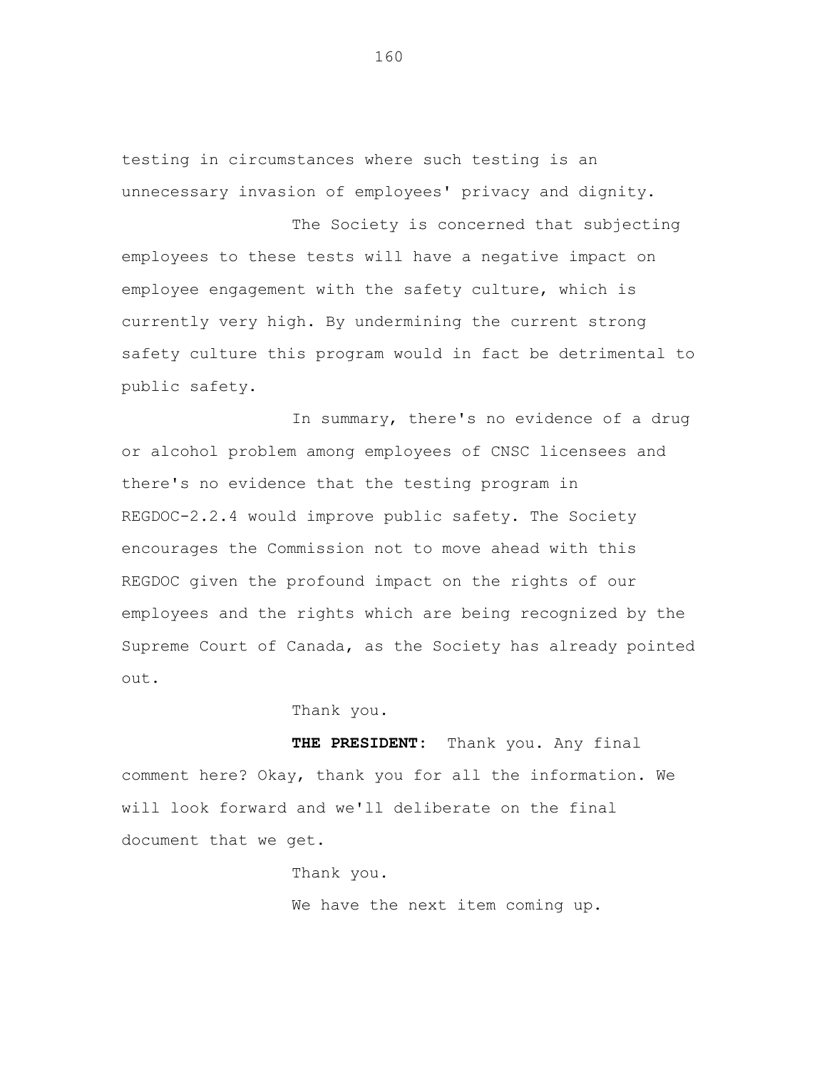testing in circumstances where such testing is an unnecessary invasion of employees' privacy and dignity.

The Society is concerned that subjecting employees to these tests will have a negative impact on employee engagement with the safety culture, which is currently very high. By undermining the current strong safety culture this program would in fact be detrimental to public safety.

In summary, there's no evidence of a drug or alcohol problem among employees of CNSC licensees and there's no evidence that the testing program in REGDOC-2.2.4 would improve public safety. The Society encourages the Commission not to move ahead with this REGDOC given the profound impact on the rights of our employees and the rights which are being recognized by the Supreme Court of Canada, as the Society has already pointed out.

Thank you.

**THE PRESIDENT:** Thank you. Any final comment here? Okay, thank you for all the information. We will look forward and we'll deliberate on the final document that we get.

Thank you.

We have the next item coming up.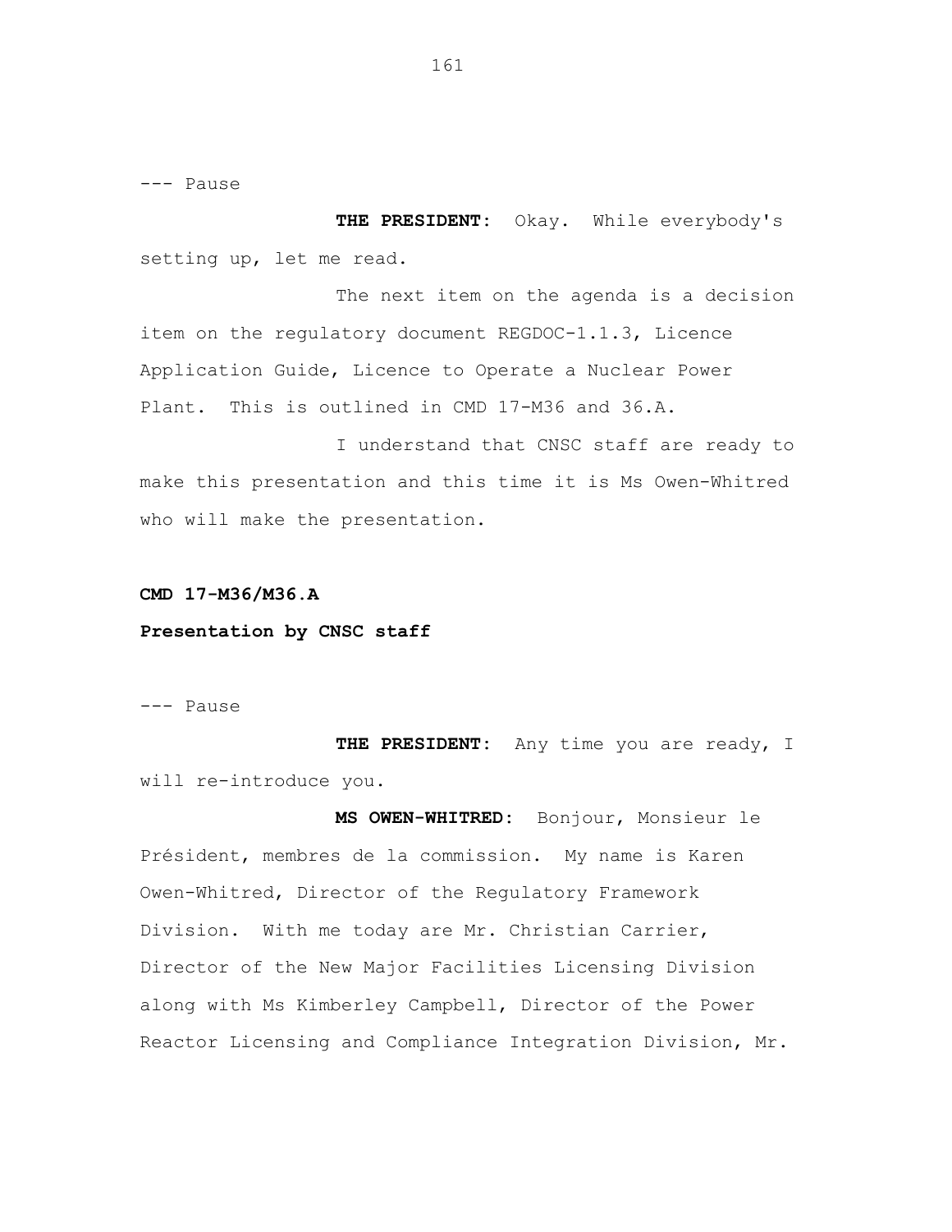--- Pause

**THE PRESIDENT:** Okay. While everybody's setting up, let me read.

The next item on the agenda is a decision item on the regulatory document REGDOC-1.1.3, Licence Application Guide, Licence to Operate a Nuclear Power Plant. This is outlined in CMD 17-M36 and 36.A.

I understand that CNSC staff are ready to make this presentation and this time it is Ms Owen-Whitred who will make the presentation.

**CMD 17-M36/M36.A**

**Presentation by CNSC staff**

--- Pause

**THE PRESIDENT:** Any time you are ready, I will re-introduce you.

**MS OWEN-WHITRED:** Bonjour, Monsieur le Président, membres de la commission. My name is Karen Owen-Whitred, Director of the Regulatory Framework Division. With me today are Mr. Christian Carrier, Director of the New Major Facilities Licensing Division along with Ms Kimberley Campbell, Director of the Power Reactor Licensing and Compliance Integration Division, Mr.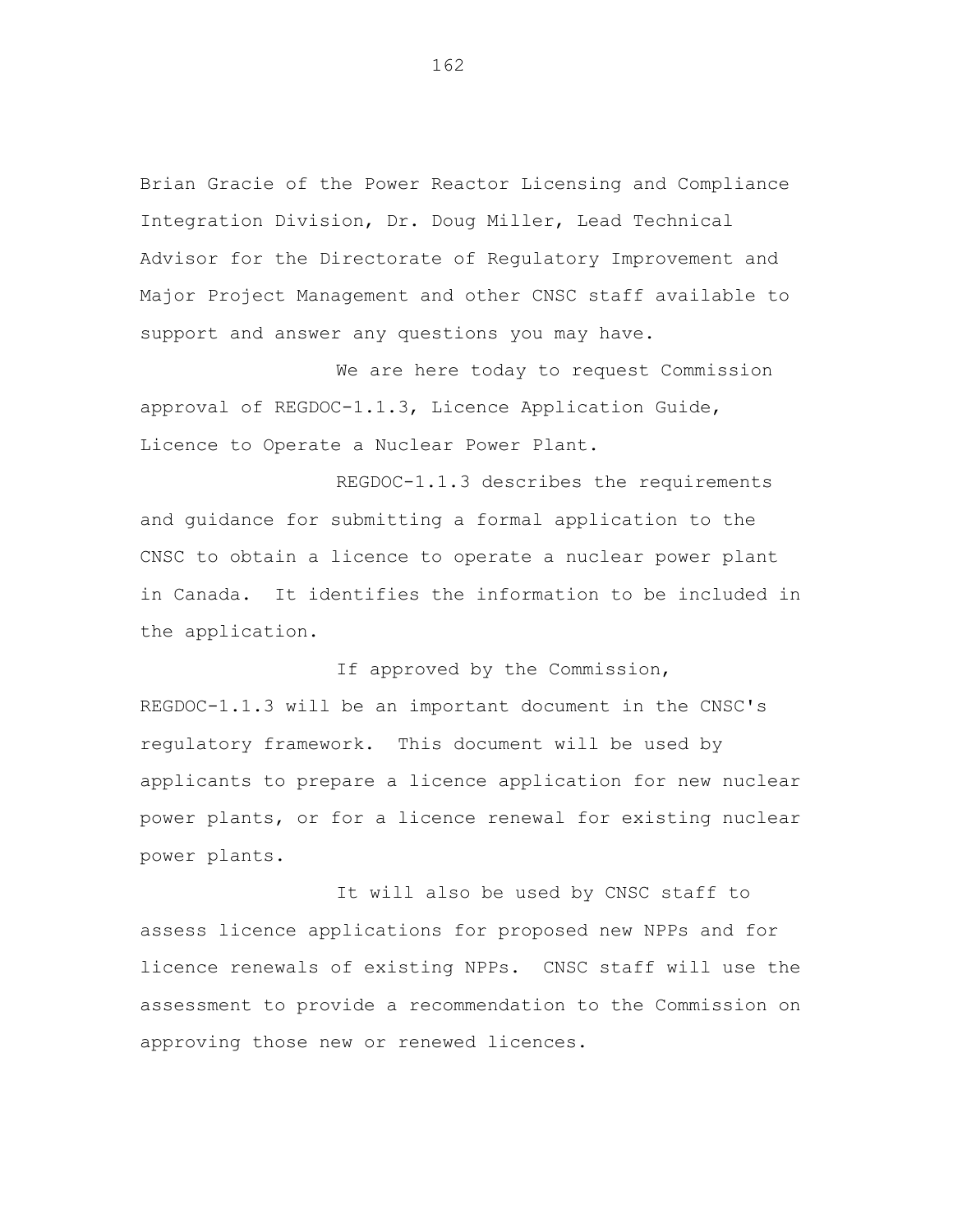Brian Gracie of the Power Reactor Licensing and Compliance Integration Division, Dr. Doug Miller, Lead Technical Advisor for the Directorate of Regulatory Improvement and Major Project Management and other CNSC staff available to support and answer any questions you may have.

We are here today to request Commission approval of REGDOC-1.1.3, Licence Application Guide, Licence to Operate a Nuclear Power Plant.

REGDOC-1.1.3 describes the requirements and guidance for submitting a formal application to the CNSC to obtain a licence to operate a nuclear power plant in Canada. It identifies the information to be included in the application.

If approved by the Commission, REGDOC-1.1.3 will be an important document in the CNSC's regulatory framework. This document will be used by applicants to prepare a licence application for new nuclear power plants, or for a licence renewal for existing nuclear power plants.

It will also be used by CNSC staff to assess licence applications for proposed new NPPs and for licence renewals of existing NPPs. CNSC staff will use the assessment to provide a recommendation to the Commission on approving those new or renewed licences.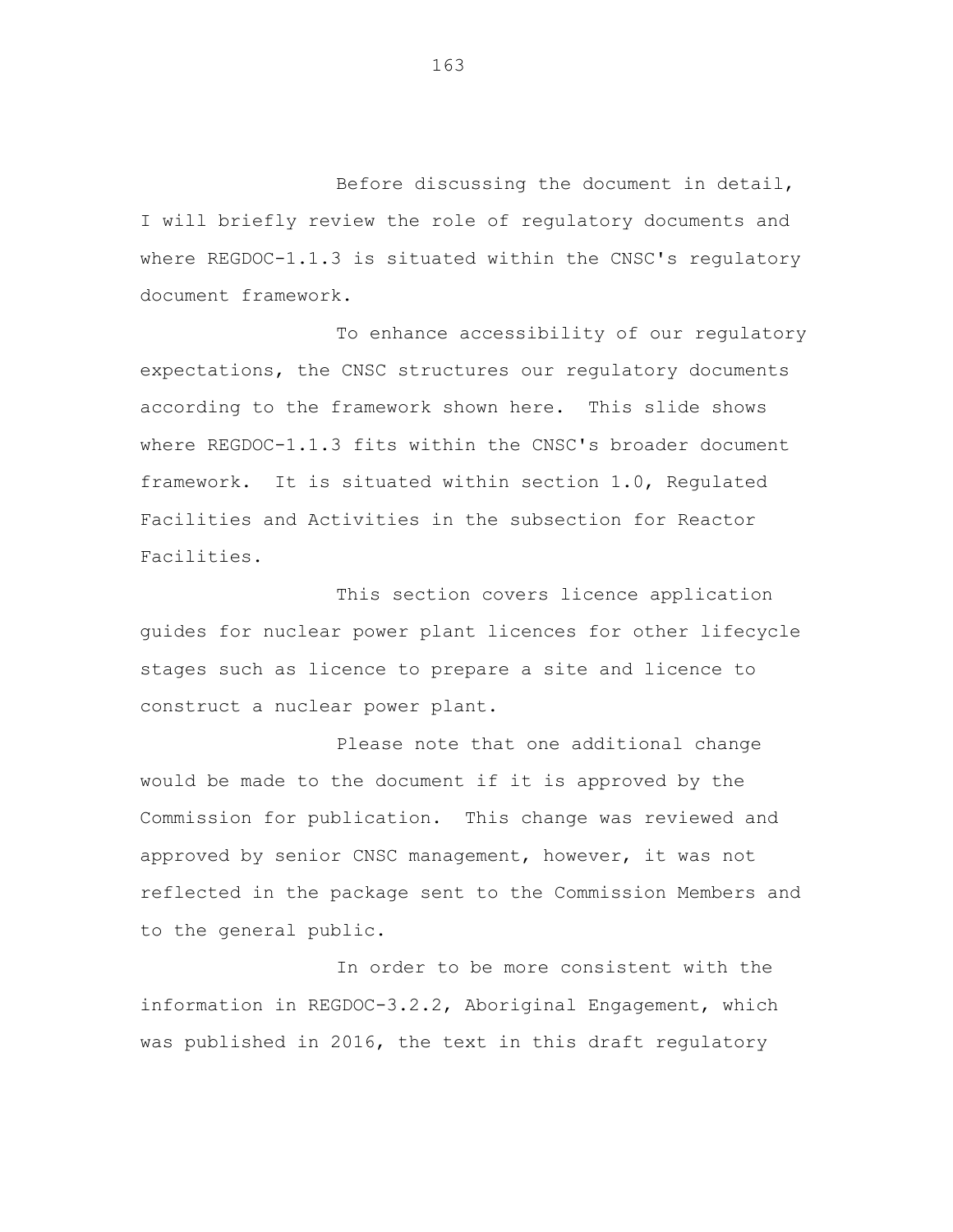Before discussing the document in detail, I will briefly review the role of regulatory documents and where REGDOC-1.1.3 is situated within the CNSC's regulatory document framework.

To enhance accessibility of our regulatory expectations, the CNSC structures our regulatory documents according to the framework shown here. This slide shows where REGDOC-1.1.3 fits within the CNSC's broader document framework. It is situated within section 1.0, Regulated Facilities and Activities in the subsection for Reactor Facilities.

This section covers licence application guides for nuclear power plant licences for other lifecycle stages such as licence to prepare a site and licence to construct a nuclear power plant.

Please note that one additional change would be made to the document if it is approved by the Commission for publication. This change was reviewed and approved by senior CNSC management, however, it was not reflected in the package sent to the Commission Members and to the general public.

In order to be more consistent with the information in REGDOC-3.2.2, Aboriginal Engagement, which was published in 2016, the text in this draft regulatory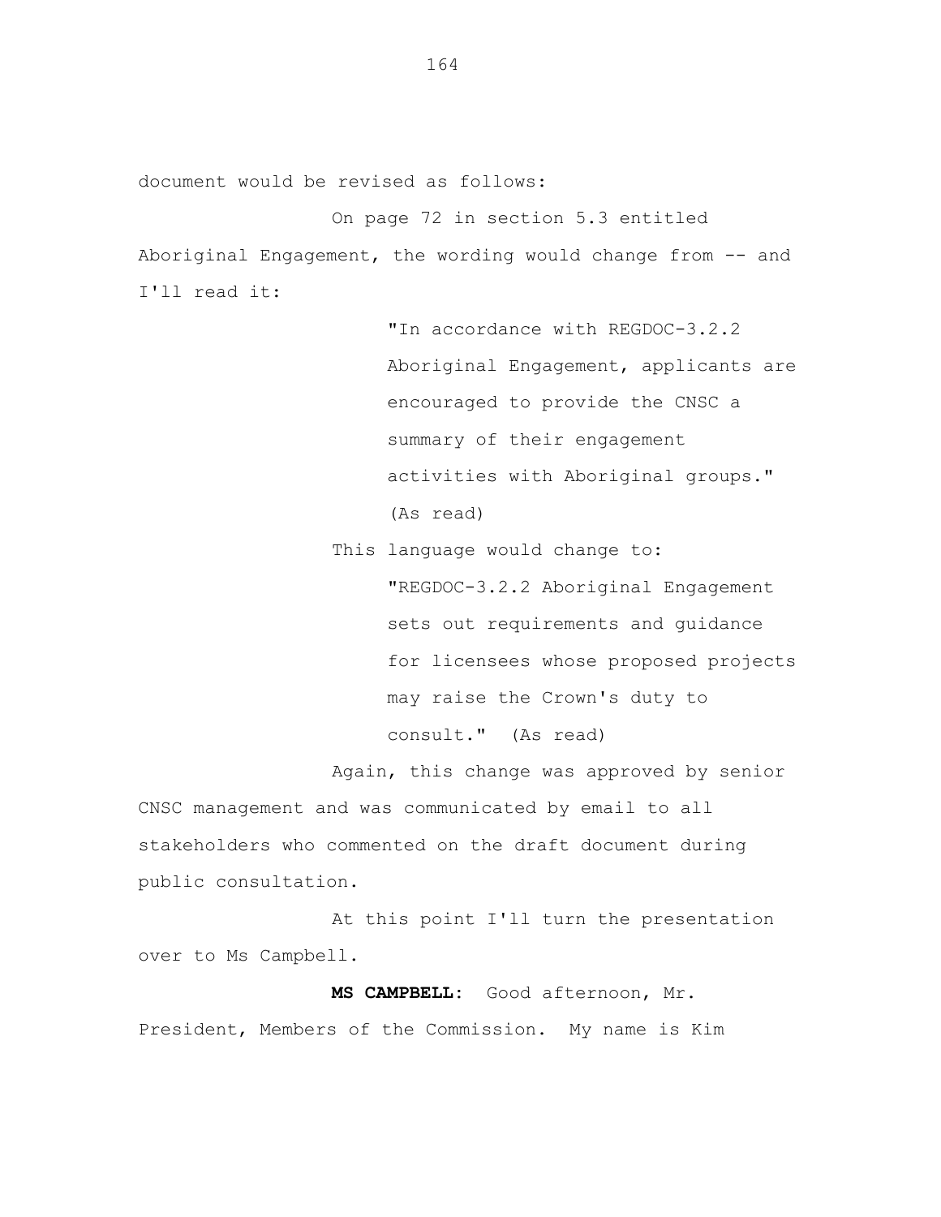document would be revised as follows:

On page 72 in section 5.3 entitled Aboriginal Engagement, the wording would change from -- and I'll read it:

> "In accordance with REGDOC-3.2.2 Aboriginal Engagement, applicants are encouraged to provide the CNSC a summary of their engagement activities with Aboriginal groups." (As read)

This language would change to:

> "REGDOC-3.2.2 Aboriginal Engagement sets out requirements and guidance for licensees whose proposed projects may raise the Crown's duty to consult." (As read)

Again, this change was approved by senior CNSC management and was communicated by email to all stakeholders who commented on the draft document during public consultation.

At this point I'll turn the presentation over to Ms Campbell.

**MS CAMPBELL:** Good afternoon, Mr. President, Members of the Commission. My name is Kim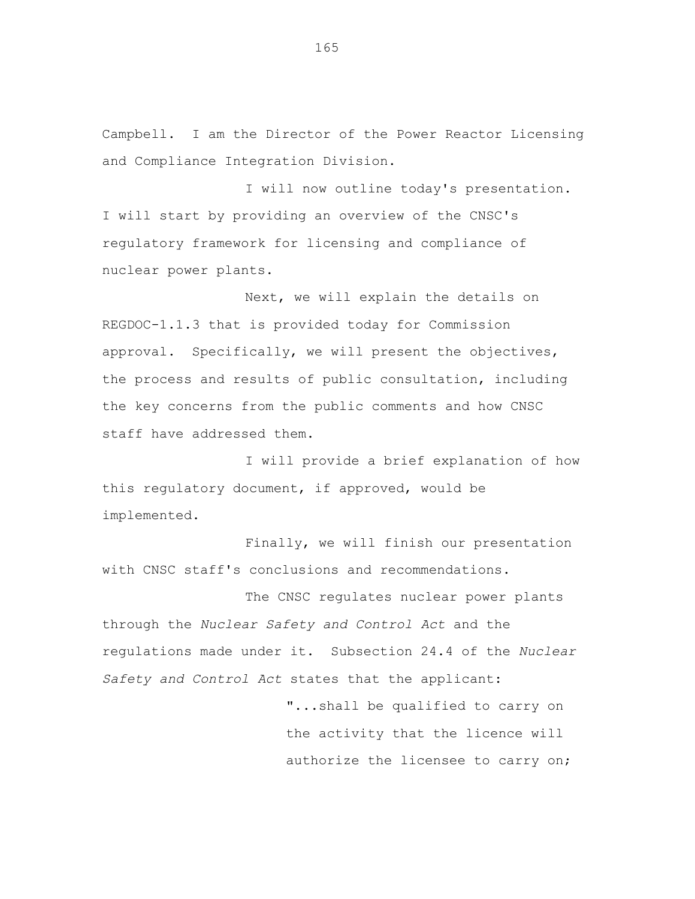Campbell. I am the Director of the Power Reactor Licensing and Compliance Integration Division.

I will now outline today's presentation. I will start by providing an overview of the CNSC's regulatory framework for licensing and compliance of nuclear power plants.

Next, we will explain the details on REGDOC-1.1.3 that is provided today for Commission approval. Specifically, we will present the objectives, the process and results of public consultation, including the key concerns from the public comments and how CNSC staff have addressed them.

I will provide a brief explanation of how this regulatory document, if approved, would be implemented.

Finally, we will finish our presentation with CNSC staff's conclusions and recommendations.

The CNSC regulates nuclear power plants through the *Nuclear Safety and Control Act* and the regulations made under it. Subsection 24.4 of the *Nuclear Safety and Control Act* states that the applicant:

> "...shall be qualified to carry on the activity that the licence will authorize the licensee to carry on;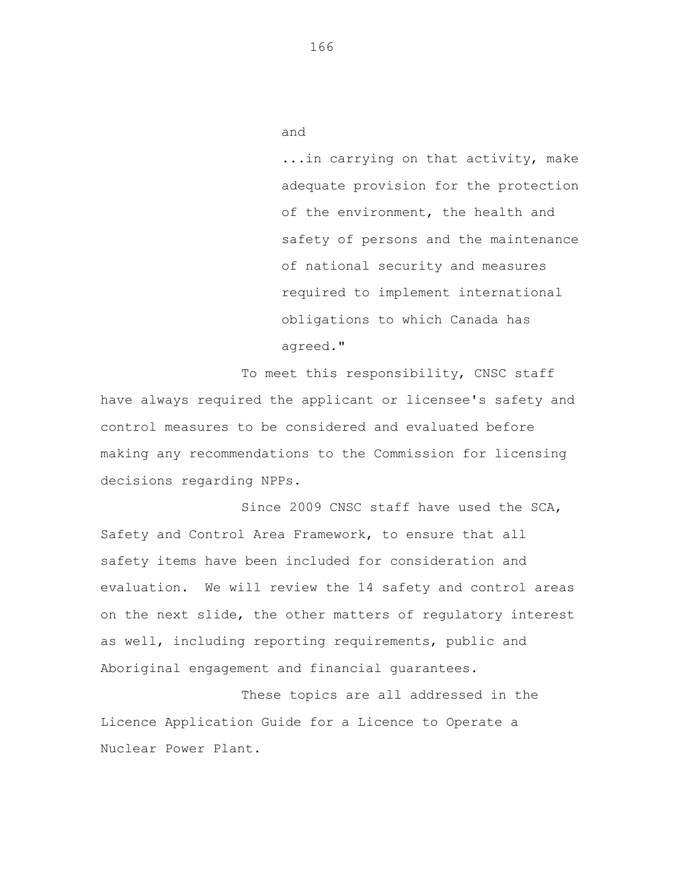and

> ...in carrying on that activity, make adequate provision for the protection of the environment, the health and safety of persons and the maintenance of national security and measures required to implement international obligations to which Canada has agreed."

To meet this responsibility, CNSC staff have always required the applicant or licensee's safety and control measures to be considered and evaluated before making any recommendations to the Commission for licensing decisions regarding NPPs.

Since 2009 CNSC staff have used the SCA, Safety and Control Area Framework, to ensure that all safety items have been included for consideration and evaluation. We will review the 14 safety and control areas on the next slide, the other matters of regulatory interest as well, including reporting requirements, public and Aboriginal engagement and financial guarantees.

These topics are all addressed in the Licence Application Guide for a Licence to Operate a Nuclear Power Plant.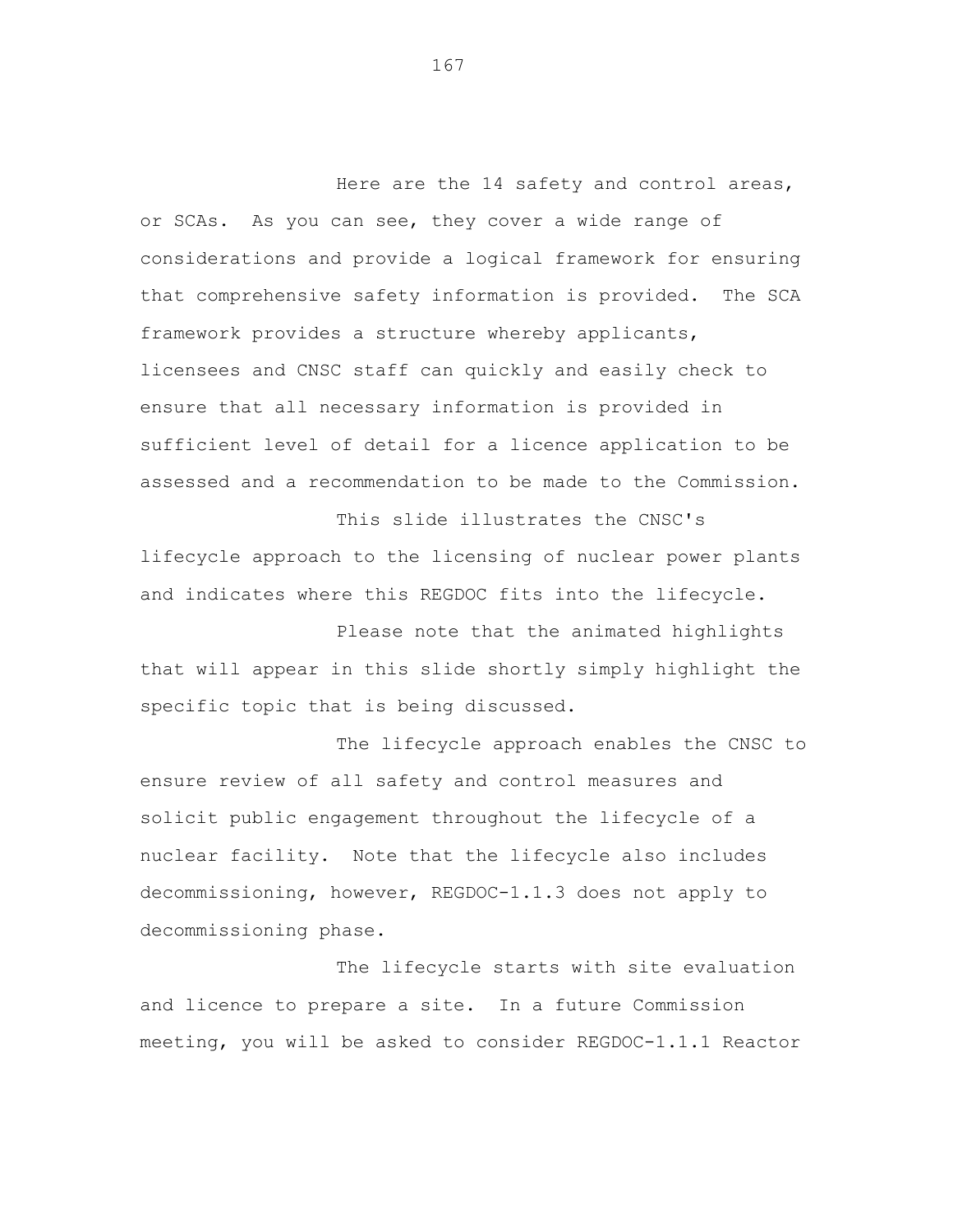Here are the 14 safety and control areas, or SCAs. As you can see, they cover a wide range of considerations and provide a logical framework for ensuring that comprehensive safety information is provided. The SCA framework provides a structure whereby applicants, licensees and CNSC staff can quickly and easily check to ensure that all necessary information is provided in sufficient level of detail for a licence application to be assessed and a recommendation to be made to the Commission.

This slide illustrates the CNSC's lifecycle approach to the licensing of nuclear power plants and indicates where this REGDOC fits into the lifecycle.

Please note that the animated highlights that will appear in this slide shortly simply highlight the specific topic that is being discussed.

The lifecycle approach enables the CNSC to ensure review of all safety and control measures and solicit public engagement throughout the lifecycle of a nuclear facility. Note that the lifecycle also includes decommissioning, however, REGDOC-1.1.3 does not apply to decommissioning phase.

The lifecycle starts with site evaluation and licence to prepare a site. In a future Commission meeting, you will be asked to consider REGDOC-1.1.1 Reactor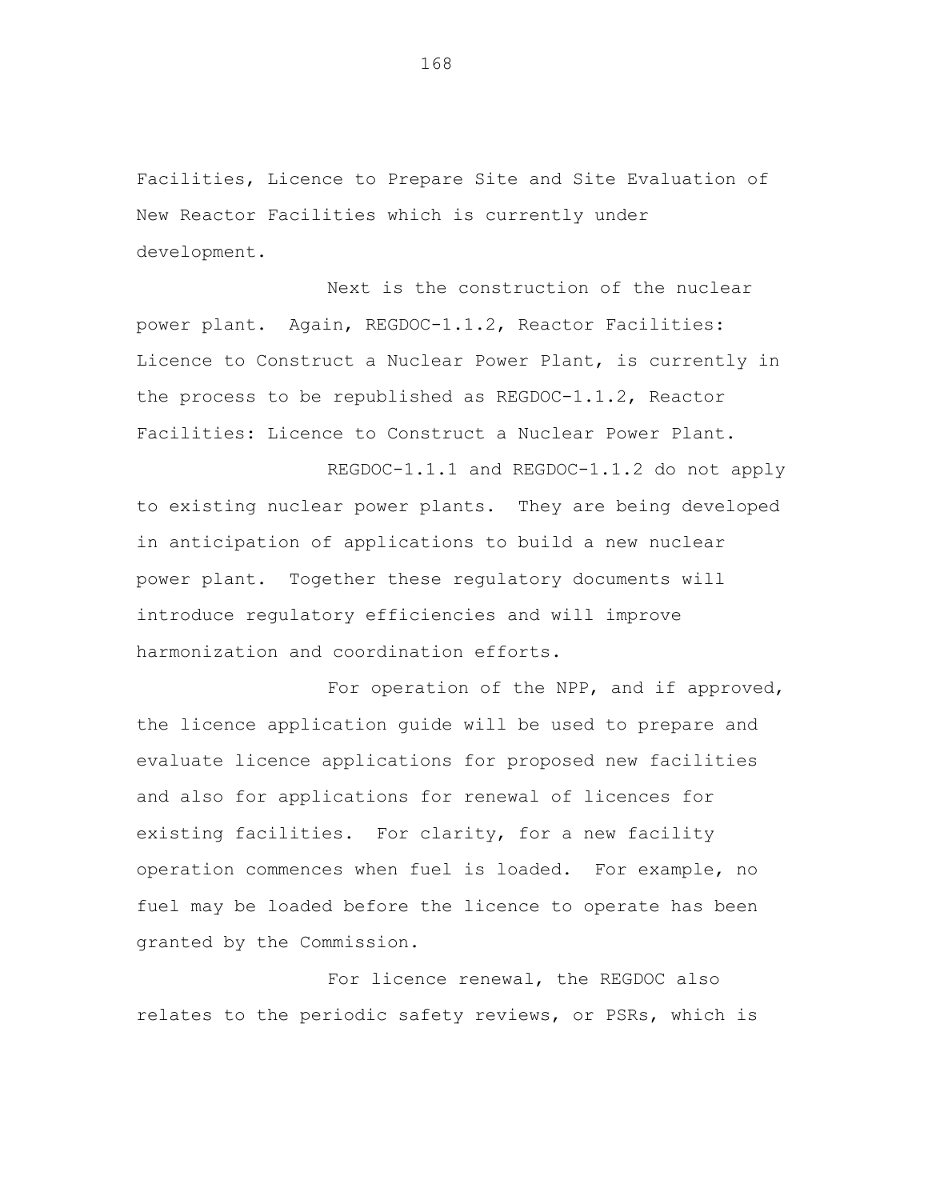Facilities, Licence to Prepare Site and Site Evaluation of New Reactor Facilities which is currently under development.

Next is the construction of the nuclear power plant. Again, REGDOC-1.1.2, Reactor Facilities: Licence to Construct a Nuclear Power Plant, is currently in the process to be republished as REGDOC-1.1.2, Reactor Facilities: Licence to Construct a Nuclear Power Plant.

REGDOC-1.1.1 and REGDOC-1.1.2 do not apply to existing nuclear power plants. They are being developed in anticipation of applications to build a new nuclear power plant. Together these regulatory documents will introduce regulatory efficiencies and will improve harmonization and coordination efforts.

For operation of the NPP, and if approved, the licence application guide will be used to prepare and evaluate licence applications for proposed new facilities and also for applications for renewal of licences for existing facilities. For clarity, for a new facility operation commences when fuel is loaded. For example, no fuel may be loaded before the licence to operate has been granted by the Commission.

For licence renewal, the REGDOC also relates to the periodic safety reviews, or PSRs, which is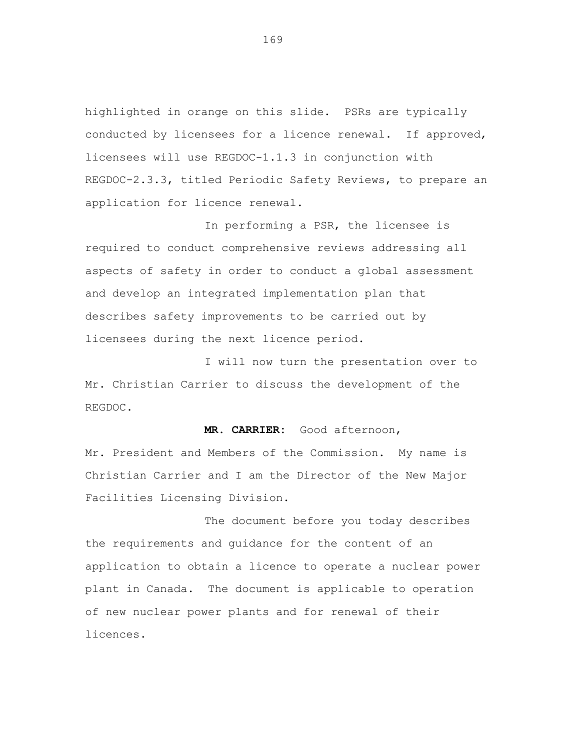highlighted in orange on this slide.  PSRs are typically conducted by licensees for a licence renewal.  If approved, licensees will use REGDOC-1.1.3 in conjunction with REGDOC-2.3.3, titled Periodic Safety Reviews, to prepare an application for licence renewal.

In performing a PSR, the licensee is required to conduct comprehensive reviews addressing all aspects of safety in order to conduct a global assessment and develop an integrated implementation plan that describes safety improvements to be carried out by licensees during the next licence period.

I will now turn the presentation over to Mr. Christian Carrier to discuss the development of the REGDOC.

**MR. CARRIER:** Good afternoon, Mr. President and Members of the Commission.  My name is Christian Carrier and I am the Director of the New Major Facilities Licensing Division.

The document before you today describes the requirements and guidance for the content of an application to obtain a licence to operate a nuclear power plant in Canada.  The document is applicable to operation of new nuclear power plants and for renewal of their licences.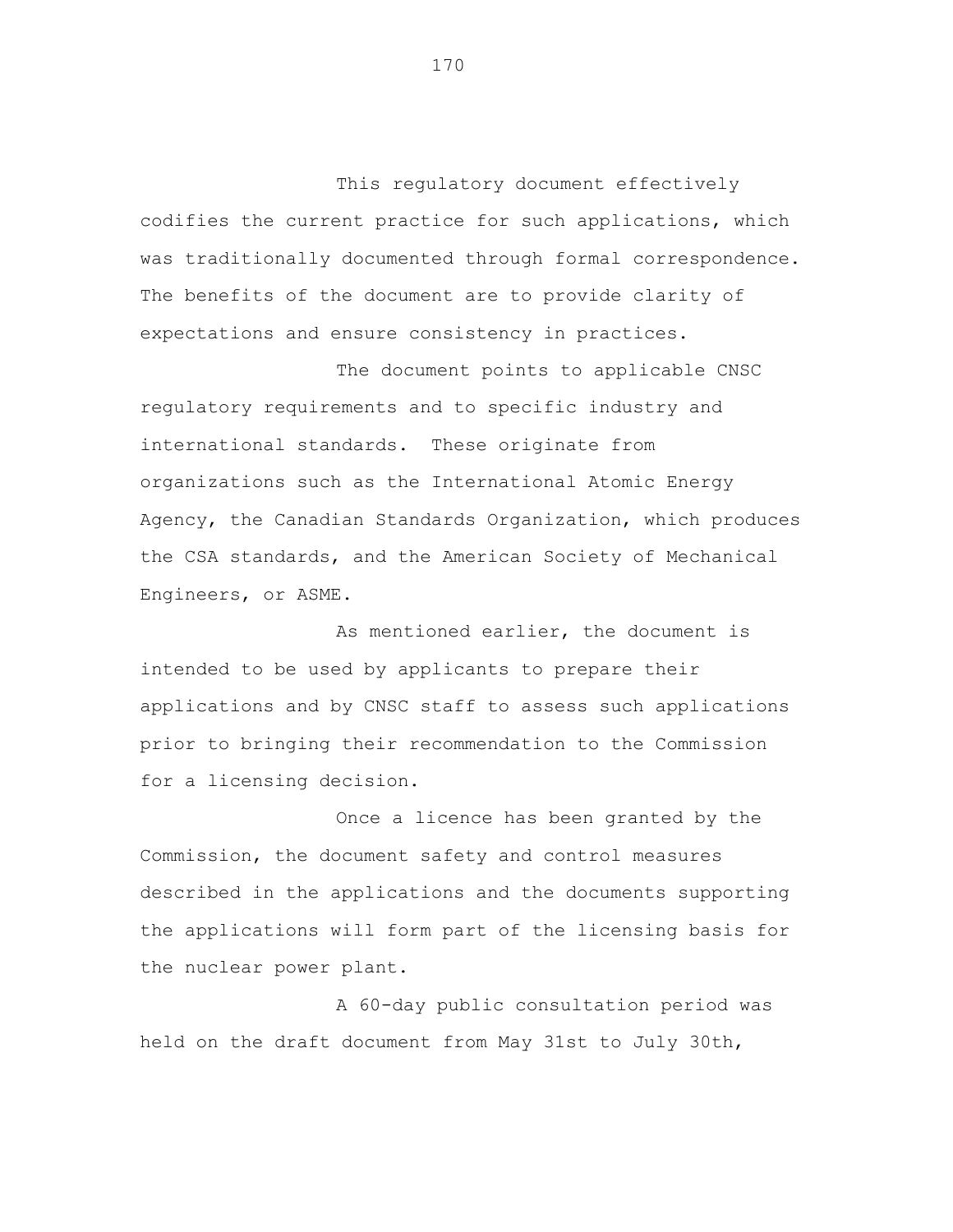This regulatory document effectively codifies the current practice for such applications, which was traditionally documented through formal correspondence. The benefits of the document are to provide clarity of expectations and ensure consistency in practices.

The document points to applicable CNSC regulatory requirements and to specific industry and international standards. These originate from organizations such as the International Atomic Energy Agency, the Canadian Standards Organization, which produces the CSA standards, and the American Society of Mechanical Engineers, or ASME.

As mentioned earlier, the document is intended to be used by applicants to prepare their applications and by CNSC staff to assess such applications prior to bringing their recommendation to the Commission for a licensing decision.

Once a licence has been granted by the Commission, the document safety and control measures described in the applications and the documents supporting the applications will form part of the licensing basis for the nuclear power plant.

A 60-day public consultation period was held on the draft document from May 31st to July 30th,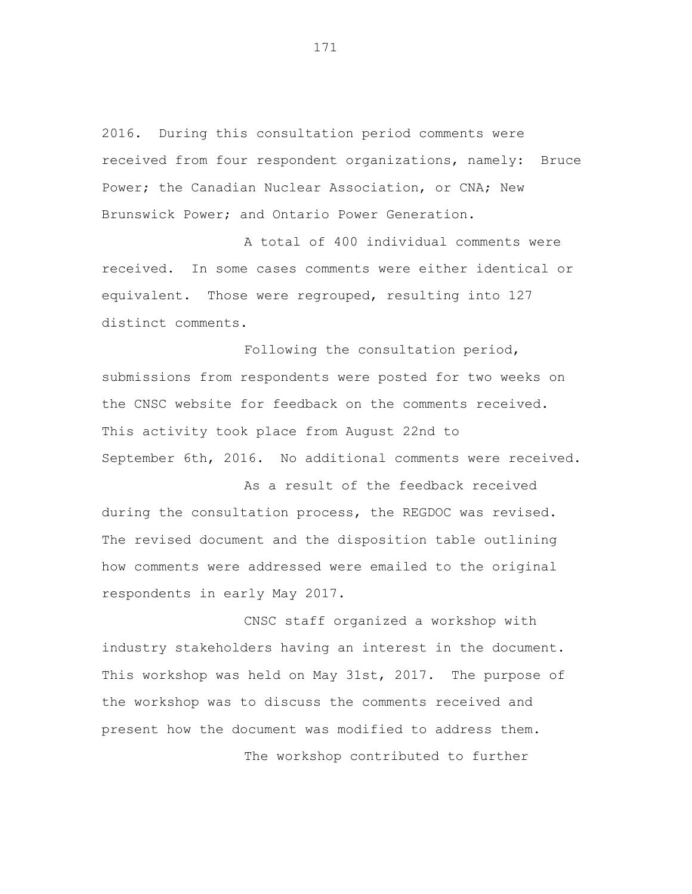2016. During this consultation period comments were received from four respondent organizations, namely: Bruce Power; the Canadian Nuclear Association, or CNA; New Brunswick Power; and Ontario Power Generation.

A total of 400 individual comments were received. In some cases comments were either identical or equivalent. Those were regrouped, resulting into 127 distinct comments.

Following the consultation period, submissions from respondents were posted for two weeks on the CNSC website for feedback on the comments received. This activity took place from August 22nd to September 6th, 2016. No additional comments were received.

As a result of the feedback received during the consultation process, the REGDOC was revised. The revised document and the disposition table outlining how comments were addressed were emailed to the original respondents in early May 2017.

CNSC staff organized a workshop with industry stakeholders having an interest in the document. This workshop was held on May 31st, 2017. The purpose of the workshop was to discuss the comments received and present how the document was modified to address them.

The workshop contributed to further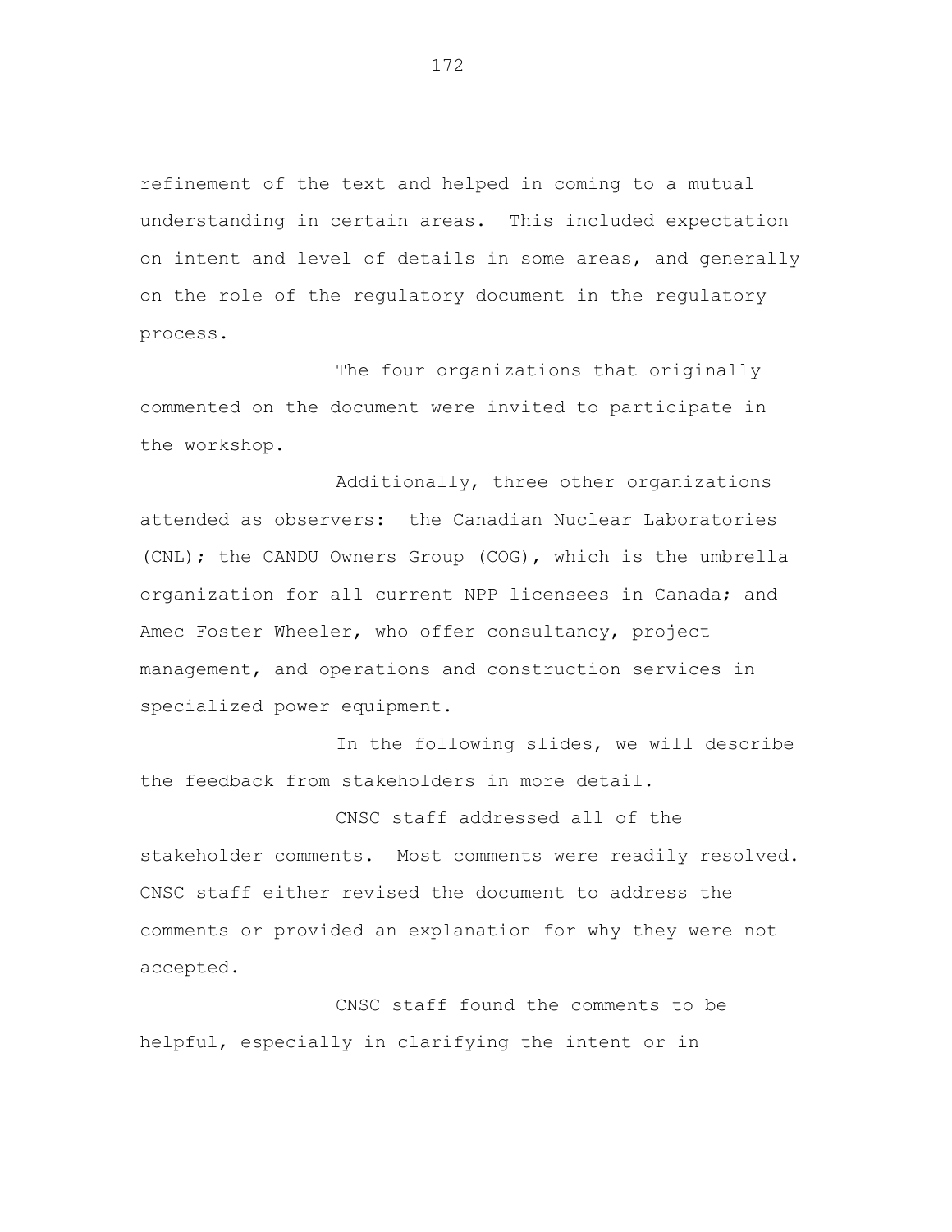refinement of the text and helped in coming to a mutual understanding in certain areas. This included expectation on intent and level of details in some areas, and generally on the role of the regulatory document in the regulatory process.

The four organizations that originally commented on the document were invited to participate in the workshop.

Additionally, three other organizations attended as observers: the Canadian Nuclear Laboratories (CNL); the CANDU Owners Group (COG), which is the umbrella organization for all current NPP licensees in Canada; and Amec Foster Wheeler, who offer consultancy, project management, and operations and construction services in specialized power equipment.

In the following slides, we will describe the feedback from stakeholders in more detail.

CNSC staff addressed all of the stakeholder comments. Most comments were readily resolved. CNSC staff either revised the document to address the comments or provided an explanation for why they were not accepted.

CNSC staff found the comments to be helpful, especially in clarifying the intent or in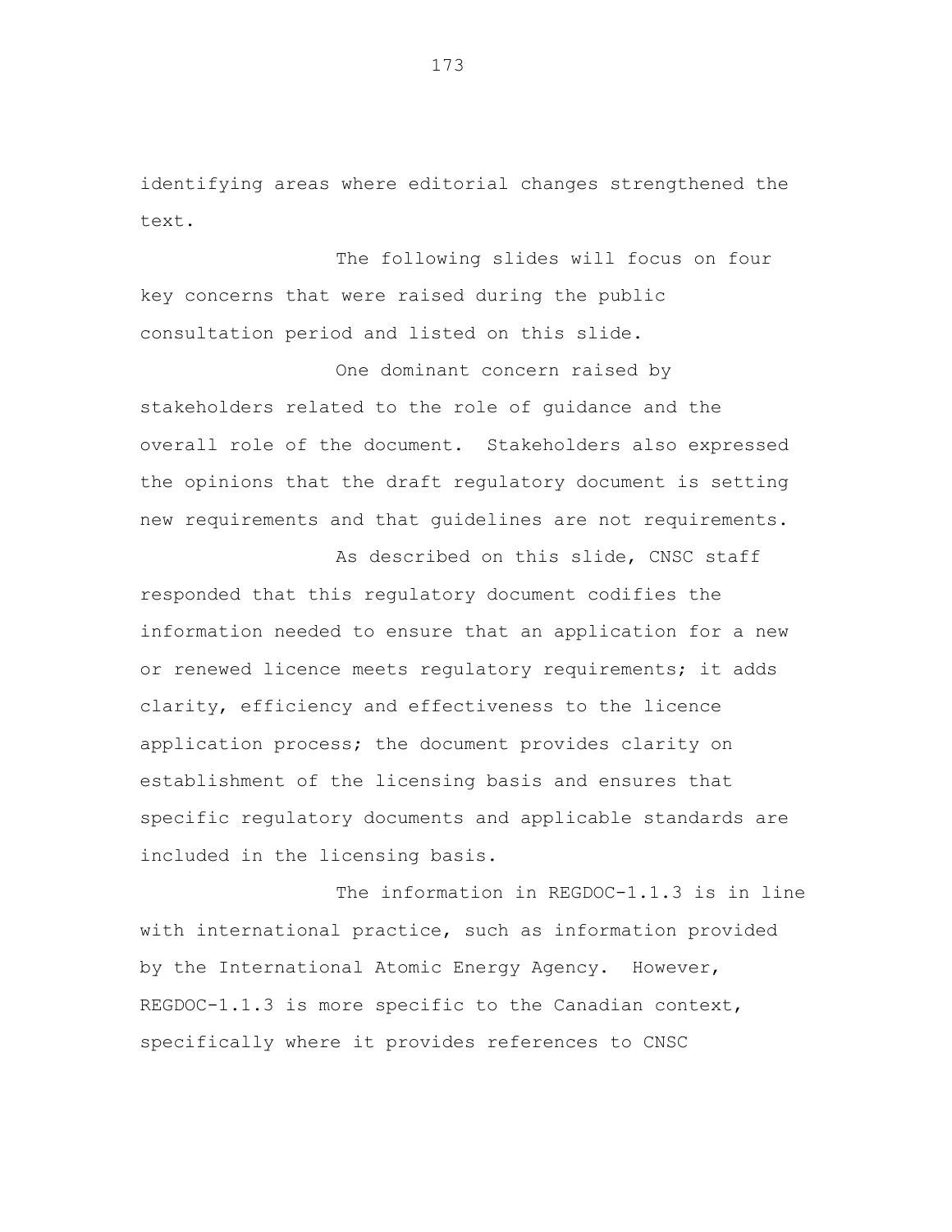identifying areas where editorial changes strengthened the text.

The following slides will focus on four key concerns that were raised during the public consultation period and listed on this slide.

One dominant concern raised by stakeholders related to the role of guidance and the overall role of the document. Stakeholders also expressed the opinions that the draft regulatory document is setting new requirements and that guidelines are not requirements.

As described on this slide, CNSC staff responded that this regulatory document codifies the information needed to ensure that an application for a new or renewed licence meets regulatory requirements; it adds clarity, efficiency and effectiveness to the licence application process; the document provides clarity on establishment of the licensing basis and ensures that specific regulatory documents and applicable standards are included in the licensing basis.

The information in REGDOC-1.1.3 is in line with international practice, such as information provided by the International Atomic Energy Agency. However, REGDOC-1.1.3 is more specific to the Canadian context, specifically where it provides references to CNSC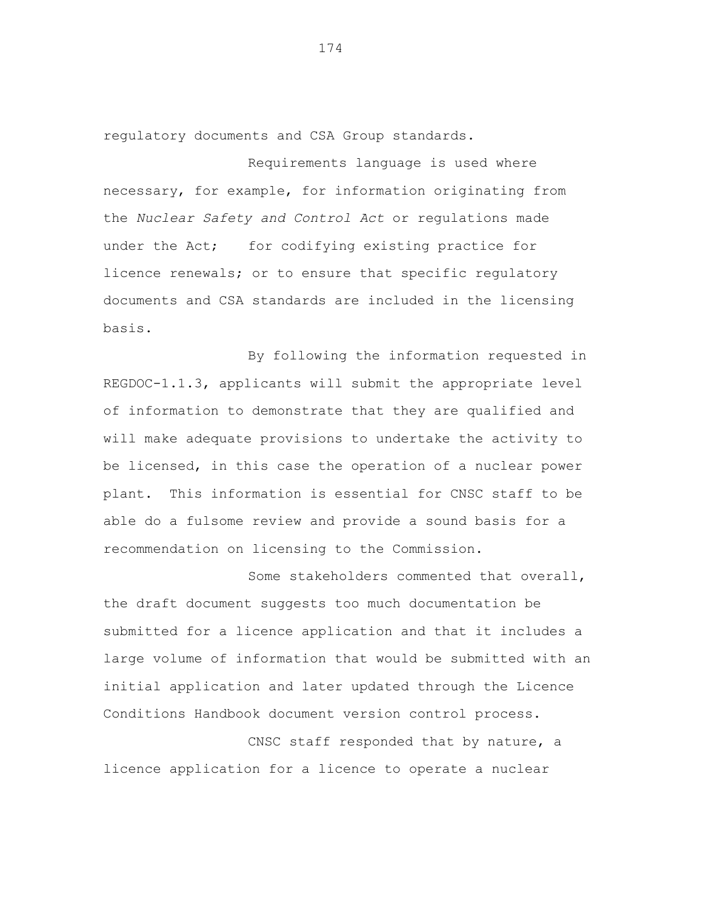regulatory documents and CSA Group standards.

Requirements language is used where necessary, for example, for information originating from the *Nuclear Safety and Control Act* or regulations made under the Act; for codifying existing practice for licence renewals; or to ensure that specific regulatory documents and CSA standards are included in the licensing basis.

By following the information requested in REGDOC-1.1.3, applicants will submit the appropriate level of information to demonstrate that they are qualified and will make adequate provisions to undertake the activity to be licensed, in this case the operation of a nuclear power plant. This information is essential for CNSC staff to be able do a fulsome review and provide a sound basis for a recommendation on licensing to the Commission.

Some stakeholders commented that overall, the draft document suggests too much documentation be submitted for a licence application and that it includes a large volume of information that would be submitted with an initial application and later updated through the Licence Conditions Handbook document version control process.

CNSC staff responded that by nature, a licence application for a licence to operate a nuclear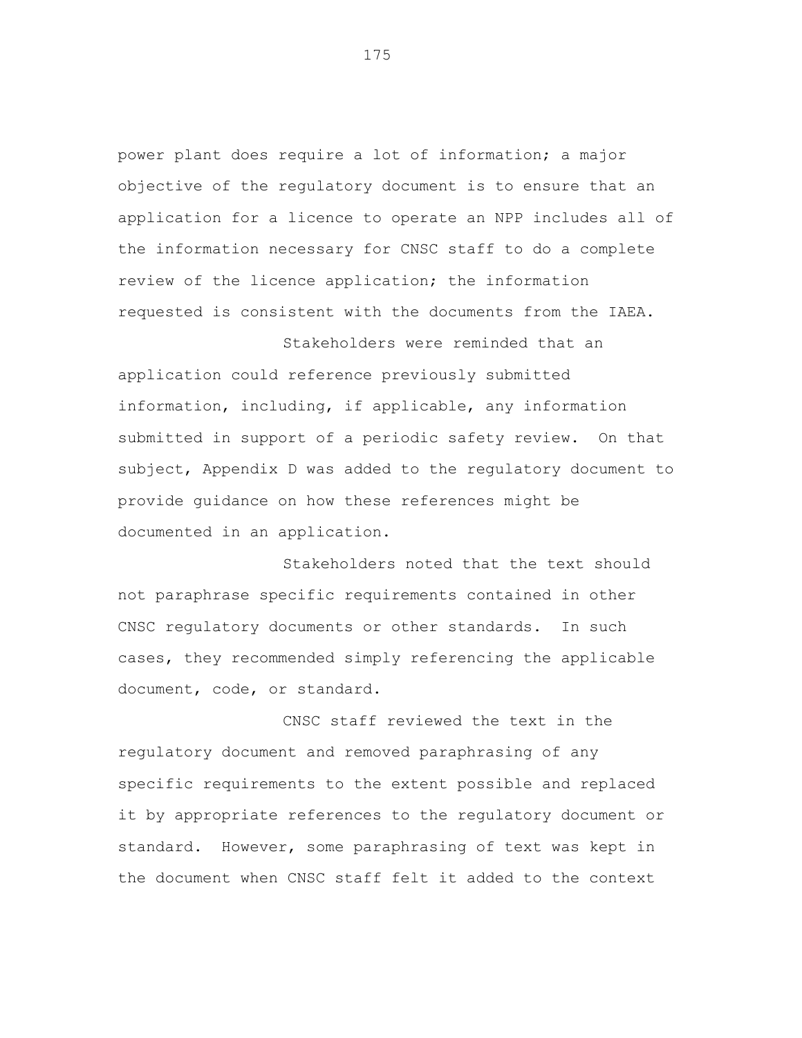power plant does require a lot of information; a major objective of the regulatory document is to ensure that an application for a licence to operate an NPP includes all of the information necessary for CNSC staff to do a complete review of the licence application; the information requested is consistent with the documents from the IAEA.

Stakeholders were reminded that an application could reference previously submitted information, including, if applicable, any information submitted in support of a periodic safety review. On that subject, Appendix D was added to the regulatory document to provide guidance on how these references might be documented in an application.

Stakeholders noted that the text should not paraphrase specific requirements contained in other CNSC regulatory documents or other standards. In such cases, they recommended simply referencing the applicable document, code, or standard.

CNSC staff reviewed the text in the regulatory document and removed paraphrasing of any specific requirements to the extent possible and replaced it by appropriate references to the regulatory document or standard. However, some paraphrasing of text was kept in the document when CNSC staff felt it added to the context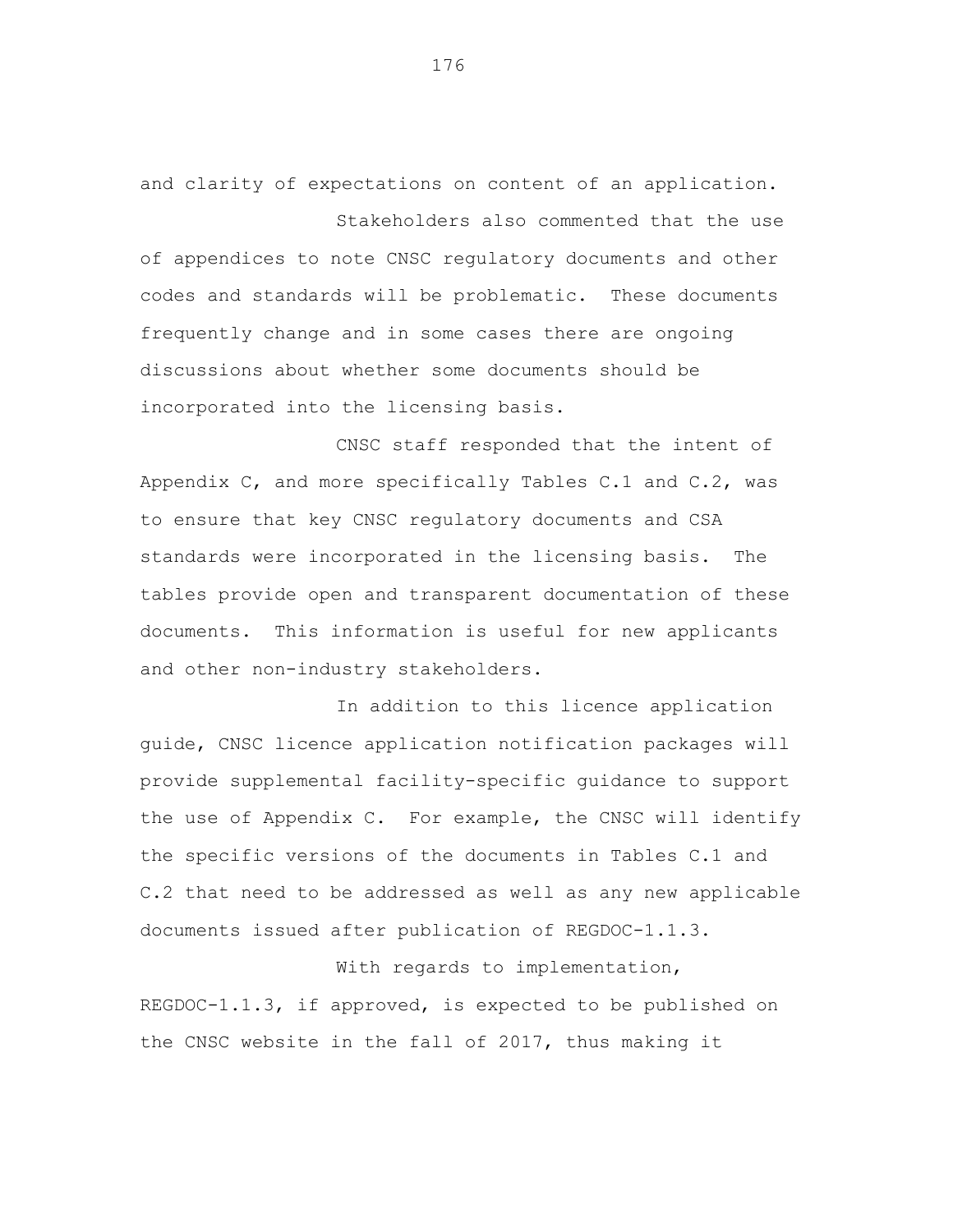and clarity of expectations on content of an application.

Stakeholders also commented that the use of appendices to note CNSC regulatory documents and other codes and standards will be problematic. These documents frequently change and in some cases there are ongoing discussions about whether some documents should be incorporated into the licensing basis.

CNSC staff responded that the intent of Appendix C, and more specifically Tables C.1 and C.2, was to ensure that key CNSC regulatory documents and CSA standards were incorporated in the licensing basis. The tables provide open and transparent documentation of these documents. This information is useful for new applicants and other non-industry stakeholders.

In addition to this licence application guide, CNSC licence application notification packages will provide supplemental facility-specific guidance to support the use of Appendix C. For example, the CNSC will identify the specific versions of the documents in Tables C.1 and C.2 that need to be addressed as well as any new applicable documents issued after publication of REGDOC-1.1.3.

With regards to implementation, REGDOC-1.1.3, if approved, is expected to be published on the CNSC website in the fall of 2017, thus making it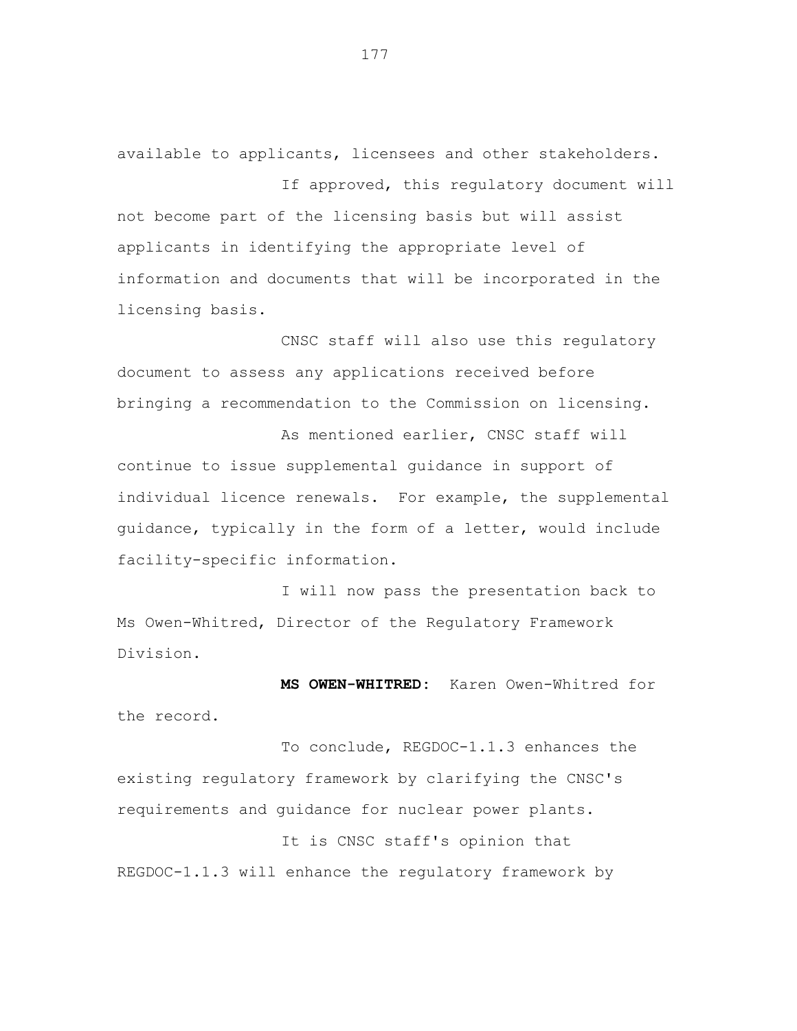available to applicants, licensees and other stakeholders.

If approved, this regulatory document will not become part of the licensing basis but will assist applicants in identifying the appropriate level of information and documents that will be incorporated in the licensing basis.

CNSC staff will also use this regulatory document to assess any applications received before bringing a recommendation to the Commission on licensing.

As mentioned earlier, CNSC staff will continue to issue supplemental guidance in support of individual licence renewals. For example, the supplemental guidance, typically in the form of a letter, would include facility-specific information.

I will now pass the presentation back to Ms Owen-Whitred, Director of the Regulatory Framework Division.

**MS OWEN-WHITRED:** Karen Owen-Whitred for the record.

To conclude, REGDOC-1.1.3 enhances the existing regulatory framework by clarifying the CNSC's requirements and guidance for nuclear power plants.

It is CNSC staff's opinion that REGDOC-1.1.3 will enhance the regulatory framework by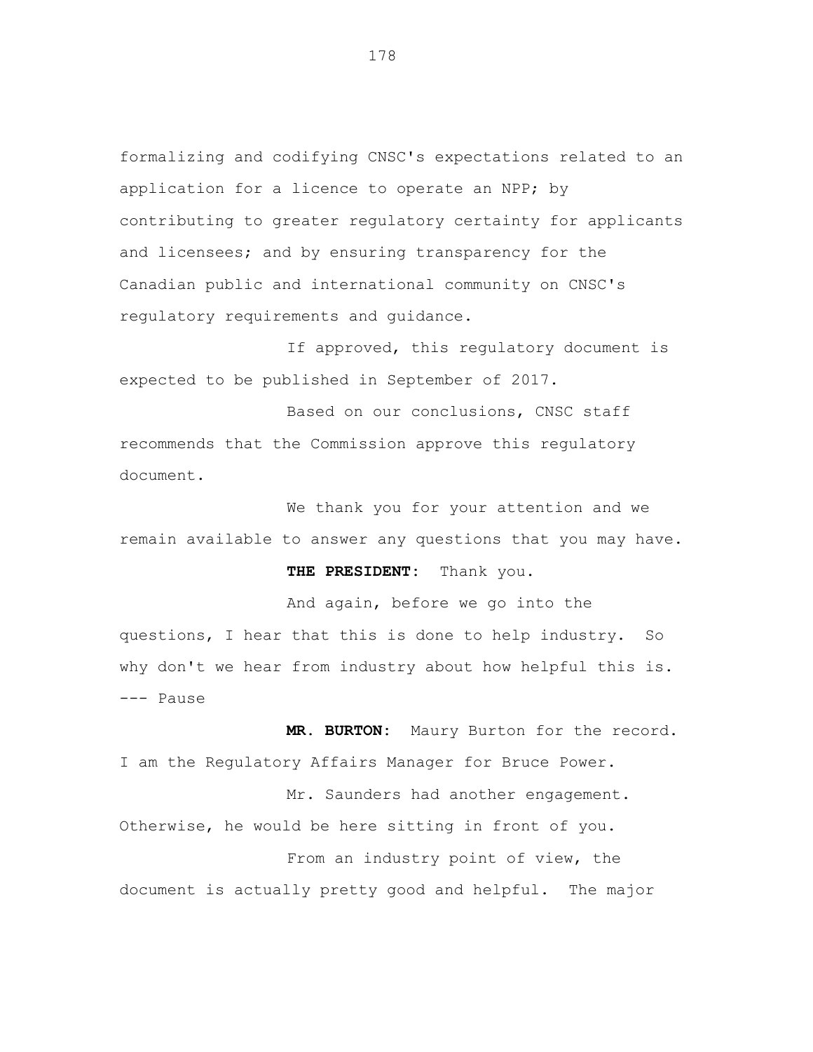formalizing and codifying CNSC's expectations related to an application for a licence to operate an NPP; by contributing to greater regulatory certainty for applicants and licensees; and by ensuring transparency for the Canadian public and international community on CNSC's regulatory requirements and guidance.

If approved, this regulatory document is expected to be published in September of 2017.

Based on our conclusions, CNSC staff recommends that the Commission approve this regulatory document.

We thank you for your attention and we remain available to answer any questions that you may have.

**THE PRESIDENT:** Thank you.

And again, before we go into the questions, I hear that this is done to help industry. So why don't we hear from industry about how helpful this is.

--- Pause

**MR. BURTON:** Maury Burton for the record. I am the Regulatory Affairs Manager for Bruce Power.

Mr. Saunders had another engagement. Otherwise, he would be here sitting in front of you.

From an industry point of view, the document is actually pretty good and helpful. The major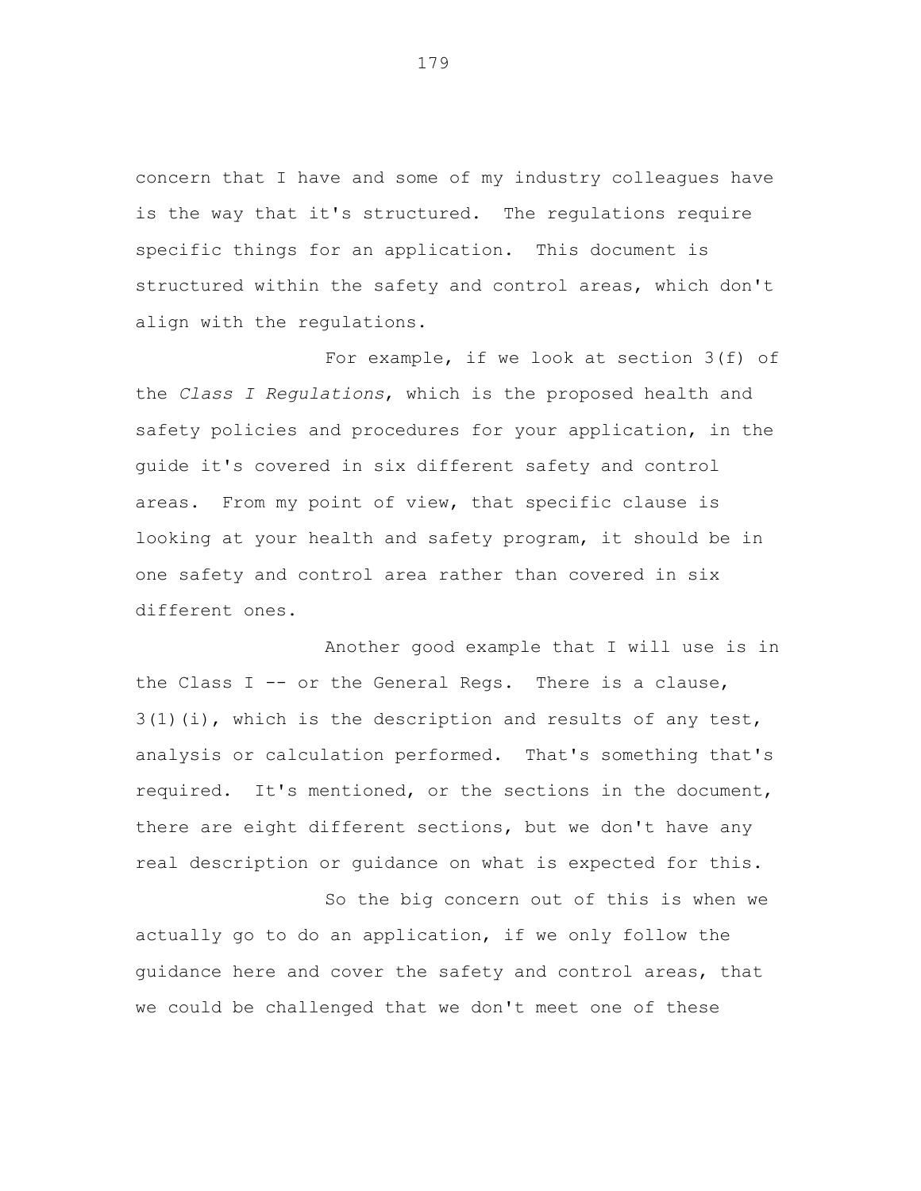concern that I have and some of my industry colleagues have is the way that it's structured. The regulations require specific things for an application. This document is structured within the safety and control areas, which don't align with the regulations.

For example, if we look at section 3(f) of the *Class I Regulations*, which is the proposed health and safety policies and procedures for your application, in the guide it's covered in six different safety and control areas. From my point of view, that specific clause is looking at your health and safety program, it should be in one safety and control area rather than covered in six different ones.

Another good example that I will use is in the Class I -- or the General Regs. There is a clause, 3(1)(i), which is the description and results of any test, analysis or calculation performed. That's something that's required. It's mentioned, or the sections in the document, there are eight different sections, but we don't have any real description or guidance on what is expected for this.

So the big concern out of this is when we actually go to do an application, if we only follow the guidance here and cover the safety and control areas, that we could be challenged that we don't meet one of these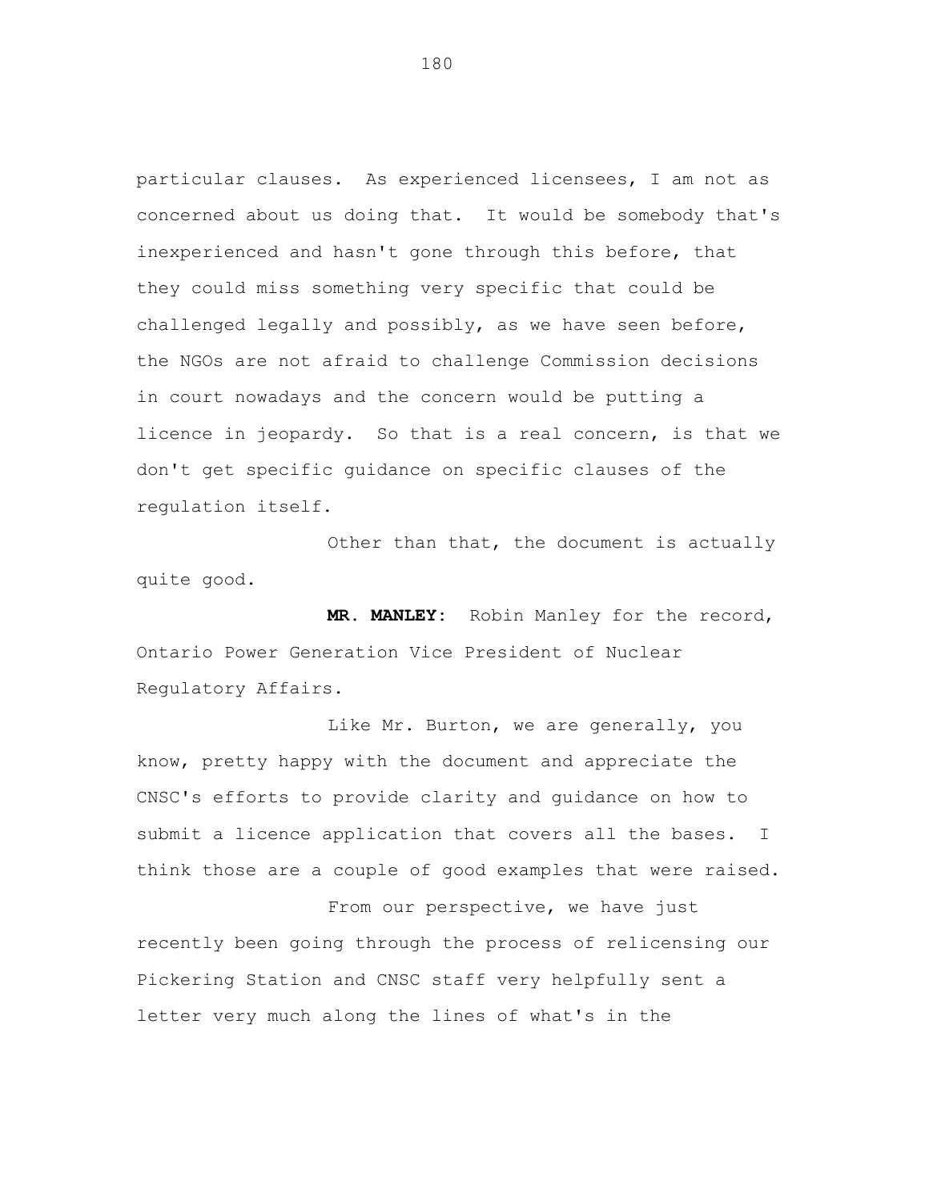particular clauses. As experienced licensees, I am not as concerned about us doing that. It would be somebody that's inexperienced and hasn't gone through this before, that they could miss something very specific that could be challenged legally and possibly, as we have seen before, the NGOs are not afraid to challenge Commission decisions in court nowadays and the concern would be putting a licence in jeopardy. So that is a real concern, is that we don't get specific guidance on specific clauses of the regulation itself.

Other than that, the document is actually quite good.

**MR. MANLEY:** Robin Manley for the record, Ontario Power Generation Vice President of Nuclear Regulatory Affairs.

Like Mr. Burton, we are generally, you know, pretty happy with the document and appreciate the CNSC's efforts to provide clarity and guidance on how to submit a licence application that covers all the bases. I think those are a couple of good examples that were raised.

From our perspective, we have just recently been going through the process of relicensing our Pickering Station and CNSC staff very helpfully sent a letter very much along the lines of what's in the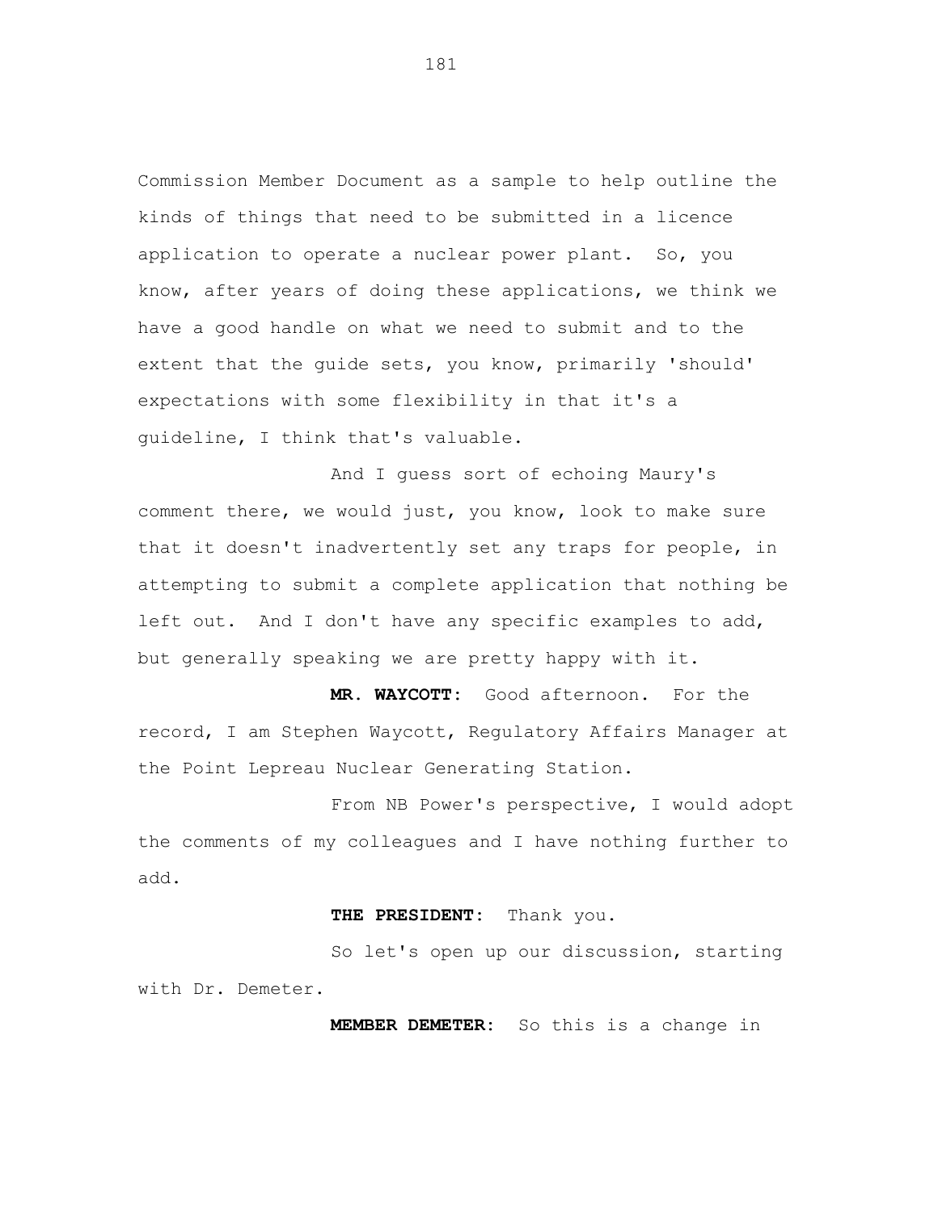Commission Member Document as a sample to help outline the kinds of things that need to be submitted in a licence application to operate a nuclear power plant. So, you know, after years of doing these applications, we think we have a good handle on what we need to submit and to the extent that the guide sets, you know, primarily 'should' expectations with some flexibility in that it's a guideline, I think that's valuable.

And I guess sort of echoing Maury's comment there, we would just, you know, look to make sure that it doesn't inadvertently set any traps for people, in attempting to submit a complete application that nothing be left out. And I don't have any specific examples to add, but generally speaking we are pretty happy with it.

**MR. WAYCOTT:** Good afternoon. For the record, I am Stephen Waycott, Regulatory Affairs Manager at the Point Lepreau Nuclear Generating Station.

From NB Power's perspective, I would adopt the comments of my colleagues and I have nothing further to add.

**THE PRESIDENT:** Thank you.

So let's open up our discussion, starting with Dr. Demeter.

**MEMBER DEMETER:** So this is a change in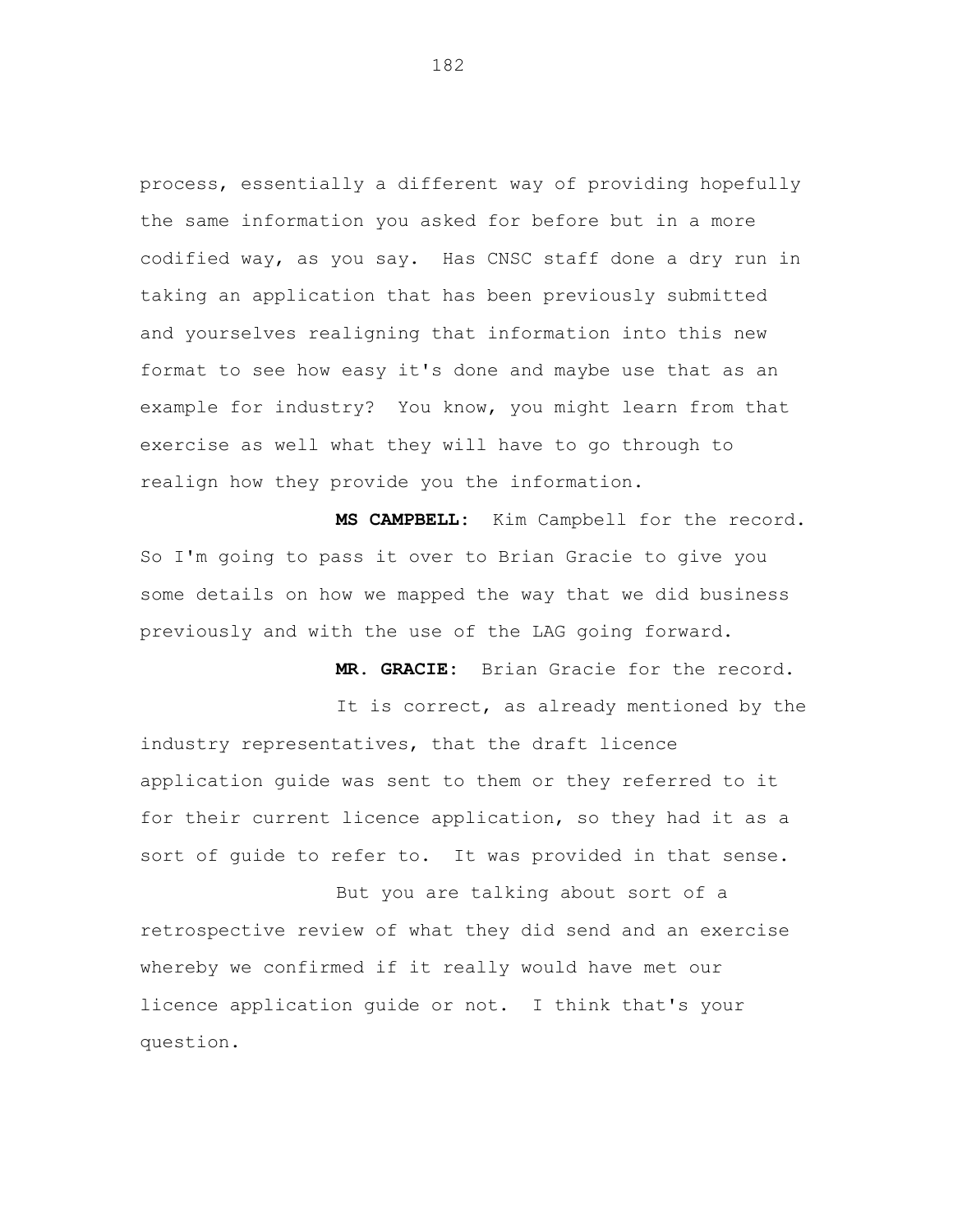process, essentially a different way of providing hopefully the same information you asked for before but in a more codified way, as you say. Has CNSC staff done a dry run in taking an application that has been previously submitted and yourselves realigning that information into this new format to see how easy it's done and maybe use that as an example for industry? You know, you might learn from that exercise as well what they will have to go through to realign how they provide you the information.

**MS CAMPBELL:** Kim Campbell for the record. So I'm going to pass it over to Brian Gracie to give you some details on how we mapped the way that we did business previously and with the use of the LAG going forward.

**MR. GRACIE:** Brian Gracie for the record.

It is correct, as already mentioned by the industry representatives, that the draft licence application guide was sent to them or they referred to it for their current licence application, so they had it as a sort of guide to refer to. It was provided in that sense.

But you are talking about sort of a retrospective review of what they did send and an exercise whereby we confirmed if it really would have met our licence application guide or not. I think that's your question.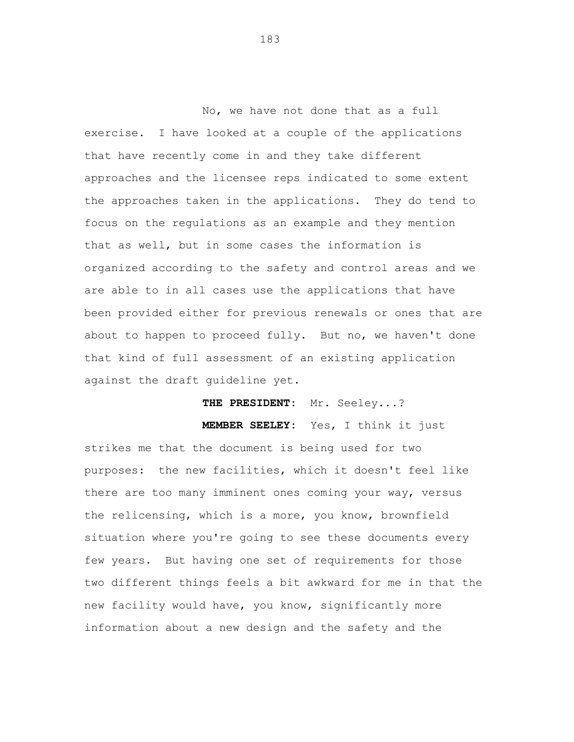No, we have not done that as a full exercise. I have looked at a couple of the applications that have recently come in and they take different approaches and the licensee reps indicated to some extent the approaches taken in the applications. They do tend to focus on the regulations as an example and they mention that as well, but in some cases the information is organized according to the safety and control areas and we are able to in all cases use the applications that have been provided either for previous renewals or ones that are about to happen to proceed fully. But no, we haven't done that kind of full assessment of an existing application against the draft guideline yet.

**THE PRESIDENT:** Mr. Seeley...?

**MEMBER SEELEY:** Yes, I think it just strikes me that the document is being used for two purposes: the new facilities, which it doesn't feel like there are too many imminent ones coming your way, versus the relicensing, which is a more, you know, brownfield situation where you're going to see these documents every few years. But having one set of requirements for those two different things feels a bit awkward for me in that the new facility would have, you know, significantly more information about a new design and the safety and the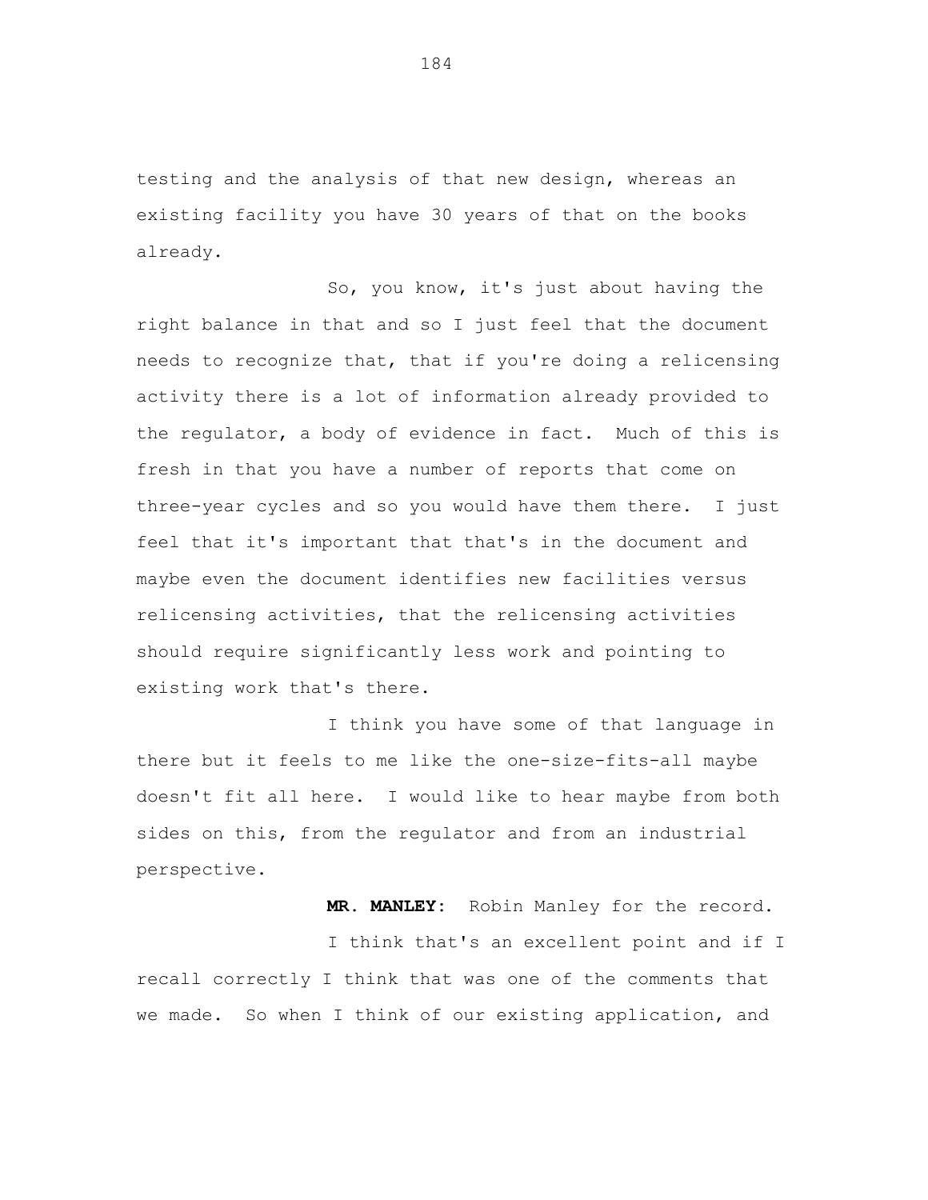testing and the analysis of that new design, whereas an existing facility you have 30 years of that on the books already.

So, you know, it's just about having the right balance in that and so I just feel that the document needs to recognize that, that if you're doing a relicensing activity there is a lot of information already provided to the regulator, a body of evidence in fact. Much of this is fresh in that you have a number of reports that come on three-year cycles and so you would have them there. I just feel that it's important that that's in the document and maybe even the document identifies new facilities versus relicensing activities, that the relicensing activities should require significantly less work and pointing to existing work that's there.

I think you have some of that language in there but it feels to me like the one-size-fits-all maybe doesn't fit all here. I would like to hear maybe from both sides on this, from the regulator and from an industrial perspective.

**MR. MANLEY:** Robin Manley for the record.

I think that's an excellent point and if I recall correctly I think that was one of the comments that we made. So when I think of our existing application, and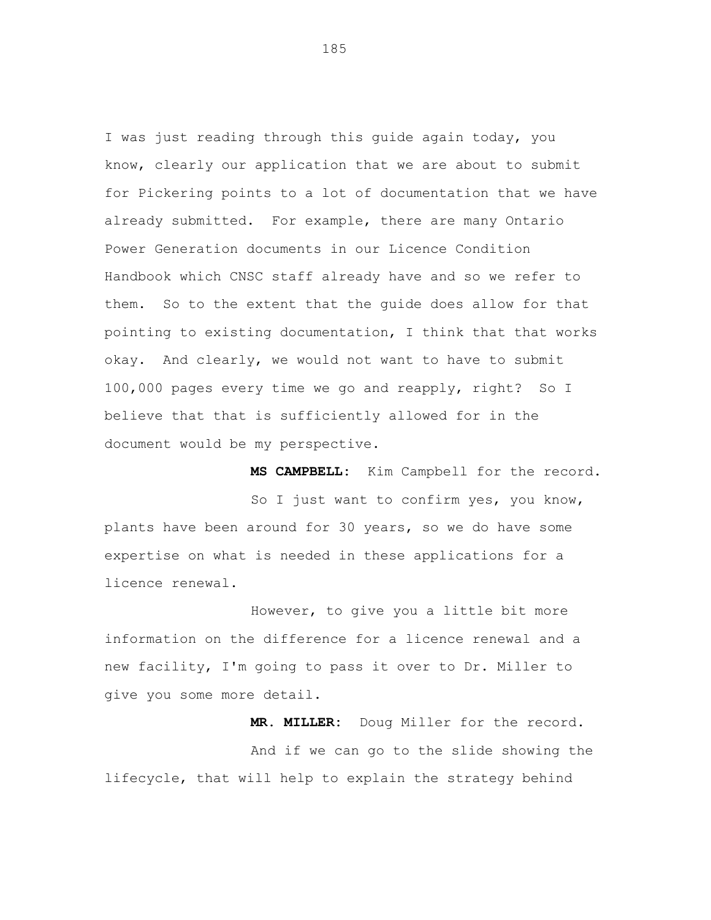I was just reading through this guide again today, you know, clearly our application that we are about to submit for Pickering points to a lot of documentation that we have already submitted. For example, there are many Ontario Power Generation documents in our Licence Condition Handbook which CNSC staff already have and so we refer to them. So to the extent that the guide does allow for that pointing to existing documentation, I think that that works okay. And clearly, we would not want to have to submit 100,000 pages every time we go and reapply, right? So I believe that that is sufficiently allowed for in the document would be my perspective.

**MS CAMPBELL:** Kim Campbell for the record.

So I just want to confirm yes, you know, plants have been around for 30 years, so we do have some expertise on what is needed in these applications for a licence renewal.

However, to give you a little bit more information on the difference for a licence renewal and a new facility, I'm going to pass it over to Dr. Miller to give you some more detail.

**MR. MILLER:** Doug Miller for the record.

And if we can go to the slide showing the lifecycle, that will help to explain the strategy behind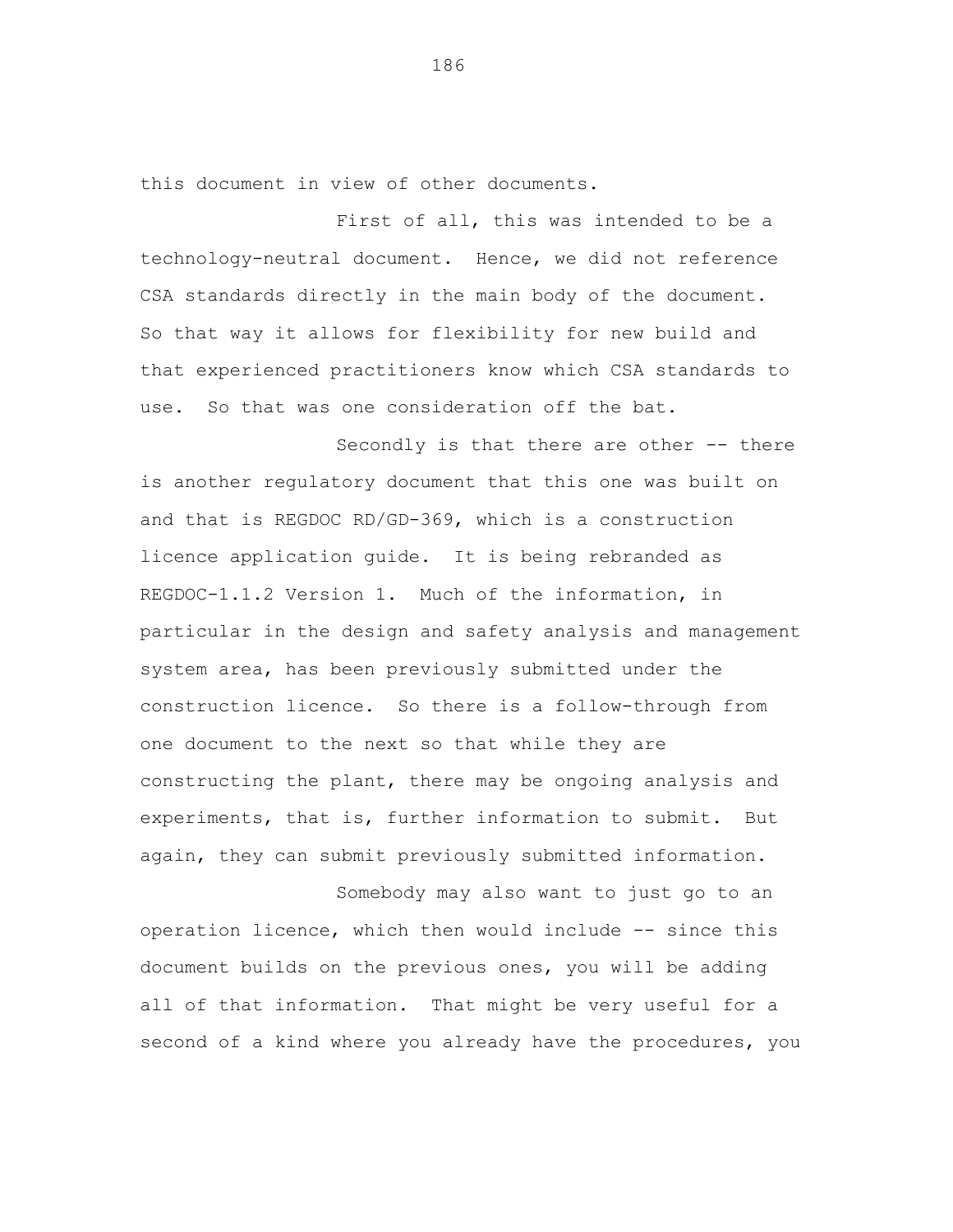this document in view of other documents.

First of all, this was intended to be a technology-neutral document. Hence, we did not reference CSA standards directly in the main body of the document. So that way it allows for flexibility for new build and that experienced practitioners know which CSA standards to use. So that was one consideration off the bat.

Secondly is that there are other -- there is another regulatory document that this one was built on and that is REGDOC RD/GD-369, which is a construction licence application guide. It is being rebranded as REGDOC-1.1.2 Version 1. Much of the information, in particular in the design and safety analysis and management system area, has been previously submitted under the construction licence. So there is a follow-through from one document to the next so that while they are constructing the plant, there may be ongoing analysis and experiments, that is, further information to submit. But again, they can submit previously submitted information.

Somebody may also want to just go to an operation licence, which then would include -- since this document builds on the previous ones, you will be adding all of that information. That might be very useful for a second of a kind where you already have the procedures, you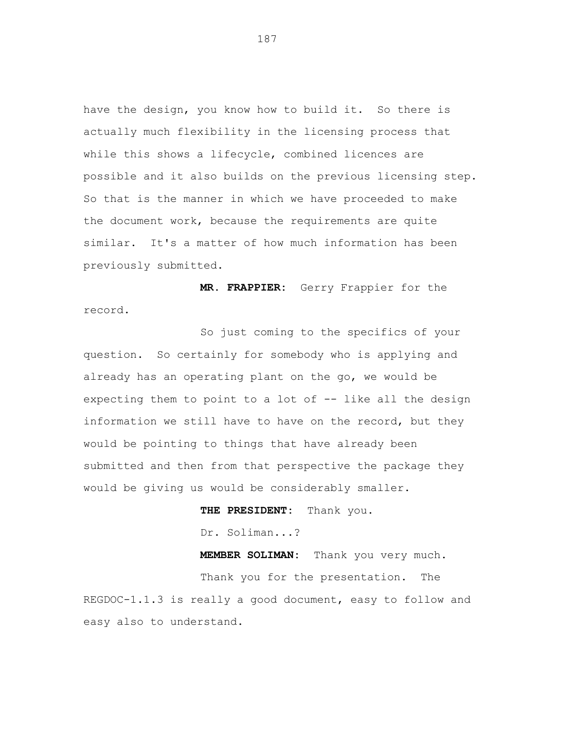have the design, you know how to build it. So there is actually much flexibility in the licensing process that while this shows a lifecycle, combined licences are possible and it also builds on the previous licensing step. So that is the manner in which we have proceeded to make the document work, because the requirements are quite similar. It's a matter of how much information has been previously submitted.

**MR. FRAPPIER:** Gerry Frappier for the record.

So just coming to the specifics of your question. So certainly for somebody who is applying and already has an operating plant on the go, we would be expecting them to point to a lot of -- like all the design information we still have to have on the record, but they would be pointing to things that have already been submitted and then from that perspective the package they would be giving us would be considerably smaller.

**THE PRESIDENT:** Thank you.

Dr. Soliman...?

**MEMBER SOLIMAN:** Thank you very much.

Thank you for the presentation. The REGDOC-1.1.3 is really a good document, easy to follow and easy also to understand.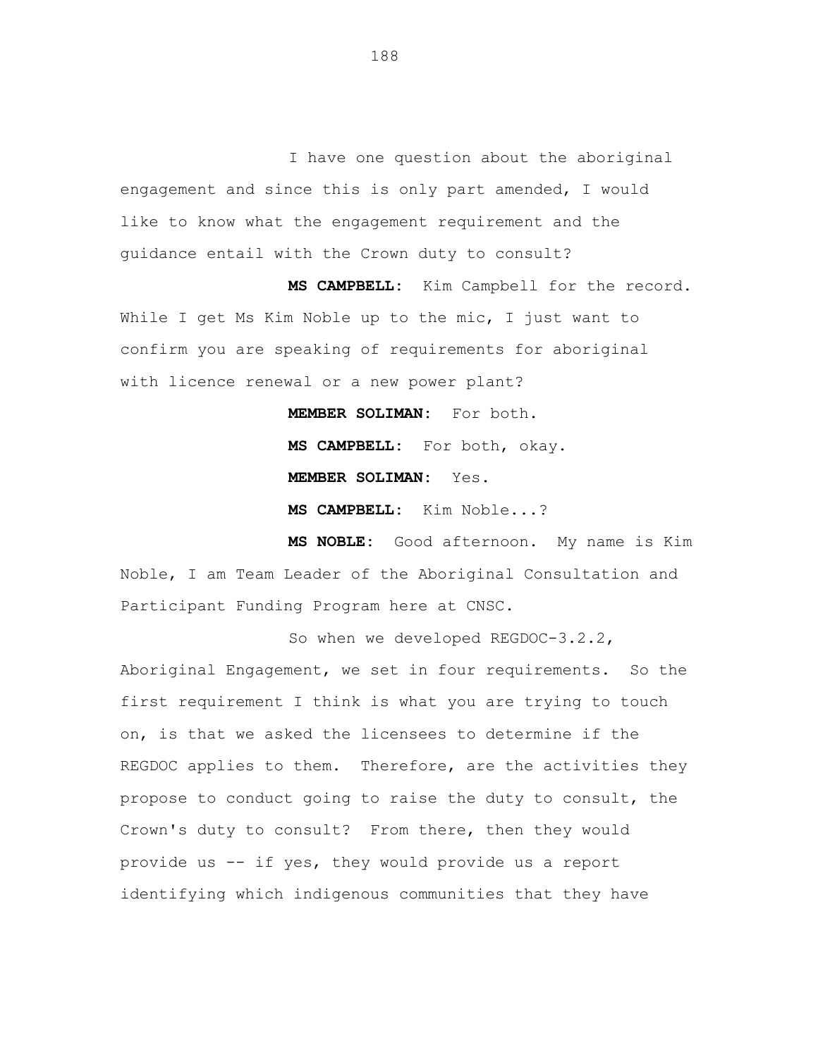I have one question about the aboriginal engagement and since this is only part amended, I would like to know what the engagement requirement and the guidance entail with the Crown duty to consult?

**MS CAMPBELL:** Kim Campbell for the record. While I get Ms Kim Noble up to the mic, I just want to confirm you are speaking of requirements for aboriginal with licence renewal or a new power plant?

**MEMBER SOLIMAN:** For both.

**MS CAMPBELL:** For both, okay.

**MEMBER SOLIMAN:** Yes.

**MS CAMPBELL:** Kim Noble...?

**MS NOBLE:** Good afternoon. My name is Kim Noble, I am Team Leader of the Aboriginal Consultation and Participant Funding Program here at CNSC.

So when we developed REGDOC-3.2.2, Aboriginal Engagement, we set in four requirements. So the first requirement I think is what you are trying to touch on, is that we asked the licensees to determine if the REGDOC applies to them. Therefore, are the activities they propose to conduct going to raise the duty to consult, the Crown's duty to consult? From there, then they would provide us -- if yes, they would provide us a report identifying which indigenous communities that they have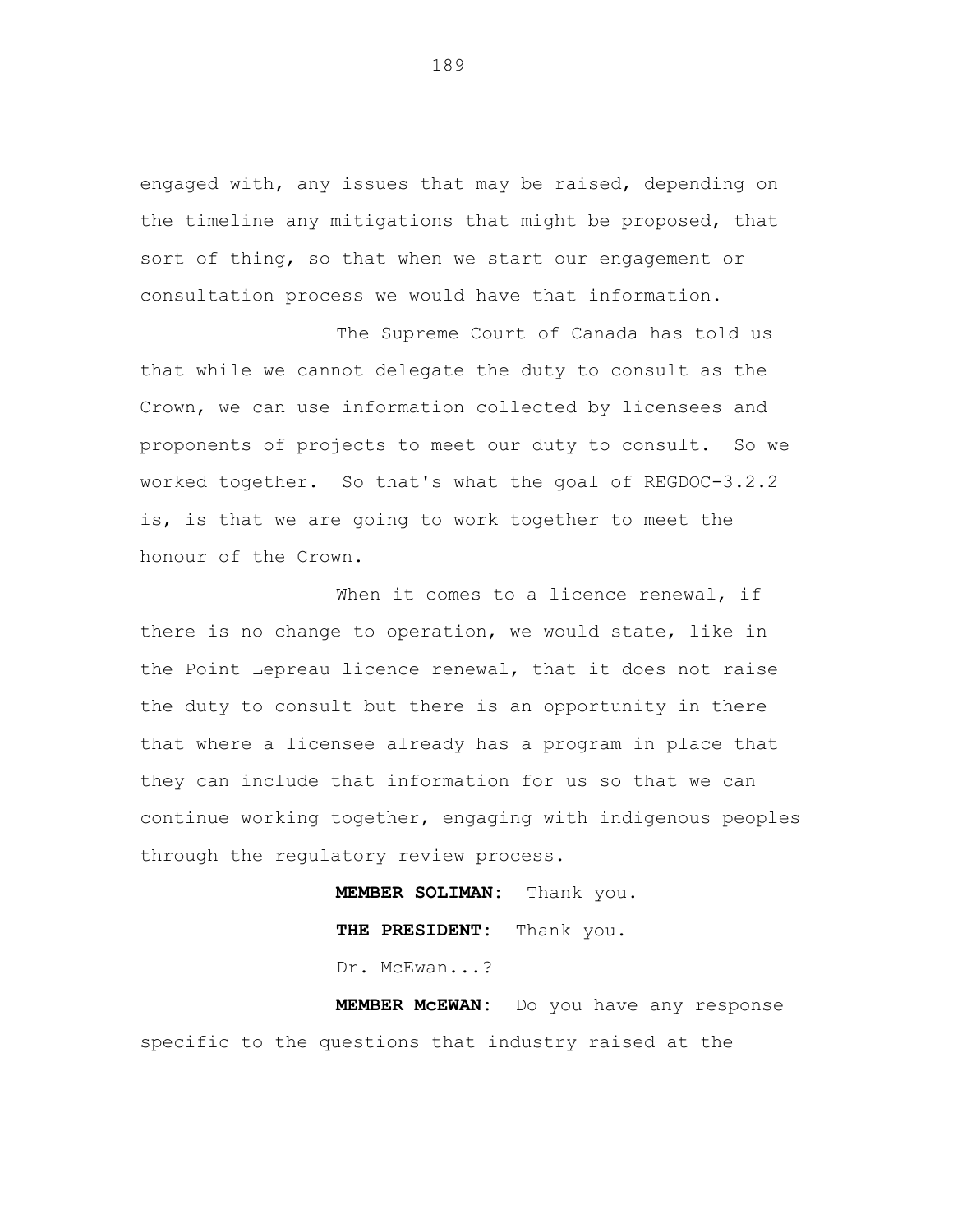engaged with, any issues that may be raised, depending on the timeline any mitigations that might be proposed, that sort of thing, so that when we start our engagement or consultation process we would have that information.

The Supreme Court of Canada has told us that while we cannot delegate the duty to consult as the Crown, we can use information collected by licensees and proponents of projects to meet our duty to consult. So we worked together. So that's what the goal of REGDOC-3.2.2 is, is that we are going to work together to meet the honour of the Crown.

When it comes to a licence renewal, if there is no change to operation, we would state, like in the Point Lepreau licence renewal, that it does not raise the duty to consult but there is an opportunity in there that where a licensee already has a program in place that they can include that information for us so that we can continue working together, engaging with indigenous peoples through the regulatory review process.

**MEMBER SOLIMAN:** Thank you.

**THE PRESIDENT:** Thank you.

Dr. McEwan...?

**MEMBER McEWAN:** Do you have any response specific to the questions that industry raised at the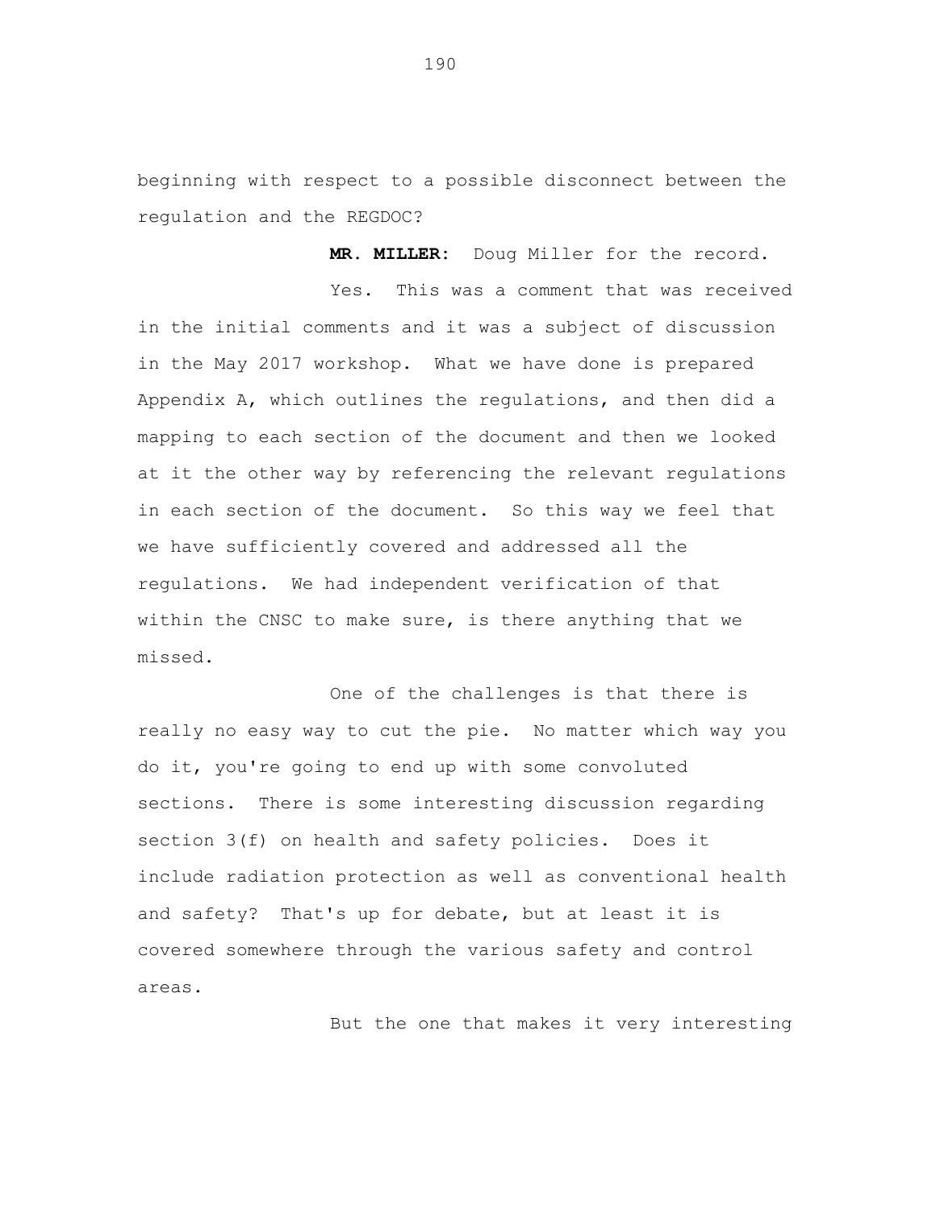beginning with respect to a possible disconnect between the regulation and the REGDOC?

**MR. MILLER:** Doug Miller for the record.

Yes. This was a comment that was received in the initial comments and it was a subject of discussion in the May 2017 workshop. What we have done is prepared Appendix A, which outlines the regulations, and then did a mapping to each section of the document and then we looked at it the other way by referencing the relevant regulations in each section of the document. So this way we feel that we have sufficiently covered and addressed all the regulations. We had independent verification of that within the CNSC to make sure, is there anything that we missed.

One of the challenges is that there is really no easy way to cut the pie. No matter which way you do it, you're going to end up with some convoluted sections. There is some interesting discussion regarding section 3(f) on health and safety policies. Does it include radiation protection as well as conventional health and safety? That's up for debate, but at least it is covered somewhere through the various safety and control areas.

But the one that makes it very interesting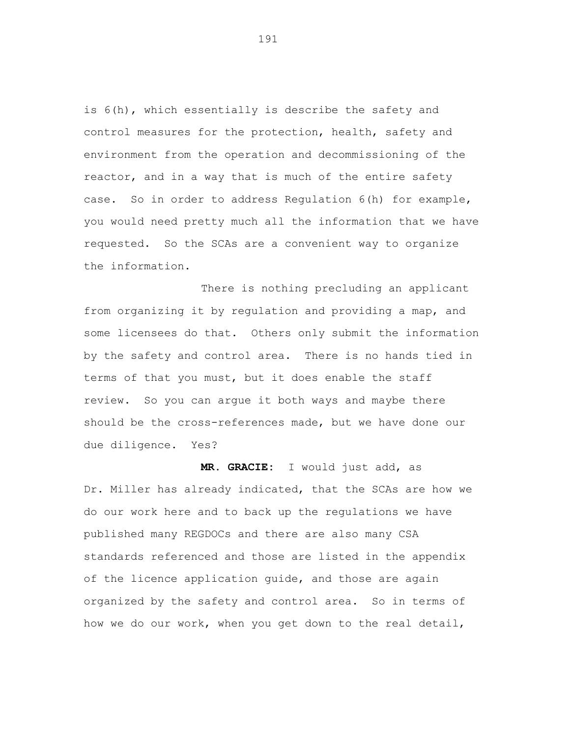is 6(h), which essentially is describe the safety and control measures for the protection, health, safety and environment from the operation and decommissioning of the reactor, and in a way that is much of the entire safety case. So in order to address Regulation 6(h) for example, you would need pretty much all the information that we have requested. So the SCAs are a convenient way to organize the information.

There is nothing precluding an applicant from organizing it by regulation and providing a map, and some licensees do that. Others only submit the information by the safety and control area. There is no hands tied in terms of that you must, but it does enable the staff review. So you can argue it both ways and maybe there should be the cross-references made, but we have done our due diligence. Yes?

**MR. GRACIE:** I would just add, as Dr. Miller has already indicated, that the SCAs are how we do our work here and to back up the regulations we have published many REGDOCs and there are also many CSA standards referenced and those are listed in the appendix of the licence application guide, and those are again organized by the safety and control area. So in terms of how we do our work, when you get down to the real detail,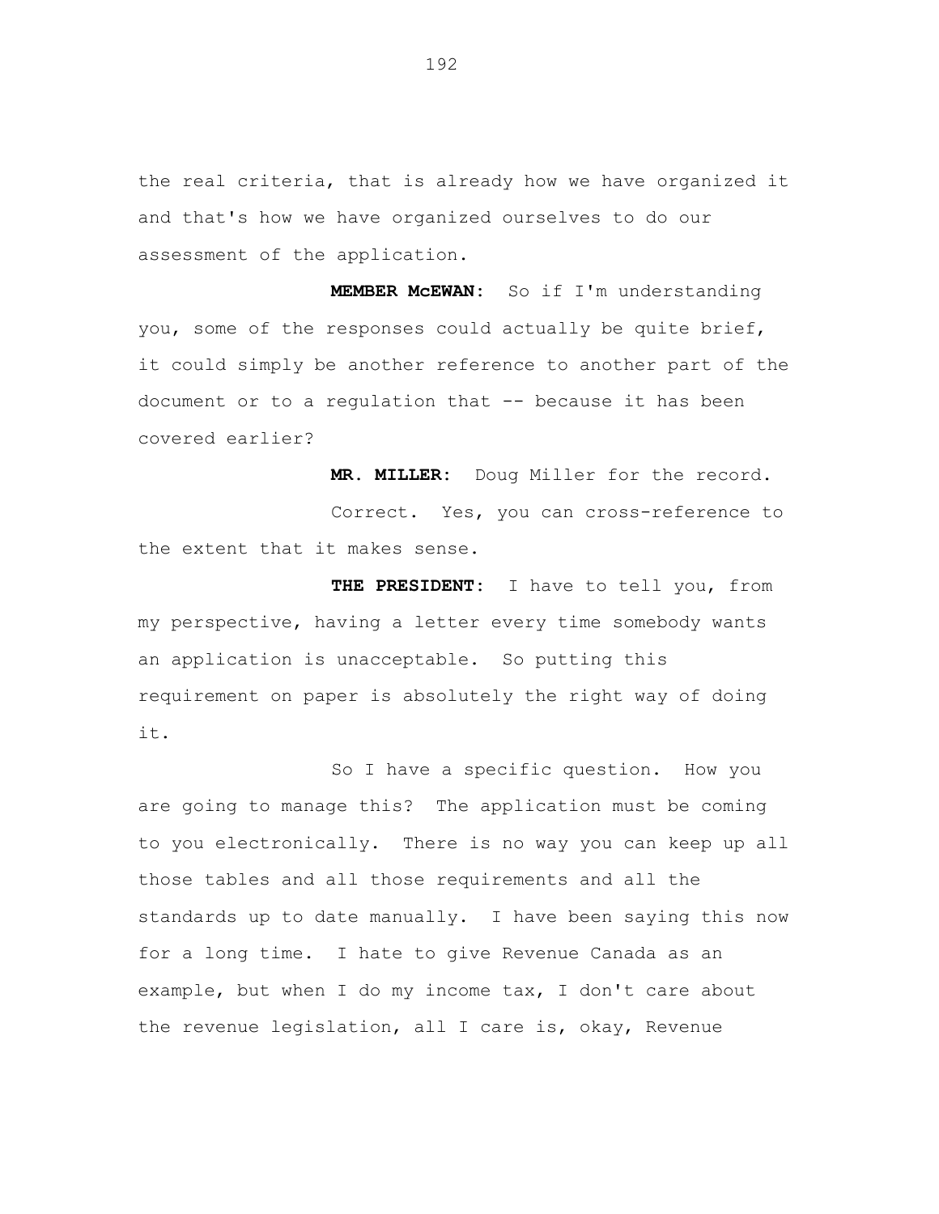the real criteria, that is already how we have organized it and that's how we have organized ourselves to do our assessment of the application.

**MEMBER McEWAN:** So if I'm understanding you, some of the responses could actually be quite brief, it could simply be another reference to another part of the document or to a regulation that -- because it has been covered earlier?

**MR. MILLER:** Doug Miller for the record.

Correct. Yes, you can cross-reference to the extent that it makes sense.

**THE PRESIDENT:** I have to tell you, from my perspective, having a letter every time somebody wants an application is unacceptable. So putting this requirement on paper is absolutely the right way of doing it.

So I have a specific question. How you are going to manage this? The application must be coming to you electronically. There is no way you can keep up all those tables and all those requirements and all the standards up to date manually. I have been saying this now for a long time. I hate to give Revenue Canada as an example, but when I do my income tax, I don't care about the revenue legislation, all I care is, okay, Revenue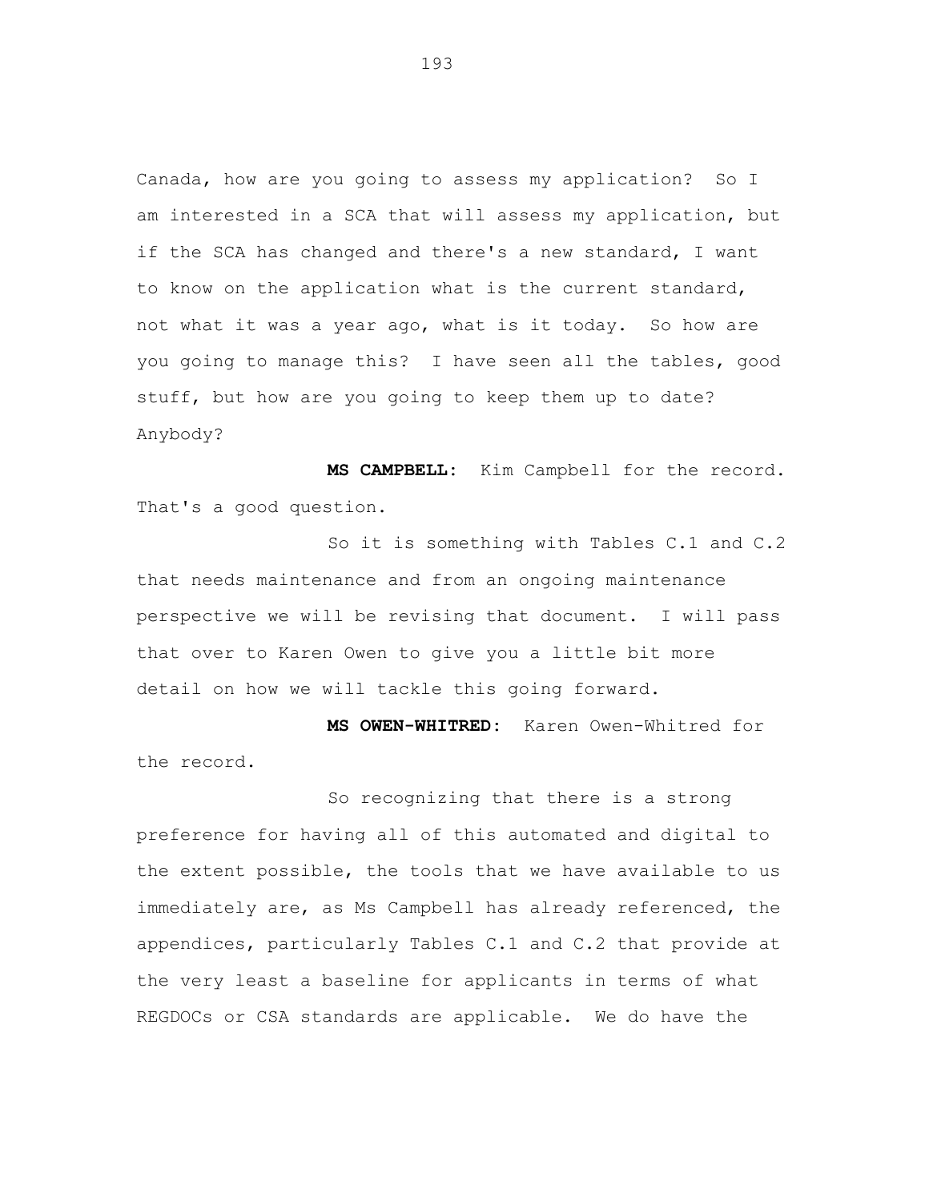Canada, how are you going to assess my application? So I am interested in a SCA that will assess my application, but if the SCA has changed and there's a new standard, I want to know on the application what is the current standard, not what it was a year ago, what is it today. So how are you going to manage this? I have seen all the tables, good stuff, but how are you going to keep them up to date? Anybody?

**MS CAMPBELL:** Kim Campbell for the record. That's a good question.

So it is something with Tables C.1 and C.2 that needs maintenance and from an ongoing maintenance perspective we will be revising that document. I will pass that over to Karen Owen to give you a little bit more detail on how we will tackle this going forward.

**MS OWEN-WHITRED:** Karen Owen-Whitred for the record.

So recognizing that there is a strong preference for having all of this automated and digital to the extent possible, the tools that we have available to us immediately are, as Ms Campbell has already referenced, the appendices, particularly Tables C.1 and C.2 that provide at the very least a baseline for applicants in terms of what REGDOCs or CSA standards are applicable. We do have the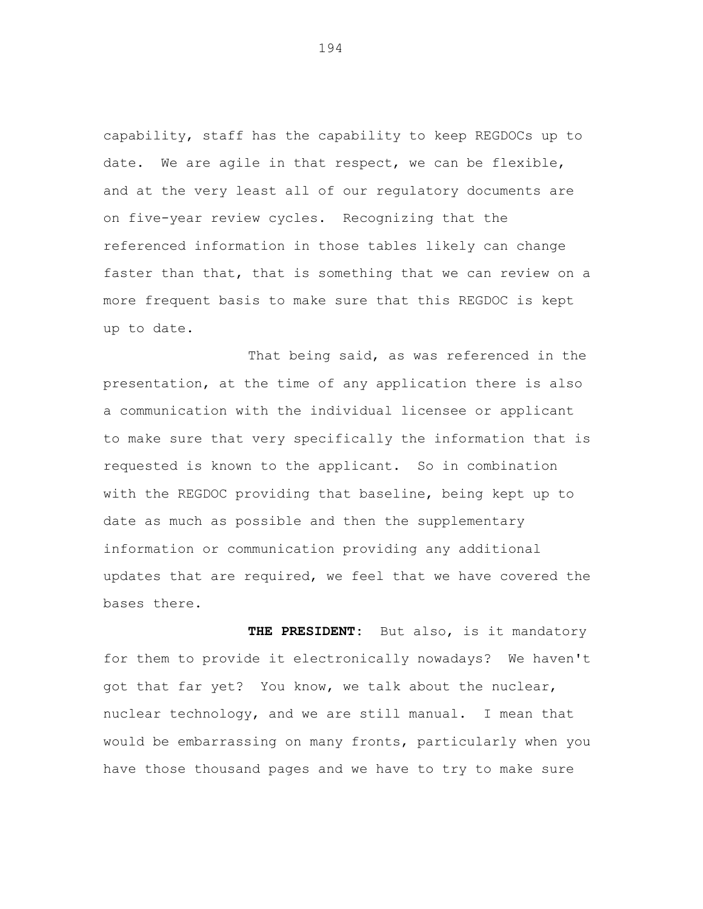capability, staff has the capability to keep REGDOCs up to date. We are agile in that respect, we can be flexible, and at the very least all of our regulatory documents are on five-year review cycles. Recognizing that the referenced information in those tables likely can change faster than that, that is something that we can review on a more frequent basis to make sure that this REGDOC is kept up to date.

That being said, as was referenced in the presentation, at the time of any application there is also a communication with the individual licensee or applicant to make sure that very specifically the information that is requested is known to the applicant. So in combination with the REGDOC providing that baseline, being kept up to date as much as possible and then the supplementary information or communication providing any additional updates that are required, we feel that we have covered the bases there.

**THE PRESIDENT:** But also, is it mandatory for them to provide it electronically nowadays? We haven't got that far yet? You know, we talk about the nuclear, nuclear technology, and we are still manual. I mean that would be embarrassing on many fronts, particularly when you have those thousand pages and we have to try to make sure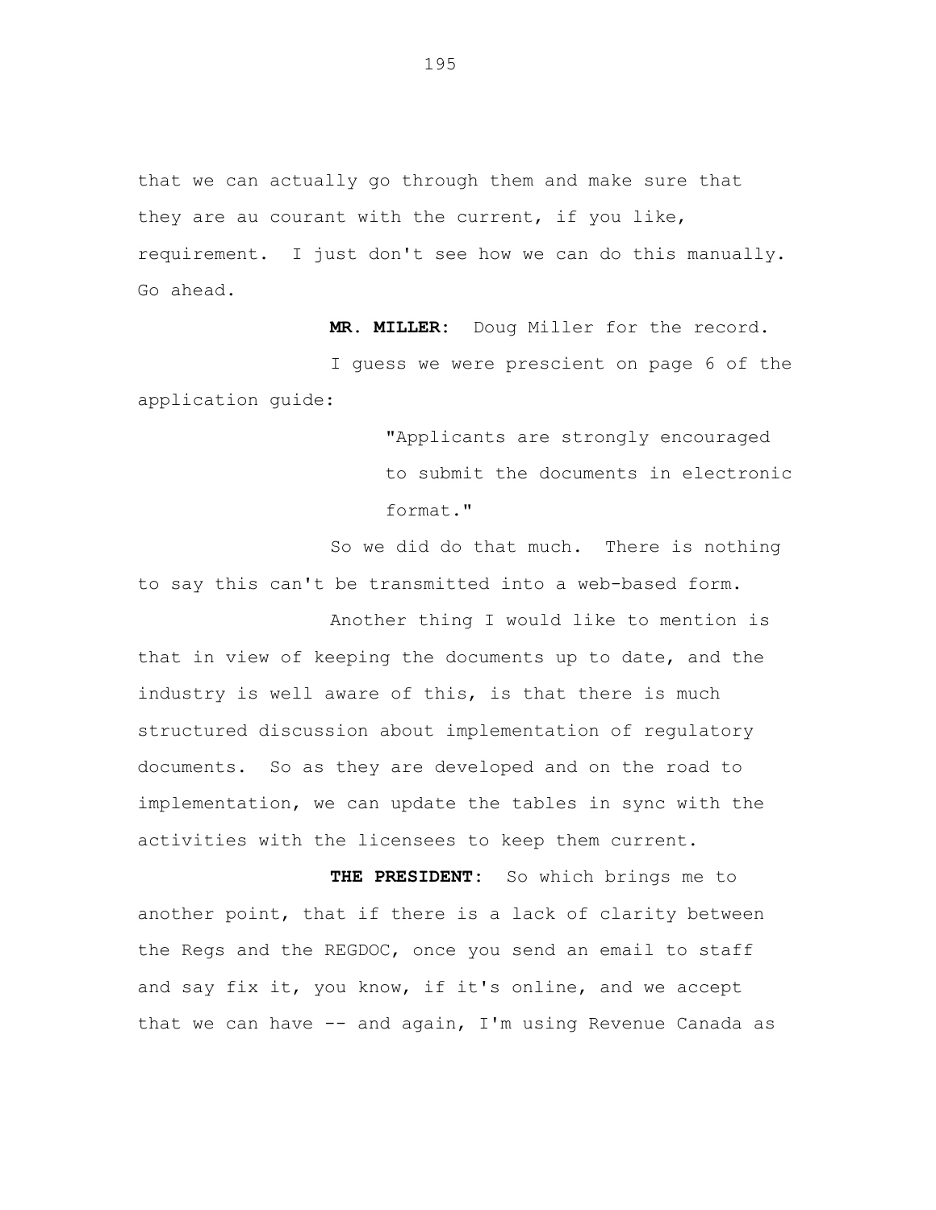that we can actually go through them and make sure that they are au courant with the current, if you like, requirement. I just don't see how we can do this manually. Go ahead.

**MR. MILLER:** Doug Miller for the record.

I guess we were prescient on page 6 of the application guide:

> "Applicants are strongly encouraged to submit the documents in electronic format."

So we did do that much. There is nothing to say this can't be transmitted into a web-based form.

Another thing I would like to mention is that in view of keeping the documents up to date, and the industry is well aware of this, is that there is much structured discussion about implementation of regulatory documents. So as they are developed and on the road to implementation, we can update the tables in sync with the activities with the licensees to keep them current.

**THE PRESIDENT:** So which brings me to another point, that if there is a lack of clarity between the Regs and the REGDOC, once you send an email to staff and say fix it, you know, if it's online, and we accept that we can have -- and again, I'm using Revenue Canada as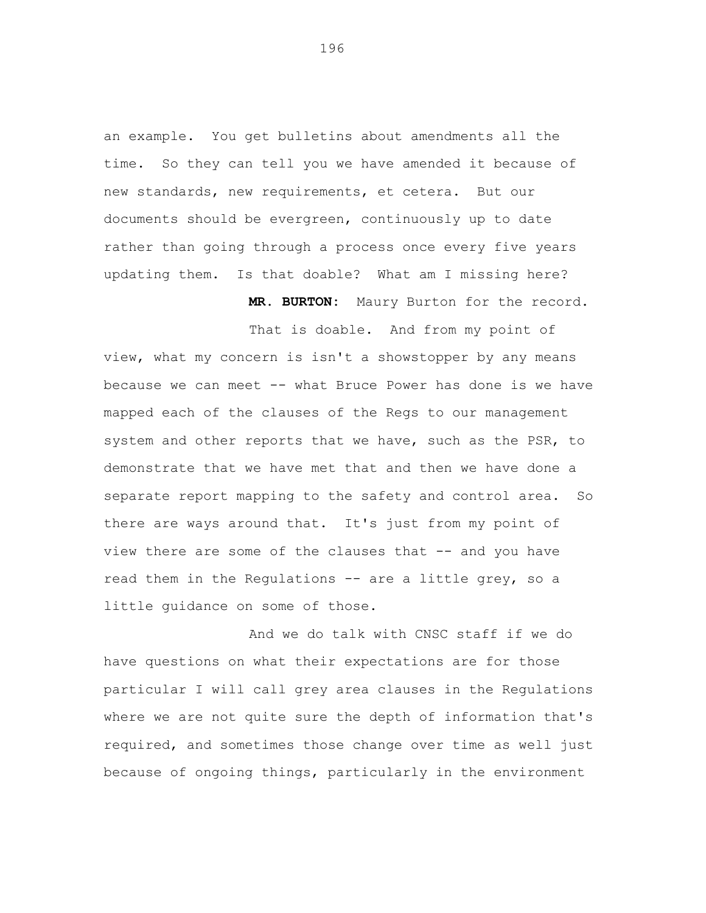an example. You get bulletins about amendments all the time. So they can tell you we have amended it because of new standards, new requirements, et cetera. But our documents should be evergreen, continuously up to date rather than going through a process once every five years updating them. Is that doable? What am I missing here?

**MR. BURTON:** Maury Burton for the record.

That is doable. And from my point of view, what my concern is isn't a showstopper by any means because we can meet -- what Bruce Power has done is we have mapped each of the clauses of the Regs to our management system and other reports that we have, such as the PSR, to demonstrate that we have met that and then we have done a separate report mapping to the safety and control area. So there are ways around that. It's just from my point of view there are some of the clauses that -- and you have read them in the Regulations -- are a little grey, so a little guidance on some of those.

And we do talk with CNSC staff if we do have questions on what their expectations are for those particular I will call grey area clauses in the Regulations where we are not quite sure the depth of information that's required, and sometimes those change over time as well just because of ongoing things, particularly in the environment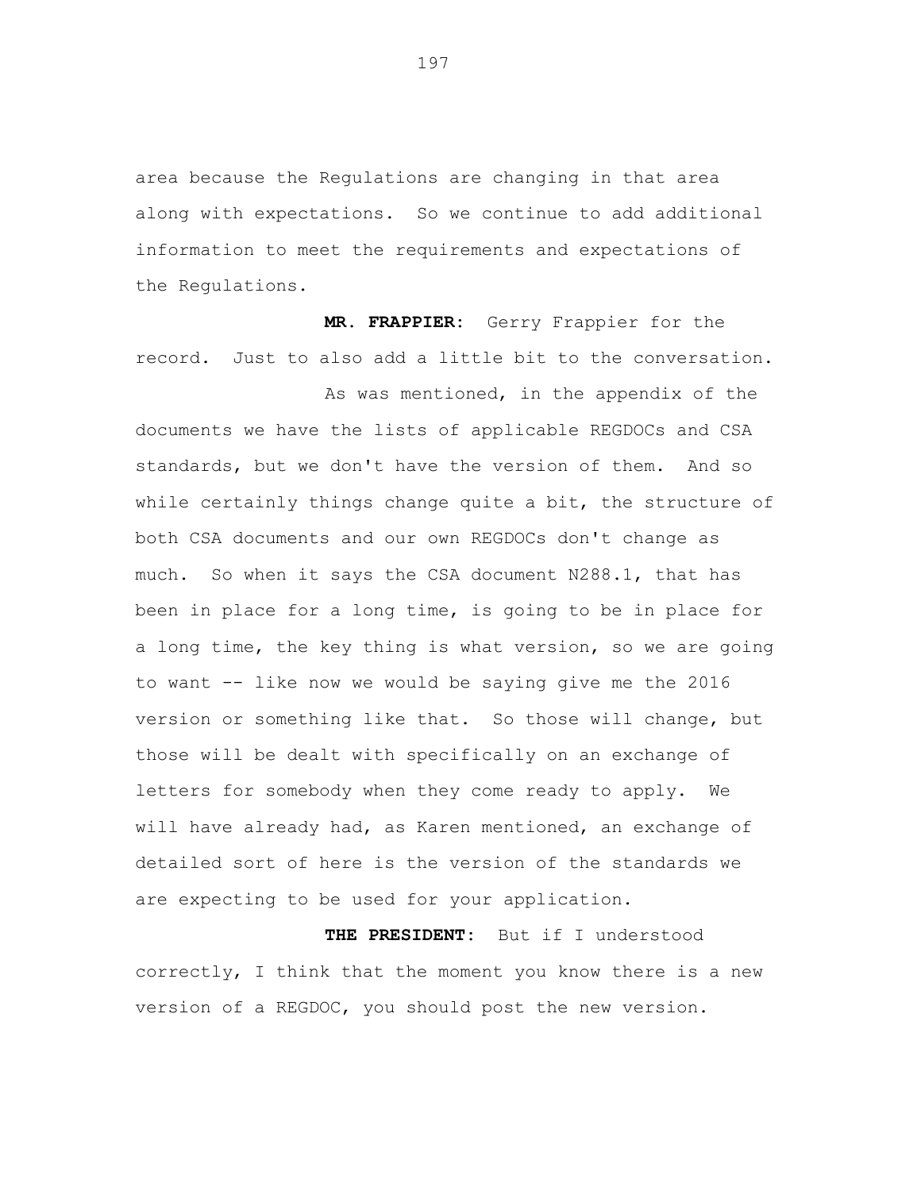area because the Regulations are changing in that area along with expectations. So we continue to add additional information to meet the requirements and expectations of the Regulations.

**MR. FRAPPIER:** Gerry Frappier for the record. Just to also add a little bit to the conversation.

As was mentioned, in the appendix of the documents we have the lists of applicable REGDOCs and CSA standards, but we don't have the version of them. And so while certainly things change quite a bit, the structure of both CSA documents and our own REGDOCs don't change as much. So when it says the CSA document N288.1, that has been in place for a long time, is going to be in place for a long time, the key thing is what version, so we are going to want -- like now we would be saying give me the 2016 version or something like that. So those will change, but those will be dealt with specifically on an exchange of letters for somebody when they come ready to apply. We will have already had, as Karen mentioned, an exchange of detailed sort of here is the version of the standards we are expecting to be used for your application.

**THE PRESIDENT:** But if I understood correctly, I think that the moment you know there is a new version of a REGDOC, you should post the new version.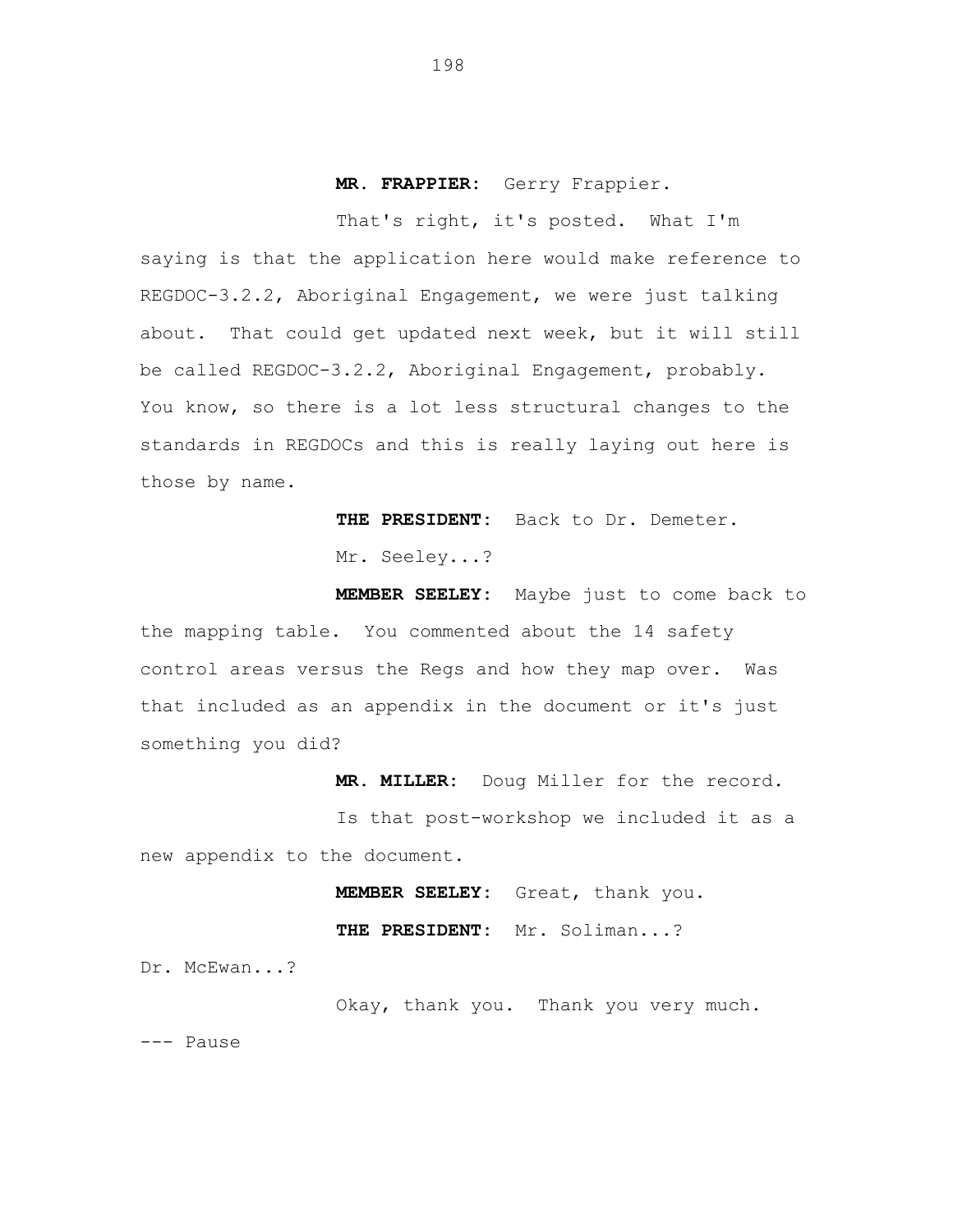**MR. FRAPPIER:** Gerry Frappier.

That's right, it's posted. What I'm saying is that the application here would make reference to REGDOC-3.2.2, Aboriginal Engagement, we were just talking about. That could get updated next week, but it will still be called REGDOC-3.2.2, Aboriginal Engagement, probably. You know, so there is a lot less structural changes to the standards in REGDOCs and this is really laying out here is those by name.

**THE PRESIDENT:** Back to Dr. Demeter.

Mr. Seeley...?

**MEMBER SEELEY:** Maybe just to come back to the mapping table. You commented about the 14 safety control areas versus the Regs and how they map over. Was that included as an appendix in the document or it's just something you did?

**MR. MILLER:** Doug Miller for the record.

Is that post-workshop we included it as a new appendix to the document.

**MEMBER SEELEY:** Great, thank you.

**THE PRESIDENT:** Mr. Soliman...?

Dr. McEwan...?

Okay, thank you. Thank you very much.

--- Pause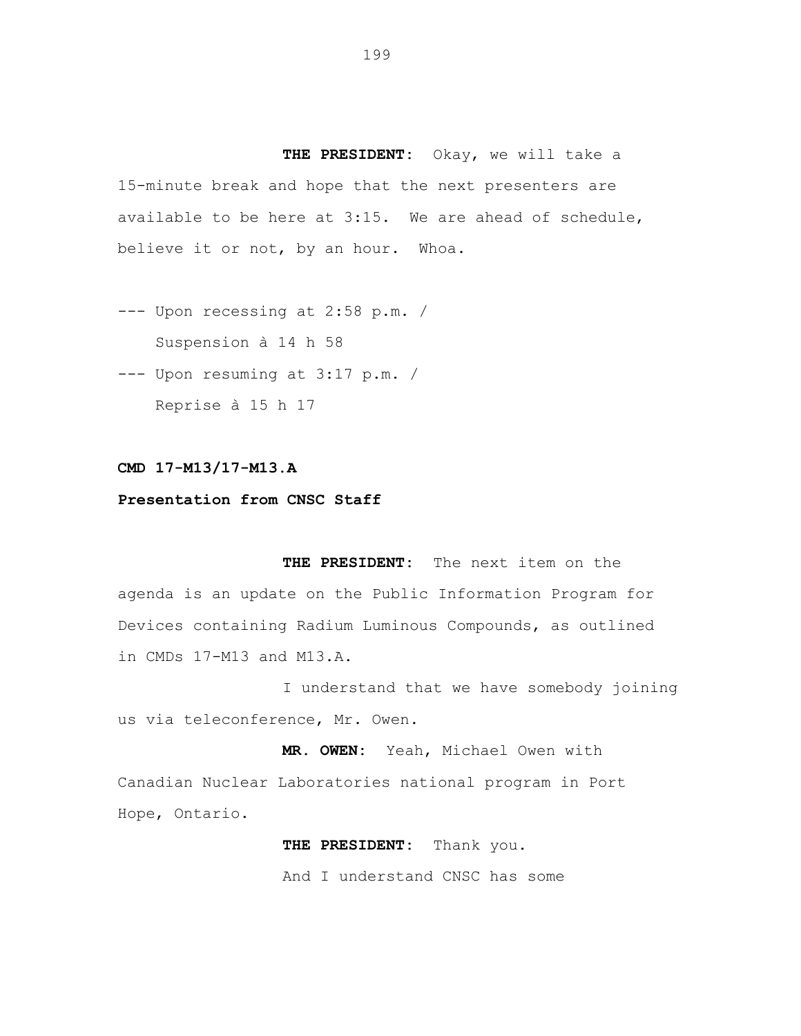**THE PRESIDENT:** Okay, we will take a 15-minute break and hope that the next presenters are available to be here at 3:15. We are ahead of schedule, believe it or not, by an hour. Whoa.

--- Upon recessing at 2:58 p.m. /
Suspension à 14 h 58

--- Upon resuming at 3:17 p.m. /
Reprise à 15 h 17

**CMD 17-M13/17-M13.A**

**Presentation from CNSC Staff**

**THE PRESIDENT:** The next item on the agenda is an update on the Public Information Program for Devices containing Radium Luminous Compounds, as outlined in CMDs 17-M13 and M13.A.

I understand that we have somebody joining us via teleconference, Mr. Owen.

**MR. OWEN:** Yeah, Michael Owen with Canadian Nuclear Laboratories national program in Port Hope, Ontario.

**THE PRESIDENT:** Thank you.

And I understand CNSC has some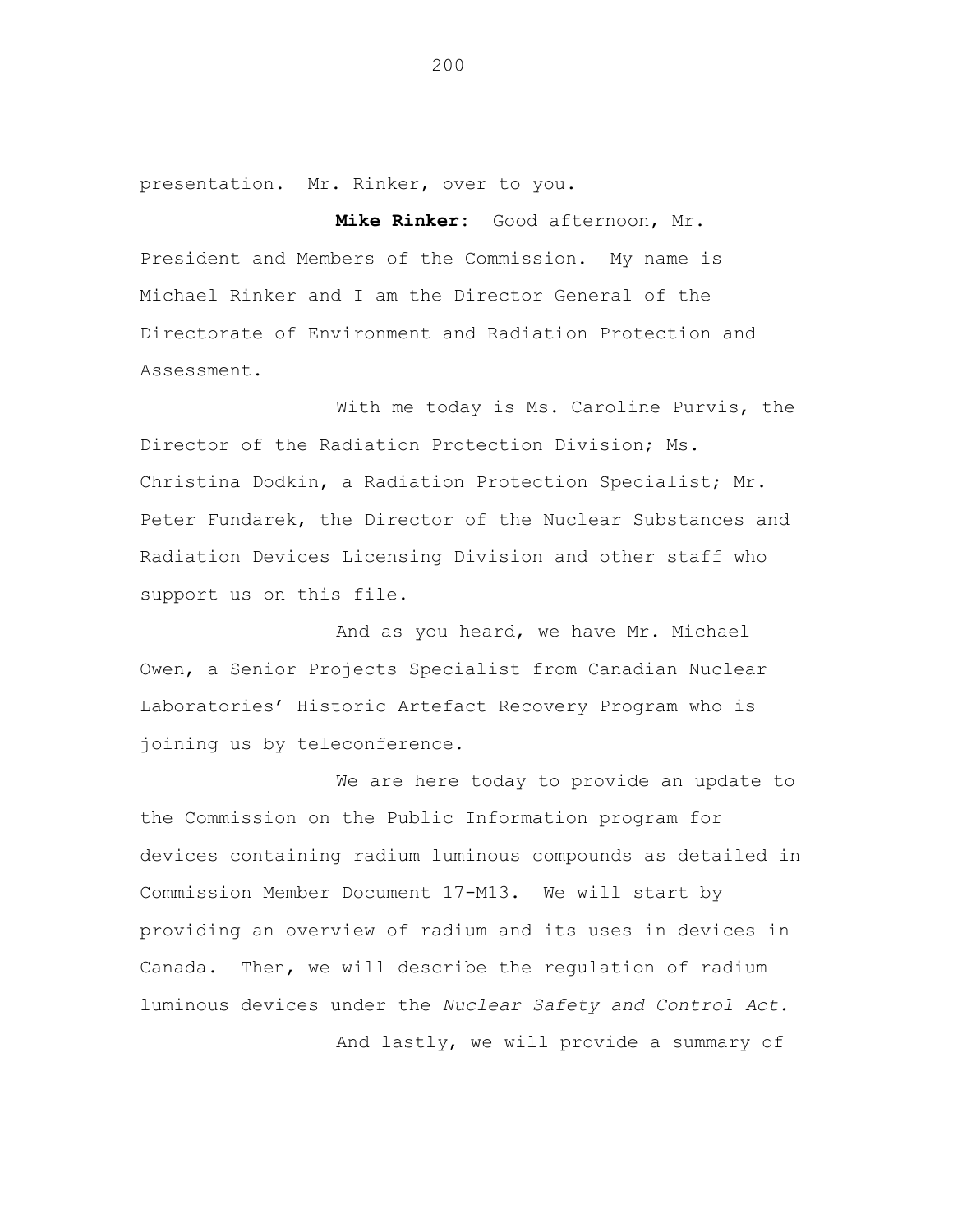presentation. Mr. Rinker, over to you.

**Mike Rinker:** Good afternoon, Mr. President and Members of the Commission. My name is Michael Rinker and I am the Director General of the Directorate of Environment and Radiation Protection and Assessment.

With me today is Ms. Caroline Purvis, the Director of the Radiation Protection Division; Ms. Christina Dodkin, a Radiation Protection Specialist; Mr. Peter Fundarek, the Director of the Nuclear Substances and Radiation Devices Licensing Division and other staff who support us on this file.

And as you heard, we have Mr. Michael Owen, a Senior Projects Specialist from Canadian Nuclear Laboratories' Historic Artefact Recovery Program who is joining us by teleconference.

We are here today to provide an update to the Commission on the Public Information program for devices containing radium luminous compounds as detailed in Commission Member Document 17-M13. We will start by providing an overview of radium and its uses in devices in Canada. Then, we will describe the regulation of radium luminous devices under the *Nuclear Safety and Control Act.*

And lastly, we will provide a summary of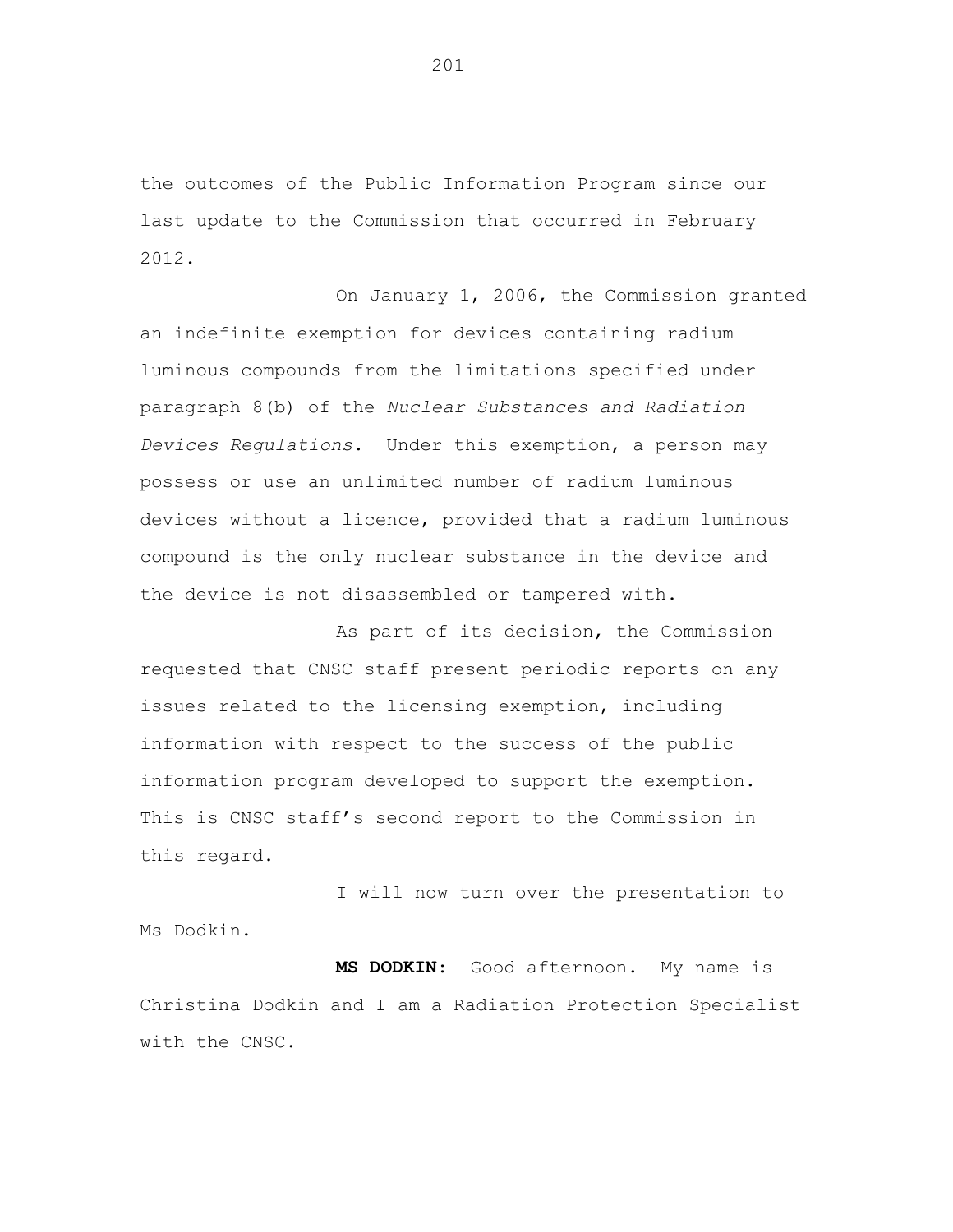the outcomes of the Public Information Program since our last update to the Commission that occurred in February 2012.

On January 1, 2006, the Commission granted an indefinite exemption for devices containing radium luminous compounds from the limitations specified under paragraph 8(b) of the *Nuclear Substances and Radiation Devices Regulations*. Under this exemption, a person may possess or use an unlimited number of radium luminous devices without a licence, provided that a radium luminous compound is the only nuclear substance in the device and the device is not disassembled or tampered with.

As part of its decision, the Commission requested that CNSC staff present periodic reports on any issues related to the licensing exemption, including information with respect to the success of the public information program developed to support the exemption. This is CNSC staff's second report to the Commission in this regard.

I will now turn over the presentation to Ms Dodkin.

**MS DODKIN:** Good afternoon. My name is Christina Dodkin and I am a Radiation Protection Specialist with the CNSC.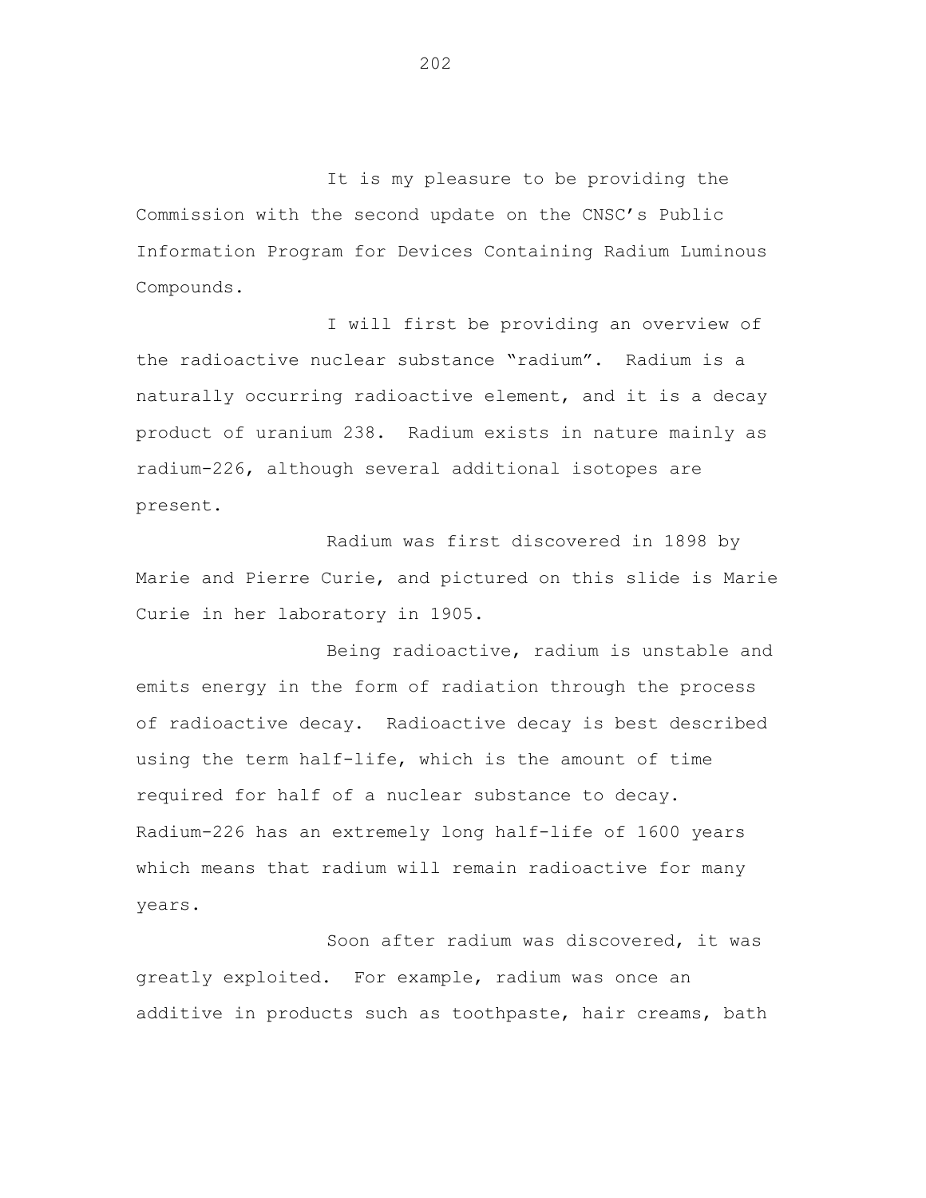It is my pleasure to be providing the Commission with the second update on the CNSC's Public Information Program for Devices Containing Radium Luminous Compounds.

I will first be providing an overview of the radioactive nuclear substance "radium". Radium is a naturally occurring radioactive element, and it is a decay product of uranium 238. Radium exists in nature mainly as radium-226, although several additional isotopes are present.

Radium was first discovered in 1898 by Marie and Pierre Curie, and pictured on this slide is Marie Curie in her laboratory in 1905.

Being radioactive, radium is unstable and emits energy in the form of radiation through the process of radioactive decay. Radioactive decay is best described using the term half-life, which is the amount of time required for half of a nuclear substance to decay. Radium-226 has an extremely long half-life of 1600 years which means that radium will remain radioactive for many years.

Soon after radium was discovered, it was greatly exploited. For example, radium was once an additive in products such as toothpaste, hair creams, bath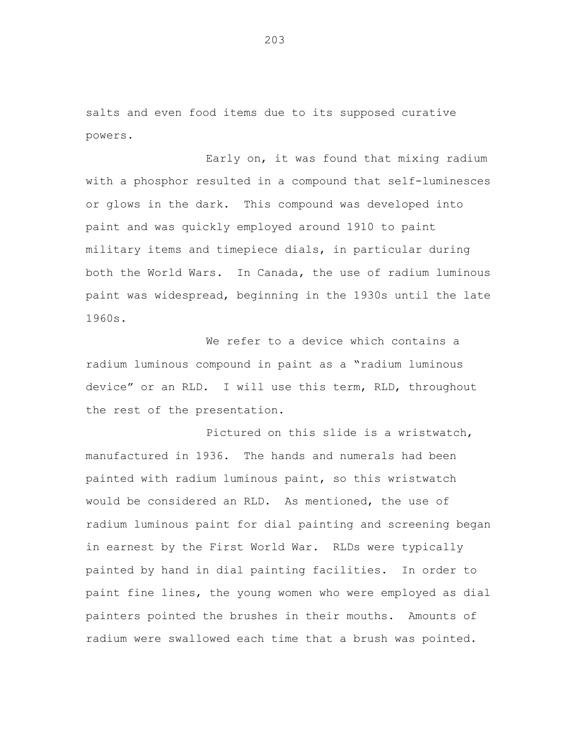salts and even food items due to its supposed curative powers.

Early on, it was found that mixing radium with a phosphor resulted in a compound that self-luminesces or glows in the dark. This compound was developed into paint and was quickly employed around 1910 to paint military items and timepiece dials, in particular during both the World Wars. In Canada, the use of radium luminous paint was widespread, beginning in the 1930s until the late 1960s.

We refer to a device which contains a radium luminous compound in paint as a "radium luminous device" or an RLD. I will use this term, RLD, throughout the rest of the presentation.

Pictured on this slide is a wristwatch, manufactured in 1936. The hands and numerals had been painted with radium luminous paint, so this wristwatch would be considered an RLD. As mentioned, the use of radium luminous paint for dial painting and screening began in earnest by the First World War. RLDs were typically painted by hand in dial painting facilities. In order to paint fine lines, the young women who were employed as dial painters pointed the brushes in their mouths. Amounts of radium were swallowed each time that a brush was pointed.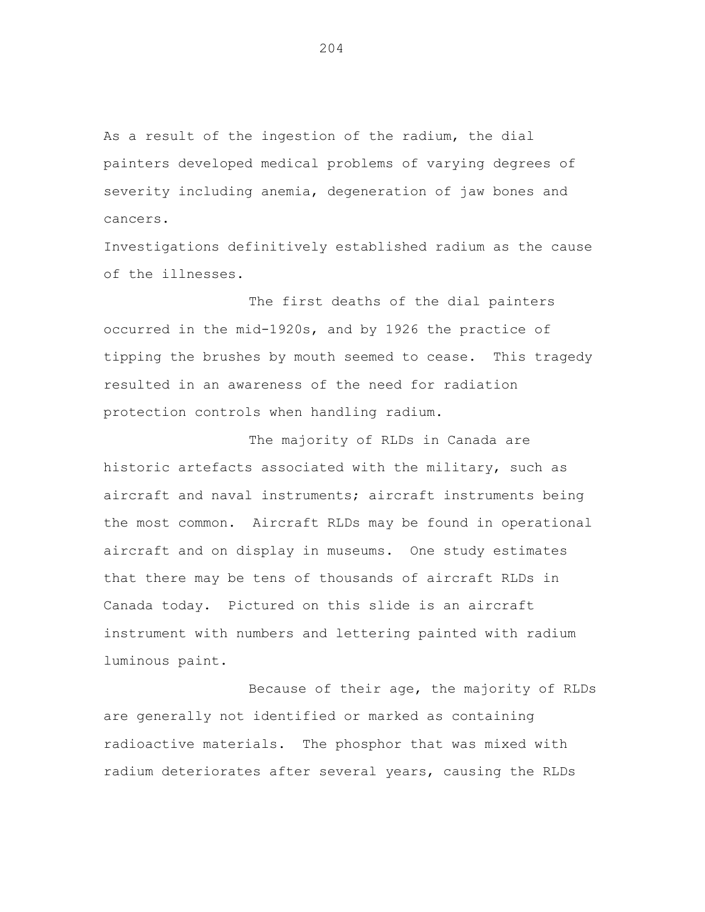As a result of the ingestion of the radium, the dial painters developed medical problems of varying degrees of severity including anemia, degeneration of jaw bones and cancers.

Investigations definitively established radium as the cause of the illnesses.

The first deaths of the dial painters occurred in the mid-1920s, and by 1926 the practice of tipping the brushes by mouth seemed to cease. This tragedy resulted in an awareness of the need for radiation protection controls when handling radium.

The majority of RLDs in Canada are historic artefacts associated with the military, such as aircraft and naval instruments; aircraft instruments being the most common. Aircraft RLDs may be found in operational aircraft and on display in museums. One study estimates that there may be tens of thousands of aircraft RLDs in Canada today. Pictured on this slide is an aircraft instrument with numbers and lettering painted with radium luminous paint.

Because of their age, the majority of RLDs are generally not identified or marked as containing radioactive materials. The phosphor that was mixed with radium deteriorates after several years, causing the RLDs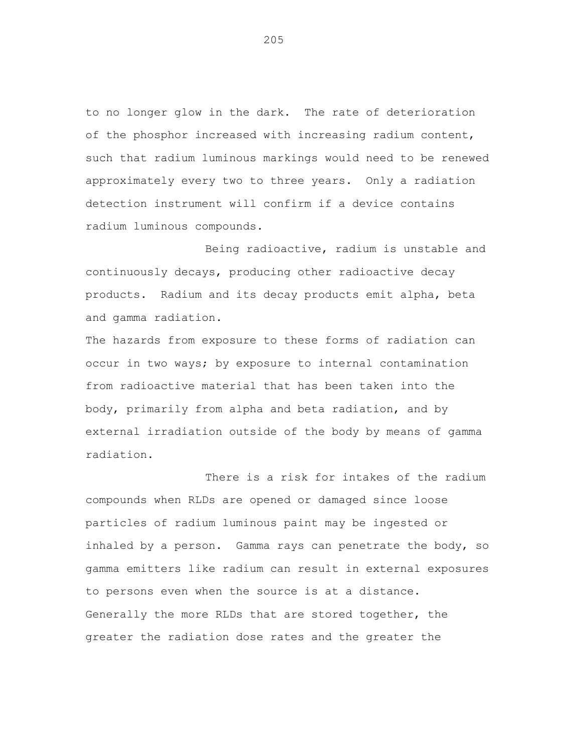to no longer glow in the dark. The rate of deterioration of the phosphor increased with increasing radium content, such that radium luminous markings would need to be renewed approximately every two to three years. Only a radiation detection instrument will confirm if a device contains radium luminous compounds.

Being radioactive, radium is unstable and continuously decays, producing other radioactive decay products. Radium and its decay products emit alpha, beta and gamma radiation.

The hazards from exposure to these forms of radiation can occur in two ways; by exposure to internal contamination from radioactive material that has been taken into the body, primarily from alpha and beta radiation, and by external irradiation outside of the body by means of gamma radiation.

There is a risk for intakes of the radium compounds when RLDs are opened or damaged since loose particles of radium luminous paint may be ingested or inhaled by a person. Gamma rays can penetrate the body, so gamma emitters like radium can result in external exposures to persons even when the source is at a distance. Generally the more RLDs that are stored together, the greater the radiation dose rates and the greater the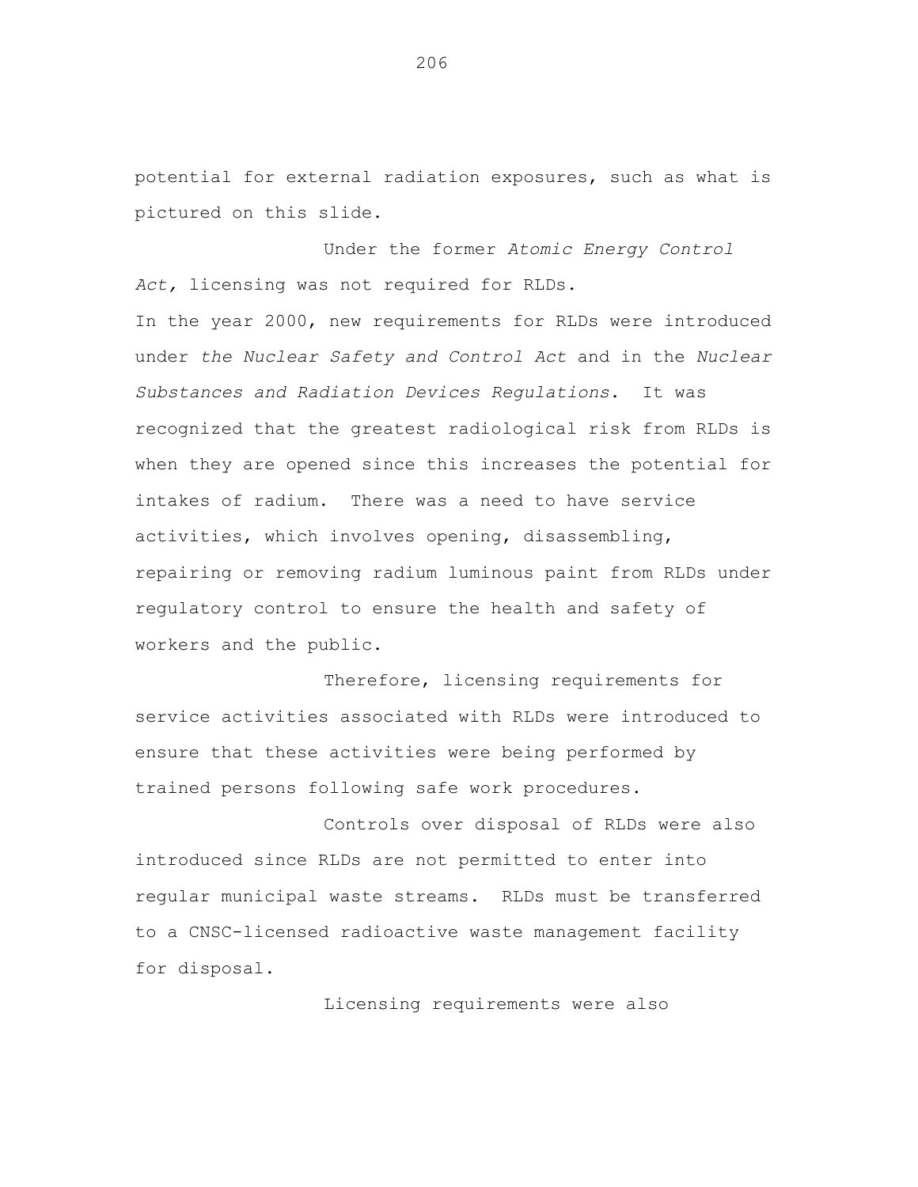potential for external radiation exposures, such as what is pictured on this slide.

Under the former *Atomic Energy Control Act*, licensing was not required for RLDs.

In the year 2000, new requirements for RLDs were introduced under *the Nuclear Safety and Control Act* and in the *Nuclear Substances and Radiation Devices Regulations*. It was recognized that the greatest radiological risk from RLDs is when they are opened since this increases the potential for intakes of radium. There was a need to have service activities, which involves opening, disassembling, repairing or removing radium luminous paint from RLDs under regulatory control to ensure the health and safety of workers and the public.

Therefore, licensing requirements for service activities associated with RLDs were introduced to ensure that these activities were being performed by trained persons following safe work procedures.

Controls over disposal of RLDs were also introduced since RLDs are not permitted to enter into regular municipal waste streams. RLDs must be transferred to a CNSC-licensed radioactive waste management facility for disposal.

Licensing requirements were also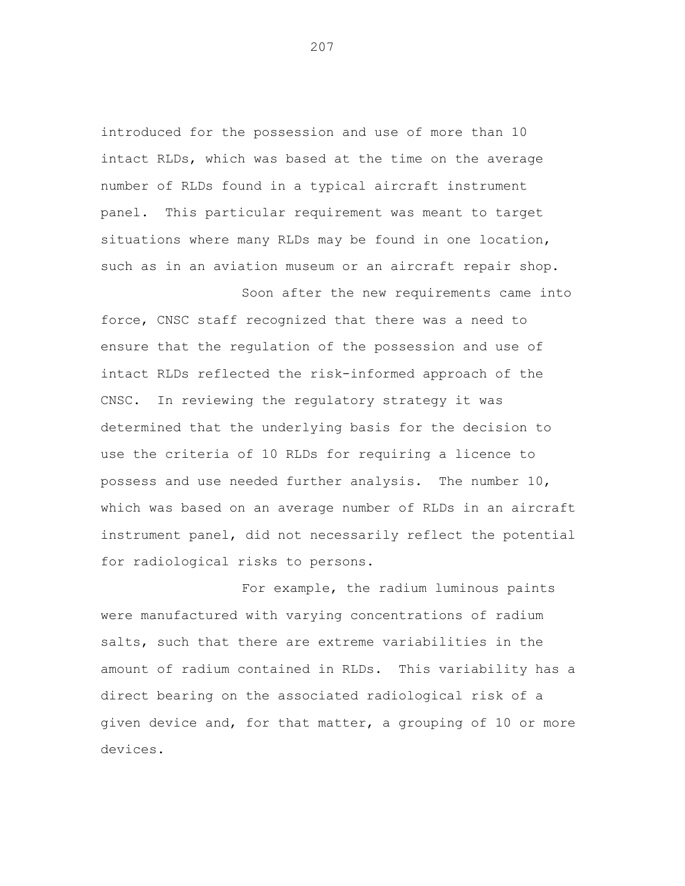introduced for the possession and use of more than 10 intact RLDs, which was based at the time on the average number of RLDs found in a typical aircraft instrument panel. This particular requirement was meant to target situations where many RLDs may be found in one location, such as in an aviation museum or an aircraft repair shop.

Soon after the new requirements came into force, CNSC staff recognized that there was a need to ensure that the regulation of the possession and use of intact RLDs reflected the risk-informed approach of the CNSC. In reviewing the regulatory strategy it was determined that the underlying basis for the decision to use the criteria of 10 RLDs for requiring a licence to possess and use needed further analysis. The number 10, which was based on an average number of RLDs in an aircraft instrument panel, did not necessarily reflect the potential for radiological risks to persons.

For example, the radium luminous paints were manufactured with varying concentrations of radium salts, such that there are extreme variabilities in the amount of radium contained in RLDs. This variability has a direct bearing on the associated radiological risk of a given device and, for that matter, a grouping of 10 or more devices.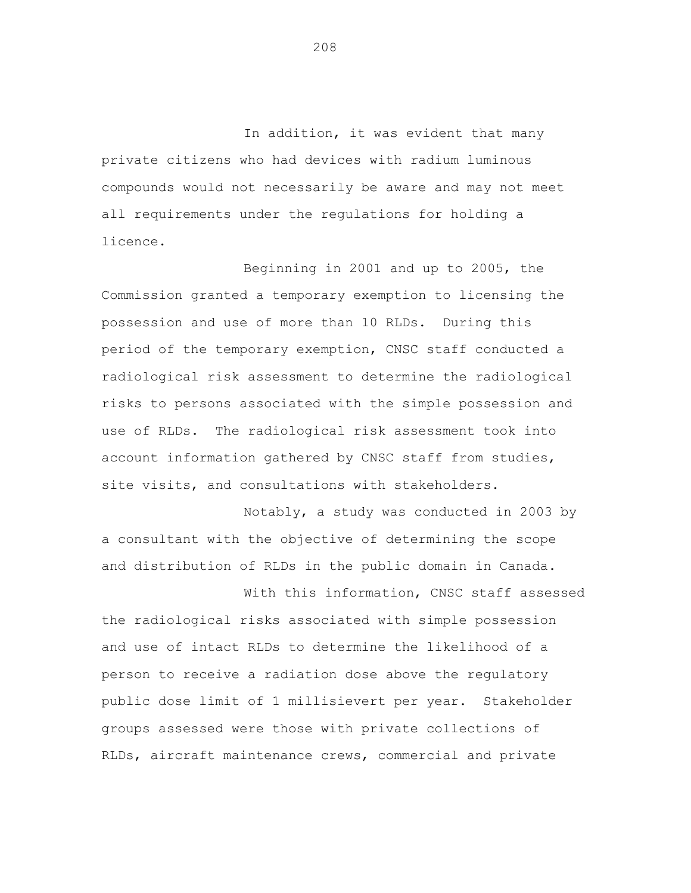In addition, it was evident that many private citizens who had devices with radium luminous compounds would not necessarily be aware and may not meet all requirements under the regulations for holding a licence.

Beginning in 2001 and up to 2005, the Commission granted a temporary exemption to licensing the possession and use of more than 10 RLDs. During this period of the temporary exemption, CNSC staff conducted a radiological risk assessment to determine the radiological risks to persons associated with the simple possession and use of RLDs. The radiological risk assessment took into account information gathered by CNSC staff from studies, site visits, and consultations with stakeholders.

Notably, a study was conducted in 2003 by a consultant with the objective of determining the scope and distribution of RLDs in the public domain in Canada.

With this information, CNSC staff assessed the radiological risks associated with simple possession and use of intact RLDs to determine the likelihood of a person to receive a radiation dose above the regulatory public dose limit of 1 millisievert per year. Stakeholder groups assessed were those with private collections of RLDs, aircraft maintenance crews, commercial and private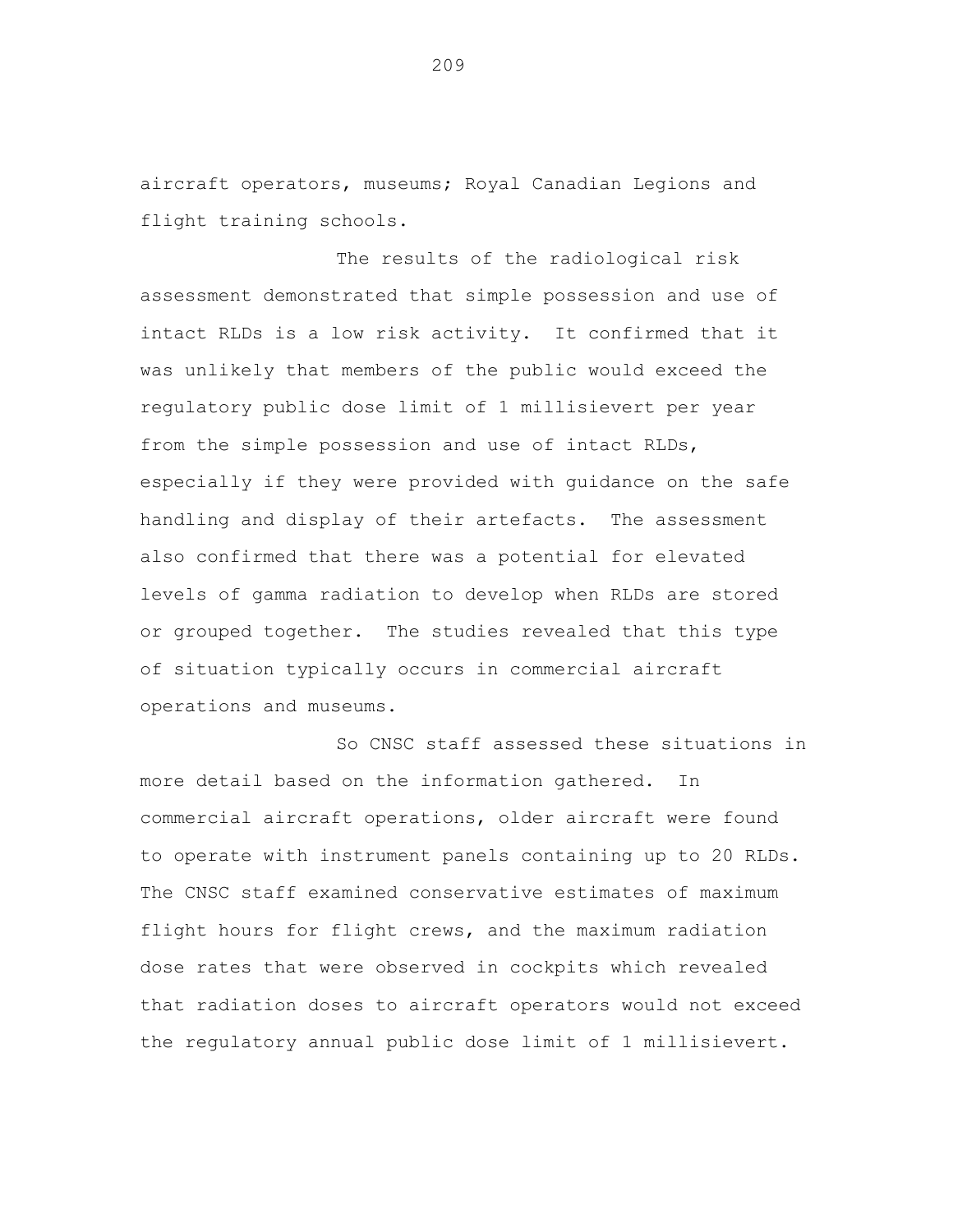aircraft operators, museums; Royal Canadian Legions and flight training schools.

The results of the radiological risk assessment demonstrated that simple possession and use of intact RLDs is a low risk activity. It confirmed that it was unlikely that members of the public would exceed the regulatory public dose limit of 1 millisievert per year from the simple possession and use of intact RLDs, especially if they were provided with guidance on the safe handling and display of their artefacts. The assessment also confirmed that there was a potential for elevated levels of gamma radiation to develop when RLDs are stored or grouped together. The studies revealed that this type of situation typically occurs in commercial aircraft operations and museums.

So CNSC staff assessed these situations in more detail based on the information gathered. In commercial aircraft operations, older aircraft were found to operate with instrument panels containing up to 20 RLDs. The CNSC staff examined conservative estimates of maximum flight hours for flight crews, and the maximum radiation dose rates that were observed in cockpits which revealed that radiation doses to aircraft operators would not exceed the regulatory annual public dose limit of 1 millisievert.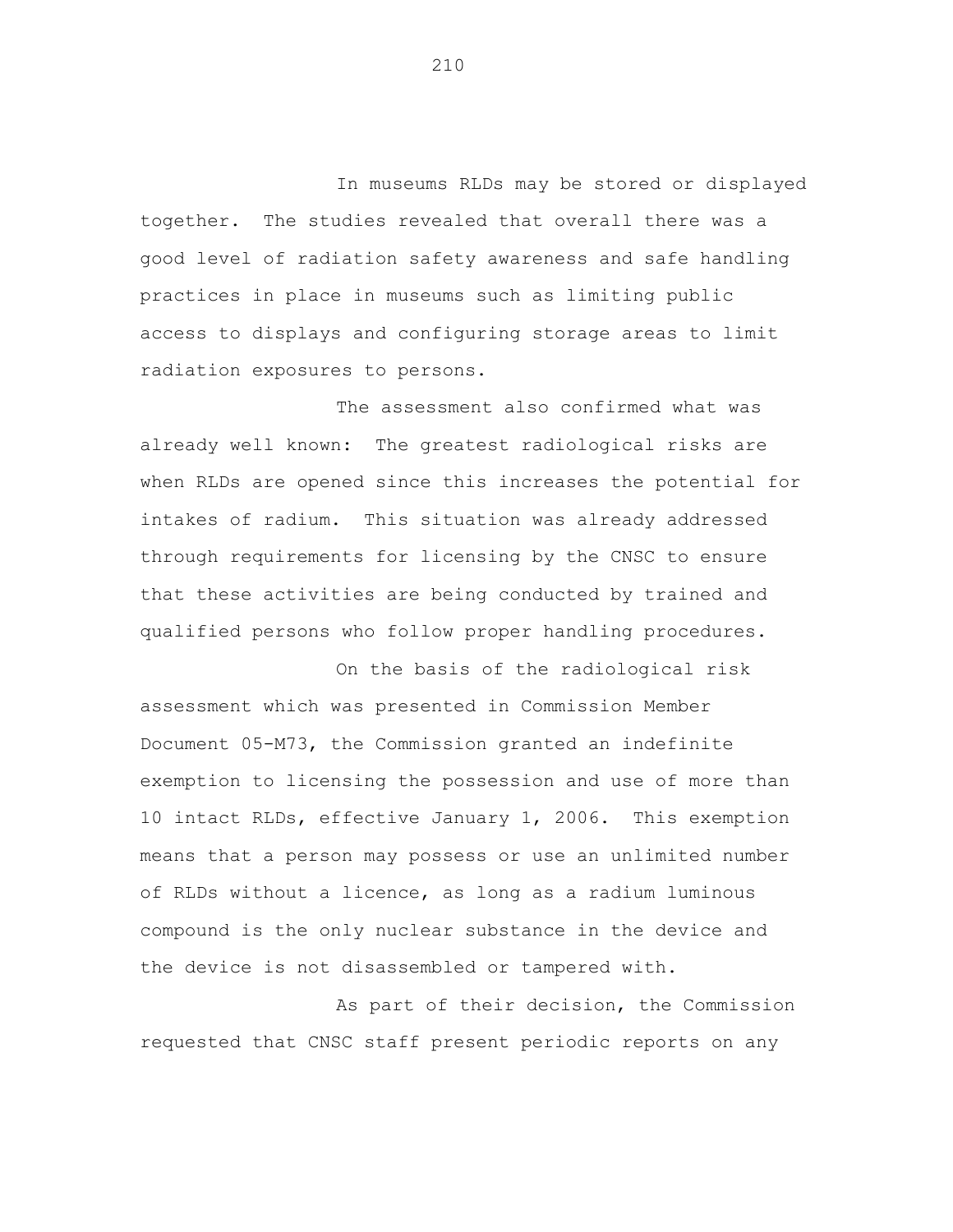In museums RLDs may be stored or displayed together. The studies revealed that overall there was a good level of radiation safety awareness and safe handling practices in place in museums such as limiting public access to displays and configuring storage areas to limit radiation exposures to persons.

The assessment also confirmed what was already well known: The greatest radiological risks are when RLDs are opened since this increases the potential for intakes of radium. This situation was already addressed through requirements for licensing by the CNSC to ensure that these activities are being conducted by trained and qualified persons who follow proper handling procedures.

On the basis of the radiological risk assessment which was presented in Commission Member Document 05-M73, the Commission granted an indefinite exemption to licensing the possession and use of more than 10 intact RLDs, effective January 1, 2006. This exemption means that a person may possess or use an unlimited number of RLDs without a licence, as long as a radium luminous compound is the only nuclear substance in the device and the device is not disassembled or tampered with.

As part of their decision, the Commission requested that CNSC staff present periodic reports on any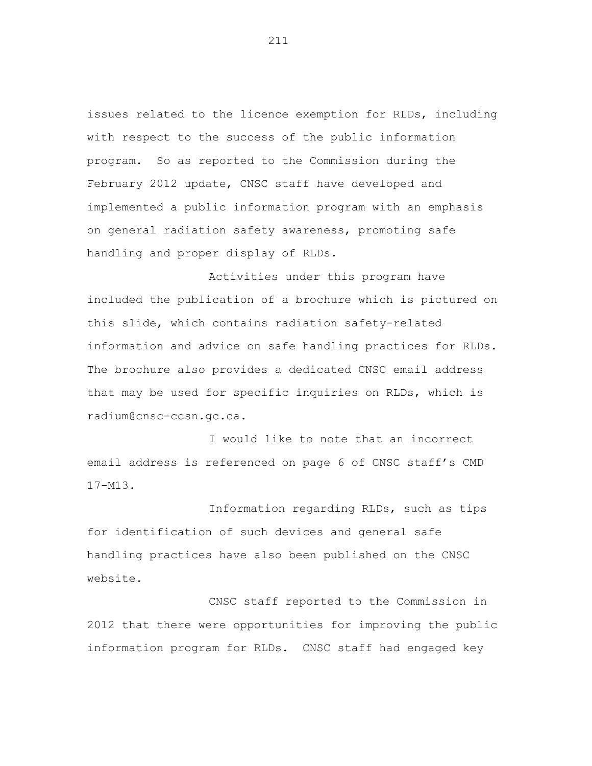issues related to the licence exemption for RLDs, including with respect to the success of the public information program. So as reported to the Commission during the February 2012 update, CNSC staff have developed and implemented a public information program with an emphasis on general radiation safety awareness, promoting safe handling and proper display of RLDs.

Activities under this program have included the publication of a brochure which is pictured on this slide, which contains radiation safety-related information and advice on safe handling practices for RLDs. The brochure also provides a dedicated CNSC email address that may be used for specific inquiries on RLDs, which is radium@cnsc-ccsn.gc.ca.

I would like to note that an incorrect email address is referenced on page 6 of CNSC staff's CMD 17-M13.

Information regarding RLDs, such as tips for identification of such devices and general safe handling practices have also been published on the CNSC website.

CNSC staff reported to the Commission in 2012 that there were opportunities for improving the public information program for RLDs. CNSC staff had engaged key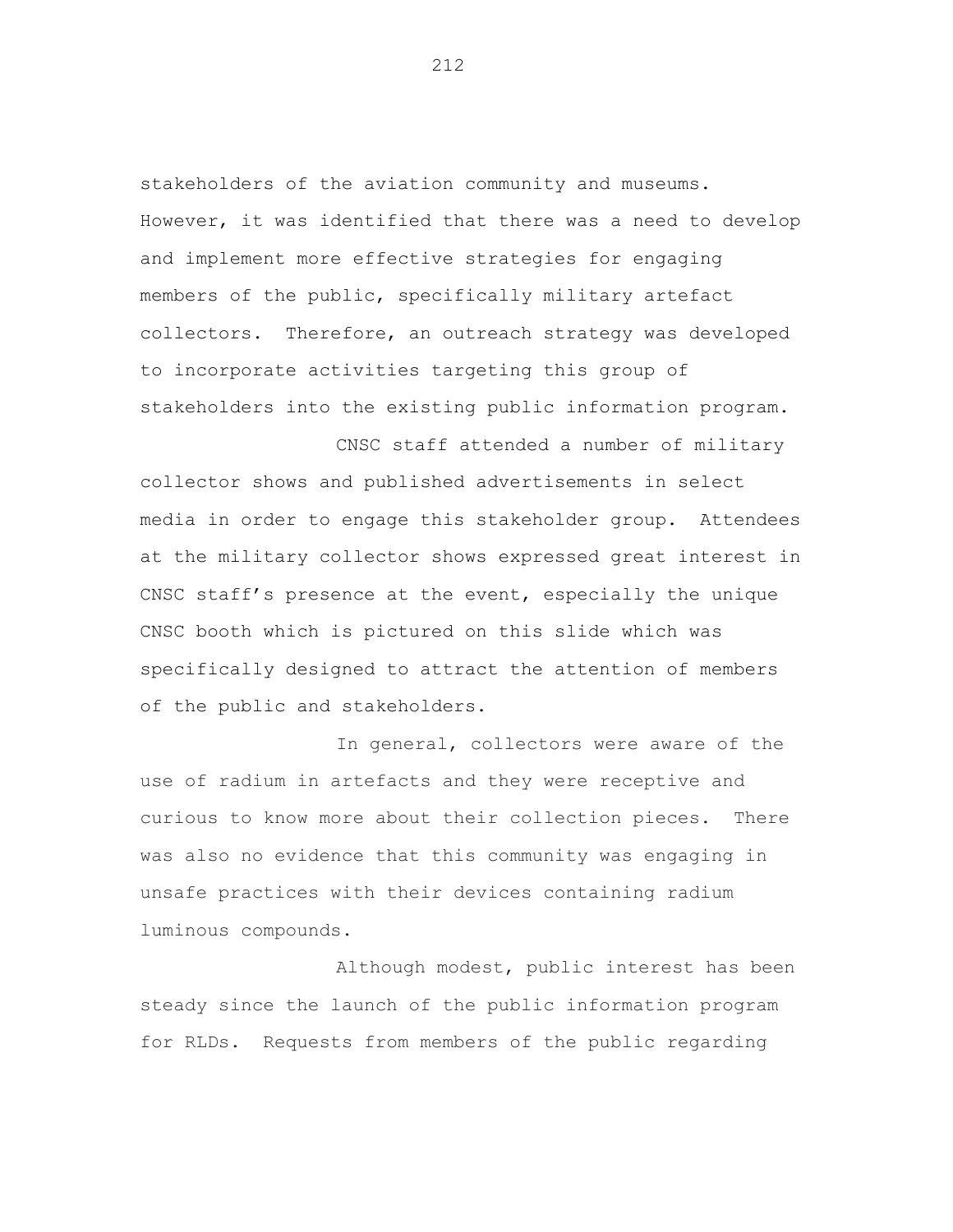stakeholders of the aviation community and museums. However, it was identified that there was a need to develop and implement more effective strategies for engaging members of the public, specifically military artefact collectors. Therefore, an outreach strategy was developed to incorporate activities targeting this group of stakeholders into the existing public information program.

CNSC staff attended a number of military collector shows and published advertisements in select media in order to engage this stakeholder group. Attendees at the military collector shows expressed great interest in CNSC staff's presence at the event, especially the unique CNSC booth which is pictured on this slide which was specifically designed to attract the attention of members of the public and stakeholders.

In general, collectors were aware of the use of radium in artefacts and they were receptive and curious to know more about their collection pieces. There was also no evidence that this community was engaging in unsafe practices with their devices containing radium luminous compounds.

Although modest, public interest has been steady since the launch of the public information program for RLDs. Requests from members of the public regarding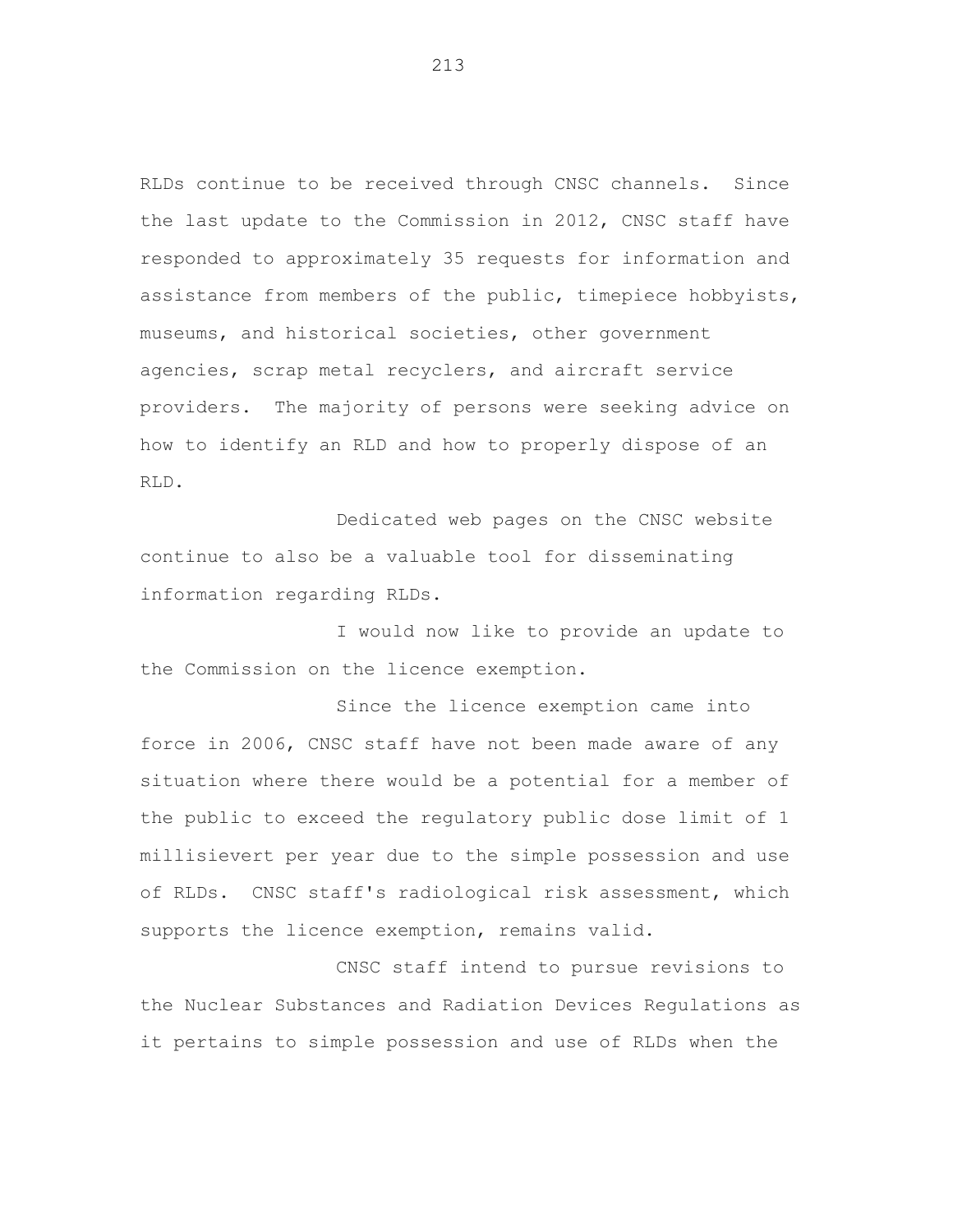RLDs continue to be received through CNSC channels. Since the last update to the Commission in 2012, CNSC staff have responded to approximately 35 requests for information and assistance from members of the public, timepiece hobbyists, museums, and historical societies, other government agencies, scrap metal recyclers, and aircraft service providers. The majority of persons were seeking advice on how to identify an RLD and how to properly dispose of an RLD.

Dedicated web pages on the CNSC website continue to also be a valuable tool for disseminating information regarding RLDs.

I would now like to provide an update to the Commission on the licence exemption.

Since the licence exemption came into force in 2006, CNSC staff have not been made aware of any situation where there would be a potential for a member of the public to exceed the regulatory public dose limit of 1 millisievert per year due to the simple possession and use of RLDs. CNSC staff's radiological risk assessment, which supports the licence exemption, remains valid.

CNSC staff intend to pursue revisions to the Nuclear Substances and Radiation Devices Regulations as it pertains to simple possession and use of RLDs when the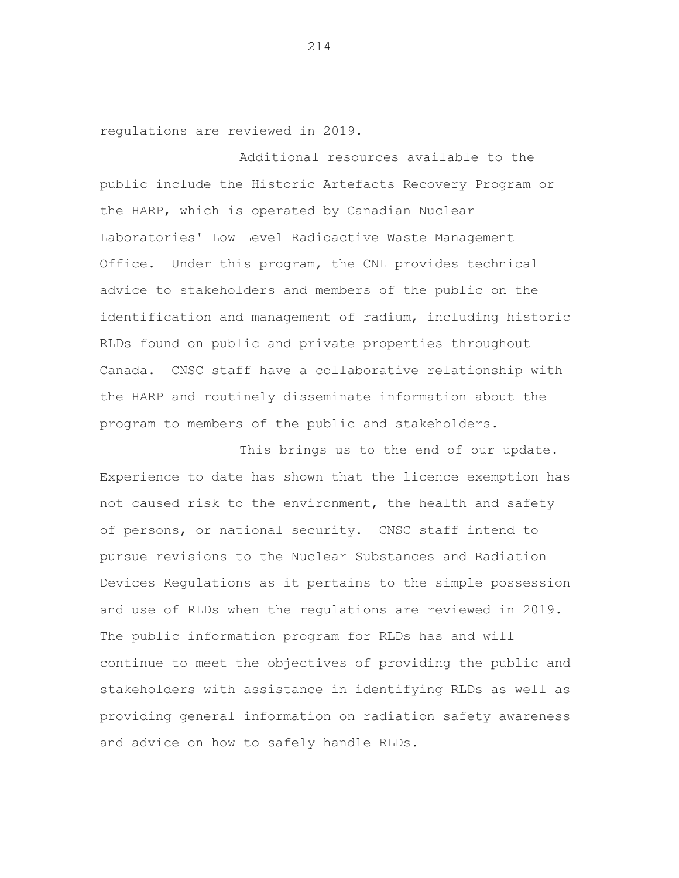regulations are reviewed in 2019.

Additional resources available to the public include the Historic Artefacts Recovery Program or the HARP, which is operated by Canadian Nuclear Laboratories' Low Level Radioactive Waste Management Office. Under this program, the CNL provides technical advice to stakeholders and members of the public on the identification and management of radium, including historic RLDs found on public and private properties throughout Canada. CNSC staff have a collaborative relationship with the HARP and routinely disseminate information about the program to members of the public and stakeholders.

This brings us to the end of our update. Experience to date has shown that the licence exemption has not caused risk to the environment, the health and safety of persons, or national security. CNSC staff intend to pursue revisions to the Nuclear Substances and Radiation Devices Regulations as it pertains to the simple possession and use of RLDs when the regulations are reviewed in 2019. The public information program for RLDs has and will continue to meet the objectives of providing the public and stakeholders with assistance in identifying RLDs as well as providing general information on radiation safety awareness and advice on how to safely handle RLDs.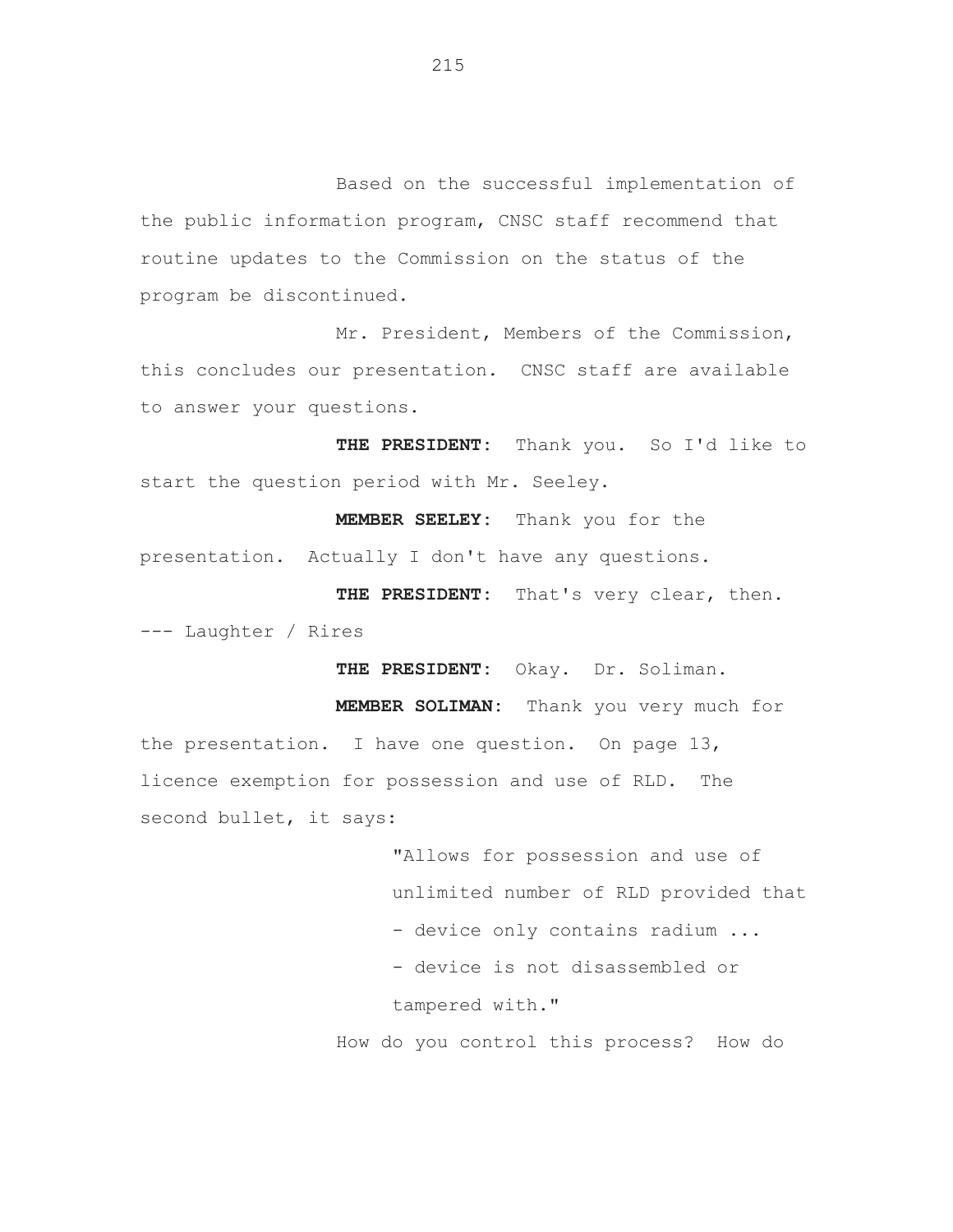Based on the successful implementation of the public information program, CNSC staff recommend that routine updates to the Commission on the status of the program be discontinued.

Mr. President, Members of the Commission, this concludes our presentation. CNSC staff are available to answer your questions.

**THE PRESIDENT:** Thank you. So I'd like to start the question period with Mr. Seeley.

**MEMBER SEELEY:** Thank you for the presentation. Actually I don't have any questions.

**THE PRESIDENT:** That's very clear, then.

--- Laughter / Rires

**THE PRESIDENT:** Okay. Dr. Soliman.

**MEMBER SOLIMAN:** Thank you very much for the presentation. I have one question. On page 13, licence exemption for possession and use of RLD. The second bullet, it says:

> "Allows for possession and use of unlimited number of RLD provided that
> - device only contains radium ...
> - device is not disassembled or tampered with."

How do you control this process? How do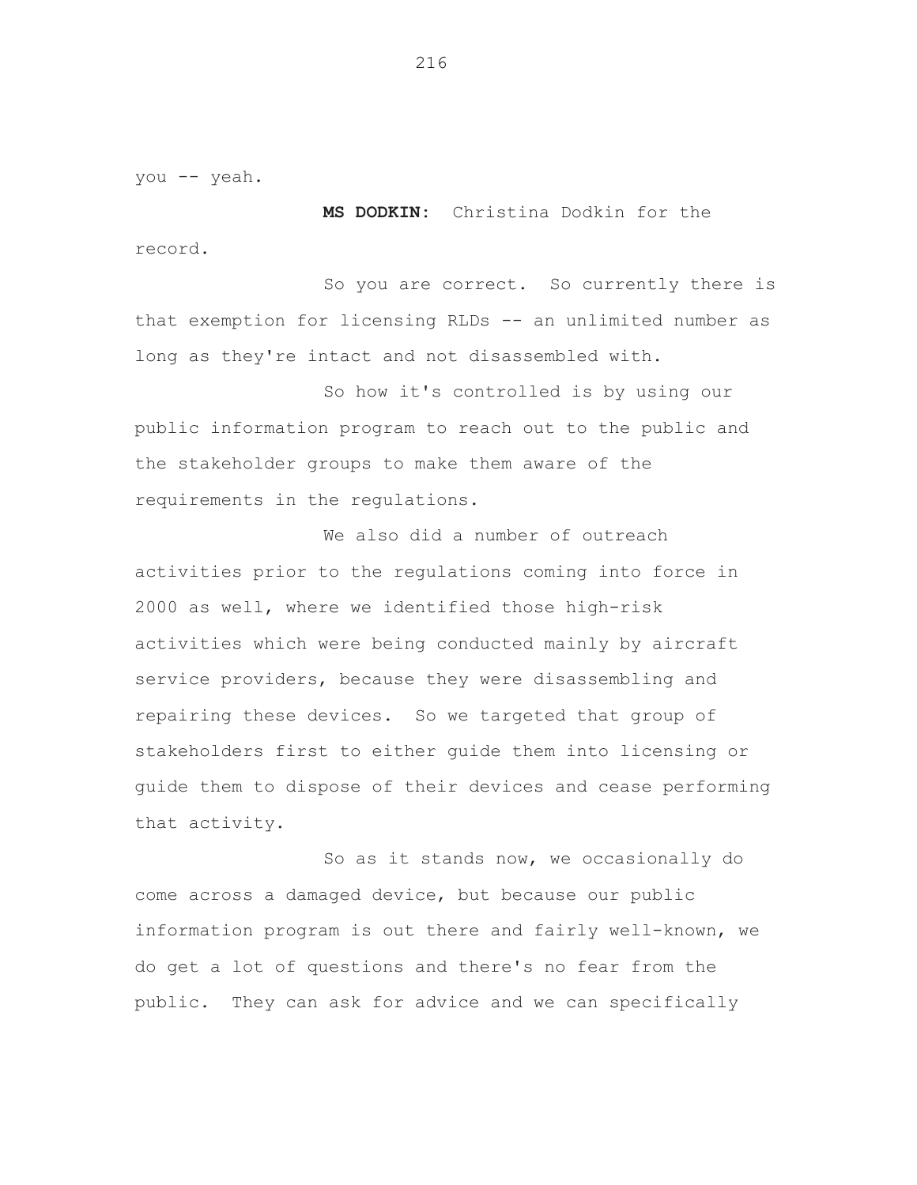you -- yeah.

**MS DODKIN:** Christina Dodkin for the record.

So you are correct. So currently there is that exemption for licensing RLDs -- an unlimited number as long as they're intact and not disassembled with.

So how it's controlled is by using our public information program to reach out to the public and the stakeholder groups to make them aware of the requirements in the regulations.

We also did a number of outreach activities prior to the regulations coming into force in 2000 as well, where we identified those high-risk activities which were being conducted mainly by aircraft service providers, because they were disassembling and repairing these devices. So we targeted that group of stakeholders first to either guide them into licensing or guide them to dispose of their devices and cease performing that activity.

So as it stands now, we occasionally do come across a damaged device, but because our public information program is out there and fairly well-known, we do get a lot of questions and there's no fear from the public. They can ask for advice and we can specifically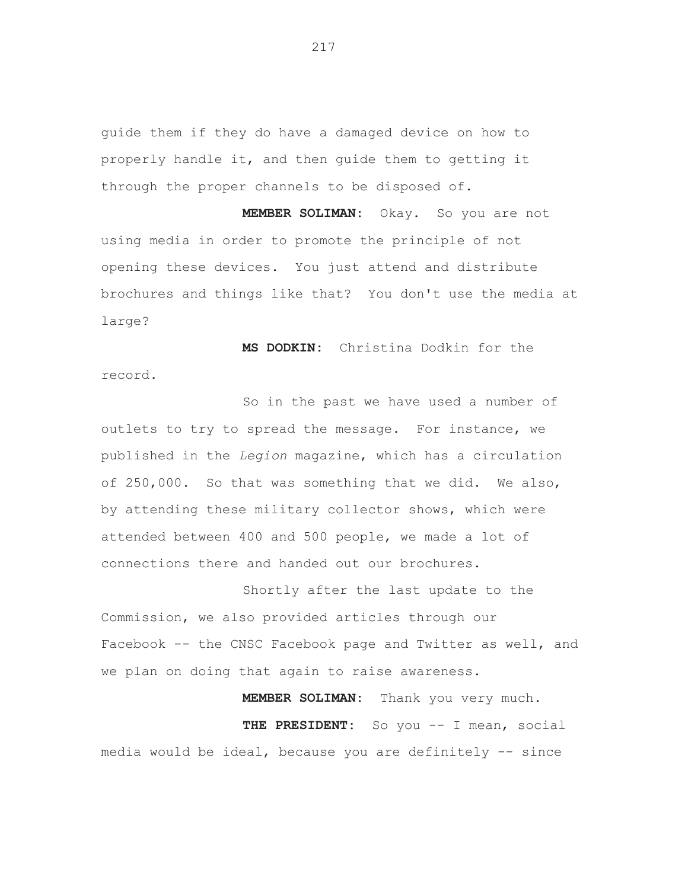guide them if they do have a damaged device on how to properly handle it, and then guide them to getting it through the proper channels to be disposed of.

**MEMBER SOLIMAN:** Okay. So you are not using media in order to promote the principle of not opening these devices. You just attend and distribute brochures and things like that? You don't use the media at large?

**MS DODKIN:** Christina Dodkin for the record.

So in the past we have used a number of outlets to try to spread the message. For instance, we published in the *Legion* magazine, which has a circulation of 250,000. So that was something that we did. We also, by attending these military collector shows, which were attended between 400 and 500 people, we made a lot of connections there and handed out our brochures.

Shortly after the last update to the Commission, we also provided articles through our Facebook -- the CNSC Facebook page and Twitter as well, and we plan on doing that again to raise awareness.

**MEMBER SOLIMAN:** Thank you very much.

**THE PRESIDENT:** So you -- I mean, social media would be ideal, because you are definitely -- since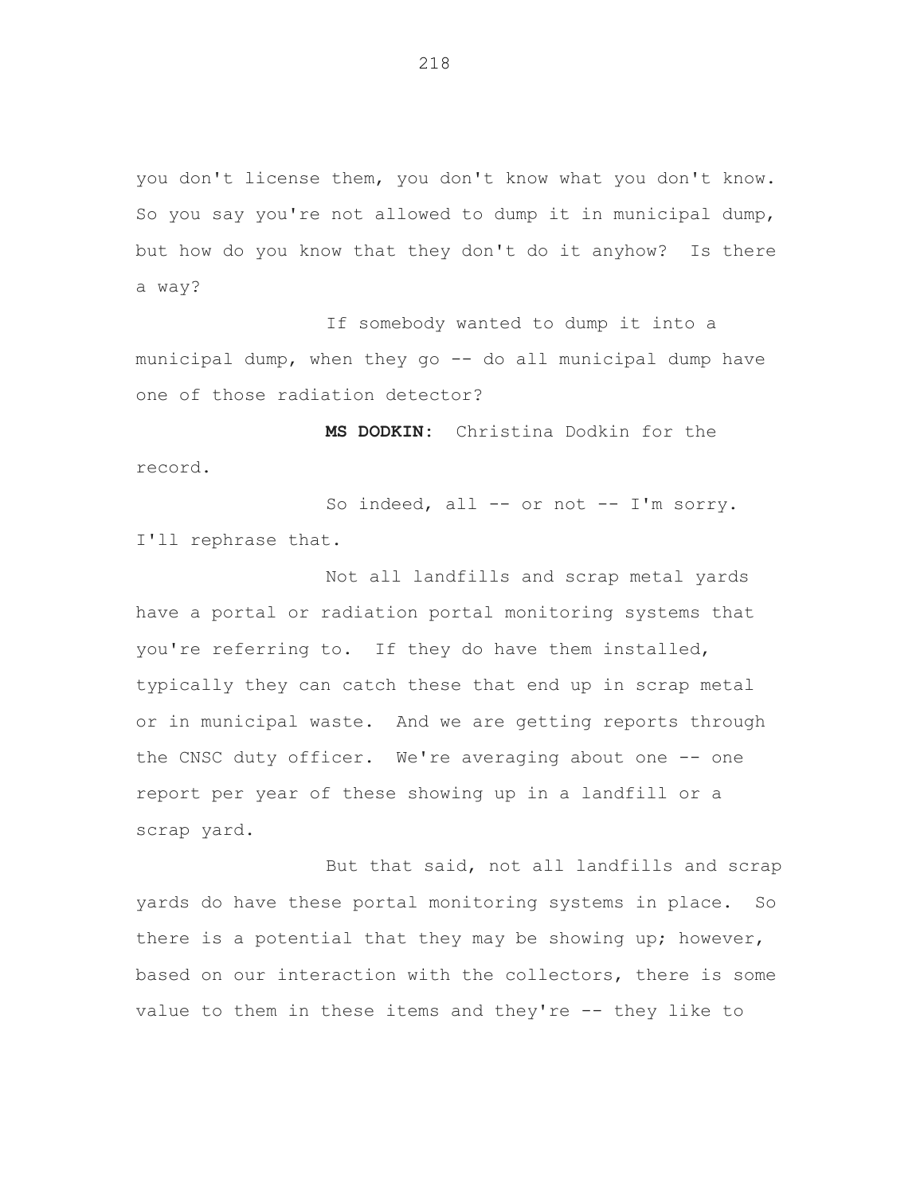you don't license them, you don't know what you don't know. So you say you're not allowed to dump it in municipal dump, but how do you know that they don't do it anyhow? Is there a way?

If somebody wanted to dump it into a municipal dump, when they go -- do all municipal dump have one of those radiation detector?

**MS DODKIN:** Christina Dodkin for the record.

So indeed, all -- or not -- I'm sorry. I'll rephrase that.

Not all landfills and scrap metal yards have a portal or radiation portal monitoring systems that you're referring to. If they do have them installed, typically they can catch these that end up in scrap metal or in municipal waste. And we are getting reports through the CNSC duty officer. We're averaging about one -- one report per year of these showing up in a landfill or a scrap yard.

But that said, not all landfills and scrap yards do have these portal monitoring systems in place. So there is a potential that they may be showing up; however, based on our interaction with the collectors, there is some value to them in these items and they're -- they like to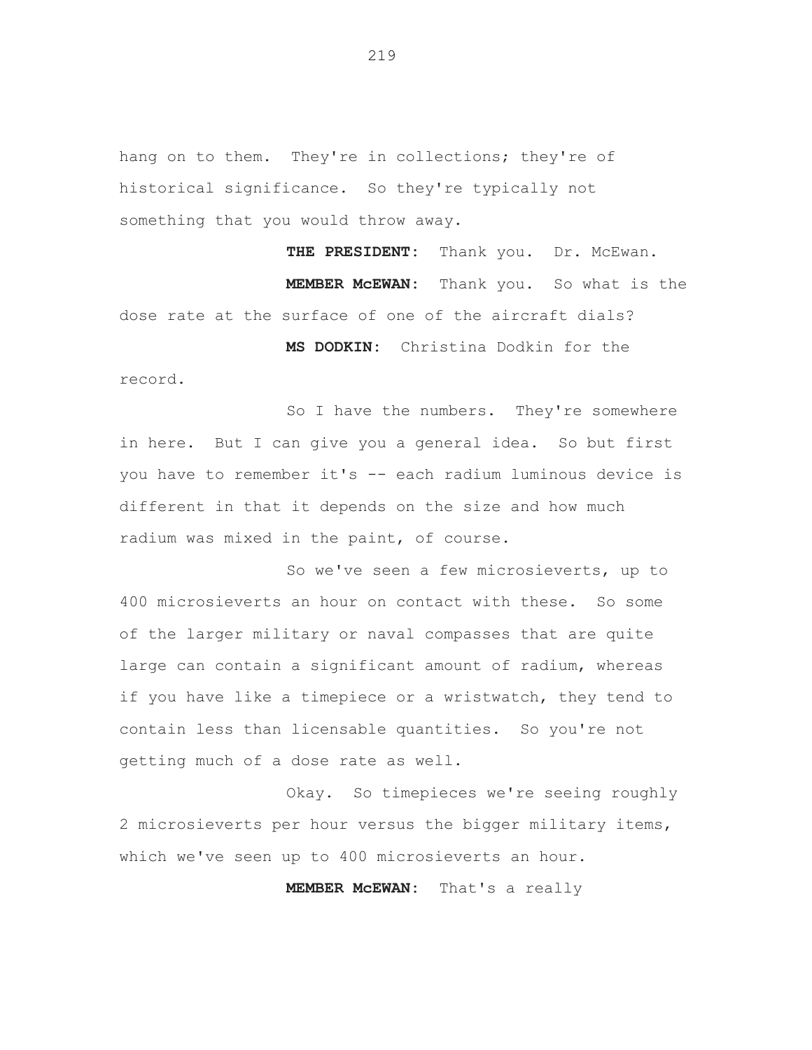hang on to them. They're in collections; they're of historical significance. So they're typically not something that you would throw away.

**THE PRESIDENT:** Thank you. Dr. McEwan.

**MEMBER McEWAN:** Thank you. So what is the dose rate at the surface of one of the aircraft dials?

**MS DODKIN:** Christina Dodkin for the record.

So I have the numbers. They're somewhere in here. But I can give you a general idea. So but first you have to remember it's -- each radium luminous device is different in that it depends on the size and how much radium was mixed in the paint, of course.

So we've seen a few microsieverts, up to 400 microsieverts an hour on contact with these. So some of the larger military or naval compasses that are quite large can contain a significant amount of radium, whereas if you have like a timepiece or a wristwatch, they tend to contain less than licensable quantities. So you're not getting much of a dose rate as well.

Okay. So timepieces we're seeing roughly 2 microsieverts per hour versus the bigger military items, which we've seen up to 400 microsieverts an hour.

**MEMBER McEWAN:** That's a really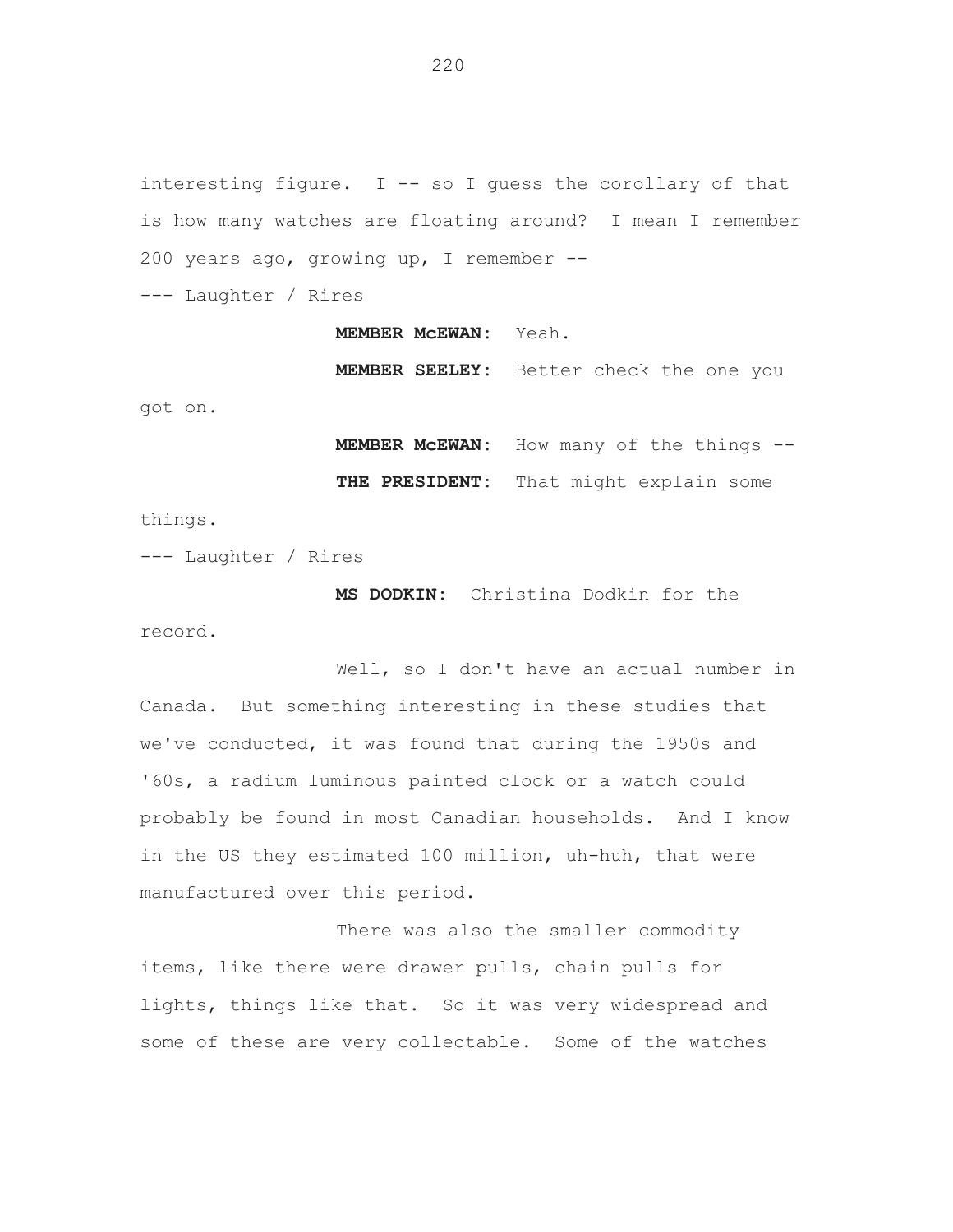interesting figure. I -- so I guess the corollary of that is how many watches are floating around? I mean I remember 200 years ago, growing up, I remember --

--- Laughter / Rires

**MEMBER McEWAN:** Yeah.

**MEMBER SEELEY:** Better check the one you got on.

**MEMBER McEWAN:** How many of the things --

**THE PRESIDENT:** That might explain some things.

--- Laughter / Rires

**MS DODKIN:** Christina Dodkin for the record.

Well, so I don't have an actual number in Canada. But something interesting in these studies that we've conducted, it was found that during the 1950s and '60s, a radium luminous painted clock or a watch could probably be found in most Canadian households. And I know in the US they estimated 100 million, uh-huh, that were manufactured over this period.

There was also the smaller commodity items, like there were drawer pulls, chain pulls for lights, things like that. So it was very widespread and some of these are very collectable. Some of the watches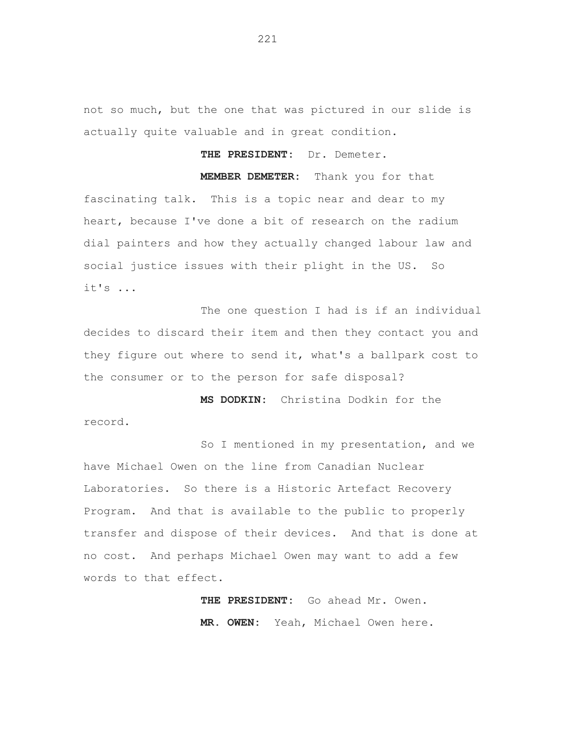not so much, but the one that was pictured in our slide is actually quite valuable and in great condition.

**THE PRESIDENT:** Dr. Demeter.

**MEMBER DEMETER:** Thank you for that fascinating talk. This is a topic near and dear to my heart, because I've done a bit of research on the radium dial painters and how they actually changed labour law and social justice issues with their plight in the US. So it's ...

The one question I had is if an individual decides to discard their item and then they contact you and they figure out where to send it, what's a ballpark cost to the consumer or to the person for safe disposal?

**MS DODKIN:** Christina Dodkin for the record.

So I mentioned in my presentation, and we have Michael Owen on the line from Canadian Nuclear Laboratories. So there is a Historic Artefact Recovery Program. And that is available to the public to properly transfer and dispose of their devices. And that is done at no cost. And perhaps Michael Owen may want to add a few words to that effect.

**THE PRESIDENT:** Go ahead Mr. Owen.

**MR. OWEN:** Yeah, Michael Owen here.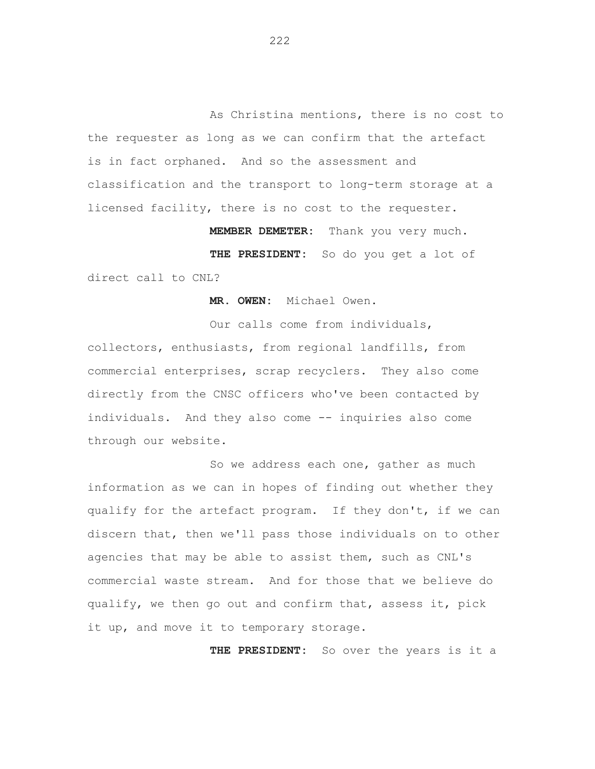As Christina mentions, there is no cost to the requester as long as we can confirm that the artefact is in fact orphaned. And so the assessment and classification and the transport to long-term storage at a licensed facility, there is no cost to the requester.

**MEMBER DEMETER:** Thank you very much.

**THE PRESIDENT:** So do you get a lot of direct call to CNL?

**MR. OWEN:** Michael Owen.

Our calls come from individuals, collectors, enthusiasts, from regional landfills, from commercial enterprises, scrap recyclers. They also come directly from the CNSC officers who've been contacted by individuals. And they also come -- inquiries also come through our website.

So we address each one, gather as much information as we can in hopes of finding out whether they qualify for the artefact program. If they don't, if we can discern that, then we'll pass those individuals on to other agencies that may be able to assist them, such as CNL's commercial waste stream. And for those that we believe do qualify, we then go out and confirm that, assess it, pick it up, and move it to temporary storage.

**THE PRESIDENT:** So over the years is it a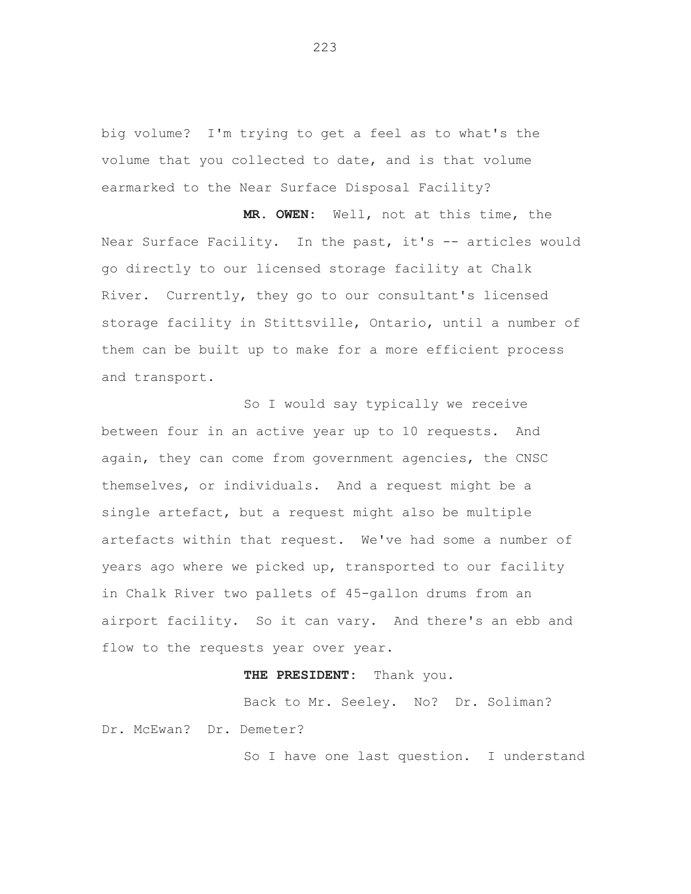big volume? I'm trying to get a feel as to what's the volume that you collected to date, and is that volume earmarked to the Near Surface Disposal Facility?

**MR. OWEN:** Well, not at this time, the Near Surface Facility. In the past, it's -- articles would go directly to our licensed storage facility at Chalk River. Currently, they go to our consultant's licensed storage facility in Stittsville, Ontario, until a number of them can be built up to make for a more efficient process and transport.

So I would say typically we receive between four in an active year up to 10 requests. And again, they can come from government agencies, the CNSC themselves, or individuals. And a request might be a single artefact, but a request might also be multiple artefacts within that request. We've had some a number of years ago where we picked up, transported to our facility in Chalk River two pallets of 45-gallon drums from an airport facility. So it can vary. And there's an ebb and flow to the requests year over year.

**THE PRESIDENT:** Thank you.

Back to Mr. Seeley. No? Dr. Soliman? Dr. McEwan? Dr. Demeter?

So I have one last question. I understand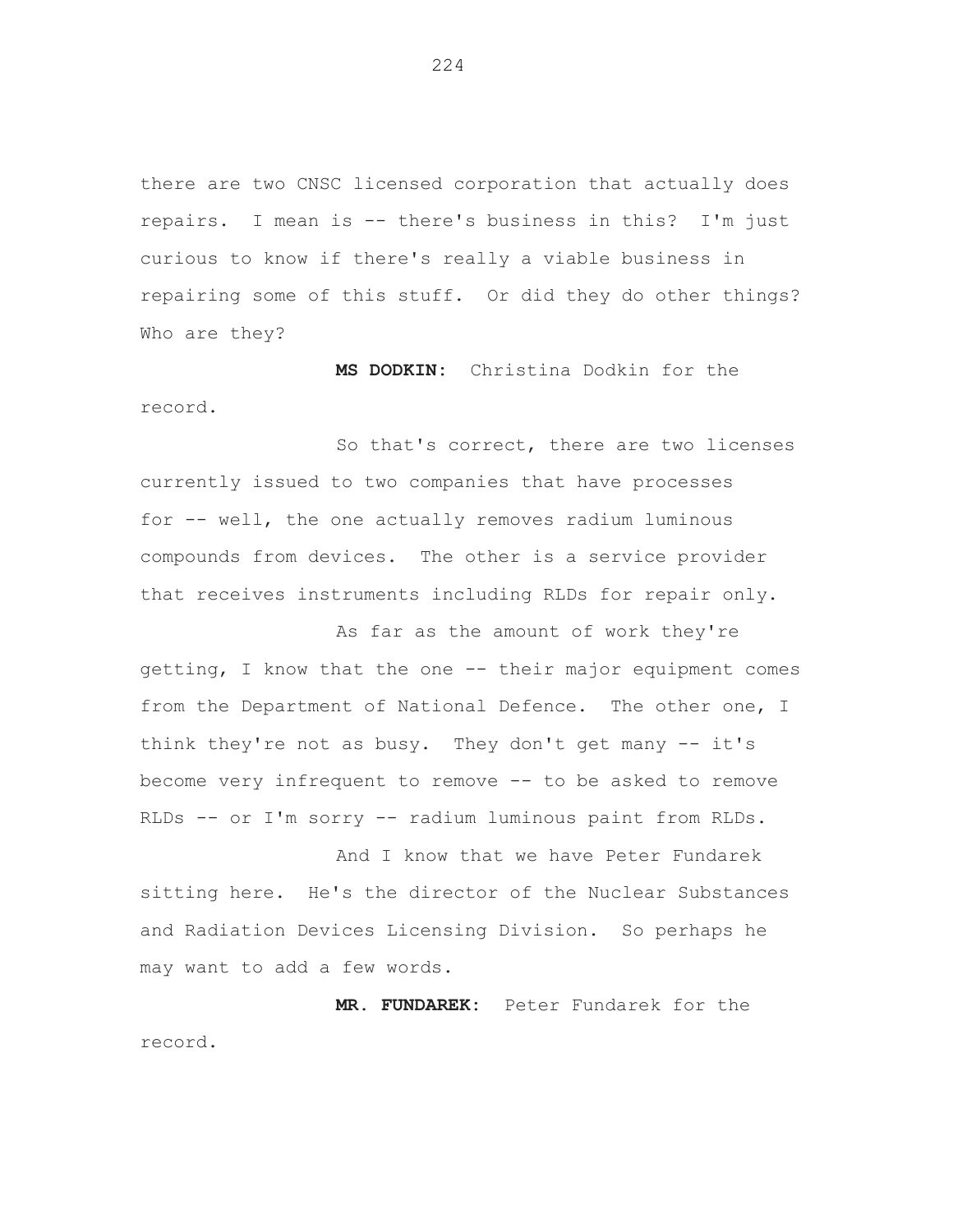there are two CNSC licensed corporation that actually does repairs. I mean is -- there's business in this? I'm just curious to know if there's really a viable business in repairing some of this stuff. Or did they do other things? Who are they?

**MS DODKIN:** Christina Dodkin for the record.

So that's correct, there are two licenses currently issued to two companies that have processes for -- well, the one actually removes radium luminous compounds from devices. The other is a service provider that receives instruments including RLDs for repair only.

As far as the amount of work they're getting, I know that the one -- their major equipment comes from the Department of National Defence. The other one, I think they're not as busy. They don't get many -- it's become very infrequent to remove -- to be asked to remove RLDs -- or I'm sorry -- radium luminous paint from RLDs.

And I know that we have Peter Fundarek sitting here. He's the director of the Nuclear Substances and Radiation Devices Licensing Division. So perhaps he may want to add a few words.

**MR. FUNDAREK:** Peter Fundarek for the record.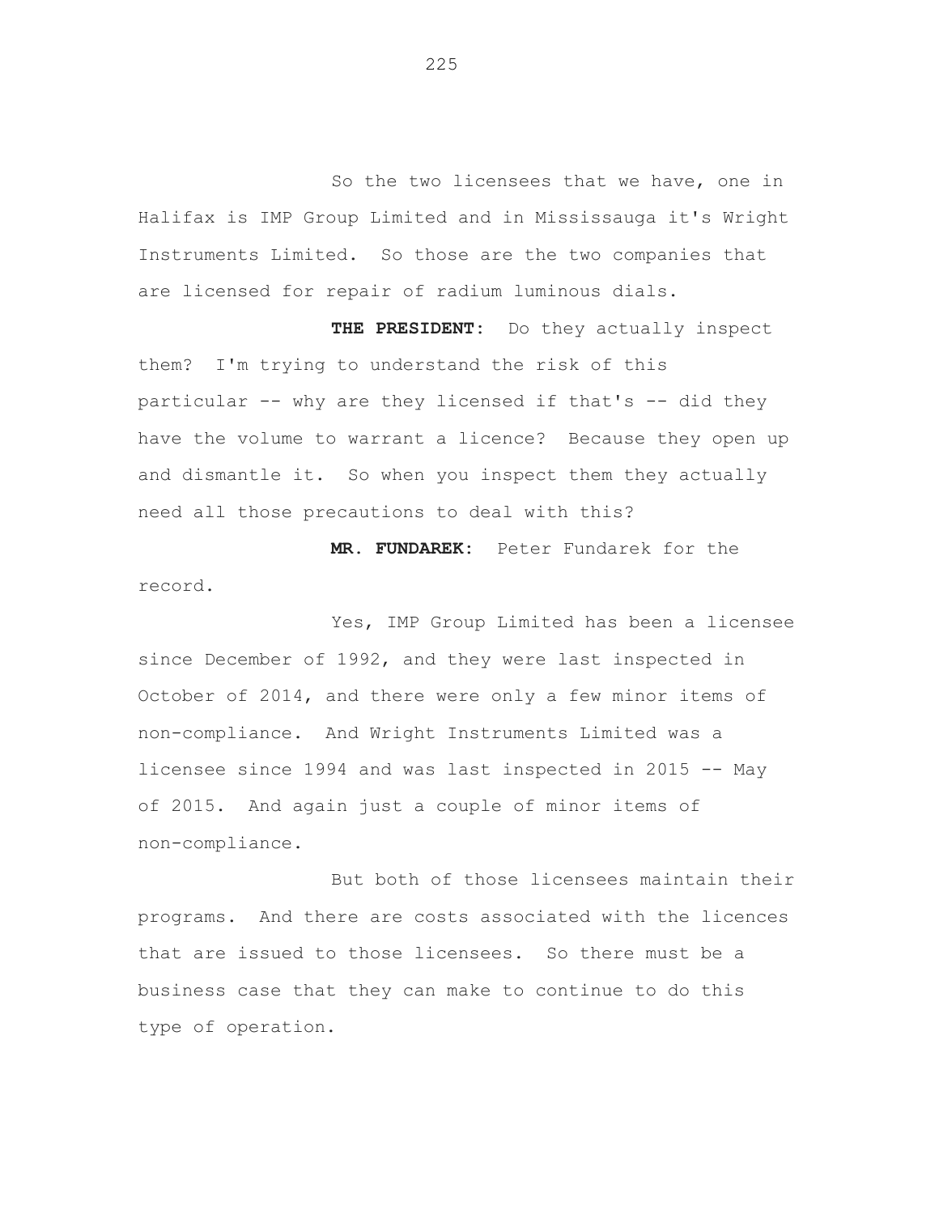So the two licensees that we have, one in Halifax is IMP Group Limited and in Mississauga it's Wright Instruments Limited. So those are the two companies that are licensed for repair of radium luminous dials.

**THE PRESIDENT:** Do they actually inspect them? I'm trying to understand the risk of this particular -- why are they licensed if that's -- did they have the volume to warrant a licence? Because they open up and dismantle it. So when you inspect them they actually need all those precautions to deal with this?

**MR. FUNDAREK:** Peter Fundarek for the record.

Yes, IMP Group Limited has been a licensee since December of 1992, and they were last inspected in October of 2014, and there were only a few minor items of non-compliance. And Wright Instruments Limited was a licensee since 1994 and was last inspected in 2015 -- May of 2015. And again just a couple of minor items of non-compliance.

But both of those licensees maintain their programs. And there are costs associated with the licences that are issued to those licensees. So there must be a business case that they can make to continue to do this type of operation.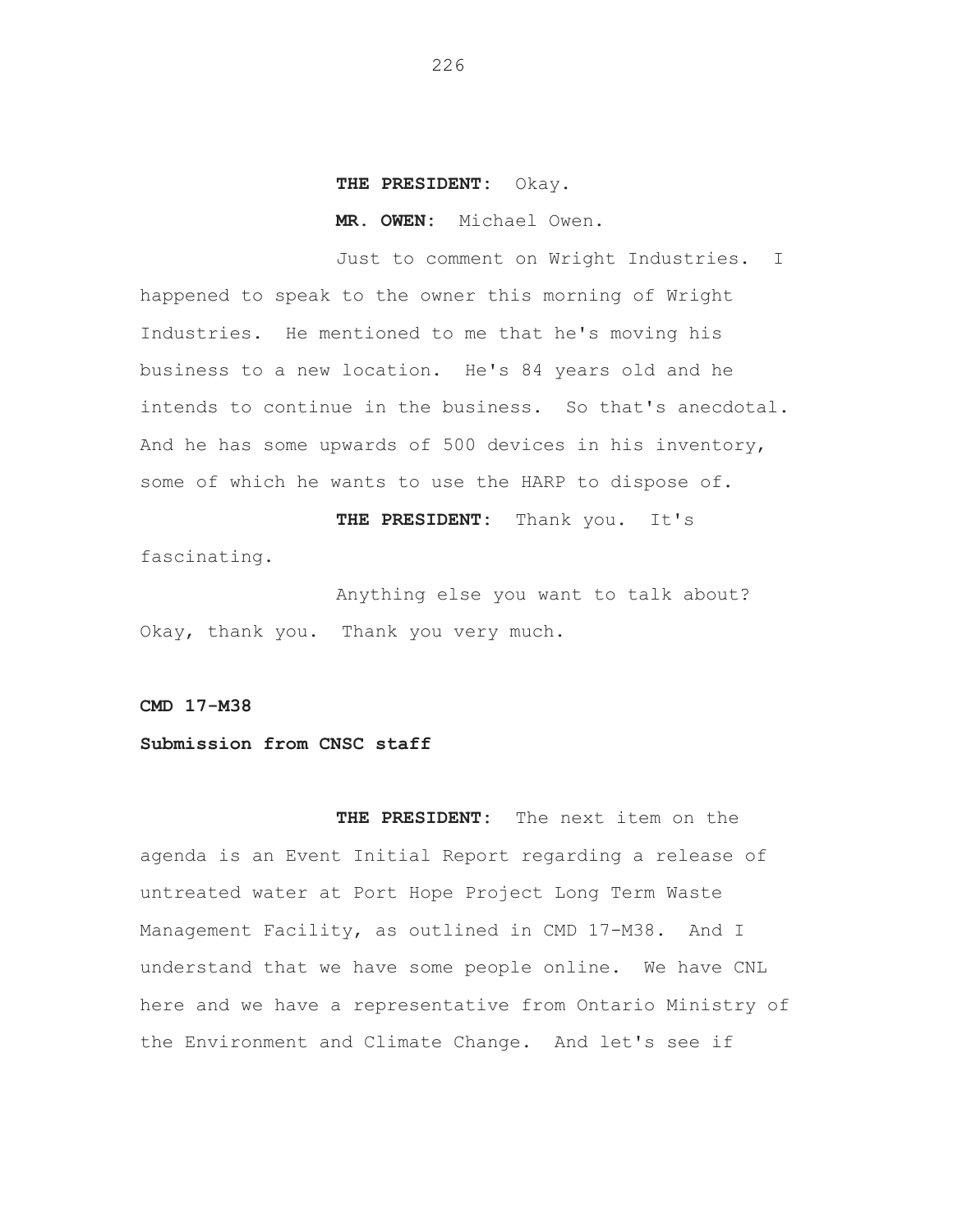**THE PRESIDENT:** Okay.

**MR. OWEN:** Michael Owen.

Just to comment on Wright Industries. I happened to speak to the owner this morning of Wright Industries. He mentioned to me that he's moving his business to a new location. He's 84 years old and he intends to continue in the business. So that's anecdotal. And he has some upwards of 500 devices in his inventory, some of which he wants to use the HARP to dispose of.

**THE PRESIDENT:** Thank you. It's fascinating.

Anything else you want to talk about? Okay, thank you. Thank you very much.

**CMD 17-M38**

**Submission from CNSC staff**

**THE PRESIDENT:** The next item on the agenda is an Event Initial Report regarding a release of untreated water at Port Hope Project Long Term Waste Management Facility, as outlined in CMD 17-M38. And I understand that we have some people online. We have CNL here and we have a representative from Ontario Ministry of the Environment and Climate Change. And let's see if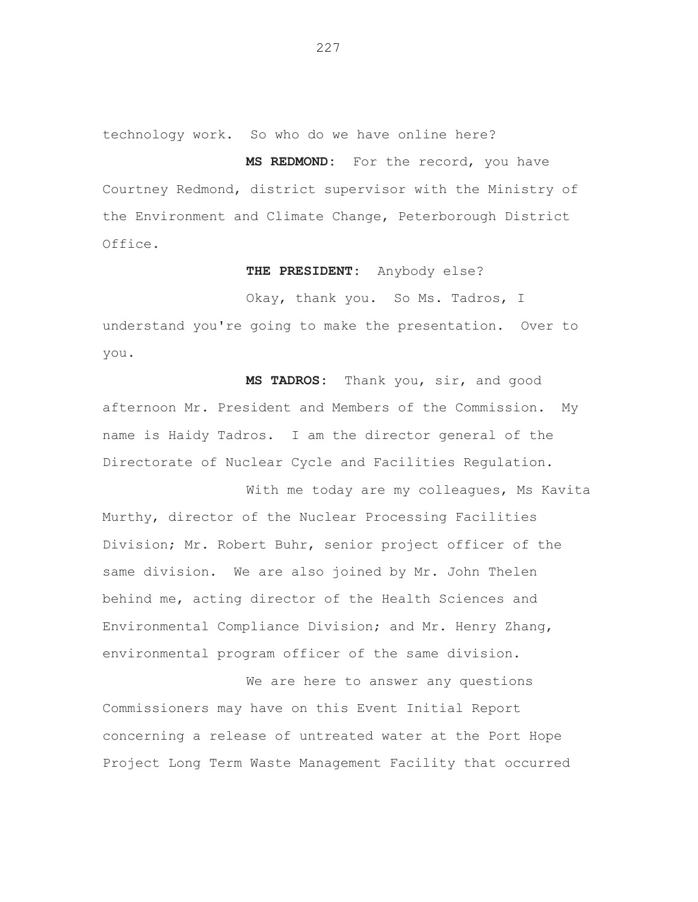technology work. So who do we have online here?

**MS REDMOND:** For the record, you have Courtney Redmond, district supervisor with the Ministry of the Environment and Climate Change, Peterborough District Office.

**THE PRESIDENT:** Anybody else?

Okay, thank you. So Ms. Tadros, I understand you're going to make the presentation. Over to you.

**MS TADROS:** Thank you, sir, and good afternoon Mr. President and Members of the Commission. My name is Haidy Tadros. I am the director general of the Directorate of Nuclear Cycle and Facilities Regulation.

With me today are my colleagues, Ms Kavita Murthy, director of the Nuclear Processing Facilities Division; Mr. Robert Buhr, senior project officer of the same division. We are also joined by Mr. John Thelen behind me, acting director of the Health Sciences and Environmental Compliance Division; and Mr. Henry Zhang, environmental program officer of the same division.

We are here to answer any questions Commissioners may have on this Event Initial Report concerning a release of untreated water at the Port Hope Project Long Term Waste Management Facility that occurred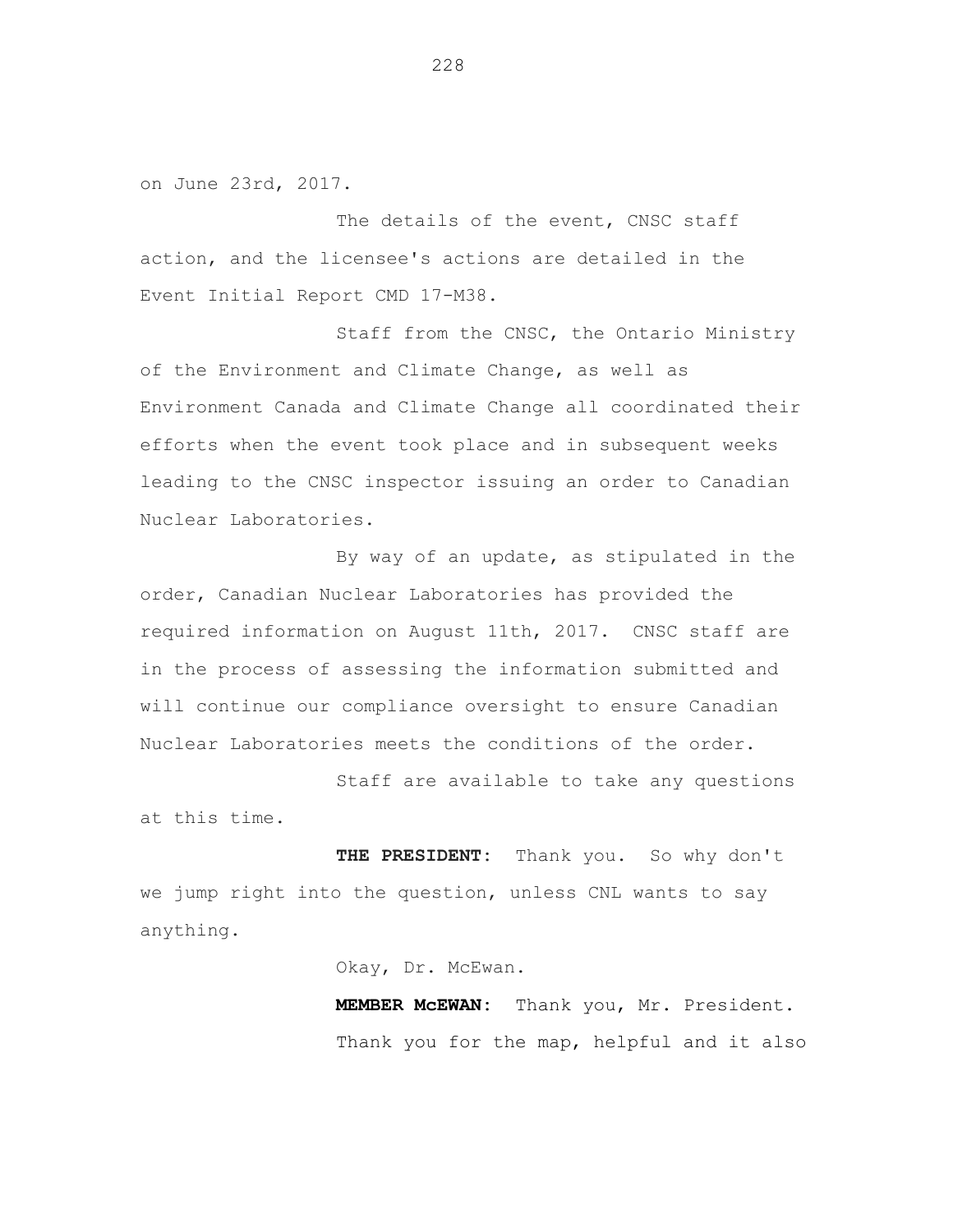on June 23rd, 2017.

The details of the event, CNSC staff action, and the licensee's actions are detailed in the Event Initial Report CMD 17-M38.

Staff from the CNSC, the Ontario Ministry of the Environment and Climate Change, as well as Environment Canada and Climate Change all coordinated their efforts when the event took place and in subsequent weeks leading to the CNSC inspector issuing an order to Canadian Nuclear Laboratories.

By way of an update, as stipulated in the order, Canadian Nuclear Laboratories has provided the required information on August 11th, 2017. CNSC staff are in the process of assessing the information submitted and will continue our compliance oversight to ensure Canadian Nuclear Laboratories meets the conditions of the order.

Staff are available to take any questions at this time.

**THE PRESIDENT:** Thank you. So why don't we jump right into the question, unless CNL wants to say anything.

Okay, Dr. McEwan.

**MEMBER McEWAN:** Thank you, Mr. President.

Thank you for the map, helpful and it also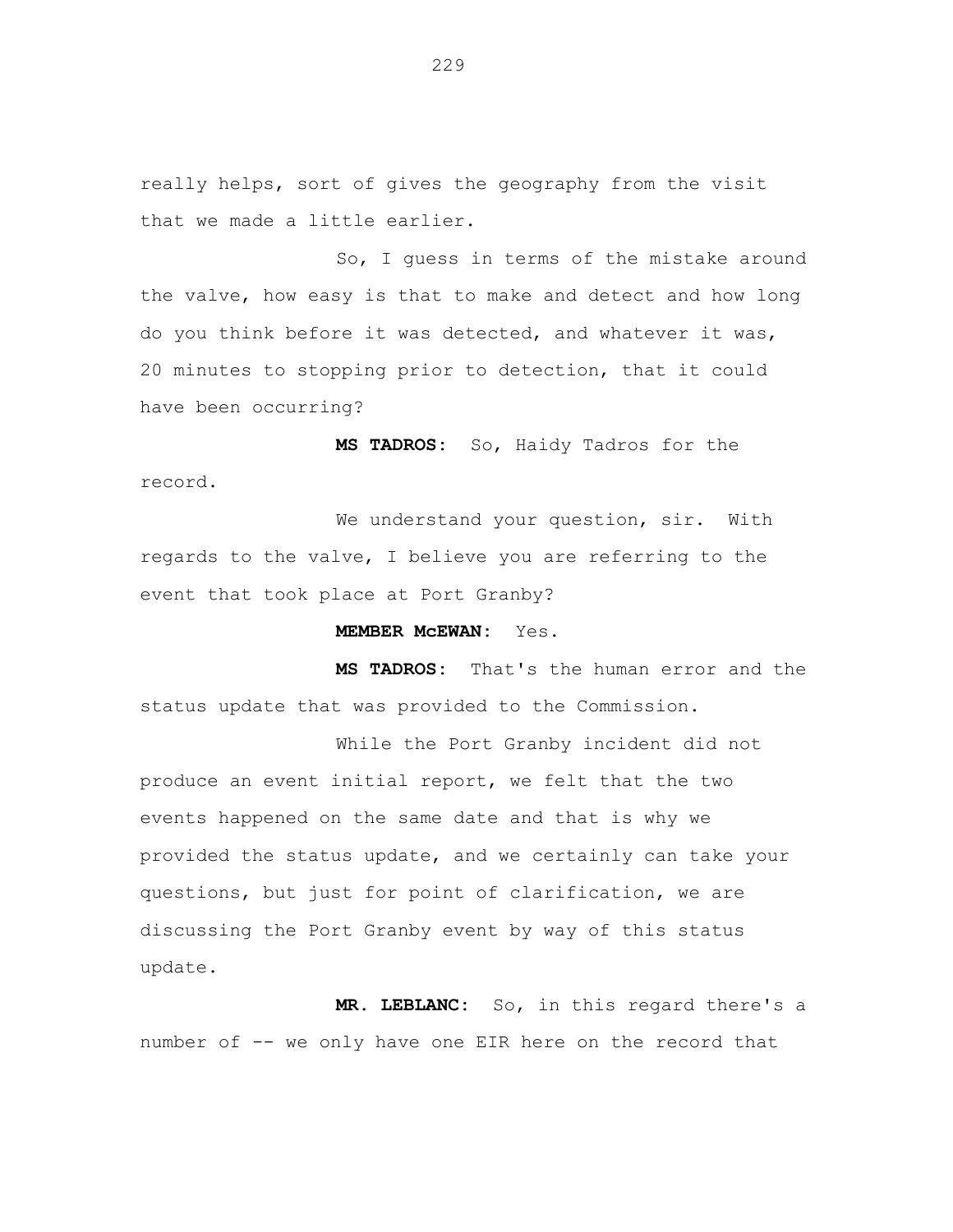really helps, sort of gives the geography from the visit that we made a little earlier.

So, I guess in terms of the mistake around the valve, how easy is that to make and detect and how long do you think before it was detected, and whatever it was, 20 minutes to stopping prior to detection, that it could have been occurring?

**MS TADROS:** So, Haidy Tadros for the record.

We understand your question, sir. With regards to the valve, I believe you are referring to the event that took place at Port Granby?

**MEMBER McEWAN:** Yes.

**MS TADROS:** That's the human error and the status update that was provided to the Commission.

While the Port Granby incident did not produce an event initial report, we felt that the two events happened on the same date and that is why we provided the status update, and we certainly can take your questions, but just for point of clarification, we are discussing the Port Granby event by way of this status update.

**MR. LEBLANC:** So, in this regard there's a number of -- we only have one EIR here on the record that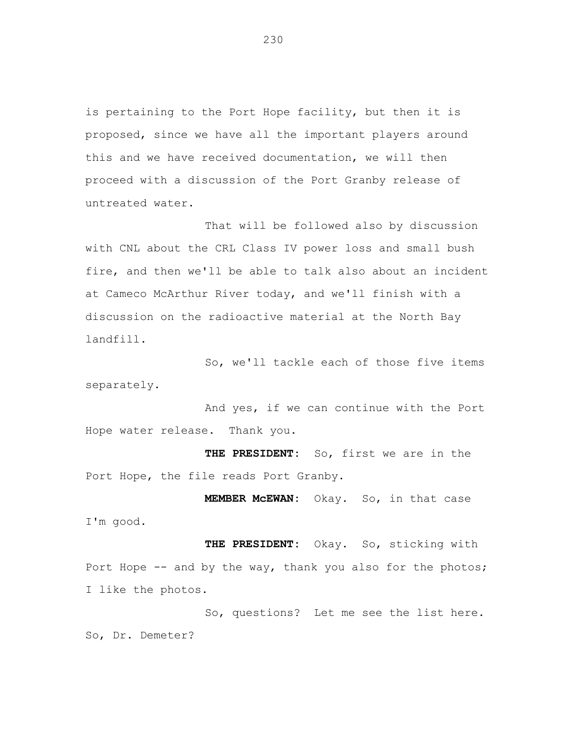is pertaining to the Port Hope facility, but then it is proposed, since we have all the important players around this and we have received documentation, we will then proceed with a discussion of the Port Granby release of untreated water.

That will be followed also by discussion with CNL about the CRL Class IV power loss and small bush fire, and then we'll be able to talk also about an incident at Cameco McArthur River today, and we'll finish with a discussion on the radioactive material at the North Bay landfill.

So, we'll tackle each of those five items separately.

And yes, if we can continue with the Port Hope water release. Thank you.

**THE PRESIDENT:** So, first we are in the Port Hope, the file reads Port Granby.

**MEMBER McEWAN:** Okay. So, in that case I'm good.

**THE PRESIDENT:** Okay. So, sticking with Port Hope -- and by the way, thank you also for the photos; I like the photos.

So, questions? Let me see the list here. So, Dr. Demeter?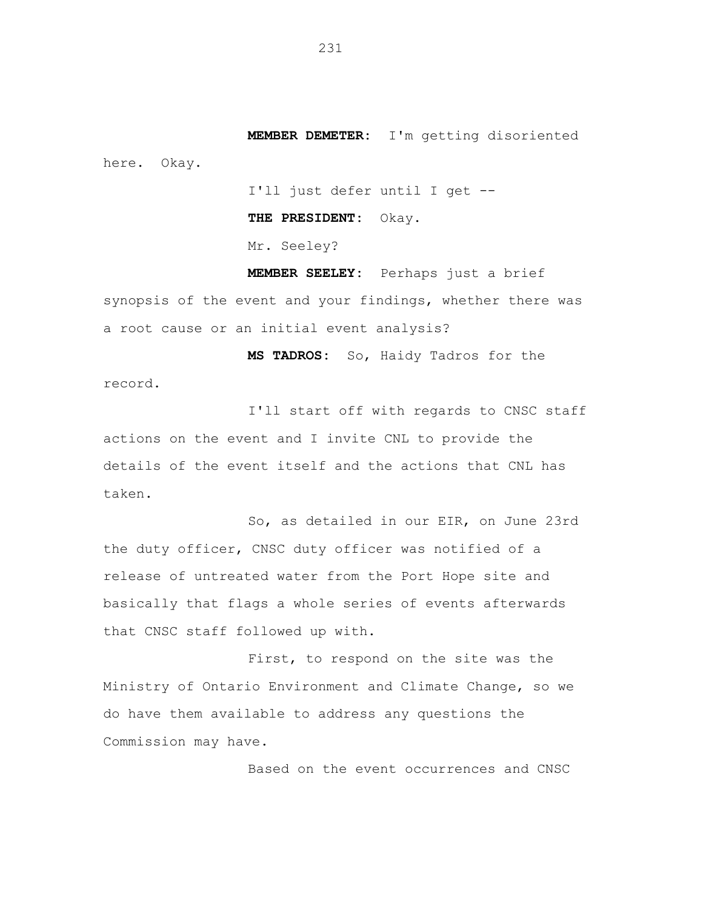**MEMBER DEMETER:** I'm getting disoriented here. Okay.

I'll just defer until I get --

**THE PRESIDENT:** Okay.

Mr. Seeley?

**MEMBER SEELEY:** Perhaps just a brief synopsis of the event and your findings, whether there was a root cause or an initial event analysis?

**MS TADROS:** So, Haidy Tadros for the record.

I'll start off with regards to CNSC staff actions on the event and I invite CNL to provide the details of the event itself and the actions that CNL has taken.

So, as detailed in our EIR, on June 23rd the duty officer, CNSC duty officer was notified of a release of untreated water from the Port Hope site and basically that flags a whole series of events afterwards that CNSC staff followed up with.

First, to respond on the site was the Ministry of Ontario Environment and Climate Change, so we do have them available to address any questions the Commission may have.

Based on the event occurrences and CNSC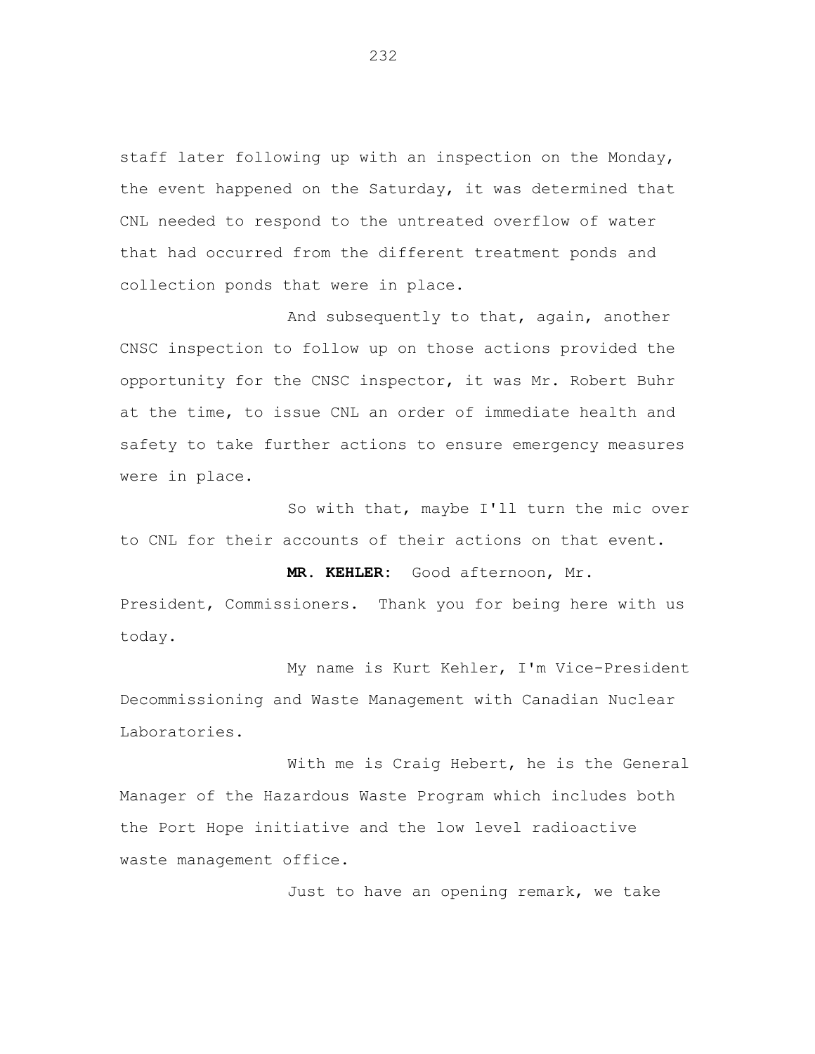staff later following up with an inspection on the Monday, the event happened on the Saturday, it was determined that CNL needed to respond to the untreated overflow of water that had occurred from the different treatment ponds and collection ponds that were in place.

And subsequently to that, again, another CNSC inspection to follow up on those actions provided the opportunity for the CNSC inspector, it was Mr. Robert Buhr at the time, to issue CNL an order of immediate health and safety to take further actions to ensure emergency measures were in place.

So with that, maybe I'll turn the mic over to CNL for their accounts of their actions on that event.

**MR. KEHLER:** Good afternoon, Mr. President, Commissioners. Thank you for being here with us today.

My name is Kurt Kehler, I'm Vice-President Decommissioning and Waste Management with Canadian Nuclear Laboratories.

With me is Craig Hebert, he is the General Manager of the Hazardous Waste Program which includes both the Port Hope initiative and the low level radioactive waste management office.

Just to have an opening remark, we take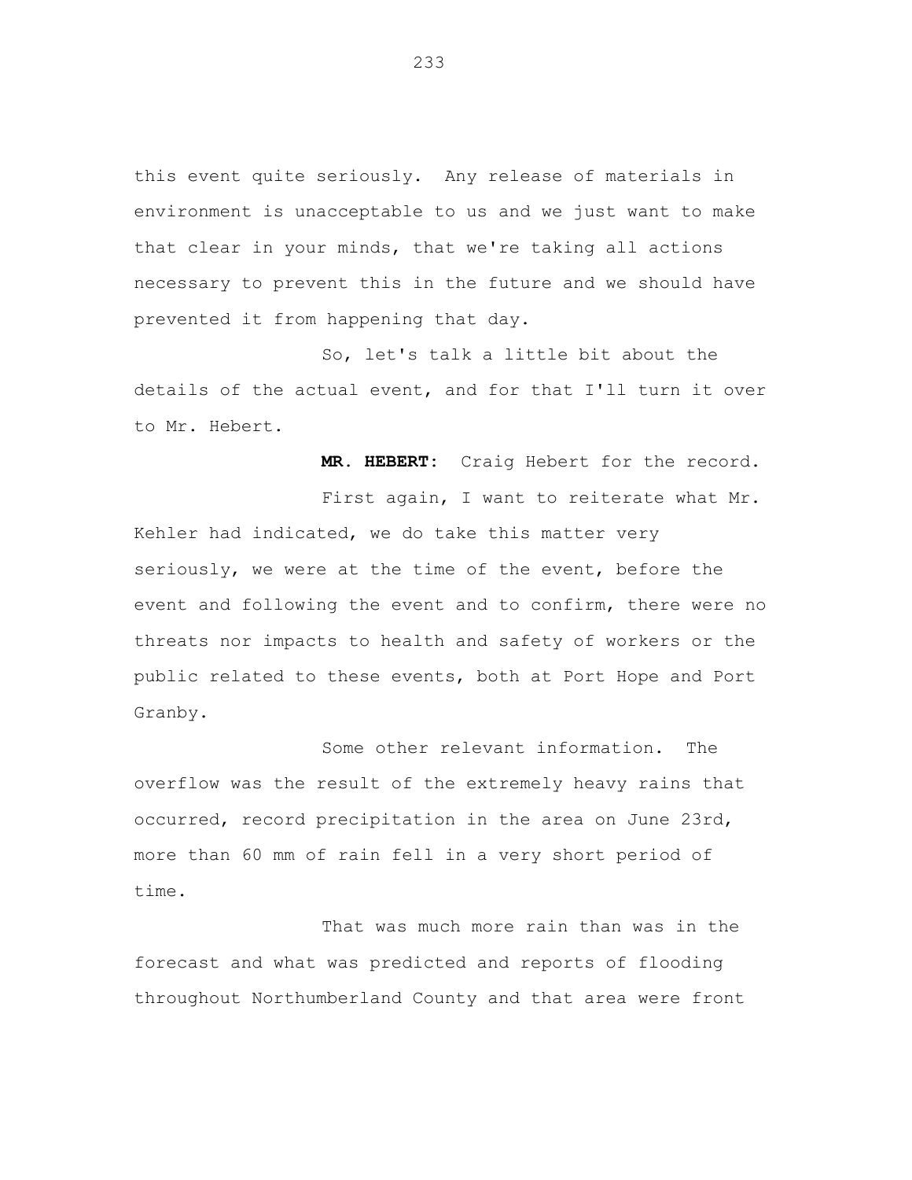this event quite seriously. Any release of materials in environment is unacceptable to us and we just want to make that clear in your minds, that we're taking all actions necessary to prevent this in the future and we should have prevented it from happening that day.

So, let's talk a little bit about the details of the actual event, and for that I'll turn it over to Mr. Hebert.

**MR. HEBERT:** Craig Hebert for the record.

First again, I want to reiterate what Mr. Kehler had indicated, we do take this matter very seriously, we were at the time of the event, before the event and following the event and to confirm, there were no threats nor impacts to health and safety of workers or the public related to these events, both at Port Hope and Port Granby.

Some other relevant information. The overflow was the result of the extremely heavy rains that occurred, record precipitation in the area on June 23rd, more than 60 mm of rain fell in a very short period of time.

That was much more rain than was in the forecast and what was predicted and reports of flooding throughout Northumberland County and that area were front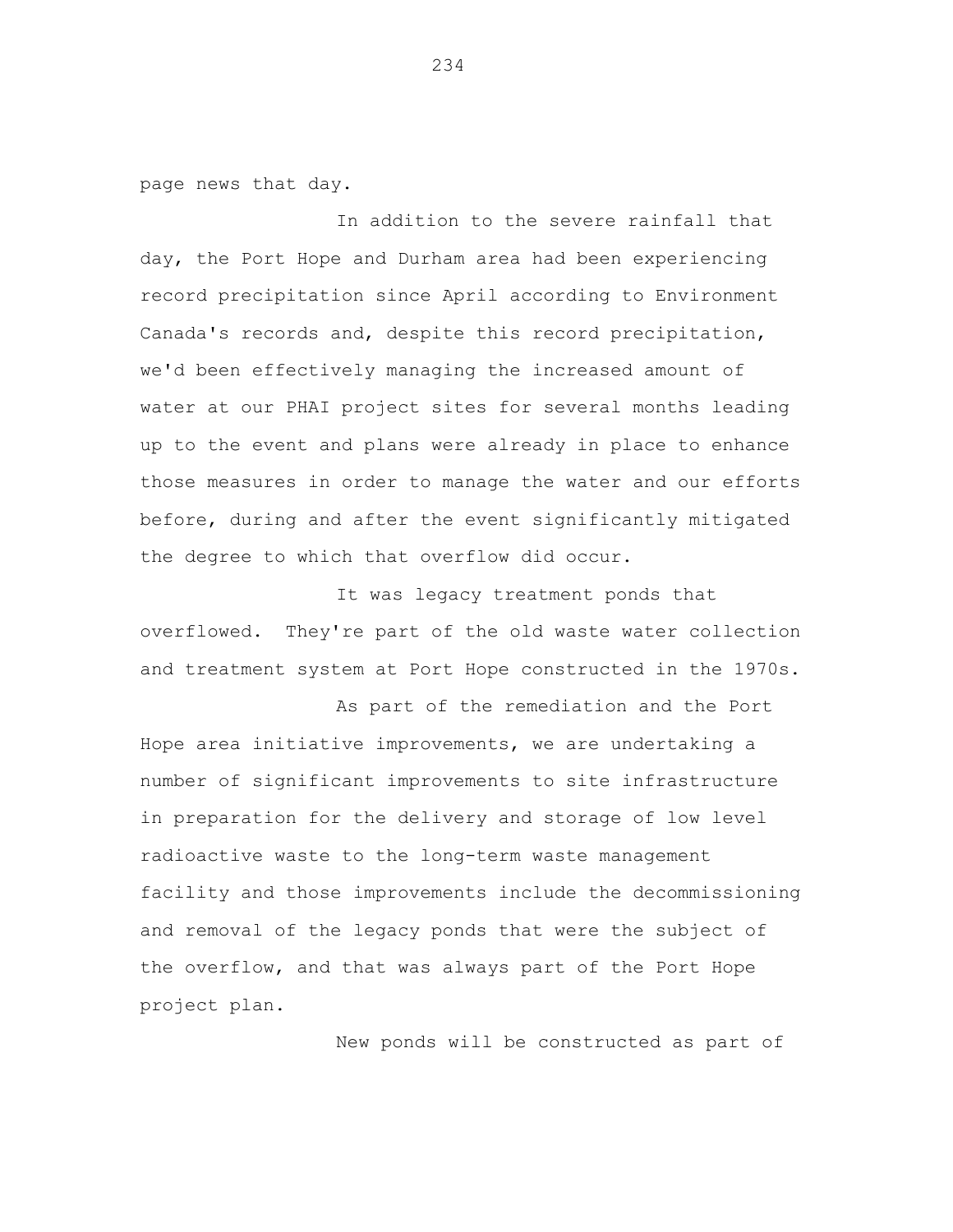page news that day.

In addition to the severe rainfall that day, the Port Hope and Durham area had been experiencing record precipitation since April according to Environment Canada's records and, despite this record precipitation, we'd been effectively managing the increased amount of water at our PHAI project sites for several months leading up to the event and plans were already in place to enhance those measures in order to manage the water and our efforts before, during and after the event significantly mitigated the degree to which that overflow did occur.

It was legacy treatment ponds that overflowed. They're part of the old waste water collection and treatment system at Port Hope constructed in the 1970s.

As part of the remediation and the Port Hope area initiative improvements, we are undertaking a number of significant improvements to site infrastructure in preparation for the delivery and storage of low level radioactive waste to the long-term waste management facility and those improvements include the decommissioning and removal of the legacy ponds that were the subject of the overflow, and that was always part of the Port Hope project plan.

New ponds will be constructed as part of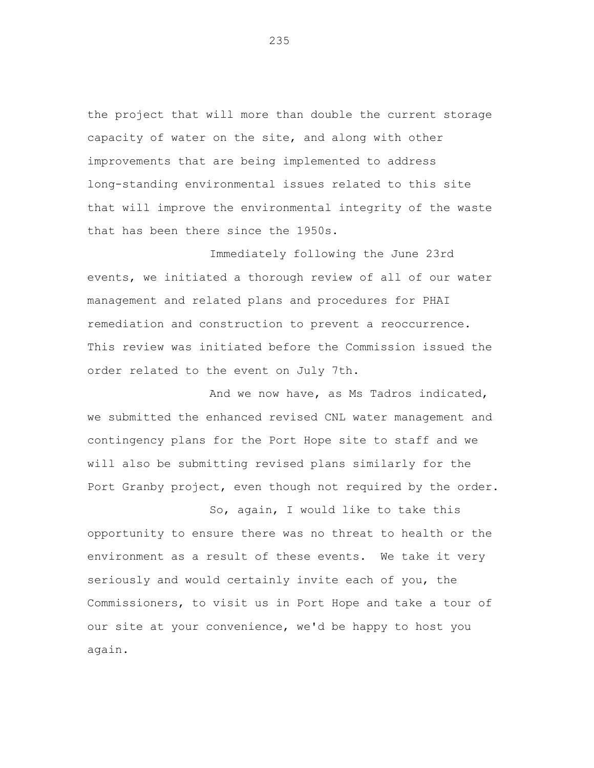the project that will more than double the current storage capacity of water on the site, and along with other improvements that are being implemented to address long-standing environmental issues related to this site that will improve the environmental integrity of the waste that has been there since the 1950s.

Immediately following the June 23rd events, we initiated a thorough review of all of our water management and related plans and procedures for PHAI remediation and construction to prevent a reoccurrence. This review was initiated before the Commission issued the order related to the event on July 7th.

And we now have, as Ms Tadros indicated, we submitted the enhanced revised CNL water management and contingency plans for the Port Hope site to staff and we will also be submitting revised plans similarly for the Port Granby project, even though not required by the order.

So, again, I would like to take this opportunity to ensure there was no threat to health or the environment as a result of these events. We take it very seriously and would certainly invite each of you, the Commissioners, to visit us in Port Hope and take a tour of our site at your convenience, we'd be happy to host you again.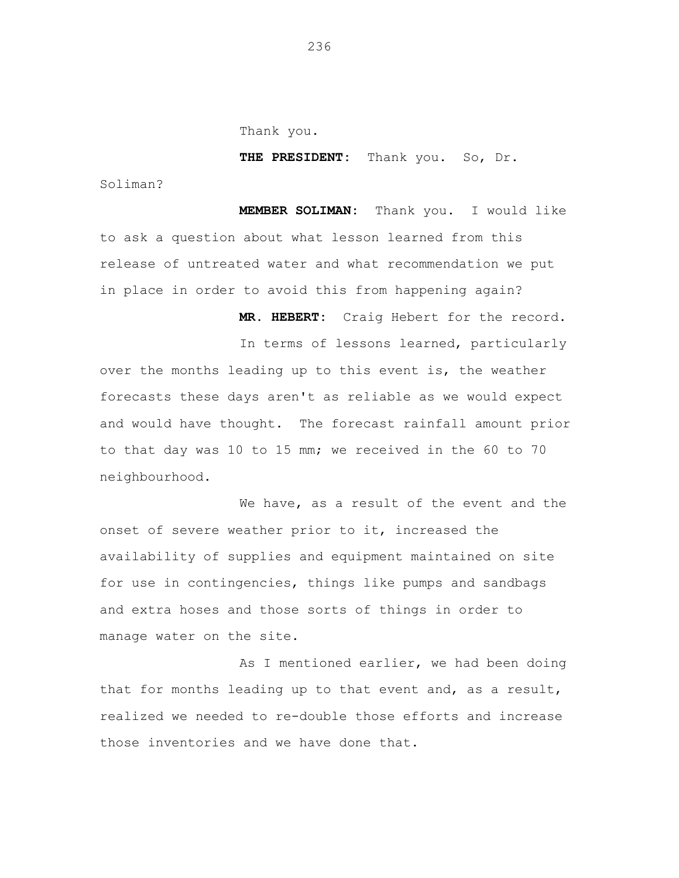Thank you.

**THE PRESIDENT:** Thank you. So, Dr. Soliman?

**MEMBER SOLIMAN:** Thank you. I would like to ask a question about what lesson learned from this release of untreated water and what recommendation we put in place in order to avoid this from happening again?

**MR. HEBERT:** Craig Hebert for the record.

In terms of lessons learned, particularly over the months leading up to this event is, the weather forecasts these days aren't as reliable as we would expect and would have thought. The forecast rainfall amount prior to that day was 10 to 15 mm; we received in the 60 to 70 neighbourhood.

We have, as a result of the event and the onset of severe weather prior to it, increased the availability of supplies and equipment maintained on site for use in contingencies, things like pumps and sandbags and extra hoses and those sorts of things in order to manage water on the site.

As I mentioned earlier, we had been doing that for months leading up to that event and, as a result, realized we needed to re-double those efforts and increase those inventories and we have done that.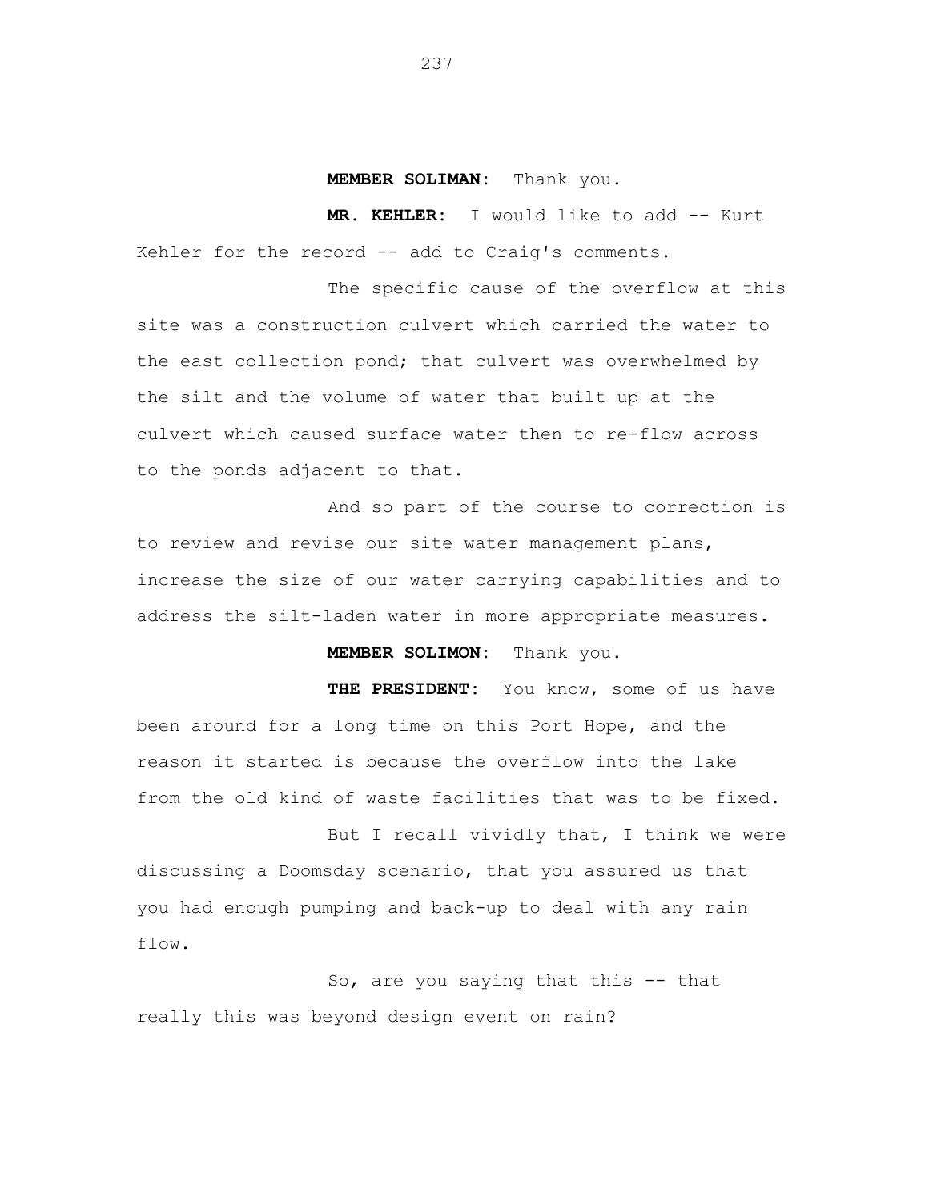**MEMBER SOLIMAN:** Thank you.

**MR. KEHLER:** I would like to add -- Kurt Kehler for the record -- add to Craig's comments.

The specific cause of the overflow at this site was a construction culvert which carried the water to the east collection pond; that culvert was overwhelmed by the silt and the volume of water that built up at the culvert which caused surface water then to re-flow across to the ponds adjacent to that.

And so part of the course to correction is to review and revise our site water management plans, increase the size of our water carrying capabilities and to address the silt-laden water in more appropriate measures.

**MEMBER SOLIMON:** Thank you.

**THE PRESIDENT:** You know, some of us have been around for a long time on this Port Hope, and the reason it started is because the overflow into the lake from the old kind of waste facilities that was to be fixed.

But I recall vividly that, I think we were discussing a Doomsday scenario, that you assured us that you had enough pumping and back-up to deal with any rain flow.

So, are you saying that this -- that really this was beyond design event on rain?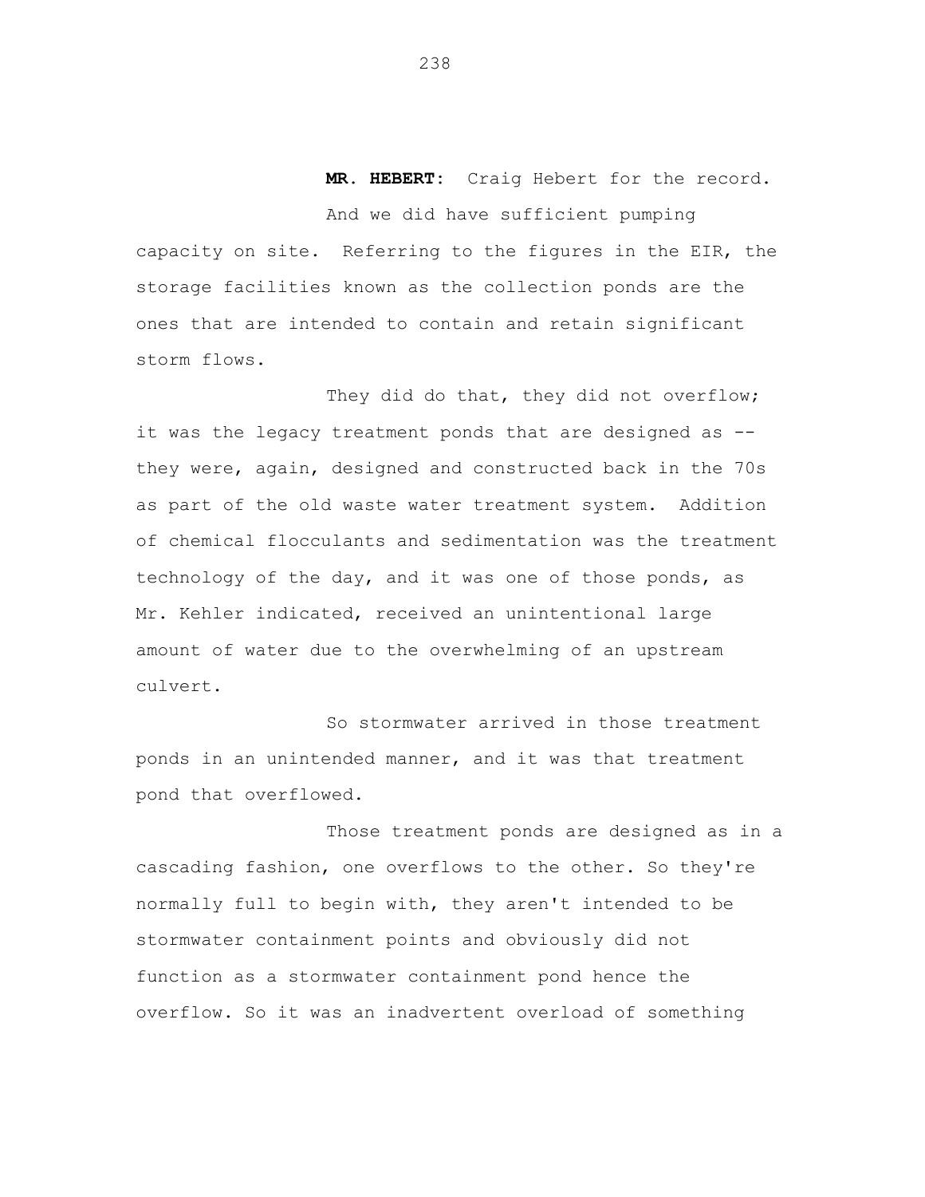**MR. HEBERT:** Craig Hebert for the record.

And we did have sufficient pumping capacity on site. Referring to the figures in the EIR, the storage facilities known as the collection ponds are the ones that are intended to contain and retain significant storm flows.

They did do that, they did not overflow; it was the legacy treatment ponds that are designed as -- they were, again, designed and constructed back in the 70s as part of the old waste water treatment system. Addition of chemical flocculants and sedimentation was the treatment technology of the day, and it was one of those ponds, as Mr. Kehler indicated, received an unintentional large amount of water due to the overwhelming of an upstream culvert.

So stormwater arrived in those treatment ponds in an unintended manner, and it was that treatment pond that overflowed.

Those treatment ponds are designed as in a cascading fashion, one overflows to the other. So they're normally full to begin with, they aren't intended to be stormwater containment points and obviously did not function as a stormwater containment pond hence the overflow. So it was an inadvertent overload of something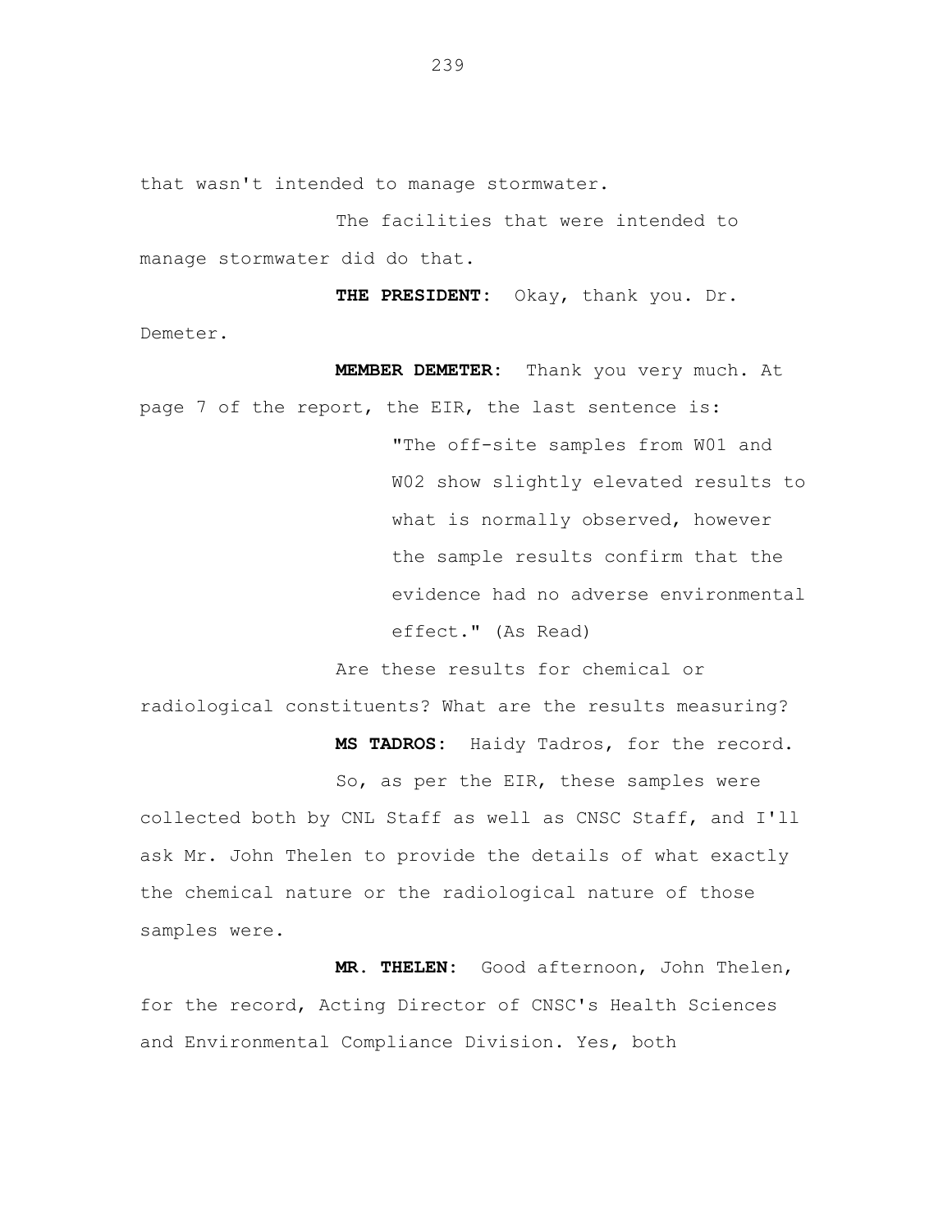that wasn't intended to manage stormwater.

The facilities that were intended to manage stormwater did do that.

**THE PRESIDENT:** Okay, thank you. Dr. Demeter.

**MEMBER DEMETER:** Thank you very much. At page 7 of the report, the EIR, the last sentence is:

> "The off-site samples from W01 and W02 show slightly elevated results to what is normally observed, however the sample results confirm that the evidence had no adverse environmental effect." (As Read)

Are these results for chemical or radiological constituents? What are the results measuring?

**MS TADROS:** Haidy Tadros, for the record.

So, as per the EIR, these samples were collected both by CNL Staff as well as CNSC Staff, and I'll ask Mr. John Thelen to provide the details of what exactly the chemical nature or the radiological nature of those samples were.

**MR. THELEN:** Good afternoon, John Thelen, for the record, Acting Director of CNSC's Health Sciences and Environmental Compliance Division. Yes, both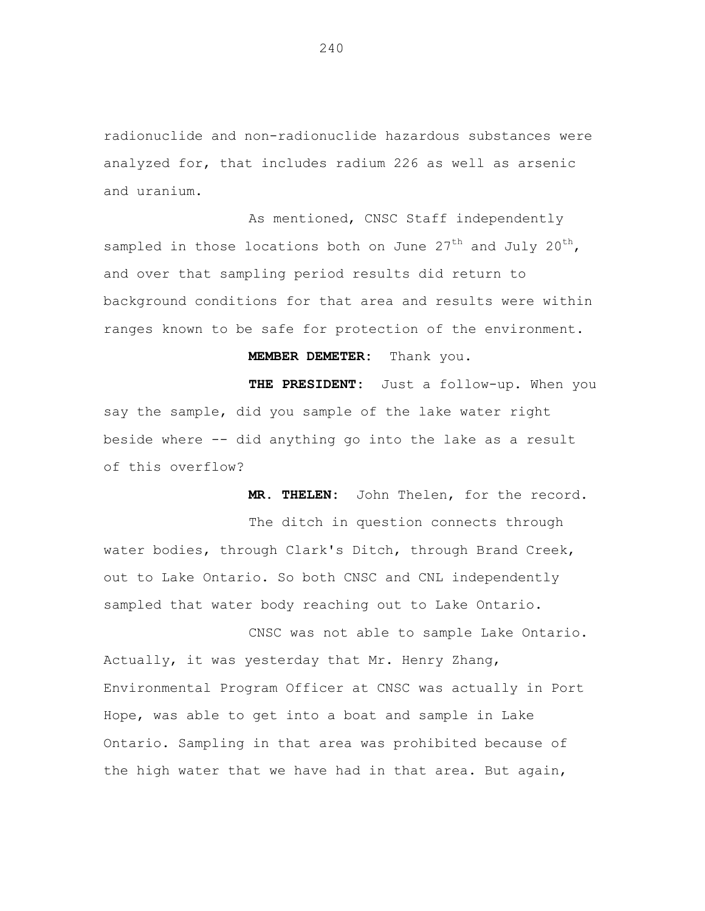radionuclide and non-radionuclide hazardous substances were analyzed for, that includes radium 226 as well as arsenic and uranium.

As mentioned, CNSC Staff independently sampled in those locations both on June 27th and July 20th, and over that sampling period results did return to background conditions for that area and results were within ranges known to be safe for protection of the environment.

**MEMBER DEMETER:** Thank you.

**THE PRESIDENT:** Just a follow-up. When you say the sample, did you sample of the lake water right beside where -- did anything go into the lake as a result of this overflow?

**MR. THELEN:** John Thelen, for the record.

The ditch in question connects through water bodies, through Clark's Ditch, through Brand Creek, out to Lake Ontario. So both CNSC and CNL independently sampled that water body reaching out to Lake Ontario.

CNSC was not able to sample Lake Ontario. Actually, it was yesterday that Mr. Henry Zhang, Environmental Program Officer at CNSC was actually in Port Hope, was able to get into a boat and sample in Lake Ontario. Sampling in that area was prohibited because of the high water that we have had in that area. But again,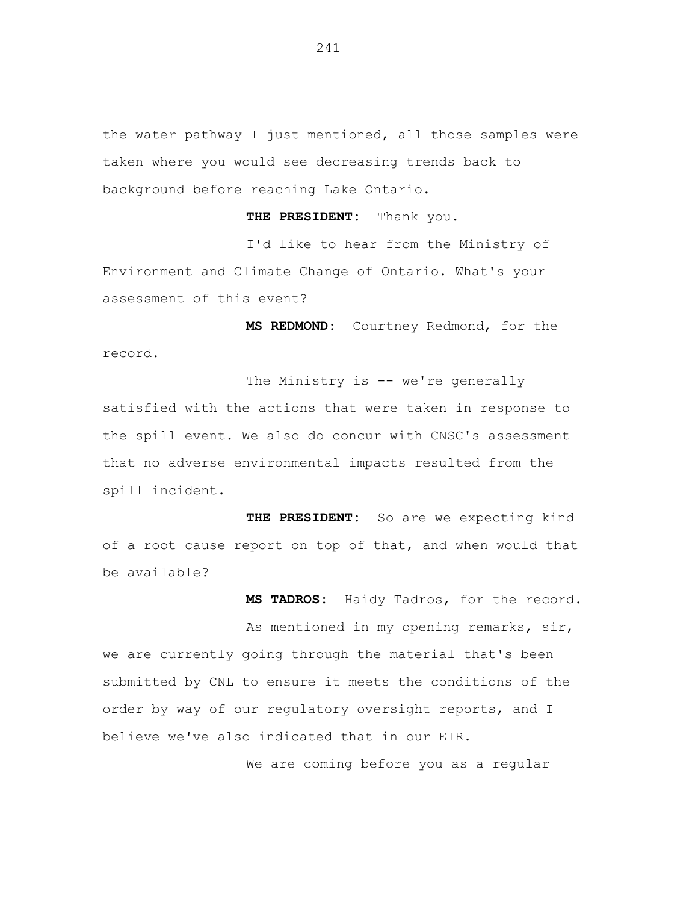the water pathway I just mentioned, all those samples were taken where you would see decreasing trends back to background before reaching Lake Ontario.

**THE PRESIDENT:** Thank you.

I'd like to hear from the Ministry of Environment and Climate Change of Ontario. What's your assessment of this event?

**MS REDMOND:** Courtney Redmond, for the record.

The Ministry is -- we're generally satisfied with the actions that were taken in response to the spill event. We also do concur with CNSC's assessment that no adverse environmental impacts resulted from the spill incident.

**THE PRESIDENT:** So are we expecting kind of a root cause report on top of that, and when would that be available?

**MS TADROS:** Haidy Tadros, for the record.

As mentioned in my opening remarks, sir, we are currently going through the material that's been submitted by CNL to ensure it meets the conditions of the order by way of our regulatory oversight reports, and I believe we've also indicated that in our EIR.

We are coming before you as a regular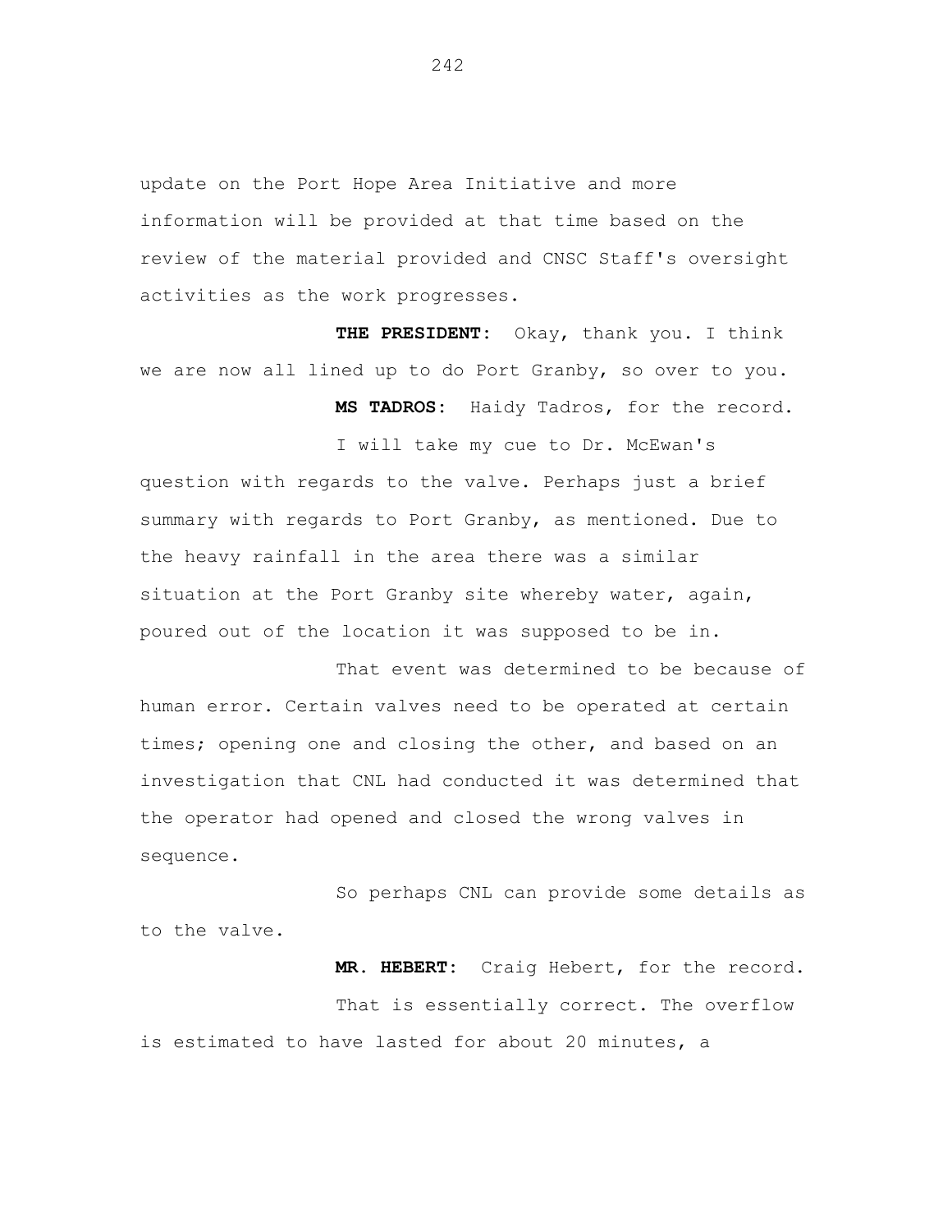update on the Port Hope Area Initiative and more information will be provided at that time based on the review of the material provided and CNSC Staff's oversight activities as the work progresses.

**THE PRESIDENT:** Okay, thank you. I think we are now all lined up to do Port Granby, so over to you.

**MS TADROS:** Haidy Tadros, for the record.

I will take my cue to Dr. McEwan's question with regards to the valve. Perhaps just a brief summary with regards to Port Granby, as mentioned. Due to the heavy rainfall in the area there was a similar situation at the Port Granby site whereby water, again, poured out of the location it was supposed to be in.

That event was determined to be because of human error. Certain valves need to be operated at certain times; opening one and closing the other, and based on an investigation that CNL had conducted it was determined that the operator had opened and closed the wrong valves in sequence.

So perhaps CNL can provide some details as to the valve.

**MR. HEBERT:** Craig Hebert, for the record.

That is essentially correct. The overflow is estimated to have lasted for about 20 minutes, a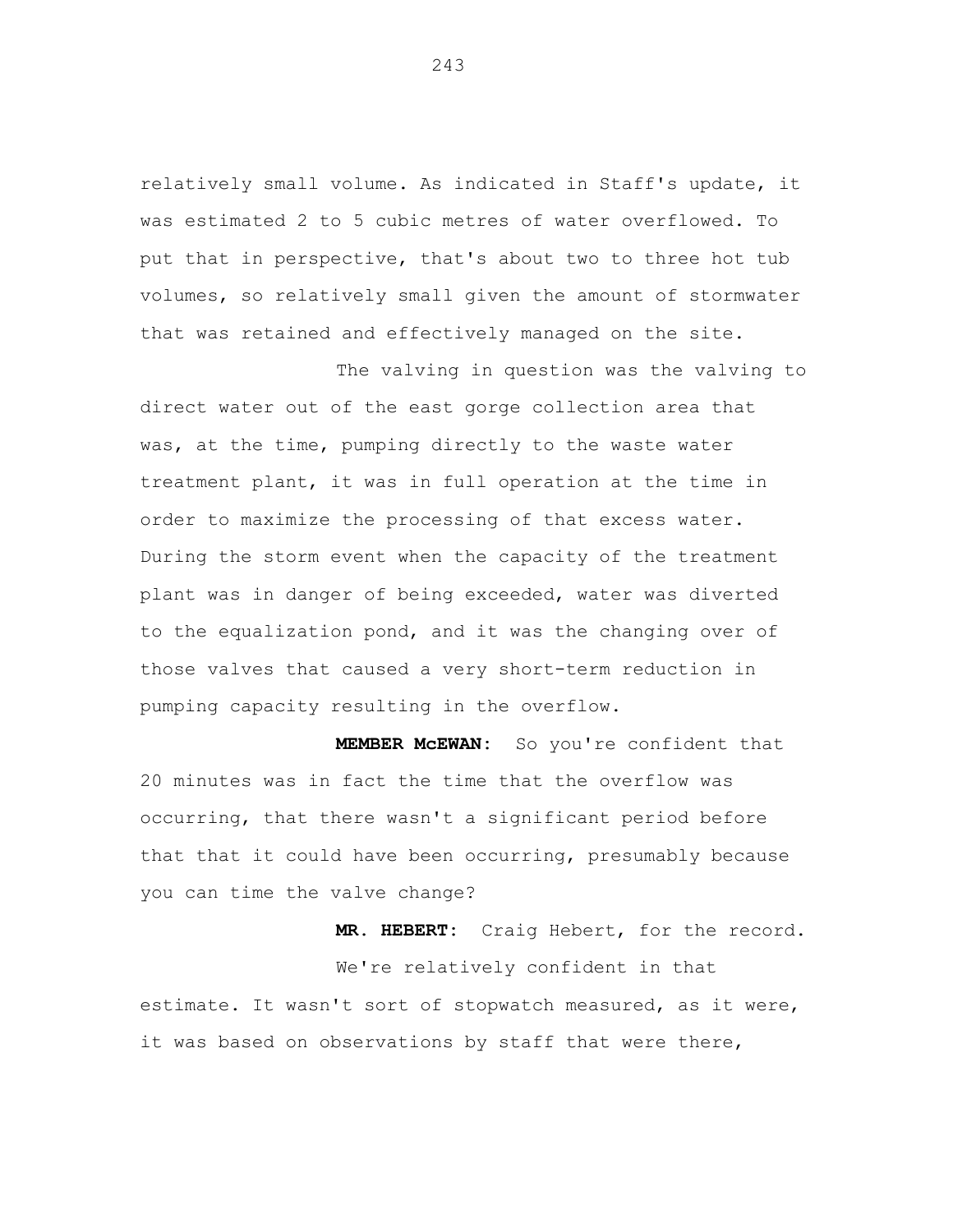relatively small volume. As indicated in Staff's update, it was estimated 2 to 5 cubic metres of water overflowed. To put that in perspective, that's about two to three hot tub volumes, so relatively small given the amount of stormwater that was retained and effectively managed on the site.

The valving in question was the valving to direct water out of the east gorge collection area that was, at the time, pumping directly to the waste water treatment plant, it was in full operation at the time in order to maximize the processing of that excess water. During the storm event when the capacity of the treatment plant was in danger of being exceeded, water was diverted to the equalization pond, and it was the changing over of those valves that caused a very short-term reduction in pumping capacity resulting in the overflow.

**MEMBER McEWAN:** So you're confident that 20 minutes was in fact the time that the overflow was occurring, that there wasn't a significant period before that that it could have been occurring, presumably because you can time the valve change?

**MR. HEBERT:** Craig Hebert, for the record.

We're relatively confident in that estimate. It wasn't sort of stopwatch measured, as it were, it was based on observations by staff that were there,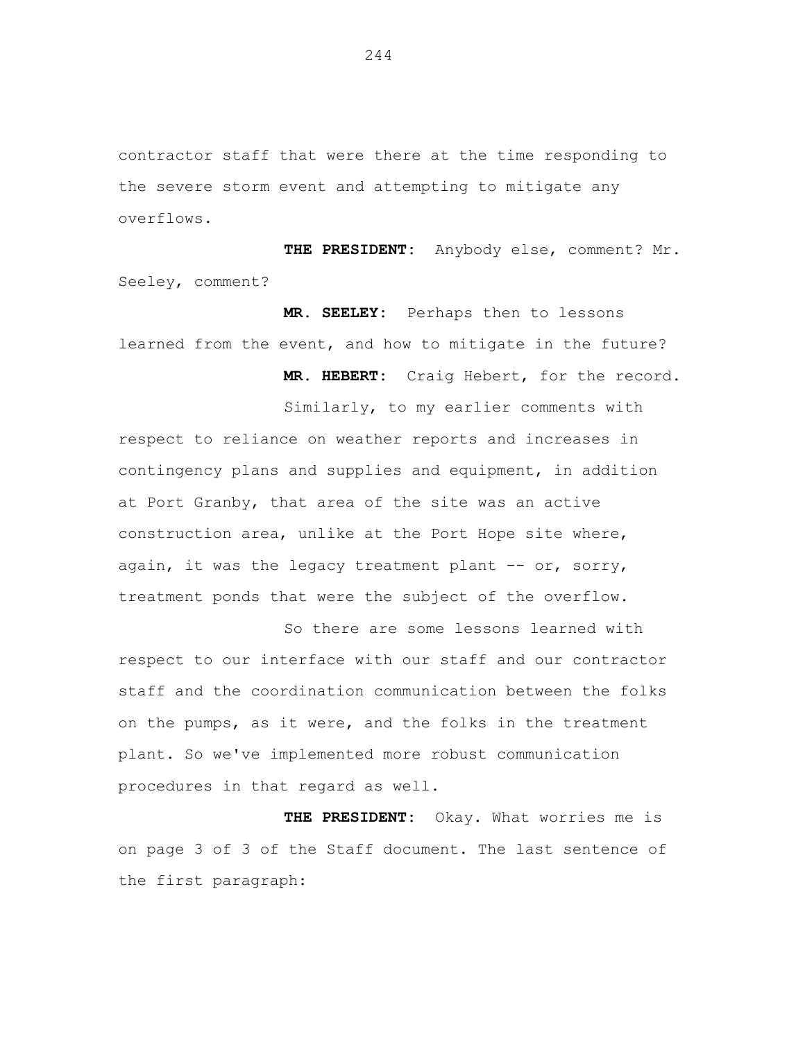contractor staff that were there at the time responding to the severe storm event and attempting to mitigate any overflows.

**THE PRESIDENT:** Anybody else, comment? Mr. Seeley, comment?

**MR. SEELEY:** Perhaps then to lessons learned from the event, and how to mitigate in the future?

**MR. HEBERT:** Craig Hebert, for the record.

Similarly, to my earlier comments with respect to reliance on weather reports and increases in contingency plans and supplies and equipment, in addition at Port Granby, that area of the site was an active construction area, unlike at the Port Hope site where, again, it was the legacy treatment plant -- or, sorry, treatment ponds that were the subject of the overflow.

So there are some lessons learned with respect to our interface with our staff and our contractor staff and the coordination communication between the folks on the pumps, as it were, and the folks in the treatment plant. So we've implemented more robust communication procedures in that regard as well.

**THE PRESIDENT:** Okay. What worries me is on page 3 of 3 of the Staff document. The last sentence of the first paragraph: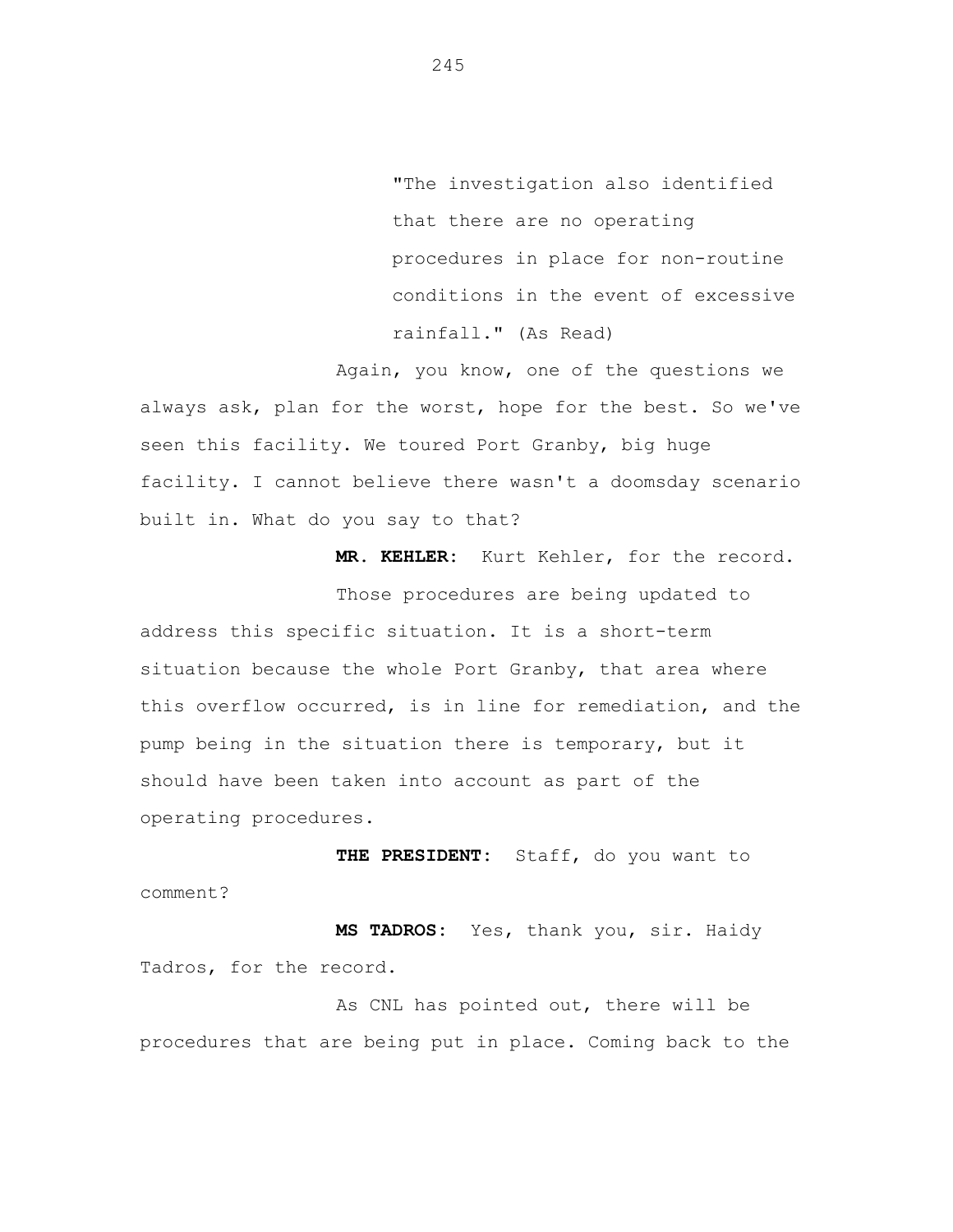"The investigation also identified that there are no operating procedures in place for non-routine conditions in the event of excessive rainfall." (As Read)

Again, you know, one of the questions we always ask, plan for the worst, hope for the best. So we've seen this facility. We toured Port Granby, big huge facility. I cannot believe there wasn't a doomsday scenario built in. What do you say to that?

**MR. KEHLER:** Kurt Kehler, for the record.

Those procedures are being updated to address this specific situation. It is a short-term situation because the whole Port Granby, that area where this overflow occurred, is in line for remediation, and the pump being in the situation there is temporary, but it should have been taken into account as part of the operating procedures.

**THE PRESIDENT:** Staff, do you want to comment?

**MS TADROS:** Yes, thank you, sir. Haidy Tadros, for the record.

As CNL has pointed out, there will be procedures that are being put in place. Coming back to the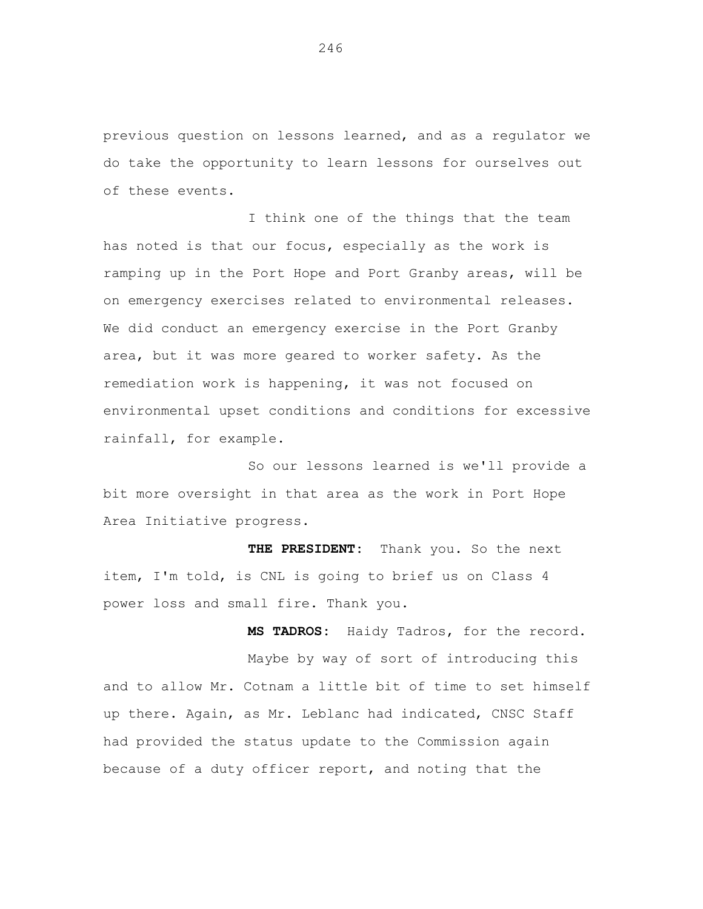previous question on lessons learned, and as a regulator we do take the opportunity to learn lessons for ourselves out of these events.

I think one of the things that the team has noted is that our focus, especially as the work is ramping up in the Port Hope and Port Granby areas, will be on emergency exercises related to environmental releases. We did conduct an emergency exercise in the Port Granby area, but it was more geared to worker safety. As the remediation work is happening, it was not focused on environmental upset conditions and conditions for excessive rainfall, for example.

So our lessons learned is we'll provide a bit more oversight in that area as the work in Port Hope Area Initiative progress.

**THE PRESIDENT:** Thank you. So the next item, I'm told, is CNL is going to brief us on Class 4 power loss and small fire. Thank you.

**MS TADROS:** Haidy Tadros, for the record.

Maybe by way of sort of introducing this and to allow Mr. Cotnam a little bit of time to set himself up there. Again, as Mr. Leblanc had indicated, CNSC Staff had provided the status update to the Commission again because of a duty officer report, and noting that the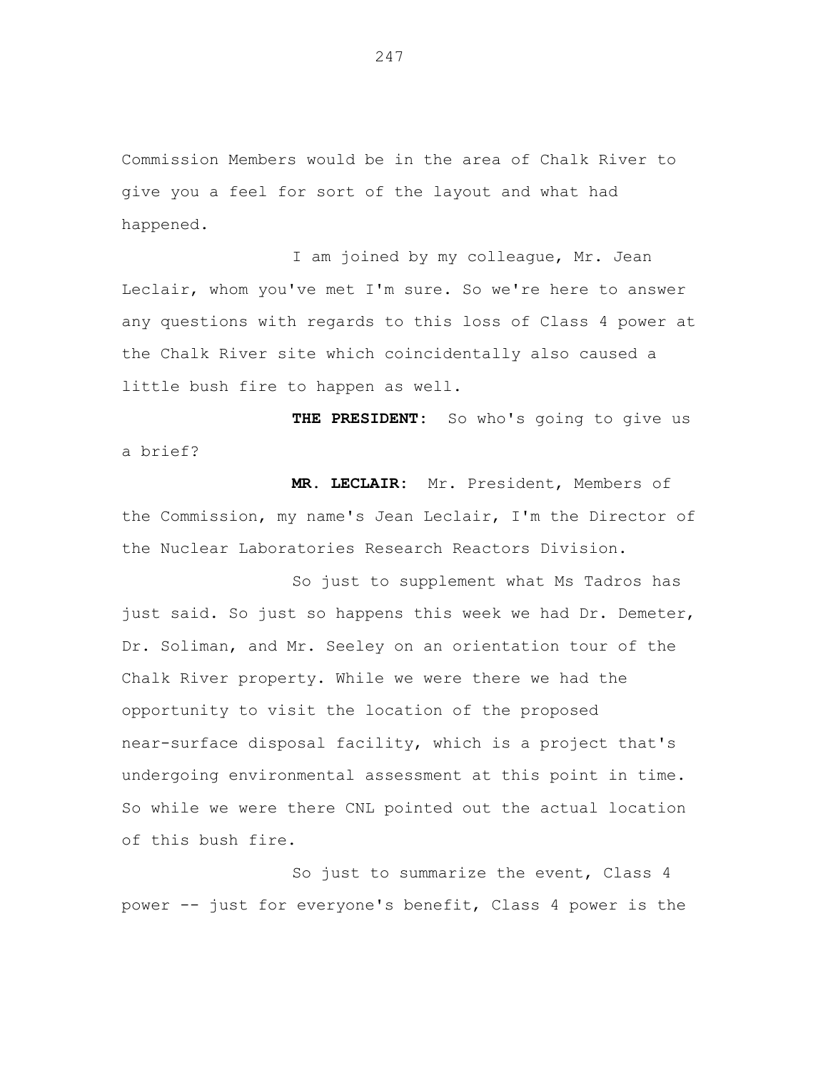Commission Members would be in the area of Chalk River to give you a feel for sort of the layout and what had happened.

I am joined by my colleague, Mr. Jean Leclair, whom you've met I'm sure. So we're here to answer any questions with regards to this loss of Class 4 power at the Chalk River site which coincidentally also caused a little bush fire to happen as well.

**THE PRESIDENT:** So who's going to give us a brief?

**MR. LECLAIR:** Mr. President, Members of the Commission, my name's Jean Leclair, I'm the Director of the Nuclear Laboratories Research Reactors Division.

So just to supplement what Ms Tadros has just said. So just so happens this week we had Dr. Demeter, Dr. Soliman, and Mr. Seeley on an orientation tour of the Chalk River property. While we were there we had the opportunity to visit the location of the proposed near-surface disposal facility, which is a project that's undergoing environmental assessment at this point in time. So while we were there CNL pointed out the actual location of this bush fire.

So just to summarize the event, Class 4 power -- just for everyone's benefit, Class 4 power is the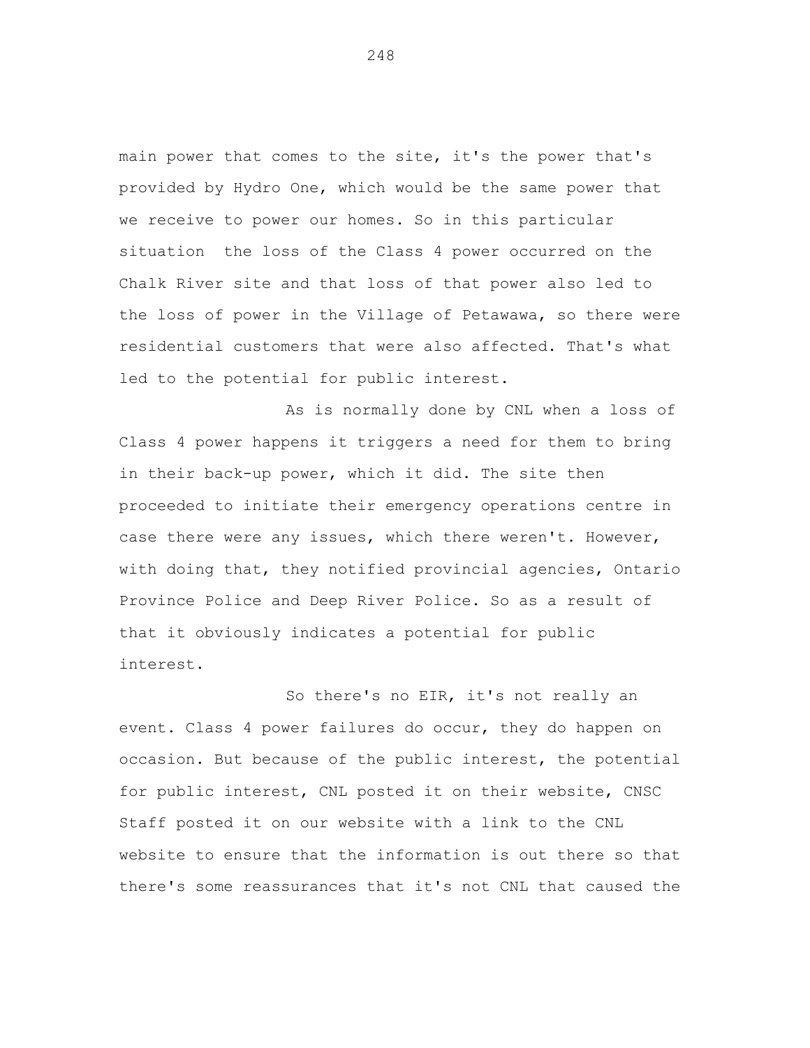main power that comes to the site, it's the power that's provided by Hydro One, which would be the same power that we receive to power our homes. So in this particular situation the loss of the Class 4 power occurred on the Chalk River site and that loss of that power also led to the loss of power in the Village of Petawawa, so there were residential customers that were also affected. That's what led to the potential for public interest.

As is normally done by CNL when a loss of Class 4 power happens it triggers a need for them to bring in their back-up power, which it did. The site then proceeded to initiate their emergency operations centre in case there were any issues, which there weren't. However, with doing that, they notified provincial agencies, Ontario Province Police and Deep River Police. So as a result of that it obviously indicates a potential for public interest.

So there's no EIR, it's not really an event. Class 4 power failures do occur, they do happen on occasion. But because of the public interest, the potential for public interest, CNL posted it on their website, CNSC Staff posted it on our website with a link to the CNL website to ensure that the information is out there so that there's some reassurances that it's not CNL that caused the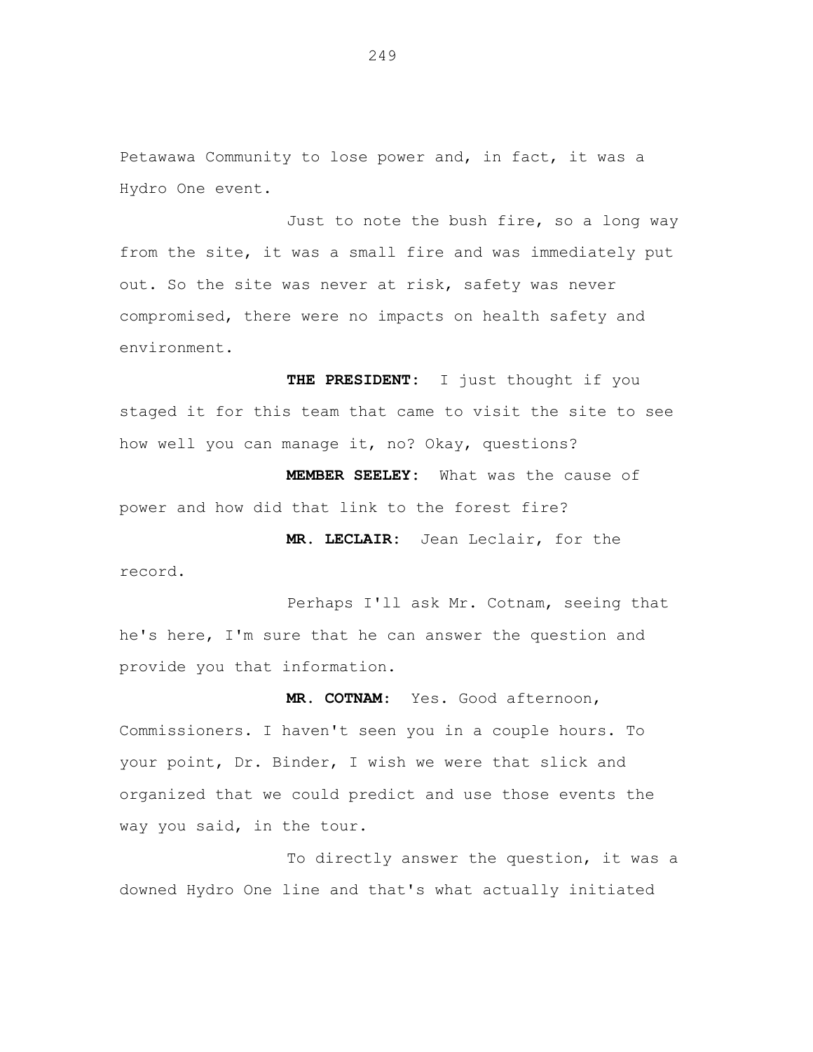Petawawa Community to lose power and, in fact, it was a Hydro One event.

Just to note the bush fire, so a long way from the site, it was a small fire and was immediately put out. So the site was never at risk, safety was never compromised, there were no impacts on health safety and environment.

**THE PRESIDENT:** I just thought if you staged it for this team that came to visit the site to see how well you can manage it, no? Okay, questions?

**MEMBER SEELEY:** What was the cause of power and how did that link to the forest fire?

**MR. LECLAIR:** Jean Leclair, for the record.

Perhaps I'll ask Mr. Cotnam, seeing that he's here, I'm sure that he can answer the question and provide you that information.

**MR. COTNAM:** Yes. Good afternoon, Commissioners. I haven't seen you in a couple hours. To your point, Dr. Binder, I wish we were that slick and organized that we could predict and use those events the way you said, in the tour.

To directly answer the question, it was a downed Hydro One line and that's what actually initiated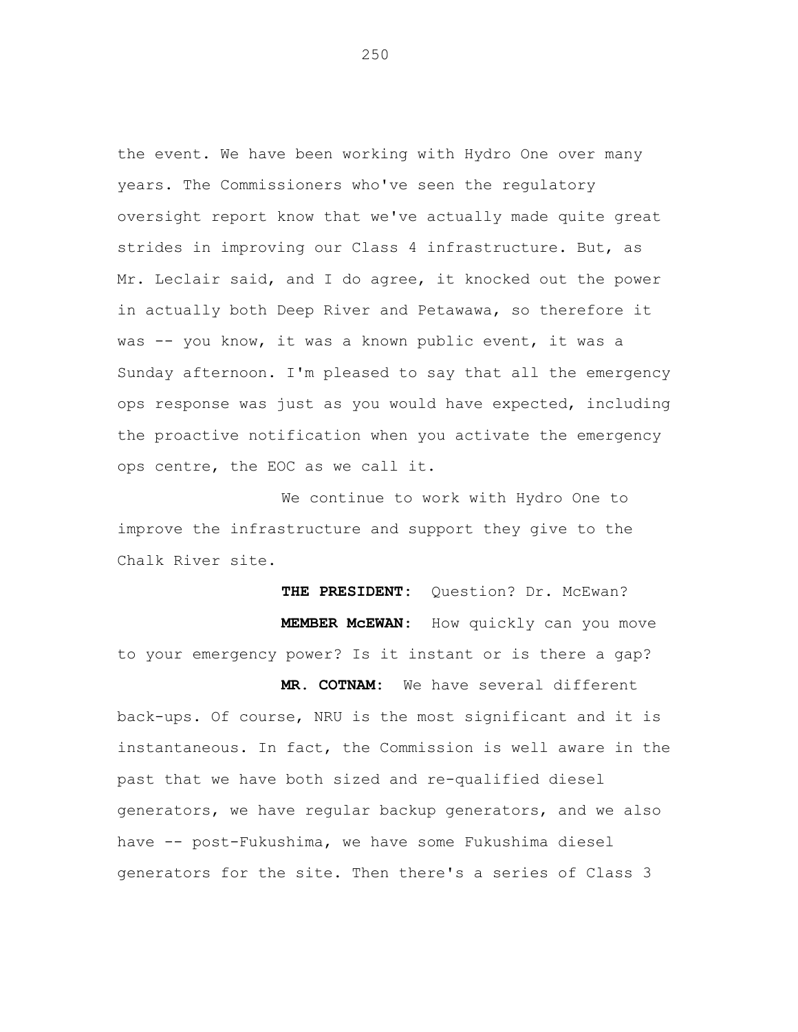the event. We have been working with Hydro One over many years. The Commissioners who've seen the regulatory oversight report know that we've actually made quite great strides in improving our Class 4 infrastructure. But, as Mr. Leclair said, and I do agree, it knocked out the power in actually both Deep River and Petawawa, so therefore it was -- you know, it was a known public event, it was a Sunday afternoon. I'm pleased to say that all the emergency ops response was just as you would have expected, including the proactive notification when you activate the emergency ops centre, the EOC as we call it.

We continue to work with Hydro One to improve the infrastructure and support they give to the Chalk River site.

**THE PRESIDENT:** Question? Dr. McEwan?

**MEMBER McEWAN:** How quickly can you move to your emergency power? Is it instant or is there a gap?

**MR. COTNAM:** We have several different back-ups. Of course, NRU is the most significant and it is instantaneous. In fact, the Commission is well aware in the past that we have both sized and re-qualified diesel generators, we have regular backup generators, and we also have -- post-Fukushima, we have some Fukushima diesel generators for the site. Then there's a series of Class 3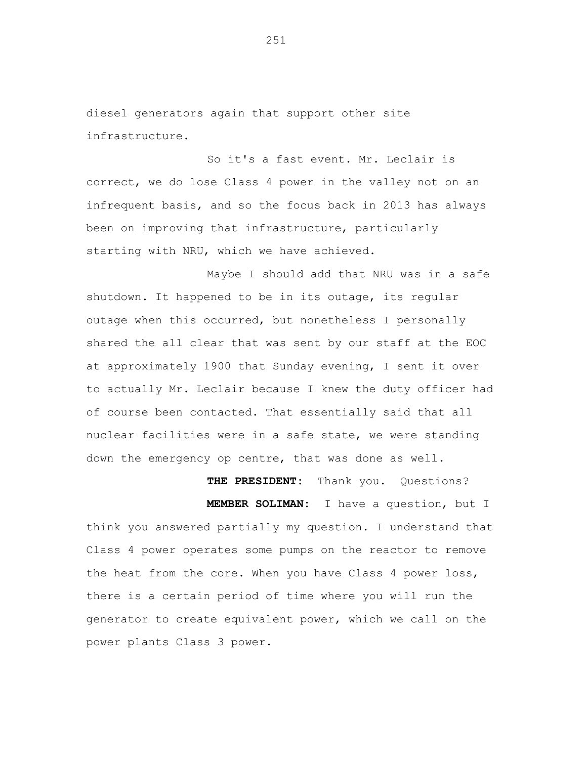diesel generators again that support other site infrastructure.

So it's a fast event. Mr. Leclair is correct, we do lose Class 4 power in the valley not on an infrequent basis, and so the focus back in 2013 has always been on improving that infrastructure, particularly starting with NRU, which we have achieved.

Maybe I should add that NRU was in a safe shutdown. It happened to be in its outage, its regular outage when this occurred, but nonetheless I personally shared the all clear that was sent by our staff at the EOC at approximately 1900 that Sunday evening, I sent it over to actually Mr. Leclair because I knew the duty officer had of course been contacted. That essentially said that all nuclear facilities were in a safe state, we were standing down the emergency op centre, that was done as well.

**THE PRESIDENT:** Thank you. Questions?

**MEMBER SOLIMAN:** I have a question, but I think you answered partially my question. I understand that Class 4 power operates some pumps on the reactor to remove the heat from the core. When you have Class 4 power loss, there is a certain period of time where you will run the generator to create equivalent power, which we call on the power plants Class 3 power.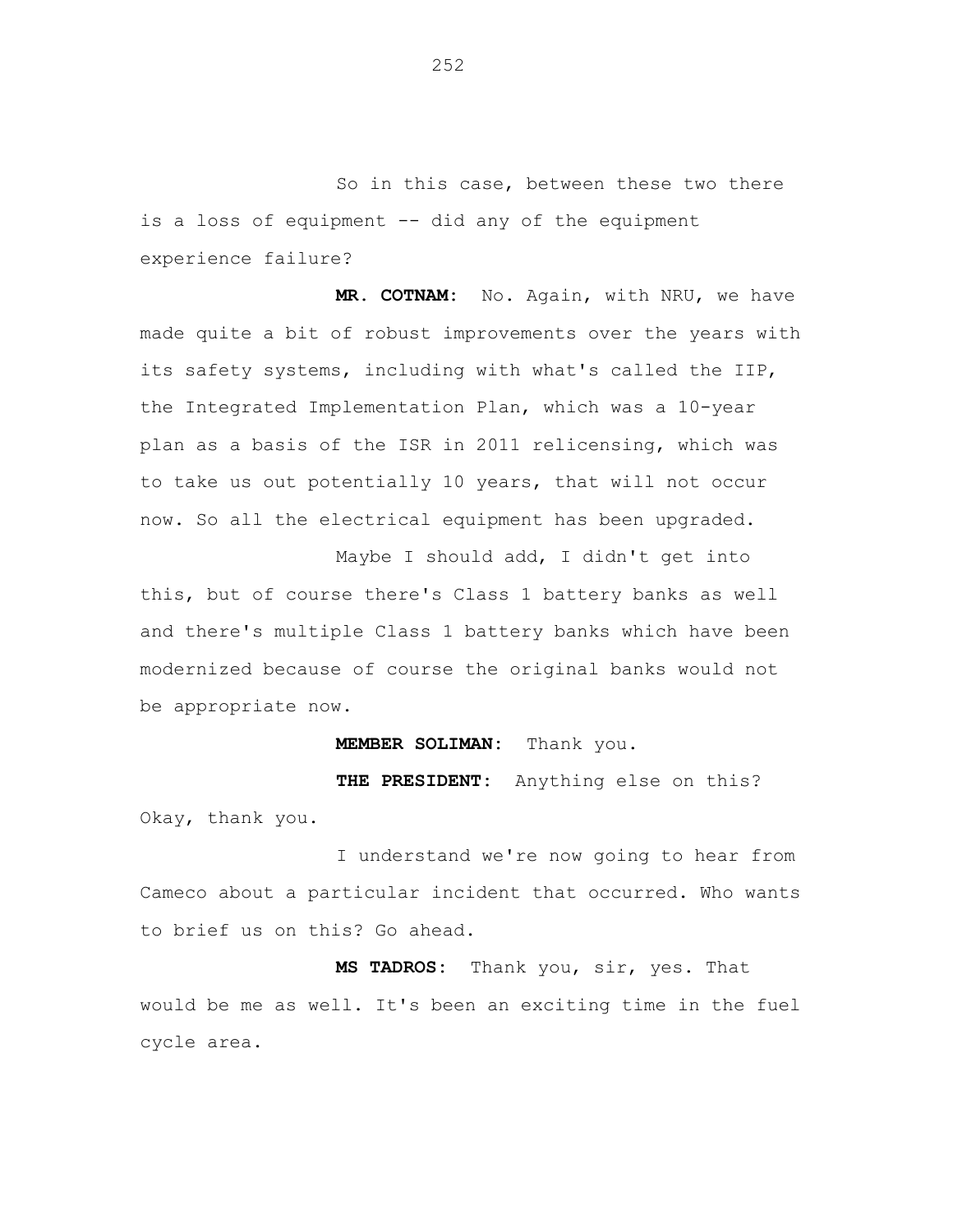So in this case, between these two there is a loss of equipment -- did any of the equipment experience failure?

**MR. COTNAM:** No. Again, with NRU, we have made quite a bit of robust improvements over the years with its safety systems, including with what's called the IIP, the Integrated Implementation Plan, which was a 10-year plan as a basis of the ISR in 2011 relicensing, which was to take us out potentially 10 years, that will not occur now. So all the electrical equipment has been upgraded.

Maybe I should add, I didn't get into this, but of course there's Class 1 battery banks as well and there's multiple Class 1 battery banks which have been modernized because of course the original banks would not be appropriate now.

**MEMBER SOLIMAN:** Thank you.

**THE PRESIDENT:** Anything else on this? Okay, thank you.

I understand we're now going to hear from Cameco about a particular incident that occurred. Who wants to brief us on this? Go ahead.

**MS TADROS:** Thank you, sir, yes. That would be me as well. It's been an exciting time in the fuel cycle area.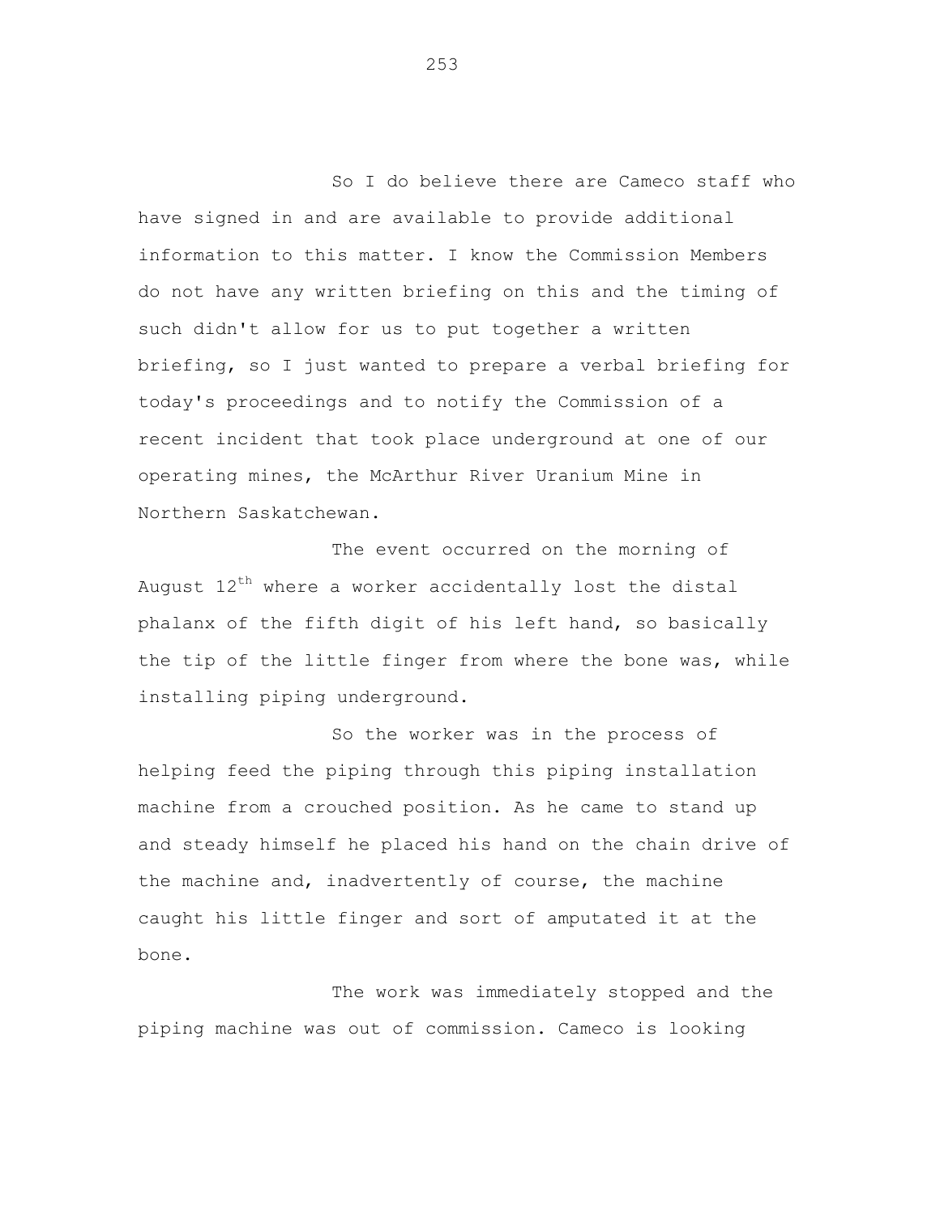So I do believe there are Cameco staff who have signed in and are available to provide additional information to this matter. I know the Commission Members do not have any written briefing on this and the timing of such didn't allow for us to put together a written briefing, so I just wanted to prepare a verbal briefing for today's proceedings and to notify the Commission of a recent incident that took place underground at one of our operating mines, the McArthur River Uranium Mine in Northern Saskatchewan.

The event occurred on the morning of August 12th where a worker accidentally lost the distal phalanx of the fifth digit of his left hand, so basically the tip of the little finger from where the bone was, while installing piping underground.

So the worker was in the process of helping feed the piping through this piping installation machine from a crouched position. As he came to stand up and steady himself he placed his hand on the chain drive of the machine and, inadvertently of course, the machine caught his little finger and sort of amputated it at the bone.

The work was immediately stopped and the piping machine was out of commission. Cameco is looking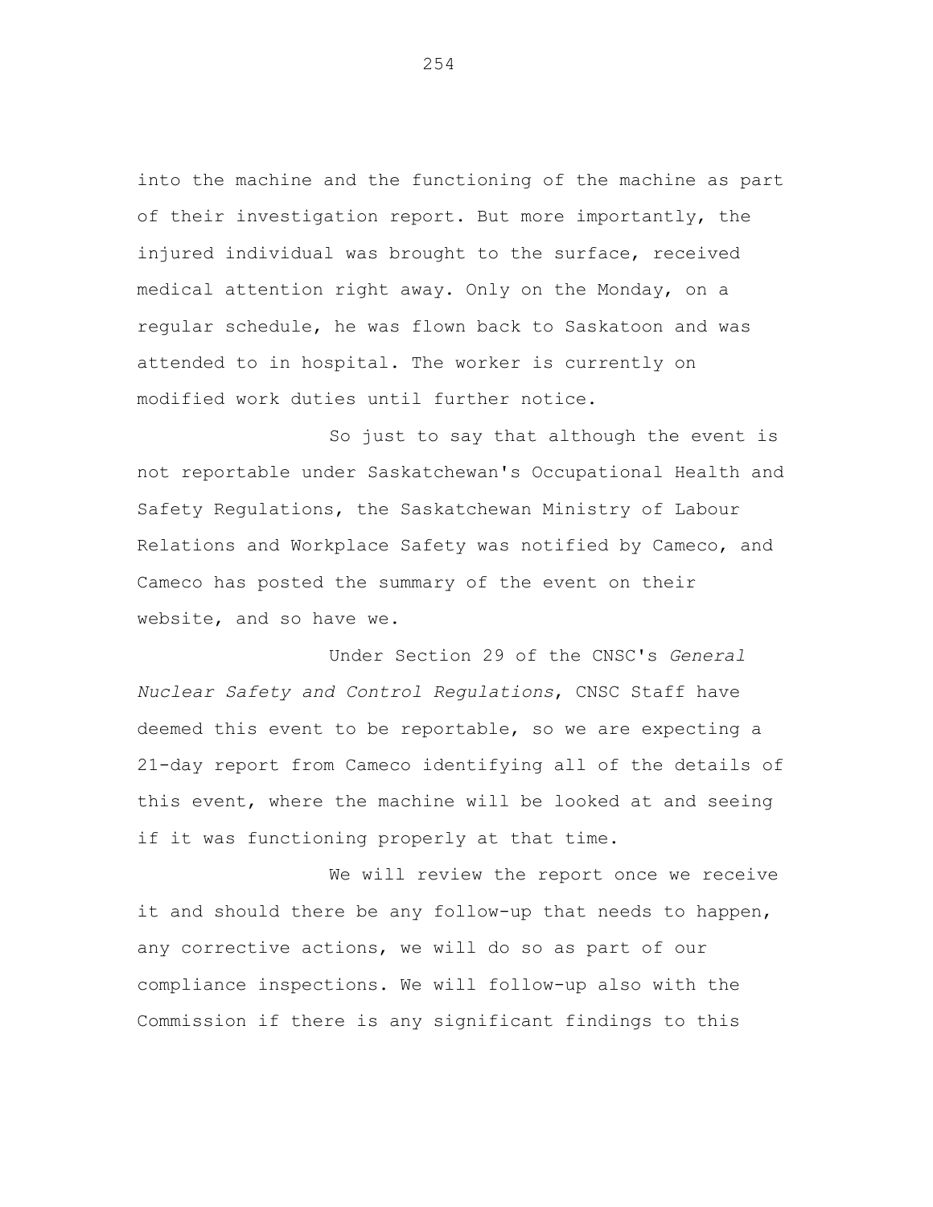into the machine and the functioning of the machine as part of their investigation report. But more importantly, the injured individual was brought to the surface, received medical attention right away. Only on the Monday, on a regular schedule, he was flown back to Saskatoon and was attended to in hospital. The worker is currently on modified work duties until further notice.

So just to say that although the event is not reportable under Saskatchewan's Occupational Health and Safety Regulations, the Saskatchewan Ministry of Labour Relations and Workplace Safety was notified by Cameco, and Cameco has posted the summary of the event on their website, and so have we.

Under Section 29 of the CNSC's *General Nuclear Safety and Control Regulations*, CNSC Staff have deemed this event to be reportable, so we are expecting a 21-day report from Cameco identifying all of the details of this event, where the machine will be looked at and seeing if it was functioning properly at that time.

We will review the report once we receive it and should there be any follow-up that needs to happen, any corrective actions, we will do so as part of our compliance inspections. We will follow-up also with the Commission if there is any significant findings to this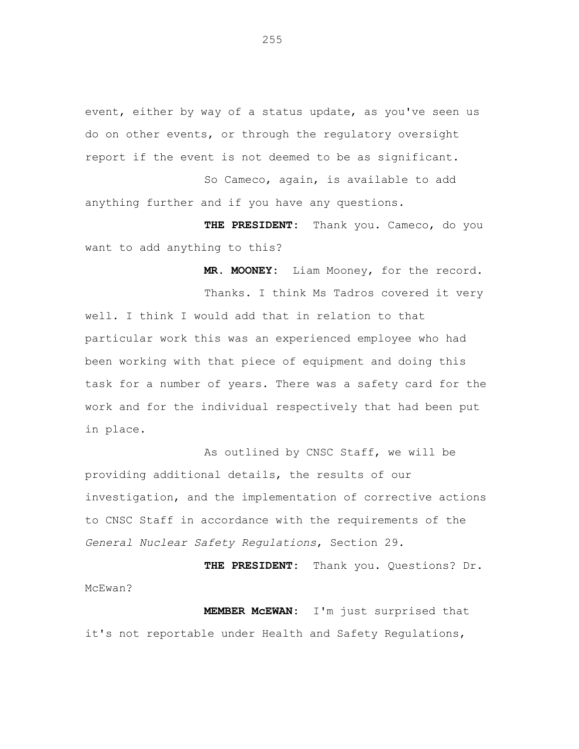event, either by way of a status update, as you've seen us do on other events, or through the regulatory oversight report if the event is not deemed to be as significant.

So Cameco, again, is available to add anything further and if you have any questions.

**THE PRESIDENT:** Thank you. Cameco, do you want to add anything to this?

**MR. MOONEY:** Liam Mooney, for the record.

Thanks. I think Ms Tadros covered it very well. I think I would add that in relation to that particular work this was an experienced employee who had been working with that piece of equipment and doing this task for a number of years. There was a safety card for the work and for the individual respectively that had been put in place.

As outlined by CNSC Staff, we will be providing additional details, the results of our investigation, and the implementation of corrective actions to CNSC Staff in accordance with the requirements of the *General Nuclear Safety Regulations*, Section 29.

**THE PRESIDENT:** Thank you. Questions? Dr. McEwan?

**MEMBER McEWAN:** I'm just surprised that it's not reportable under Health and Safety Regulations,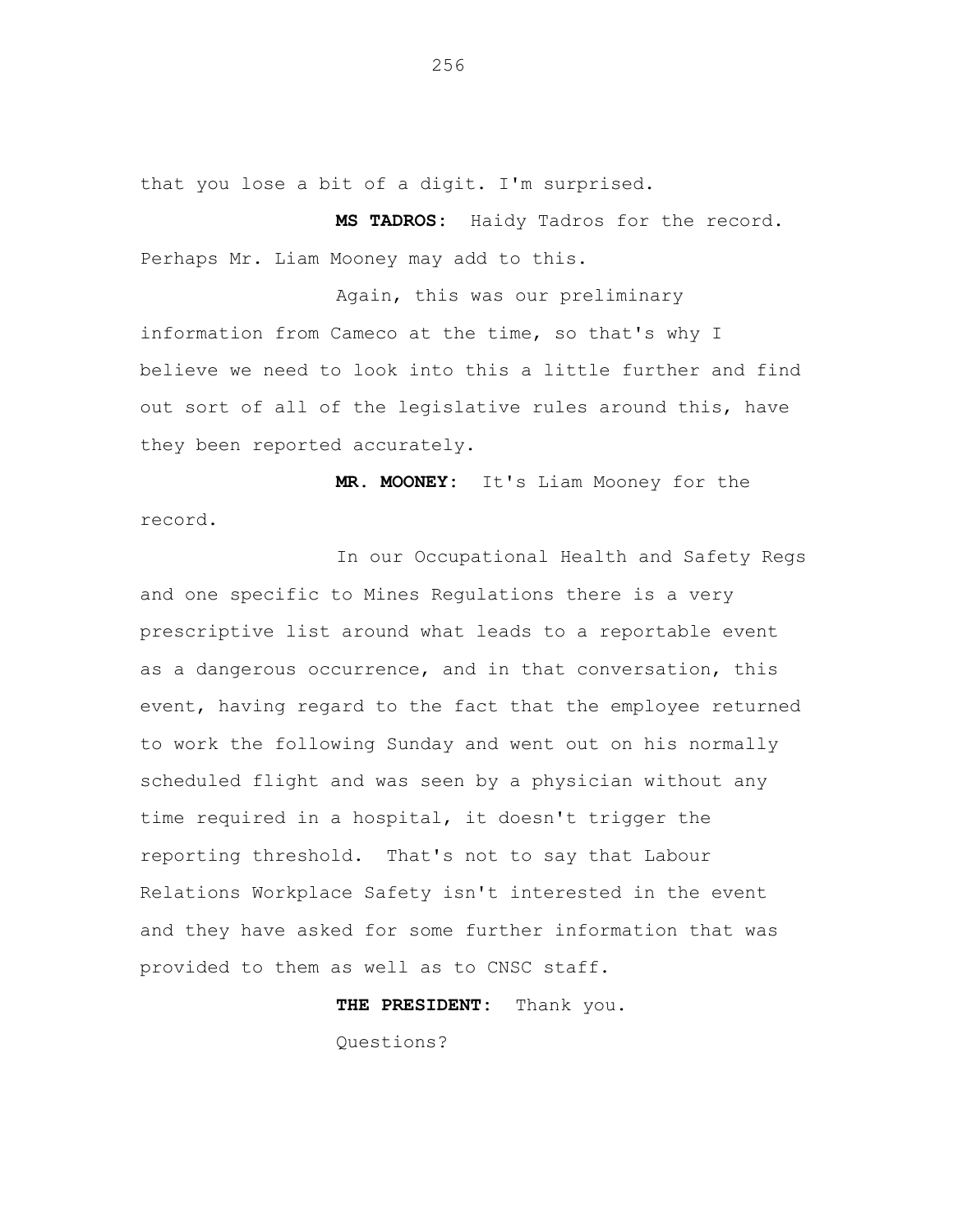that you lose a bit of a digit. I'm surprised.

**MS TADROS:** Haidy Tadros for the record. Perhaps Mr. Liam Mooney may add to this.

Again, this was our preliminary information from Cameco at the time, so that's why I believe we need to look into this a little further and find out sort of all of the legislative rules around this, have they been reported accurately.

**MR. MOONEY:** It's Liam Mooney for the record.

In our Occupational Health and Safety Regs and one specific to Mines Regulations there is a very prescriptive list around what leads to a reportable event as a dangerous occurrence, and in that conversation, this event, having regard to the fact that the employee returned to work the following Sunday and went out on his normally scheduled flight and was seen by a physician without any time required in a hospital, it doesn't trigger the reporting threshold. That's not to say that Labour Relations Workplace Safety isn't interested in the event and they have asked for some further information that was provided to them as well as to CNSC staff.

**THE PRESIDENT:** Thank you.

Questions?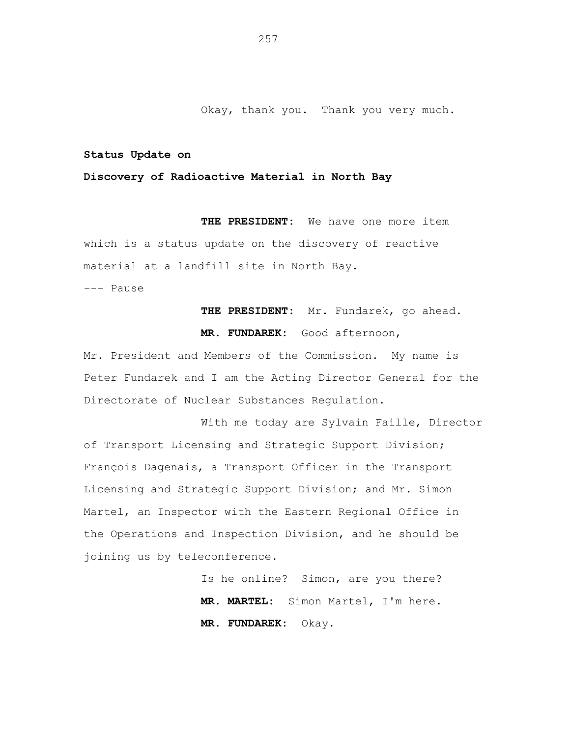Okay, thank you. Thank you very much.

**Status Update on**

**Discovery of Radioactive Material in North Bay**

**THE PRESIDENT:** We have one more item which is a status update on the discovery of reactive material at a landfill site in North Bay.

--- Pause

**THE PRESIDENT:** Mr. Fundarek, go ahead.

**MR. FUNDAREK:** Good afternoon, Mr. President and Members of the Commission. My name is Peter Fundarek and I am the Acting Director General for the Directorate of Nuclear Substances Regulation.

With me today are Sylvain Faille, Director of Transport Licensing and Strategic Support Division; François Dagenais, a Transport Officer in the Transport Licensing and Strategic Support Division; and Mr. Simon Martel, an Inspector with the Eastern Regional Office in the Operations and Inspection Division, and he should be joining us by teleconference.

Is he online? Simon, are you there?

**MR. MARTEL:** Simon Martel, I'm here.

**MR. FUNDAREK:** Okay.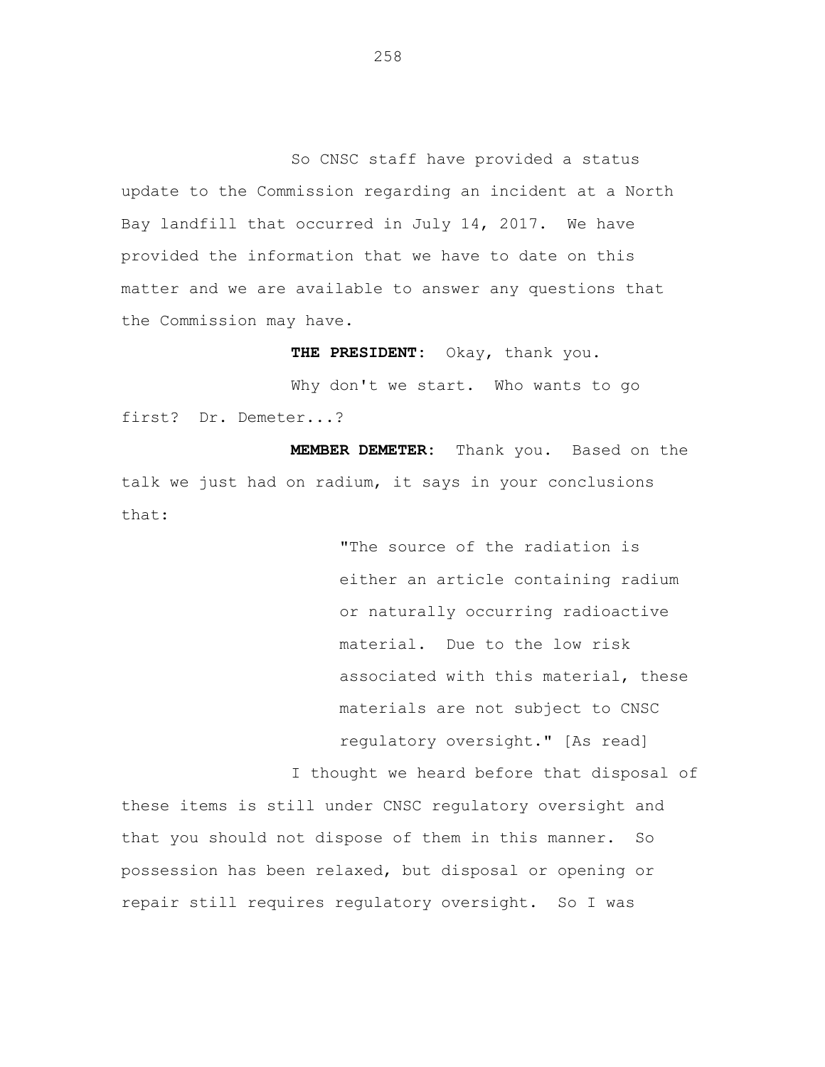So CNSC staff have provided a status update to the Commission regarding an incident at a North Bay landfill that occurred in July 14, 2017. We have provided the information that we have to date on this matter and we are available to answer any questions that the Commission may have.

**THE PRESIDENT:** Okay, thank you.

Why don't we start. Who wants to go first? Dr. Demeter...?

**MEMBER DEMETER:** Thank you. Based on the talk we just had on radium, it says in your conclusions that:

> "The source of the radiation is either an article containing radium or naturally occurring radioactive material. Due to the low risk associated with this material, these materials are not subject to CNSC regulatory oversight." [As read]

I thought we heard before that disposal of these items is still under CNSC regulatory oversight and that you should not dispose of them in this manner. So possession has been relaxed, but disposal or opening or repair still requires regulatory oversight. So I was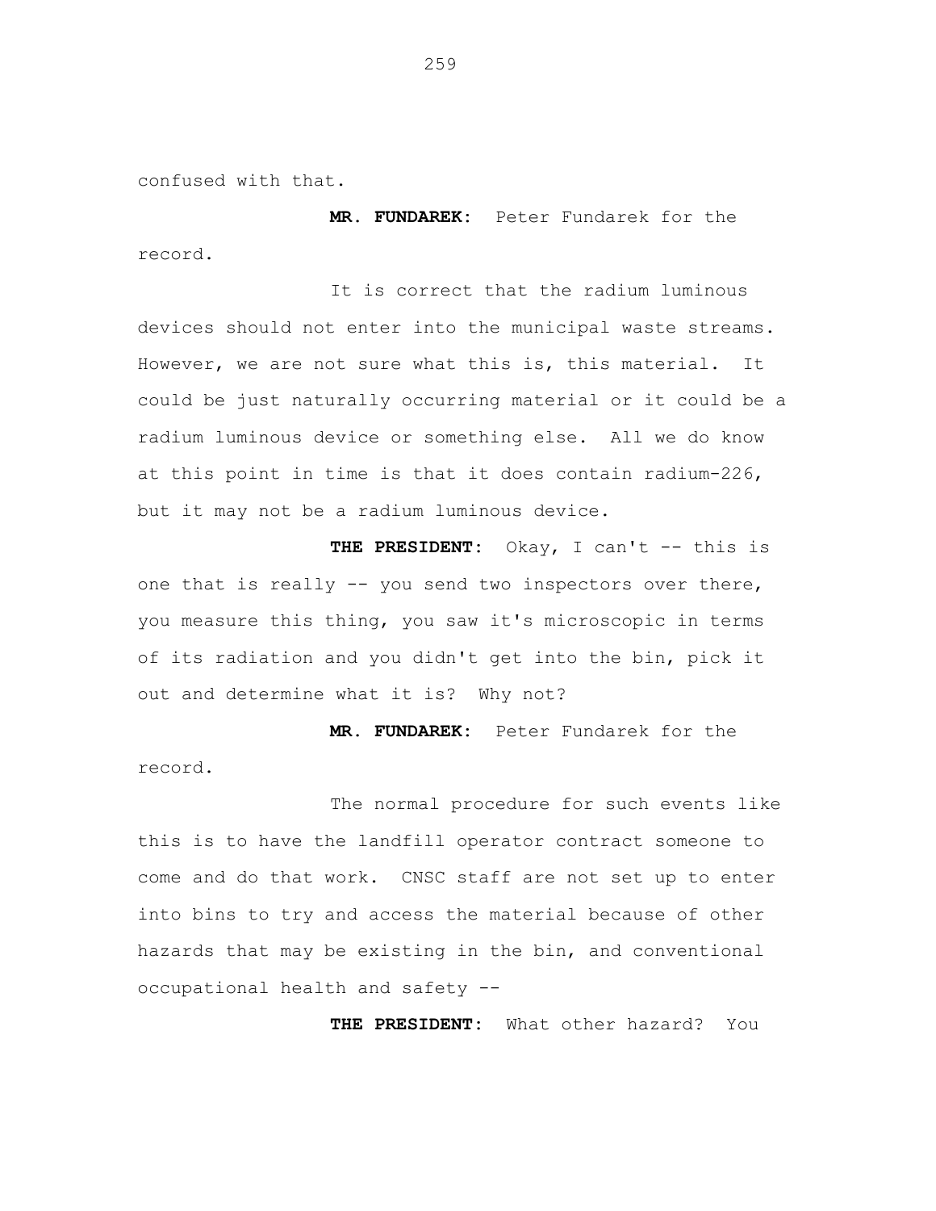confused with that.

**MR. FUNDAREK:** Peter Fundarek for the record.

It is correct that the radium luminous devices should not enter into the municipal waste streams. However, we are not sure what this is, this material. It could be just naturally occurring material or it could be a radium luminous device or something else. All we do know at this point in time is that it does contain radium-226, but it may not be a radium luminous device.

**THE PRESIDENT:** Okay, I can't -- this is one that is really -- you send two inspectors over there, you measure this thing, you saw it's microscopic in terms of its radiation and you didn't get into the bin, pick it out and determine what it is? Why not?

**MR. FUNDAREK:** Peter Fundarek for the record.

The normal procedure for such events like this is to have the landfill operator contract someone to come and do that work. CNSC staff are not set up to enter into bins to try and access the material because of other hazards that may be existing in the bin, and conventional occupational health and safety --

**THE PRESIDENT:** What other hazard? You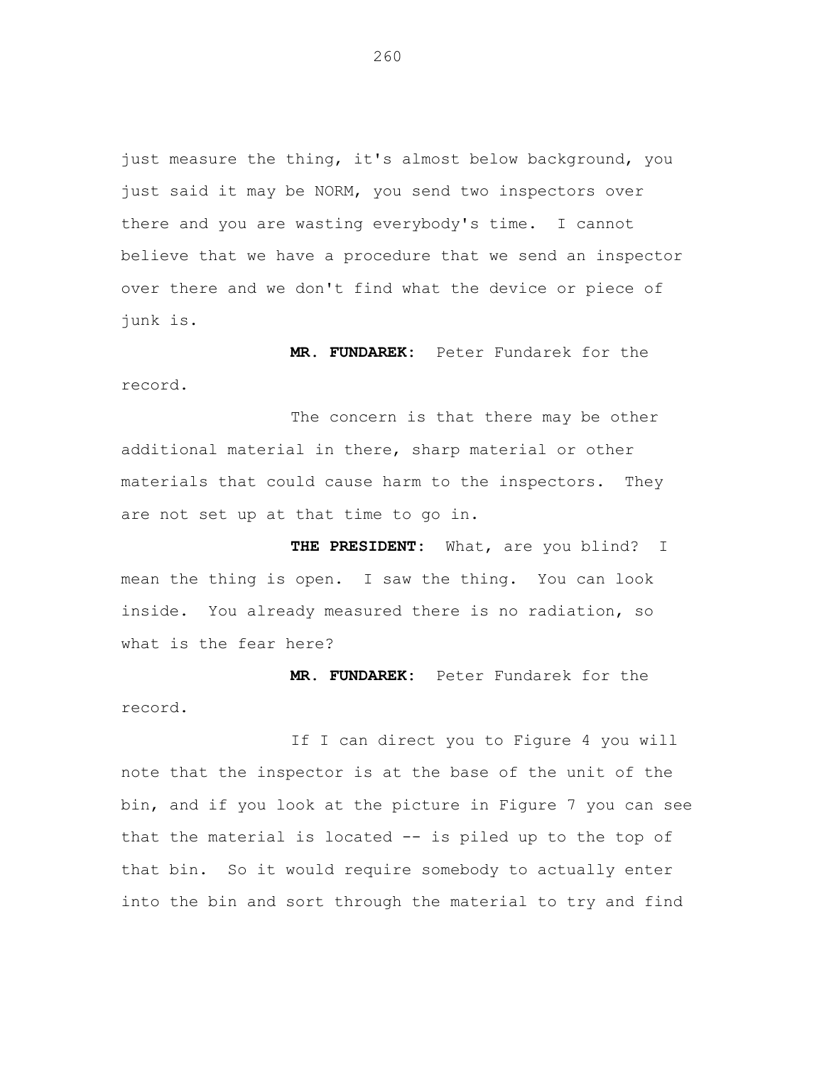just measure the thing, it's almost below background, you just said it may be NORM, you send two inspectors over there and you are wasting everybody's time. I cannot believe that we have a procedure that we send an inspector over there and we don't find what the device or piece of junk is.

**MR. FUNDAREK:** Peter Fundarek for the record.

The concern is that there may be other additional material in there, sharp material or other materials that could cause harm to the inspectors. They are not set up at that time to go in.

**THE PRESIDENT:** What, are you blind? I mean the thing is open. I saw the thing. You can look inside. You already measured there is no radiation, so what is the fear here?

**MR. FUNDAREK:** Peter Fundarek for the record.

If I can direct you to Figure 4 you will note that the inspector is at the base of the unit of the bin, and if you look at the picture in Figure 7 you can see that the material is located -- is piled up to the top of that bin. So it would require somebody to actually enter into the bin and sort through the material to try and find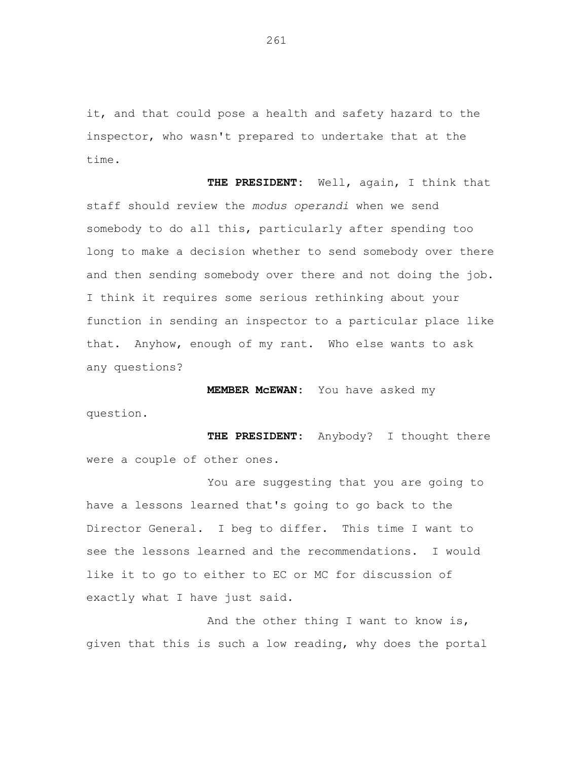it, and that could pose a health and safety hazard to the inspector, who wasn't prepared to undertake that at the time.

**THE PRESIDENT:** Well, again, I think that staff should review the *modus operandi* when we send somebody to do all this, particularly after spending too long to make a decision whether to send somebody over there and then sending somebody over there and not doing the job. I think it requires some serious rethinking about your function in sending an inspector to a particular place like that. Anyhow, enough of my rant. Who else wants to ask any questions?

**MEMBER McEWAN:** You have asked my question.

**THE PRESIDENT:** Anybody? I thought there were a couple of other ones.

You are suggesting that you are going to have a lessons learned that's going to go back to the Director General. I beg to differ. This time I want to see the lessons learned and the recommendations. I would like it to go to either to EC or MC for discussion of exactly what I have just said.

And the other thing I want to know is, given that this is such a low reading, why does the portal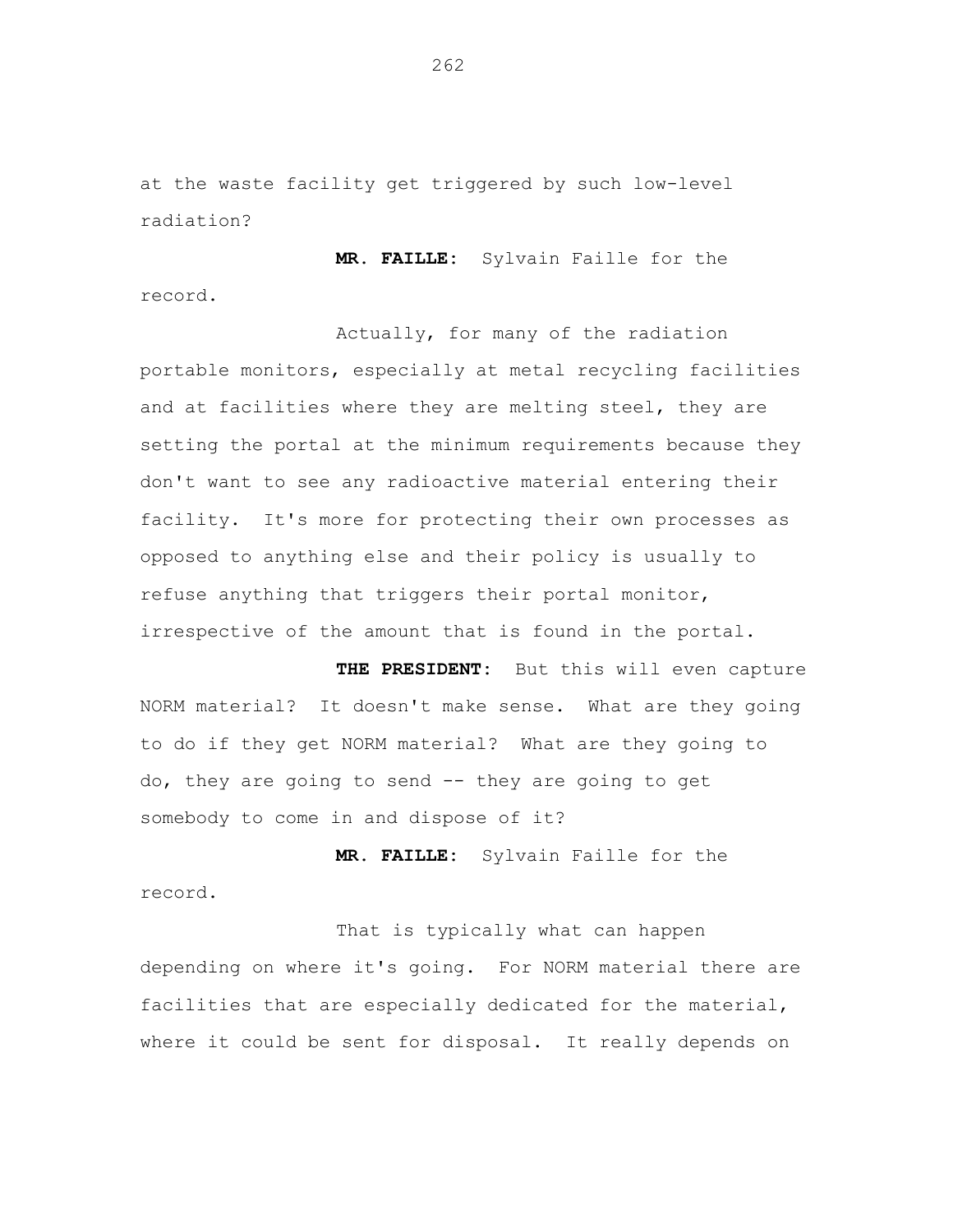at the waste facility get triggered by such low-level radiation?

**MR. FAILLE:** Sylvain Faille for the record.

Actually, for many of the radiation portable monitors, especially at metal recycling facilities and at facilities where they are melting steel, they are setting the portal at the minimum requirements because they don't want to see any radioactive material entering their facility. It's more for protecting their own processes as opposed to anything else and their policy is usually to refuse anything that triggers their portal monitor, irrespective of the amount that is found in the portal.

**THE PRESIDENT:** But this will even capture NORM material? It doesn't make sense. What are they going to do if they get NORM material? What are they going to do, they are going to send -- they are going to get somebody to come in and dispose of it?

**MR. FAILLE:** Sylvain Faille for the record.

That is typically what can happen depending on where it's going. For NORM material there are facilities that are especially dedicated for the material, where it could be sent for disposal. It really depends on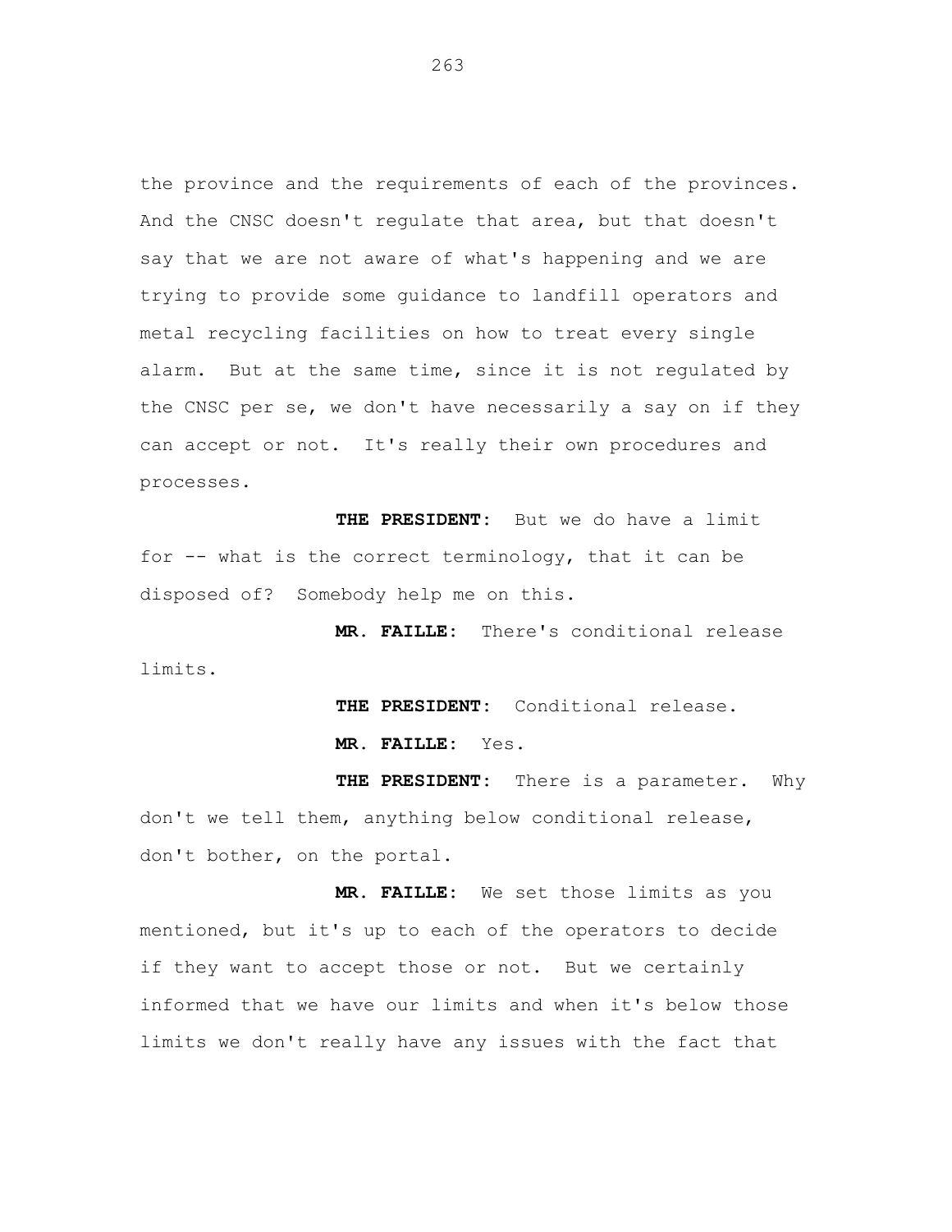the province and the requirements of each of the provinces. And the CNSC doesn't regulate that area, but that doesn't say that we are not aware of what's happening and we are trying to provide some guidance to landfill operators and metal recycling facilities on how to treat every single alarm. But at the same time, since it is not regulated by the CNSC per se, we don't have necessarily a say on if they can accept or not. It's really their own procedures and processes.

**THE PRESIDENT:** But we do have a limit for -- what is the correct terminology, that it can be disposed of? Somebody help me on this.

**MR. FAILLE:** There's conditional release limits.

**THE PRESIDENT:** Conditional release.

**MR. FAILLE:** Yes.

**THE PRESIDENT:** There is a parameter. Why don't we tell them, anything below conditional release, don't bother, on the portal.

**MR. FAILLE:** We set those limits as you mentioned, but it's up to each of the operators to decide if they want to accept those or not. But we certainly informed that we have our limits and when it's below those limits we don't really have any issues with the fact that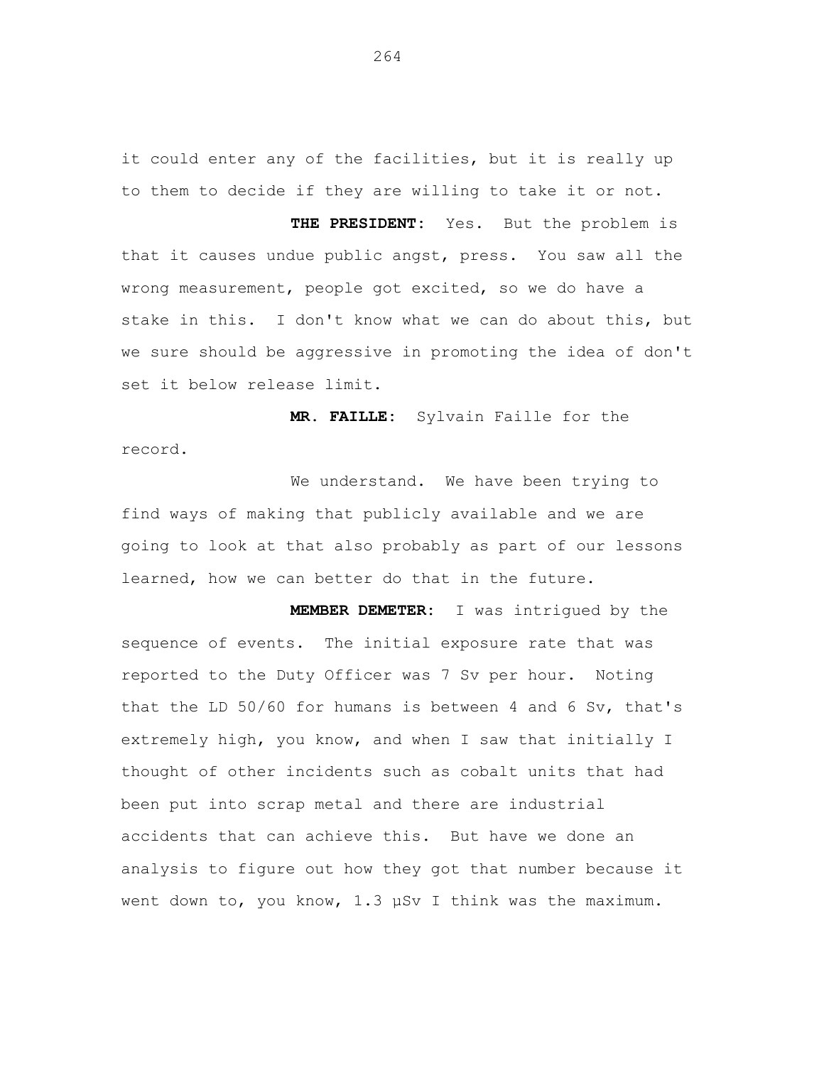it could enter any of the facilities, but it is really up to them to decide if they are willing to take it or not.

**THE PRESIDENT:** Yes. But the problem is that it causes undue public angst, press. You saw all the wrong measurement, people got excited, so we do have a stake in this. I don't know what we can do about this, but we sure should be aggressive in promoting the idea of don't set it below release limit.

**MR. FAILLE:** Sylvain Faille for the record.

We understand. We have been trying to find ways of making that publicly available and we are going to look at that also probably as part of our lessons learned, how we can better do that in the future.

**MEMBER DEMETER:** I was intrigued by the sequence of events. The initial exposure rate that was reported to the Duty Officer was 7 Sv per hour. Noting that the LD 50/60 for humans is between 4 and 6 Sv, that's extremely high, you know, and when I saw that initially I thought of other incidents such as cobalt units that had been put into scrap metal and there are industrial accidents that can achieve this. But have we done an analysis to figure out how they got that number because it went down to, you know, 1.3 μSv I think was the maximum.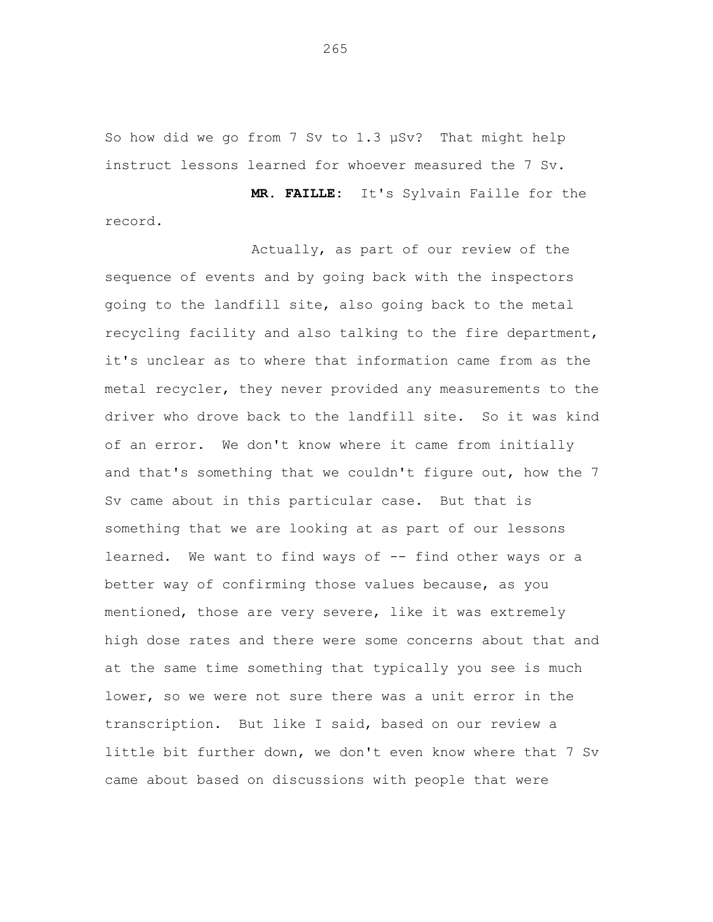So how did we go from 7 Sv to 1.3 μSv? That might help instruct lessons learned for whoever measured the 7 Sv.

**MR. FAILLE:** It's Sylvain Faille for the record.

Actually, as part of our review of the sequence of events and by going back with the inspectors going to the landfill site, also going back to the metal recycling facility and also talking to the fire department, it's unclear as to where that information came from as the metal recycler, they never provided any measurements to the driver who drove back to the landfill site. So it was kind of an error. We don't know where it came from initially and that's something that we couldn't figure out, how the 7 Sv came about in this particular case. But that is something that we are looking at as part of our lessons learned. We want to find ways of -- find other ways or a better way of confirming those values because, as you mentioned, those are very severe, like it was extremely high dose rates and there were some concerns about that and at the same time something that typically you see is much lower, so we were not sure there was a unit error in the transcription. But like I said, based on our review a little bit further down, we don't even know where that 7 Sv came about based on discussions with people that were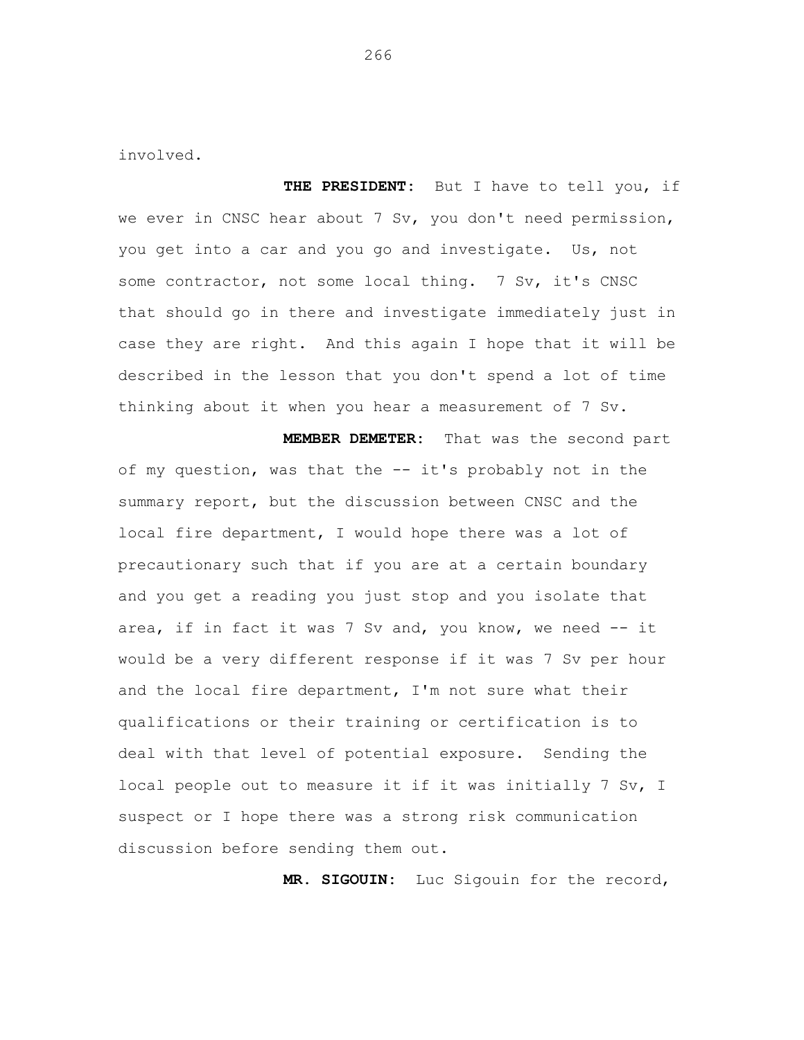involved.

**THE PRESIDENT:** But I have to tell you, if we ever in CNSC hear about 7 Sv, you don't need permission, you get into a car and you go and investigate. Us, not some contractor, not some local thing. 7 Sv, it's CNSC that should go in there and investigate immediately just in case they are right. And this again I hope that it will be described in the lesson that you don't spend a lot of time thinking about it when you hear a measurement of 7 Sv.

**MEMBER DEMETER:** That was the second part of my question, was that the -- it's probably not in the summary report, but the discussion between CNSC and the local fire department, I would hope there was a lot of precautionary such that if you are at a certain boundary and you get a reading you just stop and you isolate that area, if in fact it was 7 Sv and, you know, we need -- it would be a very different response if it was 7 Sv per hour and the local fire department, I'm not sure what their qualifications or their training or certification is to deal with that level of potential exposure. Sending the local people out to measure it if it was initially 7 Sv, I suspect or I hope there was a strong risk communication discussion before sending them out.

**MR. SIGOUIN:** Luc Sigouin for the record,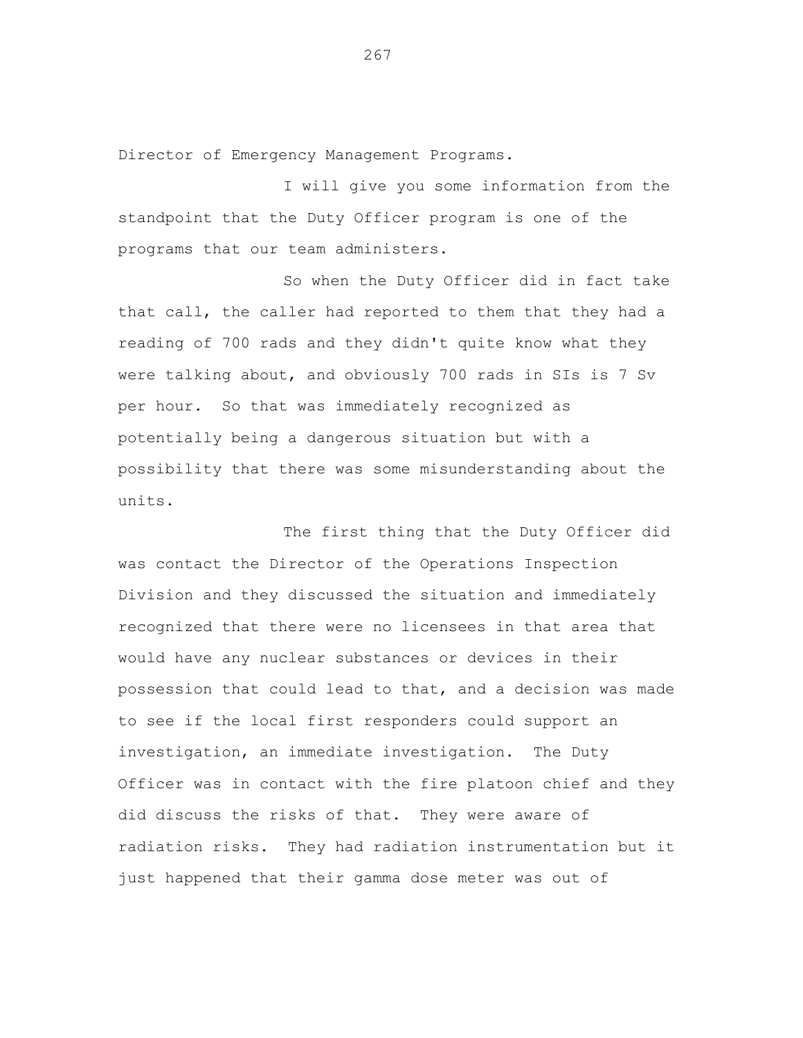Director of Emergency Management Programs.

I will give you some information from the standpoint that the Duty Officer program is one of the programs that our team administers.

So when the Duty Officer did in fact take that call, the caller had reported to them that they had a reading of 700 rads and they didn't quite know what they were talking about, and obviously 700 rads in SIs is 7 Sv per hour. So that was immediately recognized as potentially being a dangerous situation but with a possibility that there was some misunderstanding about the units.

The first thing that the Duty Officer did was contact the Director of the Operations Inspection Division and they discussed the situation and immediately recognized that there were no licensees in that area that would have any nuclear substances or devices in their possession that could lead to that, and a decision was made to see if the local first responders could support an investigation, an immediate investigation. The Duty Officer was in contact with the fire platoon chief and they did discuss the risks of that. They were aware of radiation risks. They had radiation instrumentation but it just happened that their gamma dose meter was out of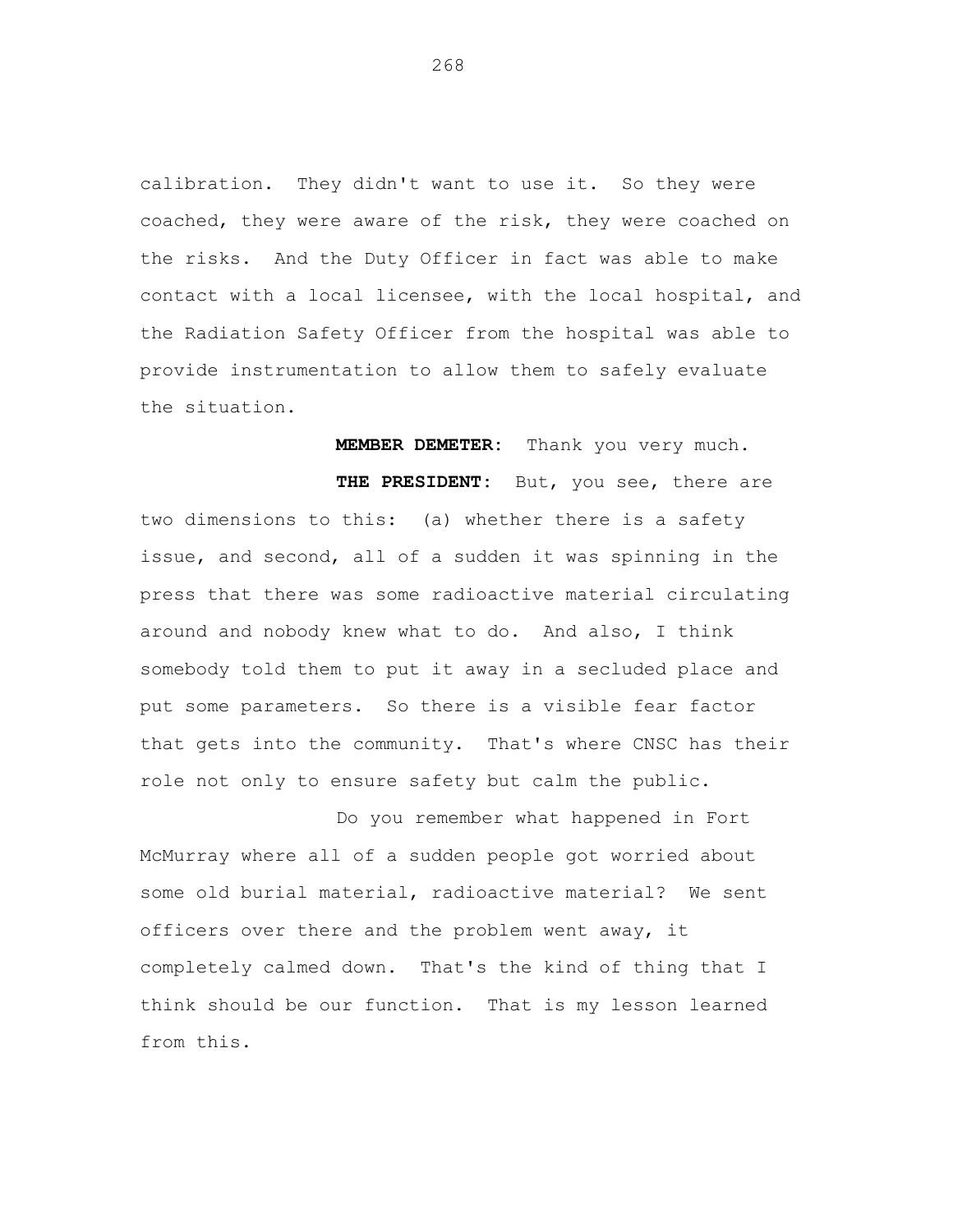calibration. They didn't want to use it. So they were coached, they were aware of the risk, they were coached on the risks. And the Duty Officer in fact was able to make contact with a local licensee, with the local hospital, and the Radiation Safety Officer from the hospital was able to provide instrumentation to allow them to safely evaluate the situation.

**MEMBER DEMETER:** Thank you very much.

**THE PRESIDENT:** But, you see, there are two dimensions to this: (a) whether there is a safety issue, and second, all of a sudden it was spinning in the press that there was some radioactive material circulating around and nobody knew what to do. And also, I think somebody told them to put it away in a secluded place and put some parameters. So there is a visible fear factor that gets into the community. That's where CNSC has their role not only to ensure safety but calm the public.

Do you remember what happened in Fort McMurray where all of a sudden people got worried about some old burial material, radioactive material? We sent officers over there and the problem went away, it completely calmed down. That's the kind of thing that I think should be our function. That is my lesson learned from this.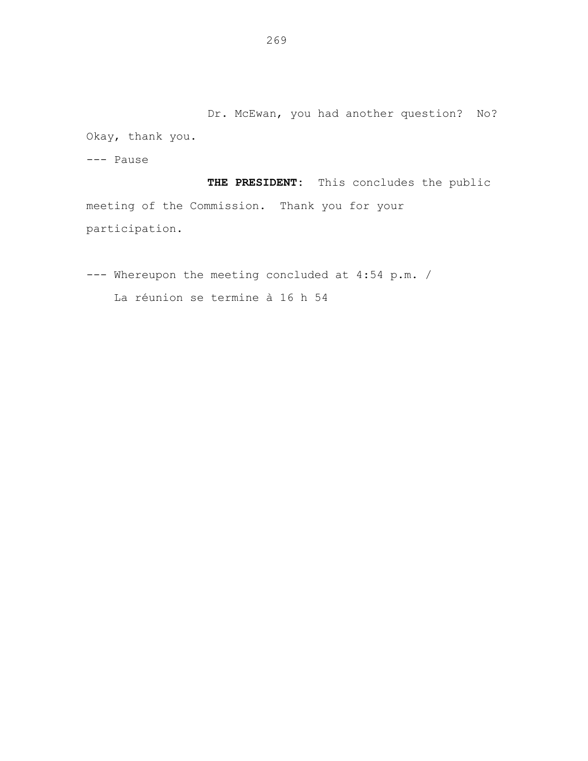Dr. McEwan, you had another question? No? Okay, thank you.

--- Pause

**THE PRESIDENT:** This concludes the public meeting of the Commission. Thank you for your participation.

--- Whereupon the meeting concluded at 4:54 p.m. /
La réunion se termine à 16 h 54